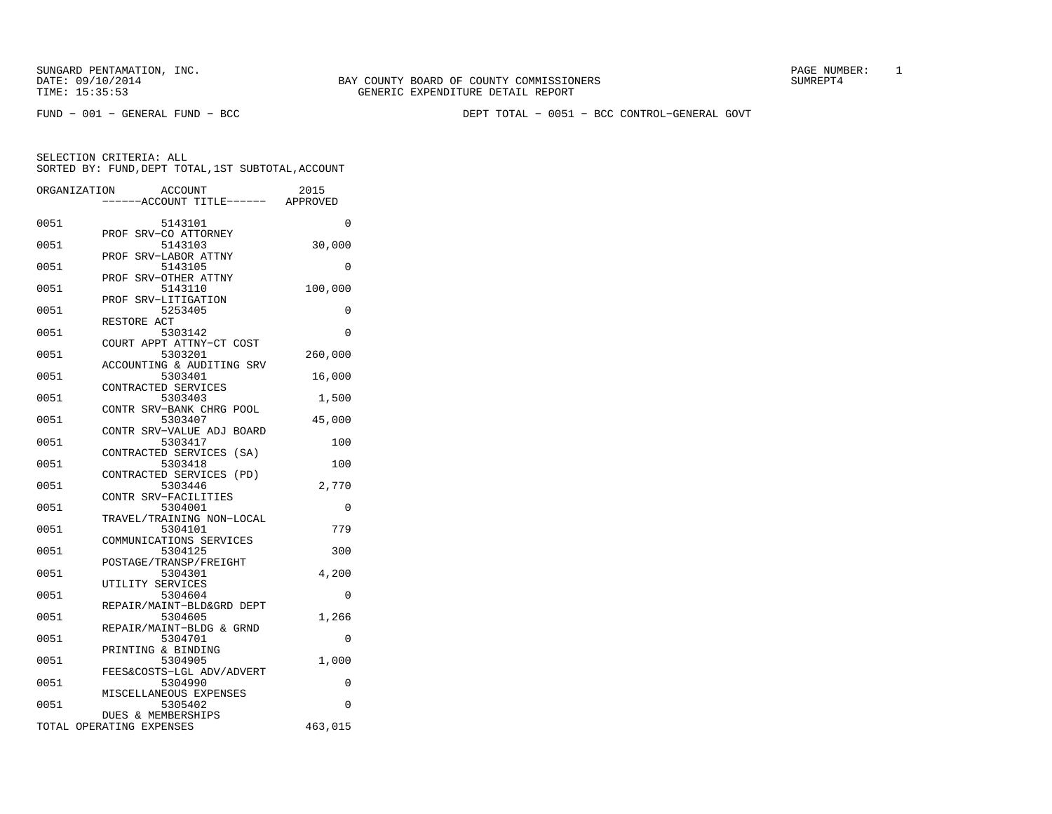SUNGARD PENTAMATION, INC.
DATE: 09/10/2014
TIME: 15:35:53

BAY COUNTY BOARD OF COUNTY COMMISSIONERS
GENERIC EXPENDITURE DETAIL REPORT

PAGE NUMBER: 1
SUMREPT4

FUND - 001 - GENERAL FUND - BCC

DEPT TOTAL - 0051 - BCC CONTROL-GENERAL GOVT

SELECTION CRITERIA: ALL
SORTED BY: FUND,DEPT TOTAL,1ST SUBTOTAL,ACCOUNT

| ORGANIZATION | ACCOUNT / ------ACCOUNT TITLE------ | 2015 APPROVED |
|---|---|---|
| 0051 | 5143101 PROF SRV-CO ATTORNEY | 0 |
| 0051 | 5143103 PROF SRV-LABOR ATTNY | 30,000 |
| 0051 | 5143105 PROF SRV-OTHER ATTNY | 0 |
| 0051 | 5143110 PROF SRV-LITIGATION | 100,000 |
| 0051 | 5253405 RESTORE ACT | 0 |
| 0051 | 5303142 COURT APPT ATTNY-CT COST | 0 |
| 0051 | 5303201 ACCOUNTING & AUDITING SRV | 260,000 |
| 0051 | 5303401 CONTRACTED SERVICES | 16,000 |
| 0051 | 5303403 CONTR SRV-BANK CHRG POOL | 1,500 |
| 0051 | 5303407 CONTR SRV-VALUE ADJ BOARD | 45,000 |
| 0051 | 5303417 CONTRACTED SERVICES (SA) | 100 |
| 0051 | 5303418 CONTRACTED SERVICES (PD) | 100 |
| 0051 | 5303446 CONTR SRV-FACILITIES | 2,770 |
| 0051 | 5304001 TRAVEL/TRAINING NON-LOCAL | 0 |
| 0051 | 5304101 COMMUNICATIONS SERVICES | 779 |
| 0051 | 5304125 POSTAGE/TRANSP/FREIGHT | 300 |
| 0051 | 5304301 UTILITY SERVICES | 4,200 |
| 0051 | 5304604 REPAIR/MAINT-BLD&GRD DEPT | 0 |
| 0051 | 5304605 REPAIR/MAINT-BLDG & GRND | 1,266 |
| 0051 | 5304701 PRINTING & BINDING | 0 |
| 0051 | 5304905 FEES&COSTS-LGL ADV/ADVERT | 1,000 |
| 0051 | 5304990 MISCELLANEOUS EXPENSES | 0 |
| 0051 | 5305402 DUES & MEMBERSHIPS | 0 |
| TOTAL OPERATING EXPENSES | | 463,015 |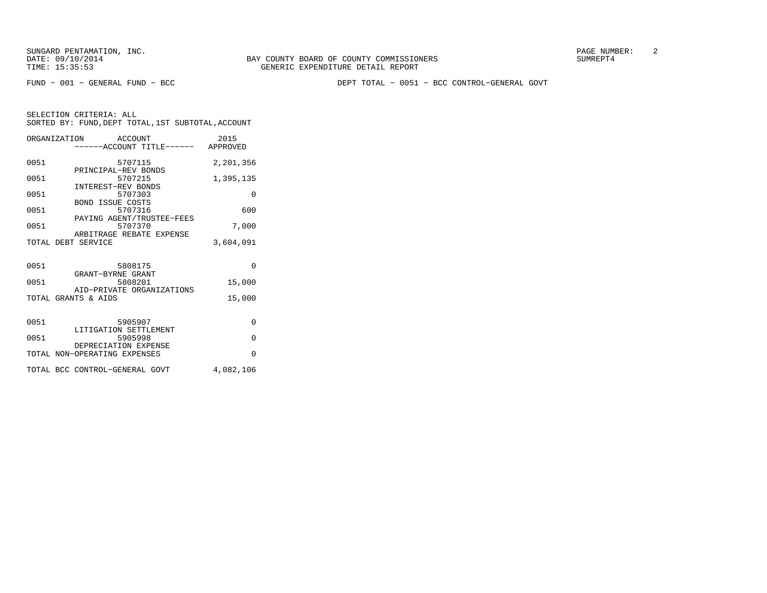BAY COUNTY BOARD OF COUNTY COMMISSIONERS
GENERIC EXPENDITURE DETAIL REPORT

SUNGARD PENTAMATION, INC.
DATE: 09/10/2014
TIME: 15:35:53

SUMREPT4

FUND − 001 − GENERAL FUND − BCC

DEPT TOTAL − 0051 − BCC CONTROL−GENERAL GOVT

SELECTION CRITERIA: ALL
SORTED BY: FUND,DEPT TOTAL,1ST SUBTOTAL,ACCOUNT

| ORGANIZATION | ACCOUNT ------ACCOUNT TITLE------ | 2015 APPROVED |
|---|---|---|
| 0051 | 5707115 PRINCIPAL−REV BONDS | 2,201,356 |
| 0051 | 5707215 INTEREST−REV BONDS | 1,395,135 |
| 0051 | 5707303 BOND ISSUE COSTS | 0 |
| 0051 | 5707316 PAYING AGENT/TRUSTEE−FEES | 600 |
| 0051 | 5707370 ARBITRAGE REBATE EXPENSE | 7,000 |
| TOTAL DEBT SERVICE | | 3,604,091 |
| 0051 | 5808175 GRANT−BYRNE GRANT | 0 |
| 0051 | 5808201 AID−PRIVATE ORGANIZATIONS | 15,000 |
| TOTAL GRANTS & AIDS | | 15,000 |
| 0051 | 5905907 LITIGATION SETTLEMENT | 0 |
| 0051 | 5905998 DEPRECIATION EXPENSE | 0 |
| TOTAL NON−OPERATING EXPENSES | | 0 |
| TOTAL BCC CONTROL−GENERAL GOVT | | 4,082,106 |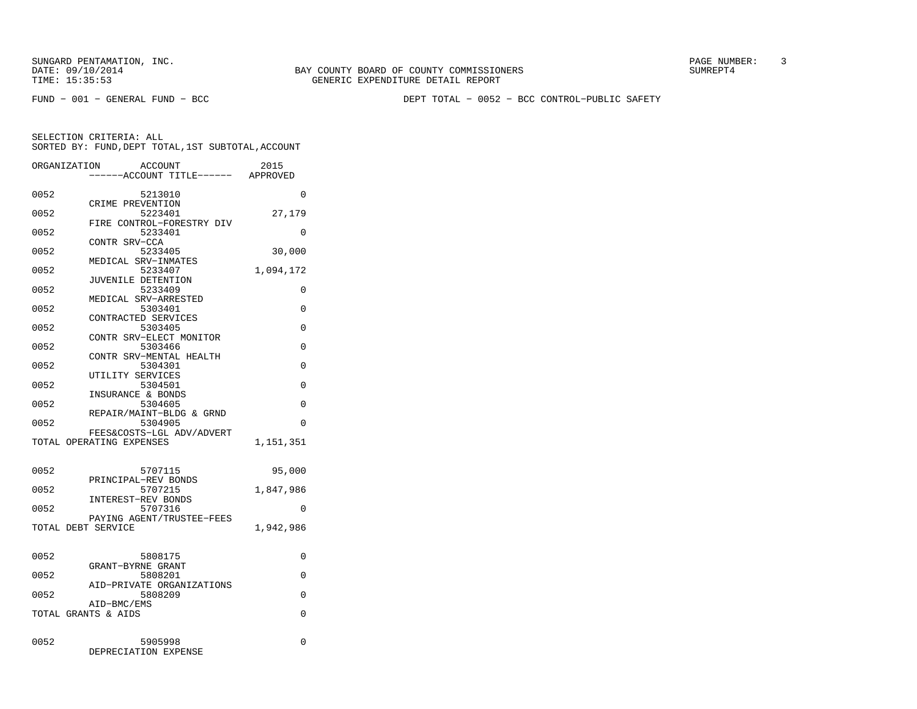SUNGARD PENTAMATION, INC.
DATE: 09/10/2014
TIME: 15:35:53

BAY COUNTY BOARD OF COUNTY COMMISSIONERS
GENERIC EXPENDITURE DETAIL REPORT

SUMREPT4

FUND − 001 − GENERAL FUND − BCC

DEPT TOTAL − 0052 − BCC CONTROL−PUBLIC SAFETY

SELECTION CRITERIA: ALL
SORTED BY: FUND,DEPT TOTAL,1ST SUBTOTAL,ACCOUNT

| ORGANIZATION | ACCOUNT / ------ACCOUNT TITLE------ | 2015 APPROVED |
|---|---|---|
| 0052 | 5213010 CRIME PREVENTION | 0 |
| 0052 | 5223401 FIRE CONTROL−FORESTRY DIV | 27,179 |
| 0052 | 5233401 CONTR SRV−CCA | 0 |
| 0052 | 5233405 MEDICAL SRV−INMATES | 30,000 |
| 0052 | 5233407 JUVENILE DETENTION | 1,094,172 |
| 0052 | 5233409 MEDICAL SRV−ARRESTED | 0 |
| 0052 | 5303401 CONTRACTED SERVICES | 0 |
| 0052 | 5303405 CONTR SRV−ELECT MONITOR | 0 |
| 0052 | 5303466 CONTR SRV−MENTAL HEALTH | 0 |
| 0052 | 5304301 UTILITY SERVICES | 0 |
| 0052 | 5304501 INSURANCE & BONDS | 0 |
| 0052 | 5304605 REPAIR/MAINT−BLDG & GRND | 0 |
| 0052 | 5304905 FEES&COSTS−LGL ADV/ADVERT | 0 |
| TOTAL OPERATING EXPENSES | | 1,151,351 |
| 0052 | 5707115 PRINCIPAL−REV BONDS | 95,000 |
| 0052 | 5707215 INTEREST−REV BONDS | 1,847,986 |
| 0052 | 5707316 PAYING AGENT/TRUSTEE−FEES | 0 |
| TOTAL DEBT SERVICE | | 1,942,986 |
| 0052 | 5808175 GRANT−BYRNE GRANT | 0 |
| 0052 | 5808201 AID−PRIVATE ORGANIZATIONS | 0 |
| 0052 | 5808209 AID−BMC/EMS | 0 |
| TOTAL GRANTS & AIDS | | 0 |
| 0052 | 5905998 DEPRECIATION EXPENSE | 0 |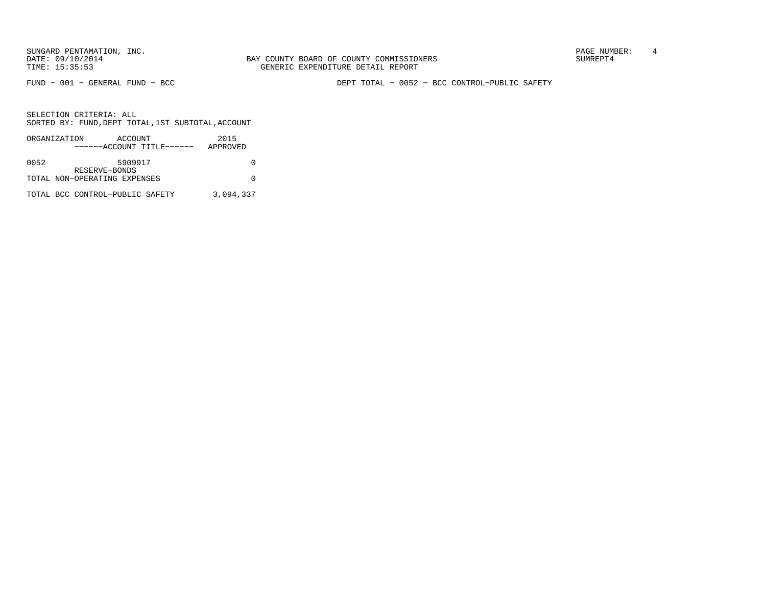FUND - 001 - GENERAL FUND - BCC

DEPT TOTAL - 0052 - BCC CONTROL-PUBLIC SAFETY

SELECTION CRITERIA: ALL
SORTED BY: FUND,DEPT TOTAL,1ST SUBTOTAL,ACCOUNT

| ORGANIZATION | ACCOUNT ------ACCOUNT TITLE------ | 2015 APPROVED |
| --- | --- | --- |
| 0052 | 5909917 RESERVE-BONDS | 0 |
| TOTAL NON-OPERATING EXPENSES | | 0 |
| TOTAL BCC CONTROL-PUBLIC SAFETY | | 3,094,337 |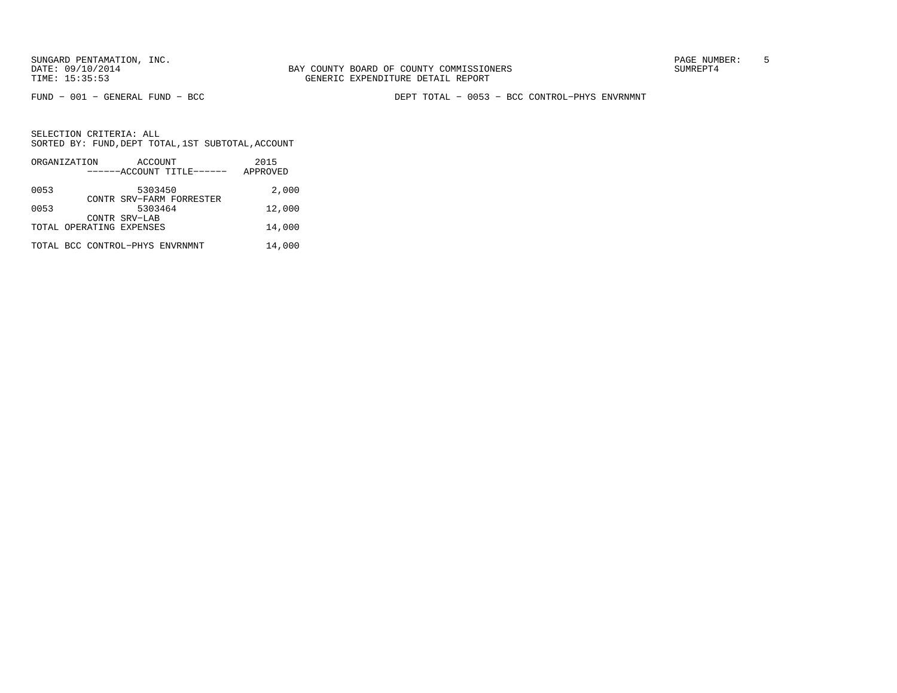SUNGARD PENTAMATION, INC.
DATE: 09/10/2014
TIME: 15:35:53

BAY COUNTY BOARD OF COUNTY COMMISSIONERS
GENERIC EXPENDITURE DETAIL REPORT

SUMREPT4

FUND − 001 − GENERAL FUND − BCC

DEPT TOTAL − 0053 − BCC CONTROL−PHYS ENVRNMNT

SELECTION CRITERIA: ALL
SORTED BY: FUND,DEPT TOTAL,1ST SUBTOTAL,ACCOUNT

| ORGANIZATION | ACCOUNT<br>------ACCOUNT TITLE------ | 2015<br>APPROVED |
|---|---|---|
| 0053 | 5303450<br>CONTR SRV−FARM FORRESTER | 2,000 |
| 0053 | 5303464<br>CONTR SRV−LAB | 12,000 |
| TOTAL OPERATING EXPENSES | | 14,000 |
| TOTAL BCC CONTROL−PHYS ENVRNMNT | | 14,000 |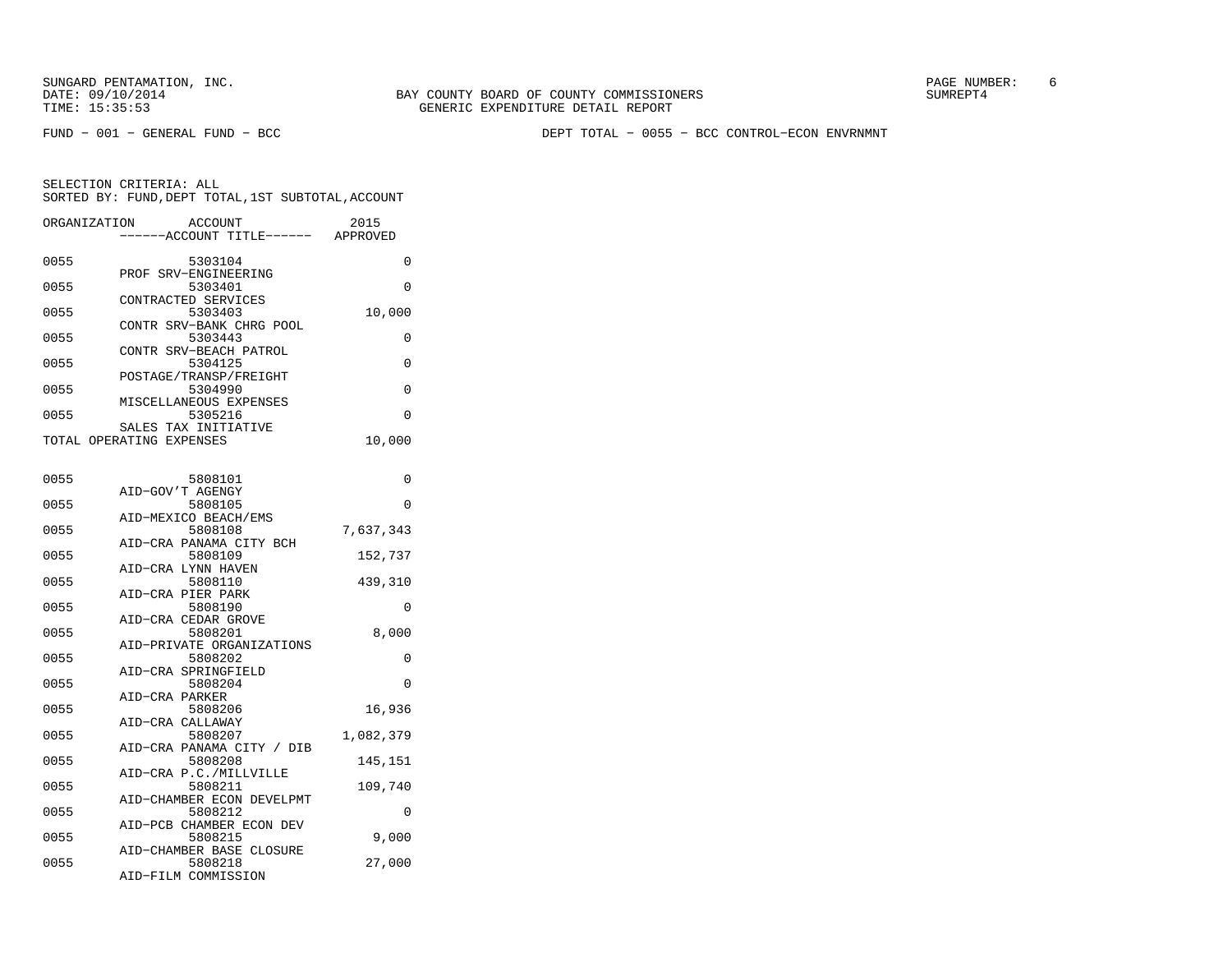SUNGARD PENTAMATION, INC.
DATE: 09/10/2014
TIME: 15:35:53

BAY COUNTY BOARD OF COUNTY COMMISSIONERS
GENERIC EXPENDITURE DETAIL REPORT

SUMREPT4

FUND - 001 - GENERAL FUND - BCC

DEPT TOTAL - 0055 - BCC CONTROL-ECON ENVRNMNT

SELECTION CRITERIA: ALL
SORTED BY: FUND,DEPT TOTAL,1ST SUBTOTAL,ACCOUNT

| ORGANIZATION | ACCOUNT / ------ACCOUNT TITLE------ | 2015 APPROVED |
|---|---|---|
| 0055 | 5303104 PROF SRV-ENGINEERING | 0 |
| 0055 | 5303401 CONTRACTED SERVICES | 0 |
| 0055 | 5303403 CONTR SRV-BANK CHRG POOL | 10,000 |
| 0055 | 5303443 CONTR SRV-BEACH PATROL | 0 |
| 0055 | 5304125 POSTAGE/TRANSP/FREIGHT | 0 |
| 0055 | 5304990 MISCELLANEOUS EXPENSES | 0 |
| 0055 | 5305216 SALES TAX INITIATIVE | 0 |
| TOTAL OPERATING EXPENSES | | 10,000 |
| 0055 | 5808101 AID-GOV'T AGENGY | 0 |
| 0055 | 5808105 AID-MEXICO BEACH/EMS | 0 |
| 0055 | 5808108 AID-CRA PANAMA CITY BCH | 7,637,343 |
| 0055 | 5808109 AID-CRA LYNN HAVEN | 152,737 |
| 0055 | 5808110 AID-CRA PIER PARK | 439,310 |
| 0055 | 5808190 AID-CRA CEDAR GROVE | 0 |
| 0055 | 5808201 AID-PRIVATE ORGANIZATIONS | 8,000 |
| 0055 | 5808202 AID-CRA SPRINGFIELD | 0 |
| 0055 | 5808204 AID-CRA PARKER | 0 |
| 0055 | 5808206 AID-CRA CALLAWAY | 16,936 |
| 0055 | 5808207 AID-CRA PANAMA CITY / DIB | 1,082,379 |
| 0055 | 5808208 AID-CRA P.C./MILLVILLE | 145,151 |
| 0055 | 5808211 AID-CHAMBER ECON DEVELPMT | 109,740 |
| 0055 | 5808212 AID-PCB CHAMBER ECON DEV | 0 |
| 0055 | 5808215 AID-CHAMBER BASE CLOSURE | 9,000 |
| 0055 | 5808218 AID-FILM COMMISSION | 27,000 |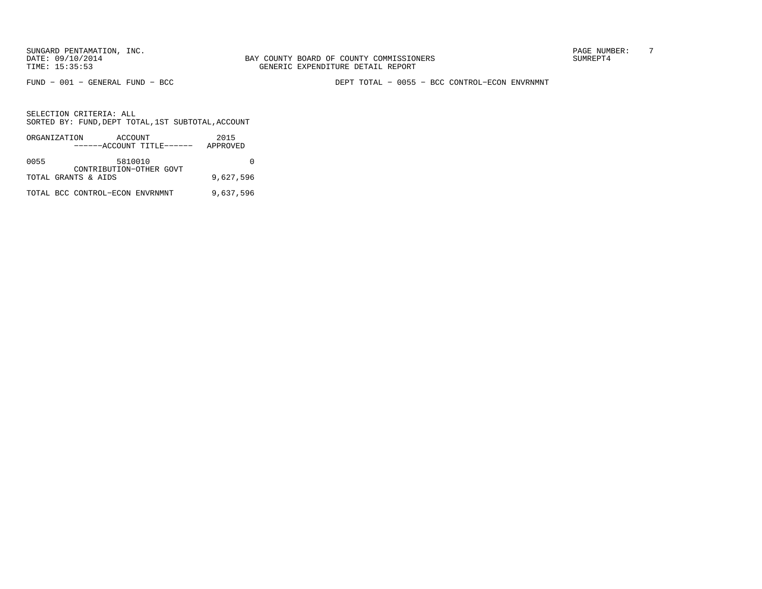SUNGARD PENTAMATION, INC.
DATE: 09/10/2014
TIME: 15:35:53

BAY COUNTY BOARD OF COUNTY COMMISSIONERS
GENERIC EXPENDITURE DETAIL REPORT

SUMREPT4

FUND − 001 − GENERAL FUND − BCC

DEPT TOTAL − 0055 − BCC CONTROL−ECON ENVRNMNT

SELECTION CRITERIA: ALL
SORTED BY: FUND,DEPT TOTAL,1ST SUBTOTAL,ACCOUNT

| ORGANIZATION | ACCOUNT ------ACCOUNT TITLE------ | 2015 APPROVED |
|---|---|---|
| 0055 | 5810010 CONTRIBUTION−OTHER GOVT | 0 |
| TOTAL GRANTS & AIDS | | 9,627,596 |
| TOTAL BCC CONTROL−ECON ENVRNMNT | | 9,637,596 |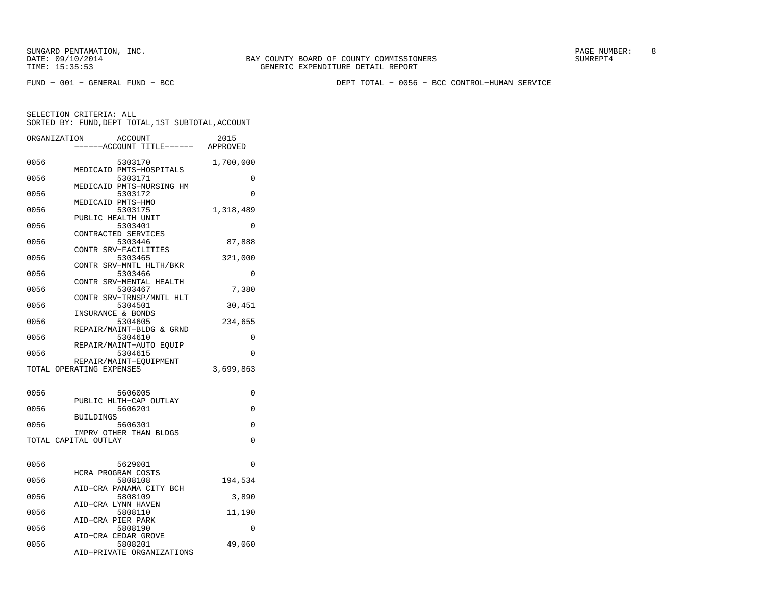SUNGARD PENTAMATION, INC.
DATE: 09/10/2014
TIME: 15:35:53

BAY COUNTY BOARD OF COUNTY COMMISSIONERS
GENERIC EXPENDITURE DETAIL REPORT

SUMREPT4

FUND - 001 - GENERAL FUND - BCC

DEPT TOTAL - 0056 - BCC CONTROL-HUMAN SERVICE

SELECTION CRITERIA: ALL
SORTED BY: FUND,DEPT TOTAL,1ST SUBTOTAL,ACCOUNT

| ORGANIZATION | ACCOUNT / ------ACCOUNT TITLE------ | 2015 APPROVED |
|---|---|---|
| 0056 | 5303170 MEDICAID PMTS-HOSPITALS | 1,700,000 |
| 0056 | 5303171 MEDICAID PMTS-NURSING HM | 0 |
| 0056 | 5303172 MEDICAID PMTS-HMO | 0 |
| 0056 | 5303175 PUBLIC HEALTH UNIT | 1,318,489 |
| 0056 | 5303401 CONTRACTED SERVICES | 0 |
| 0056 | 5303446 CONTR SRV-FACILITIES | 87,888 |
| 0056 | 5303465 CONTR SRV-MNTL HLTH/BKR | 321,000 |
| 0056 | 5303466 CONTR SRV-MENTAL HEALTH | 0 |
| 0056 | 5303467 CONTR SRV-TRNSP/MNTL HLT | 7,380 |
| 0056 | 5304501 INSURANCE & BONDS | 30,451 |
| 0056 | 5304605 REPAIR/MAINT-BLDG & GRND | 234,655 |
| 0056 | 5304610 REPAIR/MAINT-AUTO EQUIP | 0 |
| 0056 | 5304615 REPAIR/MAINT-EQUIPMENT | 0 |
| TOTAL OPERATING EXPENSES | | 3,699,863 |
| | | |
| 0056 | 5606005 PUBLIC HLTH-CAP OUTLAY | 0 |
| 0056 | 5606201 BUILDINGS | 0 |
| 0056 | 5606301 IMPRV OTHER THAN BLDGS | 0 |
| TOTAL CAPITAL OUTLAY | | 0 |
| | | |
| 0056 | 5629001 HCRA PROGRAM COSTS | 0 |
| 0056 | 5808108 AID-CRA PANAMA CITY BCH | 194,534 |
| 0056 | 5808109 AID-CRA LYNN HAVEN | 3,890 |
| 0056 | 5808110 AID-CRA PIER PARK | 11,190 |
| 0056 | 5808190 AID-CRA CEDAR GROVE | 0 |
| 0056 | 5808201 AID-PRIVATE ORGANIZATIONS | 49,060 |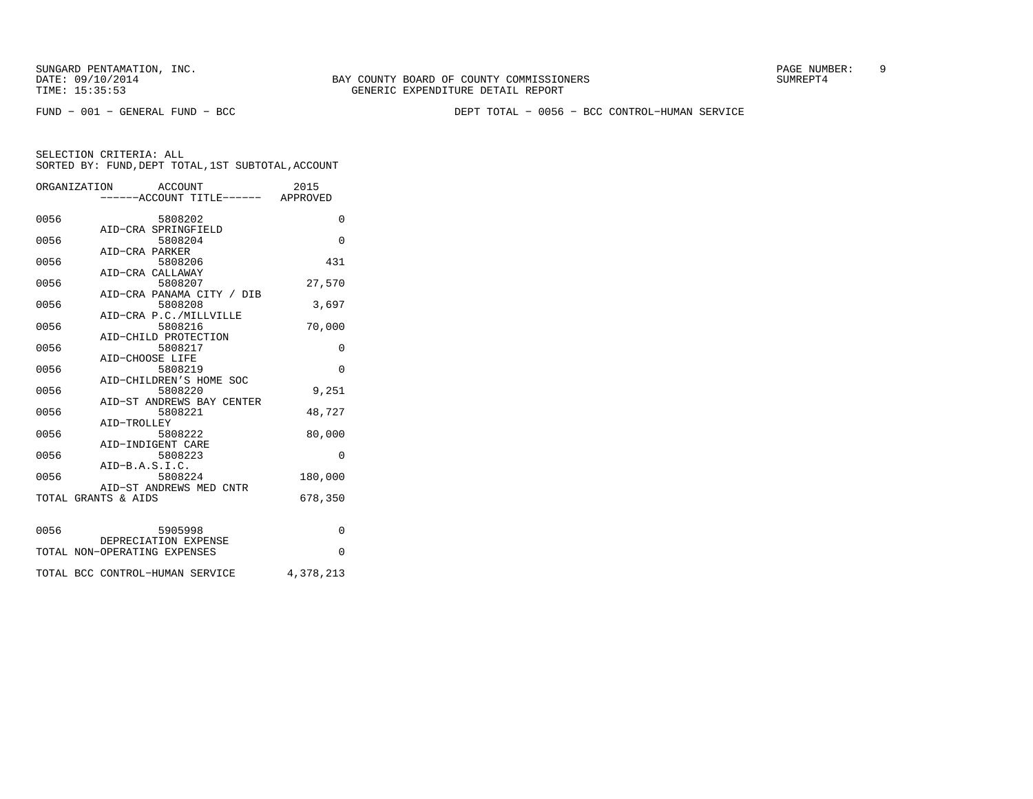BAY COUNTY BOARD OF COUNTY COMMISSIONERS
GENERIC EXPENDITURE DETAIL REPORT

SUNGARD PENTAMATION, INC.
DATE: 09/10/2014
TIME: 15:35:53
SUMREPT4

FUND − 001 − GENERAL FUND − BCC

DEPT TOTAL − 0056 − BCC CONTROL−HUMAN SERVICE

SELECTION CRITERIA: ALL
SORTED BY: FUND,DEPT TOTAL,1ST SUBTOTAL,ACCOUNT

| ORGANIZATION | ACCOUNT / ------ACCOUNT TITLE------ | 2015 APPROVED |
|---|---|---|
| 0056 | 5808202 AID−CRA SPRINGFIELD | 0 |
| 0056 | 5808204 AID−CRA PARKER | 0 |
| 0056 | 5808206 AID−CRA CALLAWAY | 431 |
| 0056 | 5808207 AID−CRA PANAMA CITY / DIB | 27,570 |
| 0056 | 5808208 AID−CRA P.C./MILLVILLE | 3,697 |
| 0056 | 5808216 AID−CHILD PROTECTION | 70,000 |
| 0056 | 5808217 AID−CHOOSE LIFE | 0 |
| 0056 | 5808219 AID−CHILDREN'S HOME SOC | 0 |
| 0056 | 5808220 AID−ST ANDREWS BAY CENTER | 9,251 |
| 0056 | 5808221 AID−TROLLEY | 48,727 |
| 0056 | 5808222 AID−INDIGENT CARE | 80,000 |
| 0056 | 5808223 AID−B.A.S.I.C. | 0 |
| 0056 | 5808224 AID−ST ANDREWS MED CNTR | 180,000 |
| TOTAL GRANTS & AIDS | | 678,350 |
| 0056 | 5905998 DEPRECIATION EXPENSE | 0 |
| TOTAL NON−OPERATING EXPENSES | | 0 |
| TOTAL BCC CONTROL−HUMAN SERVICE | | 4,378,213 |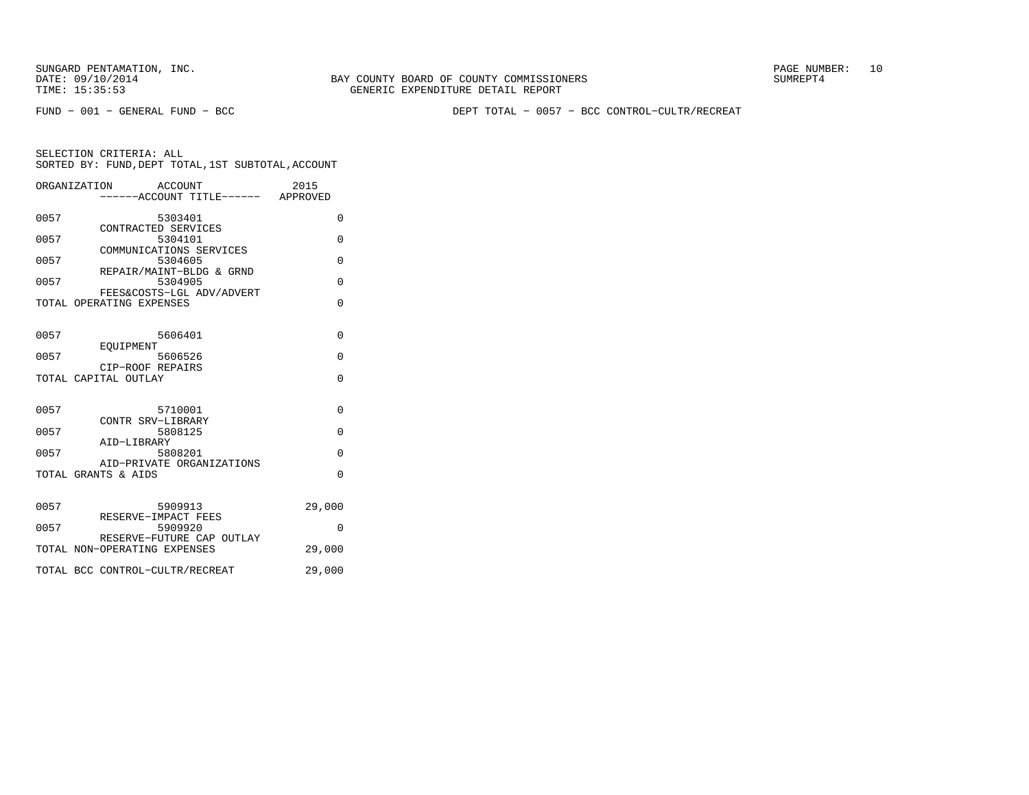SUNGARD PENTAMATION, INC.
DATE: 09/10/2014
TIME: 15:35:53

BAY COUNTY BOARD OF COUNTY COMMISSIONERS
GENERIC EXPENDITURE DETAIL REPORT

SUMREPT4

FUND - 001 - GENERAL FUND - BCC

DEPT TOTAL - 0057 - BCC CONTROL-CULTR/RECREAT

SELECTION CRITERIA: ALL
SORTED BY: FUND,DEPT TOTAL,1ST SUBTOTAL,ACCOUNT

| ORGANIZATION | ACCOUNT ------ACCOUNT TITLE------ | 2015 APPROVED |
|---|---|---|
| 0057 | 5303401 CONTRACTED SERVICES | 0 |
| 0057 | 5304101 COMMUNICATIONS SERVICES | 0 |
| 0057 | 5304605 REPAIR/MAINT-BLDG & GRND | 0 |
| 0057 | 5304905 FEES&COSTS-LGL ADV/ADVERT | 0 |
| TOTAL OPERATING EXPENSES | | 0 |
| 0057 | 5606401 EQUIPMENT | 0 |
| 0057 | 5606526 CIP-ROOF REPAIRS | 0 |
| TOTAL CAPITAL OUTLAY | | 0 |
| 0057 | 5710001 CONTR SRV-LIBRARY | 0 |
| 0057 | 5808125 AID-LIBRARY | 0 |
| 0057 | 5808201 AID-PRIVATE ORGANIZATIONS | 0 |
| TOTAL GRANTS & AIDS | | 0 |
| 0057 | 5909913 RESERVE-IMPACT FEES | 29,000 |
| 0057 | 5909920 RESERVE-FUTURE CAP OUTLAY | 0 |
| TOTAL NON-OPERATING EXPENSES | | 29,000 |
| TOTAL BCC CONTROL-CULTR/RECREAT | | 29,000 |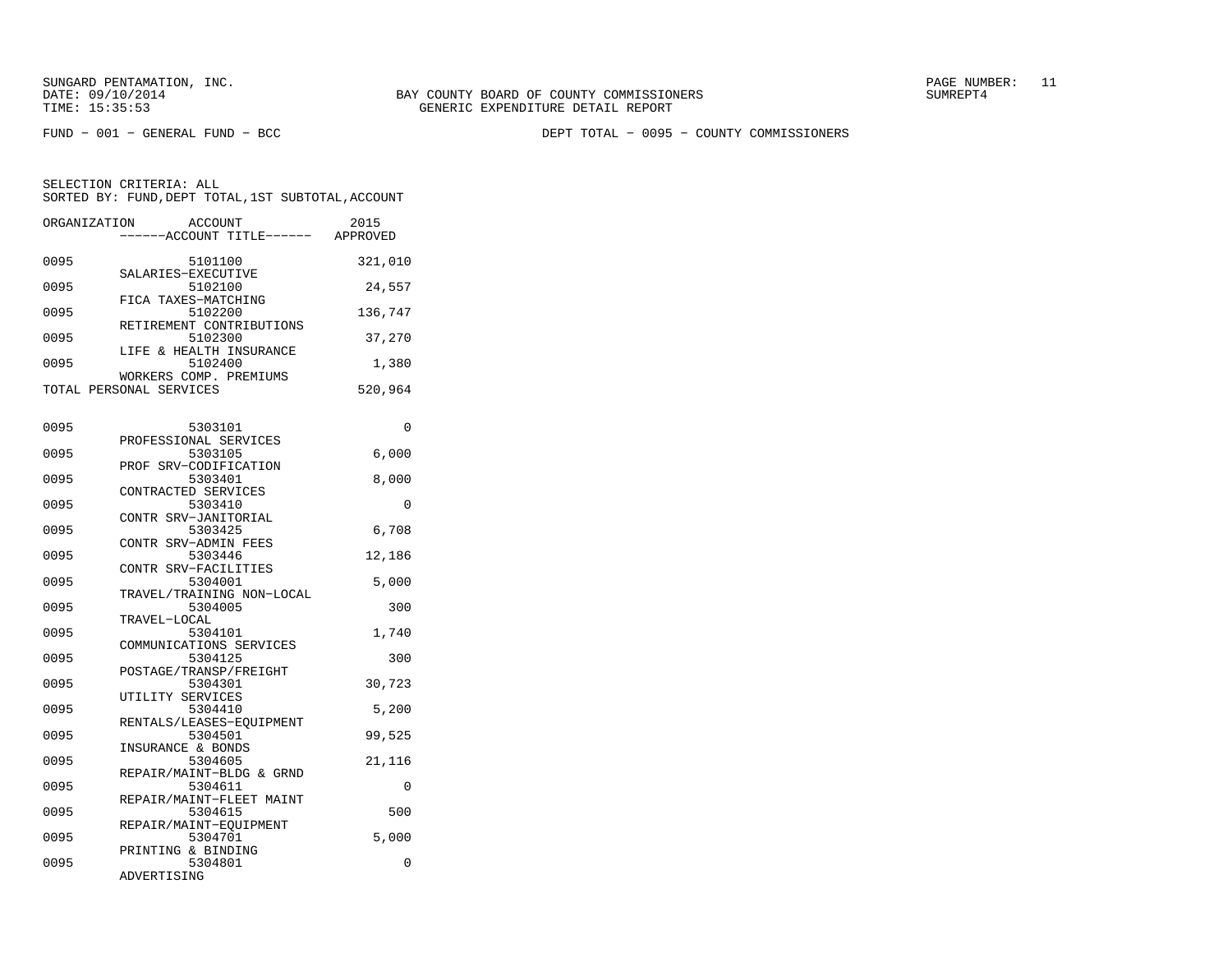SUNGARD PENTAMATION, INC.
DATE: 09/10/2014
TIME: 15:35:53

BAY COUNTY BOARD OF COUNTY COMMISSIONERS
GENERIC EXPENDITURE DETAIL REPORT

SUMREPT4

FUND − 001 − GENERAL FUND − BCC

DEPT TOTAL − 0095 − COUNTY COMMISSIONERS

SELECTION CRITERIA: ALL
SORTED BY: FUND,DEPT TOTAL,1ST SUBTOTAL,ACCOUNT

| ORGANIZATION | ACCOUNT / ACCOUNT TITLE | 2015 APPROVED |
|---|---|---|
| 0095 | 5101100 SALARIES−EXECUTIVE | 321,010 |
| 0095 | 5102100 FICA TAXES−MATCHING | 24,557 |
| 0095 | 5102200 RETIREMENT CONTRIBUTIONS | 136,747 |
| 0095 | 5102300 LIFE & HEALTH INSURANCE | 37,270 |
| 0095 | 5102400 WORKERS COMP. PREMIUMS | 1,380 |
| TOTAL PERSONAL SERVICES | | 520,964 |
| 0095 | 5303101 PROFESSIONAL SERVICES | 0 |
| 0095 | 5303105 PROF SRV−CODIFICATION | 6,000 |
| 0095 | 5303401 CONTRACTED SERVICES | 8,000 |
| 0095 | 5303410 CONTR SRV−JANITORIAL | 0 |
| 0095 | 5303425 CONTR SRV−ADMIN FEES | 6,708 |
| 0095 | 5303446 CONTR SRV−FACILITIES | 12,186 |
| 0095 | 5304001 TRAVEL/TRAINING NON−LOCAL | 5,000 |
| 0095 | 5304005 TRAVEL−LOCAL | 300 |
| 0095 | 5304101 COMMUNICATIONS SERVICES | 1,740 |
| 0095 | 5304125 POSTAGE/TRANSP/FREIGHT | 300 |
| 0095 | 5304301 UTILITY SERVICES | 30,723 |
| 0095 | 5304410 RENTALS/LEASES−EQUIPMENT | 5,200 |
| 0095 | 5304501 INSURANCE & BONDS | 99,525 |
| 0095 | 5304605 REPAIR/MAINT−BLDG & GRND | 21,116 |
| 0095 | 5304611 REPAIR/MAINT−FLEET MAINT | 0 |
| 0095 | 5304615 REPAIR/MAINT−EQUIPMENT | 500 |
| 0095 | 5304701 PRINTING & BINDING | 5,000 |
| 0095 | 5304801 ADVERTISING | 0 |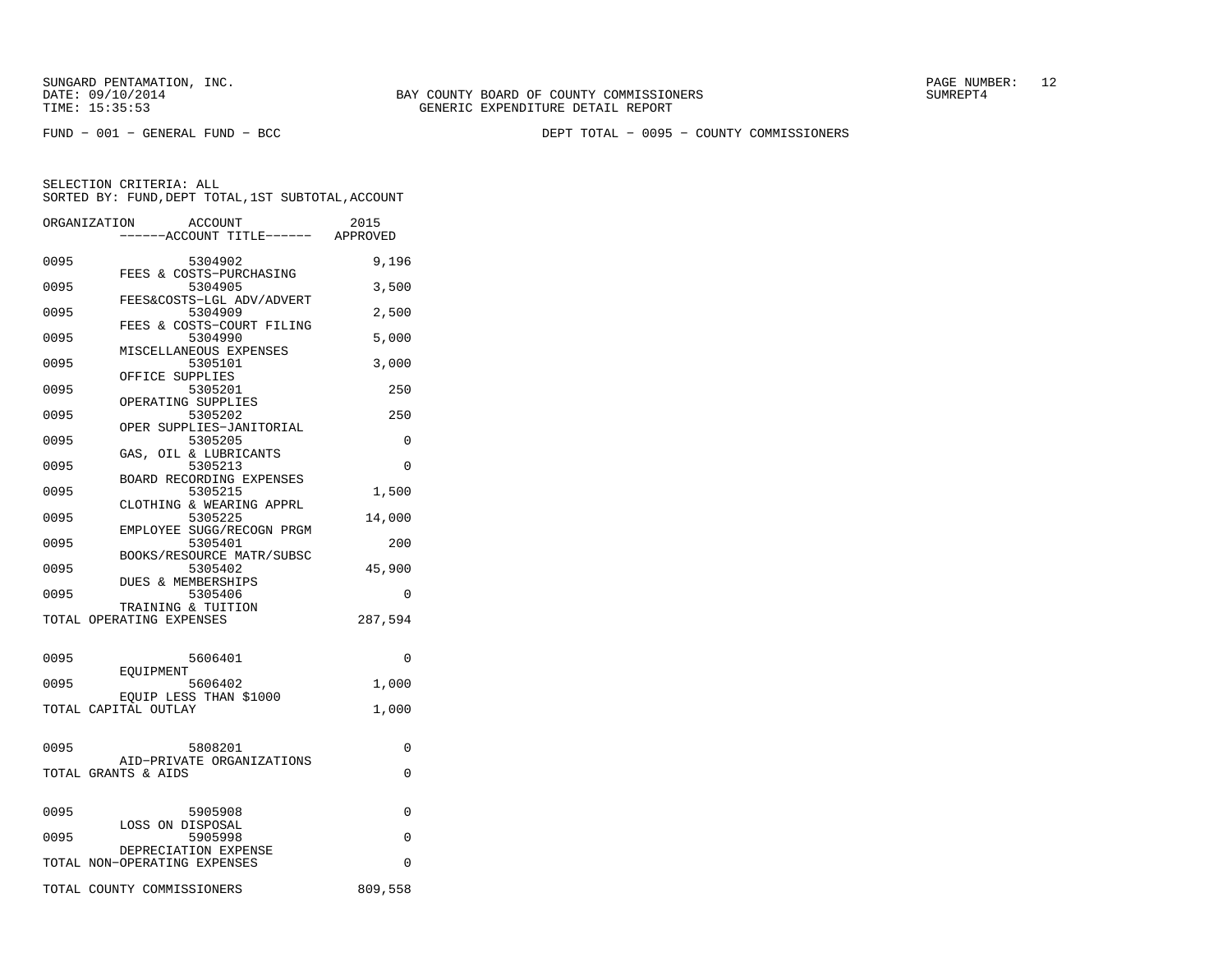SUNGARD PENTAMATION, INC.
DATE: 09/10/2014
TIME: 15:35:53

BAY COUNTY BOARD OF COUNTY COMMISSIONERS
GENERIC EXPENDITURE DETAIL REPORT

PAGE NUMBER: 12
SUMREPT4

FUND − 001 − GENERAL FUND − BCC

DEPT TOTAL − 0095 − COUNTY COMMISSIONERS

SELECTION CRITERIA: ALL
SORTED BY: FUND,DEPT TOTAL,1ST SUBTOTAL,ACCOUNT

| ORGANIZATION | ACCOUNT ------ACCOUNT TITLE------ | 2015 APPROVED |
|---|---|---|
| 0095 | 5304902 FEES & COSTS−PURCHASING | 9,196 |
| 0095 | 5304905 FEES&COSTS−LGL ADV/ADVERT | 3,500 |
| 0095 | 5304909 FEES & COSTS−COURT FILING | 2,500 |
| 0095 | 5304990 MISCELLANEOUS EXPENSES | 5,000 |
| 0095 | 5305101 OFFICE SUPPLIES | 3,000 |
| 0095 | 5305201 OPERATING SUPPLIES | 250 |
| 0095 | 5305202 OPER SUPPLIES−JANITORIAL | 250 |
| 0095 | 5305205 GAS, OIL & LUBRICANTS | 0 |
| 0095 | 5305213 BOARD RECORDING EXPENSES | 0 |
| 0095 | 5305215 CLOTHING & WEARING APPRL | 1,500 |
| 0095 | 5305225 EMPLOYEE SUGG/RECOGN PRGM | 14,000 |
| 0095 | 5305401 BOOKS/RESOURCE MATR/SUBSC | 200 |
| 0095 | 5305402 DUES & MEMBERSHIPS | 45,900 |
| 0095 | 5305406 TRAINING & TUITION | 0 |
| TOTAL OPERATING EXPENSES | | 287,594 |
| 0095 | 5606401 EQUIPMENT | 0 |
| 0095 | 5606402 EQUIP LESS THAN $1000 | 1,000 |
| TOTAL CAPITAL OUTLAY | | 1,000 |
| 0095 | 5808201 AID−PRIVATE ORGANIZATIONS | 0 |
| TOTAL GRANTS & AIDS | | 0 |
| 0095 | 5905908 LOSS ON DISPOSAL | 0 |
| 0095 | 5905998 DEPRECIATION EXPENSE | 0 |
| TOTAL NON−OPERATING EXPENSES | | 0 |
| TOTAL COUNTY COMMISSIONERS | | 809,558 |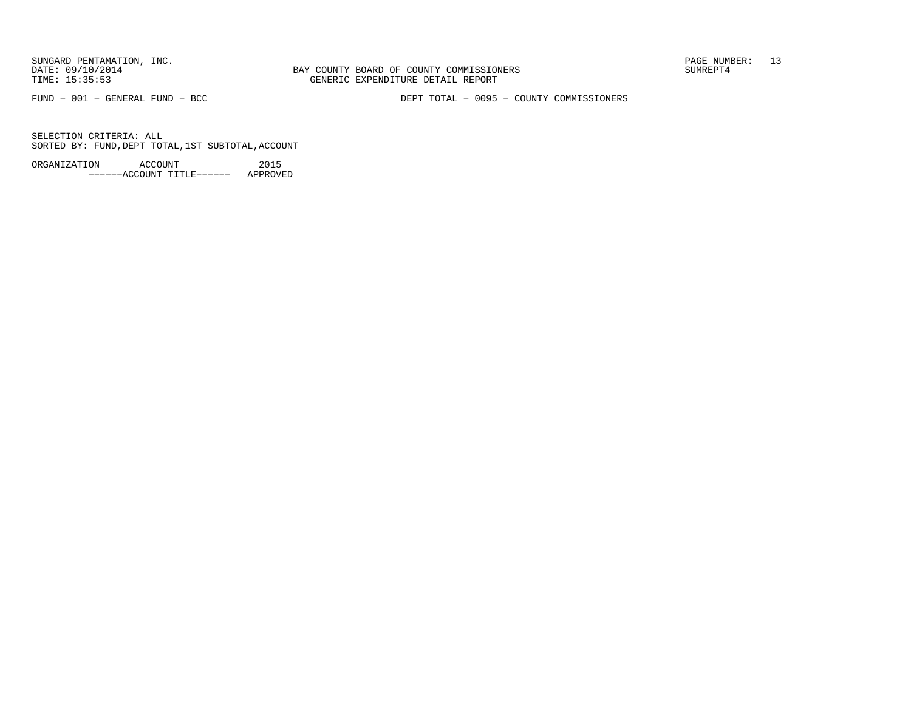FUND − 001 − GENERAL FUND − BCC

DEPT TOTAL − 0095 − COUNTY COMMISSIONERS

SELECTION CRITERIA: ALL
SORTED BY: FUND,DEPT TOTAL,1ST SUBTOTAL,ACCOUNT

| ORGANIZATION | ACCOUNT | 2015 |
|---|---|---|
| | ------ACCOUNT TITLE------ | APPROVED |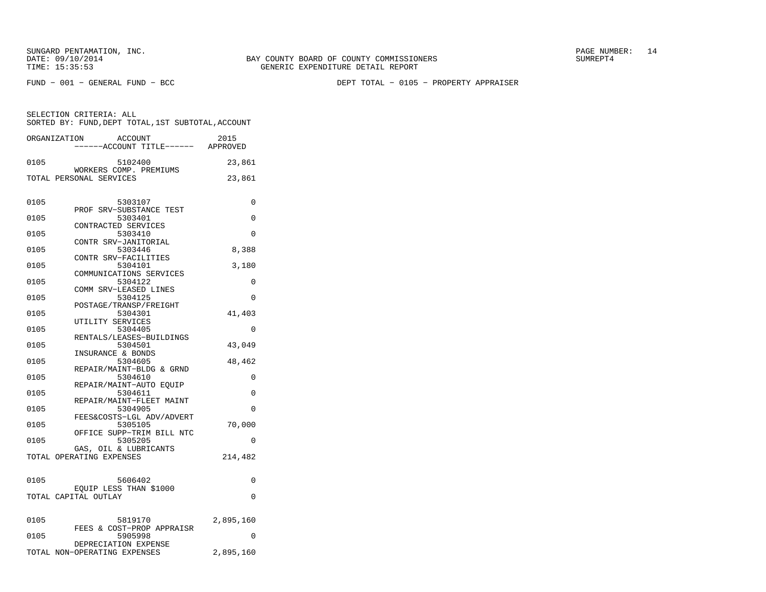BAY COUNTY BOARD OF COUNTY COMMISSIONERS
GENERIC EXPENDITURE DETAIL REPORT

FUND − 001 − GENERAL FUND − BCC

DEPT TOTAL − 0105 − PROPERTY APPRAISER

SELECTION CRITERIA: ALL
SORTED BY: FUND,DEPT TOTAL,1ST SUBTOTAL,ACCOUNT

| ORGANIZATION | ACCOUNT / ACCOUNT TITLE | 2015 APPROVED |
|---|---|---|
| 0105 | 5102400 WORKERS COMP. PREMIUMS | 23,861 |
| TOTAL PERSONAL SERVICES | | 23,861 |
| 0105 | 5303107 PROF SRV−SUBSTANCE TEST | 0 |
| 0105 | 5303401 CONTRACTED SERVICES | 0 |
| 0105 | 5303410 CONTR SRV−JANITORIAL | 0 |
| 0105 | 5303446 CONTR SRV−FACILITIES | 8,388 |
| 0105 | 5304101 COMMUNICATIONS SERVICES | 3,180 |
| 0105 | 5304122 COMM SRV−LEASED LINES | 0 |
| 0105 | 5304125 POSTAGE/TRANSP/FREIGHT | 0 |
| 0105 | 5304301 UTILITY SERVICES | 41,403 |
| 0105 | 5304405 RENTALS/LEASES−BUILDINGS | 0 |
| 0105 | 5304501 INSURANCE & BONDS | 43,049 |
| 0105 | 5304605 REPAIR/MAINT−BLDG & GRND | 48,462 |
| 0105 | 5304610 REPAIR/MAINT−AUTO EQUIP | 0 |
| 0105 | 5304611 REPAIR/MAINT−FLEET MAINT | 0 |
| 0105 | 5304905 FEES&COSTS−LGL ADV/ADVERT | 0 |
| 0105 | 5305105 OFFICE SUPP−TRIM BILL NTC | 70,000 |
| 0105 | 5305205 GAS, OIL & LUBRICANTS | 0 |
| TOTAL OPERATING EXPENSES | | 214,482 |
| 0105 | 5606402 EQUIP LESS THAN $1000 | 0 |
| TOTAL CAPITAL OUTLAY | | 0 |
| 0105 | 5819170 FEES & COST−PROP APPRAISR | 2,895,160 |
| 0105 | 5905998 DEPRECIATION EXPENSE | 0 |
| TOTAL NON−OPERATING EXPENSES | | 2,895,160 |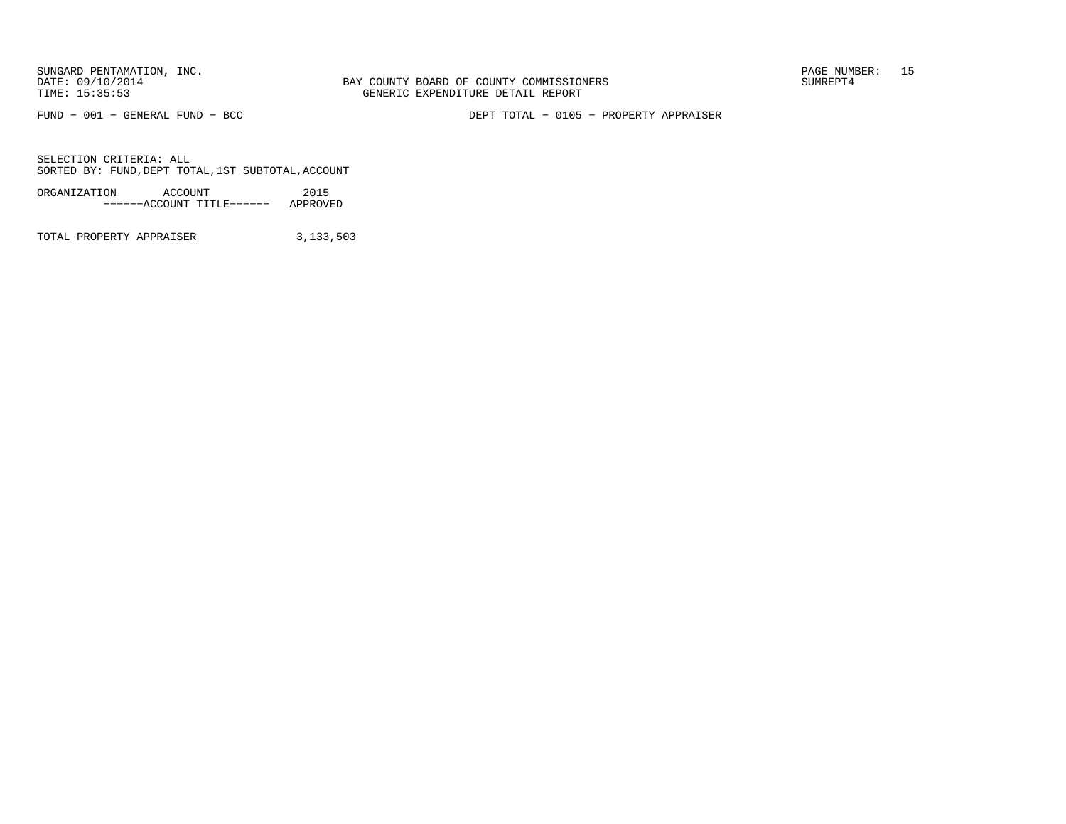SUNGARD PENTAMATION, INC.
DATE: 09/10/2014
TIME: 15:35:53

BAY COUNTY BOARD OF COUNTY COMMISSIONERS
GENERIC EXPENDITURE DETAIL REPORT

SUMREPT4

FUND - 001 - GENERAL FUND - BCC

DEPT TOTAL - 0105 - PROPERTY APPRAISER

SELECTION CRITERIA: ALL
SORTED BY: FUND,DEPT TOTAL,1ST SUBTOTAL,ACCOUNT

| ORGANIZATION | ACCOUNT<br>------ACCOUNT TITLE------ | 2015<br>APPROVED |
|---|---|---|
| TOTAL PROPERTY APPRAISER | | 3,133,503 |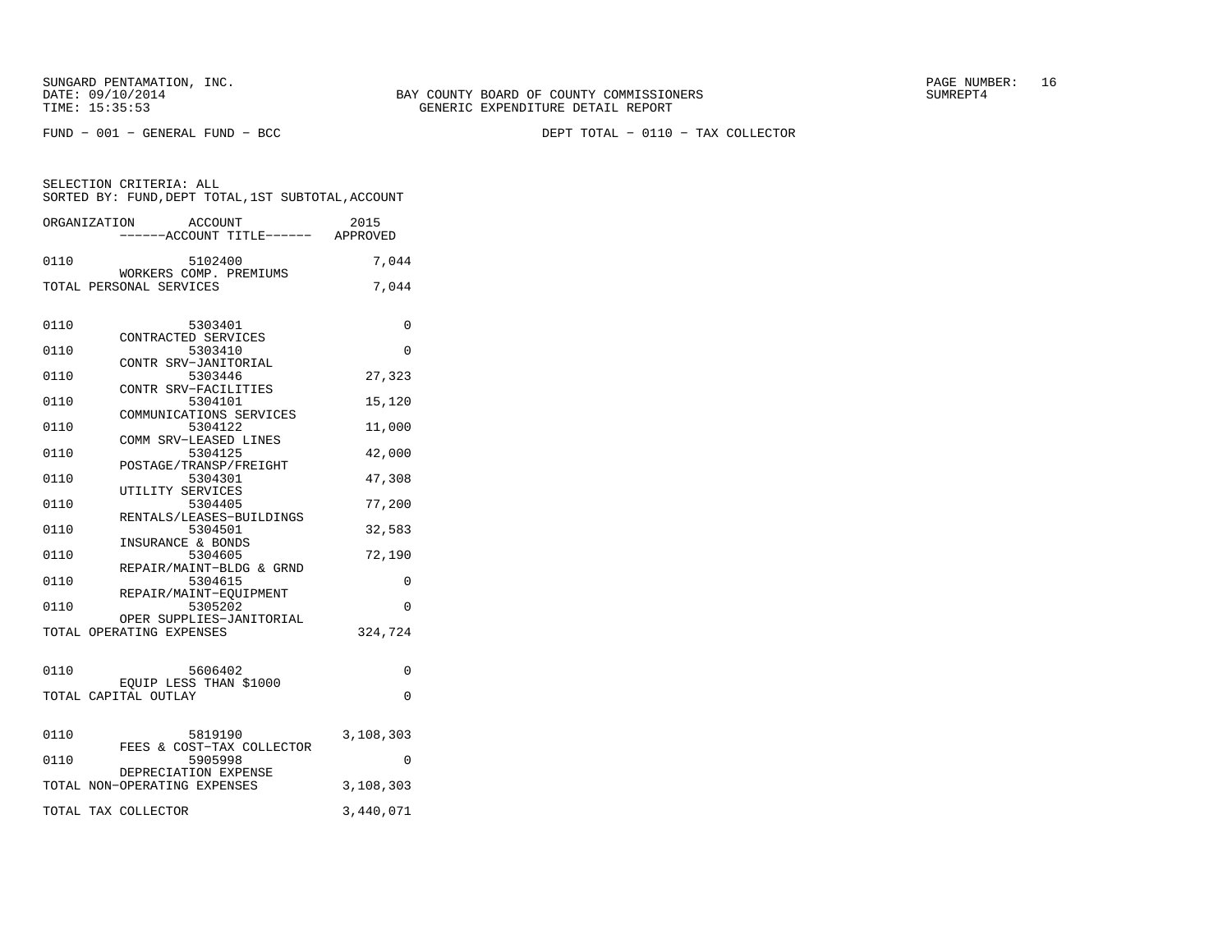SUNGARD PENTAMATION, INC.
DATE: 09/10/2014
TIME: 15:35:53

BAY COUNTY BOARD OF COUNTY COMMISSIONERS
GENERIC EXPENDITURE DETAIL REPORT

PAGE NUMBER: 16
SUMREPT4

FUND - 001 - GENERAL FUND - BCC

DEPT TOTAL - 0110 - TAX COLLECTOR

SELECTION CRITERIA: ALL
SORTED BY: FUND,DEPT TOTAL,1ST SUBTOTAL,ACCOUNT

| ORGANIZATION | ACCOUNT / ------ACCOUNT TITLE------ | 2015 APPROVED |
|---|---|---|
| 0110 | 5102400 WORKERS COMP. PREMIUMS | 7,044 |
| TOTAL PERSONAL SERVICES | | 7,044 |
| 0110 | 5303401 CONTRACTED SERVICES | 0 |
| 0110 | 5303410 CONTR SRV-JANITORIAL | 0 |
| 0110 | 5303446 CONTR SRV-FACILITIES | 27,323 |
| 0110 | 5304101 COMMUNICATIONS SERVICES | 15,120 |
| 0110 | 5304122 COMM SRV-LEASED LINES | 11,000 |
| 0110 | 5304125 POSTAGE/TRANSP/FREIGHT | 42,000 |
| 0110 | 5304301 UTILITY SERVICES | 47,308 |
| 0110 | 5304405 RENTALS/LEASES-BUILDINGS | 77,200 |
| 0110 | 5304501 INSURANCE & BONDS | 32,583 |
| 0110 | 5304605 REPAIR/MAINT-BLDG & GRND | 72,190 |
| 0110 | 5304615 REPAIR/MAINT-EQUIPMENT | 0 |
| 0110 | 5305202 OPER SUPPLIES-JANITORIAL | 0 |
| TOTAL OPERATING EXPENSES | | 324,724 |
| 0110 | 5606402 EQUIP LESS THAN $1000 | 0 |
| TOTAL CAPITAL OUTLAY | | 0 |
| 0110 | 5819190 FEES & COST-TAX COLLECTOR | 3,108,303 |
| 0110 | 5905998 DEPRECIATION EXPENSE | 0 |
| TOTAL NON-OPERATING EXPENSES | | 3,108,303 |
| TOTAL TAX COLLECTOR | | 3,440,071 |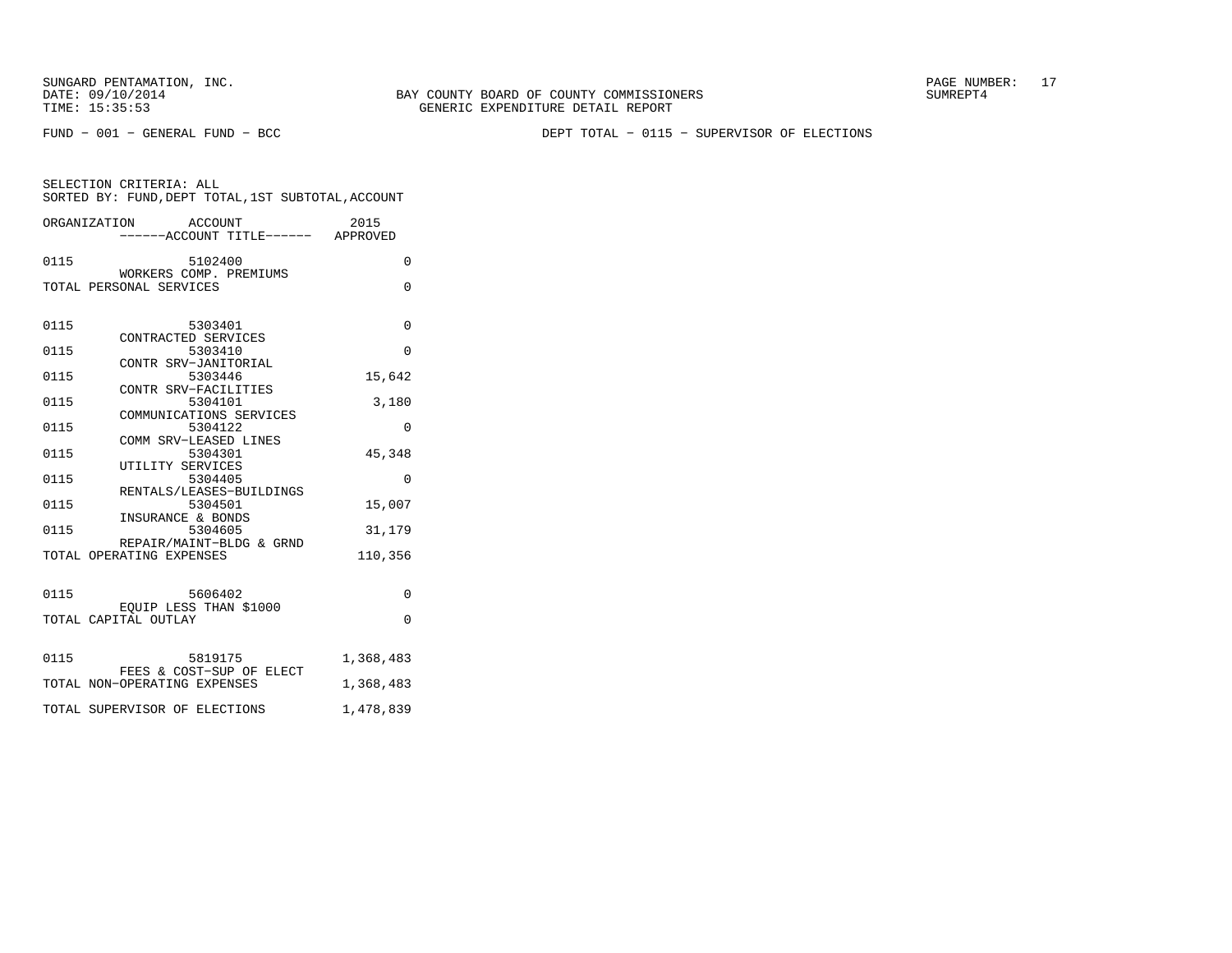SUNGARD PENTAMATION, INC.
DATE: 09/10/2014
TIME: 15:35:53

BAY COUNTY BOARD OF COUNTY COMMISSIONERS
GENERIC EXPENDITURE DETAIL REPORT

SUMREPT4

FUND − 001 − GENERAL FUND − BCC

DEPT TOTAL − 0115 − SUPERVISOR OF ELECTIONS

SELECTION CRITERIA: ALL
SORTED BY: FUND,DEPT TOTAL,1ST SUBTOTAL,ACCOUNT

| ORGANIZATION | ACCOUNT / ------ACCOUNT TITLE------ | 2015 APPROVED |
|---|---|---|
| 0115 | 5102400 WORKERS COMP. PREMIUMS | 0 |
| TOTAL PERSONAL SERVICES | | 0 |
| 0115 | 5303401 CONTRACTED SERVICES | 0 |
| 0115 | 5303410 CONTR SRV−JANITORIAL | 0 |
| 0115 | 5303446 CONTR SRV−FACILITIES | 15,642 |
| 0115 | 5304101 COMMUNICATIONS SERVICES | 3,180 |
| 0115 | 5304122 COMM SRV−LEASED LINES | 0 |
| 0115 | 5304301 UTILITY SERVICES | 45,348 |
| 0115 | 5304405 RENTALS/LEASES−BUILDINGS | 0 |
| 0115 | 5304501 INSURANCE & BONDS | 15,007 |
| 0115 | 5304605 REPAIR/MAINT−BLDG & GRND | 31,179 |
| TOTAL OPERATING EXPENSES | | 110,356 |
| 0115 | 5606402 EQUIP LESS THAN $1000 | 0 |
| TOTAL CAPITAL OUTLAY | | 0 |
| 0115 | 5819175 FEES & COST−SUP OF ELECT | 1,368,483 |
| TOTAL NON−OPERATING EXPENSES | | 1,368,483 |
| TOTAL SUPERVISOR OF ELECTIONS | | 1,478,839 |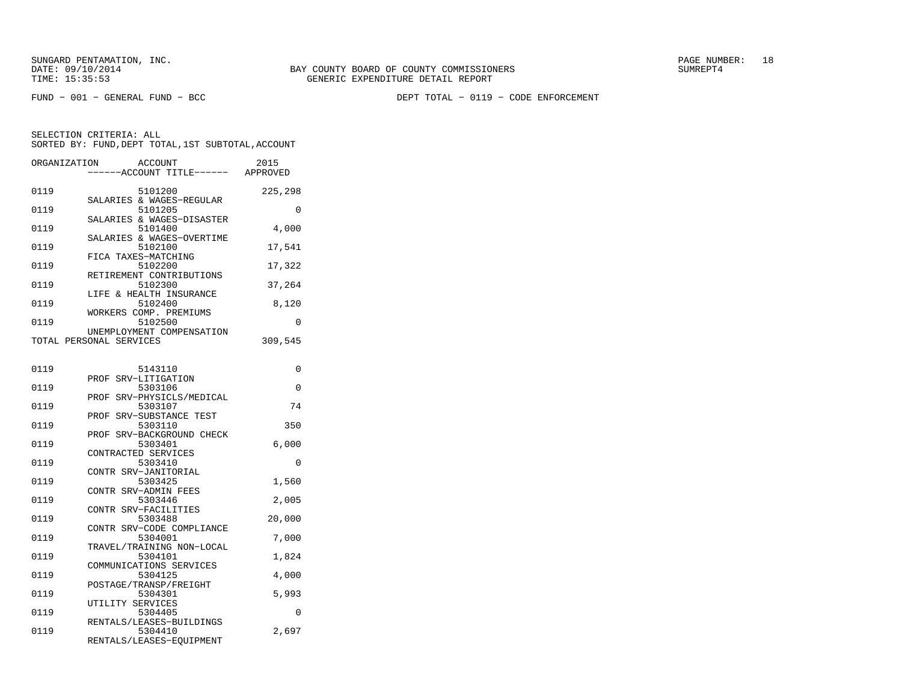BAY COUNTY BOARD OF COUNTY COMMISSIONERS
GENERIC EXPENDITURE DETAIL REPORT

SUNGARD PENTAMATION, INC.
DATE: 09/10/2014
TIME: 15:35:53

SUMREPT4

FUND - 001 - GENERAL FUND - BCC

DEPT TOTAL - 0119 - CODE ENFORCEMENT

SELECTION CRITERIA: ALL
SORTED BY: FUND,DEPT TOTAL,1ST SUBTOTAL,ACCOUNT

| ORGANIZATION | ACCOUNT / ------ACCOUNT TITLE------ | 2015 APPROVED |
|---|---|---|
| 0119 | 5101200 SALARIES & WAGES-REGULAR | 225,298 |
| 0119 | 5101205 SALARIES & WAGES-DISASTER | 0 |
| 0119 | 5101400 SALARIES & WAGES-OVERTIME | 4,000 |
| 0119 | 5102100 FICA TAXES-MATCHING | 17,541 |
| 0119 | 5102200 RETIREMENT CONTRIBUTIONS | 17,322 |
| 0119 | 5102300 LIFE & HEALTH INSURANCE | 37,264 |
| 0119 | 5102400 WORKERS COMP. PREMIUMS | 8,120 |
| 0119 | 5102500 UNEMPLOYMENT COMPENSATION | 0 |
| TOTAL PERSONAL SERVICES | | 309,545 |
| 0119 | 5143110 PROF SRV-LITIGATION | 0 |
| 0119 | 5303106 PROF SRV-PHYSICLS/MEDICAL | 0 |
| 0119 | 5303107 PROF SRV-SUBSTANCE TEST | 74 |
| 0119 | 5303110 PROF SRV-BACKGROUND CHECK | 350 |
| 0119 | 5303401 CONTRACTED SERVICES | 6,000 |
| 0119 | 5303410 CONTR SRV-JANITORIAL | 0 |
| 0119 | 5303425 CONTR SRV-ADMIN FEES | 1,560 |
| 0119 | 5303446 CONTR SRV-FACILITIES | 2,005 |
| 0119 | 5303488 CONTR SRV-CODE COMPLIANCE | 20,000 |
| 0119 | 5304001 TRAVEL/TRAINING NON-LOCAL | 7,000 |
| 0119 | 5304101 COMMUNICATIONS SERVICES | 1,824 |
| 0119 | 5304125 POSTAGE/TRANSP/FREIGHT | 4,000 |
| 0119 | 5304301 UTILITY SERVICES | 5,993 |
| 0119 | 5304405 RENTALS/LEASES-BUILDINGS | 0 |
| 0119 | 5304410 RENTALS/LEASES-EQUIPMENT | 2,697 |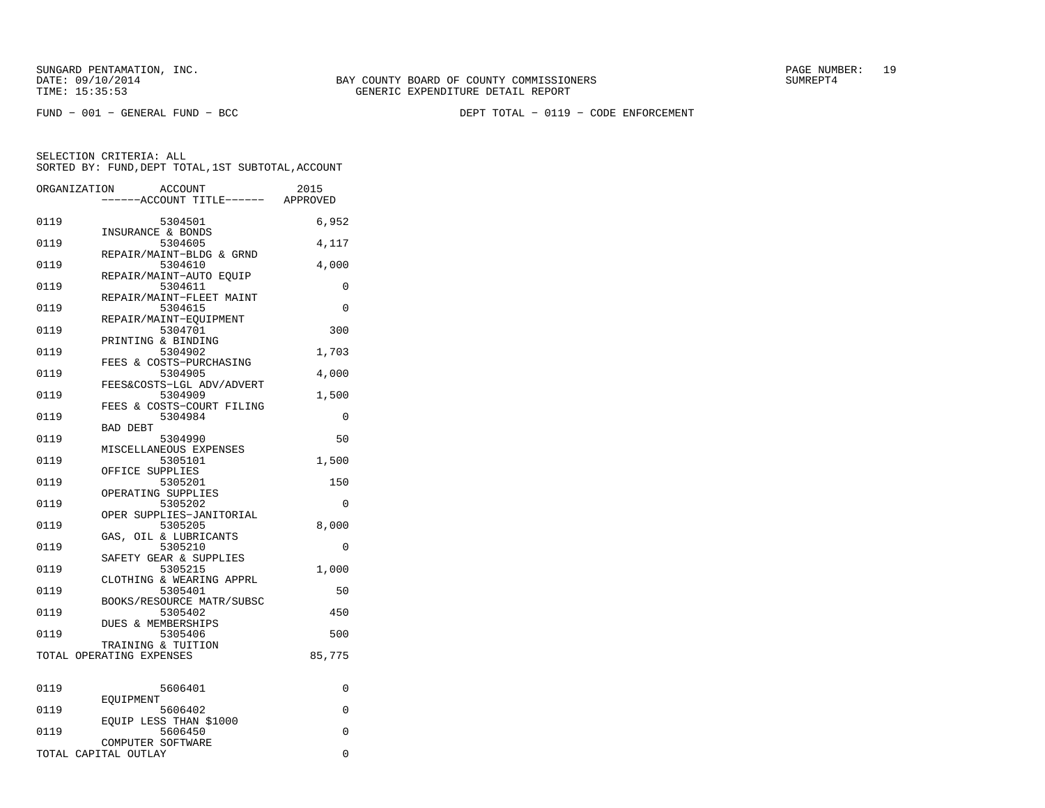BAY COUNTY BOARD OF COUNTY COMMISSIONERS
GENERIC EXPENDITURE DETAIL REPORT

FUND − 001 − GENERAL FUND − BCC

DEPT TOTAL − 0119 − CODE ENFORCEMENT

SELECTION CRITERIA: ALL
SORTED BY: FUND,DEPT TOTAL,1ST SUBTOTAL,ACCOUNT

| ORGANIZATION | ACCOUNT / ACCOUNT TITLE | 2015 APPROVED |
|---|---|---|
| 0119 | 5304501 INSURANCE & BONDS | 6,952 |
| 0119 | 5304605 REPAIR/MAINT−BLDG & GRND | 4,117 |
| 0119 | 5304610 REPAIR/MAINT−AUTO EQUIP | 4,000 |
| 0119 | 5304611 REPAIR/MAINT−FLEET MAINT | 0 |
| 0119 | 5304615 REPAIR/MAINT−EQUIPMENT | 0 |
| 0119 | 5304701 PRINTING & BINDING | 300 |
| 0119 | 5304902 FEES & COSTS−PURCHASING | 1,703 |
| 0119 | 5304905 FEES&COSTS−LGL ADV/ADVERT | 4,000 |
| 0119 | 5304909 FEES & COSTS−COURT FILING | 1,500 |
| 0119 | 5304984 BAD DEBT | 0 |
| 0119 | 5304990 MISCELLANEOUS EXPENSES | 50 |
| 0119 | 5305101 OFFICE SUPPLIES | 1,500 |
| 0119 | 5305201 OPERATING SUPPLIES | 150 |
| 0119 | 5305202 OPER SUPPLIES−JANITORIAL | 0 |
| 0119 | 5305205 GAS, OIL & LUBRICANTS | 8,000 |
| 0119 | 5305210 SAFETY GEAR & SUPPLIES | 0 |
| 0119 | 5305215 CLOTHING & WEARING APPRL | 1,000 |
| 0119 | 5305401 BOOKS/RESOURCE MATR/SUBSC | 50 |
| 0119 | 5305402 DUES & MEMBERSHIPS | 450 |
| 0119 | 5305406 TRAINING & TUITION | 500 |
| TOTAL OPERATING EXPENSES | | 85,775 |
| 0119 | 5606401 EQUIPMENT | 0 |
| 0119 | 5606402 EQUIP LESS THAN $1000 | 0 |
| 0119 | 5606450 COMPUTER SOFTWARE | 0 |
| TOTAL CAPITAL OUTLAY | | 0 |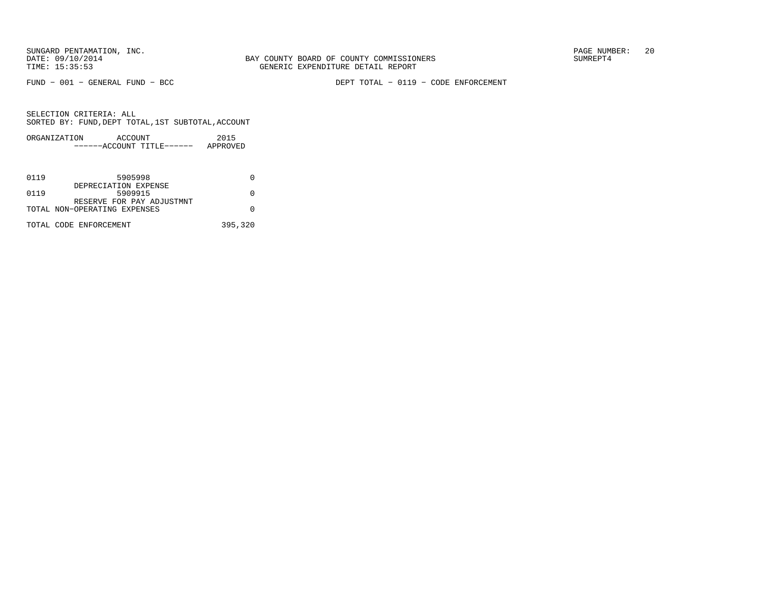BAY COUNTY BOARD OF COUNTY COMMISSIONERS
GENERIC EXPENDITURE DETAIL REPORT

SUNGARD PENTAMATION, INC.
DATE: 09/10/2014
TIME: 15:35:53

PAGE NUMBER: 20
SUMREPT4

FUND - 001 - GENERAL FUND - BCC

DEPT TOTAL - 0119 - CODE ENFORCEMENT

SELECTION CRITERIA: ALL
SORTED BY: FUND,DEPT TOTAL,1ST SUBTOTAL,ACCOUNT

| ORGANIZATION | ACCOUNT<br>------ACCOUNT TITLE------ | 2015<br>APPROVED |
|---|---|---|
| 0119 | 5905998<br>DEPRECIATION EXPENSE | 0 |
| 0119 | 5909915<br>RESERVE FOR PAY ADJUSTMNT | 0 |
| TOTAL NON-OPERATING EXPENSES | | 0 |
| TOTAL CODE ENFORCEMENT | | 395,320 |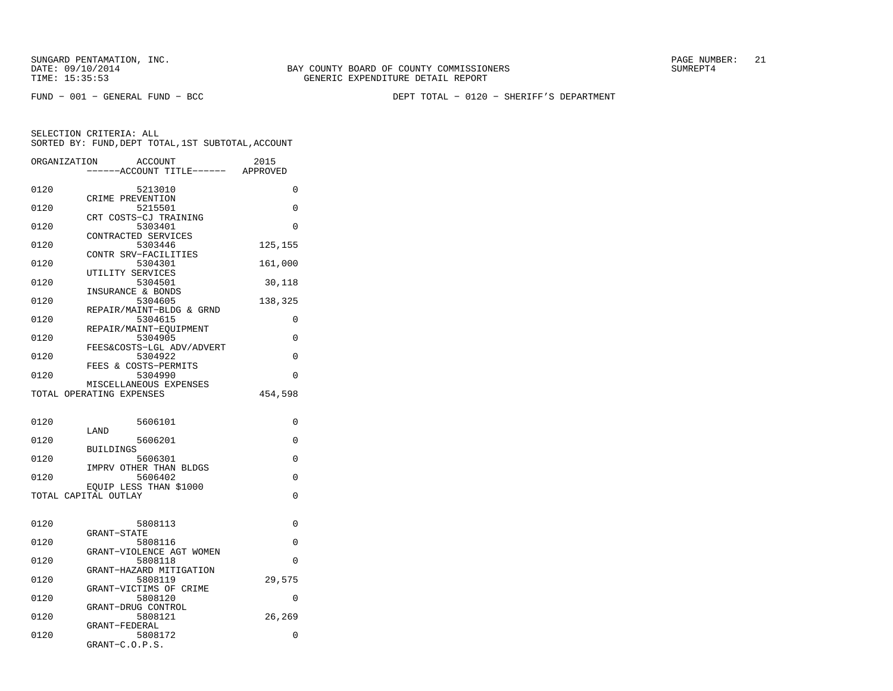BAY COUNTY BOARD OF COUNTY COMMISSIONERS
GENERIC EXPENDITURE DETAIL REPORT

FUND − 001 − GENERAL FUND − BCC

DEPT TOTAL − 0120 − SHERIFF'S DEPARTMENT

SELECTION CRITERIA: ALL
SORTED BY: FUND,DEPT TOTAL,1ST SUBTOTAL,ACCOUNT

| ORGANIZATION | ACCOUNT / ACCOUNT TITLE | 2015 APPROVED |
|---|---|---|
| 0120 | 5213010 CRIME PREVENTION | 0 |
| 0120 | 5215501 CRT COSTS−CJ TRAINING | 0 |
| 0120 | 5303401 CONTRACTED SERVICES | 0 |
| 0120 | 5303446 CONTR SRV−FACILITIES | 125,155 |
| 0120 | 5304301 UTILITY SERVICES | 161,000 |
| 0120 | 5304501 INSURANCE & BONDS | 30,118 |
| 0120 | 5304605 REPAIR/MAINT−BLDG & GRND | 138,325 |
| 0120 | 5304615 REPAIR/MAINT−EQUIPMENT | 0 |
| 0120 | 5304905 FEES&COSTS−LGL ADV/ADVERT | 0 |
| 0120 | 5304922 FEES & COSTS−PERMITS | 0 |
| 0120 | 5304990 MISCELLANEOUS EXPENSES | 0 |
| TOTAL OPERATING EXPENSES | | 454,598 |
| 0120 | 5606101 LAND | 0 |
| 0120 | 5606201 BUILDINGS | 0 |
| 0120 | 5606301 IMPRV OTHER THAN BLDGS | 0 |
| 0120 | 5606402 EQUIP LESS THAN $1000 | 0 |
| TOTAL CAPITAL OUTLAY | | 0 |
| 0120 | 5808113 GRANT−STATE | 0 |
| 0120 | 5808116 GRANT−VIOLENCE AGT WOMEN | 0 |
| 0120 | 5808118 GRANT−HAZARD MITIGATION | 0 |
| 0120 | 5808119 GRANT−VICTIMS OF CRIME | 29,575 |
| 0120 | 5808120 GRANT−DRUG CONTROL | 0 |
| 0120 | 5808121 GRANT−FEDERAL | 26,269 |
| 0120 | 5808172 GRANT−C.O.P.S. | 0 |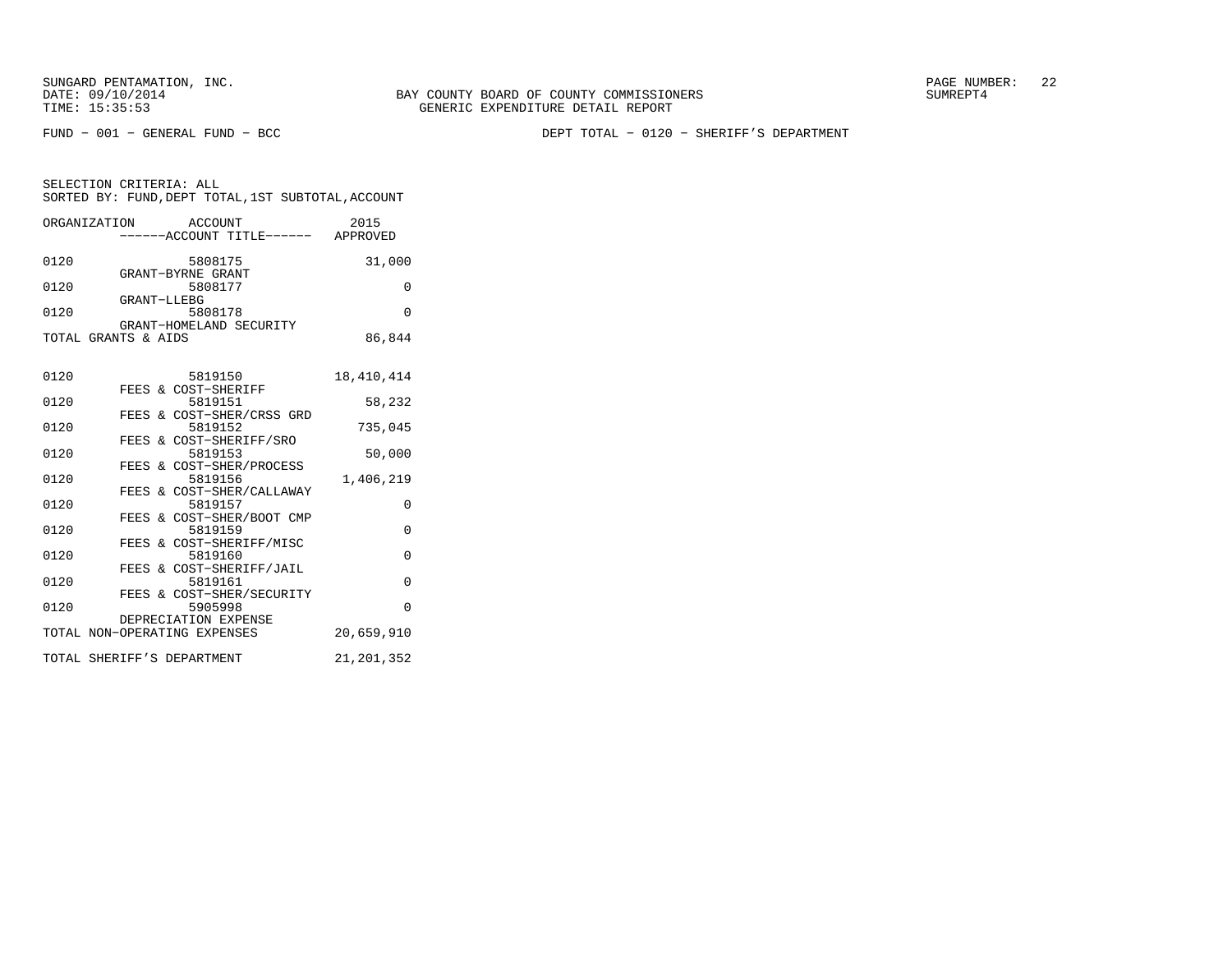BAY COUNTY BOARD OF COUNTY COMMISSIONERS
GENERIC EXPENDITURE DETAIL REPORT

FUND − 001 − GENERAL FUND − BCC

DEPT TOTAL − 0120 − SHERIFF'S DEPARTMENT

SELECTION CRITERIA: ALL
SORTED BY: FUND,DEPT TOTAL,1ST SUBTOTAL,ACCOUNT

| ORGANIZATION | ACCOUNT / ACCOUNT TITLE | 2015 APPROVED |
|---|---|---|
| 0120 | 5808175 GRANT−BYRNE GRANT | 31,000 |
| 0120 | 5808177 GRANT−LLEBG | 0 |
| 0120 | 5808178 GRANT−HOMELAND SECURITY | 0 |
| TOTAL GRANTS & AIDS | | 86,844 |
| 0120 | 5819150 FEES & COST−SHERIFF | 18,410,414 |
| 0120 | 5819151 FEES & COST−SHER/CRSS GRD | 58,232 |
| 0120 | 5819152 FEES & COST−SHERIFF/SRO | 735,045 |
| 0120 | 5819153 FEES & COST−SHER/PROCESS | 50,000 |
| 0120 | 5819156 FEES & COST−SHER/CALLAWAY | 1,406,219 |
| 0120 | 5819157 FEES & COST−SHER/BOOT CMP | 0 |
| 0120 | 5819159 FEES & COST−SHERIFF/MISC | 0 |
| 0120 | 5819160 FEES & COST−SHERIFF/JAIL | 0 |
| 0120 | 5819161 FEES & COST−SHER/SECURITY | 0 |
| 0120 | 5905998 DEPRECIATION EXPENSE | 0 |
| TOTAL NON−OPERATING EXPENSES | | 20,659,910 |
| TOTAL SHERIFF'S DEPARTMENT | | 21,201,352 |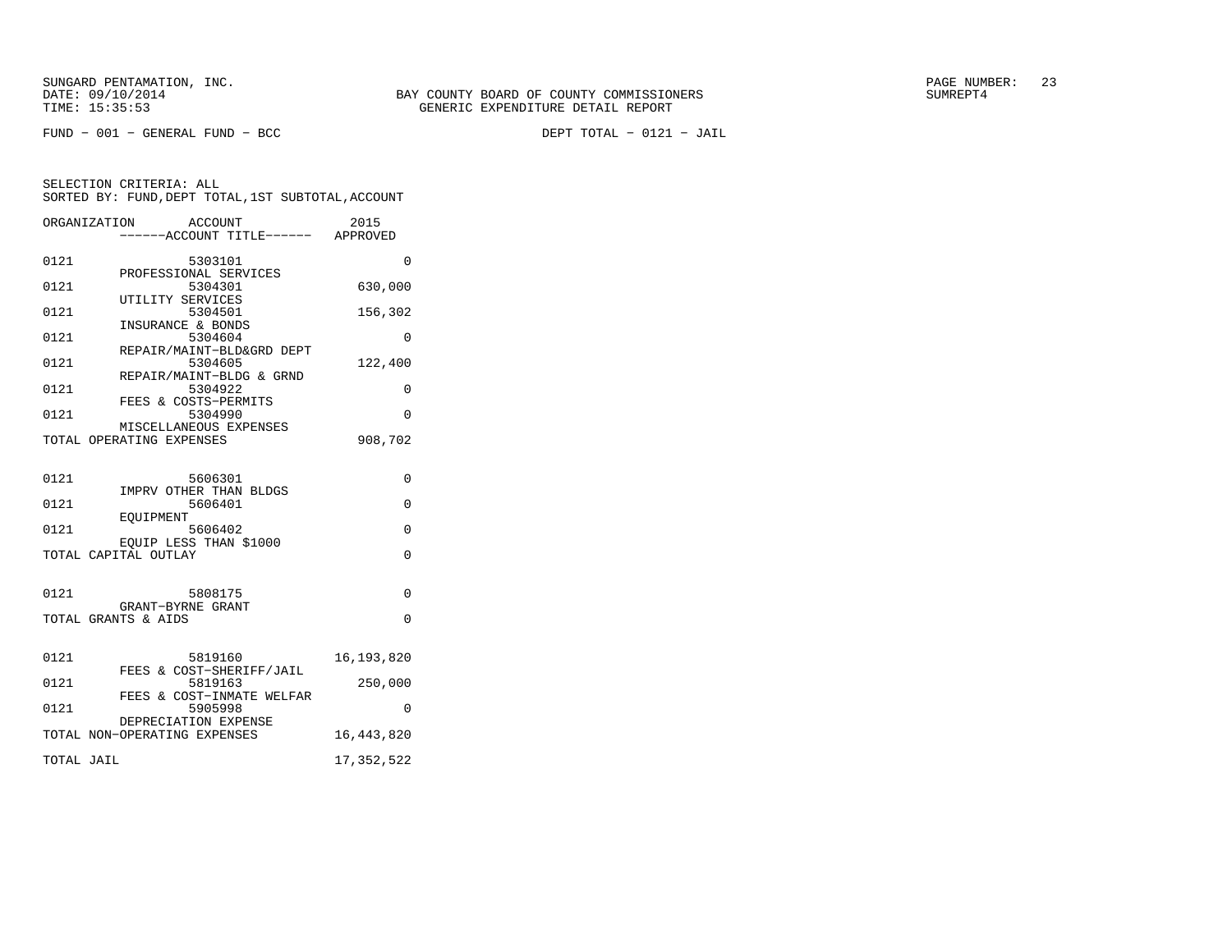SUNGARD PENTAMATION, INC.
DATE: 09/10/2014
TIME: 15:35:53

BAY COUNTY BOARD OF COUNTY COMMISSIONERS
GENERIC EXPENDITURE DETAIL REPORT

SUMREPT4

FUND - 001 - GENERAL FUND - BCC

DEPT TOTAL - 0121 - JAIL

SELECTION CRITERIA: ALL
SORTED BY: FUND,DEPT TOTAL,1ST SUBTOTAL,ACCOUNT

| ORGANIZATION | ACCOUNT ------ACCOUNT TITLE------ | 2015 APPROVED |
|---|---|---|
| 0121 | 5303101 PROFESSIONAL SERVICES | 0 |
| 0121 | 5304301 UTILITY SERVICES | 630,000 |
| 0121 | 5304501 INSURANCE & BONDS | 156,302 |
| 0121 | 5304604 REPAIR/MAINT-BLD&GRD DEPT | 0 |
| 0121 | 5304605 REPAIR/MAINT-BLDG & GRND | 122,400 |
| 0121 | 5304922 FEES & COSTS-PERMITS | 0 |
| 0121 | 5304990 MISCELLANEOUS EXPENSES | 0 |
| TOTAL OPERATING EXPENSES | | 908,702 |
| 0121 | 5606301 IMPRV OTHER THAN BLDGS | 0 |
| 0121 | 5606401 EQUIPMENT | 0 |
| 0121 | 5606402 EQUIP LESS THAN $1000 | 0 |
| TOTAL CAPITAL OUTLAY | | 0 |
| 0121 | 5808175 GRANT-BYRNE GRANT | 0 |
| TOTAL GRANTS & AIDS | | 0 |
| 0121 | 5819160 FEES & COST-SHERIFF/JAIL | 16,193,820 |
| 0121 | 5819163 FEES & COST-INMATE WELFAR | 250,000 |
| 0121 | 5905998 DEPRECIATION EXPENSE | 0 |
| TOTAL NON-OPERATING EXPENSES | | 16,443,820 |
| TOTAL JAIL | | 17,352,522 |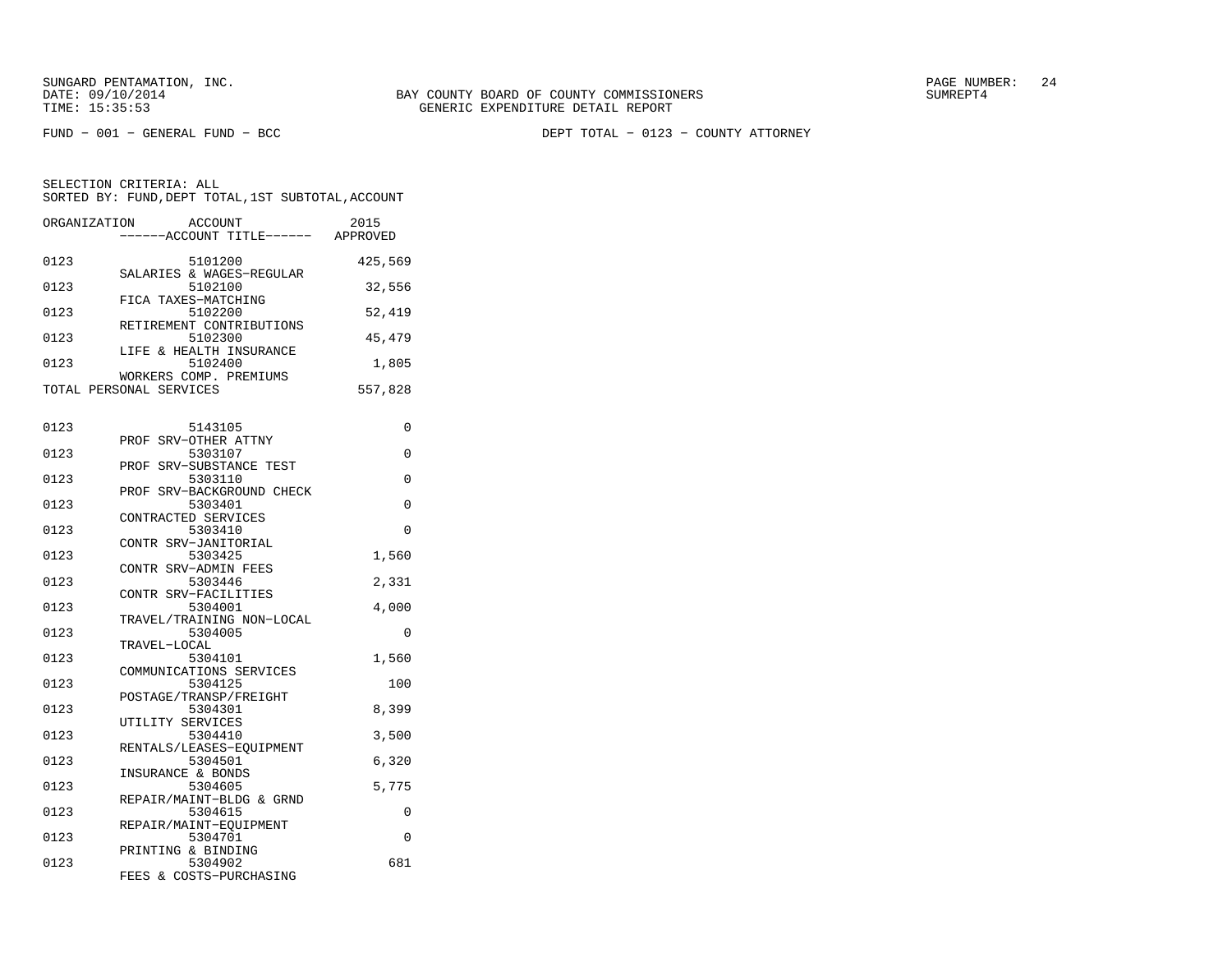BAY COUNTY BOARD OF COUNTY COMMISSIONERS
GENERIC EXPENDITURE DETAIL REPORT

SUNGARD PENTAMATION, INC.
DATE: 09/10/2014
TIME: 15:35:53

SUMREPT4

FUND − 001 − GENERAL FUND − BCC

DEPT TOTAL − 0123 − COUNTY ATTORNEY

SELECTION CRITERIA: ALL
SORTED BY: FUND,DEPT TOTAL,1ST SUBTOTAL,ACCOUNT

| ORGANIZATION | ACCOUNT / ------ACCOUNT TITLE------ | 2015 APPROVED |
|---|---|---|
| 0123 | 5101200 SALARIES & WAGES−REGULAR | 425,569 |
| 0123 | 5102100 FICA TAXES−MATCHING | 32,556 |
| 0123 | 5102200 RETIREMENT CONTRIBUTIONS | 52,419 |
| 0123 | 5102300 LIFE & HEALTH INSURANCE | 45,479 |
| 0123 | 5102400 WORKERS COMP. PREMIUMS | 1,805 |
| TOTAL PERSONAL SERVICES | | 557,828 |
| 0123 | 5143105 PROF SRV−OTHER ATTNY | 0 |
| 0123 | 5303107 PROF SRV−SUBSTANCE TEST | 0 |
| 0123 | 5303110 PROF SRV−BACKGROUND CHECK | 0 |
| 0123 | 5303401 CONTRACTED SERVICES | 0 |
| 0123 | 5303410 CONTR SRV−JANITORIAL | 0 |
| 0123 | 5303425 CONTR SRV−ADMIN FEES | 1,560 |
| 0123 | 5303446 CONTR SRV−FACILITIES | 2,331 |
| 0123 | 5304001 TRAVEL/TRAINING NON−LOCAL | 4,000 |
| 0123 | 5304005 TRAVEL−LOCAL | 0 |
| 0123 | 5304101 COMMUNICATIONS SERVICES | 1,560 |
| 0123 | 5304125 POSTAGE/TRANSP/FREIGHT | 100 |
| 0123 | 5304301 UTILITY SERVICES | 8,399 |
| 0123 | 5304410 RENTALS/LEASES−EQUIPMENT | 3,500 |
| 0123 | 5304501 INSURANCE & BONDS | 6,320 |
| 0123 | 5304605 REPAIR/MAINT−BLDG & GRND | 5,775 |
| 0123 | 5304615 REPAIR/MAINT−EQUIPMENT | 0 |
| 0123 | 5304701 PRINTING & BINDING | 0 |
| 0123 | 5304902 FEES & COSTS−PURCHASING | 681 |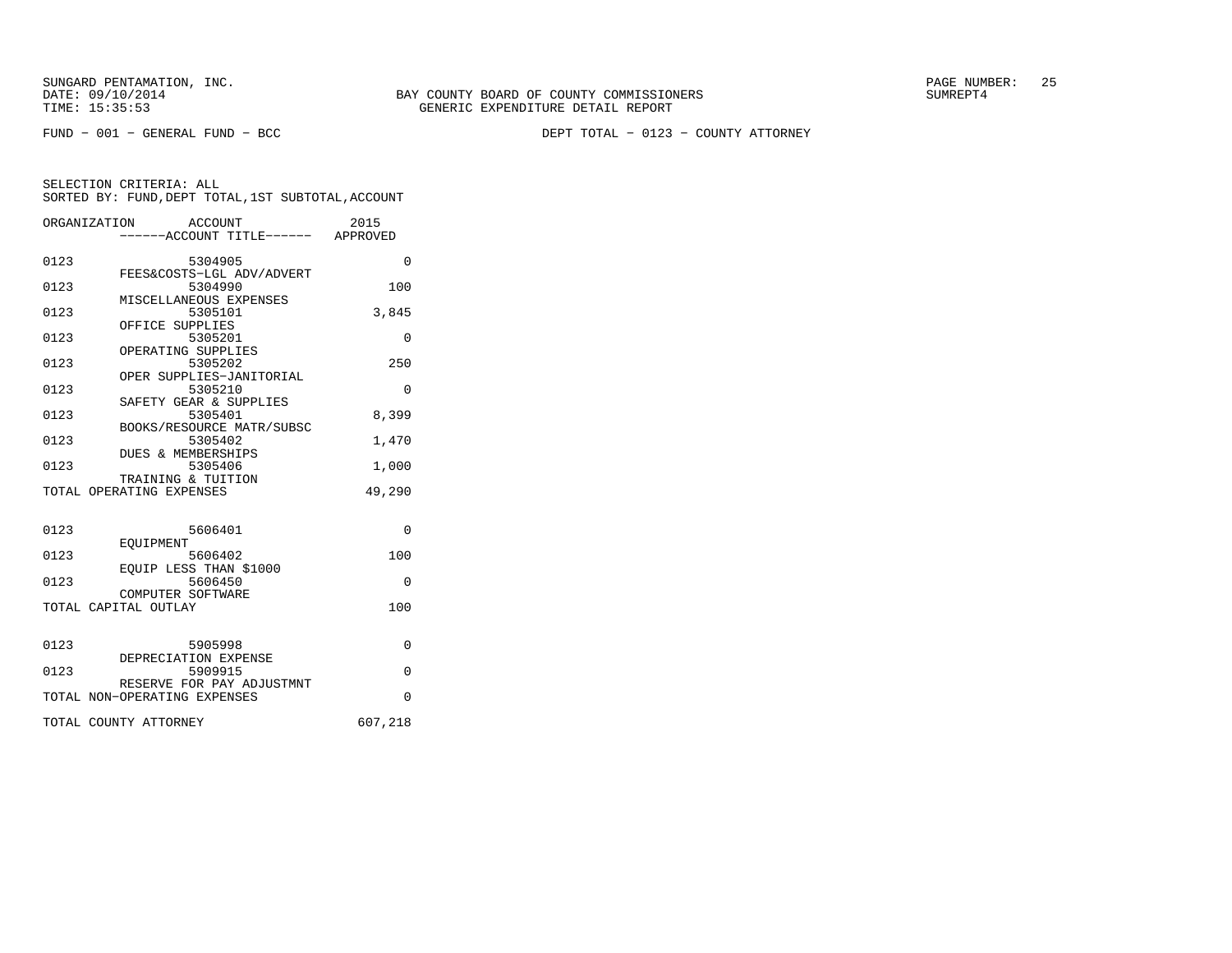BAY COUNTY BOARD OF COUNTY COMMISSIONERS
GENERIC EXPENDITURE DETAIL REPORT

FUND − 001 − GENERAL FUND − BCC

DEPT TOTAL − 0123 − COUNTY ATTORNEY

SELECTION CRITERIA: ALL
SORTED BY: FUND,DEPT TOTAL,1ST SUBTOTAL,ACCOUNT

| ORGANIZATION | ACCOUNT / ------ACCOUNT TITLE------ | 2015 APPROVED |
|---|---|---|
| 0123 | 5304905 FEES&COSTS−LGL ADV/ADVERT | 0 |
| 0123 | 5304990 MISCELLANEOUS EXPENSES | 100 |
| 0123 | 5305101 OFFICE SUPPLIES | 3,845 |
| 0123 | 5305201 OPERATING SUPPLIES | 0 |
| 0123 | 5305202 OPER SUPPLIES−JANITORIAL | 250 |
| 0123 | 5305210 SAFETY GEAR & SUPPLIES | 0 |
| 0123 | 5305401 BOOKS/RESOURCE MATR/SUBSC | 8,399 |
| 0123 | 5305402 DUES & MEMBERSHIPS | 1,470 |
| 0123 | 5305406 TRAINING & TUITION | 1,000 |
| TOTAL OPERATING EXPENSES | | 49,290 |
| 0123 | 5606401 EQUIPMENT | 0 |
| 0123 | 5606402 EQUIP LESS THAN $1000 | 100 |
| 0123 | 5606450 COMPUTER SOFTWARE | 0 |
| TOTAL CAPITAL OUTLAY | | 100 |
| 0123 | 5905998 DEPRECIATION EXPENSE | 0 |
| 0123 | 5909915 RESERVE FOR PAY ADJUSTMNT | 0 |
| TOTAL NON−OPERATING EXPENSES | | 0 |
| TOTAL COUNTY ATTORNEY | | 607,218 |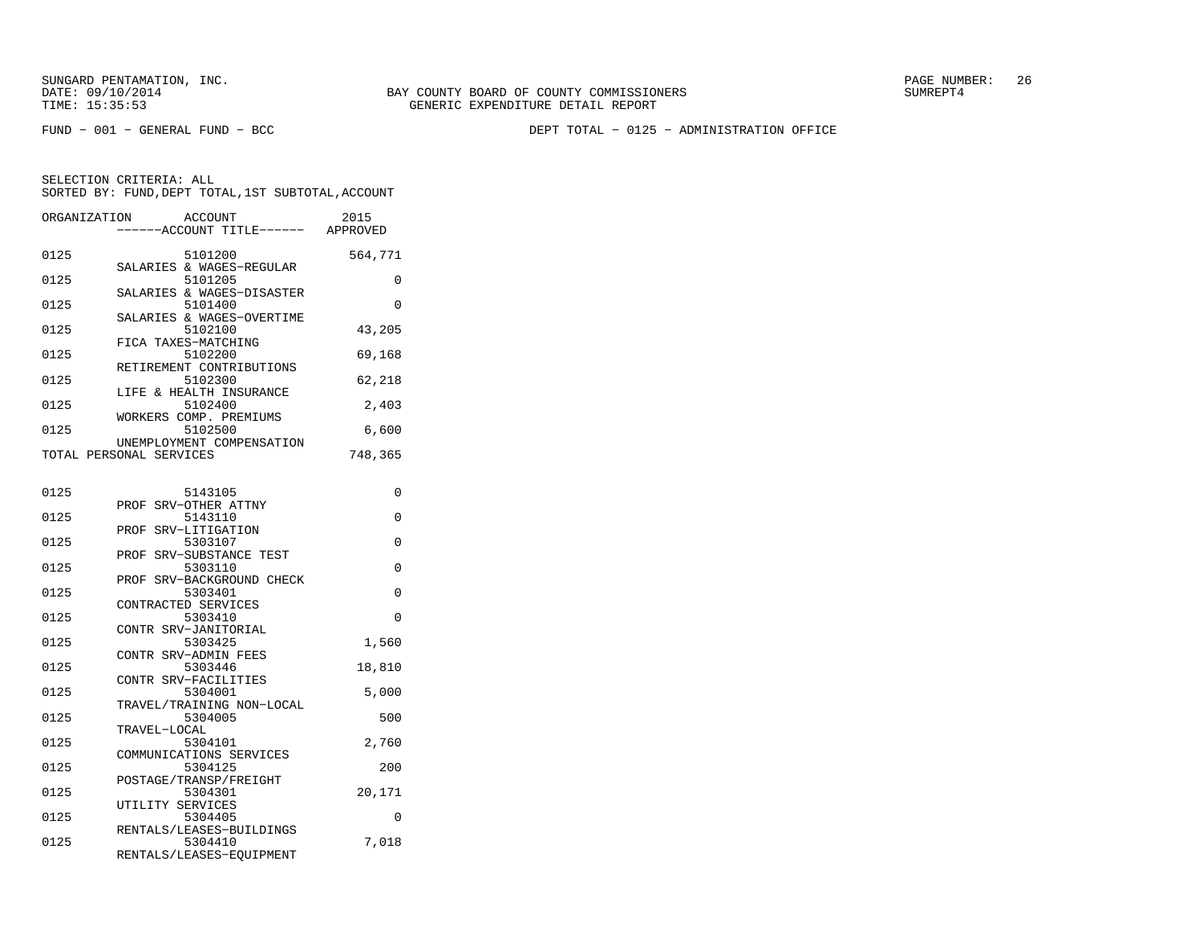BAY COUNTY BOARD OF COUNTY COMMISSIONERS
GENERIC EXPENDITURE DETAIL REPORT

SUNGARD PENTAMATION, INC.
DATE: 09/10/2014
TIME: 15:35:53

SUMREPT4

FUND − 001 − GENERAL FUND − BCC

DEPT TOTAL − 0125 − ADMINISTRATION OFFICE

SELECTION CRITERIA: ALL
SORTED BY: FUND,DEPT TOTAL,1ST SUBTOTAL,ACCOUNT

| ORGANIZATION | ACCOUNT / ACCOUNT TITLE | 2015 APPROVED |
|---|---|---|
| 0125 | 5101200 SALARIES & WAGES−REGULAR | 564,771 |
| 0125 | 5101205 SALARIES & WAGES−DISASTER | 0 |
| 0125 | 5101400 SALARIES & WAGES−OVERTIME | 0 |
| 0125 | 5102100 FICA TAXES−MATCHING | 43,205 |
| 0125 | 5102200 RETIREMENT CONTRIBUTIONS | 69,168 |
| 0125 | 5102300 LIFE & HEALTH INSURANCE | 62,218 |
| 0125 | 5102400 WORKERS COMP. PREMIUMS | 2,403 |
| 0125 | 5102500 UNEMPLOYMENT COMPENSATION | 6,600 |
| TOTAL PERSONAL SERVICES | | 748,365 |
| 0125 | 5143105 PROF SRV−OTHER ATTNY | 0 |
| 0125 | 5143110 PROF SRV−LITIGATION | 0 |
| 0125 | 5303107 PROF SRV−SUBSTANCE TEST | 0 |
| 0125 | 5303110 PROF SRV−BACKGROUND CHECK | 0 |
| 0125 | 5303401 CONTRACTED SERVICES | 0 |
| 0125 | 5303410 CONTR SRV−JANITORIAL | 0 |
| 0125 | 5303425 CONTR SRV−ADMIN FEES | 1,560 |
| 0125 | 5303446 CONTR SRV−FACILITIES | 18,810 |
| 0125 | 5304001 TRAVEL/TRAINING NON−LOCAL | 5,000 |
| 0125 | 5304005 TRAVEL−LOCAL | 500 |
| 0125 | 5304101 COMMUNICATIONS SERVICES | 2,760 |
| 0125 | 5304125 POSTAGE/TRANSP/FREIGHT | 200 |
| 0125 | 5304301 UTILITY SERVICES | 20,171 |
| 0125 | 5304405 RENTALS/LEASES−BUILDINGS | 0 |
| 0125 | 5304410 RENTALS/LEASES−EQUIPMENT | 7,018 |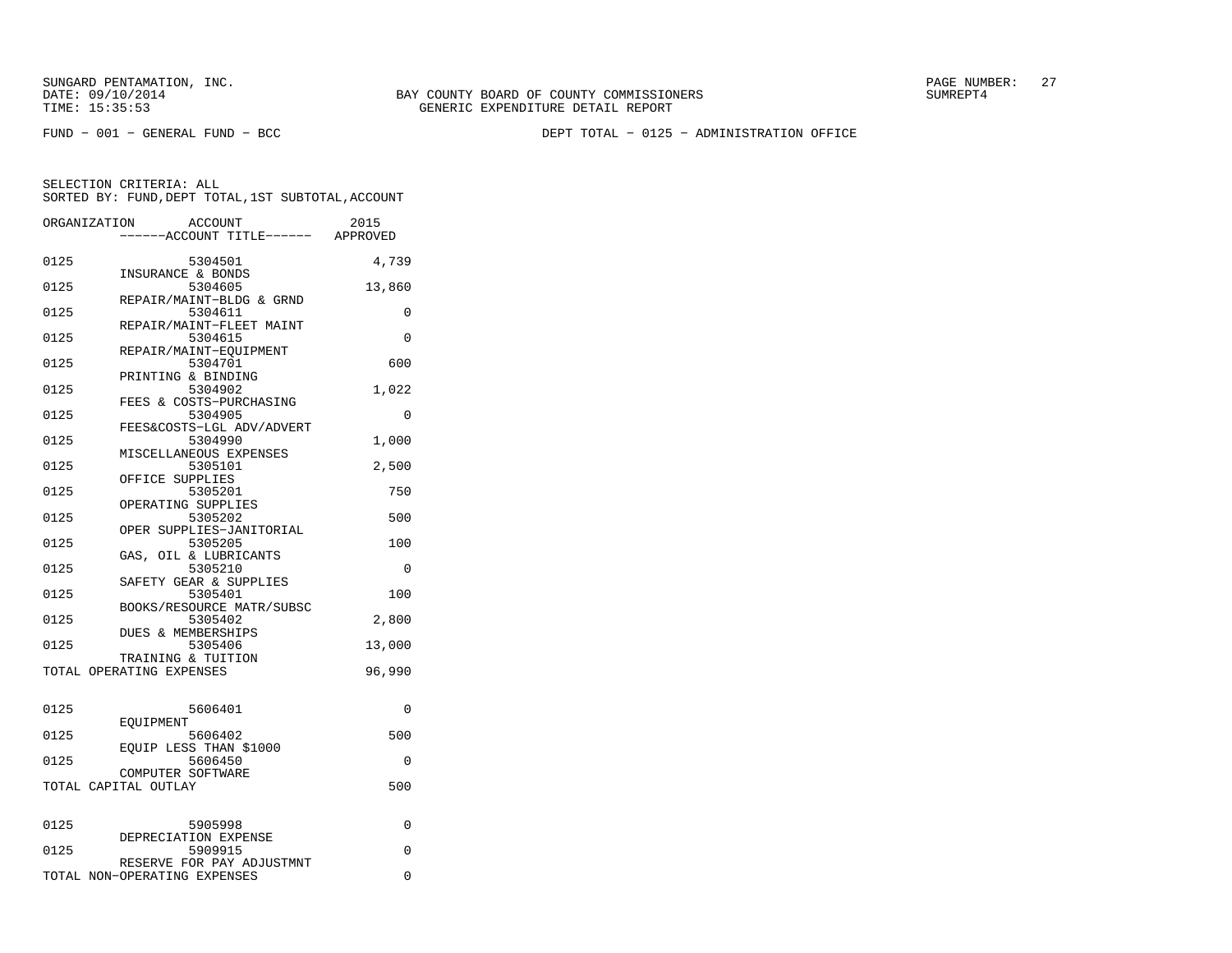SUNGARD PENTAMATION, INC.
DATE: 09/10/2014
TIME: 15:35:53

BAY COUNTY BOARD OF COUNTY COMMISSIONERS
GENERIC EXPENDITURE DETAIL REPORT

SUMREPT4

FUND - 001 - GENERAL FUND - BCC

DEPT TOTAL - 0125 - ADMINISTRATION OFFICE

SELECTION CRITERIA: ALL
SORTED BY: FUND,DEPT TOTAL,1ST SUBTOTAL,ACCOUNT

| ORGANIZATION | ACCOUNT / ------ACCOUNT TITLE------ | 2015 APPROVED |
|---|---|---|
| 0125 | 5304501 INSURANCE & BONDS | 4,739 |
| 0125 | 5304605 REPAIR/MAINT-BLDG & GRND | 13,860 |
| 0125 | 5304611 REPAIR/MAINT-FLEET MAINT | 0 |
| 0125 | 5304615 REPAIR/MAINT-EQUIPMENT | 0 |
| 0125 | 5304701 PRINTING & BINDING | 600 |
| 0125 | 5304902 FEES & COSTS-PURCHASING | 1,022 |
| 0125 | 5304905 FEES&COSTS-LGL ADV/ADVERT | 0 |
| 0125 | 5304990 MISCELLANEOUS EXPENSES | 1,000 |
| 0125 | 5305101 OFFICE SUPPLIES | 2,500 |
| 0125 | 5305201 OPERATING SUPPLIES | 750 |
| 0125 | 5305202 OPER SUPPLIES-JANITORIAL | 500 |
| 0125 | 5305205 GAS, OIL & LUBRICANTS | 100 |
| 0125 | 5305210 SAFETY GEAR & SUPPLIES | 0 |
| 0125 | 5305401 BOOKS/RESOURCE MATR/SUBSC | 100 |
| 0125 | 5305402 DUES & MEMBERSHIPS | 2,800 |
| 0125 | 5305406 TRAINING & TUITION | 13,000 |
| TOTAL OPERATING EXPENSES | | 96,990 |
| 0125 | 5606401 EQUIPMENT | 0 |
| 0125 | 5606402 EQUIP LESS THAN $1000 | 500 |
| 0125 | 5606450 COMPUTER SOFTWARE | 0 |
| TOTAL CAPITAL OUTLAY | | 500 |
| 0125 | 5905998 DEPRECIATION EXPENSE | 0 |
| 0125 | 5909915 RESERVE FOR PAY ADJUSTMNT | 0 |
| TOTAL NON-OPERATING EXPENSES | | 0 |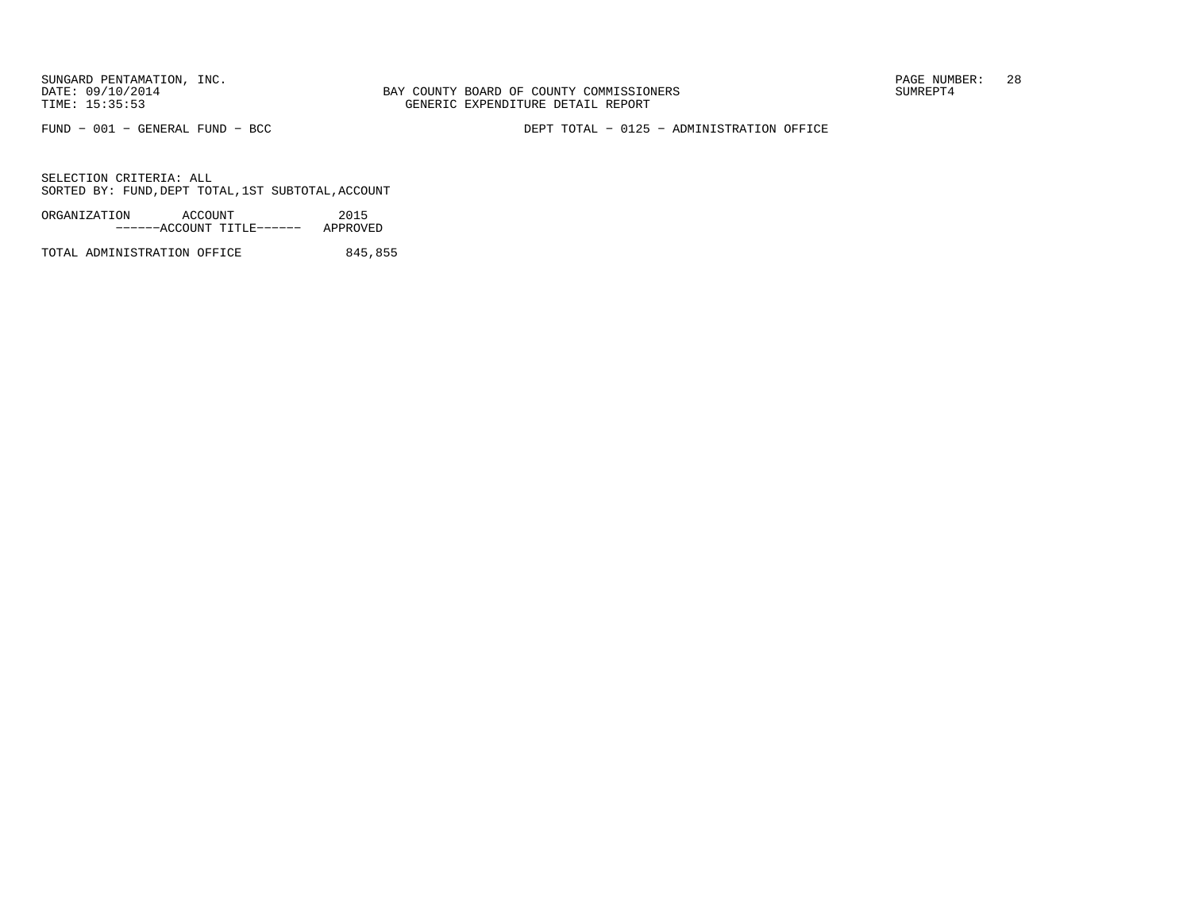SUNGARD PENTAMATION, INC.
DATE: 09/10/2014
TIME: 15:35:53

BAY COUNTY BOARD OF COUNTY COMMISSIONERS
GENERIC EXPENDITURE DETAIL REPORT

PAGE NUMBER: 28
SUMREPT4

FUND - 001 - GENERAL FUND - BCC

DEPT TOTAL - 0125 - ADMINISTRATION OFFICE

SELECTION CRITERIA: ALL
SORTED BY: FUND,DEPT TOTAL,1ST SUBTOTAL,ACCOUNT

| ORGANIZATION ACCOUNT ------ACCOUNT TITLE------ | 2015 APPROVED |
|---|---|
| TOTAL ADMINISTRATION OFFICE | 845,855 |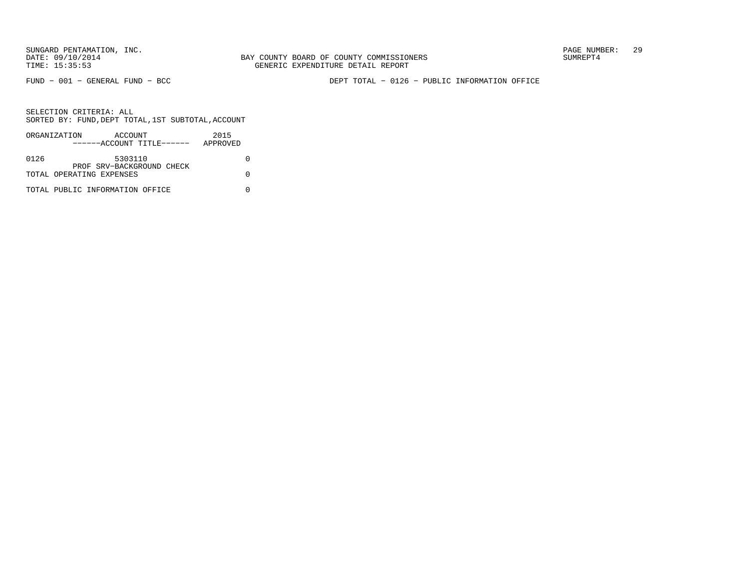SUNGARD PENTAMATION, INC.
DATE: 09/10/2014
TIME: 15:35:53

BAY COUNTY BOARD OF COUNTY COMMISSIONERS
GENERIC EXPENDITURE DETAIL REPORT

SUMREPT4

FUND - 001 - GENERAL FUND - BCC

DEPT TOTAL - 0126 - PUBLIC INFORMATION OFFICE

SELECTION CRITERIA: ALL
SORTED BY: FUND,DEPT TOTAL,1ST SUBTOTAL,ACCOUNT

| ORGANIZATION | ACCOUNT ------ACCOUNT TITLE------ | 2015 APPROVED |
|---|---|---|
| 0126 | 5303110 PROF SRV-BACKGROUND CHECK | 0 |
| TOTAL OPERATING EXPENSES | | 0 |
| TOTAL PUBLIC INFORMATION OFFICE | | 0 |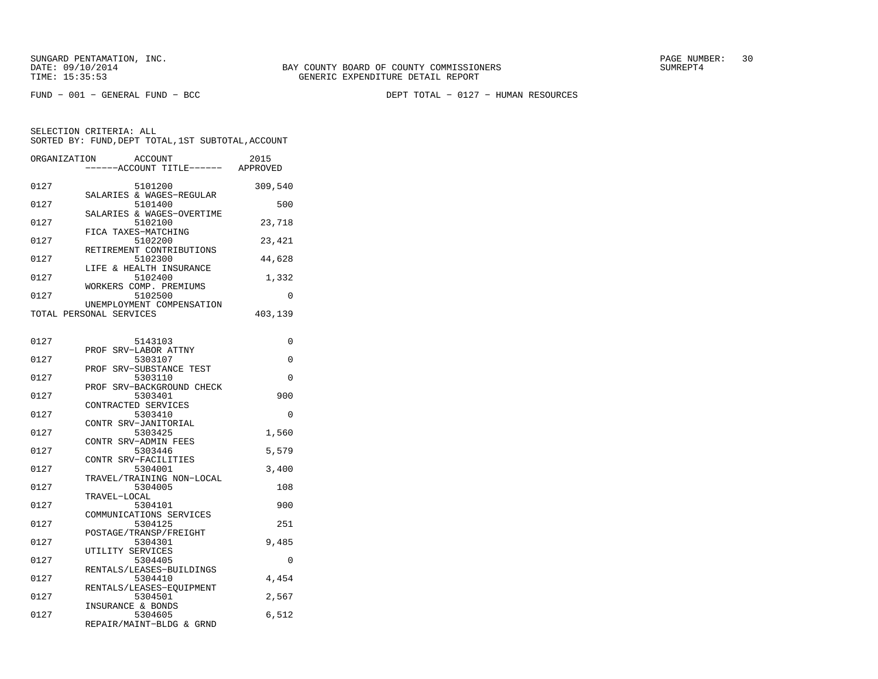SUNGARD PENTAMATION, INC.
DATE: 09/10/2014
TIME: 15:35:53

BAY COUNTY BOARD OF COUNTY COMMISSIONERS
GENERIC EXPENDITURE DETAIL REPORT

SUMREPT4

FUND − 001 − GENERAL FUND − BCC

DEPT TOTAL − 0127 − HUMAN RESOURCES

SELECTION CRITERIA: ALL
SORTED BY: FUND,DEPT TOTAL,1ST SUBTOTAL,ACCOUNT

| ORGANIZATION | ACCOUNT / ------ACCOUNT TITLE------ | 2015 APPROVED |
|---|---|---|
| 0127 | 5101200 SALARIES & WAGES−REGULAR | 309,540 |
| 0127 | 5101400 SALARIES & WAGES−OVERTIME | 500 |
| 0127 | 5102100 FICA TAXES−MATCHING | 23,718 |
| 0127 | 5102200 RETIREMENT CONTRIBUTIONS | 23,421 |
| 0127 | 5102300 LIFE & HEALTH INSURANCE | 44,628 |
| 0127 | 5102400 WORKERS COMP. PREMIUMS | 1,332 |
| 0127 | 5102500 UNEMPLOYMENT COMPENSATION | 0 |
| TOTAL PERSONAL SERVICES | | 403,139 |
| 0127 | 5143103 PROF SRV−LABOR ATTNY | 0 |
| 0127 | 5303107 PROF SRV−SUBSTANCE TEST | 0 |
| 0127 | 5303110 PROF SRV−BACKGROUND CHECK | 0 |
| 0127 | 5303401 CONTRACTED SERVICES | 900 |
| 0127 | 5303410 CONTR SRV−JANITORIAL | 0 |
| 0127 | 5303425 CONTR SRV−ADMIN FEES | 1,560 |
| 0127 | 5303446 CONTR SRV−FACILITIES | 5,579 |
| 0127 | 5304001 TRAVEL/TRAINING NON−LOCAL | 3,400 |
| 0127 | 5304005 TRAVEL−LOCAL | 108 |
| 0127 | 5304101 COMMUNICATIONS SERVICES | 900 |
| 0127 | 5304125 POSTAGE/TRANSP/FREIGHT | 251 |
| 0127 | 5304301 UTILITY SERVICES | 9,485 |
| 0127 | 5304405 RENTALS/LEASES−BUILDINGS | 0 |
| 0127 | 5304410 RENTALS/LEASES−EQUIPMENT | 4,454 |
| 0127 | 5304501 INSURANCE & BONDS | 2,567 |
| 0127 | 5304605 REPAIR/MAINT−BLDG & GRND | 6,512 |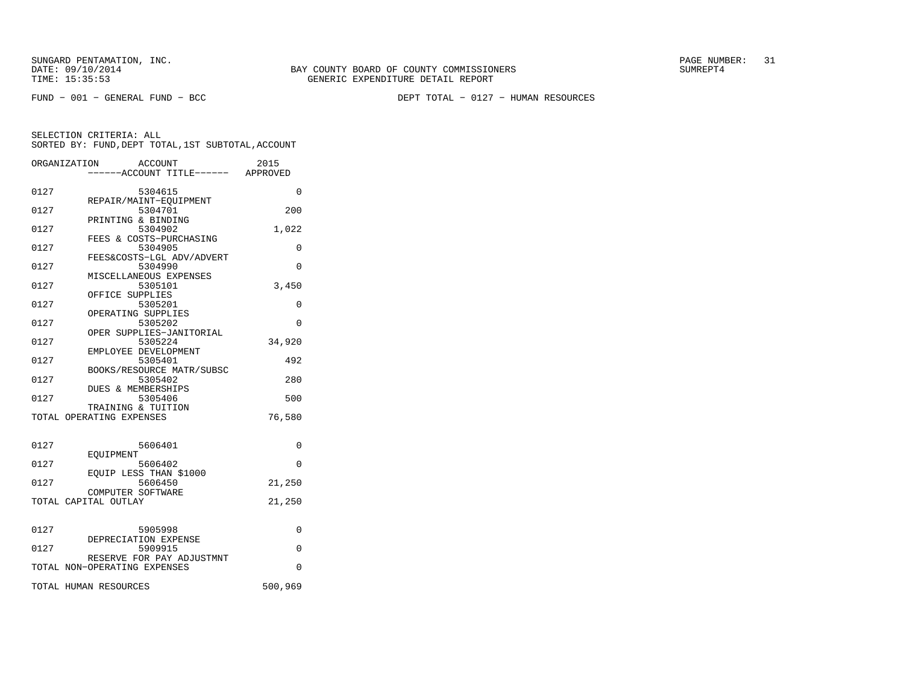SUNGARD PENTAMATION, INC.
DATE: 09/10/2014
TIME: 15:35:53

BAY COUNTY BOARD OF COUNTY COMMISSIONERS
GENERIC EXPENDITURE DETAIL REPORT

SUMREPT4

FUND - 001 - GENERAL FUND - BCC

DEPT TOTAL - 0127 - HUMAN RESOURCES

SELECTION CRITERIA: ALL
SORTED BY: FUND,DEPT TOTAL,1ST SUBTOTAL,ACCOUNT

| ORGANIZATION | ACCOUNT<br>------ACCOUNT TITLE------ | 2015<br>APPROVED |
|---|---|---|
| 0127 | 5304615<br>REPAIR/MAINT-EQUIPMENT | 0 |
| 0127 | 5304701<br>PRINTING & BINDING | 200 |
| 0127 | 5304902<br>FEES & COSTS-PURCHASING | 1,022 |
| 0127 | 5304905<br>FEES&COSTS-LGL ADV/ADVERT | 0 |
| 0127 | 5304990<br>MISCELLANEOUS EXPENSES | 0 |
| 0127 | 5305101<br>OFFICE SUPPLIES | 3,450 |
| 0127 | 5305201<br>OPERATING SUPPLIES | 0 |
| 0127 | 5305202<br>OPER SUPPLIES-JANITORIAL | 0 |
| 0127 | 5305224<br>EMPLOYEE DEVELOPMENT | 34,920 |
| 0127 | 5305401<br>BOOKS/RESOURCE MATR/SUBSC | 492 |
| 0127 | 5305402<br>DUES & MEMBERSHIPS | 280 |
| 0127 | 5305406<br>TRAINING & TUITION | 500 |
| TOTAL OPERATING EXPENSES | | 76,580 |
| 0127 | 5606401<br>EQUIPMENT | 0 |
| 0127 | 5606402<br>EQUIP LESS THAN $1000 | 0 |
| 0127 | 5606450<br>COMPUTER SOFTWARE | 21,250 |
| TOTAL CAPITAL OUTLAY | | 21,250 |
| 0127 | 5905998<br>DEPRECIATION EXPENSE | 0 |
| 0127 | 5909915<br>RESERVE FOR PAY ADJUSTMNT | 0 |
| TOTAL NON-OPERATING EXPENSES | | 0 |
| TOTAL HUMAN RESOURCES | | 500,969 |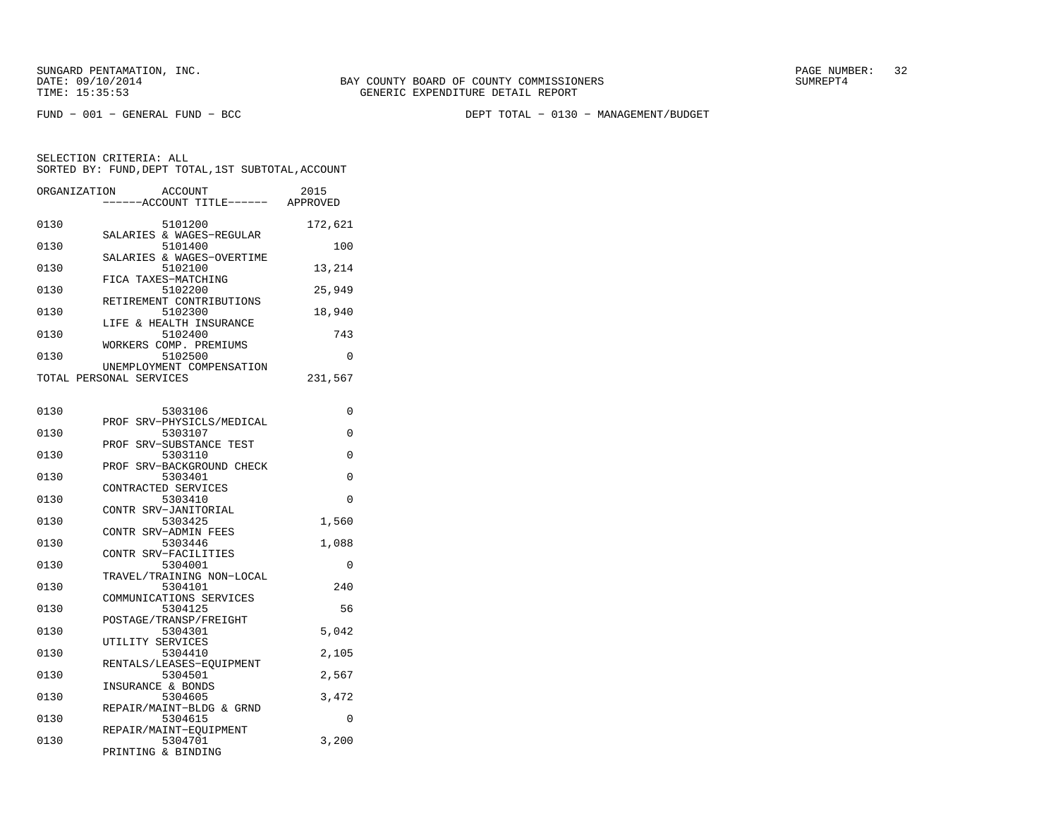SUNGARD PENTAMATION, INC.
DATE: 09/10/2014
TIME: 15:35:53

BAY COUNTY BOARD OF COUNTY COMMISSIONERS
GENERIC EXPENDITURE DETAIL REPORT

SUMREPT4

FUND - 001 - GENERAL FUND - BCC

DEPT TOTAL - 0130 - MANAGEMENT/BUDGET

SELECTION CRITERIA: ALL
SORTED BY: FUND,DEPT TOTAL,1ST SUBTOTAL,ACCOUNT

| ORGANIZATION | ACCOUNT / ------ACCOUNT TITLE------ | 2015 APPROVED |
|---|---|---|
| 0130 | 5101200 SALARIES & WAGES-REGULAR | 172,621 |
| 0130 | 5101400 SALARIES & WAGES-OVERTIME | 100 |
| 0130 | 5102100 FICA TAXES-MATCHING | 13,214 |
| 0130 | 5102200 RETIREMENT CONTRIBUTIONS | 25,949 |
| 0130 | 5102300 LIFE & HEALTH INSURANCE | 18,940 |
| 0130 | 5102400 WORKERS COMP. PREMIUMS | 743 |
| 0130 | 5102500 UNEMPLOYMENT COMPENSATION | 0 |
| TOTAL PERSONAL SERVICES | | 231,567 |
| 0130 | 5303106 PROF SRV-PHYSICLS/MEDICAL | 0 |
| 0130 | 5303107 PROF SRV-SUBSTANCE TEST | 0 |
| 0130 | 5303110 PROF SRV-BACKGROUND CHECK | 0 |
| 0130 | 5303401 CONTRACTED SERVICES | 0 |
| 0130 | 5303410 CONTR SRV-JANITORIAL | 0 |
| 0130 | 5303425 CONTR SRV-ADMIN FEES | 1,560 |
| 0130 | 5303446 CONTR SRV-FACILITIES | 1,088 |
| 0130 | 5304001 TRAVEL/TRAINING NON-LOCAL | 0 |
| 0130 | 5304101 COMMUNICATIONS SERVICES | 240 |
| 0130 | 5304125 POSTAGE/TRANSP/FREIGHT | 56 |
| 0130 | 5304301 UTILITY SERVICES | 5,042 |
| 0130 | 5304410 RENTALS/LEASES-EQUIPMENT | 2,105 |
| 0130 | 5304501 INSURANCE & BONDS | 2,567 |
| 0130 | 5304605 REPAIR/MAINT-BLDG & GRND | 3,472 |
| 0130 | 5304615 REPAIR/MAINT-EQUIPMENT | 0 |
| 0130 | 5304701 PRINTING & BINDING | 3,200 |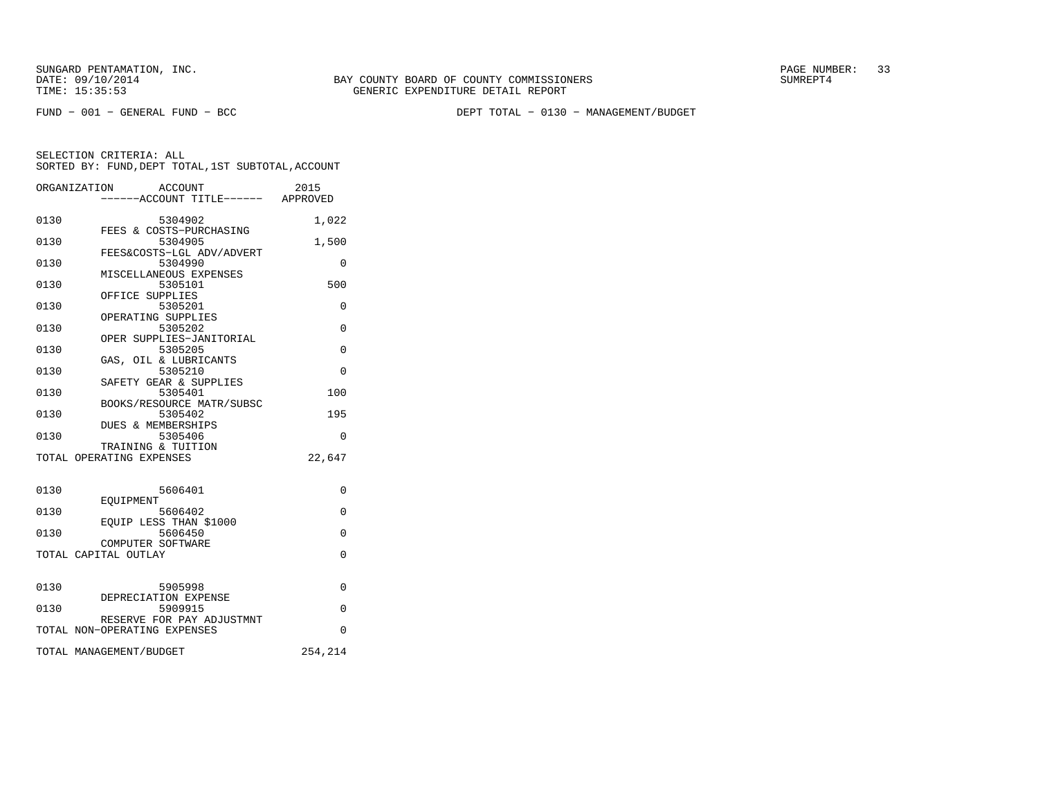BAY COUNTY BOARD OF COUNTY COMMISSIONERS
GENERIC EXPENDITURE DETAIL REPORT

FUND − 001 − GENERAL FUND − BCC

DEPT TOTAL − 0130 − MANAGEMENT/BUDGET

SELECTION CRITERIA: ALL
SORTED BY: FUND,DEPT TOTAL,1ST SUBTOTAL,ACCOUNT

| ORGANIZATION | ACCOUNT / ACCOUNT TITLE | 2015 APPROVED |
|---|---|---|
| 0130 | 5304902 FEES & COSTS−PURCHASING | 1,022 |
| 0130 | 5304905 FEES&COSTS−LGL ADV/ADVERT | 1,500 |
| 0130 | 5304990 MISCELLANEOUS EXPENSES | 0 |
| 0130 | 5305101 OFFICE SUPPLIES | 500 |
| 0130 | 5305201 OPERATING SUPPLIES | 0 |
| 0130 | 5305202 OPER SUPPLIES−JANITORIAL | 0 |
| 0130 | 5305205 GAS, OIL & LUBRICANTS | 0 |
| 0130 | 5305210 SAFETY GEAR & SUPPLIES | 0 |
| 0130 | 5305401 BOOKS/RESOURCE MATR/SUBSC | 100 |
| 0130 | 5305402 DUES & MEMBERSHIPS | 195 |
| 0130 | 5305406 TRAINING & TUITION | 0 |
| TOTAL OPERATING EXPENSES | | 22,647 |
| 0130 | 5606401 EQUIPMENT | 0 |
| 0130 | 5606402 EQUIP LESS THAN $1000 | 0 |
| 0130 | 5606450 COMPUTER SOFTWARE | 0 |
| TOTAL CAPITAL OUTLAY | | 0 |
| 0130 | 5905998 DEPRECIATION EXPENSE | 0 |
| 0130 | 5909915 RESERVE FOR PAY ADJUSTMNT | 0 |
| TOTAL NON−OPERATING EXPENSES | | 0 |
| TOTAL MANAGEMENT/BUDGET | | 254,214 |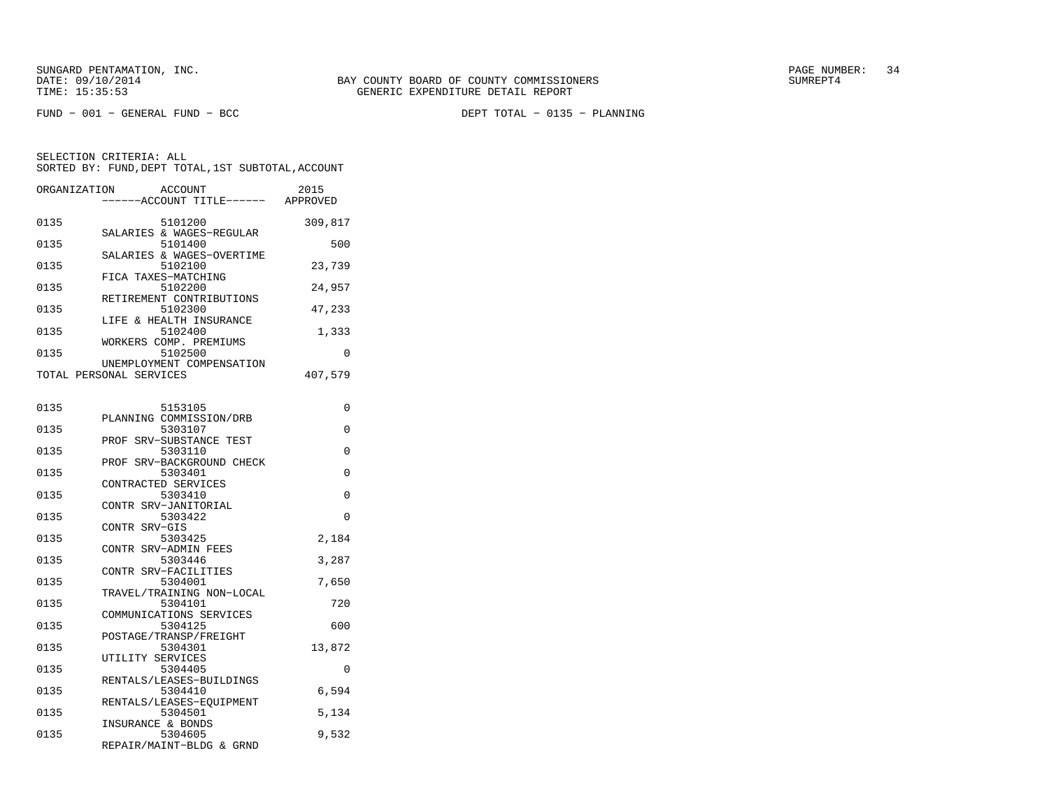SUNGARD PENTAMATION, INC.
DATE: 09/10/2014
TIME: 15:35:53

BAY COUNTY BOARD OF COUNTY COMMISSIONERS
GENERIC EXPENDITURE DETAIL REPORT

PAGE NUMBER: 34
SUMREPT4

FUND - 001 - GENERAL FUND - BCC

DEPT TOTAL - 0135 - PLANNING

SELECTION CRITERIA: ALL
SORTED BY: FUND,DEPT TOTAL,1ST SUBTOTAL,ACCOUNT

| ORGANIZATION | ACCOUNT ------ACCOUNT TITLE------ | 2015 APPROVED |
|---|---|---|
| 0135 | 5101200 SALARIES & WAGES-REGULAR | 309,817 |
| 0135 | 5101400 SALARIES & WAGES-OVERTIME | 500 |
| 0135 | 5102100 FICA TAXES-MATCHING | 23,739 |
| 0135 | 5102200 RETIREMENT CONTRIBUTIONS | 24,957 |
| 0135 | 5102300 LIFE & HEALTH INSURANCE | 47,233 |
| 0135 | 5102400 WORKERS COMP. PREMIUMS | 1,333 |
| 0135 | 5102500 UNEMPLOYMENT COMPENSATION | 0 |
| TOTAL PERSONAL SERVICES | | 407,579 |
| | | |
| 0135 | 5153105 PLANNING COMMISSION/DRB | 0 |
| 0135 | 5303107 PROF SRV-SUBSTANCE TEST | 0 |
| 0135 | 5303110 PROF SRV-BACKGROUND CHECK | 0 |
| 0135 | 5303401 CONTRACTED SERVICES | 0 |
| 0135 | 5303410 CONTR SRV-JANITORIAL | 0 |
| 0135 | 5303422 CONTR SRV-GIS | 0 |
| 0135 | 5303425 CONTR SRV-ADMIN FEES | 2,184 |
| 0135 | 5303446 CONTR SRV-FACILITIES | 3,287 |
| 0135 | 5304001 TRAVEL/TRAINING NON-LOCAL | 7,650 |
| 0135 | 5304101 COMMUNICATIONS SERVICES | 720 |
| 0135 | 5304125 POSTAGE/TRANSP/FREIGHT | 600 |
| 0135 | 5304301 UTILITY SERVICES | 13,872 |
| 0135 | 5304405 RENTALS/LEASES-BUILDINGS | 0 |
| 0135 | 5304410 RENTALS/LEASES-EQUIPMENT | 6,594 |
| 0135 | 5304501 INSURANCE & BONDS | 5,134 |
| 0135 | 5304605 REPAIR/MAINT-BLDG & GRND | 9,532 |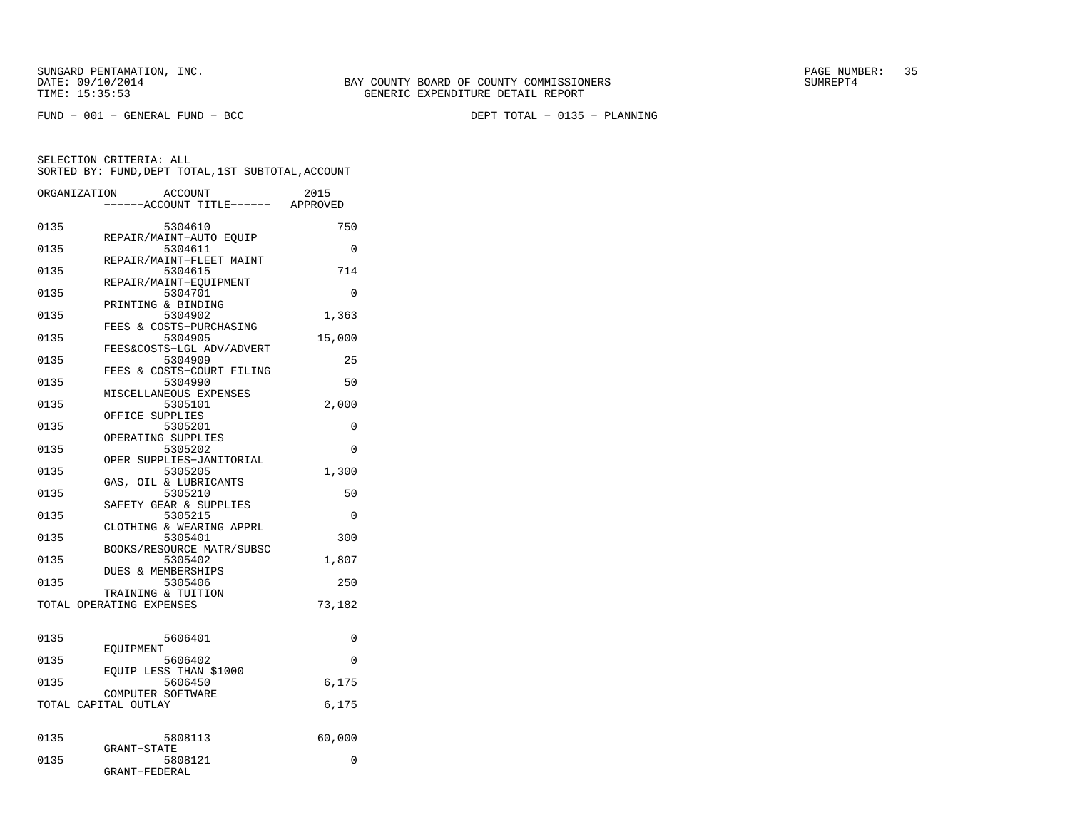BAY COUNTY BOARD OF COUNTY COMMISSIONERS
GENERIC EXPENDITURE DETAIL REPORT

FUND − 001 − GENERAL FUND − BCC    DEPT TOTAL − 0135 − PLANNING

SELECTION CRITERIA: ALL
SORTED BY: FUND,DEPT TOTAL,1ST SUBTOTAL,ACCOUNT

| ORGANIZATION | ACCOUNT / ACCOUNT TITLE | 2015 APPROVED |
|---|---|---|
| 0135 | 5304610 REPAIR/MAINT−AUTO EQUIP | 750 |
| 0135 | 5304611 REPAIR/MAINT−FLEET MAINT | 0 |
| 0135 | 5304615 REPAIR/MAINT−EQUIPMENT | 714 |
| 0135 | 5304701 PRINTING & BINDING | 0 |
| 0135 | 5304902 FEES & COSTS−PURCHASING | 1,363 |
| 0135 | 5304905 FEES&COSTS−LGL ADV/ADVERT | 15,000 |
| 0135 | 5304909 FEES & COSTS−COURT FILING | 25 |
| 0135 | 5304990 MISCELLANEOUS EXPENSES | 50 |
| 0135 | 5305101 OFFICE SUPPLIES | 2,000 |
| 0135 | 5305201 OPERATING SUPPLIES | 0 |
| 0135 | 5305202 OPER SUPPLIES−JANITORIAL | 0 |
| 0135 | 5305205 GAS, OIL & LUBRICANTS | 1,300 |
| 0135 | 5305210 SAFETY GEAR & SUPPLIES | 50 |
| 0135 | 5305215 CLOTHING & WEARING APPRL | 0 |
| 0135 | 5305401 BOOKS/RESOURCE MATR/SUBSC | 300 |
| 0135 | 5305402 DUES & MEMBERSHIPS | 1,807 |
| 0135 | 5305406 TRAINING & TUITION | 250 |
| TOTAL OPERATING EXPENSES | | 73,182 |
| 0135 | 5606401 EQUIPMENT | 0 |
| 0135 | 5606402 EQUIP LESS THAN $1000 | 0 |
| 0135 | 5606450 COMPUTER SOFTWARE | 6,175 |
| TOTAL CAPITAL OUTLAY | | 6,175 |
| 0135 | 5808113 GRANT−STATE | 60,000 |
| 0135 | 5808121 GRANT−FEDERAL | 0 |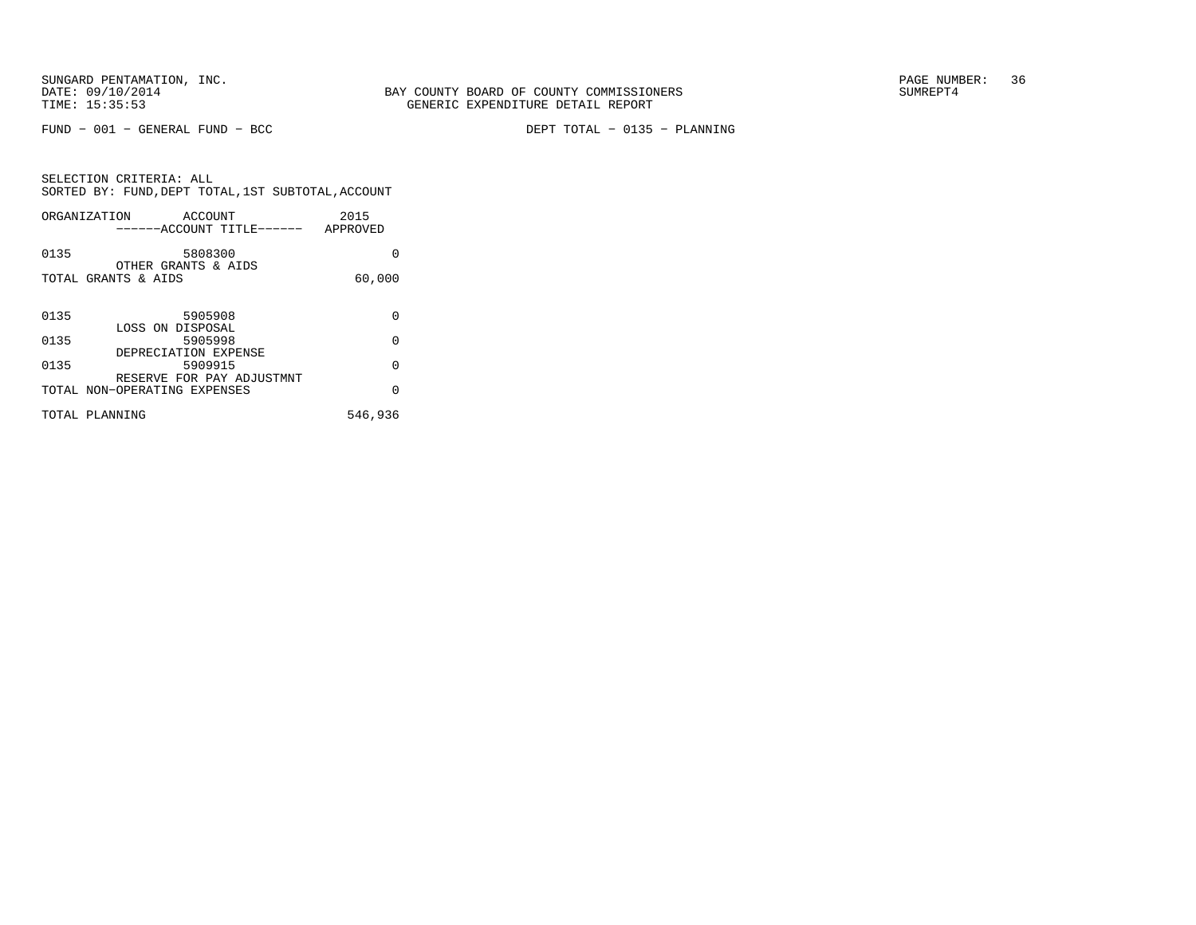SUNGARD PENTAMATION, INC.
DATE: 09/10/2014
TIME: 15:35:53

BAY COUNTY BOARD OF COUNTY COMMISSIONERS
GENERIC EXPENDITURE DETAIL REPORT

SUMREPT4

FUND − 001 − GENERAL FUND − BCC

DEPT TOTAL − 0135 − PLANNING

SELECTION CRITERIA: ALL
SORTED BY: FUND,DEPT TOTAL,1ST SUBTOTAL,ACCOUNT

| ORGANIZATION | ACCOUNT ------ACCOUNT TITLE------ | 2015 APPROVED |
|---|---|---|
| 0135 | 5808300 OTHER GRANTS & AIDS | 0 |
| TOTAL GRANTS & AIDS | | 60,000 |
| 0135 | 5905908 LOSS ON DISPOSAL | 0 |
| 0135 | 5905998 DEPRECIATION EXPENSE | 0 |
| 0135 | 5909915 RESERVE FOR PAY ADJUSTMNT | 0 |
| TOTAL NON−OPERATING EXPENSES | | 0 |
| TOTAL PLANNING | | 546,936 |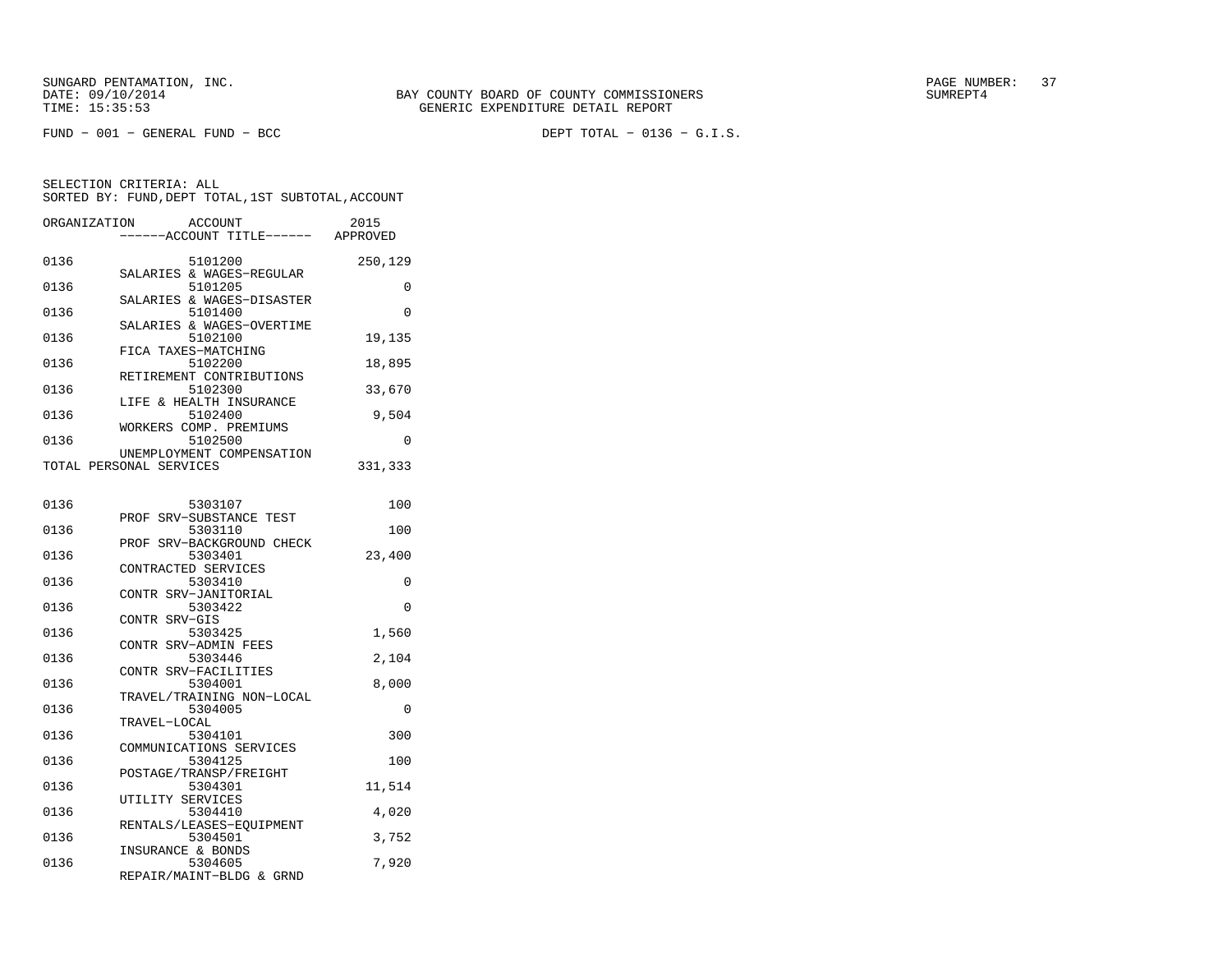SUNGARD PENTAMATION, INC.
DATE: 09/10/2014
TIME: 15:35:53

BAY COUNTY BOARD OF COUNTY COMMISSIONERS
GENERIC EXPENDITURE DETAIL REPORT

PAGE NUMBER: 37
SUMREPT4

FUND − 001 − GENERAL FUND − BCC　　　　DEPT TOTAL − 0136 − G.I.S.

SELECTION CRITERIA: ALL
SORTED BY: FUND,DEPT TOTAL,1ST SUBTOTAL,ACCOUNT

| ORGANIZATION | ACCOUNT ------ACCOUNT TITLE------ | 2015 APPROVED |
|---|---|---|
| 0136 | 5101200 SALARIES & WAGES−REGULAR | 250,129 |
| 0136 | 5101205 SALARIES & WAGES−DISASTER | 0 |
| 0136 | 5101400 SALARIES & WAGES−OVERTIME | 0 |
| 0136 | 5102100 FICA TAXES−MATCHING | 19,135 |
| 0136 | 5102200 RETIREMENT CONTRIBUTIONS | 18,895 |
| 0136 | 5102300 LIFE & HEALTH INSURANCE | 33,670 |
| 0136 | 5102400 WORKERS COMP. PREMIUMS | 9,504 |
| 0136 | 5102500 UNEMPLOYMENT COMPENSATION | 0 |
| TOTAL PERSONAL SERVICES | | 331,333 |
| 0136 | 5303107 PROF SRV−SUBSTANCE TEST | 100 |
| 0136 | 5303110 PROF SRV−BACKGROUND CHECK | 100 |
| 0136 | 5303401 CONTRACTED SERVICES | 23,400 |
| 0136 | 5303410 CONTR SRV−JANITORIAL | 0 |
| 0136 | 5303422 CONTR SRV−GIS | 0 |
| 0136 | 5303425 CONTR SRV−ADMIN FEES | 1,560 |
| 0136 | 5303446 CONTR SRV−FACILITIES | 2,104 |
| 0136 | 5304001 TRAVEL/TRAINING NON−LOCAL | 8,000 |
| 0136 | 5304005 TRAVEL−LOCAL | 0 |
| 0136 | 5304101 COMMUNICATIONS SERVICES | 300 |
| 0136 | 5304125 POSTAGE/TRANSP/FREIGHT | 100 |
| 0136 | 5304301 UTILITY SERVICES | 11,514 |
| 0136 | 5304410 RENTALS/LEASES−EQUIPMENT | 4,020 |
| 0136 | 5304501 INSURANCE & BONDS | 3,752 |
| 0136 | 5304605 REPAIR/MAINT−BLDG & GRND | 7,920 |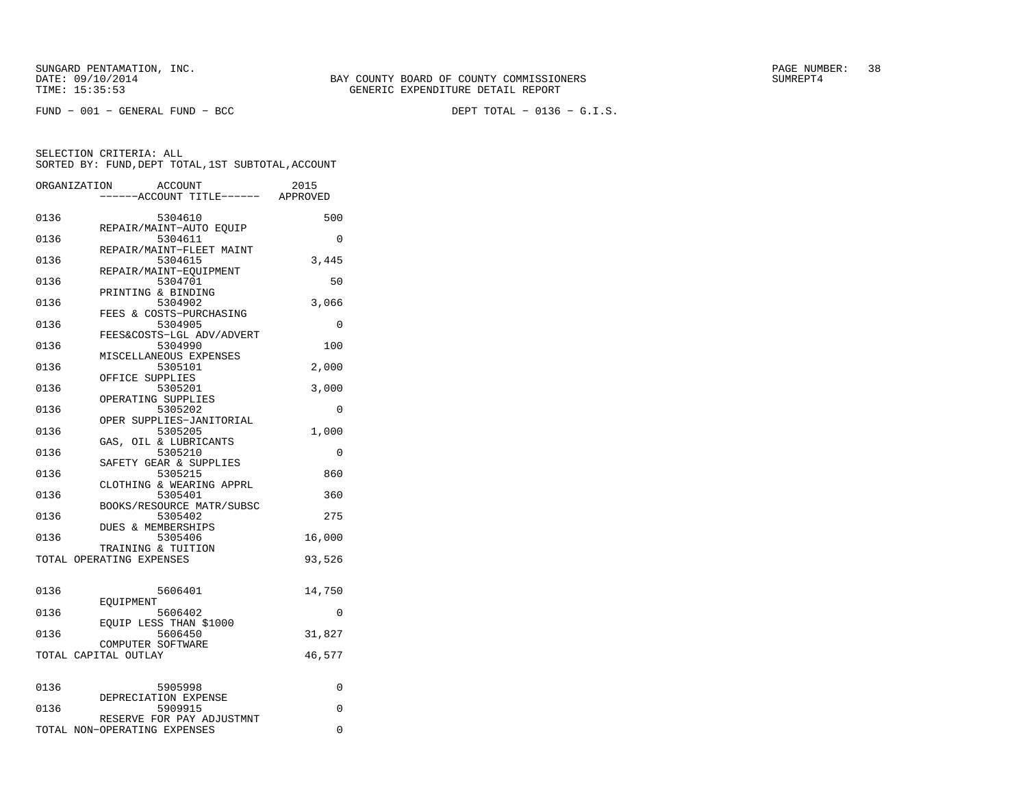SUNGARD PENTAMATION, INC.
DATE: 09/10/2014
TIME: 15:35:53

BAY COUNTY BOARD OF COUNTY COMMISSIONERS
GENERIC EXPENDITURE DETAIL REPORT

SUMREPT4

FUND - 001 - GENERAL FUND - BCC

DEPT TOTAL - 0136 - G.I.S.

SELECTION CRITERIA: ALL
SORTED BY: FUND,DEPT TOTAL,1ST SUBTOTAL,ACCOUNT

| ORGANIZATION | ACCOUNT ------ACCOUNT TITLE------ | 2015 APPROVED |
|---|---|---|
| 0136 | 5304610 REPAIR/MAINT-AUTO EQUIP | 500 |
| 0136 | 5304611 REPAIR/MAINT-FLEET MAINT | 0 |
| 0136 | 5304615 REPAIR/MAINT-EQUIPMENT | 3,445 |
| 0136 | 5304701 PRINTING & BINDING | 50 |
| 0136 | 5304902 FEES & COSTS-PURCHASING | 3,066 |
| 0136 | 5304905 FEES&COSTS-LGL ADV/ADVERT | 0 |
| 0136 | 5304990 MISCELLANEOUS EXPENSES | 100 |
| 0136 | 5305101 OFFICE SUPPLIES | 2,000 |
| 0136 | 5305201 OPERATING SUPPLIES | 3,000 |
| 0136 | 5305202 OPER SUPPLIES-JANITORIAL | 0 |
| 0136 | 5305205 GAS, OIL & LUBRICANTS | 1,000 |
| 0136 | 5305210 SAFETY GEAR & SUPPLIES | 0 |
| 0136 | 5305215 CLOTHING & WEARING APPRL | 860 |
| 0136 | 5305401 BOOKS/RESOURCE MATR/SUBSC | 360 |
| 0136 | 5305402 DUES & MEMBERSHIPS | 275 |
| 0136 | 5305406 TRAINING & TUITION | 16,000 |
| TOTAL OPERATING EXPENSES | | 93,526 |
| 0136 | 5606401 EQUIPMENT | 14,750 |
| 0136 | 5606402 EQUIP LESS THAN $1000 | 0 |
| 0136 | 5606450 COMPUTER SOFTWARE | 31,827 |
| TOTAL CAPITAL OUTLAY | | 46,577 |
| 0136 | 5905998 DEPRECIATION EXPENSE | 0 |
| 0136 | 5909915 RESERVE FOR PAY ADJUSTMNT | 0 |
| TOTAL NON-OPERATING EXPENSES | | 0 |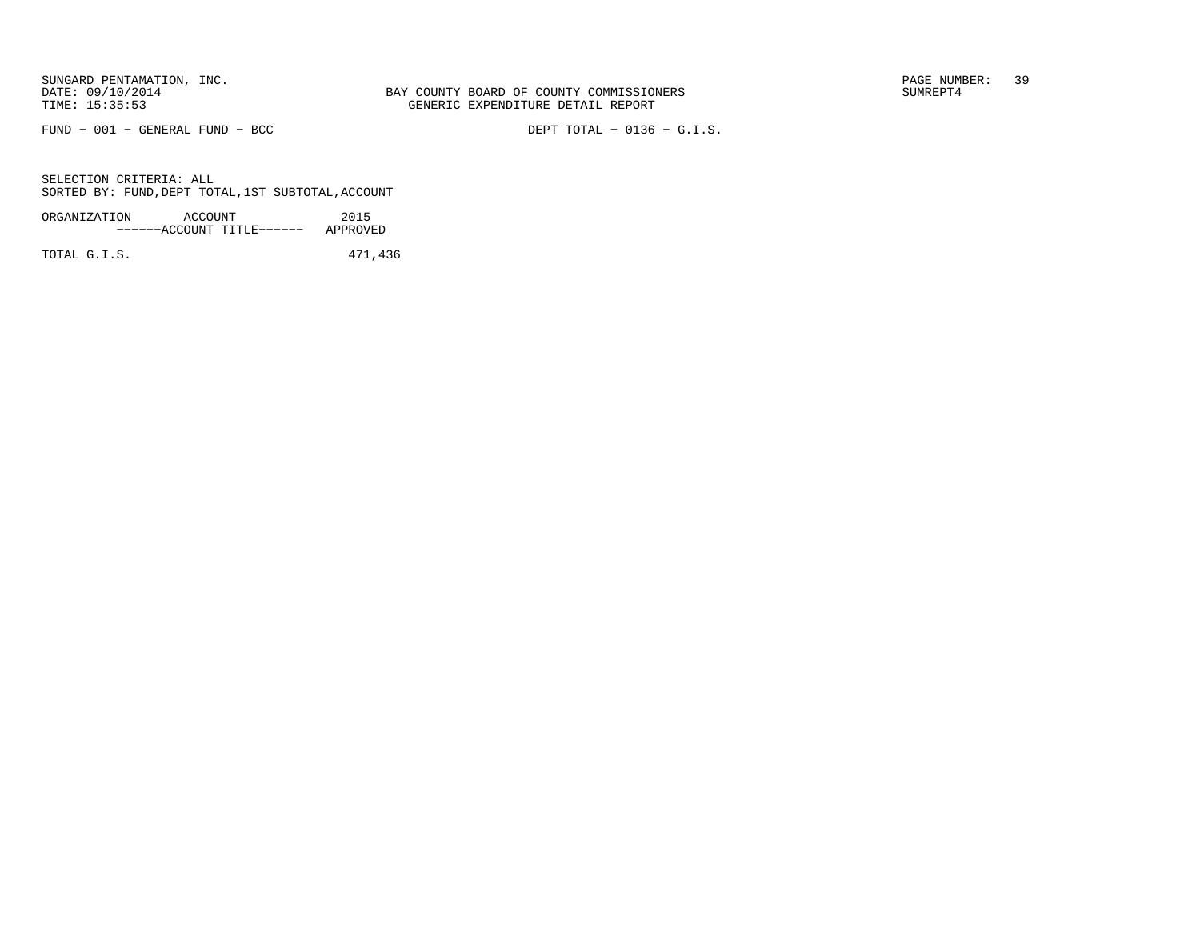BAY COUNTY BOARD OF COUNTY COMMISSIONERS
GENERIC EXPENDITURE DETAIL REPORT

SUNGARD PENTAMATION, INC.
DATE: 09/10/2014
TIME: 15:35:53

SUMREPT4

FUND - 001 - GENERAL FUND - BCC

DEPT TOTAL - 0136 - G.I.S.

SELECTION CRITERIA: ALL
SORTED BY: FUND,DEPT TOTAL,1ST SUBTOTAL,ACCOUNT

| ORGANIZATION | ACCOUNT ------ACCOUNT TITLE------ | 2015 APPROVED |
|---|---|---|
| TOTAL G.I.S. | | 471,436 |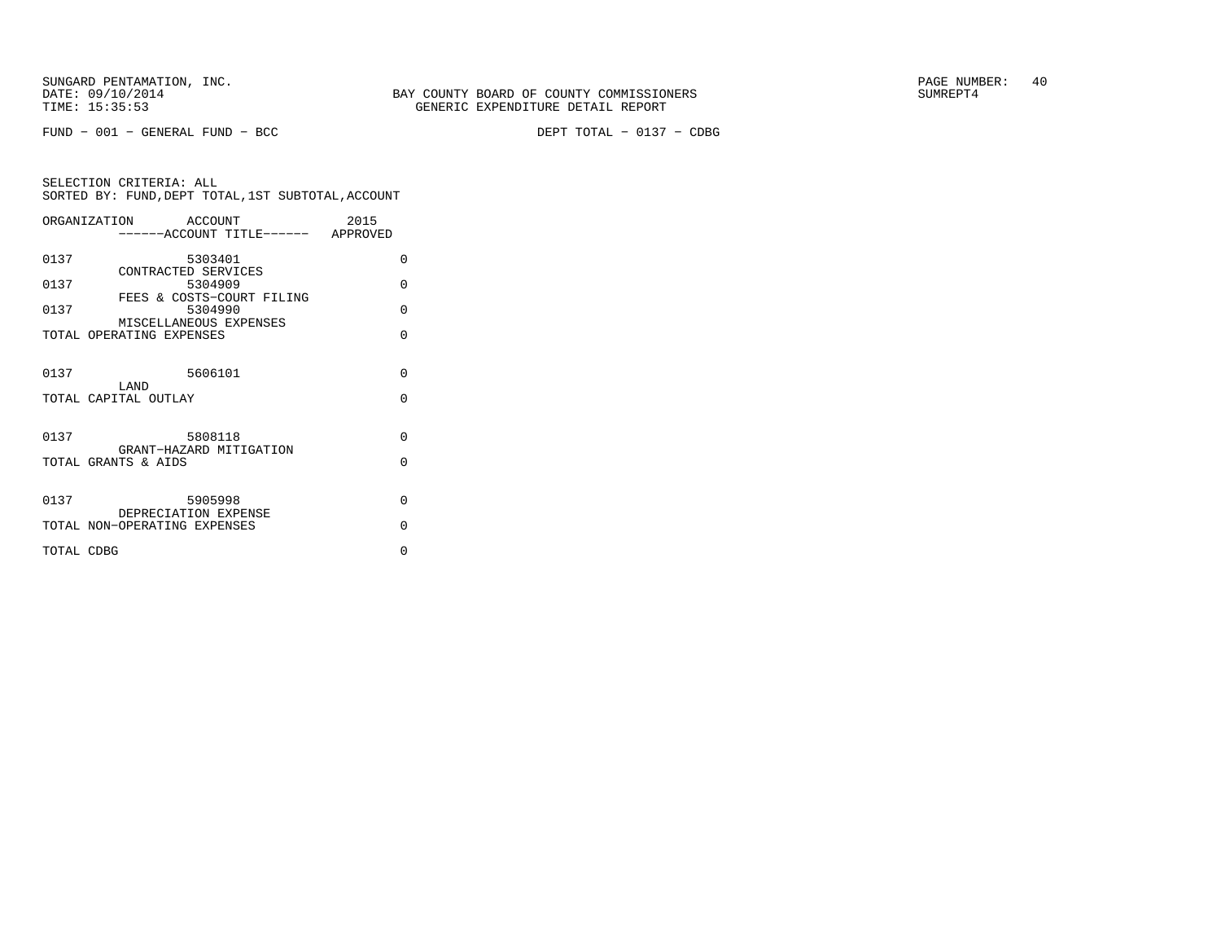SUNGARD PENTAMATION, INC.
DATE: 09/10/2014
TIME: 15:35:53

BAY COUNTY BOARD OF COUNTY COMMISSIONERS
GENERIC EXPENDITURE DETAIL REPORT

SUMREPT4

FUND − 001 − GENERAL FUND − BCC

DEPT TOTAL − 0137 − CDBG

SELECTION CRITERIA: ALL
SORTED BY: FUND,DEPT TOTAL,1ST SUBTOTAL,ACCOUNT

| ORGANIZATION | ACCOUNT<br>------ACCOUNT TITLE------ | 2015<br>APPROVED |
|---|---|---|
| 0137 | 5303401<br>CONTRACTED SERVICES | 0 |
| 0137 | 5304909<br>FEES & COSTS−COURT FILING | 0 |
| 0137 | 5304990<br>MISCELLANEOUS EXPENSES | 0 |
| TOTAL OPERATING EXPENSES | | 0 |
| 0137 | 5606101<br>LAND | 0 |
| TOTAL CAPITAL OUTLAY | | 0 |
| 0137 | 5808118<br>GRANT−HAZARD MITIGATION | 0 |
| TOTAL GRANTS & AIDS | | 0 |
| 0137 | 5905998<br>DEPRECIATION EXPENSE | 0 |
| TOTAL NON−OPERATING EXPENSES | | 0 |
| TOTAL CDBG | | 0 |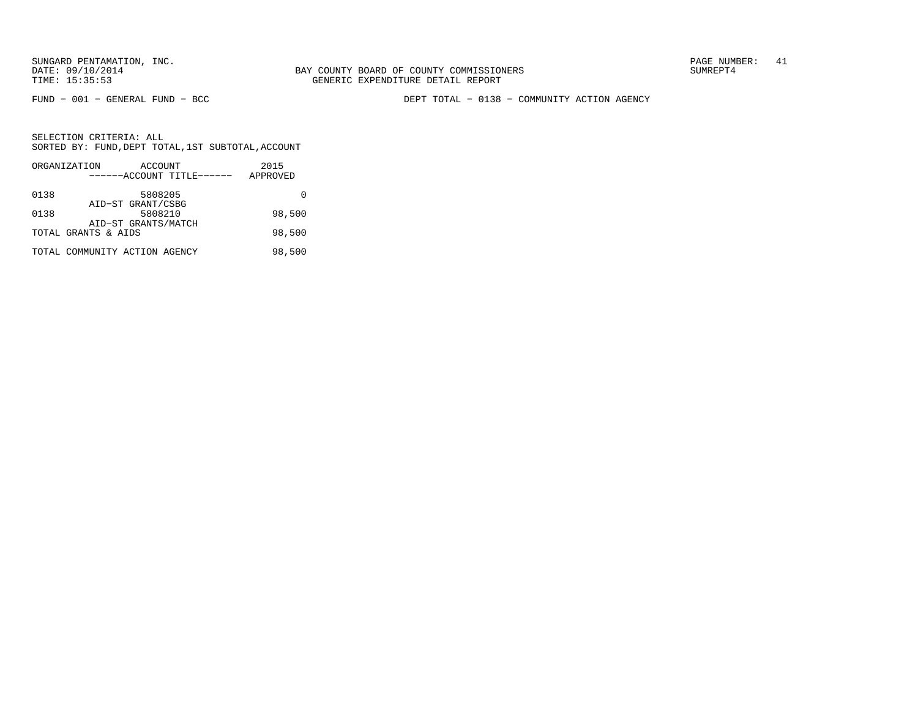SUNGARD PENTAMATION, INC.
DATE: 09/10/2014
TIME: 15:35:53

BAY COUNTY BOARD OF COUNTY COMMISSIONERS
GENERIC EXPENDITURE DETAIL REPORT

SUMREPT4

FUND − 001 − GENERAL FUND − BCC

DEPT TOTAL − 0138 − COMMUNITY ACTION AGENCY

SELECTION CRITERIA: ALL
SORTED BY: FUND,DEPT TOTAL,1ST SUBTOTAL,ACCOUNT

| ORGANIZATION | ACCOUNT<br>------ACCOUNT TITLE------ | 2015<br>APPROVED |
|---|---|---|
| 0138 | 5808205<br>AID−ST GRANT/CSBG | 0 |
| 0138 | 5808210<br>AID−ST GRANTS/MATCH | 98,500 |
| TOTAL GRANTS & AIDS | | 98,500 |
| TOTAL COMMUNITY ACTION AGENCY | | 98,500 |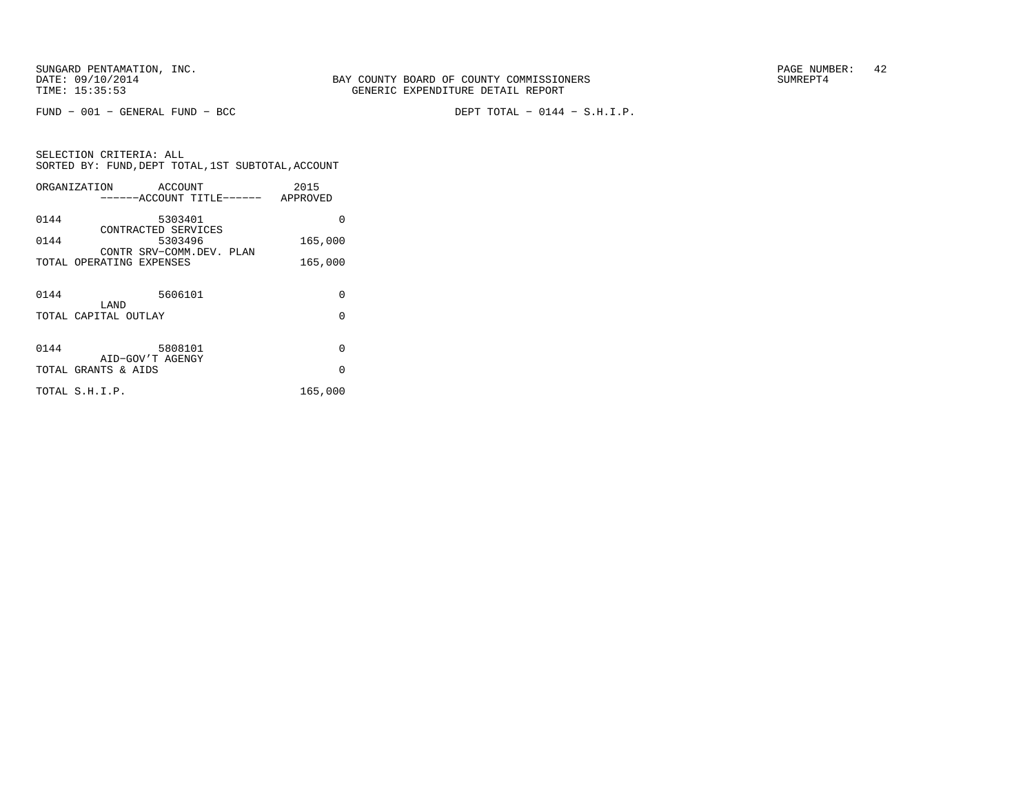SUNGARD PENTAMATION, INC.
DATE: 09/10/2014
TIME: 15:35:53

BAY COUNTY BOARD OF COUNTY COMMISSIONERS
GENERIC EXPENDITURE DETAIL REPORT

SUMREPT4

FUND − 001 − GENERAL FUND − BCC

DEPT TOTAL − 0144 − S.H.I.P.

SELECTION CRITERIA: ALL
SORTED BY: FUND,DEPT TOTAL,1ST SUBTOTAL,ACCOUNT

| ORGANIZATION | ACCOUNT<br>------ACCOUNT TITLE------ | 2015<br>APPROVED |
|---|---|---|
| 0144 | 5303401<br>CONTRACTED SERVICES | 0 |
| 0144 | 5303496<br>CONTR SRV−COMM.DEV. PLAN | 165,000 |
| TOTAL OPERATING EXPENSES | | 165,000 |
| 0144 | 5606101<br>LAND | 0 |
| TOTAL CAPITAL OUTLAY | | 0 |
| 0144 | 5808101<br>AID−GOV'T AGENGY | 0 |
| TOTAL GRANTS & AIDS | | 0 |
| TOTAL S.H.I.P. | | 165,000 |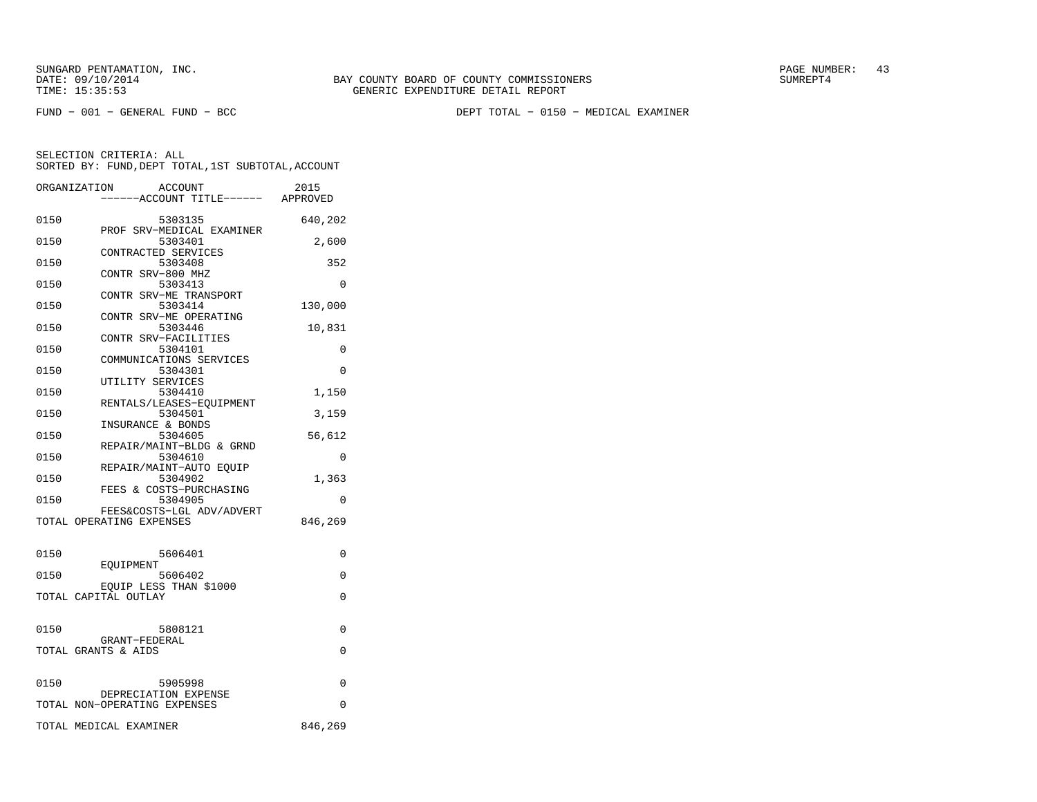SUNGARD PENTAMATION, INC.
DATE: 09/10/2014
TIME: 15:35:53

BAY COUNTY BOARD OF COUNTY COMMISSIONERS
GENERIC EXPENDITURE DETAIL REPORT

SUMREPT4

FUND − 001 − GENERAL FUND − BCC

DEPT TOTAL − 0150 − MEDICAL EXAMINER

SELECTION CRITERIA: ALL
SORTED BY: FUND,DEPT TOTAL,1ST SUBTOTAL,ACCOUNT

| ORGANIZATION | ACCOUNT / ------ACCOUNT TITLE------ | 2015 APPROVED |
|---|---|---|
| 0150 | 5303135 PROF SRV−MEDICAL EXAMINER | 640,202 |
| 0150 | 5303401 CONTRACTED SERVICES | 2,600 |
| 0150 | 5303408 CONTR SRV−800 MHZ | 352 |
| 0150 | 5303413 CONTR SRV−ME TRANSPORT | 0 |
| 0150 | 5303414 CONTR SRV−ME OPERATING | 130,000 |
| 0150 | 5303446 CONTR SRV−FACILITIES | 10,831 |
| 0150 | 5304101 COMMUNICATIONS SERVICES | 0 |
| 0150 | 5304301 UTILITY SERVICES | 0 |
| 0150 | 5304410 RENTALS/LEASES−EQUIPMENT | 1,150 |
| 0150 | 5304501 INSURANCE & BONDS | 3,159 |
| 0150 | 5304605 REPAIR/MAINT−BLDG & GRND | 56,612 |
| 0150 | 5304610 REPAIR/MAINT−AUTO EQUIP | 0 |
| 0150 | 5304902 FEES & COSTS−PURCHASING | 1,363 |
| 0150 | 5304905 FEES&COSTS−LGL ADV/ADVERT | 0 |
| TOTAL OPERATING EXPENSES | | 846,269 |
| 0150 | 5606401 EQUIPMENT | 0 |
| 0150 | 5606402 EQUIP LESS THAN $1000 | 0 |
| TOTAL CAPITAL OUTLAY | | 0 |
| 0150 | 5808121 GRANT−FEDERAL | 0 |
| TOTAL GRANTS & AIDS | | 0 |
| 0150 | 5905998 DEPRECIATION EXPENSE | 0 |
| TOTAL NON−OPERATING EXPENSES | | 0 |
| TOTAL MEDICAL EXAMINER | | 846,269 |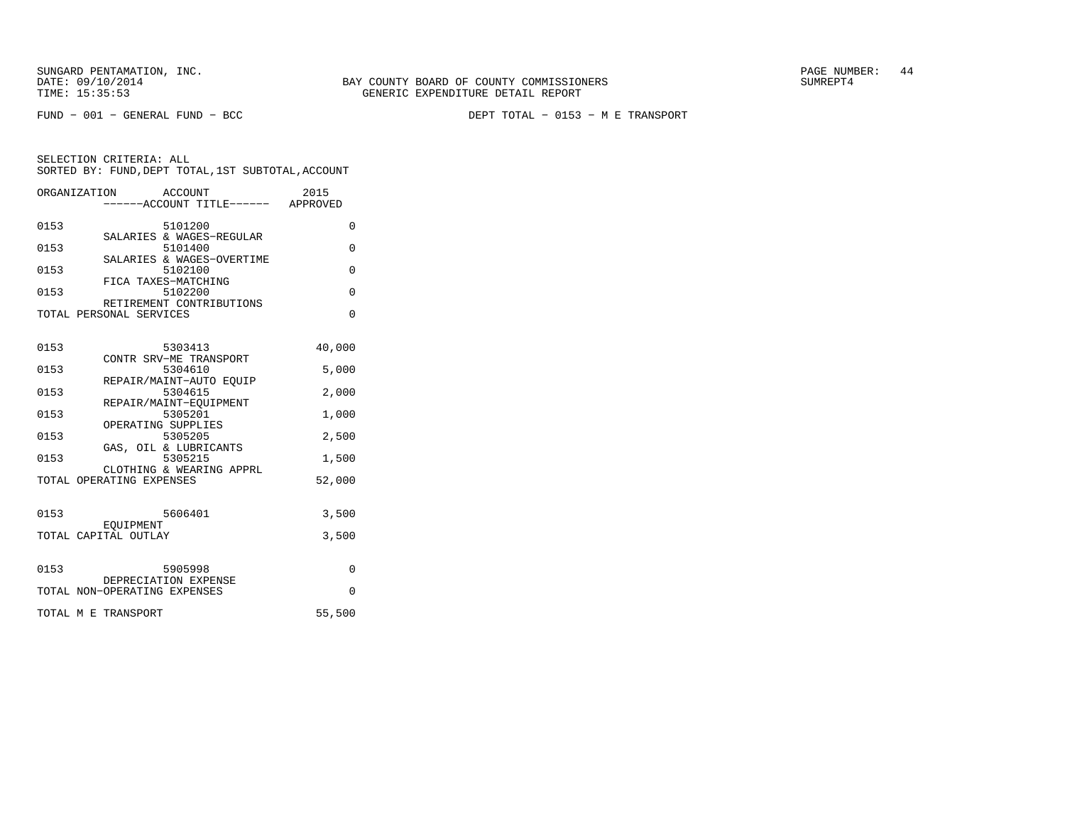FUND − 001 − GENERAL FUND − BCC

DEPT TOTAL − 0153 − M E TRANSPORT

SELECTION CRITERIA: ALL
SORTED BY: FUND,DEPT TOTAL,1ST SUBTOTAL,ACCOUNT

| ORGANIZATION | ACCOUNT<br>------ACCOUNT TITLE------ | 2015<br>APPROVED |
|---|---|---|
| 0153 | 5101200<br>SALARIES & WAGES−REGULAR | 0 |
| 0153 | 5101400<br>SALARIES & WAGES−OVERTIME | 0 |
| 0153 | 5102100<br>FICA TAXES−MATCHING | 0 |
| 0153 | 5102200<br>RETIREMENT CONTRIBUTIONS | 0 |
| TOTAL PERSONAL SERVICES | | 0 |
| 0153 | 5303413<br>CONTR SRV−ME TRANSPORT | 40,000 |
| 0153 | 5304610<br>REPAIR/MAINT−AUTO EQUIP | 5,000 |
| 0153 | 5304615<br>REPAIR/MAINT−EQUIPMENT | 2,000 |
| 0153 | 5305201<br>OPERATING SUPPLIES | 1,000 |
| 0153 | 5305205<br>GAS, OIL & LUBRICANTS | 2,500 |
| 0153 | 5305215<br>CLOTHING & WEARING APPRL | 1,500 |
| TOTAL OPERATING EXPENSES | | 52,000 |
| 0153 | 5606401<br>EQUIPMENT | 3,500 |
| TOTAL CAPITAL OUTLAY | | 3,500 |
| 0153 | 5905998<br>DEPRECIATION EXPENSE | 0 |
| TOTAL NON−OPERATING EXPENSES | | 0 |
| TOTAL M E TRANSPORT | | 55,500 |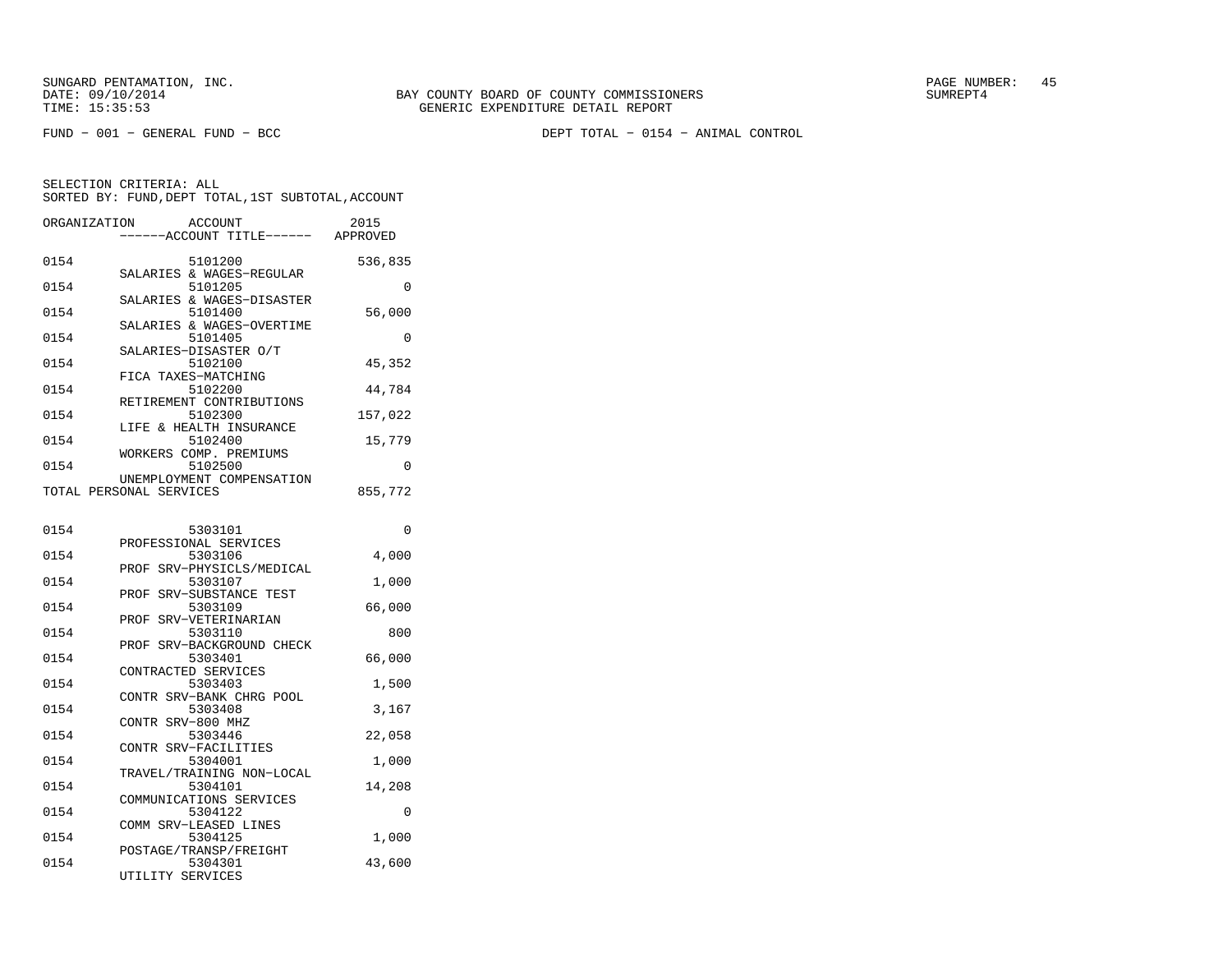SUNGARD PENTAMATION, INC.
DATE: 09/10/2014
TIME: 15:35:53

BAY COUNTY BOARD OF COUNTY COMMISSIONERS
GENERIC EXPENDITURE DETAIL REPORT

PAGE NUMBER: 45
SUMREPT4

FUND - 001 - GENERAL FUND - BCC

DEPT TOTAL - 0154 - ANIMAL CONTROL

SELECTION CRITERIA: ALL
SORTED BY: FUND,DEPT TOTAL,1ST SUBTOTAL,ACCOUNT

| ORGANIZATION | ACCOUNT / ------ACCOUNT TITLE------ | 2015 APPROVED |
|---|---|---|
| 0154 | 5101200 SALARIES & WAGES-REGULAR | 536,835 |
| 0154 | 5101205 SALARIES & WAGES-DISASTER | 0 |
| 0154 | 5101400 SALARIES & WAGES-OVERTIME | 56,000 |
| 0154 | 5101405 SALARIES-DISASTER O/T | 0 |
| 0154 | 5102100 FICA TAXES-MATCHING | 45,352 |
| 0154 | 5102200 RETIREMENT CONTRIBUTIONS | 44,784 |
| 0154 | 5102300 LIFE & HEALTH INSURANCE | 157,022 |
| 0154 | 5102400 WORKERS COMP. PREMIUMS | 15,779 |
| 0154 | 5102500 UNEMPLOYMENT COMPENSATION | 0 |
| TOTAL PERSONAL SERVICES | | 855,772 |
| 0154 | 5303101 PROFESSIONAL SERVICES | 0 |
| 0154 | 5303106 PROF SRV-PHYSICLS/MEDICAL | 4,000 |
| 0154 | 5303107 PROF SRV-SUBSTANCE TEST | 1,000 |
| 0154 | 5303109 PROF SRV-VETERINARIAN | 66,000 |
| 0154 | 5303110 PROF SRV-BACKGROUND CHECK | 800 |
| 0154 | 5303401 CONTRACTED SERVICES | 66,000 |
| 0154 | 5303403 CONTR SRV-BANK CHRG POOL | 1,500 |
| 0154 | 5303408 CONTR SRV-800 MHZ | 3,167 |
| 0154 | 5303446 CONTR SRV-FACILITIES | 22,058 |
| 0154 | 5304001 TRAVEL/TRAINING NON-LOCAL | 1,000 |
| 0154 | 5304101 COMMUNICATIONS SERVICES | 14,208 |
| 0154 | 5304122 COMM SRV-LEASED LINES | 0 |
| 0154 | 5304125 POSTAGE/TRANSP/FREIGHT | 1,000 |
| 0154 | 5304301 UTILITY SERVICES | 43,600 |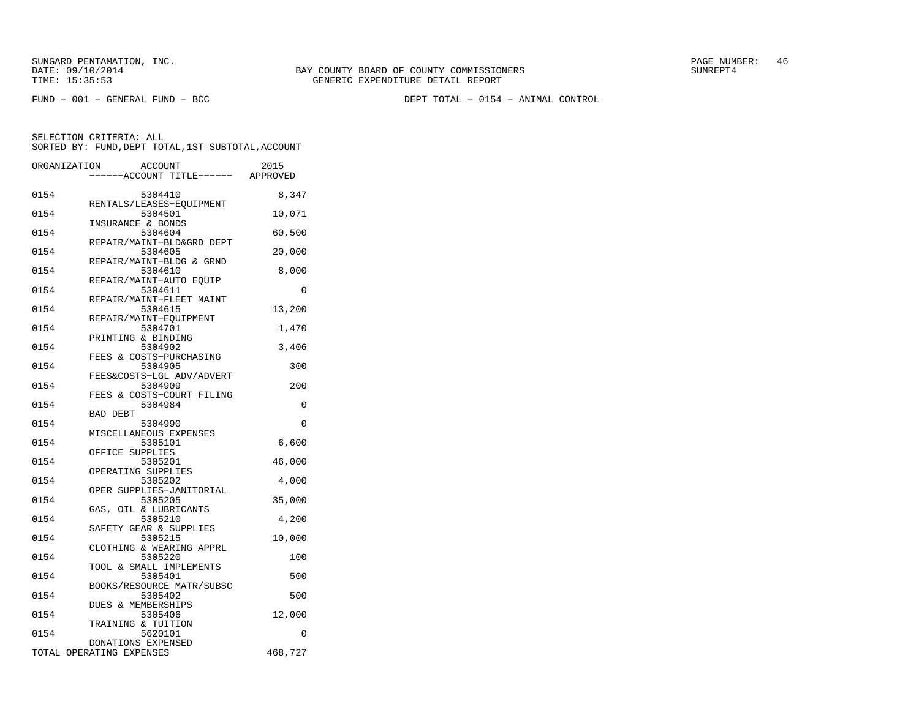SUNGARD PENTAMATION, INC.
DATE: 09/10/2014
TIME: 15:35:53

BAY COUNTY BOARD OF COUNTY COMMISSIONERS
GENERIC EXPENDITURE DETAIL REPORT

SUMREPT4

FUND − 001 − GENERAL FUND − BCC

DEPT TOTAL − 0154 − ANIMAL CONTROL

SELECTION CRITERIA: ALL
SORTED BY: FUND,DEPT TOTAL,1ST SUBTOTAL,ACCOUNT

| ORGANIZATION | ACCOUNT / ------ACCOUNT TITLE------ | 2015 APPROVED |
|---|---|---|
| 0154 | 5304410 RENTALS/LEASES−EQUIPMENT | 8,347 |
| 0154 | 5304501 INSURANCE & BONDS | 10,071 |
| 0154 | 5304604 REPAIR/MAINT−BLD&GRD DEPT | 60,500 |
| 0154 | 5304605 REPAIR/MAINT−BLDG & GRND | 20,000 |
| 0154 | 5304610 REPAIR/MAINT−AUTO EQUIP | 8,000 |
| 0154 | 5304611 REPAIR/MAINT−FLEET MAINT | 0 |
| 0154 | 5304615 REPAIR/MAINT−EQUIPMENT | 13,200 |
| 0154 | 5304701 PRINTING & BINDING | 1,470 |
| 0154 | 5304902 FEES & COSTS−PURCHASING | 3,406 |
| 0154 | 5304905 FEES&COSTS−LGL ADV/ADVERT | 300 |
| 0154 | 5304909 FEES & COSTS−COURT FILING | 200 |
| 0154 | 5304984 BAD DEBT | 0 |
| 0154 | 5304990 MISCELLANEOUS EXPENSES | 0 |
| 0154 | 5305101 OFFICE SUPPLIES | 6,600 |
| 0154 | 5305201 OPERATING SUPPLIES | 46,000 |
| 0154 | 5305202 OPER SUPPLIES−JANITORIAL | 4,000 |
| 0154 | 5305205 GAS, OIL & LUBRICANTS | 35,000 |
| 0154 | 5305210 SAFETY GEAR & SUPPLIES | 4,200 |
| 0154 | 5305215 CLOTHING & WEARING APPRL | 10,000 |
| 0154 | 5305220 TOOL & SMALL IMPLEMENTS | 100 |
| 0154 | 5305401 BOOKS/RESOURCE MATR/SUBSC | 500 |
| 0154 | 5305402 DUES & MEMBERSHIPS | 500 |
| 0154 | 5305406 TRAINING & TUITION | 12,000 |
| 0154 | 5620101 DONATIONS EXPENSED | 0 |
| TOTAL OPERATING EXPENSES | | 468,727 |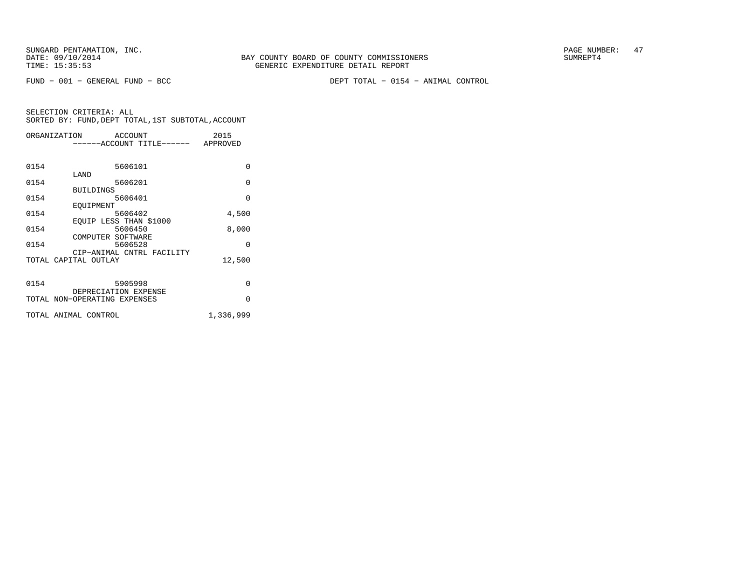SUNGARD PENTAMATION, INC.
DATE: 09/10/2014
TIME: 15:35:53

BAY COUNTY BOARD OF COUNTY COMMISSIONERS
GENERIC EXPENDITURE DETAIL REPORT

SUMREPT4

FUND − 001 − GENERAL FUND − BCC

DEPT TOTAL − 0154 − ANIMAL CONTROL

SELECTION CRITERIA: ALL
SORTED BY: FUND,DEPT TOTAL,1ST SUBTOTAL,ACCOUNT

| ORGANIZATION | ACCOUNT / ------ACCOUNT TITLE------ | 2015 APPROVED |
|---|---|---|
| 0154 | 5606101 LAND | 0 |
| 0154 | 5606201 BUILDINGS | 0 |
| 0154 | 5606401 EQUIPMENT | 0 |
| 0154 | 5606402 EQUIP LESS THAN $1000 | 4,500 |
| 0154 | 5606450 COMPUTER SOFTWARE | 8,000 |
| 0154 | 5606528 CIP−ANIMAL CNTRL FACILITY | 0 |
| TOTAL CAPITAL OUTLAY | | 12,500 |
| 0154 | 5905998 DEPRECIATION EXPENSE | 0 |
| TOTAL NON−OPERATING EXPENSES | | 0 |
| TOTAL ANIMAL CONTROL | | 1,336,999 |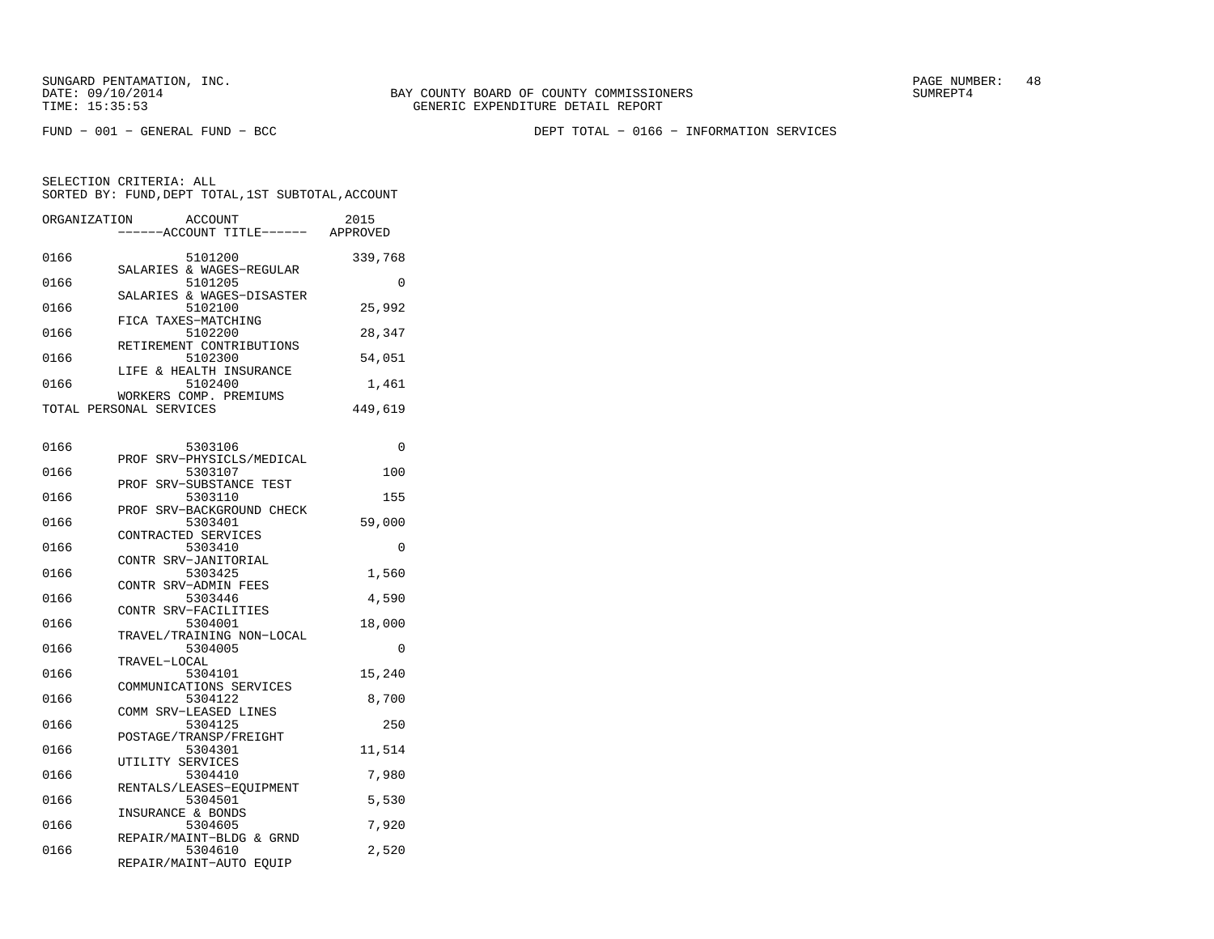BAY COUNTY BOARD OF COUNTY COMMISSIONERS
GENERIC EXPENDITURE DETAIL REPORT

SUNGARD PENTAMATION, INC.
DATE: 09/10/2014
TIME: 15:35:53

PAGE NUMBER: 48
SUMREPT4

FUND - 001 - GENERAL FUND - BCC

DEPT TOTAL - 0166 - INFORMATION SERVICES

SELECTION CRITERIA: ALL
SORTED BY: FUND,DEPT TOTAL,1ST SUBTOTAL,ACCOUNT

| ORGANIZATION | ACCOUNT / ------ACCOUNT TITLE------ | 2015 APPROVED |
|---|---|---|
| 0166 | 5101200 SALARIES & WAGES-REGULAR | 339,768 |
| 0166 | 5101205 SALARIES & WAGES-DISASTER | 0 |
| 0166 | 5102100 FICA TAXES-MATCHING | 25,992 |
| 0166 | 5102200 RETIREMENT CONTRIBUTIONS | 28,347 |
| 0166 | 5102300 LIFE & HEALTH INSURANCE | 54,051 |
| 0166 | 5102400 WORKERS COMP. PREMIUMS | 1,461 |
| TOTAL PERSONAL SERVICES | | 449,619 |
| 0166 | 5303106 PROF SRV-PHYSICLS/MEDICAL | 0 |
| 0166 | 5303107 PROF SRV-SUBSTANCE TEST | 100 |
| 0166 | 5303110 PROF SRV-BACKGROUND CHECK | 155 |
| 0166 | 5303401 CONTRACTED SERVICES | 59,000 |
| 0166 | 5303410 CONTR SRV-JANITORIAL | 0 |
| 0166 | 5303425 CONTR SRV-ADMIN FEES | 1,560 |
| 0166 | 5303446 CONTR SRV-FACILITIES | 4,590 |
| 0166 | 5304001 TRAVEL/TRAINING NON-LOCAL | 18,000 |
| 0166 | 5304005 TRAVEL-LOCAL | 0 |
| 0166 | 5304101 COMMUNICATIONS SERVICES | 15,240 |
| 0166 | 5304122 COMM SRV-LEASED LINES | 8,700 |
| 0166 | 5304125 POSTAGE/TRANSP/FREIGHT | 250 |
| 0166 | 5304301 UTILITY SERVICES | 11,514 |
| 0166 | 5304410 RENTALS/LEASES-EQUIPMENT | 7,980 |
| 0166 | 5304501 INSURANCE & BONDS | 5,530 |
| 0166 | 5304605 REPAIR/MAINT-BLDG & GRND | 7,920 |
| 0166 | 5304610 REPAIR/MAINT-AUTO EQUIP | 2,520 |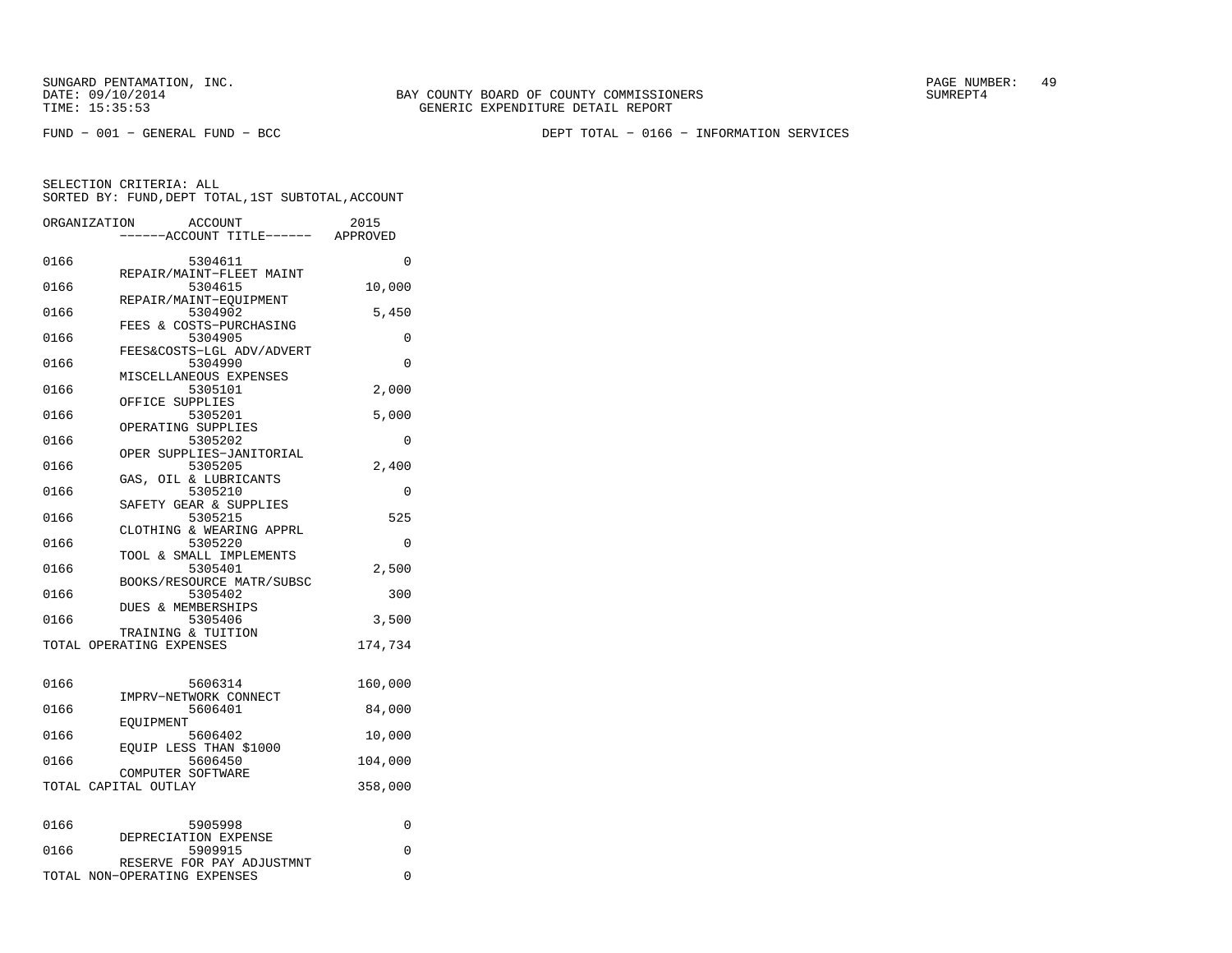SUNGARD PENTAMATION, INC.
DATE: 09/10/2014
TIME: 15:35:53

BAY COUNTY BOARD OF COUNTY COMMISSIONERS
GENERIC EXPENDITURE DETAIL REPORT

SUMREPT4

FUND - 001 - GENERAL FUND - BCC

DEPT TOTAL - 0166 - INFORMATION SERVICES

SELECTION CRITERIA: ALL
SORTED BY: FUND,DEPT TOTAL,1ST SUBTOTAL,ACCOUNT

| ORGANIZATION | ACCOUNT / ------ACCOUNT TITLE------ | 2015 APPROVED |
|---|---|---|
| 0166 | 5304611 REPAIR/MAINT-FLEET MAINT | 0 |
| 0166 | 5304615 REPAIR/MAINT-EQUIPMENT | 10,000 |
| 0166 | 5304902 FEES & COSTS-PURCHASING | 5,450 |
| 0166 | 5304905 FEES&COSTS-LGL ADV/ADVERT | 0 |
| 0166 | 5304990 MISCELLANEOUS EXPENSES | 0 |
| 0166 | 5305101 OFFICE SUPPLIES | 2,000 |
| 0166 | 5305201 OPERATING SUPPLIES | 5,000 |
| 0166 | 5305202 OPER SUPPLIES-JANITORIAL | 0 |
| 0166 | 5305205 GAS, OIL & LUBRICANTS | 2,400 |
| 0166 | 5305210 SAFETY GEAR & SUPPLIES | 0 |
| 0166 | 5305215 CLOTHING & WEARING APPRL | 525 |
| 0166 | 5305220 TOOL & SMALL IMPLEMENTS | 0 |
| 0166 | 5305401 BOOKS/RESOURCE MATR/SUBSC | 2,500 |
| 0166 | 5305402 DUES & MEMBERSHIPS | 300 |
| 0166 | 5305406 TRAINING & TUITION | 3,500 |
| TOTAL OPERATING EXPENSES | | 174,734 |
| 0166 | 5606314 IMPRV-NETWORK CONNECT | 160,000 |
| 0166 | 5606401 EQUIPMENT | 84,000 |
| 0166 | 5606402 EQUIP LESS THAN $1000 | 10,000 |
| 0166 | 5606450 COMPUTER SOFTWARE | 104,000 |
| TOTAL CAPITAL OUTLAY | | 358,000 |
| 0166 | 5905998 DEPRECIATION EXPENSE | 0 |
| 0166 | 5909915 RESERVE FOR PAY ADJUSTMNT | 0 |
| TOTAL NON-OPERATING EXPENSES | | 0 |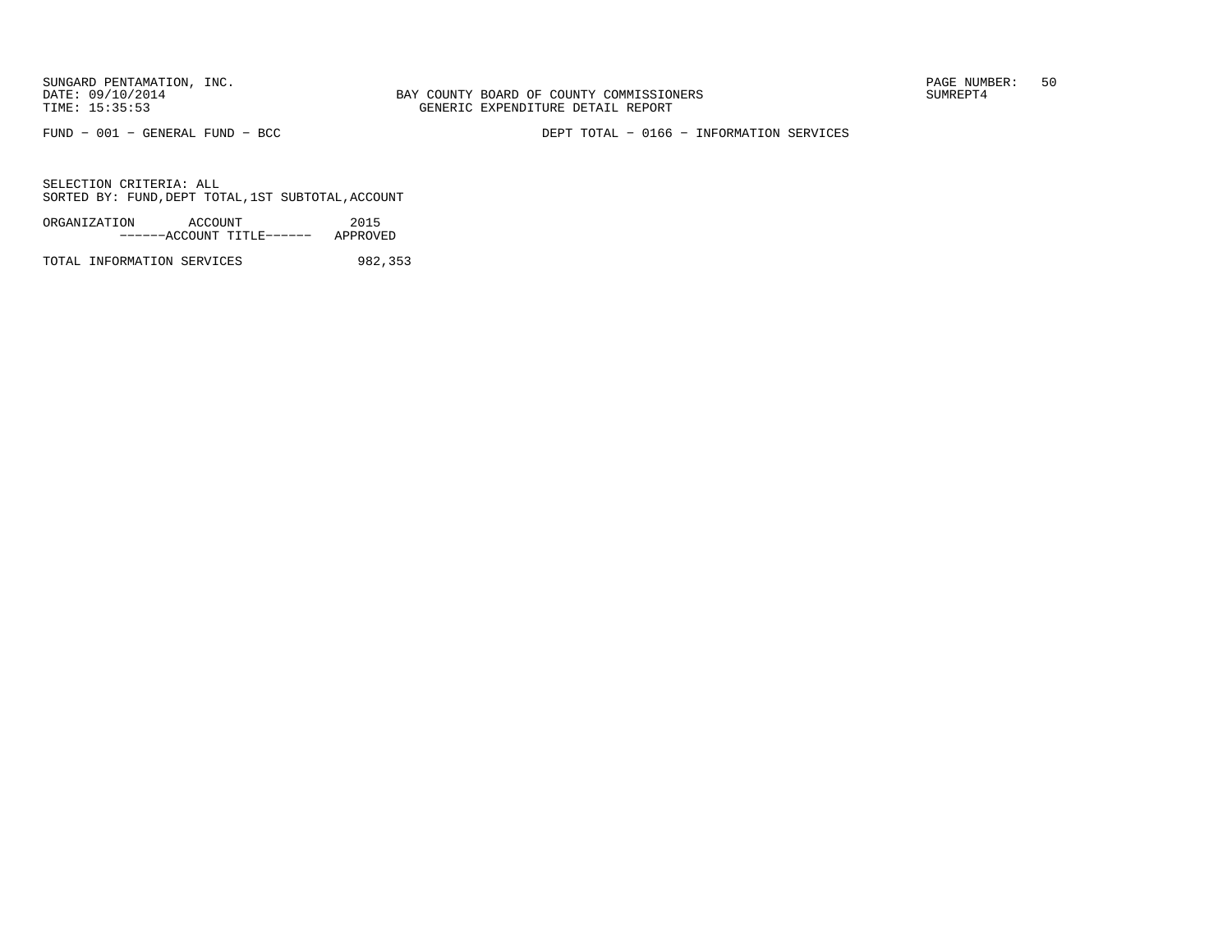SUNGARD PENTAMATION, INC.
DATE: 09/10/2014
TIME: 15:35:53

BAY COUNTY BOARD OF COUNTY COMMISSIONERS
GENERIC EXPENDITURE DETAIL REPORT

SUMREPT4

FUND - 001 - GENERAL FUND - BCC

DEPT TOTAL - 0166 - INFORMATION SERVICES

SELECTION CRITERIA: ALL
SORTED BY: FUND,DEPT TOTAL,1ST SUBTOTAL,ACCOUNT

| ORGANIZATION ACCOUNT ------ACCOUNT TITLE------ | 2015 APPROVED |
|---|---|
| TOTAL INFORMATION SERVICES | 982,353 |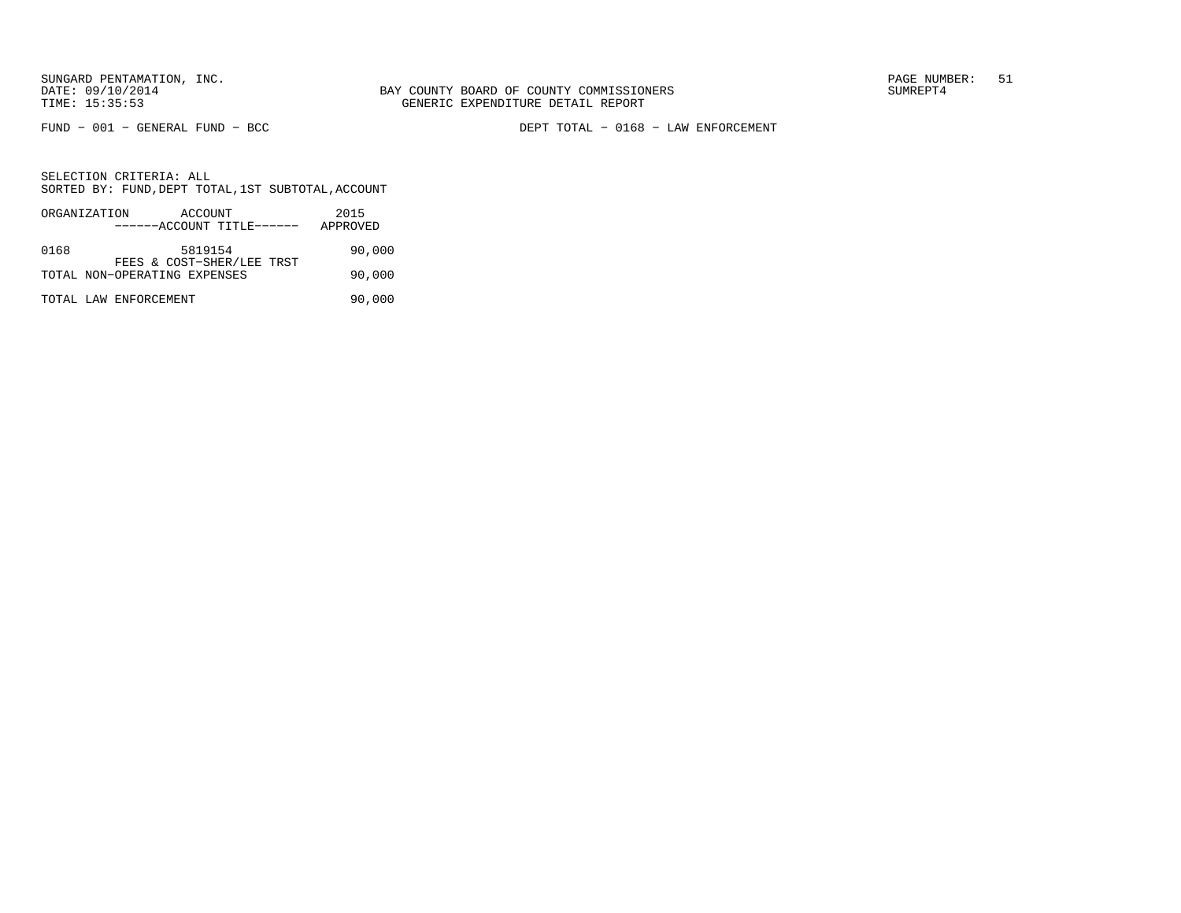SUNGARD PENTAMATION, INC.
DATE: 09/10/2014
TIME: 15:35:53

BAY COUNTY BOARD OF COUNTY COMMISSIONERS
GENERIC EXPENDITURE DETAIL REPORT

SUMREPT4

FUND - 001 - GENERAL FUND - BCC

DEPT TOTAL - 0168 - LAW ENFORCEMENT

SELECTION CRITERIA: ALL
SORTED BY: FUND,DEPT TOTAL,1ST SUBTOTAL,ACCOUNT

| ORGANIZATION | ACCOUNT ------ACCOUNT TITLE------ | 2015 APPROVED |
|---|---|---|
| 0168 | 5819154 FEES & COST-SHER/LEE TRST | 90,000 |
| TOTAL NON-OPERATING EXPENSES | | 90,000 |
| TOTAL LAW ENFORCEMENT | | 90,000 |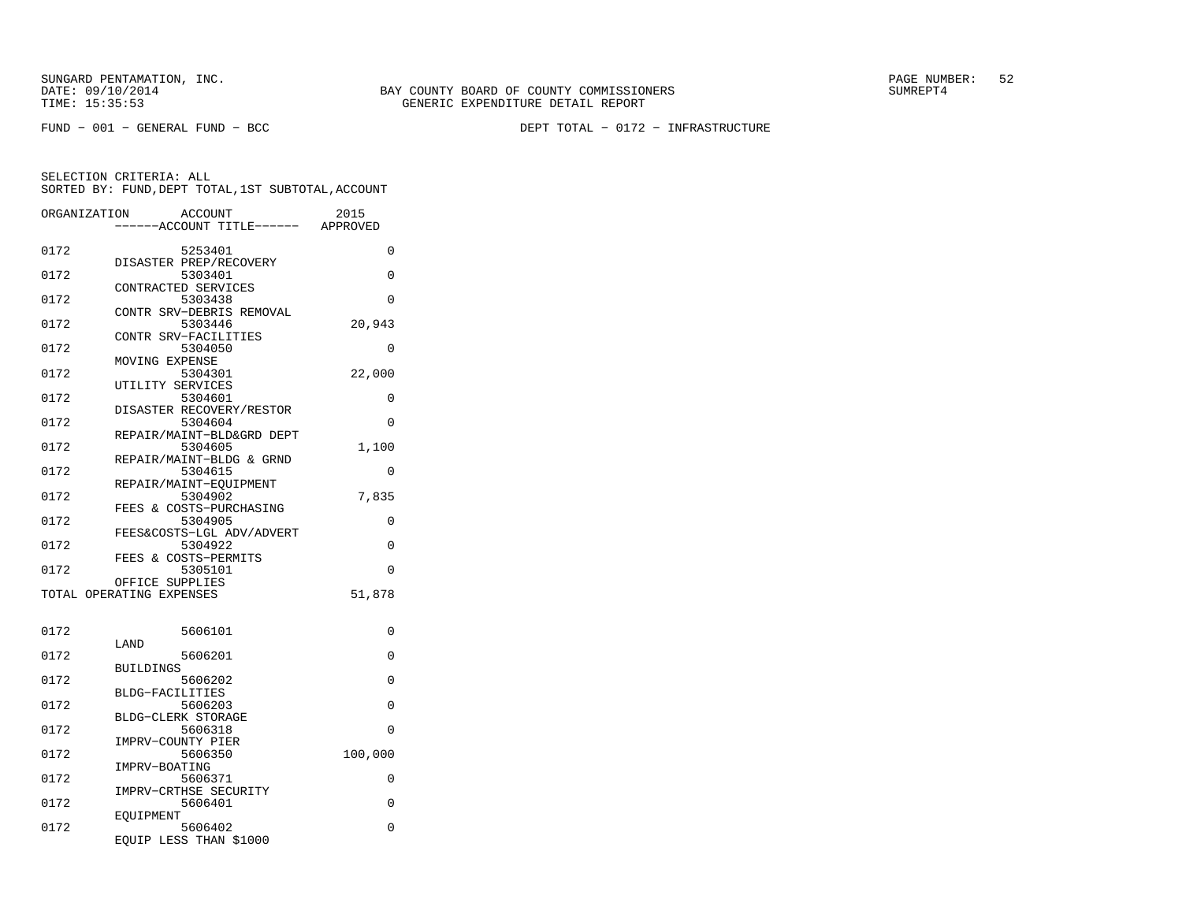SUNGARD PENTAMATION, INC.
DATE: 09/10/2014
TIME: 15:35:53

BAY COUNTY BOARD OF COUNTY COMMISSIONERS
GENERIC EXPENDITURE DETAIL REPORT

PAGE NUMBER: 52
SUMREPT4

FUND − 001 − GENERAL FUND − BCC

DEPT TOTAL − 0172 − INFRASTRUCTURE

SELECTION CRITERIA: ALL
SORTED BY: FUND,DEPT TOTAL,1ST SUBTOTAL,ACCOUNT

| ORGANIZATION | ACCOUNT / ACCOUNT TITLE | 2015 APPROVED |
|---|---|---|
| 0172 | 5253401 DISASTER PREP/RECOVERY | 0 |
| 0172 | 5303401 CONTRACTED SERVICES | 0 |
| 0172 | 5303438 CONTR SRV−DEBRIS REMOVAL | 0 |
| 0172 | 5303446 CONTR SRV−FACILITIES | 20,943 |
| 0172 | 5304050 MOVING EXPENSE | 0 |
| 0172 | 5304301 UTILITY SERVICES | 22,000 |
| 0172 | 5304601 DISASTER RECOVERY/RESTOR | 0 |
| 0172 | 5304604 REPAIR/MAINT−BLD&GRD DEPT | 0 |
| 0172 | 5304605 REPAIR/MAINT−BLDG & GRND | 1,100 |
| 0172 | 5304615 REPAIR/MAINT−EQUIPMENT | 0 |
| 0172 | 5304902 FEES & COSTS−PURCHASING | 7,835 |
| 0172 | 5304905 FEES&COSTS−LGL ADV/ADVERT | 0 |
| 0172 | 5304922 FEES & COSTS−PERMITS | 0 |
| 0172 | 5305101 OFFICE SUPPLIES | 0 |
| TOTAL OPERATING EXPENSES | | 51,878 |
| 0172 | 5606101 LAND | 0 |
| 0172 | 5606201 BUILDINGS | 0 |
| 0172 | 5606202 BLDG−FACILITIES | 0 |
| 0172 | 5606203 BLDG−CLERK STORAGE | 0 |
| 0172 | 5606318 IMPRV−COUNTY PIER | 0 |
| 0172 | 5606350 IMPRV−BOATING | 100,000 |
| 0172 | 5606371 IMPRV−CRTHSE SECURITY | 0 |
| 0172 | 5606401 EQUIPMENT | 0 |
| 0172 | 5606402 EQUIP LESS THAN $1000 | 0 |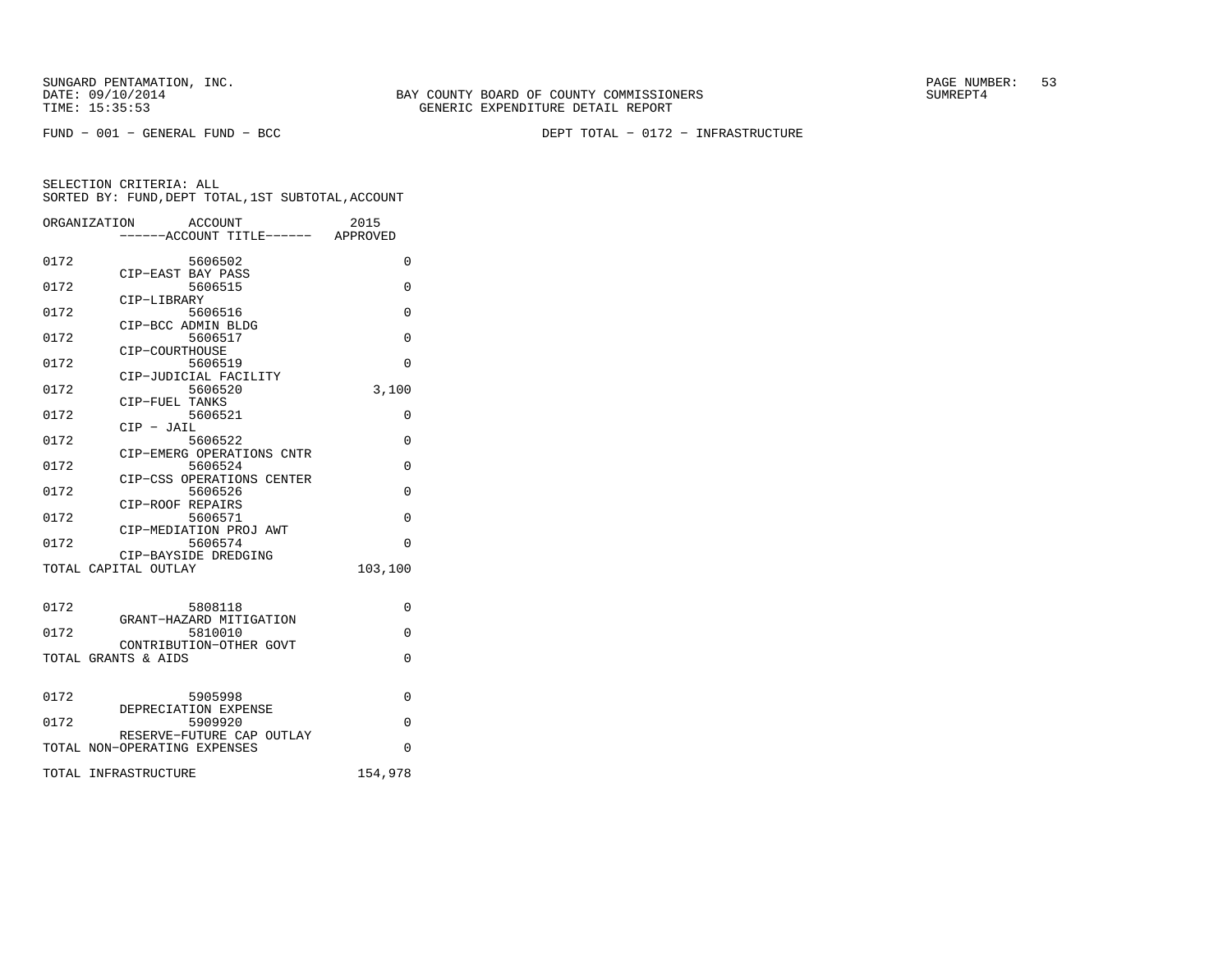BAY COUNTY BOARD OF COUNTY COMMISSIONERS
GENERIC EXPENDITURE DETAIL REPORT

SUNGARD PENTAMATION, INC.
DATE: 09/10/2014
TIME: 15:35:53

SUMREPT4

FUND − 001 − GENERAL FUND − BCC

DEPT TOTAL − 0172 − INFRASTRUCTURE

SELECTION CRITERIA: ALL
SORTED BY: FUND,DEPT TOTAL,1ST SUBTOTAL,ACCOUNT

| ORGANIZATION | ACCOUNT<br>------ACCOUNT TITLE------ | 2015<br>APPROVED |
|---|---|---|
| 0172 | 5606502<br>CIP−EAST BAY PASS | 0 |
| 0172 | 5606515<br>CIP−LIBRARY | 0 |
| 0172 | 5606516<br>CIP−BCC ADMIN BLDG | 0 |
| 0172 | 5606517<br>CIP−COURTHOUSE | 0 |
| 0172 | 5606519<br>CIP−JUDICIAL FACILITY | 0 |
| 0172 | 5606520<br>CIP−FUEL TANKS | 3,100 |
| 0172 | 5606521<br>CIP − JAIL | 0 |
| 0172 | 5606522<br>CIP−EMERG OPERATIONS CNTR | 0 |
| 0172 | 5606524<br>CIP−CSS OPERATIONS CENTER | 0 |
| 0172 | 5606526<br>CIP−ROOF REPAIRS | 0 |
| 0172 | 5606571<br>CIP−MEDIATION PROJ AWT | 0 |
| 0172 | 5606574<br>CIP−BAYSIDE DREDGING | 0 |
| TOTAL CAPITAL OUTLAY | | 103,100 |
| 0172 | 5808118<br>GRANT−HAZARD MITIGATION | 0 |
| 0172 | 5810010<br>CONTRIBUTION−OTHER GOVT | 0 |
| TOTAL GRANTS & AIDS | | 0 |
| 0172 | 5905998<br>DEPRECIATION EXPENSE | 0 |
| 0172 | 5909920<br>RESERVE−FUTURE CAP OUTLAY | 0 |
| TOTAL NON−OPERATING EXPENSES | | 0 |
| TOTAL INFRASTRUCTURE | | 154,978 |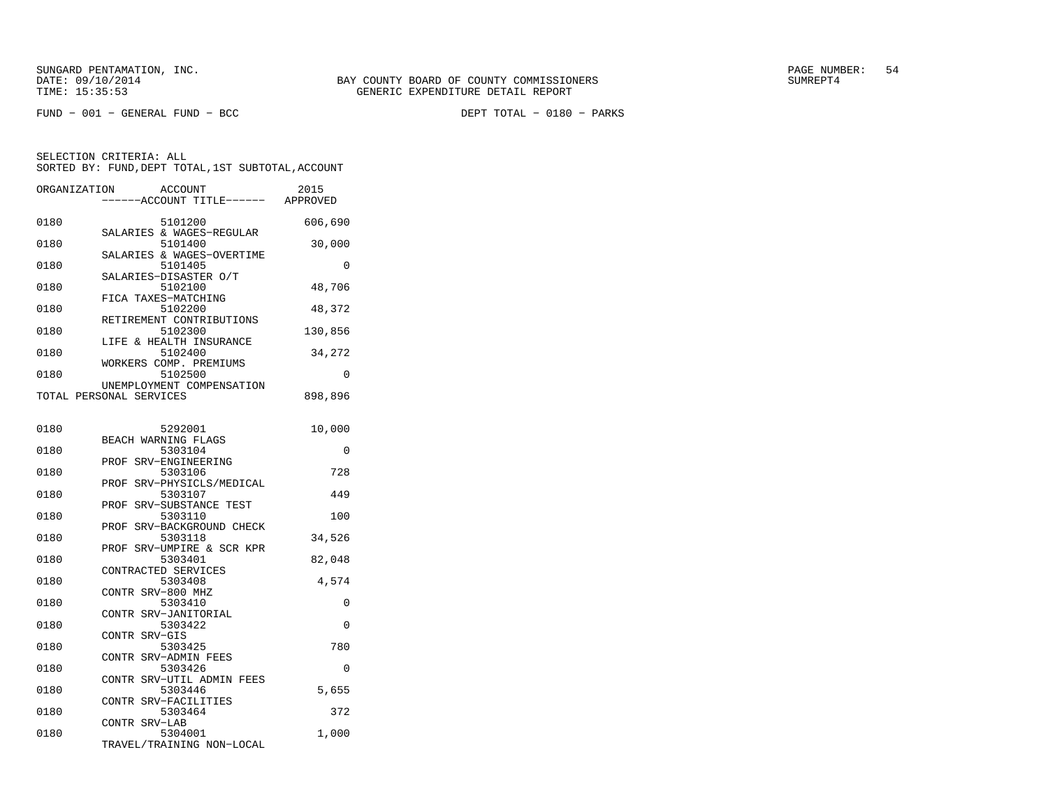SUNGARD PENTAMATION, INC.
DATE: 09/10/2014
TIME: 15:35:53

BAY COUNTY BOARD OF COUNTY COMMISSIONERS
GENERIC EXPENDITURE DETAIL REPORT

SUMREPT4

FUND - 001 - GENERAL FUND - BCC

DEPT TOTAL - 0180 - PARKS

SELECTION CRITERIA: ALL
SORTED BY: FUND,DEPT TOTAL,1ST SUBTOTAL,ACCOUNT

| ORGANIZATION | ACCOUNT / ------ACCOUNT TITLE------ | 2015 APPROVED |
|---|---|---|
| 0180 | 5101200 SALARIES & WAGES-REGULAR | 606,690 |
| 0180 | 5101400 SALARIES & WAGES-OVERTIME | 30,000 |
| 0180 | 5101405 SALARIES-DISASTER O/T | 0 |
| 0180 | 5102100 FICA TAXES-MATCHING | 48,706 |
| 0180 | 5102200 RETIREMENT CONTRIBUTIONS | 48,372 |
| 0180 | 5102300 LIFE & HEALTH INSURANCE | 130,856 |
| 0180 | 5102400 WORKERS COMP. PREMIUMS | 34,272 |
| 0180 | 5102500 UNEMPLOYMENT COMPENSATION | 0 |
| TOTAL PERSONAL SERVICES | | 898,896 |
| 0180 | 5292001 BEACH WARNING FLAGS | 10,000 |
| 0180 | 5303104 PROF SRV-ENGINEERING | 0 |
| 0180 | 5303106 PROF SRV-PHYSICLS/MEDICAL | 728 |
| 0180 | 5303107 PROF SRV-SUBSTANCE TEST | 449 |
| 0180 | 5303110 PROF SRV-BACKGROUND CHECK | 100 |
| 0180 | 5303118 PROF SRV-UMPIRE & SCR KPR | 34,526 |
| 0180 | 5303401 CONTRACTED SERVICES | 82,048 |
| 0180 | 5303408 CONTR SRV-800 MHZ | 4,574 |
| 0180 | 5303410 CONTR SRV-JANITORIAL | 0 |
| 0180 | 5303422 CONTR SRV-GIS | 0 |
| 0180 | 5303425 CONTR SRV-ADMIN FEES | 780 |
| 0180 | 5303426 CONTR SRV-UTIL ADMIN FEES | 0 |
| 0180 | 5303446 CONTR SRV-FACILITIES | 5,655 |
| 0180 | 5303464 CONTR SRV-LAB | 372 |
| 0180 | 5304001 TRAVEL/TRAINING NON-LOCAL | 1,000 |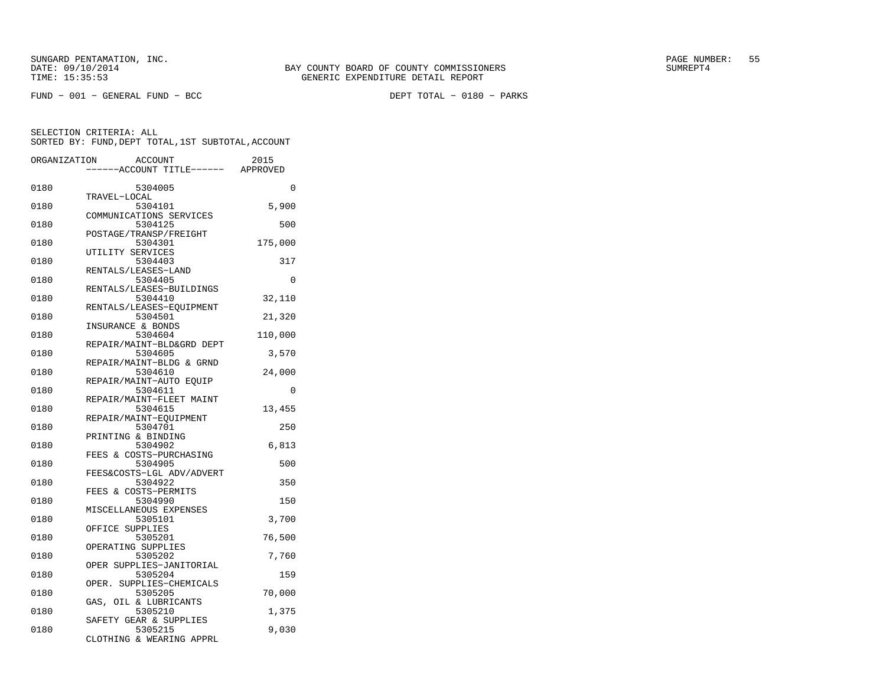SUNGARD PENTAMATION, INC.
DATE: 09/10/2014
TIME: 15:35:53

BAY COUNTY BOARD OF COUNTY COMMISSIONERS
GENERIC EXPENDITURE DETAIL REPORT

PAGE NUMBER: 55
SUMREPT4

FUND - 001 - GENERAL FUND - BCC

DEPT TOTAL - 0180 - PARKS

SELECTION CRITERIA: ALL
SORTED BY: FUND,DEPT TOTAL,1ST SUBTOTAL,ACCOUNT

| ORGANIZATION | ACCOUNT / ------ACCOUNT TITLE------ | 2015 APPROVED |
|---|---|---|
| 0180 | 5304005 TRAVEL-LOCAL | 0 |
| 0180 | 5304101 COMMUNICATIONS SERVICES | 5,900 |
| 0180 | 5304125 POSTAGE/TRANSP/FREIGHT | 500 |
| 0180 | 5304301 UTILITY SERVICES | 175,000 |
| 0180 | 5304403 RENTALS/LEASES-LAND | 317 |
| 0180 | 5304405 RENTALS/LEASES-BUILDINGS | 0 |
| 0180 | 5304410 RENTALS/LEASES-EQUIPMENT | 32,110 |
| 0180 | 5304501 INSURANCE & BONDS | 21,320 |
| 0180 | 5304604 REPAIR/MAINT-BLD&GRD DEPT | 110,000 |
| 0180 | 5304605 REPAIR/MAINT-BLDG & GRND | 3,570 |
| 0180 | 5304610 REPAIR/MAINT-AUTO EQUIP | 24,000 |
| 0180 | 5304611 REPAIR/MAINT-FLEET MAINT | 0 |
| 0180 | 5304615 REPAIR/MAINT-EQUIPMENT | 13,455 |
| 0180 | 5304701 PRINTING & BINDING | 250 |
| 0180 | 5304902 FEES & COSTS-PURCHASING | 6,813 |
| 0180 | 5304905 FEES&COSTS-LGL ADV/ADVERT | 500 |
| 0180 | 5304922 FEES & COSTS-PERMITS | 350 |
| 0180 | 5304990 MISCELLANEOUS EXPENSES | 150 |
| 0180 | 5305101 OFFICE SUPPLIES | 3,700 |
| 0180 | 5305201 OPERATING SUPPLIES | 76,500 |
| 0180 | 5305202 OPER SUPPLIES-JANITORIAL | 7,760 |
| 0180 | 5305204 OPER. SUPPLIES-CHEMICALS | 159 |
| 0180 | 5305205 GAS, OIL & LUBRICANTS | 70,000 |
| 0180 | 5305210 SAFETY GEAR & SUPPLIES | 1,375 |
| 0180 | 5305215 CLOTHING & WEARING APPRL | 9,030 |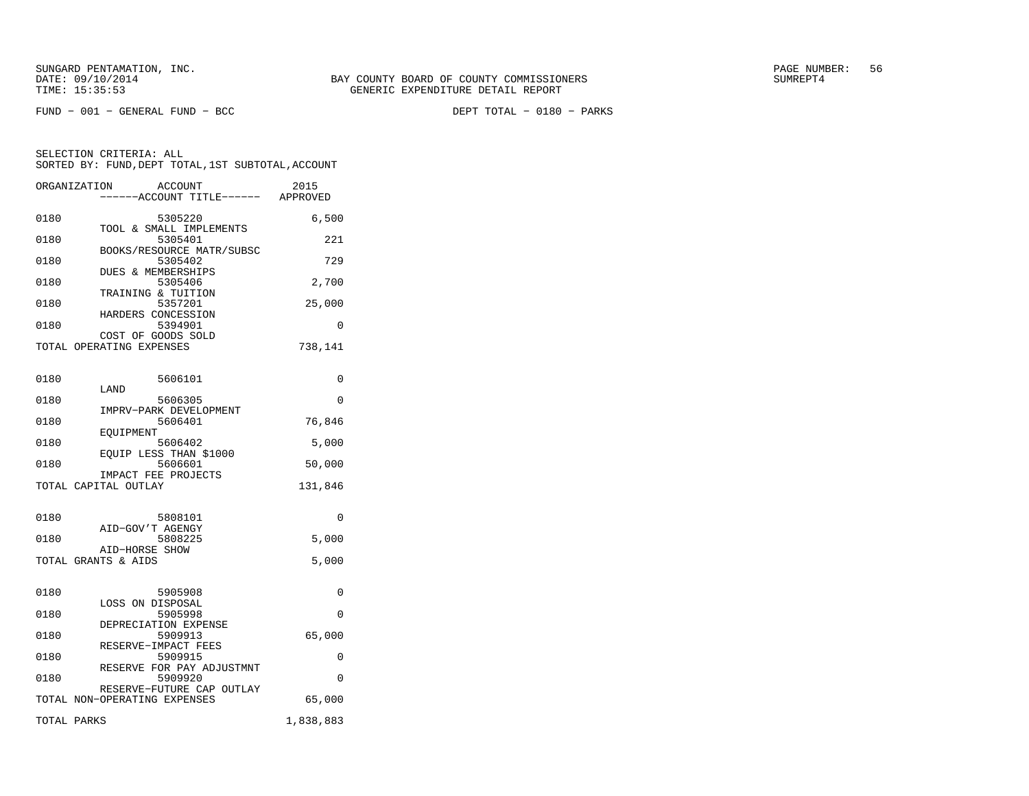SUNGARD PENTAMATION, INC.
DATE: 09/10/2014
TIME: 15:35:53

BAY COUNTY BOARD OF COUNTY COMMISSIONERS
GENERIC EXPENDITURE DETAIL REPORT

SUMREPT4

FUND - 001 - GENERAL FUND - BCC

DEPT TOTAL - 0180 - PARKS

SELECTION CRITERIA: ALL
SORTED BY: FUND,DEPT TOTAL,1ST SUBTOTAL,ACCOUNT

| ORGANIZATION | ACCOUNT / ------ACCOUNT TITLE------ | 2015 APPROVED |
|---|---|---|
| 0180 | 5305220 TOOL & SMALL IMPLEMENTS | 6,500 |
| 0180 | 5305401 BOOKS/RESOURCE MATR/SUBSC | 221 |
| 0180 | 5305402 DUES & MEMBERSHIPS | 729 |
| 0180 | 5305406 TRAINING & TUITION | 2,700 |
| 0180 | 5357201 HARDERS CONCESSION | 25,000 |
| 0180 | 5394901 COST OF GOODS SOLD | 0 |
| TOTAL OPERATING EXPENSES | | 738,141 |
| 0180 | 5606101 LAND | 0 |
| 0180 | 5606305 IMPRV-PARK DEVELOPMENT | 0 |
| 0180 | 5606401 EQUIPMENT | 76,846 |
| 0180 | 5606402 EQUIP LESS THAN $1000 | 5,000 |
| 0180 | 5606601 IMPACT FEE PROJECTS | 50,000 |
| TOTAL CAPITAL OUTLAY | | 131,846 |
| 0180 | 5808101 AID-GOV'T AGENGY | 0 |
| 0180 | 5808225 AID-HORSE SHOW | 5,000 |
| TOTAL GRANTS & AIDS | | 5,000 |
| 0180 | 5905908 LOSS ON DISPOSAL | 0 |
| 0180 | 5905998 DEPRECIATION EXPENSE | 0 |
| 0180 | 5909913 RESERVE-IMPACT FEES | 65,000 |
| 0180 | 5909915 RESERVE FOR PAY ADJUSTMNT | 0 |
| 0180 | 5909920 RESERVE-FUTURE CAP OUTLAY | 0 |
| TOTAL NON-OPERATING EXPENSES | | 65,000 |
| TOTAL PARKS | | 1,838,883 |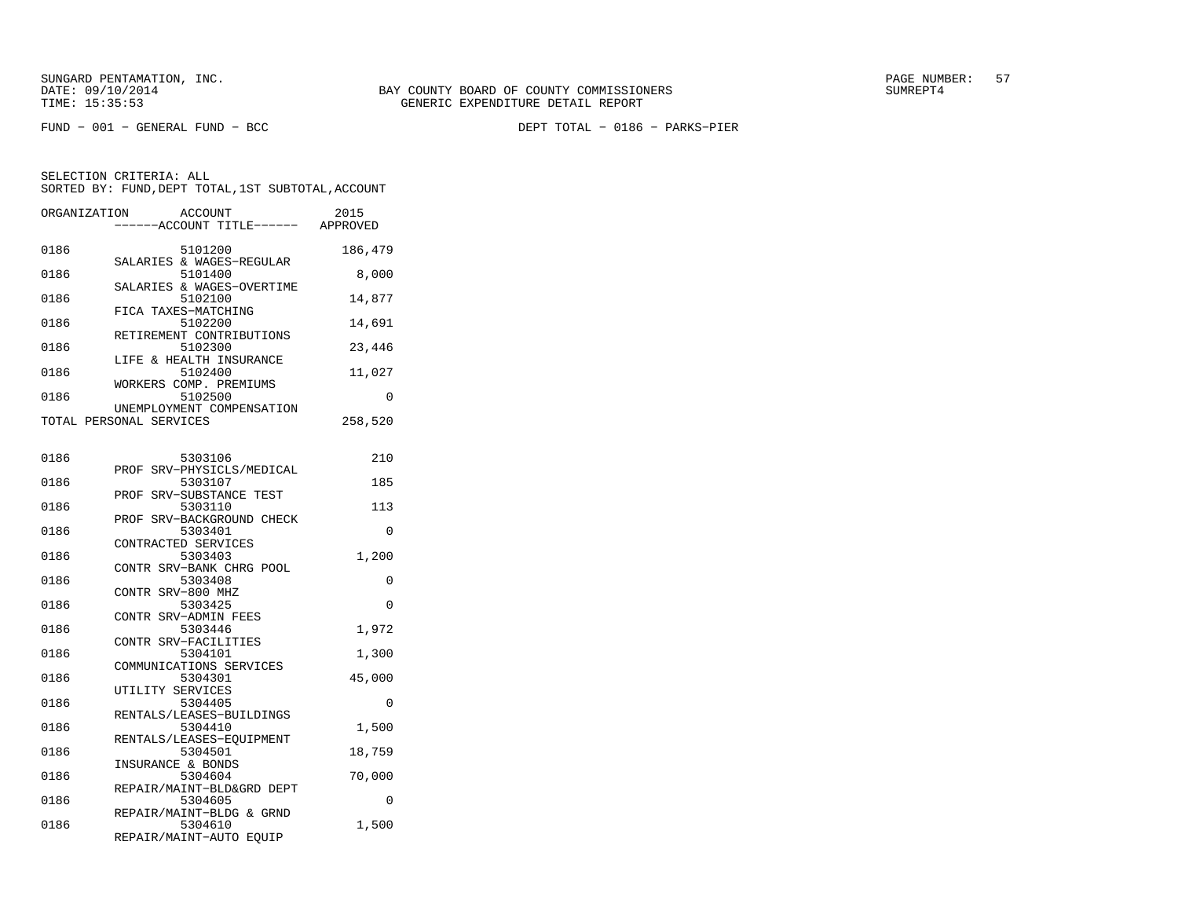SUNGARD PENTAMATION, INC.
DATE: 09/10/2014
TIME: 15:35:53

BAY COUNTY BOARD OF COUNTY COMMISSIONERS
GENERIC EXPENDITURE DETAIL REPORT

SUMREPT4

FUND − 001 − GENERAL FUND − BCC

DEPT TOTAL − 0186 − PARKS−PIER

SELECTION CRITERIA: ALL
SORTED BY: FUND,DEPT TOTAL,1ST SUBTOTAL,ACCOUNT

| ORGANIZATION | ACCOUNT / ACCOUNT TITLE | 2015 APPROVED |
|---|---|---|
| 0186 | 5101200 SALARIES & WAGES−REGULAR | 186,479 |
| 0186 | 5101400 SALARIES & WAGES−OVERTIME | 8,000 |
| 0186 | 5102100 FICA TAXES−MATCHING | 14,877 |
| 0186 | 5102200 RETIREMENT CONTRIBUTIONS | 14,691 |
| 0186 | 5102300 LIFE & HEALTH INSURANCE | 23,446 |
| 0186 | 5102400 WORKERS COMP. PREMIUMS | 11,027 |
| 0186 | 5102500 UNEMPLOYMENT COMPENSATION | 0 |
| TOTAL PERSONAL SERVICES | | 258,520 |
| 0186 | 5303106 PROF SRV−PHYSICLS/MEDICAL | 210 |
| 0186 | 5303107 PROF SRV−SUBSTANCE TEST | 185 |
| 0186 | 5303110 PROF SRV−BACKGROUND CHECK | 113 |
| 0186 | 5303401 CONTRACTED SERVICES | 0 |
| 0186 | 5303403 CONTR SRV−BANK CHRG POOL | 1,200 |
| 0186 | 5303408 CONTR SRV−800 MHZ | 0 |
| 0186 | 5303425 CONTR SRV−ADMIN FEES | 0 |
| 0186 | 5303446 CONTR SRV−FACILITIES | 1,972 |
| 0186 | 5304101 COMMUNICATIONS SERVICES | 1,300 |
| 0186 | 5304301 UTILITY SERVICES | 45,000 |
| 0186 | 5304405 RENTALS/LEASES−BUILDINGS | 0 |
| 0186 | 5304410 RENTALS/LEASES−EQUIPMENT | 1,500 |
| 0186 | 5304501 INSURANCE & BONDS | 18,759 |
| 0186 | 5304604 REPAIR/MAINT−BLD&GRD DEPT | 70,000 |
| 0186 | 5304605 REPAIR/MAINT−BLDG & GRND | 0 |
| 0186 | 5304610 REPAIR/MAINT−AUTO EQUIP | 1,500 |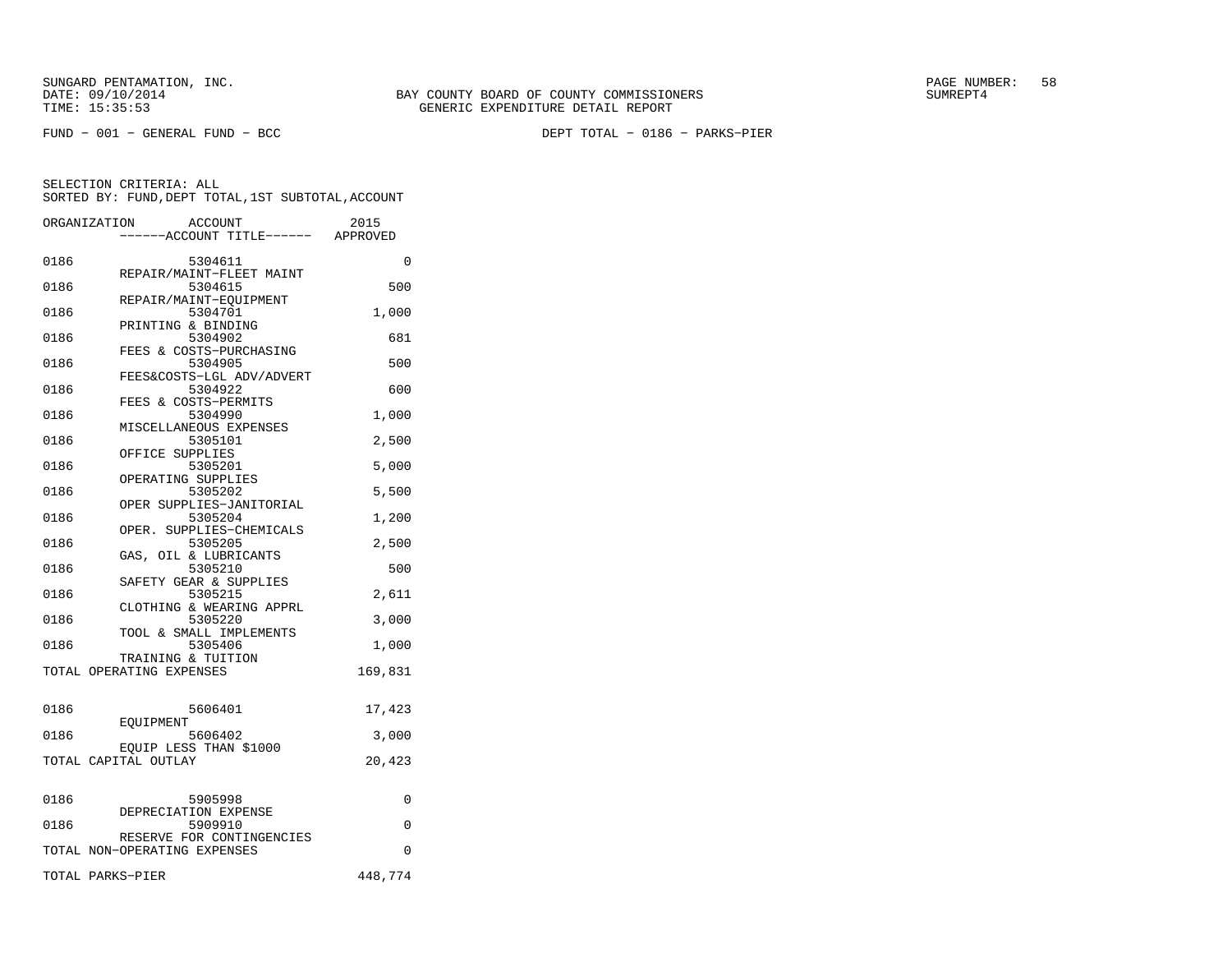SUNGARD PENTAMATION, INC.
DATE: 09/10/2014
TIME: 15:35:53

BAY COUNTY BOARD OF COUNTY COMMISSIONERS
GENERIC EXPENDITURE DETAIL REPORT

SUMREPT4

FUND − 001 − GENERAL FUND − BCC

DEPT TOTAL − 0186 − PARKS−PIER

SELECTION CRITERIA: ALL
SORTED BY: FUND,DEPT TOTAL,1ST SUBTOTAL,ACCOUNT

| ORGANIZATION | ACCOUNT / ------ACCOUNT TITLE------ | 2015 APPROVED |
|---|---|---|
| 0186 | 5304611 REPAIR/MAINT−FLEET MAINT | 0 |
| 0186 | 5304615 REPAIR/MAINT−EQUIPMENT | 500 |
| 0186 | 5304701 PRINTING & BINDING | 1,000 |
| 0186 | 5304902 FEES & COSTS−PURCHASING | 681 |
| 0186 | 5304905 FEES&COSTS−LGL ADV/ADVERT | 500 |
| 0186 | 5304922 FEES & COSTS−PERMITS | 600 |
| 0186 | 5304990 MISCELLANEOUS EXPENSES | 1,000 |
| 0186 | 5305101 OFFICE SUPPLIES | 2,500 |
| 0186 | 5305201 OPERATING SUPPLIES | 5,000 |
| 0186 | 5305202 OPER SUPPLIES−JANITORIAL | 5,500 |
| 0186 | 5305204 OPER. SUPPLIES−CHEMICALS | 1,200 |
| 0186 | 5305205 GAS, OIL & LUBRICANTS | 2,500 |
| 0186 | 5305210 SAFETY GEAR & SUPPLIES | 500 |
| 0186 | 5305215 CLOTHING & WEARING APPRL | 2,611 |
| 0186 | 5305220 TOOL & SMALL IMPLEMENTS | 3,000 |
| 0186 | 5305406 TRAINING & TUITION | 1,000 |
| TOTAL OPERATING EXPENSES | | 169,831 |
| 0186 | 5606401 EQUIPMENT | 17,423 |
| 0186 | 5606402 EQUIP LESS THAN $1000 | 3,000 |
| TOTAL CAPITAL OUTLAY | | 20,423 |
| 0186 | 5905998 DEPRECIATION EXPENSE | 0 |
| 0186 | 5909910 RESERVE FOR CONTINGENCIES | 0 |
| TOTAL NON−OPERATING EXPENSES | | 0 |
| TOTAL PARKS−PIER | | 448,774 |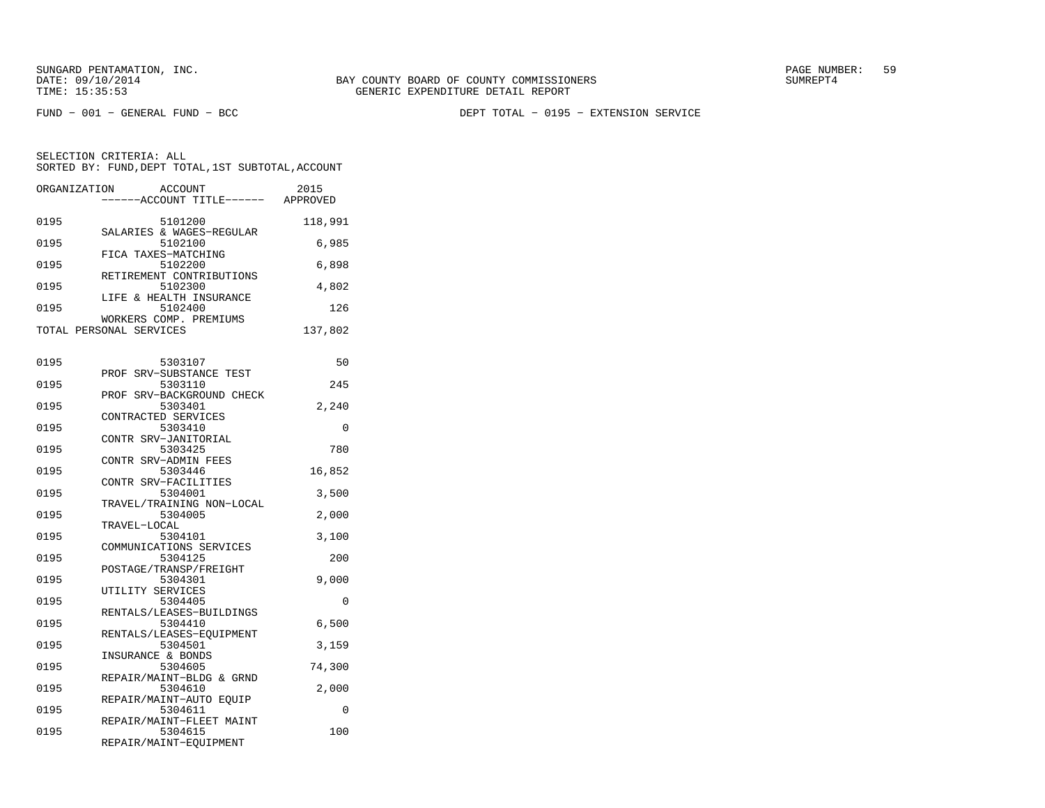SUNGARD PENTAMATION, INC.
DATE: 09/10/2014
TIME: 15:35:53

BAY COUNTY BOARD OF COUNTY COMMISSIONERS
GENERIC EXPENDITURE DETAIL REPORT

SUMREPT4

FUND − 001 − GENERAL FUND − BCC

DEPT TOTAL − 0195 − EXTENSION SERVICE

SELECTION CRITERIA: ALL
SORTED BY: FUND,DEPT TOTAL,1ST SUBTOTAL,ACCOUNT

| ORGANIZATION | ACCOUNT / ACCOUNT TITLE | 2015 APPROVED |
|---|---|---|
| 0195 | 5101200 SALARIES & WAGES−REGULAR | 118,991 |
| 0195 | 5102100 FICA TAXES−MATCHING | 6,985 |
| 0195 | 5102200 RETIREMENT CONTRIBUTIONS | 6,898 |
| 0195 | 5102300 LIFE & HEALTH INSURANCE | 4,802 |
| 0195 | 5102400 WORKERS COMP. PREMIUMS | 126 |
| TOTAL PERSONAL SERVICES | | 137,802 |
| 0195 | 5303107 PROF SRV−SUBSTANCE TEST | 50 |
| 0195 | 5303110 PROF SRV−BACKGROUND CHECK | 245 |
| 0195 | 5303401 CONTRACTED SERVICES | 2,240 |
| 0195 | 5303410 CONTR SRV−JANITORIAL | 0 |
| 0195 | 5303425 CONTR SRV−ADMIN FEES | 780 |
| 0195 | 5303446 CONTR SRV−FACILITIES | 16,852 |
| 0195 | 5304001 TRAVEL/TRAINING NON−LOCAL | 3,500 |
| 0195 | 5304005 TRAVEL−LOCAL | 2,000 |
| 0195 | 5304101 COMMUNICATIONS SERVICES | 3,100 |
| 0195 | 5304125 POSTAGE/TRANSP/FREIGHT | 200 |
| 0195 | 5304301 UTILITY SERVICES | 9,000 |
| 0195 | 5304405 RENTALS/LEASES−BUILDINGS | 0 |
| 0195 | 5304410 RENTALS/LEASES−EQUIPMENT | 6,500 |
| 0195 | 5304501 INSURANCE & BONDS | 3,159 |
| 0195 | 5304605 REPAIR/MAINT−BLDG & GRND | 74,300 |
| 0195 | 5304610 REPAIR/MAINT−AUTO EQUIP | 2,000 |
| 0195 | 5304611 REPAIR/MAINT−FLEET MAINT | 0 |
| 0195 | 5304615 REPAIR/MAINT−EQUIPMENT | 100 |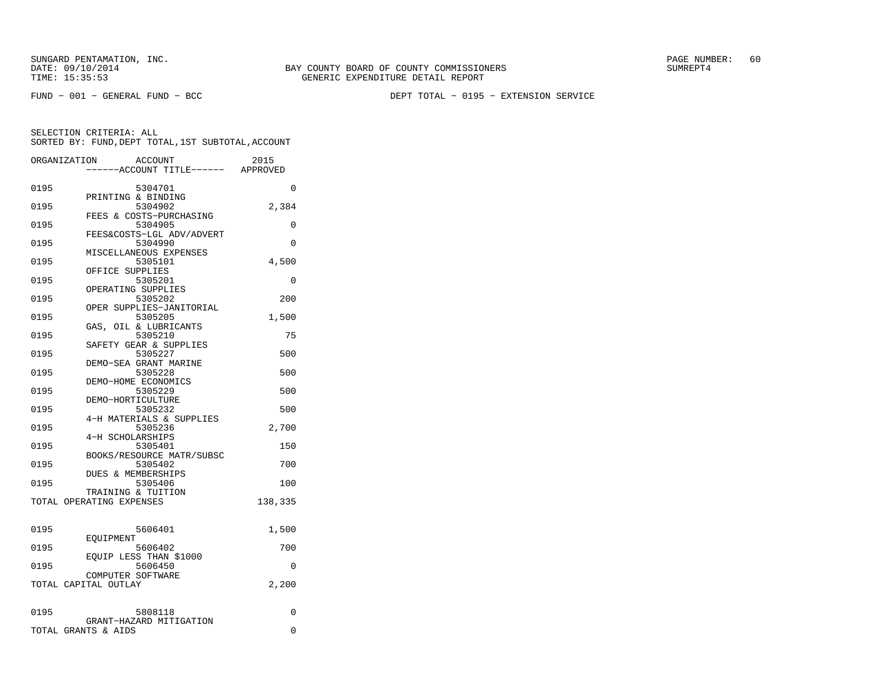SUNGARD PENTAMATION, INC.
DATE: 09/10/2014
TIME: 15:35:53

BAY COUNTY BOARD OF COUNTY COMMISSIONERS
GENERIC EXPENDITURE DETAIL REPORT

SUMREPT4

FUND − 001 − GENERAL FUND − BCC

DEPT TOTAL − 0195 − EXTENSION SERVICE

SELECTION CRITERIA: ALL
SORTED BY: FUND,DEPT TOTAL,1ST SUBTOTAL,ACCOUNT

| ORGANIZATION | ACCOUNT / ------ACCOUNT TITLE------ | 2015 APPROVED |
|---|---|---|
| 0195 | 5304701 PRINTING & BINDING | 0 |
| 0195 | 5304902 FEES & COSTS−PURCHASING | 2,384 |
| 0195 | 5304905 FEES&COSTS−LGL ADV/ADVERT | 0 |
| 0195 | 5304990 MISCELLANEOUS EXPENSES | 0 |
| 0195 | 5305101 OFFICE SUPPLIES | 4,500 |
| 0195 | 5305201 OPERATING SUPPLIES | 0 |
| 0195 | 5305202 OPER SUPPLIES−JANITORIAL | 200 |
| 0195 | 5305205 GAS, OIL & LUBRICANTS | 1,500 |
| 0195 | 5305210 SAFETY GEAR & SUPPLIES | 75 |
| 0195 | 5305227 DEMO−SEA GRANT MARINE | 500 |
| 0195 | 5305228 DEMO−HOME ECONOMICS | 500 |
| 0195 | 5305229 DEMO−HORTICULTURE | 500 |
| 0195 | 5305232 4−H MATERIALS & SUPPLIES | 500 |
| 0195 | 5305236 4−H SCHOLARSHIPS | 2,700 |
| 0195 | 5305401 BOOKS/RESOURCE MATR/SUBSC | 150 |
| 0195 | 5305402 DUES & MEMBERSHIPS | 700 |
| 0195 | 5305406 TRAINING & TUITION | 100 |
| TOTAL OPERATING EXPENSES | | 138,335 |
| 0195 | 5606401 EQUIPMENT | 1,500 |
| 0195 | 5606402 EQUIP LESS THAN $1000 | 700 |
| 0195 | 5606450 COMPUTER SOFTWARE | 0 |
| TOTAL CAPITAL OUTLAY | | 2,200 |
| 0195 | 5808118 GRANT−HAZARD MITIGATION | 0 |
| TOTAL GRANTS & AIDS | | 0 |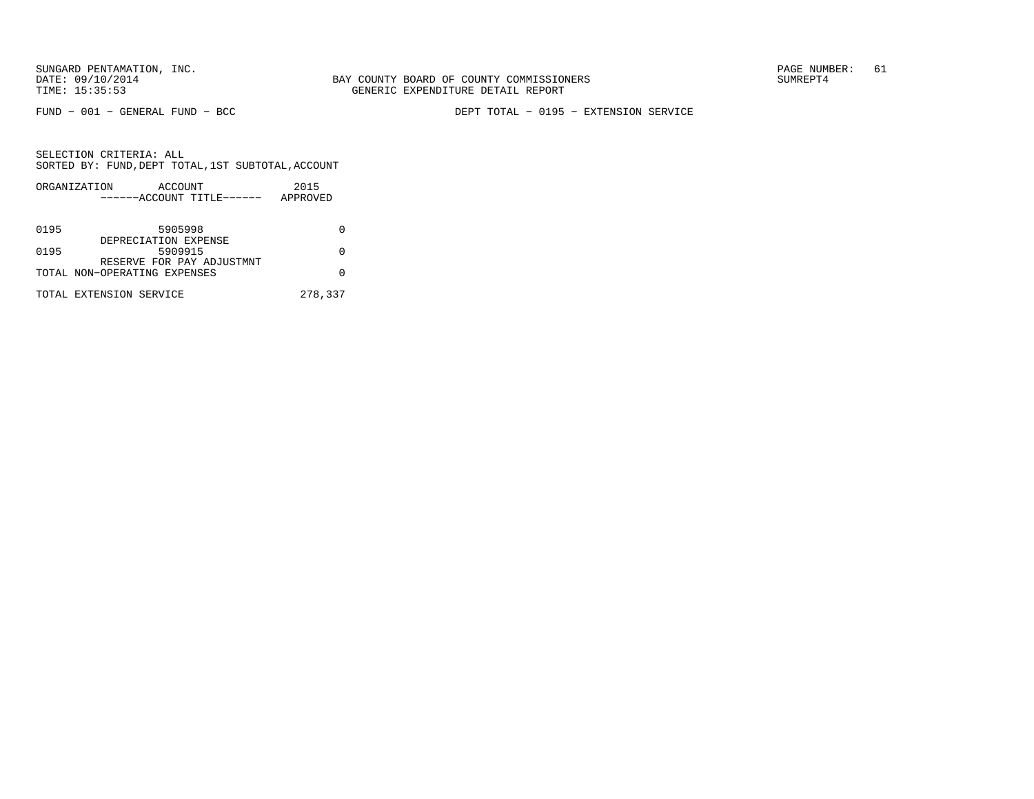SUNGARD PENTAMATION, INC.
DATE: 09/10/2014
TIME: 15:35:53

BAY COUNTY BOARD OF COUNTY COMMISSIONERS
GENERIC EXPENDITURE DETAIL REPORT

SUMREPT4

FUND - 001 - GENERAL FUND - BCC

DEPT TOTAL - 0195 - EXTENSION SERVICE

SELECTION CRITERIA: ALL
SORTED BY: FUND,DEPT TOTAL,1ST SUBTOTAL,ACCOUNT

| ORGANIZATION | ACCOUNT ------ACCOUNT TITLE------ | 2015 APPROVED |
|---|---|---|
| 0195 | 5905998 DEPRECIATION EXPENSE | 0 |
| 0195 | 5909915 RESERVE FOR PAY ADJUSTMNT | 0 |
| TOTAL NON-OPERATING EXPENSES | | 0 |
| TOTAL EXTENSION SERVICE | | 278,337 |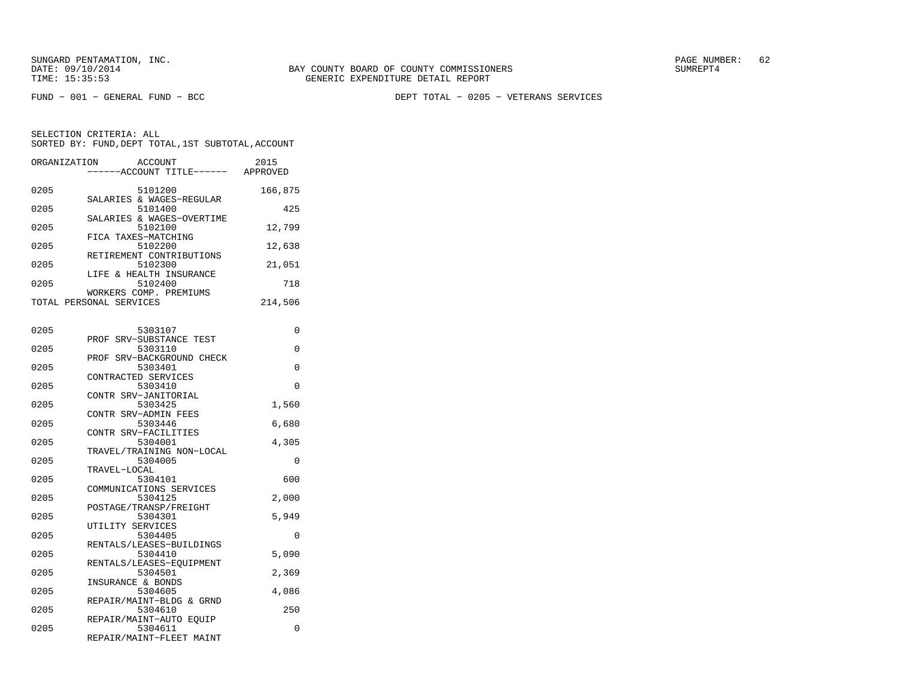SUNGARD PENTAMATION, INC.
DATE: 09/10/2014
TIME: 15:35:53

BAY COUNTY BOARD OF COUNTY COMMISSIONERS
GENERIC EXPENDITURE DETAIL REPORT

SUMREPT4

FUND - 001 - GENERAL FUND - BCC

DEPT TOTAL - 0205 - VETERANS SERVICES

SELECTION CRITERIA: ALL
SORTED BY: FUND,DEPT TOTAL,1ST SUBTOTAL,ACCOUNT

| ORGANIZATION | ACCOUNT / ------ACCOUNT TITLE------ | 2015 APPROVED |
|---|---|---|
| 0205 | 5101200 SALARIES & WAGES-REGULAR | 166,875 |
| 0205 | 5101400 SALARIES & WAGES-OVERTIME | 425 |
| 0205 | 5102100 FICA TAXES-MATCHING | 12,799 |
| 0205 | 5102200 RETIREMENT CONTRIBUTIONS | 12,638 |
| 0205 | 5102300 LIFE & HEALTH INSURANCE | 21,051 |
| 0205 | 5102400 WORKERS COMP. PREMIUMS | 718 |
| TOTAL PERSONAL SERVICES | | 214,506 |
| 0205 | 5303107 PROF SRV-SUBSTANCE TEST | 0 |
| 0205 | 5303110 PROF SRV-BACKGROUND CHECK | 0 |
| 0205 | 5303401 CONTRACTED SERVICES | 0 |
| 0205 | 5303410 CONTR SRV-JANITORIAL | 0 |
| 0205 | 5303425 CONTR SRV-ADMIN FEES | 1,560 |
| 0205 | 5303446 CONTR SRV-FACILITIES | 6,680 |
| 0205 | 5304001 TRAVEL/TRAINING NON-LOCAL | 4,305 |
| 0205 | 5304005 TRAVEL-LOCAL | 0 |
| 0205 | 5304101 COMMUNICATIONS SERVICES | 600 |
| 0205 | 5304125 POSTAGE/TRANSP/FREIGHT | 2,000 |
| 0205 | 5304301 UTILITY SERVICES | 5,949 |
| 0205 | 5304405 RENTALS/LEASES-BUILDINGS | 0 |
| 0205 | 5304410 RENTALS/LEASES-EQUIPMENT | 5,090 |
| 0205 | 5304501 INSURANCE & BONDS | 2,369 |
| 0205 | 5304605 REPAIR/MAINT-BLDG & GRND | 4,086 |
| 0205 | 5304610 REPAIR/MAINT-AUTO EQUIP | 250 |
| 0205 | 5304611 REPAIR/MAINT-FLEET MAINT | 0 |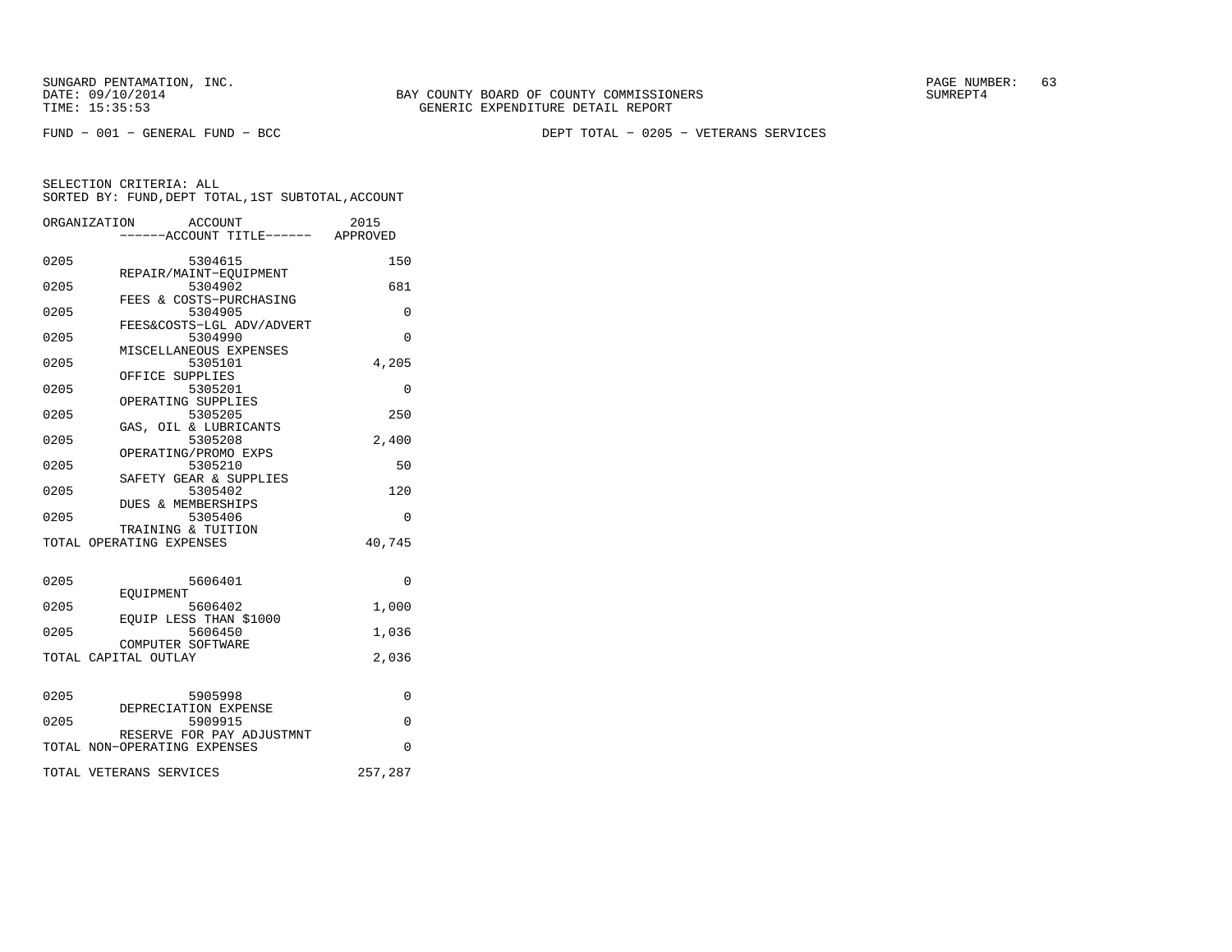BAY COUNTY BOARD OF COUNTY COMMISSIONERS
GENERIC EXPENDITURE DETAIL REPORT

FUND − 001 − GENERAL FUND − BCC

DEPT TOTAL − 0205 − VETERANS SERVICES

SELECTION CRITERIA: ALL
SORTED BY: FUND,DEPT TOTAL,1ST SUBTOTAL,ACCOUNT

| ORGANIZATION | ACCOUNT / ------ACCOUNT TITLE------ | 2015 APPROVED |
|---|---|---|
| 0205 | 5304615 REPAIR/MAINT−EQUIPMENT | 150 |
| 0205 | 5304902 FEES & COSTS−PURCHASING | 681 |
| 0205 | 5304905 FEES&COSTS−LGL ADV/ADVERT | 0 |
| 0205 | 5304990 MISCELLANEOUS EXPENSES | 0 |
| 0205 | 5305101 OFFICE SUPPLIES | 4,205 |
| 0205 | 5305201 OPERATING SUPPLIES | 0 |
| 0205 | 5305205 GAS, OIL & LUBRICANTS | 250 |
| 0205 | 5305208 OPERATING/PROMO EXPS | 2,400 |
| 0205 | 5305210 SAFETY GEAR & SUPPLIES | 50 |
| 0205 | 5305402 DUES & MEMBERSHIPS | 120 |
| 0205 | 5305406 TRAINING & TUITION | 0 |
| TOTAL OPERATING EXPENSES | | 40,745 |
| 0205 | 5606401 EQUIPMENT | 0 |
| 0205 | 5606402 EQUIP LESS THAN $1000 | 1,000 |
| 0205 | 5606450 COMPUTER SOFTWARE | 1,036 |
| TOTAL CAPITAL OUTLAY | | 2,036 |
| 0205 | 5905998 DEPRECIATION EXPENSE | 0 |
| 0205 | 5909915 RESERVE FOR PAY ADJUSTMNT | 0 |
| TOTAL NON−OPERATING EXPENSES | | 0 |
| TOTAL VETERANS SERVICES | | 257,287 |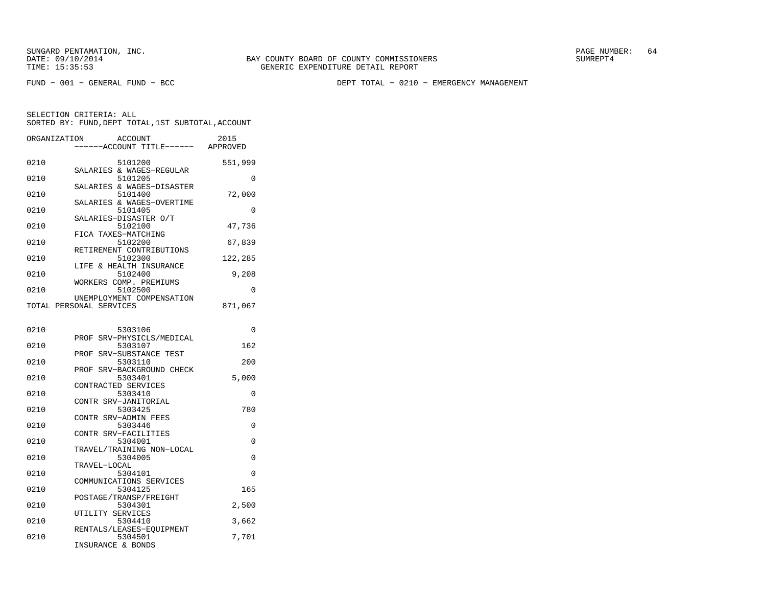SUNGARD PENTAMATION, INC.
DATE: 09/10/2014
TIME: 15:35:53

BAY COUNTY BOARD OF COUNTY COMMISSIONERS
GENERIC EXPENDITURE DETAIL REPORT

SUMREPT4

FUND - 001 - GENERAL FUND - BCC

DEPT TOTAL - 0210 - EMERGENCY MANAGEMENT

SELECTION CRITERIA: ALL
SORTED BY: FUND,DEPT TOTAL,1ST SUBTOTAL,ACCOUNT

| ORGANIZATION | ACCOUNT / ------ACCOUNT TITLE------ | 2015 APPROVED |
|---|---|---|
| 0210 | 5101200 SALARIES & WAGES-REGULAR | 551,999 |
| 0210 | 5101205 SALARIES & WAGES-DISASTER | 0 |
| 0210 | 5101400 SALARIES & WAGES-OVERTIME | 72,000 |
| 0210 | 5101405 SALARIES-DISASTER O/T | 0 |
| 0210 | 5102100 FICA TAXES-MATCHING | 47,736 |
| 0210 | 5102200 RETIREMENT CONTRIBUTIONS | 67,839 |
| 0210 | 5102300 LIFE & HEALTH INSURANCE | 122,285 |
| 0210 | 5102400 WORKERS COMP. PREMIUMS | 9,208 |
| 0210 | 5102500 UNEMPLOYMENT COMPENSATION | 0 |
| TOTAL PERSONAL SERVICES | | 871,067 |
| 0210 | 5303106 PROF SRV-PHYSICLS/MEDICAL | 0 |
| 0210 | 5303107 PROF SRV-SUBSTANCE TEST | 162 |
| 0210 | 5303110 PROF SRV-BACKGROUND CHECK | 200 |
| 0210 | 5303401 CONTRACTED SERVICES | 5,000 |
| 0210 | 5303410 CONTR SRV-JANITORIAL | 0 |
| 0210 | 5303425 CONTR SRV-ADMIN FEES | 780 |
| 0210 | 5303446 CONTR SRV-FACILITIES | 0 |
| 0210 | 5304001 TRAVEL/TRAINING NON-LOCAL | 0 |
| 0210 | 5304005 TRAVEL-LOCAL | 0 |
| 0210 | 5304101 COMMUNICATIONS SERVICES | 0 |
| 0210 | 5304125 POSTAGE/TRANSP/FREIGHT | 165 |
| 0210 | 5304301 UTILITY SERVICES | 2,500 |
| 0210 | 5304410 RENTALS/LEASES-EQUIPMENT | 3,662 |
| 0210 | 5304501 INSURANCE & BONDS | 7,701 |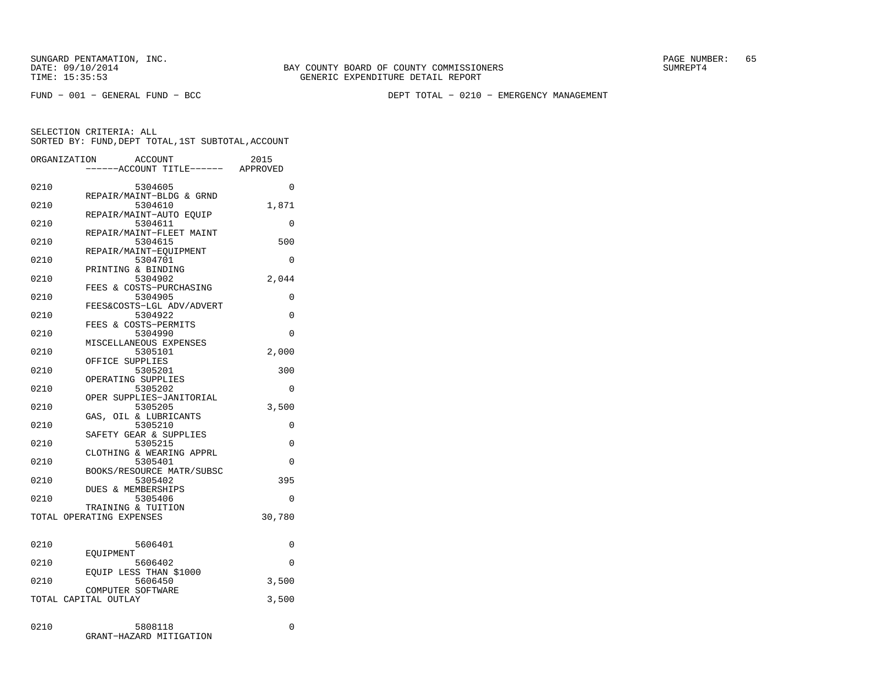SUNGARD PENTAMATION, INC.
DATE: 09/10/2014
TIME: 15:35:53

BAY COUNTY BOARD OF COUNTY COMMISSIONERS
GENERIC EXPENDITURE DETAIL REPORT

SUMREPT4

FUND − 001 − GENERAL FUND − BCC

DEPT TOTAL − 0210 − EMERGENCY MANAGEMENT

SELECTION CRITERIA: ALL
SORTED BY: FUND,DEPT TOTAL,1ST SUBTOTAL,ACCOUNT

| ORGANIZATION | ACCOUNT ------ACCOUNT TITLE------ | 2015 APPROVED |
|---|---|---|
| 0210 | 5304605 REPAIR/MAINT−BLDG & GRND | 0 |
| 0210 | 5304610 REPAIR/MAINT−AUTO EQUIP | 1,871 |
| 0210 | 5304611 REPAIR/MAINT−FLEET MAINT | 0 |
| 0210 | 5304615 REPAIR/MAINT−EQUIPMENT | 500 |
| 0210 | 5304701 PRINTING & BINDING | 0 |
| 0210 | 5304902 FEES & COSTS−PURCHASING | 2,044 |
| 0210 | 5304905 FEES&COSTS−LGL ADV/ADVERT | 0 |
| 0210 | 5304922 FEES & COSTS−PERMITS | 0 |
| 0210 | 5304990 MISCELLANEOUS EXPENSES | 0 |
| 0210 | 5305101 OFFICE SUPPLIES | 2,000 |
| 0210 | 5305201 OPERATING SUPPLIES | 300 |
| 0210 | 5305202 OPER SUPPLIES−JANITORIAL | 0 |
| 0210 | 5305205 GAS, OIL & LUBRICANTS | 3,500 |
| 0210 | 5305210 SAFETY GEAR & SUPPLIES | 0 |
| 0210 | 5305215 CLOTHING & WEARING APPRL | 0 |
| 0210 | 5305401 BOOKS/RESOURCE MATR/SUBSC | 0 |
| 0210 | 5305402 DUES & MEMBERSHIPS | 395 |
| 0210 | 5305406 TRAINING & TUITION | 0 |
| TOTAL OPERATING EXPENSES | | 30,780 |
| 0210 | 5606401 EQUIPMENT | 0 |
| 0210 | 5606402 EQUIP LESS THAN $1000 | 0 |
| 0210 | 5606450 COMPUTER SOFTWARE | 3,500 |
| TOTAL CAPITAL OUTLAY | | 3,500 |
| 0210 | 5808118 GRANT−HAZARD MITIGATION | 0 |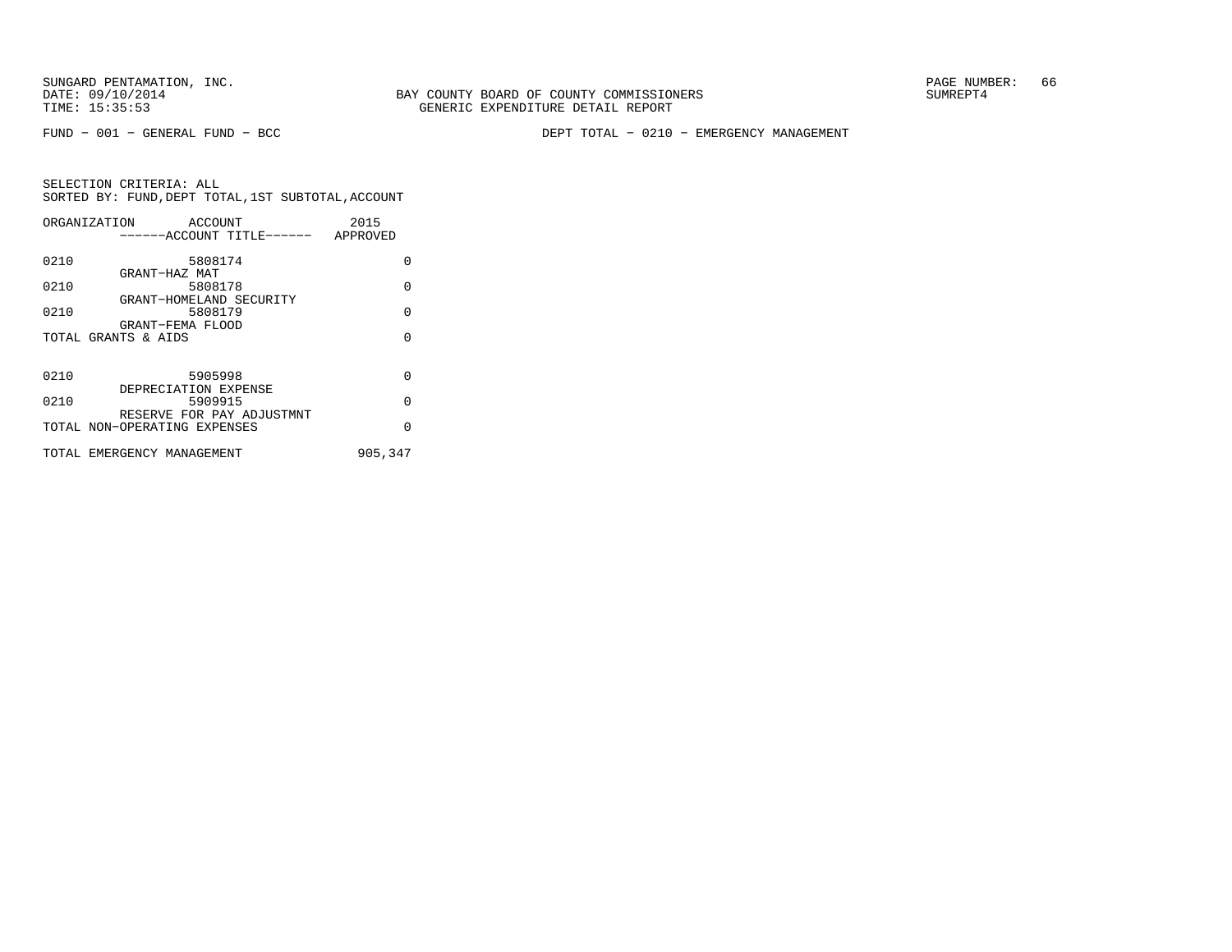FUND − 001 − GENERAL FUND − BCC

DEPT TOTAL − 0210 − EMERGENCY MANAGEMENT

SELECTION CRITERIA: ALL
SORTED BY: FUND,DEPT TOTAL,1ST SUBTOTAL,ACCOUNT

| ORGANIZATION | ACCOUNT / ACCOUNT TITLE | 2015 APPROVED |
|---|---|---|
| 0210 | 5808174 GRANT−HAZ MAT | 0 |
| 0210 | 5808178 GRANT−HOMELAND SECURITY | 0 |
| 0210 | 5808179 GRANT−FEMA FLOOD | 0 |
| TOTAL GRANTS & AIDS | | 0 |
| 0210 | 5905998 DEPRECIATION EXPENSE | 0 |
| 0210 | 5909915 RESERVE FOR PAY ADJUSTMNT | 0 |
| TOTAL NON−OPERATING EXPENSES | | 0 |
| TOTAL EMERGENCY MANAGEMENT | | 905,347 |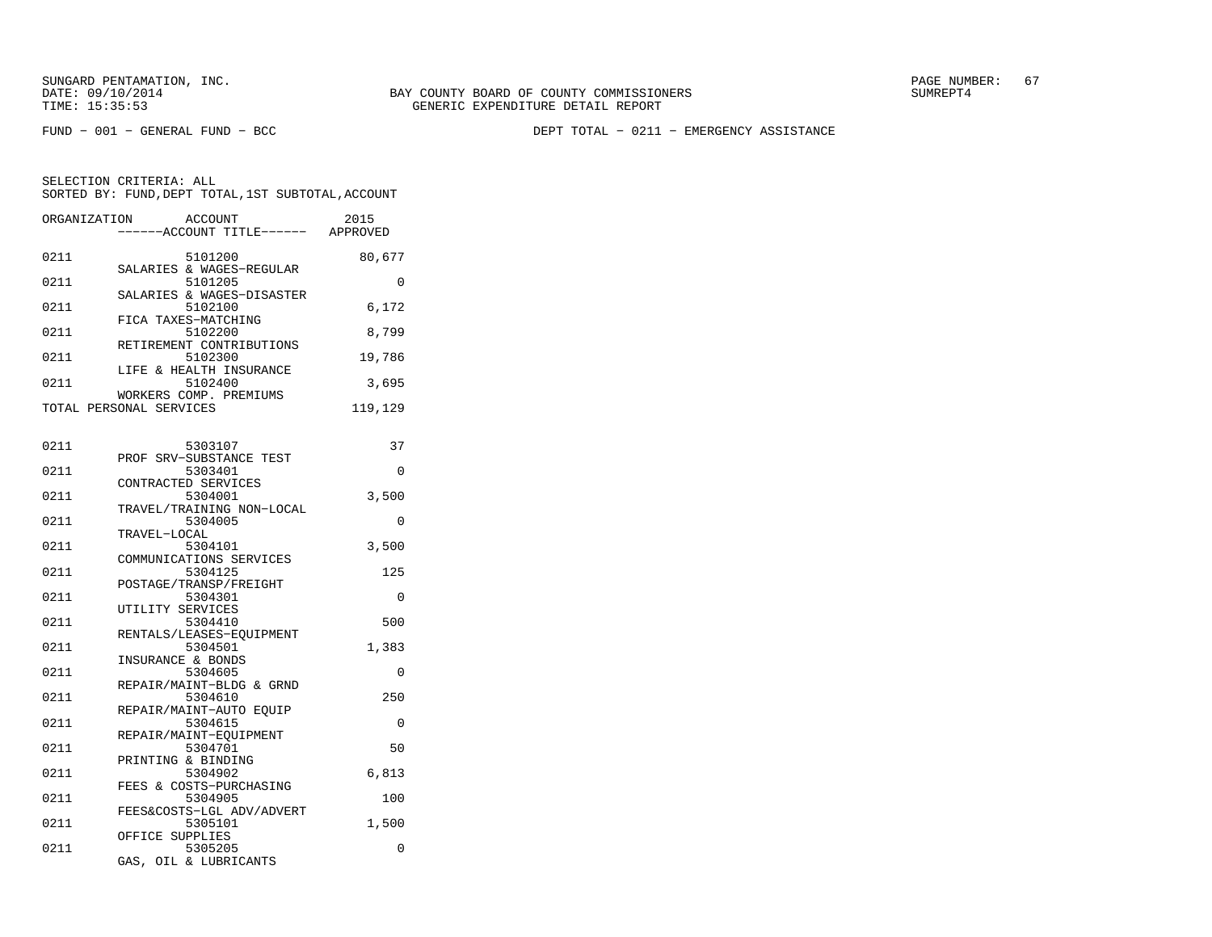SUNGARD PENTAMATION, INC.
DATE: 09/10/2014
TIME: 15:35:53

BAY COUNTY BOARD OF COUNTY COMMISSIONERS
GENERIC EXPENDITURE DETAIL REPORT

SUMREPT4

FUND − 001 − GENERAL FUND − BCC

DEPT TOTAL − 0211 − EMERGENCY ASSISTANCE

SELECTION CRITERIA: ALL
SORTED BY: FUND,DEPT TOTAL,1ST SUBTOTAL,ACCOUNT

| ORGANIZATION | ACCOUNT / ------ACCOUNT TITLE------ | 2015 APPROVED |
|---|---|---|
| 0211 | 5101200 SALARIES & WAGES−REGULAR | 80,677 |
| 0211 | 5101205 SALARIES & WAGES−DISASTER | 0 |
| 0211 | 5102100 FICA TAXES−MATCHING | 6,172 |
| 0211 | 5102200 RETIREMENT CONTRIBUTIONS | 8,799 |
| 0211 | 5102300 LIFE & HEALTH INSURANCE | 19,786 |
| 0211 | 5102400 WORKERS COMP. PREMIUMS | 3,695 |
| TOTAL PERSONAL SERVICES | | 119,129 |
| 0211 | 5303107 PROF SRV−SUBSTANCE TEST | 37 |
| 0211 | 5303401 CONTRACTED SERVICES | 0 |
| 0211 | 5304001 TRAVEL/TRAINING NON−LOCAL | 3,500 |
| 0211 | 5304005 TRAVEL−LOCAL | 0 |
| 0211 | 5304101 COMMUNICATIONS SERVICES | 3,500 |
| 0211 | 5304125 POSTAGE/TRANSP/FREIGHT | 125 |
| 0211 | 5304301 UTILITY SERVICES | 0 |
| 0211 | 5304410 RENTALS/LEASES−EQUIPMENT | 500 |
| 0211 | 5304501 INSURANCE & BONDS | 1,383 |
| 0211 | 5304605 REPAIR/MAINT−BLDG & GRND | 0 |
| 0211 | 5304610 REPAIR/MAINT−AUTO EQUIP | 250 |
| 0211 | 5304615 REPAIR/MAINT−EQUIPMENT | 0 |
| 0211 | 5304701 PRINTING & BINDING | 50 |
| 0211 | 5304902 FEES & COSTS−PURCHASING | 6,813 |
| 0211 | 5304905 FEES&COSTS−LGL ADV/ADVERT | 100 |
| 0211 | 5305101 OFFICE SUPPLIES | 1,500 |
| 0211 | 5305205 GAS, OIL & LUBRICANTS | 0 |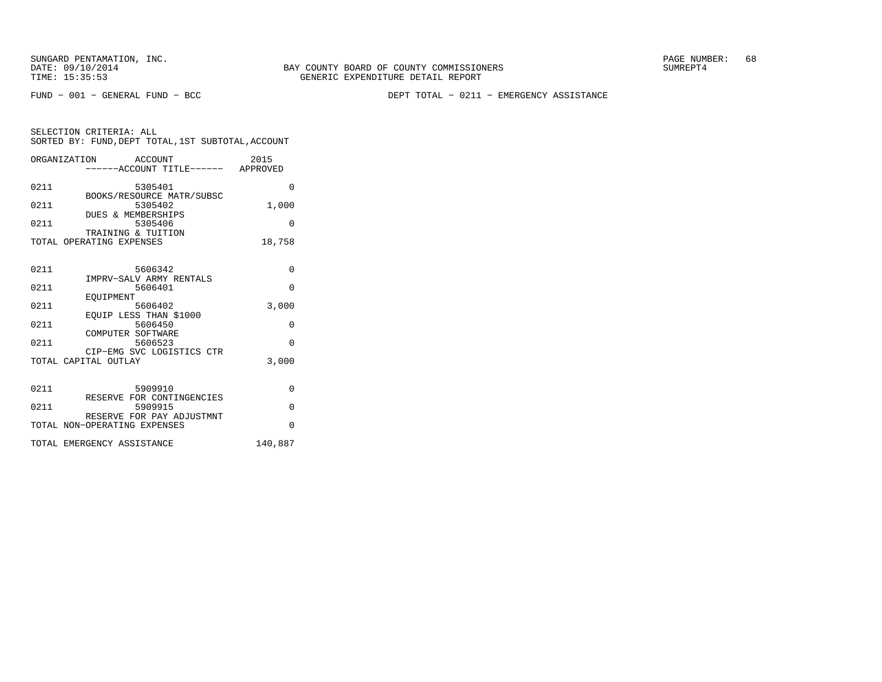SUNGARD PENTAMATION, INC.
DATE: 09/10/2014
TIME: 15:35:53

BAY COUNTY BOARD OF COUNTY COMMISSIONERS
GENERIC EXPENDITURE DETAIL REPORT

SUMREPT4

FUND − 001 − GENERAL FUND − BCC

DEPT TOTAL − 0211 − EMERGENCY ASSISTANCE

SELECTION CRITERIA: ALL
SORTED BY: FUND,DEPT TOTAL,1ST SUBTOTAL,ACCOUNT

| ORGANIZATION | ACCOUNT ------ACCOUNT TITLE------ | 2015 APPROVED |
|---|---|---|
| 0211 | 5305401 BOOKS/RESOURCE MATR/SUBSC | 0 |
| 0211 | 5305402 DUES & MEMBERSHIPS | 1,000 |
| 0211 | 5305406 TRAINING & TUITION | 0 |
| TOTAL OPERATING EXPENSES | | 18,758 |
| 0211 | 5606342 IMPRV−SALV ARMY RENTALS | 0 |
| 0211 | 5606401 EQUIPMENT | 0 |
| 0211 | 5606402 EQUIP LESS THAN $1000 | 3,000 |
| 0211 | 5606450 COMPUTER SOFTWARE | 0 |
| 0211 | 5606523 CIP−EMG SVC LOGISTICS CTR | 0 |
| TOTAL CAPITAL OUTLAY | | 3,000 |
| 0211 | 5909910 RESERVE FOR CONTINGENCIES | 0 |
| 0211 | 5909915 RESERVE FOR PAY ADJUSTMNT | 0 |
| TOTAL NON−OPERATING EXPENSES | | 0 |
| TOTAL EMERGENCY ASSISTANCE | | 140,887 |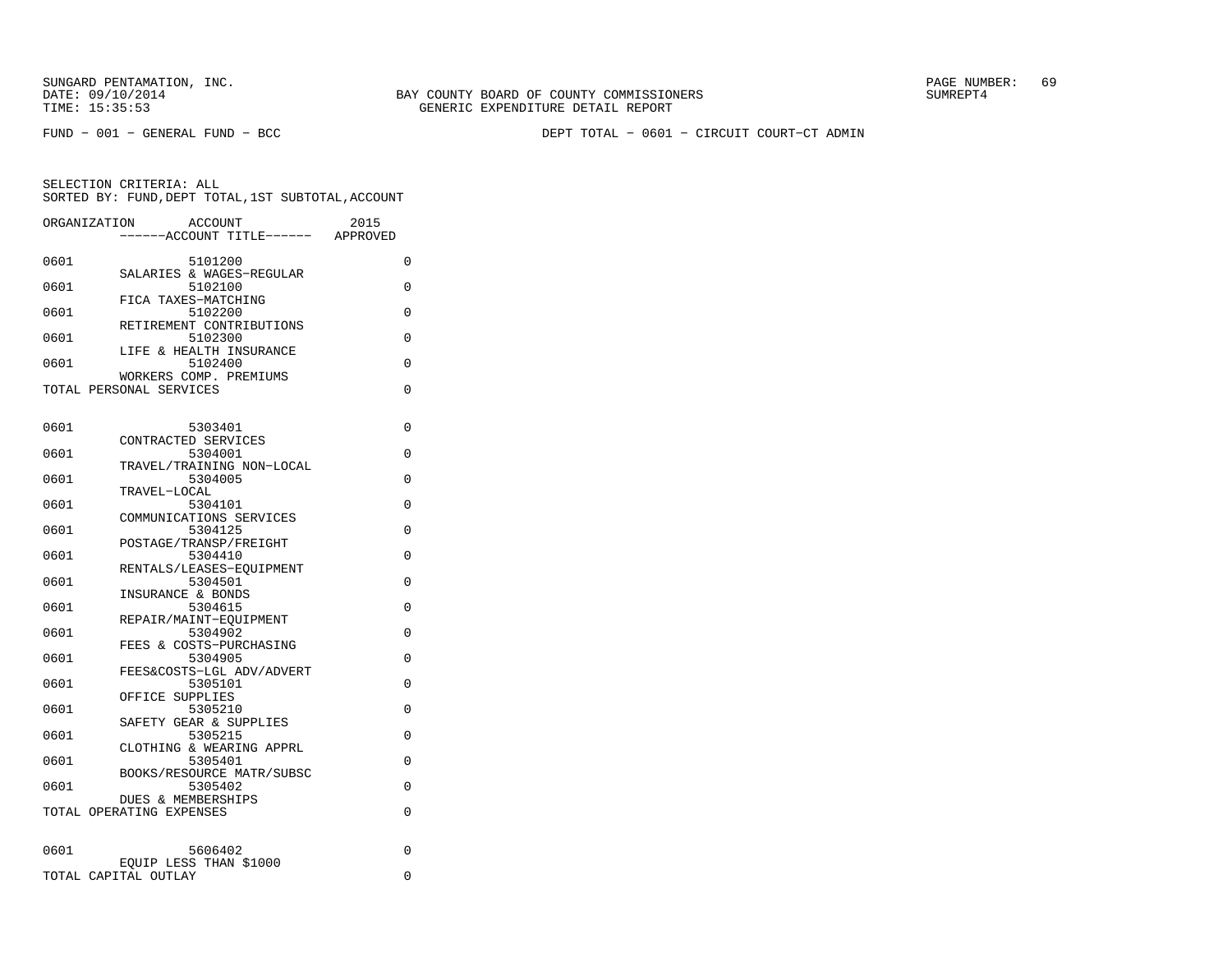SUNGARD PENTAMATION, INC.
DATE: 09/10/2014
TIME: 15:35:53

BAY COUNTY BOARD OF COUNTY COMMISSIONERS
GENERIC EXPENDITURE DETAIL REPORT

PAGE NUMBER: 69
SUMREPT4

FUND - 001 - GENERAL FUND - BCC

DEPT TOTAL - 0601 - CIRCUIT COURT-CT ADMIN

SELECTION CRITERIA: ALL
SORTED BY: FUND,DEPT TOTAL,1ST SUBTOTAL,ACCOUNT

| ORGANIZATION | ACCOUNT ------ACCOUNT TITLE------ | 2015 APPROVED |
|---|---|---|
| 0601 | 5101200 SALARIES & WAGES-REGULAR | 0 |
| 0601 | 5102100 FICA TAXES-MATCHING | 0 |
| 0601 | 5102200 RETIREMENT CONTRIBUTIONS | 0 |
| 0601 | 5102300 LIFE & HEALTH INSURANCE | 0 |
| 0601 | 5102400 WORKERS COMP. PREMIUMS | 0 |
| TOTAL PERSONAL SERVICES | | 0 |
| 0601 | 5303401 CONTRACTED SERVICES | 0 |
| 0601 | 5304001 TRAVEL/TRAINING NON-LOCAL | 0 |
| 0601 | 5304005 TRAVEL-LOCAL | 0 |
| 0601 | 5304101 COMMUNICATIONS SERVICES | 0 |
| 0601 | 5304125 POSTAGE/TRANSP/FREIGHT | 0 |
| 0601 | 5304410 RENTALS/LEASES-EQUIPMENT | 0 |
| 0601 | 5304501 INSURANCE & BONDS | 0 |
| 0601 | 5304615 REPAIR/MAINT-EQUIPMENT | 0 |
| 0601 | 5304902 FEES & COSTS-PURCHASING | 0 |
| 0601 | 5304905 FEES&COSTS-LGL ADV/ADVERT | 0 |
| 0601 | 5305101 OFFICE SUPPLIES | 0 |
| 0601 | 5305210 SAFETY GEAR & SUPPLIES | 0 |
| 0601 | 5305215 CLOTHING & WEARING APPRL | 0 |
| 0601 | 5305401 BOOKS/RESOURCE MATR/SUBSC | 0 |
| 0601 | 5305402 DUES & MEMBERSHIPS | 0 |
| TOTAL OPERATING EXPENSES | | 0 |
| 0601 | 5606402 EQUIP LESS THAN $1000 | 0 |
| TOTAL CAPITAL OUTLAY | | 0 |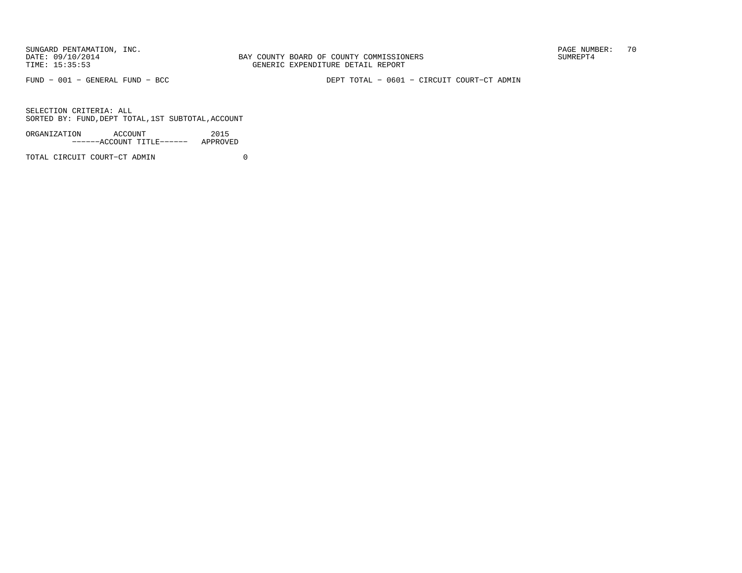FUND − 001 − GENERAL FUND − BCC

DEPT TOTAL − 0601 − CIRCUIT COURT−CT ADMIN

SELECTION CRITERIA: ALL
SORTED BY: FUND,DEPT TOTAL,1ST SUBTOTAL,ACCOUNT

| ORGANIZATION | ACCOUNT ------ACCOUNT TITLE------ | 2015 APPROVED |
|---|---|---|
| TOTAL CIRCUIT COURT−CT ADMIN | | 0 |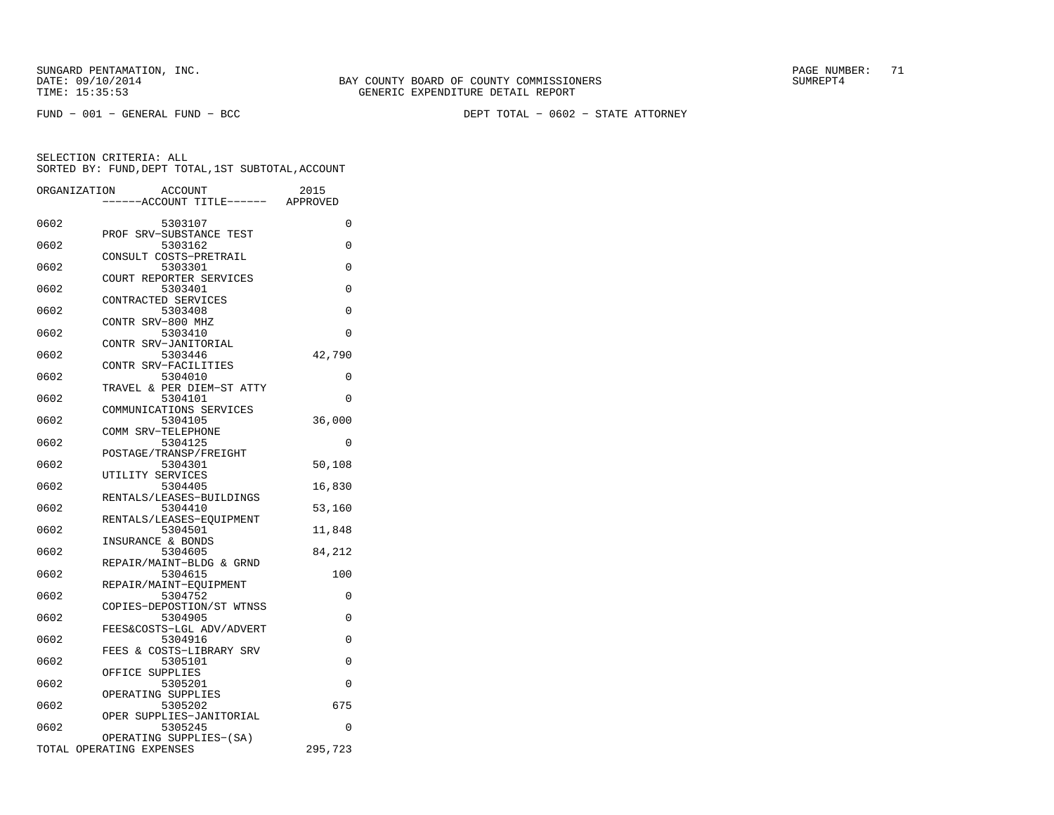SUNGARD PENTAMATION, INC.
DATE: 09/10/2014
TIME: 15:35:53

BAY COUNTY BOARD OF COUNTY COMMISSIONERS
GENERIC EXPENDITURE DETAIL REPORT

SUMREPT4

FUND − 001 − GENERAL FUND − BCC

DEPT TOTAL − 0602 − STATE ATTORNEY

SELECTION CRITERIA: ALL
SORTED BY: FUND,DEPT TOTAL,1ST SUBTOTAL,ACCOUNT

| ORGANIZATION | ACCOUNT / ------ACCOUNT TITLE------ | 2015 APPROVED |
|---|---|---|
| 0602 | 5303107 PROF SRV−SUBSTANCE TEST | 0 |
| 0602 | 5303162 CONSULT COSTS−PRETRAIL | 0 |
| 0602 | 5303301 COURT REPORTER SERVICES | 0 |
| 0602 | 5303401 CONTRACTED SERVICES | 0 |
| 0602 | 5303408 CONTR SRV−800 MHZ | 0 |
| 0602 | 5303410 CONTR SRV−JANITORIAL | 0 |
| 0602 | 5303446 CONTR SRV−FACILITIES | 42,790 |
| 0602 | 5304010 TRAVEL & PER DIEM−ST ATTY | 0 |
| 0602 | 5304101 COMMUNICATIONS SERVICES | 0 |
| 0602 | 5304105 COMM SRV−TELEPHONE | 36,000 |
| 0602 | 5304125 POSTAGE/TRANSP/FREIGHT | 0 |
| 0602 | 5304301 UTILITY SERVICES | 50,108 |
| 0602 | 5304405 RENTALS/LEASES−BUILDINGS | 16,830 |
| 0602 | 5304410 RENTALS/LEASES−EQUIPMENT | 53,160 |
| 0602 | 5304501 INSURANCE & BONDS | 11,848 |
| 0602 | 5304605 REPAIR/MAINT−BLDG & GRND | 84,212 |
| 0602 | 5304615 REPAIR/MAINT−EQUIPMENT | 100 |
| 0602 | 5304752 COPIES−DEPOSTION/ST WTNSS | 0 |
| 0602 | 5304905 FEES&COSTS−LGL ADV/ADVERT | 0 |
| 0602 | 5304916 FEES & COSTS−LIBRARY SRV | 0 |
| 0602 | 5305101 OFFICE SUPPLIES | 0 |
| 0602 | 5305201 OPERATING SUPPLIES | 0 |
| 0602 | 5305202 OPER SUPPLIES−JANITORIAL | 675 |
| 0602 | 5305245 OPERATING SUPPLIES−(SA) | 0 |
| TOTAL OPERATING EXPENSES | | 295,723 |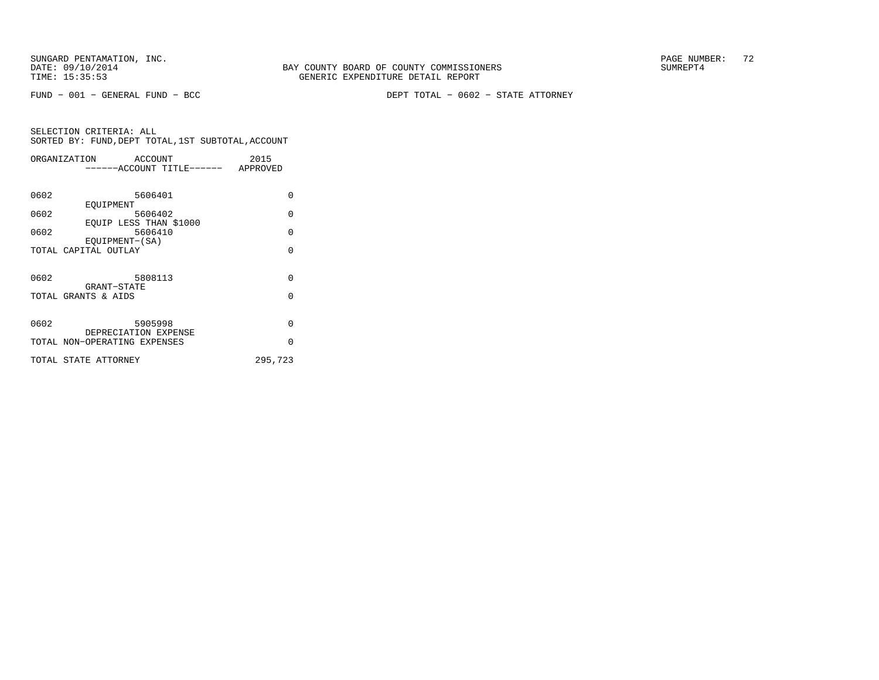SUNGARD PENTAMATION, INC.
DATE: 09/10/2014
TIME: 15:35:53

BAY COUNTY BOARD OF COUNTY COMMISSIONERS
GENERIC EXPENDITURE DETAIL REPORT

PAGE NUMBER: 72
SUMREPT4

FUND − 001 − GENERAL FUND − BCC

DEPT TOTAL − 0602 − STATE ATTORNEY

SELECTION CRITERIA: ALL
SORTED BY: FUND,DEPT TOTAL,1ST SUBTOTAL,ACCOUNT

| ORGANIZATION | ACCOUNT / ------ACCOUNT TITLE------ | 2015 APPROVED |
|---|---|---|
| 0602 | 5606401 EQUIPMENT | 0 |
| 0602 | 5606402 EQUIP LESS THAN $1000 | 0 |
| 0602 | 5606410 EQUIPMENT−(SA) | 0 |
| TOTAL CAPITAL OUTLAY | | 0 |
| 0602 | 5808113 GRANT−STATE | 0 |
| TOTAL GRANTS & AIDS | | 0 |
| 0602 | 5905998 DEPRECIATION EXPENSE | 0 |
| TOTAL NON−OPERATING EXPENSES | | 0 |
| TOTAL STATE ATTORNEY | | 295,723 |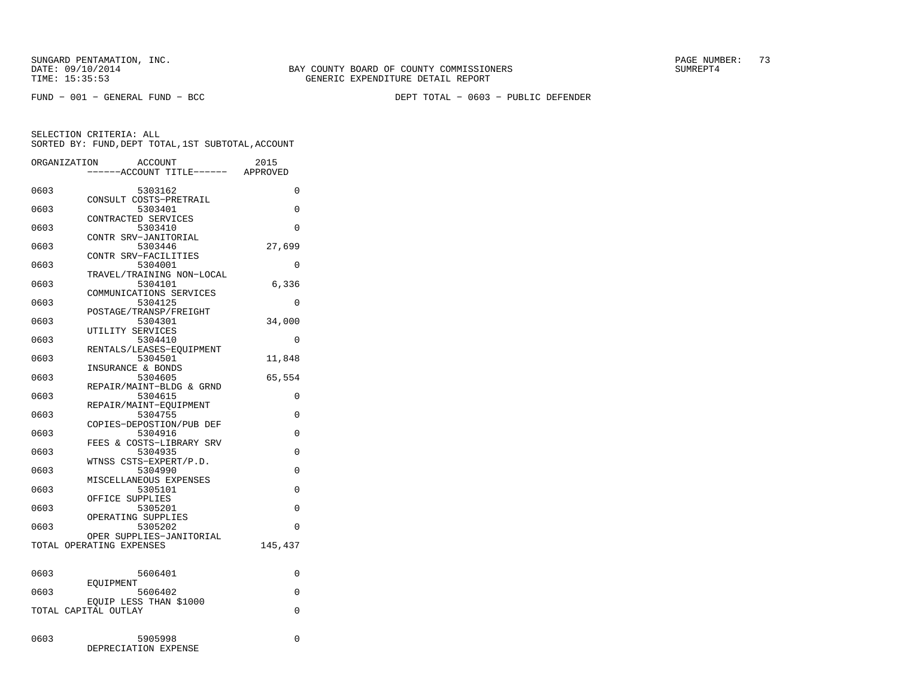SUNGARD PENTAMATION, INC.
DATE: 09/10/2014
TIME: 15:35:53

BAY COUNTY BOARD OF COUNTY COMMISSIONERS
GENERIC EXPENDITURE DETAIL REPORT

PAGE NUMBER: 73
SUMREPT4

FUND - 001 - GENERAL FUND - BCC

DEPT TOTAL - 0603 - PUBLIC DEFENDER

SELECTION CRITERIA: ALL
SORTED BY: FUND,DEPT TOTAL,1ST SUBTOTAL,ACCOUNT

| ORGANIZATION | ACCOUNT ------ACCOUNT TITLE------ | 2015 APPROVED |
|---|---|---|
| 0603 | 5303162 CONSULT COSTS-PRETRAIL | 0 |
| 0603 | 5303401 CONTRACTED SERVICES | 0 |
| 0603 | 5303410 CONTR SRV-JANITORIAL | 0 |
| 0603 | 5303446 CONTR SRV-FACILITIES | 27,699 |
| 0603 | 5304001 TRAVEL/TRAINING NON-LOCAL | 0 |
| 0603 | 5304101 COMMUNICATIONS SERVICES | 6,336 |
| 0603 | 5304125 POSTAGE/TRANSP/FREIGHT | 0 |
| 0603 | 5304301 UTILITY SERVICES | 34,000 |
| 0603 | 5304410 RENTALS/LEASES-EQUIPMENT | 0 |
| 0603 | 5304501 INSURANCE & BONDS | 11,848 |
| 0603 | 5304605 REPAIR/MAINT-BLDG & GRND | 65,554 |
| 0603 | 5304615 REPAIR/MAINT-EQUIPMENT | 0 |
| 0603 | 5304755 COPIES-DEPOSTION/PUB DEF | 0 |
| 0603 | 5304916 FEES & COSTS-LIBRARY SRV | 0 |
| 0603 | 5304935 WTNSS CSTS-EXPERT/P.D. | 0 |
| 0603 | 5304990 MISCELLANEOUS EXPENSES | 0 |
| 0603 | 5305101 OFFICE SUPPLIES | 0 |
| 0603 | 5305201 OPERATING SUPPLIES | 0 |
| 0603 | 5305202 OPER SUPPLIES-JANITORIAL | 0 |
| TOTAL OPERATING EXPENSES | | 145,437 |
| 0603 | 5606401 EQUIPMENT | 0 |
| 0603 | 5606402 EQUIP LESS THAN $1000 | 0 |
| TOTAL CAPITAL OUTLAY | | 0 |
| 0603 | 5905998 DEPRECIATION EXPENSE | 0 |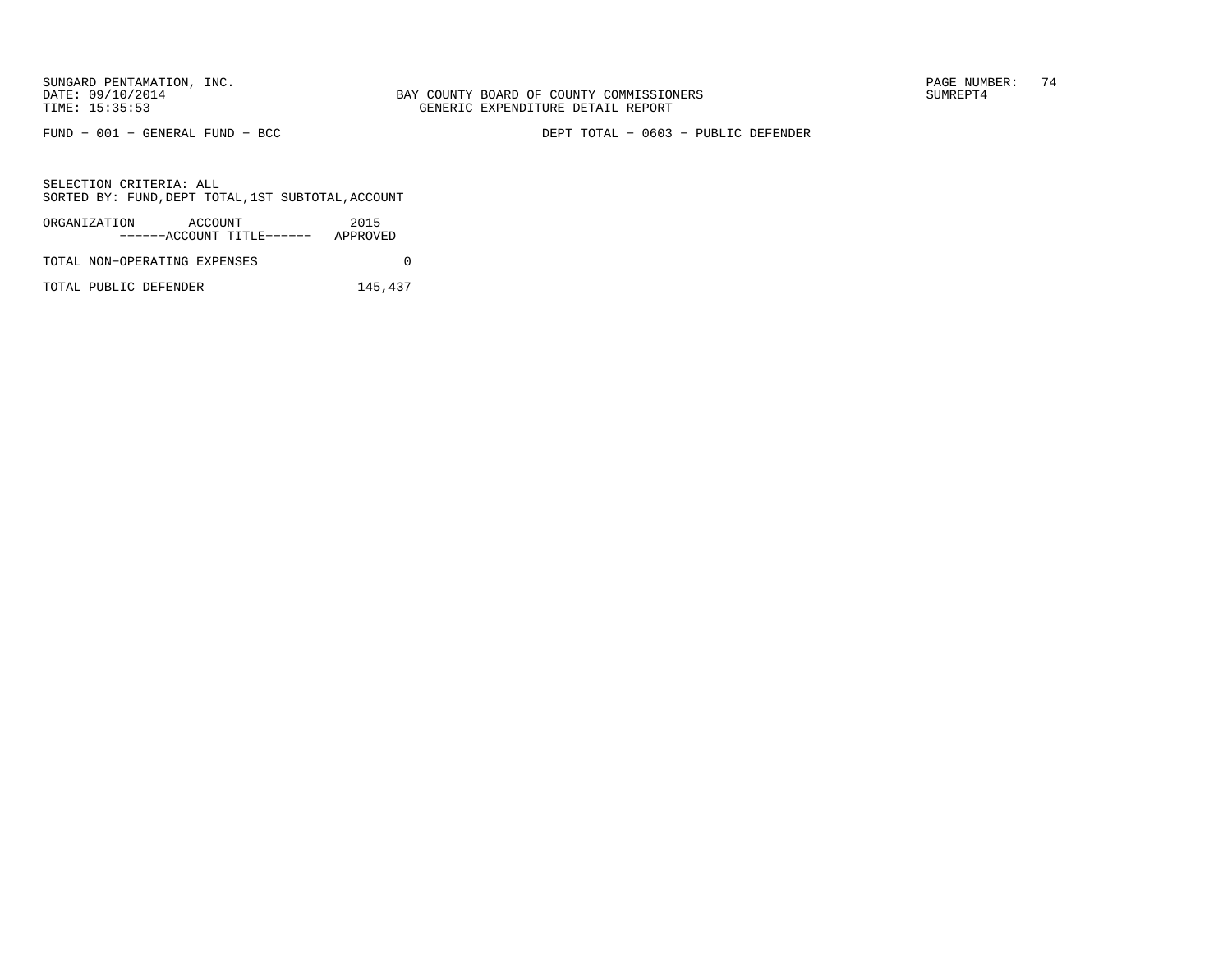FUND − 001 − GENERAL FUND − BCC

DEPT TOTAL − 0603 − PUBLIC DEFENDER

SELECTION CRITERIA: ALL
SORTED BY: FUND,DEPT TOTAL,1ST SUBTOTAL,ACCOUNT

| ORGANIZATION ACCOUNT ------ACCOUNT TITLE------ | 2015 APPROVED |
|---|---|
| TOTAL NON−OPERATING EXPENSES | 0 |
| TOTAL PUBLIC DEFENDER | 145,437 |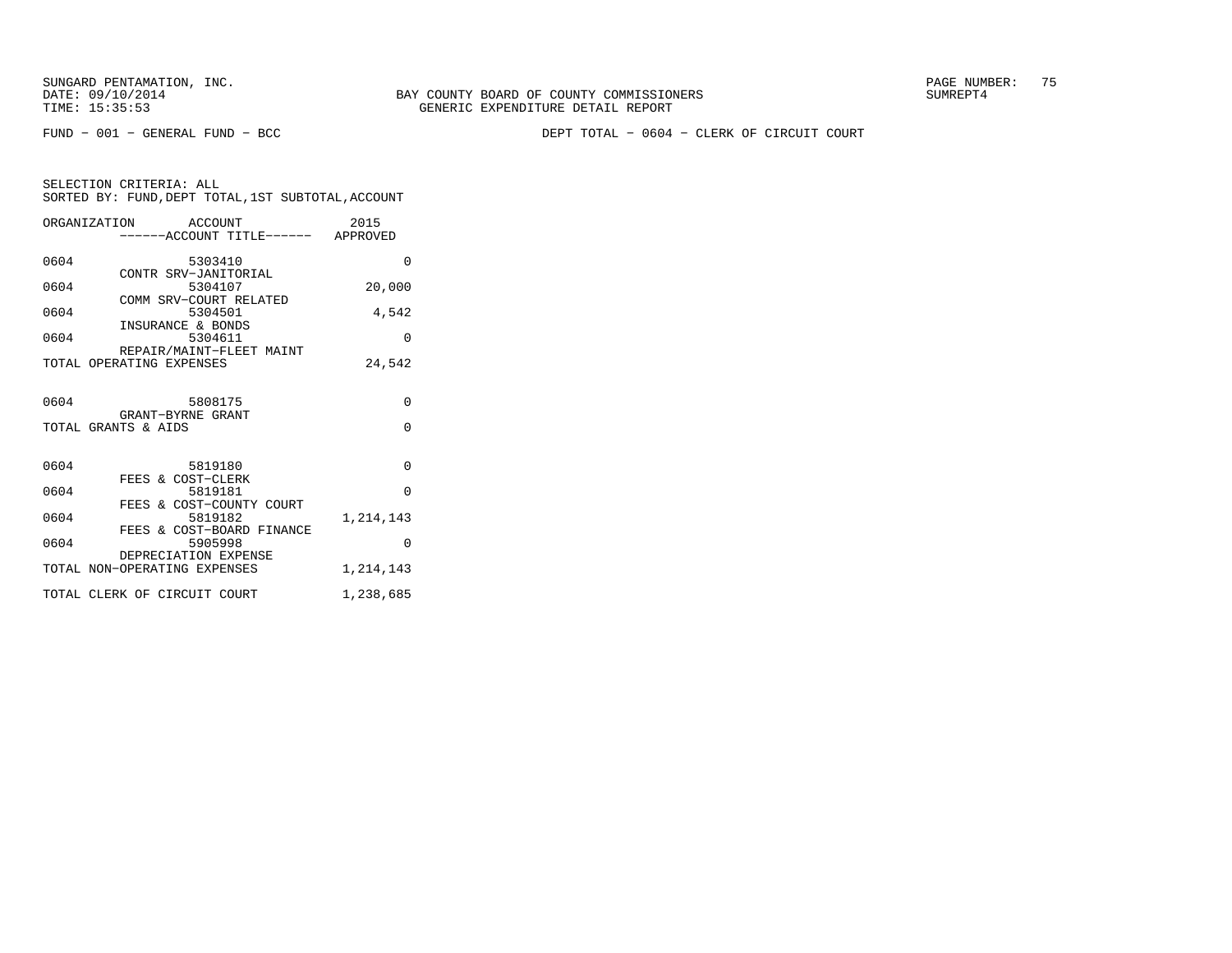SUNGARD PENTAMATION, INC.
DATE: 09/10/2014
TIME: 15:35:53

BAY COUNTY BOARD OF COUNTY COMMISSIONERS
GENERIC EXPENDITURE DETAIL REPORT

SUMREPT4

FUND − 001 − GENERAL FUND − BCC

DEPT TOTAL − 0604 − CLERK OF CIRCUIT COURT

SELECTION CRITERIA: ALL
SORTED BY: FUND,DEPT TOTAL,1ST SUBTOTAL,ACCOUNT

| ORGANIZATION | ACCOUNT / ------ACCOUNT TITLE------ | 2015 APPROVED |
|---|---|---|
| 0604 | 5303410 CONTR SRV−JANITORIAL | 0 |
| 0604 | 5304107 COMM SRV−COURT RELATED | 20,000 |
| 0604 | 5304501 INSURANCE & BONDS | 4,542 |
| 0604 | 5304611 REPAIR/MAINT−FLEET MAINT | 0 |
| TOTAL OPERATING EXPENSES | | 24,542 |
| 0604 | 5808175 GRANT−BYRNE GRANT | 0 |
| TOTAL GRANTS & AIDS | | 0 |
| 0604 | 5819180 FEES & COST−CLERK | 0 |
| 0604 | 5819181 FEES & COST−COUNTY COURT | 0 |
| 0604 | 5819182 FEES & COST−BOARD FINANCE | 1,214,143 |
| 0604 | 5905998 DEPRECIATION EXPENSE | 0 |
| TOTAL NON−OPERATING EXPENSES | | 1,214,143 |
| TOTAL CLERK OF CIRCUIT COURT | | 1,238,685 |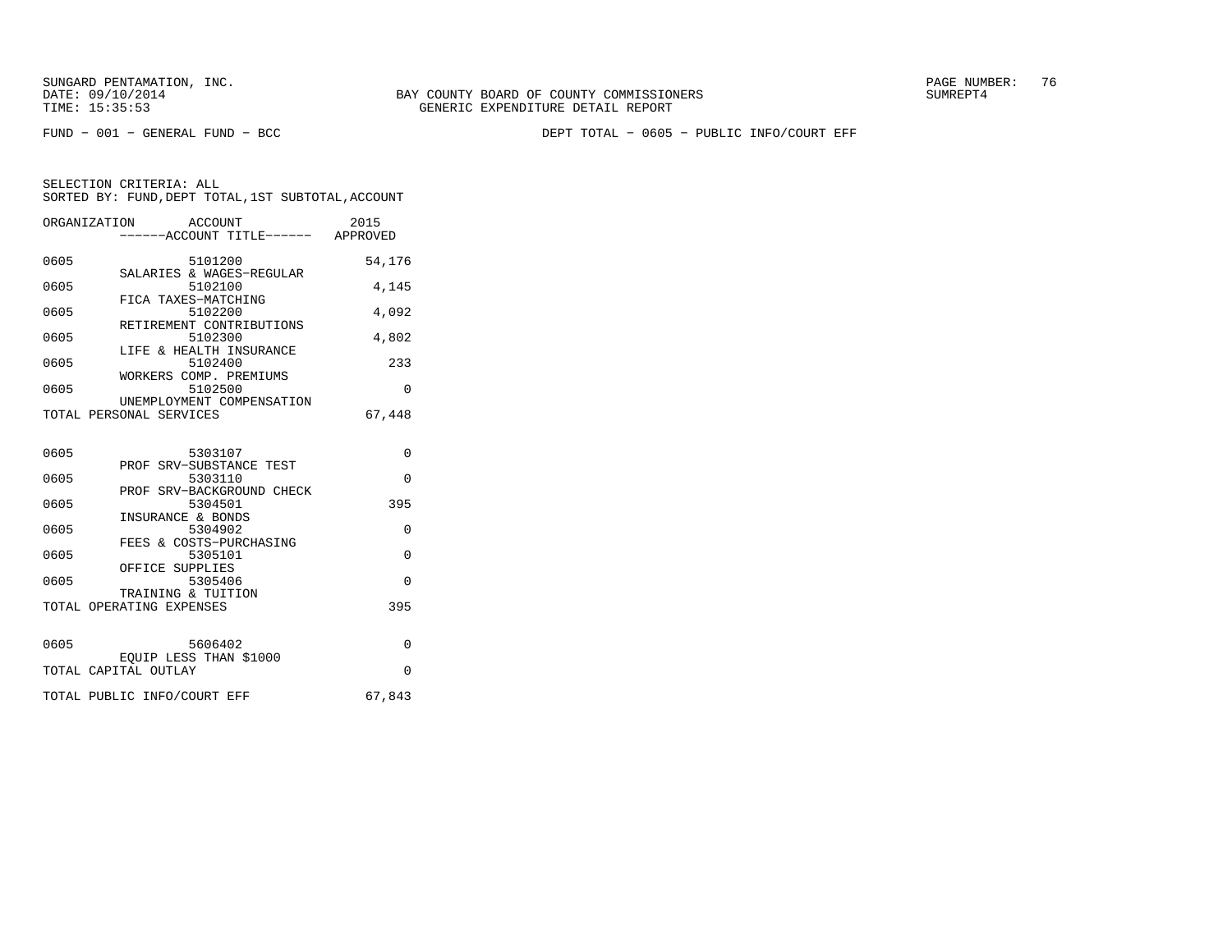SUNGARD PENTAMATION, INC.
DATE: 09/10/2014
TIME: 15:35:53

BAY COUNTY BOARD OF COUNTY COMMISSIONERS
GENERIC EXPENDITURE DETAIL REPORT

SUMREPT4

FUND − 001 − GENERAL FUND − BCC

DEPT TOTAL − 0605 − PUBLIC INFO/COURT EFF

SELECTION CRITERIA: ALL
SORTED BY: FUND,DEPT TOTAL,1ST SUBTOTAL,ACCOUNT

| ORGANIZATION | ACCOUNT / ------ACCOUNT TITLE------ | 2015 APPROVED |
|---|---|---|
| 0605 | 5101200 SALARIES & WAGES−REGULAR | 54,176 |
| 0605 | 5102100 FICA TAXES−MATCHING | 4,145 |
| 0605 | 5102200 RETIREMENT CONTRIBUTIONS | 4,092 |
| 0605 | 5102300 LIFE & HEALTH INSURANCE | 4,802 |
| 0605 | 5102400 WORKERS COMP. PREMIUMS | 233 |
| 0605 | 5102500 UNEMPLOYMENT COMPENSATION | 0 |
| TOTAL PERSONAL SERVICES | | 67,448 |
| 0605 | 5303107 PROF SRV−SUBSTANCE TEST | 0 |
| 0605 | 5303110 PROF SRV−BACKGROUND CHECK | 0 |
| 0605 | 5304501 INSURANCE & BONDS | 395 |
| 0605 | 5304902 FEES & COSTS−PURCHASING | 0 |
| 0605 | 5305101 OFFICE SUPPLIES | 0 |
| 0605 | 5305406 TRAINING & TUITION | 0 |
| TOTAL OPERATING EXPENSES | | 395 |
| 0605 | 5606402 EQUIP LESS THAN $1000 | 0 |
| TOTAL CAPITAL OUTLAY | | 0 |
| TOTAL PUBLIC INFO/COURT EFF | | 67,843 |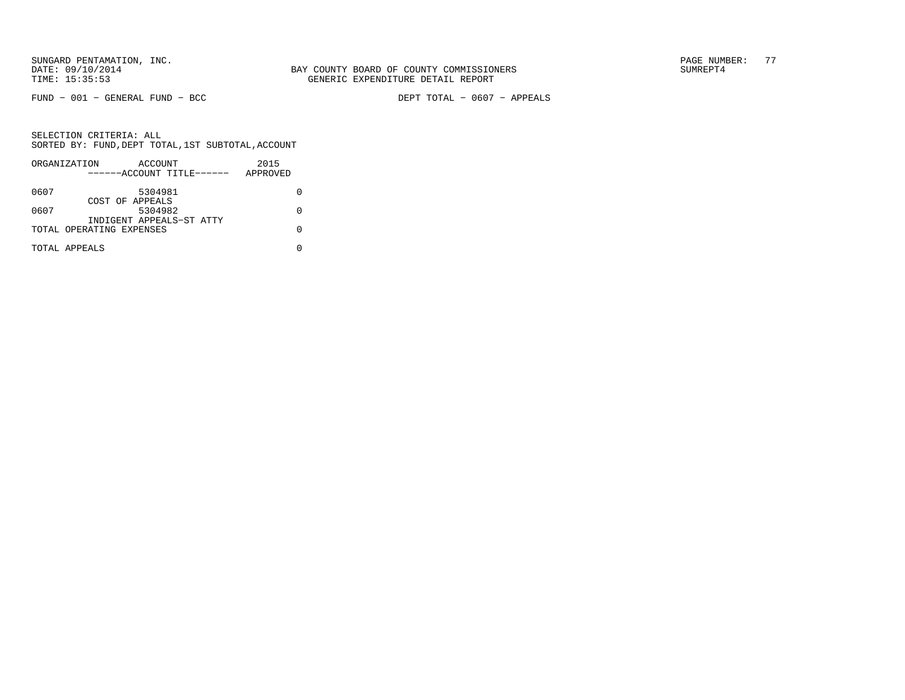BAY COUNTY BOARD OF COUNTY COMMISSIONERS
GENERIC EXPENDITURE DETAIL REPORT

FUND − 001 − GENERAL FUND − BCC

DEPT TOTAL − 0607 − APPEALS

SELECTION CRITERIA: ALL
SORTED BY: FUND,DEPT TOTAL,1ST SUBTOTAL,ACCOUNT

| ORGANIZATION | ACCOUNT / ------ACCOUNT TITLE------ | 2015 APPROVED |
|---|---|---|
| 0607 | 5304981 COST OF APPEALS | 0 |
| 0607 | 5304982 INDIGENT APPEALS−ST ATTY | 0 |
| TOTAL OPERATING EXPENSES | | 0 |
| TOTAL APPEALS | | 0 |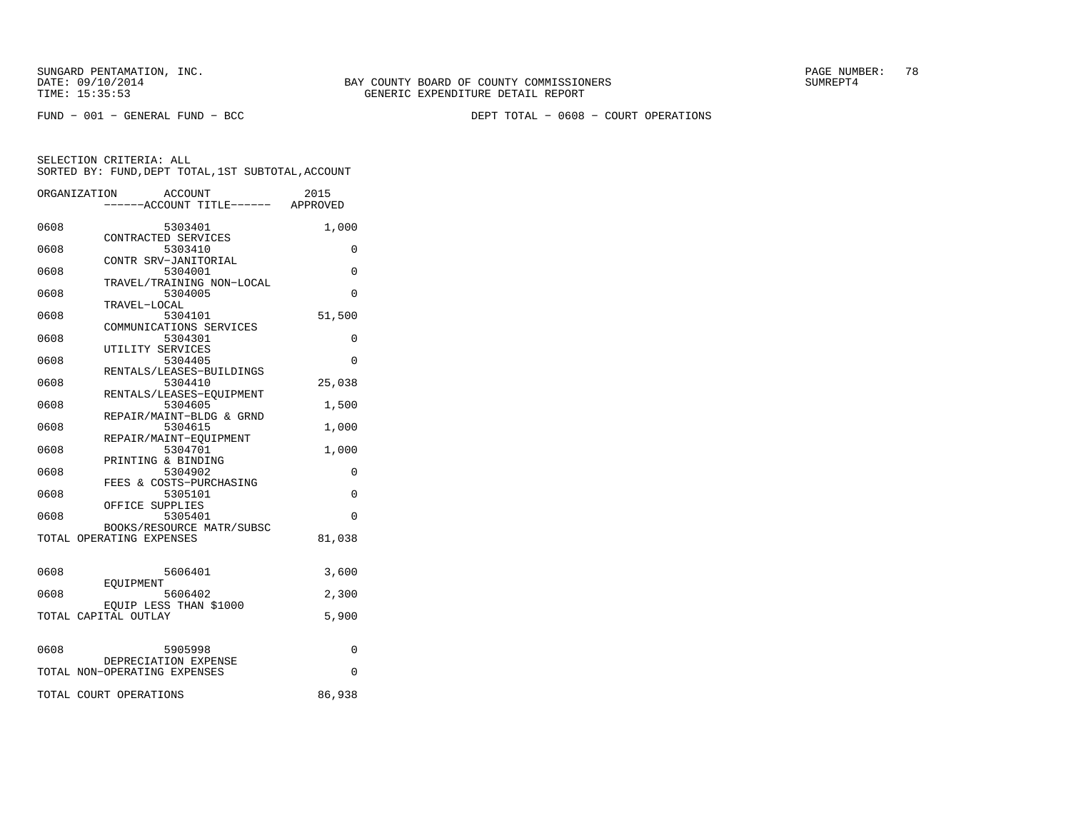FUND − 001 − GENERAL FUND − BCC

DEPT TOTAL − 0608 − COURT OPERATIONS

SELECTION CRITERIA: ALL
SORTED BY: FUND,DEPT TOTAL,1ST SUBTOTAL,ACCOUNT

| ORGANIZATION | ACCOUNT / ACCOUNT TITLE | 2015 APPROVED |
|---|---|---|
| 0608 | 5303401 CONTRACTED SERVICES | 1,000 |
| 0608 | 5303410 CONTR SRV−JANITORIAL | 0 |
| 0608 | 5304001 TRAVEL/TRAINING NON−LOCAL | 0 |
| 0608 | 5304005 TRAVEL−LOCAL | 0 |
| 0608 | 5304101 COMMUNICATIONS SERVICES | 51,500 |
| 0608 | 5304301 UTILITY SERVICES | 0 |
| 0608 | 5304405 RENTALS/LEASES−BUILDINGS | 0 |
| 0608 | 5304410 RENTALS/LEASES−EQUIPMENT | 25,038 |
| 0608 | 5304605 REPAIR/MAINT−BLDG & GRND | 1,500 |
| 0608 | 5304615 REPAIR/MAINT−EQUIPMENT | 1,000 |
| 0608 | 5304701 PRINTING & BINDING | 1,000 |
| 0608 | 5304902 FEES & COSTS−PURCHASING | 0 |
| 0608 | 5305101 OFFICE SUPPLIES | 0 |
| 0608 | 5305401 BOOKS/RESOURCE MATR/SUBSC | 0 |
| TOTAL OPERATING EXPENSES | | 81,038 |
| 0608 | 5606401 EQUIPMENT | 3,600 |
| 0608 | 5606402 EQUIP LESS THAN $1000 | 2,300 |
| TOTAL CAPITAL OUTLAY | | 5,900 |
| 0608 | 5905998 DEPRECIATION EXPENSE | 0 |
| TOTAL NON−OPERATING EXPENSES | | 0 |
| TOTAL COURT OPERATIONS | | 86,938 |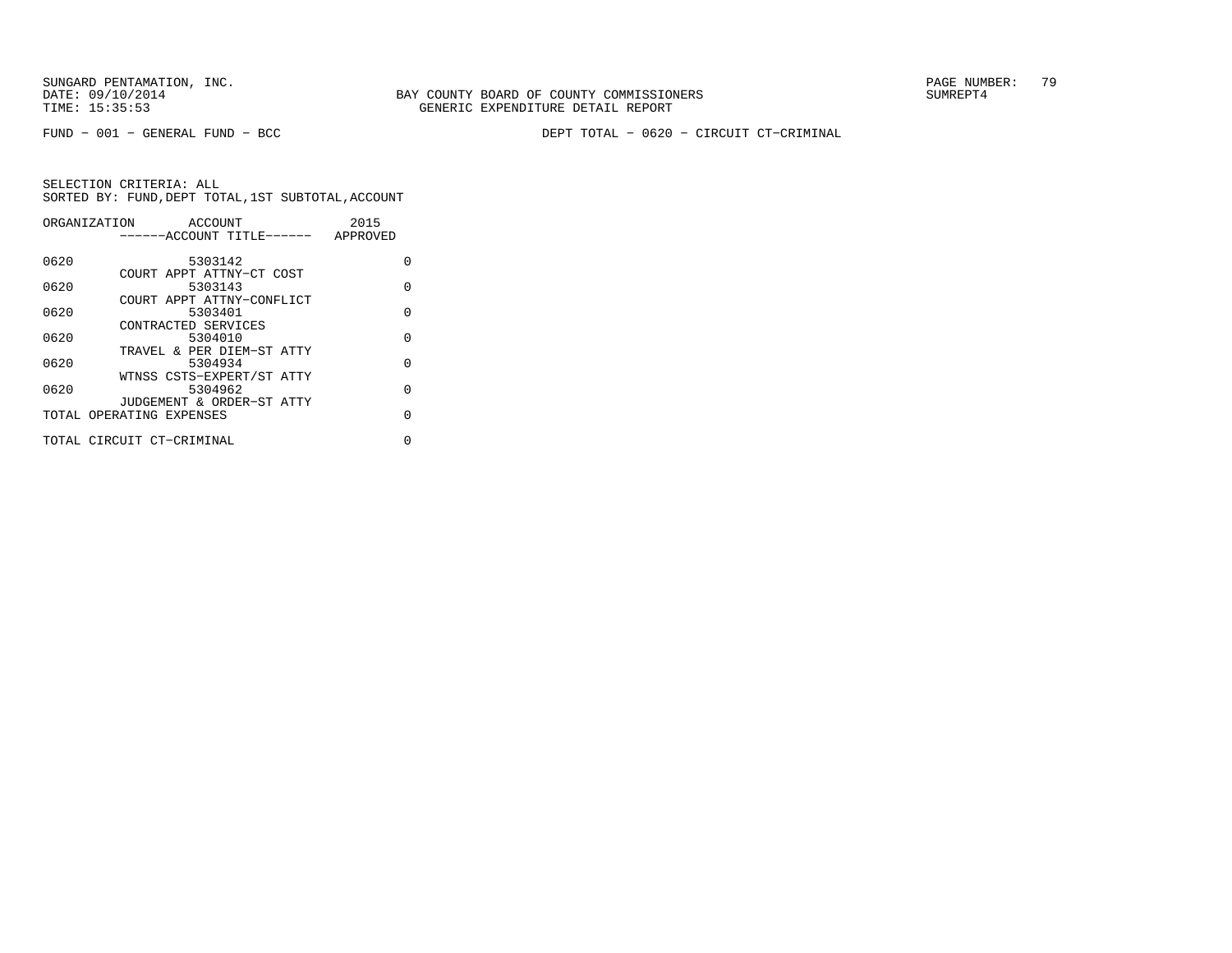SUNGARD PENTAMATION, INC.
DATE: 09/10/2014
TIME: 15:35:53

BAY COUNTY BOARD OF COUNTY COMMISSIONERS
GENERIC EXPENDITURE DETAIL REPORT

SUMREPT4

FUND − 001 − GENERAL FUND − BCC

DEPT TOTAL − 0620 − CIRCUIT CT−CRIMINAL

SELECTION CRITERIA: ALL
SORTED BY: FUND,DEPT TOTAL,1ST SUBTOTAL,ACCOUNT

| ORGANIZATION | ACCOUNT / ACCOUNT TITLE | 2015 APPROVED |
|---|---|---|
| 0620 | 5303142 COURT APPT ATTNY−CT COST | 0 |
| 0620 | 5303143 COURT APPT ATTNY−CONFLICT | 0 |
| 0620 | 5303401 CONTRACTED SERVICES | 0 |
| 0620 | 5304010 TRAVEL & PER DIEM−ST ATTY | 0 |
| 0620 | 5304934 WTNSS CSTS−EXPERT/ST ATTY | 0 |
| 0620 | 5304962 JUDGEMENT & ORDER−ST ATTY | 0 |
| TOTAL OPERATING EXPENSES | | 0 |
| TOTAL CIRCUIT CT−CRIMINAL | | 0 |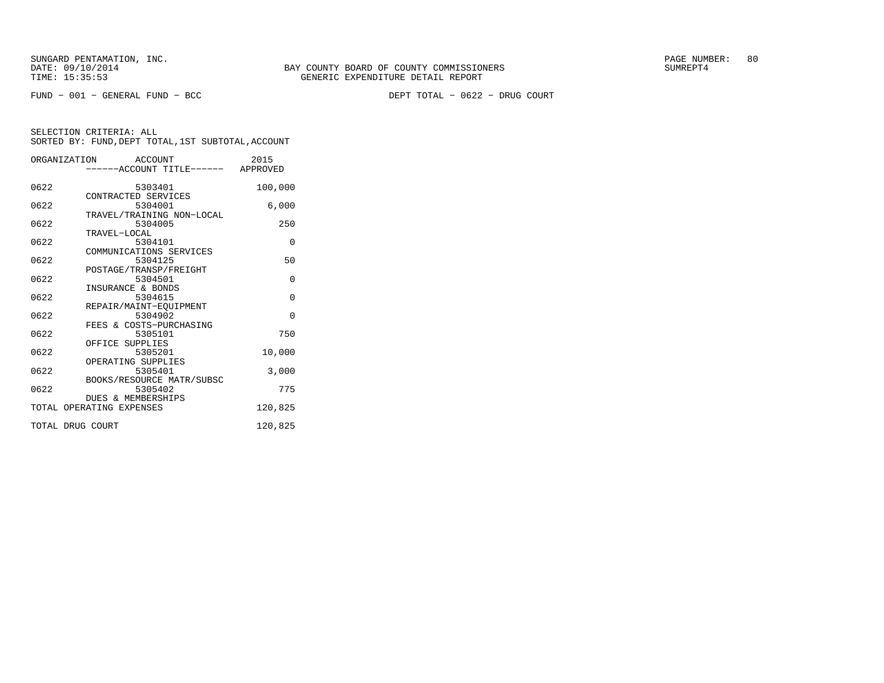SUNGARD PENTAMATION, INC.
DATE: 09/10/2014
TIME: 15:35:53

BAY COUNTY BOARD OF COUNTY COMMISSIONERS
GENERIC EXPENDITURE DETAIL REPORT

PAGE NUMBER: 80
SUMREPT4

FUND − 001 − GENERAL FUND − BCC

DEPT TOTAL − 0622 − DRUG COURT

SELECTION CRITERIA: ALL
SORTED BY: FUND,DEPT TOTAL,1ST SUBTOTAL,ACCOUNT

| ORGANIZATION | ACCOUNT<br>------ACCOUNT TITLE------ | 2015<br>APPROVED |
|---|---|---|
| 0622 | 5303401<br>CONTRACTED SERVICES | 100,000 |
| 0622 | 5304001<br>TRAVEL/TRAINING NON−LOCAL | 6,000 |
| 0622 | 5304005<br>TRAVEL−LOCAL | 250 |
| 0622 | 5304101<br>COMMUNICATIONS SERVICES | 0 |
| 0622 | 5304125<br>POSTAGE/TRANSP/FREIGHT | 50 |
| 0622 | 5304501<br>INSURANCE & BONDS | 0 |
| 0622 | 5304615<br>REPAIR/MAINT−EQUIPMENT | 0 |
| 0622 | 5304902<br>FEES & COSTS−PURCHASING | 0 |
| 0622 | 5305101<br>OFFICE SUPPLIES | 750 |
| 0622 | 5305201<br>OPERATING SUPPLIES | 10,000 |
| 0622 | 5305401<br>BOOKS/RESOURCE MATR/SUBSC | 3,000 |
| 0622 | 5305402<br>DUES & MEMBERSHIPS | 775 |
| TOTAL OPERATING EXPENSES | | 120,825 |
| TOTAL DRUG COURT | | 120,825 |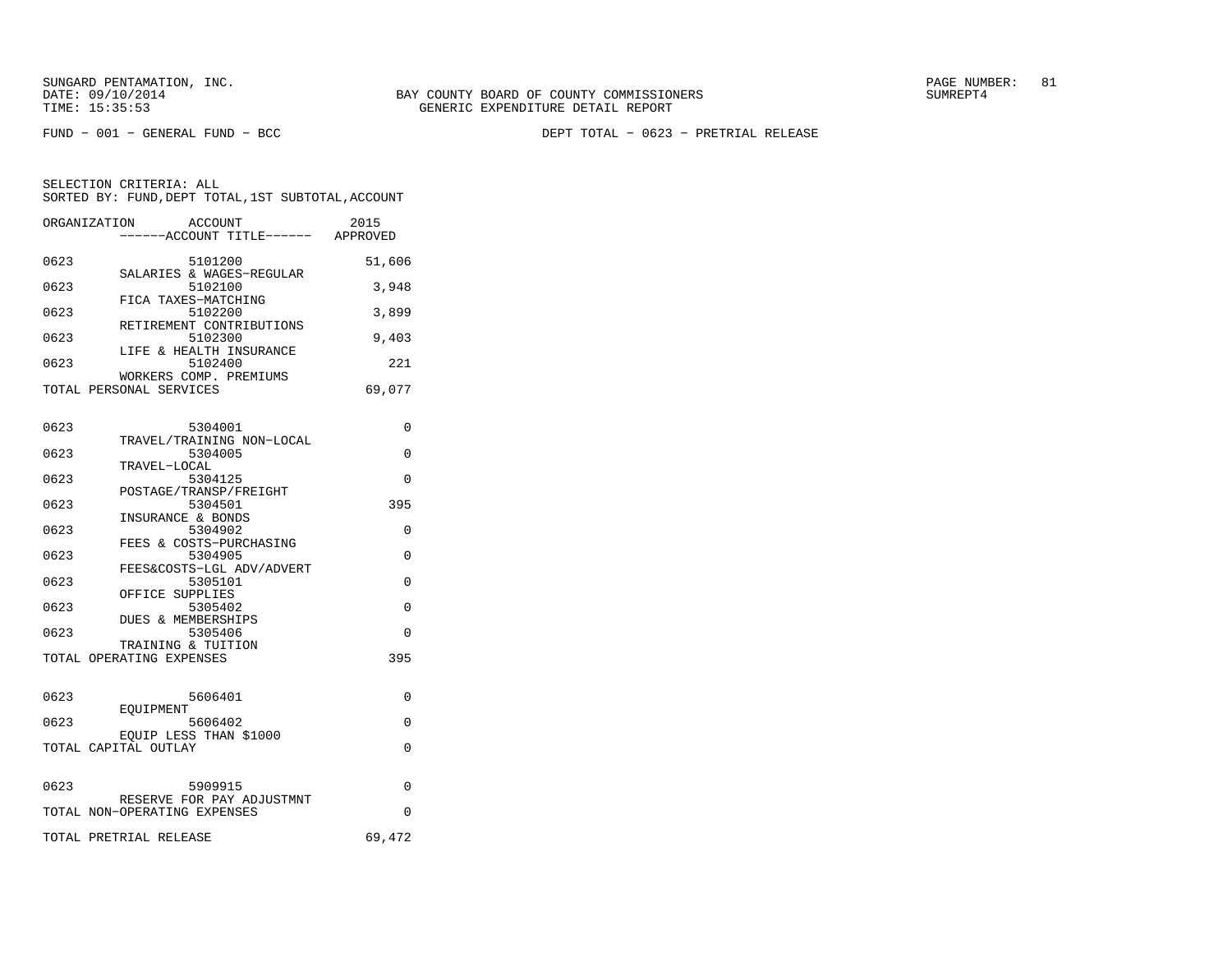SUNGARD PENTAMATION, INC.
DATE: 09/10/2014
TIME: 15:35:53

BAY COUNTY BOARD OF COUNTY COMMISSIONERS
GENERIC EXPENDITURE DETAIL REPORT

SUMREPT4

FUND − 001 − GENERAL FUND − BCC

DEPT TOTAL − 0623 − PRETRIAL RELEASE

SELECTION CRITERIA: ALL
SORTED BY: FUND,DEPT TOTAL,1ST SUBTOTAL,ACCOUNT

| ORGANIZATION | ACCOUNT / ------ACCOUNT TITLE------ | 2015 APPROVED |
|---|---|---|
| 0623 | 5101200 SALARIES & WAGES−REGULAR | 51,606 |
| 0623 | 5102100 FICA TAXES−MATCHING | 3,948 |
| 0623 | 5102200 RETIREMENT CONTRIBUTIONS | 3,899 |
| 0623 | 5102300 LIFE & HEALTH INSURANCE | 9,403 |
| 0623 | 5102400 WORKERS COMP. PREMIUMS | 221 |
| TOTAL PERSONAL SERVICES | | 69,077 |
| 0623 | 5304001 TRAVEL/TRAINING NON−LOCAL | 0 |
| 0623 | 5304005 TRAVEL−LOCAL | 0 |
| 0623 | 5304125 POSTAGE/TRANSP/FREIGHT | 0 |
| 0623 | 5304501 INSURANCE & BONDS | 395 |
| 0623 | 5304902 FEES & COSTS−PURCHASING | 0 |
| 0623 | 5304905 FEES&COSTS−LGL ADV/ADVERT | 0 |
| 0623 | 5305101 OFFICE SUPPLIES | 0 |
| 0623 | 5305402 DUES & MEMBERSHIPS | 0 |
| 0623 | 5305406 TRAINING & TUITION | 0 |
| TOTAL OPERATING EXPENSES | | 395 |
| 0623 | 5606401 EQUIPMENT | 0 |
| 0623 | 5606402 EQUIP LESS THAN $1000 | 0 |
| TOTAL CAPITAL OUTLAY | | 0 |
| 0623 | 5909915 RESERVE FOR PAY ADJUSTMNT | 0 |
| TOTAL NON−OPERATING EXPENSES | | 0 |
| TOTAL PRETRIAL RELEASE | | 69,472 |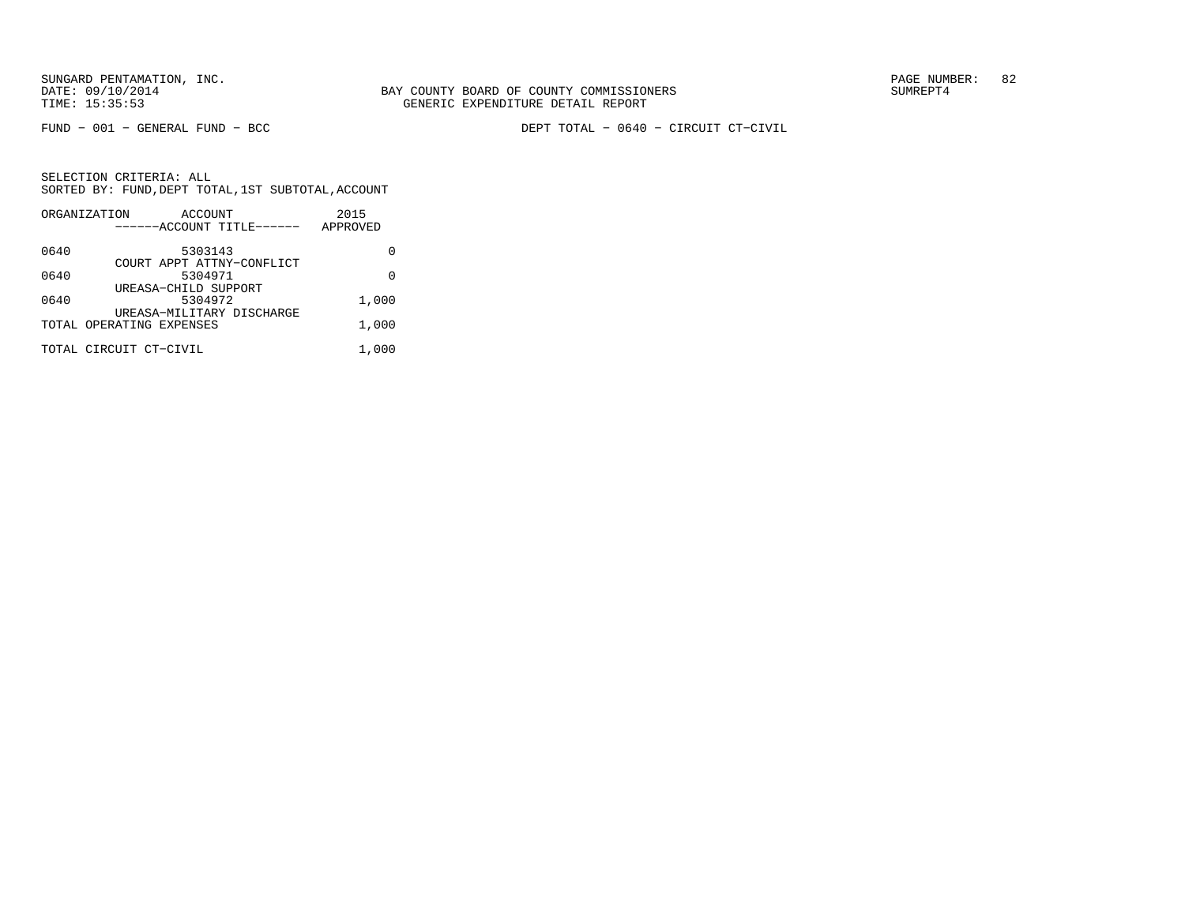BAY COUNTY BOARD OF COUNTY COMMISSIONERS
GENERIC EXPENDITURE DETAIL REPORT

FUND − 001 − GENERAL FUND − BCC

DEPT TOTAL − 0640 − CIRCUIT CT−CIVIL

SELECTION CRITERIA: ALL
SORTED BY: FUND,DEPT TOTAL,1ST SUBTOTAL,ACCOUNT

| ORGANIZATION | ACCOUNT / ------ACCOUNT TITLE------ | 2015 APPROVED |
|---|---|---|
| 0640 | 5303143<br>COURT APPT ATTNY−CONFLICT | 0 |
| 0640 | 5304971<br>UREASA−CHILD SUPPORT | 0 |
| 0640 | 5304972<br>UREASA−MILITARY DISCHARGE | 1,000 |
| TOTAL OPERATING EXPENSES | | 1,000 |
| TOTAL CIRCUIT CT−CIVIL | | 1,000 |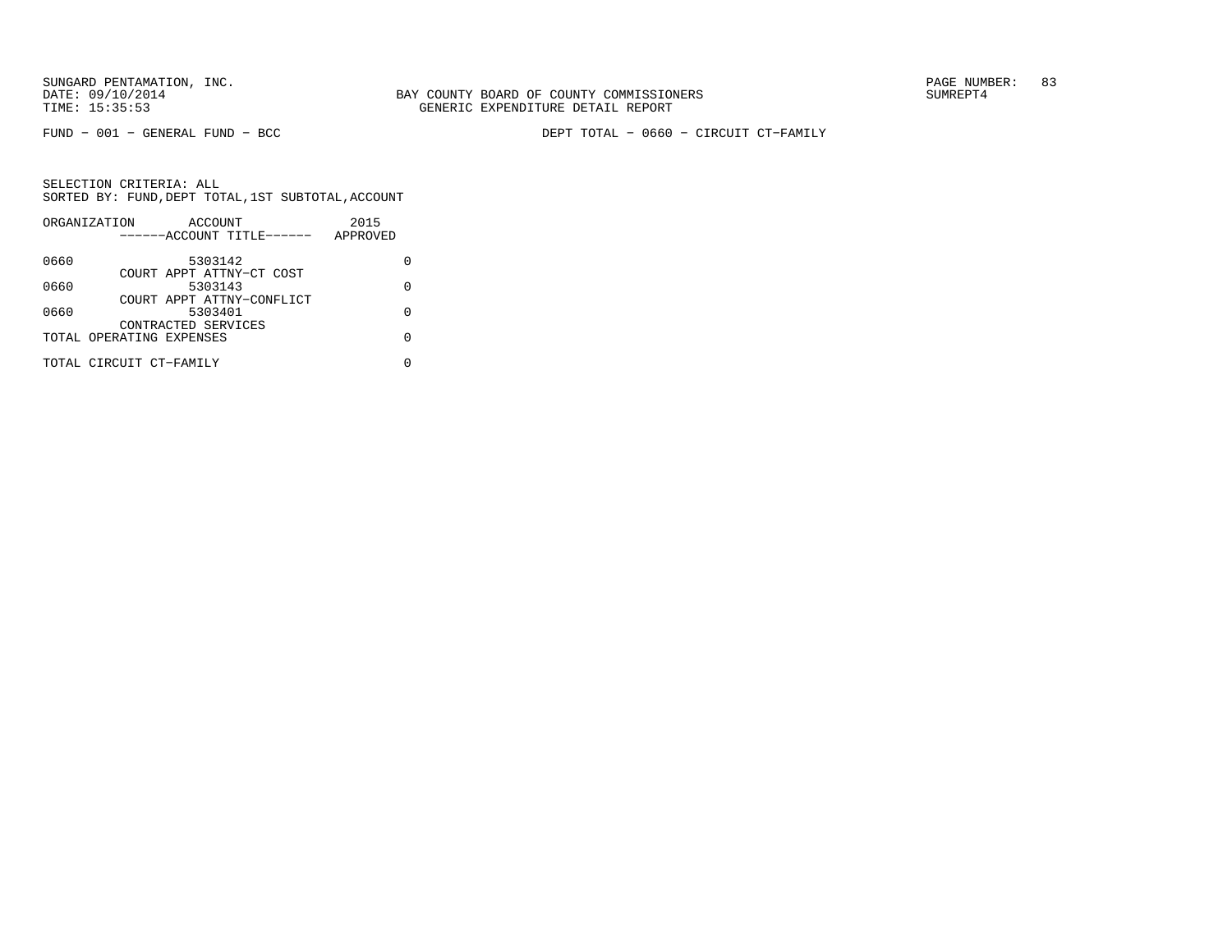SUNGARD PENTAMATION, INC.
DATE: 09/10/2014
TIME: 15:35:53

BAY COUNTY BOARD OF COUNTY COMMISSIONERS
GENERIC EXPENDITURE DETAIL REPORT

SUMREPT4

FUND − 001 − GENERAL FUND − BCC

DEPT TOTAL − 0660 − CIRCUIT CT−FAMILY

SELECTION CRITERIA: ALL
SORTED BY: FUND,DEPT TOTAL,1ST SUBTOTAL,ACCOUNT

| ORGANIZATION | ACCOUNT / ------ACCOUNT TITLE------ | 2015 APPROVED |
|---|---|---|
| 0660 | 5303142 COURT APPT ATTNY−CT COST | 0 |
| 0660 | 5303143 COURT APPT ATTNY−CONFLICT | 0 |
| 0660 | 5303401 CONTRACTED SERVICES | 0 |
| TOTAL OPERATING EXPENSES | | 0 |
| TOTAL CIRCUIT CT−FAMILY | | 0 |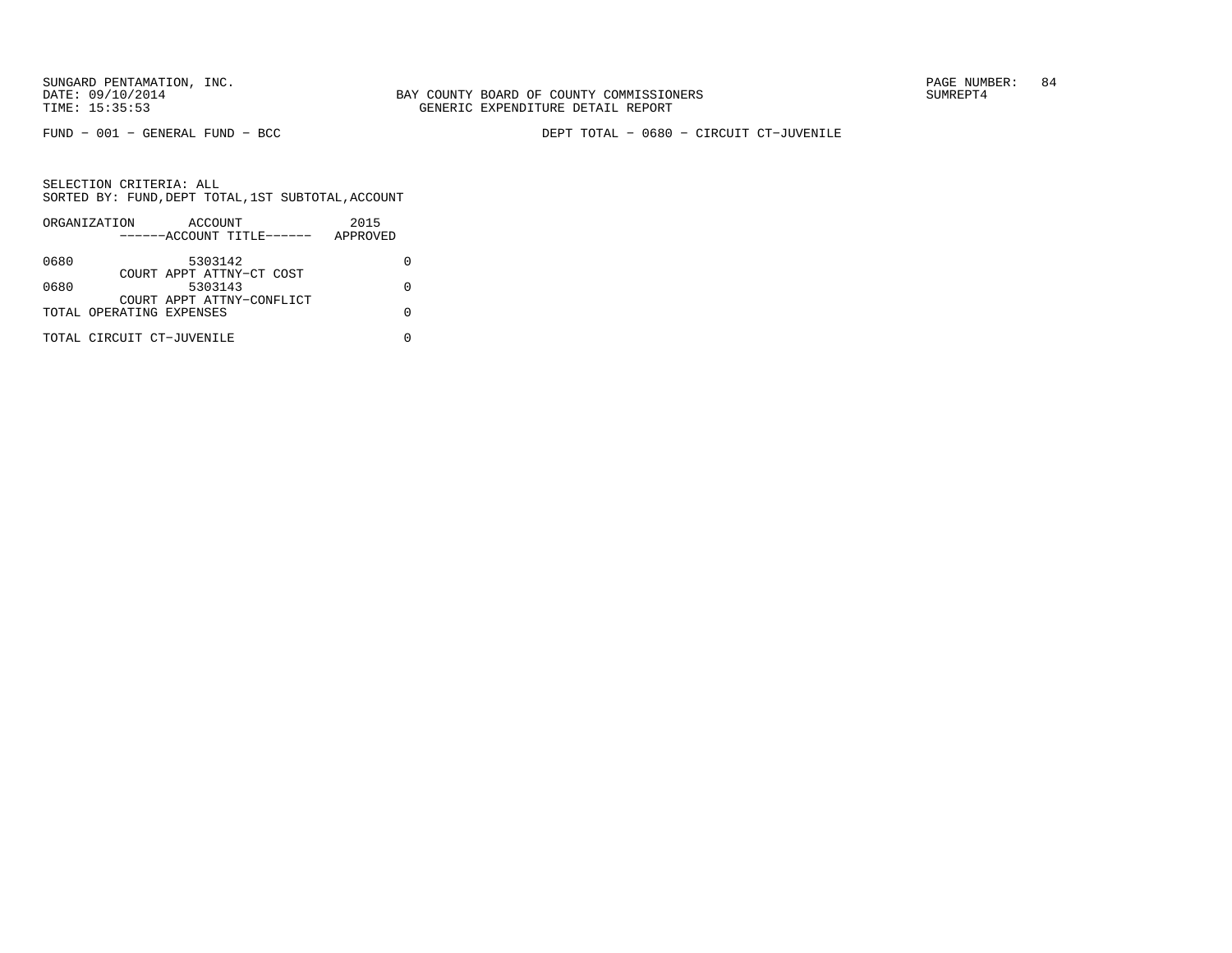BAY COUNTY BOARD OF COUNTY COMMISSIONERS
GENERIC EXPENDITURE DETAIL REPORT

SUNGARD PENTAMATION, INC.
DATE: 09/10/2014
TIME: 15:35:53

SUMREPT4

FUND − 001 − GENERAL FUND − BCC

DEPT TOTAL − 0680 − CIRCUIT CT−JUVENILE

SELECTION CRITERIA: ALL
SORTED BY: FUND,DEPT TOTAL,1ST SUBTOTAL,ACCOUNT

| ORGANIZATION | ACCOUNT ------ACCOUNT TITLE------ | 2015 APPROVED |
|---|---|---|
| 0680 | 5303142 COURT APPT ATTNY−CT COST | 0 |
| 0680 | 5303143 COURT APPT ATTNY−CONFLICT | 0 |
| TOTAL OPERATING EXPENSES | | 0 |
| TOTAL CIRCUIT CT−JUVENILE | | 0 |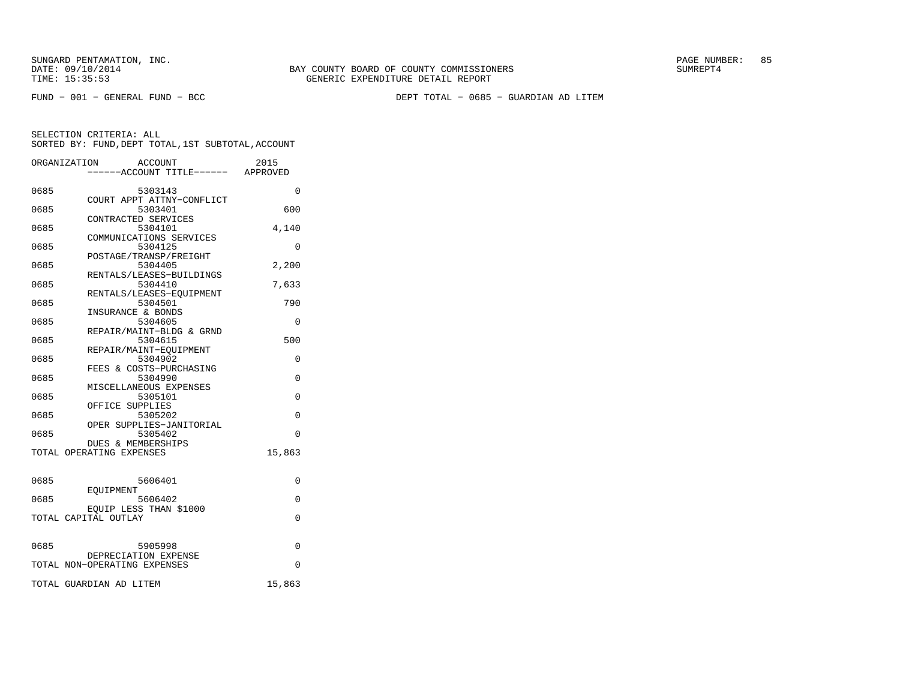SUNGARD PENTAMATION, INC.
DATE: 09/10/2014
TIME: 15:35:53

BAY COUNTY BOARD OF COUNTY COMMISSIONERS
GENERIC EXPENDITURE DETAIL REPORT

SUMREPT4

FUND − 001 − GENERAL FUND − BCC

DEPT TOTAL − 0685 − GUARDIAN AD LITEM

SELECTION CRITERIA: ALL
SORTED BY: FUND,DEPT TOTAL,1ST SUBTOTAL,ACCOUNT

| ORGANIZATION | ACCOUNT / ------ACCOUNT TITLE------ | 2015 APPROVED |
|---|---|---|
| 0685 | 5303143 COURT APPT ATTNY−CONFLICT | 0 |
| 0685 | 5303401 CONTRACTED SERVICES | 600 |
| 0685 | 5304101 COMMUNICATIONS SERVICES | 4,140 |
| 0685 | 5304125 POSTAGE/TRANSP/FREIGHT | 0 |
| 0685 | 5304405 RENTALS/LEASES−BUILDINGS | 2,200 |
| 0685 | 5304410 RENTALS/LEASES−EQUIPMENT | 7,633 |
| 0685 | 5304501 INSURANCE & BONDS | 790 |
| 0685 | 5304605 REPAIR/MAINT−BLDG & GRND | 0 |
| 0685 | 5304615 REPAIR/MAINT−EQUIPMENT | 500 |
| 0685 | 5304902 FEES & COSTS−PURCHASING | 0 |
| 0685 | 5304990 MISCELLANEOUS EXPENSES | 0 |
| 0685 | 5305101 OFFICE SUPPLIES | 0 |
| 0685 | 5305202 OPER SUPPLIES−JANITORIAL | 0 |
| 0685 | 5305402 DUES & MEMBERSHIPS | 0 |
| TOTAL OPERATING EXPENSES | | 15,863 |
| 0685 | 5606401 EQUIPMENT | 0 |
| 0685 | 5606402 EQUIP LESS THAN $1000 | 0 |
| TOTAL CAPITAL OUTLAY | | 0 |
| 0685 | 5905998 DEPRECIATION EXPENSE | 0 |
| TOTAL NON−OPERATING EXPENSES | | 0 |
| TOTAL GUARDIAN AD LITEM | | 15,863 |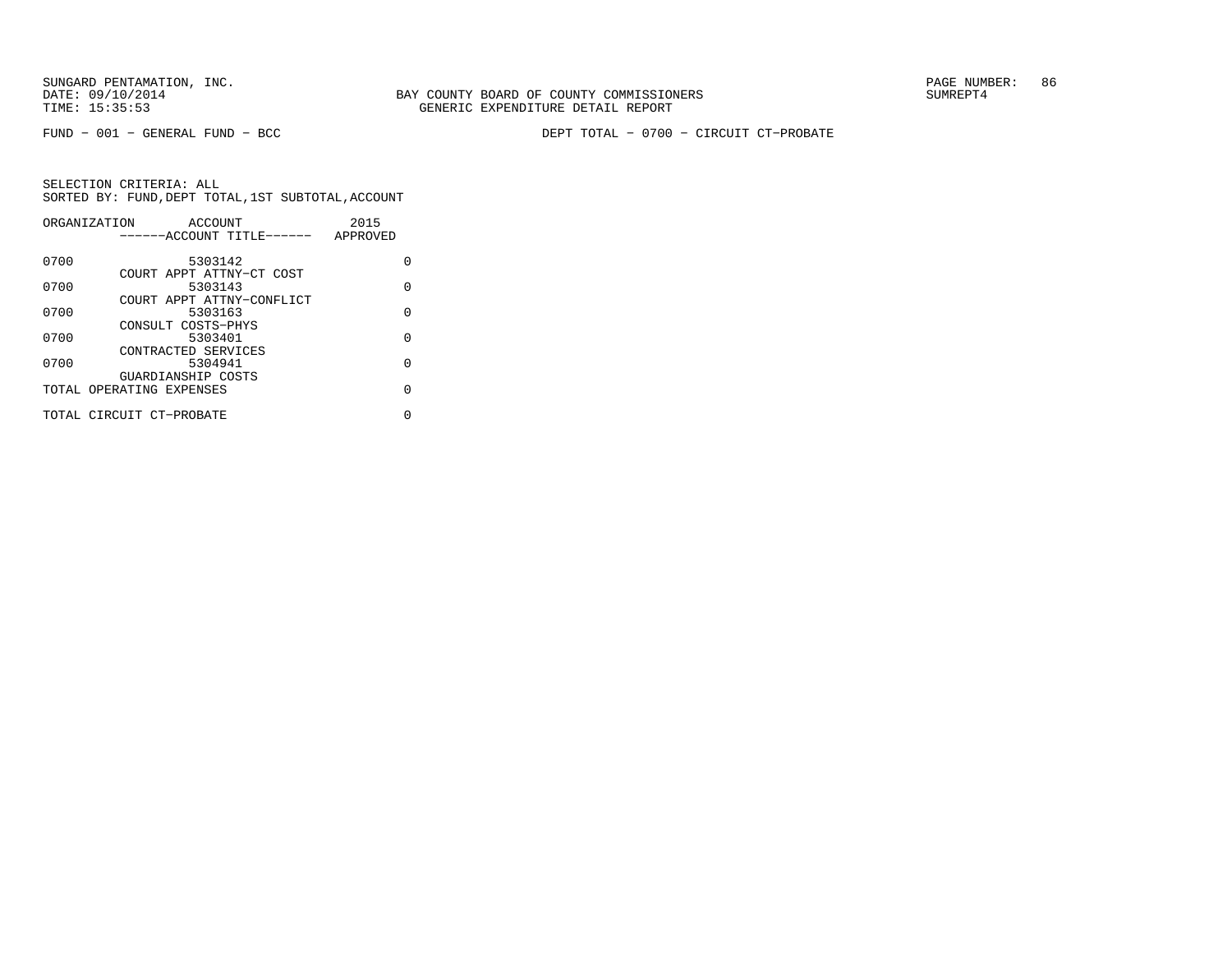BAY COUNTY BOARD OF COUNTY COMMISSIONERS
GENERIC EXPENDITURE DETAIL REPORT

FUND − 001 − GENERAL FUND − BCC

DEPT TOTAL − 0700 − CIRCUIT CT−PROBATE

SELECTION CRITERIA: ALL
SORTED BY: FUND,DEPT TOTAL,1ST SUBTOTAL,ACCOUNT

| ORGANIZATION | ACCOUNT<br>------ACCOUNT TITLE------ | 2015<br>APPROVED |
|---|---|---|
| 0700 | 5303142<br>COURT APPT ATTNY−CT COST | 0 |
| 0700 | 5303143<br>COURT APPT ATTNY−CONFLICT | 0 |
| 0700 | 5303163<br>CONSULT COSTS−PHYS | 0 |
| 0700 | 5303401<br>CONTRACTED SERVICES | 0 |
| 0700 | 5304941<br>GUARDIANSHIP COSTS | 0 |
| TOTAL OPERATING EXPENSES | | 0 |
| TOTAL CIRCUIT CT−PROBATE | | 0 |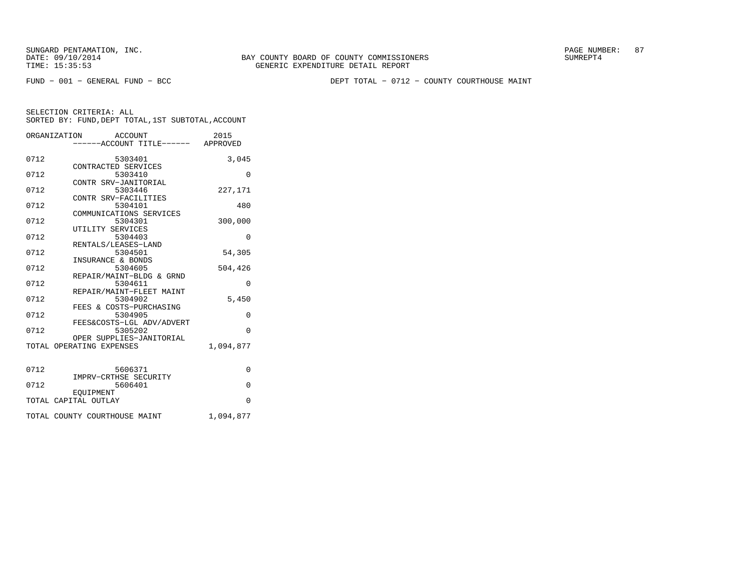BAY COUNTY BOARD OF COUNTY COMMISSIONERS
GENERIC EXPENDITURE DETAIL REPORT

SUNGARD PENTAMATION, INC.
DATE: 09/10/2014
TIME: 15:35:53

SUMREPT4

FUND - 001 - GENERAL FUND - BCC

DEPT TOTAL - 0712 - COUNTY COURTHOUSE MAINT

SELECTION CRITERIA: ALL
SORTED BY: FUND,DEPT TOTAL,1ST SUBTOTAL,ACCOUNT

| ORGANIZATION | ACCOUNT ------ACCOUNT TITLE------ | 2015 APPROVED |
|---|---|---|
| 0712 | 5303401 CONTRACTED SERVICES | 3,045 |
| 0712 | 5303410 CONTR SRV-JANITORIAL | 0 |
| 0712 | 5303446 CONTR SRV-FACILITIES | 227,171 |
| 0712 | 5304101 COMMUNICATIONS SERVICES | 480 |
| 0712 | 5304301 UTILITY SERVICES | 300,000 |
| 0712 | 5304403 RENTALS/LEASES-LAND | 0 |
| 0712 | 5304501 INSURANCE & BONDS | 54,305 |
| 0712 | 5304605 REPAIR/MAINT-BLDG & GRND | 504,426 |
| 0712 | 5304611 REPAIR/MAINT-FLEET MAINT | 0 |
| 0712 | 5304902 FEES & COSTS-PURCHASING | 5,450 |
| 0712 | 5304905 FEES&COSTS-LGL ADV/ADVERT | 0 |
| 0712 | 5305202 OPER SUPPLIES-JANITORIAL | 0 |
| TOTAL OPERATING EXPENSES | | 1,094,877 |
| 0712 | 5606371 IMPRV-CRTHSE SECURITY | 0 |
| 0712 | 5606401 EQUIPMENT | 0 |
| TOTAL CAPITAL OUTLAY | | 0 |
| TOTAL COUNTY COURTHOUSE MAINT | | 1,094,877 |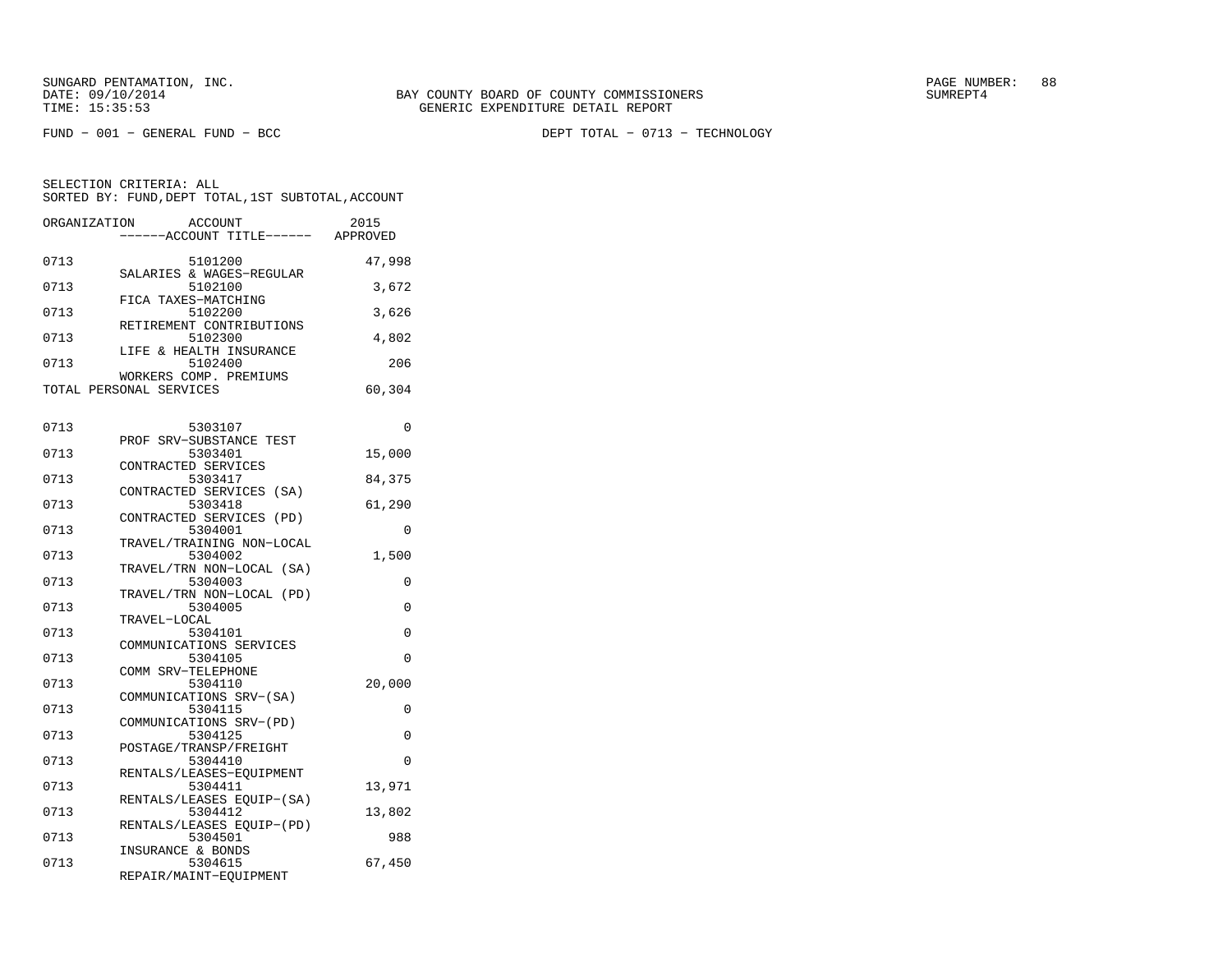BAY COUNTY BOARD OF COUNTY COMMISSIONERS
GENERIC EXPENDITURE DETAIL REPORT

FUND − 001 − GENERAL FUND − BCC

DEPT TOTAL − 0713 − TECHNOLOGY

SELECTION CRITERIA: ALL
SORTED BY: FUND,DEPT TOTAL,1ST SUBTOTAL,ACCOUNT

| ORGANIZATION | ACCOUNT / ACCOUNT TITLE | 2015 APPROVED |
|---|---|---|
| 0713 | 5101200 SALARIES & WAGES−REGULAR | 47,998 |
| 0713 | 5102100 FICA TAXES−MATCHING | 3,672 |
| 0713 | 5102200 RETIREMENT CONTRIBUTIONS | 3,626 |
| 0713 | 5102300 LIFE & HEALTH INSURANCE | 4,802 |
| 0713 | 5102400 WORKERS COMP. PREMIUMS | 206 |
| TOTAL PERSONAL SERVICES | | 60,304 |
| 0713 | 5303107 PROF SRV−SUBSTANCE TEST | 0 |
| 0713 | 5303401 CONTRACTED SERVICES | 15,000 |
| 0713 | 5303417 CONTRACTED SERVICES (SA) | 84,375 |
| 0713 | 5303418 CONTRACTED SERVICES (PD) | 61,290 |
| 0713 | 5304001 TRAVEL/TRAINING NON−LOCAL | 0 |
| 0713 | 5304002 TRAVEL/TRN NON−LOCAL (SA) | 1,500 |
| 0713 | 5304003 TRAVEL/TRN NON−LOCAL (PD) | 0 |
| 0713 | 5304005 TRAVEL−LOCAL | 0 |
| 0713 | 5304101 COMMUNICATIONS SERVICES | 0 |
| 0713 | 5304105 COMM SRV−TELEPHONE | 0 |
| 0713 | 5304110 COMMUNICATIONS SRV−(SA) | 20,000 |
| 0713 | 5304115 COMMUNICATIONS SRV−(PD) | 0 |
| 0713 | 5304125 POSTAGE/TRANSP/FREIGHT | 0 |
| 0713 | 5304410 RENTALS/LEASES−EQUIPMENT | 0 |
| 0713 | 5304411 RENTALS/LEASES EQUIP−(SA) | 13,971 |
| 0713 | 5304412 RENTALS/LEASES EQUIP−(PD) | 13,802 |
| 0713 | 5304501 INSURANCE & BONDS | 988 |
| 0713 | 5304615 REPAIR/MAINT−EQUIPMENT | 67,450 |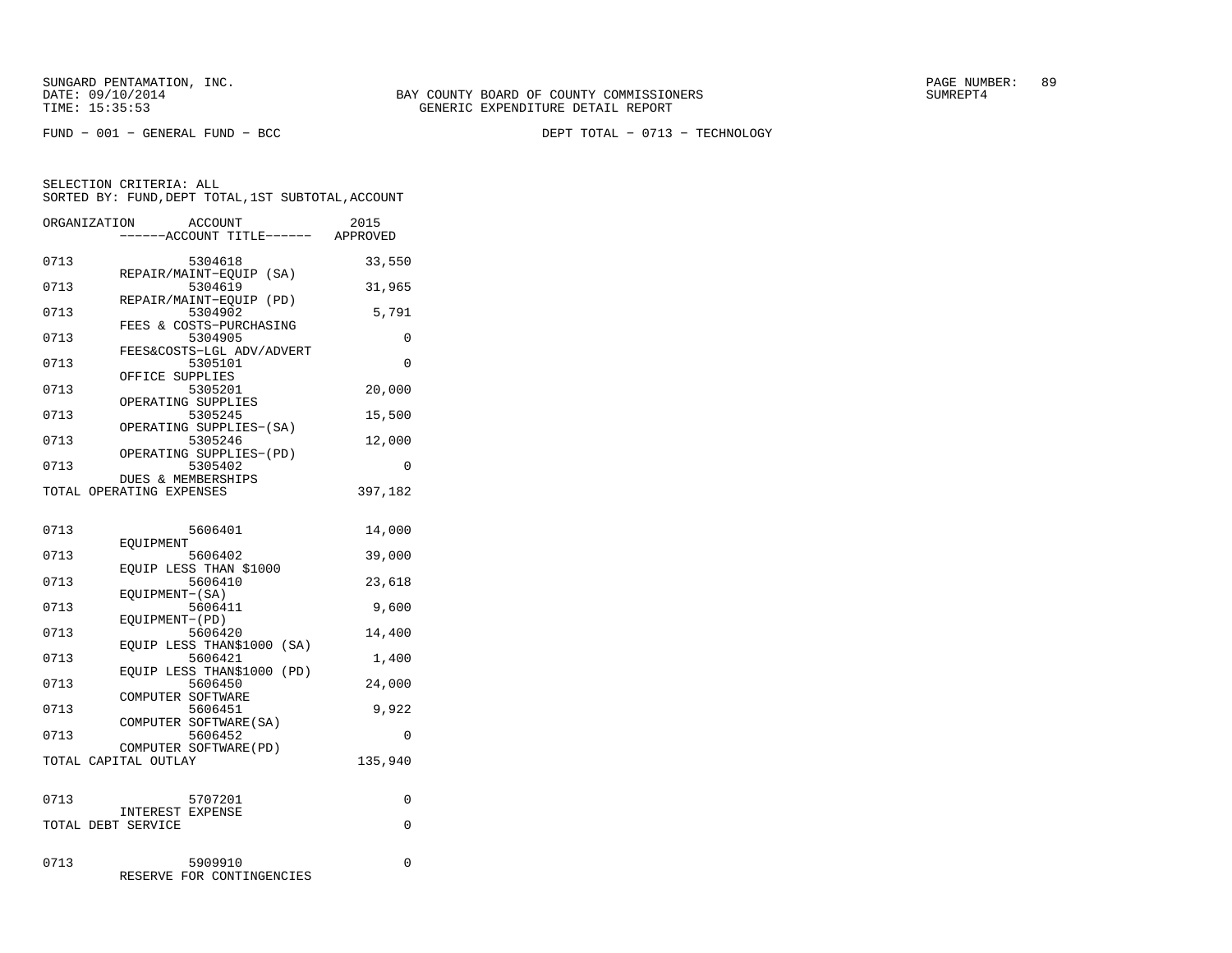FUND − 001 − GENERAL FUND − BCC DEPT TOTAL − 0713 − TECHNOLOGY

SELECTION CRITERIA: ALL
SORTED BY: FUND,DEPT TOTAL,1ST SUBTOTAL,ACCOUNT

| ORGANIZATION | ACCOUNT / ------ACCOUNT TITLE------ | 2015 APPROVED |
|---|---|---|
| 0713 | 5304618 REPAIR/MAINT−EQUIP (SA) | 33,550 |
| 0713 | 5304619 REPAIR/MAINT−EQUIP (PD) | 31,965 |
| 0713 | 5304902 FEES & COSTS−PURCHASING | 5,791 |
| 0713 | 5304905 FEES&COSTS−LGL ADV/ADVERT | 0 |
| 0713 | 5305101 OFFICE SUPPLIES | 0 |
| 0713 | 5305201 OPERATING SUPPLIES | 20,000 |
| 0713 | 5305245 OPERATING SUPPLIES−(SA) | 15,500 |
| 0713 | 5305246 OPERATING SUPPLIES−(PD) | 12,000 |
| 0713 | 5305402 DUES & MEMBERSHIPS | 0 |
| TOTAL OPERATING EXPENSES | | 397,182 |
| 0713 | 5606401 EQUIPMENT | 14,000 |
| 0713 | 5606402 EQUIP LESS THAN $1000 | 39,000 |
| 0713 | 5606410 EQUIPMENT−(SA) | 23,618 |
| 0713 | 5606411 EQUIPMENT−(PD) | 9,600 |
| 0713 | 5606420 EQUIP LESS THAN$1000 (SA) | 14,400 |
| 0713 | 5606421 EQUIP LESS THAN$1000 (PD) | 1,400 |
| 0713 | 5606450 COMPUTER SOFTWARE | 24,000 |
| 0713 | 5606451 COMPUTER SOFTWARE(SA) | 9,922 |
| 0713 | 5606452 COMPUTER SOFTWARE(PD) | 0 |
| TOTAL CAPITAL OUTLAY | | 135,940 |
| 0713 | 5707201 INTEREST EXPENSE | 0 |
| TOTAL DEBT SERVICE | | 0 |
| 0713 | 5909910 RESERVE FOR CONTINGENCIES | 0 |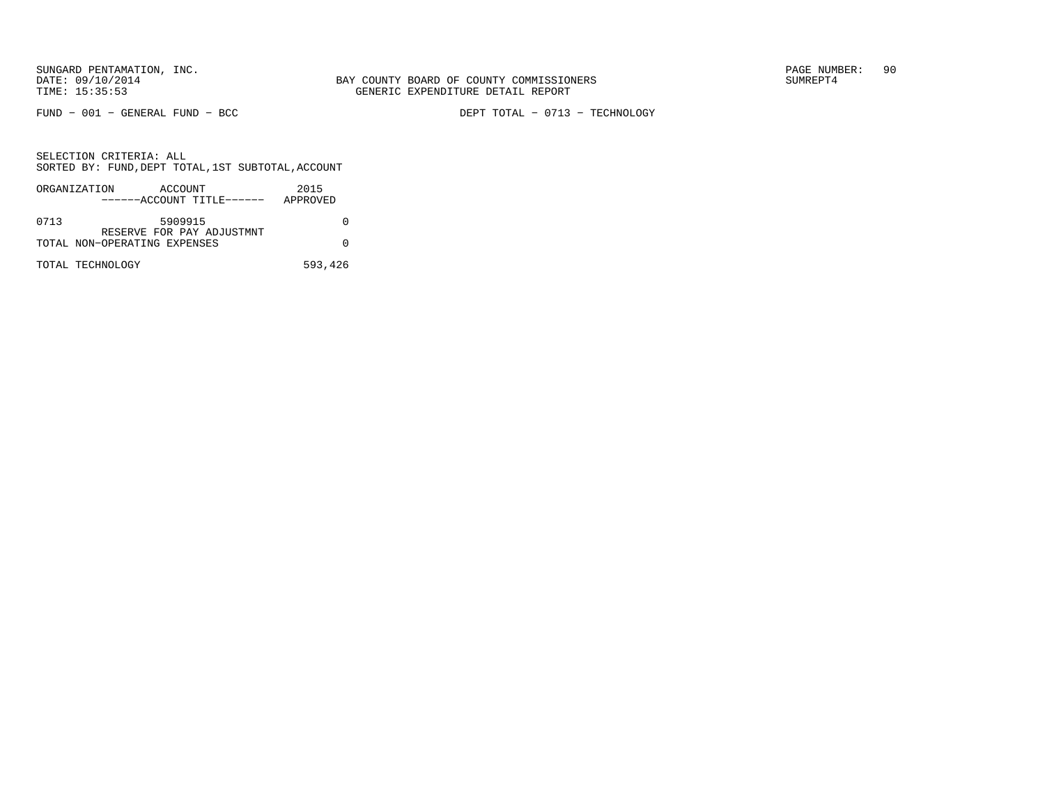SUNGARD PENTAMATION, INC.
DATE: 09/10/2014
TIME: 15:35:53

BAY COUNTY BOARD OF COUNTY COMMISSIONERS
GENERIC EXPENDITURE DETAIL REPORT

PAGE NUMBER: 90
SUMREPT4

FUND − 001 − GENERAL FUND − BCC

DEPT TOTAL − 0713 − TECHNOLOGY

SELECTION CRITERIA: ALL
SORTED BY: FUND,DEPT TOTAL,1ST SUBTOTAL,ACCOUNT

| ORGANIZATION | ACCOUNT<br>------ACCOUNT TITLE------ | 2015<br>APPROVED |
|---|---|---|
| 0713 | 5909915<br>RESERVE FOR PAY ADJUSTMNT | 0 |
| TOTAL NON−OPERATING EXPENSES | | 0 |
| TOTAL TECHNOLOGY | | 593,426 |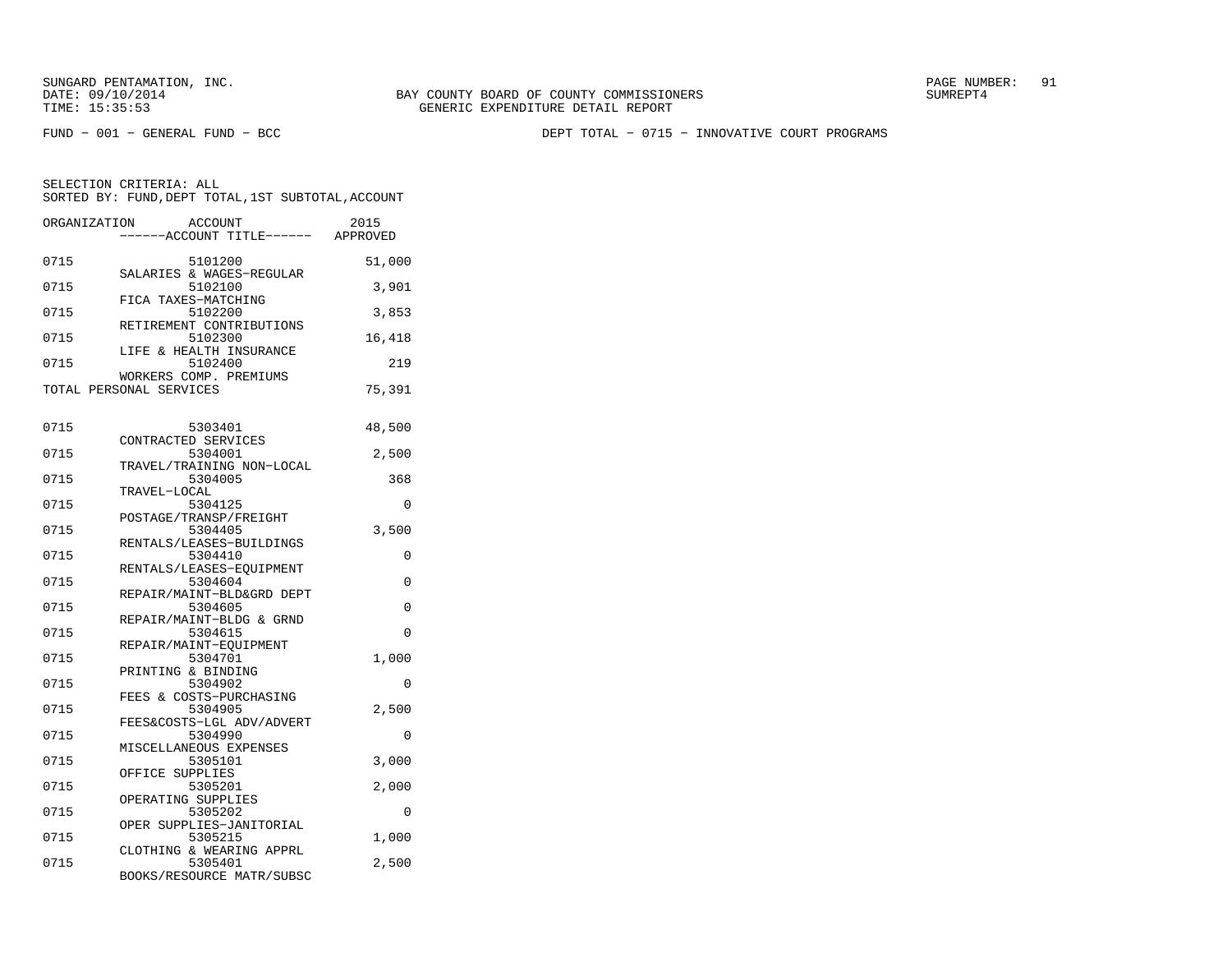SUNGARD PENTAMATION, INC.
DATE: 09/10/2014
TIME: 15:35:53

BAY COUNTY BOARD OF COUNTY COMMISSIONERS
GENERIC EXPENDITURE DETAIL REPORT

SUMREPT4

FUND - 001 - GENERAL FUND - BCC

DEPT TOTAL - 0715 - INNOVATIVE COURT PROGRAMS

SELECTION CRITERIA: ALL
SORTED BY: FUND,DEPT TOTAL,1ST SUBTOTAL,ACCOUNT

| ORGANIZATION | ACCOUNT / ACCOUNT TITLE | 2015 APPROVED |
|---|---|---|
| 0715 | 5101200 SALARIES & WAGES-REGULAR | 51,000 |
| 0715 | 5102100 FICA TAXES-MATCHING | 3,901 |
| 0715 | 5102200 RETIREMENT CONTRIBUTIONS | 3,853 |
| 0715 | 5102300 LIFE & HEALTH INSURANCE | 16,418 |
| 0715 | 5102400 WORKERS COMP. PREMIUMS | 219 |
| TOTAL PERSONAL SERVICES | | 75,391 |
| 0715 | 5303401 CONTRACTED SERVICES | 48,500 |
| 0715 | 5304001 TRAVEL/TRAINING NON-LOCAL | 2,500 |
| 0715 | 5304005 TRAVEL-LOCAL | 368 |
| 0715 | 5304125 POSTAGE/TRANSP/FREIGHT | 0 |
| 0715 | 5304405 RENTALS/LEASES-BUILDINGS | 3,500 |
| 0715 | 5304410 RENTALS/LEASES-EQUIPMENT | 0 |
| 0715 | 5304604 REPAIR/MAINT-BLD&GRD DEPT | 0 |
| 0715 | 5304605 REPAIR/MAINT-BLDG & GRND | 0 |
| 0715 | 5304615 REPAIR/MAINT-EQUIPMENT | 0 |
| 0715 | 5304701 PRINTING & BINDING | 1,000 |
| 0715 | 5304902 FEES & COSTS-PURCHASING | 0 |
| 0715 | 5304905 FEES&COSTS-LGL ADV/ADVERT | 2,500 |
| 0715 | 5304990 MISCELLANEOUS EXPENSES | 0 |
| 0715 | 5305101 OFFICE SUPPLIES | 3,000 |
| 0715 | 5305201 OPERATING SUPPLIES | 2,000 |
| 0715 | 5305202 OPER SUPPLIES-JANITORIAL | 0 |
| 0715 | 5305215 CLOTHING & WEARING APPRL | 1,000 |
| 0715 | 5305401 BOOKS/RESOURCE MATR/SUBSC | 2,500 |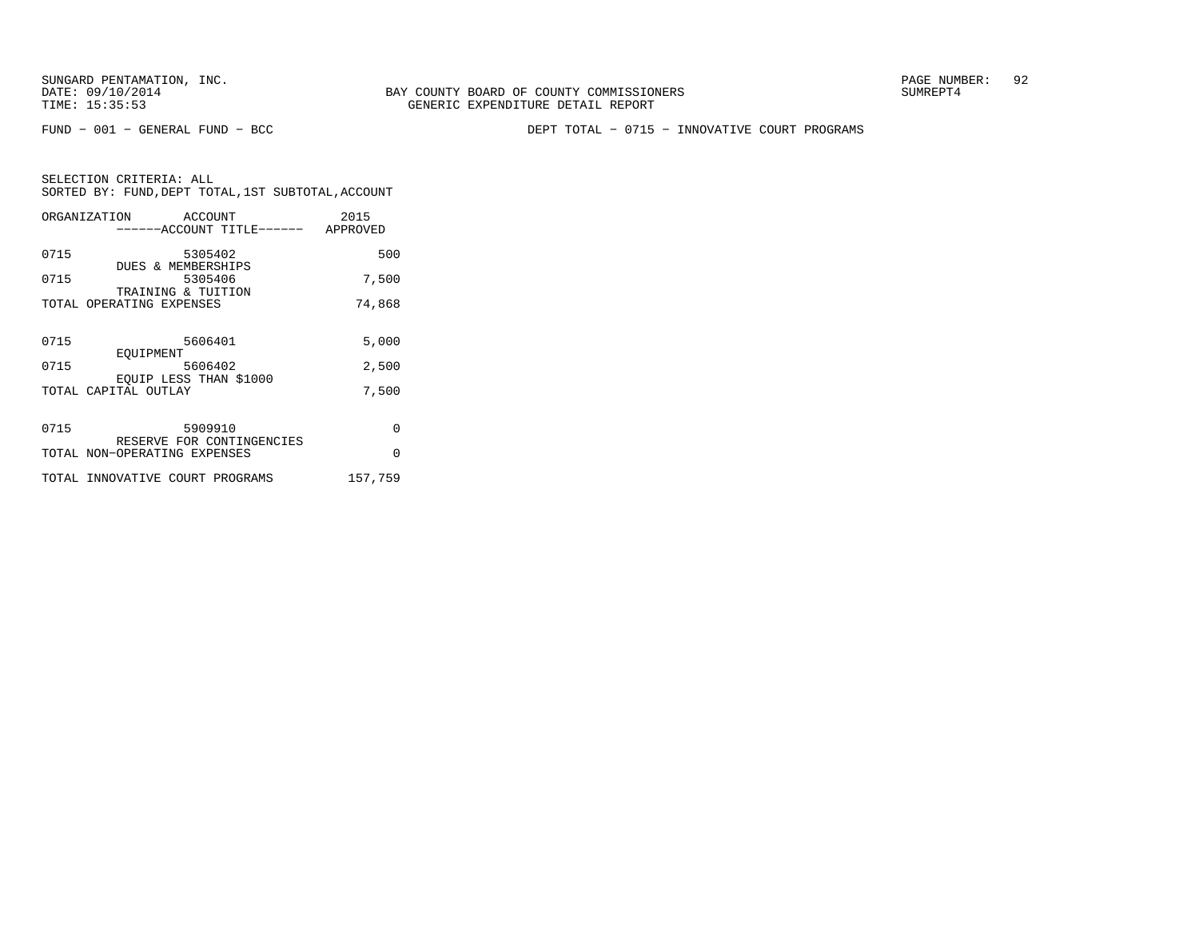SUNGARD PENTAMATION, INC.
DATE: 09/10/2014
TIME: 15:35:53

BAY COUNTY BOARD OF COUNTY COMMISSIONERS
GENERIC EXPENDITURE DETAIL REPORT

SUMREPT4

FUND - 001 - GENERAL FUND - BCC

DEPT TOTAL - 0715 - INNOVATIVE COURT PROGRAMS

SELECTION CRITERIA: ALL
SORTED BY: FUND,DEPT TOTAL,1ST SUBTOTAL,ACCOUNT

| ORGANIZATION | ACCOUNT<br>------ACCOUNT TITLE------ | 2015<br>APPROVED |
|---|---|---|
| 0715 | 5305402<br>DUES & MEMBERSHIPS | 500 |
| 0715 | 5305406<br>TRAINING & TUITION | 7,500 |
| TOTAL OPERATING EXPENSES | | 74,868 |
| 0715 | 5606401<br>EQUIPMENT | 5,000 |
| 0715 | 5606402<br>EQUIP LESS THAN $1000 | 2,500 |
| TOTAL CAPITAL OUTLAY | | 7,500 |
| 0715 | 5909910<br>RESERVE FOR CONTINGENCIES | 0 |
| TOTAL NON-OPERATING EXPENSES | | 0 |
| TOTAL INNOVATIVE COURT PROGRAMS | | 157,759 |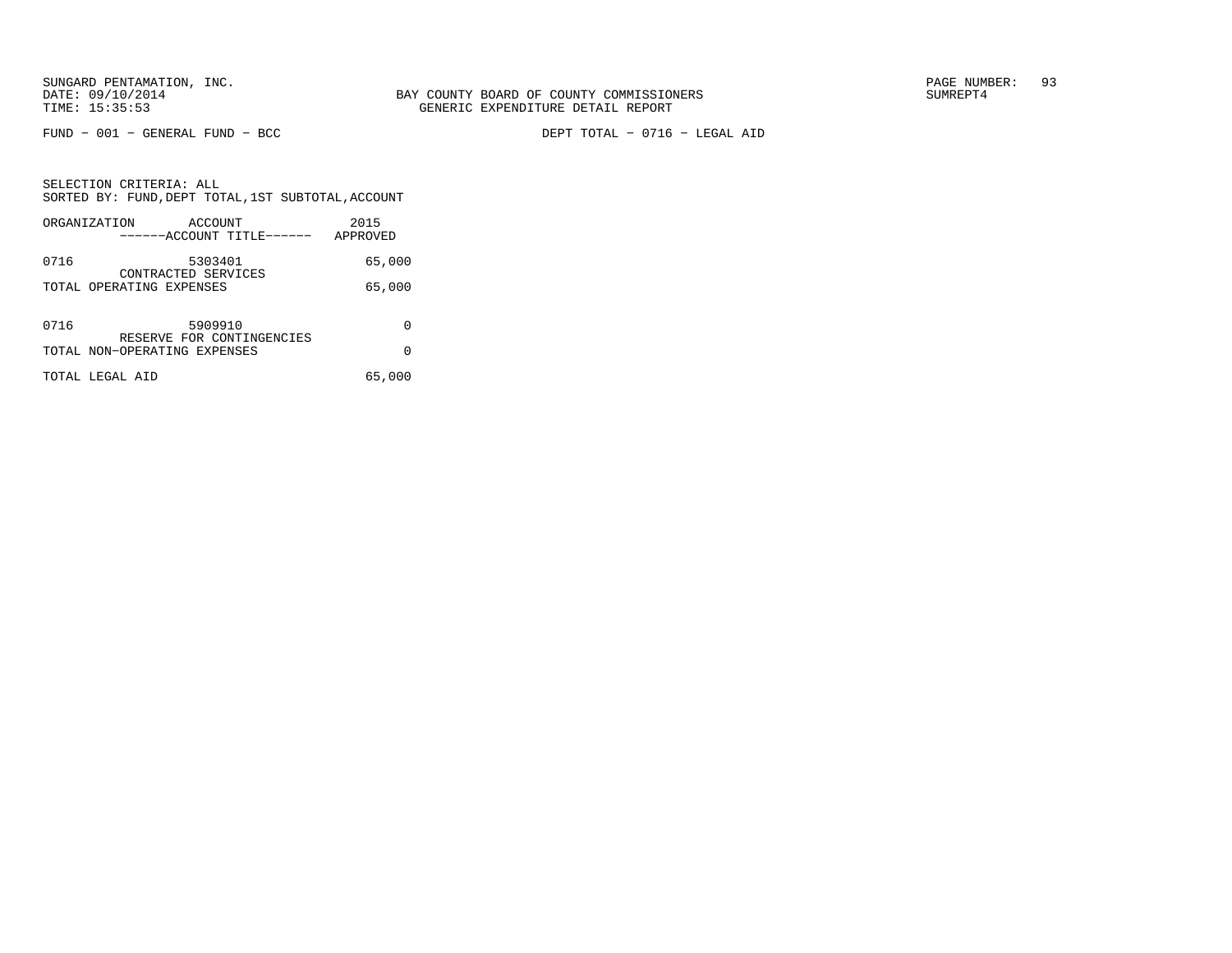BAY COUNTY BOARD OF COUNTY COMMISSIONERS
GENERIC EXPENDITURE DETAIL REPORT

FUND − 001 − GENERAL FUND − BCC

DEPT TOTAL − 0716 − LEGAL AID

SELECTION CRITERIA: ALL
SORTED BY: FUND,DEPT TOTAL,1ST SUBTOTAL,ACCOUNT

| ORGANIZATION | ACCOUNT / ACCOUNT TITLE | 2015 APPROVED |
|---|---|---|
| 0716 | 5303401 CONTRACTED SERVICES | 65,000 |
| TOTAL OPERATING EXPENSES | | 65,000 |
| 0716 | 5909910 RESERVE FOR CONTINGENCIES | 0 |
| TOTAL NON−OPERATING EXPENSES | | 0 |
| TOTAL LEGAL AID | | 65,000 |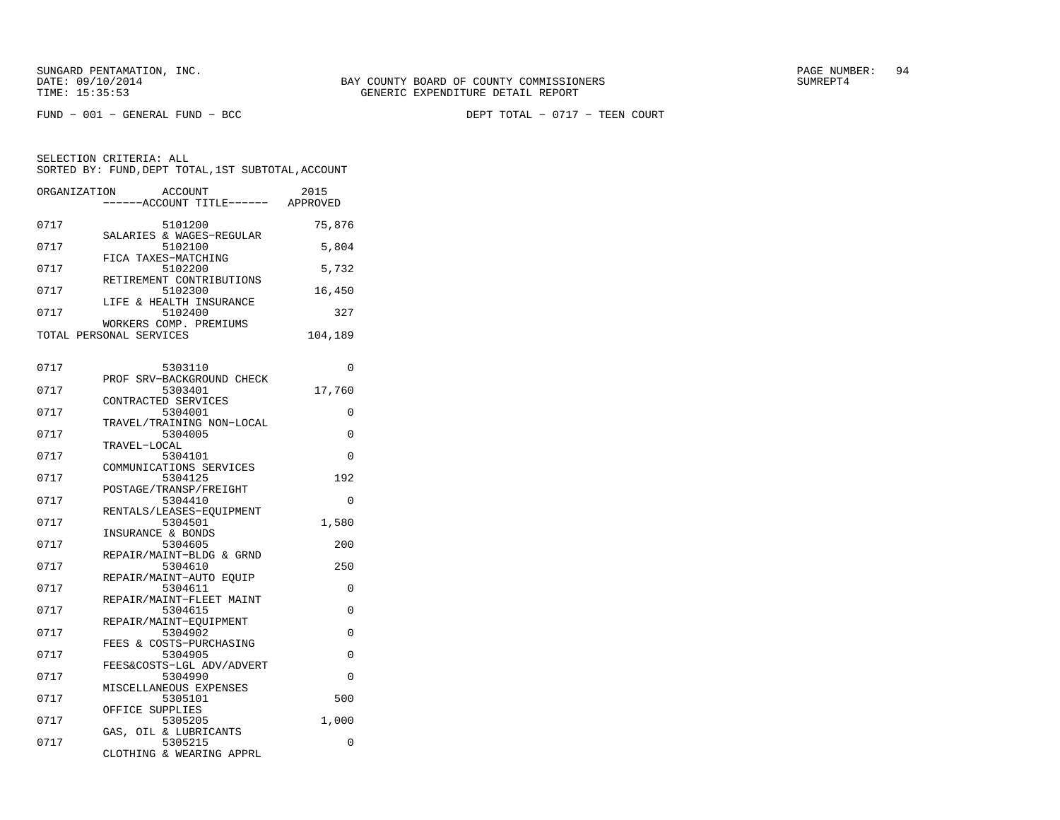BAY COUNTY BOARD OF COUNTY COMMISSIONERS
GENERIC EXPENDITURE DETAIL REPORT

FUND − 001 − GENERAL FUND − BCC

DEPT TOTAL − 0717 − TEEN COURT

SELECTION CRITERIA: ALL
SORTED BY: FUND,DEPT TOTAL,1ST SUBTOTAL,ACCOUNT

| ORGANIZATION | ACCOUNT / ACCOUNT TITLE | 2015 APPROVED |
|---|---|---|
| 0717 | 5101200 SALARIES & WAGES−REGULAR | 75,876 |
| 0717 | 5102100 FICA TAXES−MATCHING | 5,804 |
| 0717 | 5102200 RETIREMENT CONTRIBUTIONS | 5,732 |
| 0717 | 5102300 LIFE & HEALTH INSURANCE | 16,450 |
| 0717 | 5102400 WORKERS COMP. PREMIUMS | 327 |
| TOTAL PERSONAL SERVICES | | 104,189 |
| 0717 | 5303110 PROF SRV−BACKGROUND CHECK | 0 |
| 0717 | 5303401 CONTRACTED SERVICES | 17,760 |
| 0717 | 5304001 TRAVEL/TRAINING NON−LOCAL | 0 |
| 0717 | 5304005 TRAVEL−LOCAL | 0 |
| 0717 | 5304101 COMMUNICATIONS SERVICES | 0 |
| 0717 | 5304125 POSTAGE/TRANSP/FREIGHT | 192 |
| 0717 | 5304410 RENTALS/LEASES−EQUIPMENT | 0 |
| 0717 | 5304501 INSURANCE & BONDS | 1,580 |
| 0717 | 5304605 REPAIR/MAINT−BLDG & GRND | 200 |
| 0717 | 5304610 REPAIR/MAINT−AUTO EQUIP | 250 |
| 0717 | 5304611 REPAIR/MAINT−FLEET MAINT | 0 |
| 0717 | 5304615 REPAIR/MAINT−EQUIPMENT | 0 |
| 0717 | 5304902 FEES & COSTS−PURCHASING | 0 |
| 0717 | 5304905 FEES&COSTS−LGL ADV/ADVERT | 0 |
| 0717 | 5304990 MISCELLANEOUS EXPENSES | 0 |
| 0717 | 5305101 OFFICE SUPPLIES | 500 |
| 0717 | 5305205 GAS, OIL & LUBRICANTS | 1,000 |
| 0717 | 5305215 CLOTHING & WEARING APPRL | 0 |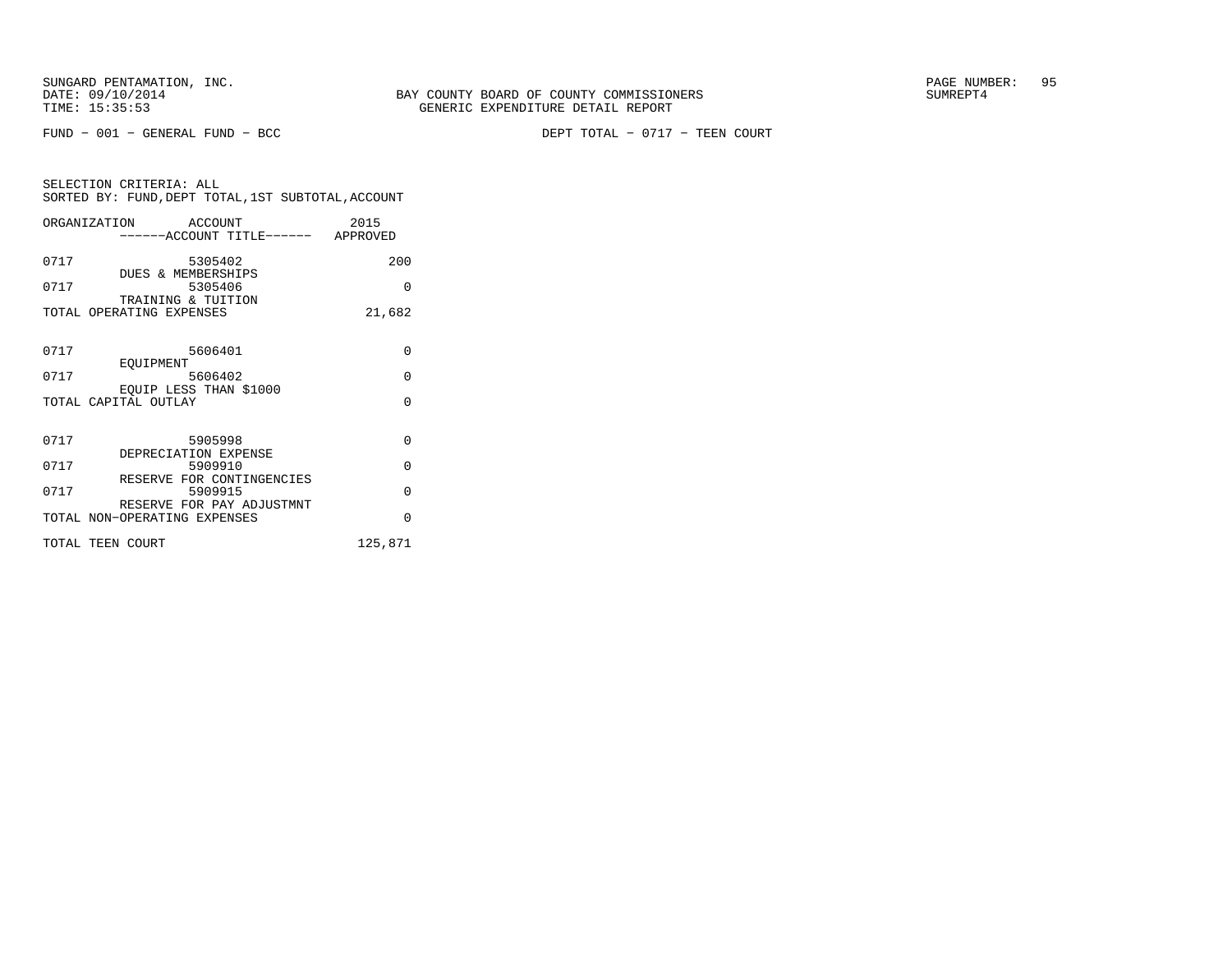SUNGARD PENTAMATION, INC.
DATE: 09/10/2014
TIME: 15:35:53

BAY COUNTY BOARD OF COUNTY COMMISSIONERS
GENERIC EXPENDITURE DETAIL REPORT

PAGE NUMBER: 95
SUMREPT4

FUND − 001 − GENERAL FUND − BCC

DEPT TOTAL − 0717 − TEEN COURT

SELECTION CRITERIA: ALL
SORTED BY: FUND,DEPT TOTAL,1ST SUBTOTAL,ACCOUNT

| ORGANIZATION | ACCOUNT ------ACCOUNT TITLE------ | 2015 APPROVED |
|---|---|---|
| 0717 | 5305402 DUES & MEMBERSHIPS | 200 |
| 0717 | 5305406 TRAINING & TUITION | 0 |
| TOTAL OPERATING EXPENSES | | 21,682 |
| 0717 | 5606401 EQUIPMENT | 0 |
| 0717 | 5606402 EQUIP LESS THAN $1000 | 0 |
| TOTAL CAPITAL OUTLAY | | 0 |
| 0717 | 5905998 DEPRECIATION EXPENSE | 0 |
| 0717 | 5909910 RESERVE FOR CONTINGENCIES | 0 |
| 0717 | 5909915 RESERVE FOR PAY ADJUSTMNT | 0 |
| TOTAL NON-OPERATING EXPENSES | | 0 |
| TOTAL TEEN COURT | | 125,871 |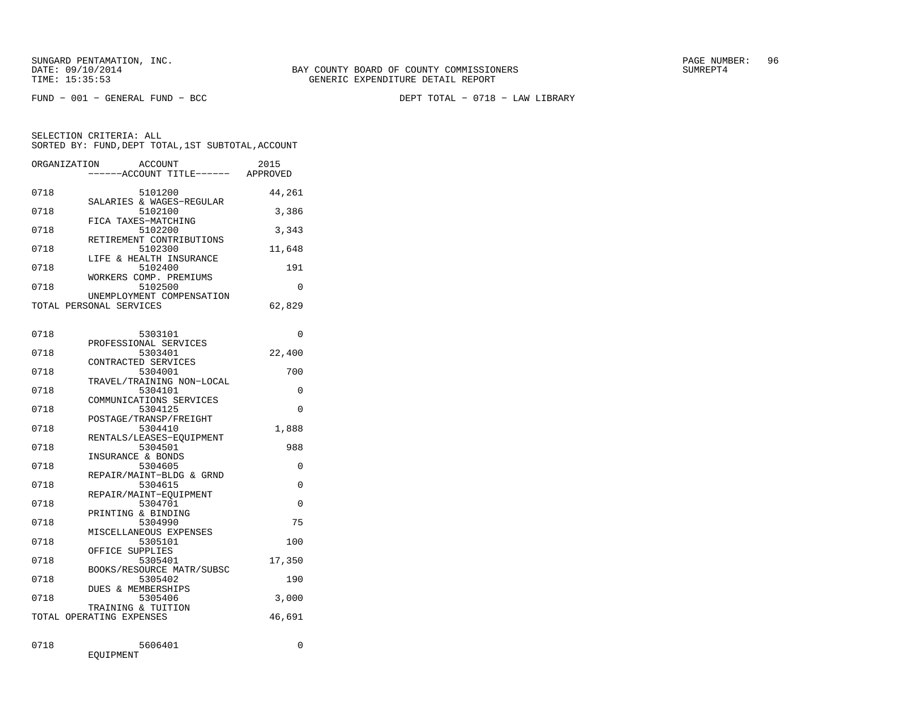SUNGARD PENTAMATION, INC.
DATE: 09/10/2014
TIME: 15:35:53

BAY COUNTY BOARD OF COUNTY COMMISSIONERS
GENERIC EXPENDITURE DETAIL REPORT

SUMREPT4

FUND - 001 - GENERAL FUND - BCC

DEPT TOTAL - 0718 - LAW LIBRARY

SELECTION CRITERIA: ALL
SORTED BY: FUND,DEPT TOTAL,1ST SUBTOTAL,ACCOUNT

| ORGANIZATION | ACCOUNT / ------ACCOUNT TITLE------ | 2015 APPROVED |
|---|---|---|
| 0718 | 5101200 SALARIES & WAGES-REGULAR | 44,261 |
| 0718 | 5102100 FICA TAXES-MATCHING | 3,386 |
| 0718 | 5102200 RETIREMENT CONTRIBUTIONS | 3,343 |
| 0718 | 5102300 LIFE & HEALTH INSURANCE | 11,648 |
| 0718 | 5102400 WORKERS COMP. PREMIUMS | 191 |
| 0718 | 5102500 UNEMPLOYMENT COMPENSATION | 0 |
| TOTAL PERSONAL SERVICES | | 62,829 |
| 0718 | 5303101 PROFESSIONAL SERVICES | 0 |
| 0718 | 5303401 CONTRACTED SERVICES | 22,400 |
| 0718 | 5304001 TRAVEL/TRAINING NON-LOCAL | 700 |
| 0718 | 5304101 COMMUNICATIONS SERVICES | 0 |
| 0718 | 5304125 POSTAGE/TRANSP/FREIGHT | 0 |
| 0718 | 5304410 RENTALS/LEASES-EQUIPMENT | 1,888 |
| 0718 | 5304501 INSURANCE & BONDS | 988 |
| 0718 | 5304605 REPAIR/MAINT-BLDG & GRND | 0 |
| 0718 | 5304615 REPAIR/MAINT-EQUIPMENT | 0 |
| 0718 | 5304701 PRINTING & BINDING | 0 |
| 0718 | 5304990 MISCELLANEOUS EXPENSES | 75 |
| 0718 | 5305101 OFFICE SUPPLIES | 100 |
| 0718 | 5305401 BOOKS/RESOURCE MATR/SUBSC | 17,350 |
| 0718 | 5305402 DUES & MEMBERSHIPS | 190 |
| 0718 | 5305406 TRAINING & TUITION | 3,000 |
| TOTAL OPERATING EXPENSES | | 46,691 |
| 0718 | 5606401 EQUIPMENT | 0 |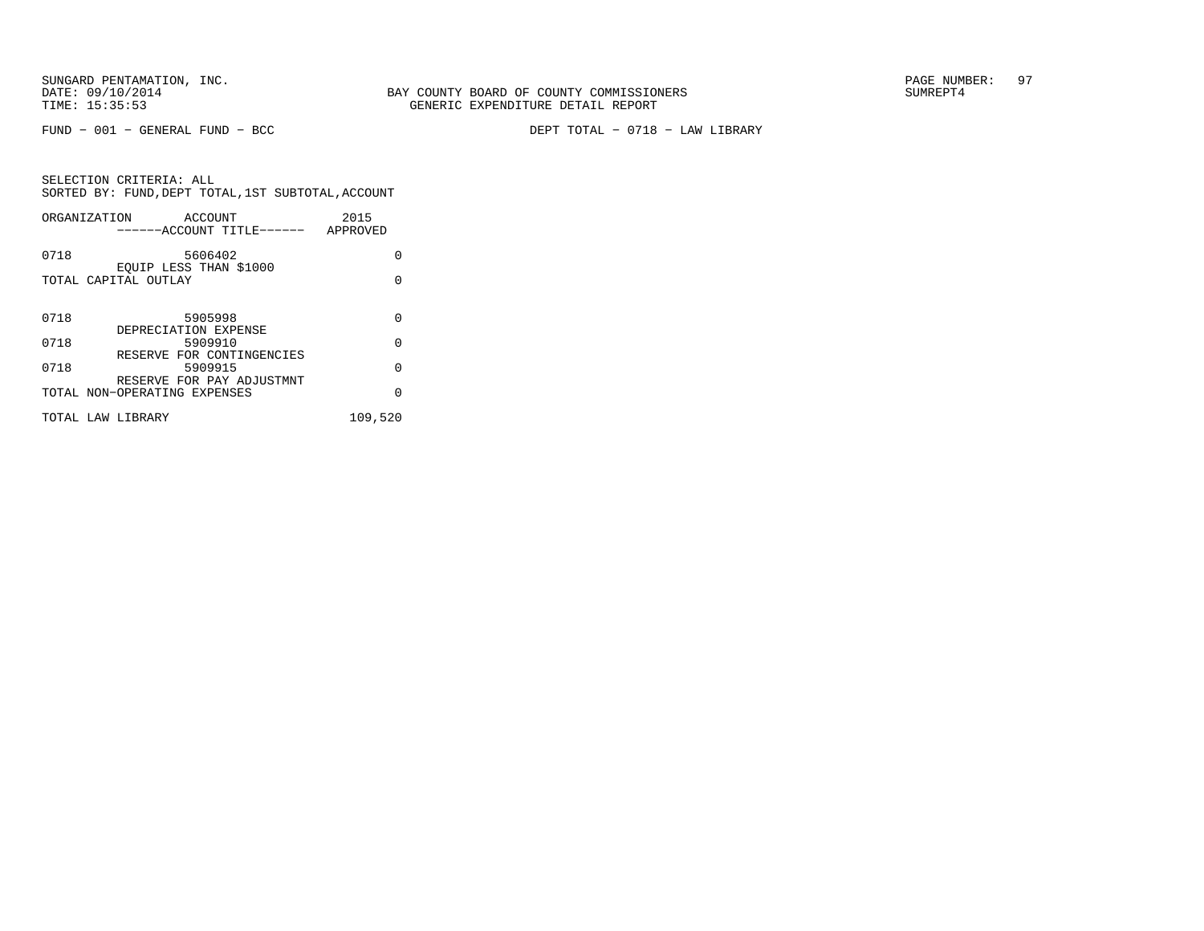BAY COUNTY BOARD OF COUNTY COMMISSIONERS
GENERIC EXPENDITURE DETAIL REPORT

SUNGARD PENTAMATION, INC.
DATE: 09/10/2014
TIME: 15:35:53

SUMREPT4

FUND − 001 − GENERAL FUND − BCC

DEPT TOTAL − 0718 − LAW LIBRARY

SELECTION CRITERIA: ALL
SORTED BY: FUND,DEPT TOTAL,1ST SUBTOTAL,ACCOUNT

| ORGANIZATION | ACCOUNT ------ACCOUNT TITLE------ | 2015 APPROVED |
|---|---|---|
| 0718 | 5606402 EQUIP LESS THAN $1000 | 0 |
| TOTAL CAPITAL OUTLAY | | 0 |
| 0718 | 5905998 DEPRECIATION EXPENSE | 0 |
| 0718 | 5909910 RESERVE FOR CONTINGENCIES | 0 |
| 0718 | 5909915 RESERVE FOR PAY ADJUSTMNT | 0 |
| TOTAL NON−OPERATING EXPENSES | | 0 |
| TOTAL LAW LIBRARY | | 109,520 |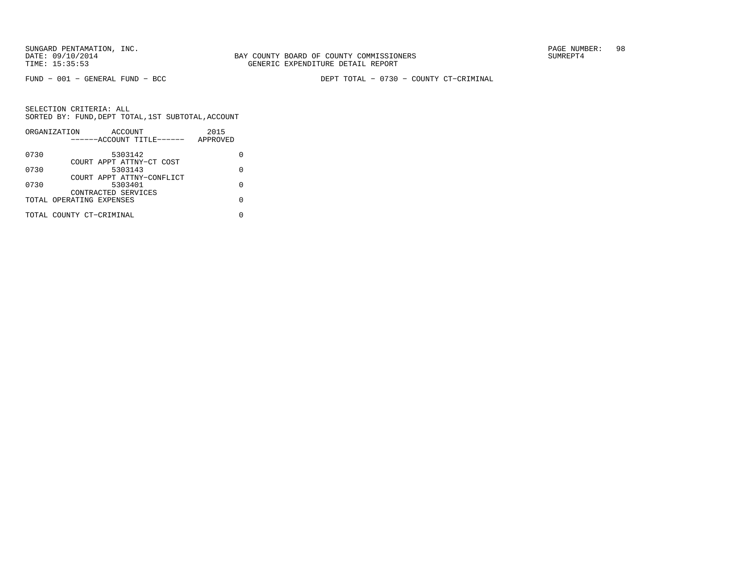SUNGARD PENTAMATION, INC.
DATE: 09/10/2014
TIME: 15:35:53

BAY COUNTY BOARD OF COUNTY COMMISSIONERS
GENERIC EXPENDITURE DETAIL REPORT

SUMREPT4

FUND − 001 − GENERAL FUND − BCC

DEPT TOTAL − 0730 − COUNTY CT−CRIMINAL

SELECTION CRITERIA: ALL
SORTED BY: FUND,DEPT TOTAL,1ST SUBTOTAL,ACCOUNT

| ORGANIZATION | ACCOUNT<br>------ACCOUNT TITLE------ | 2015<br>APPROVED |
|---|---|---|
| 0730 | 5303142<br>COURT APPT ATTNY−CT COST | 0 |
| 0730 | 5303143<br>COURT APPT ATTNY−CONFLICT | 0 |
| 0730 | 5303401<br>CONTRACTED SERVICES | 0 |
| TOTAL OPERATING EXPENSES | | 0 |
| TOTAL COUNTY CT−CRIMINAL | | 0 |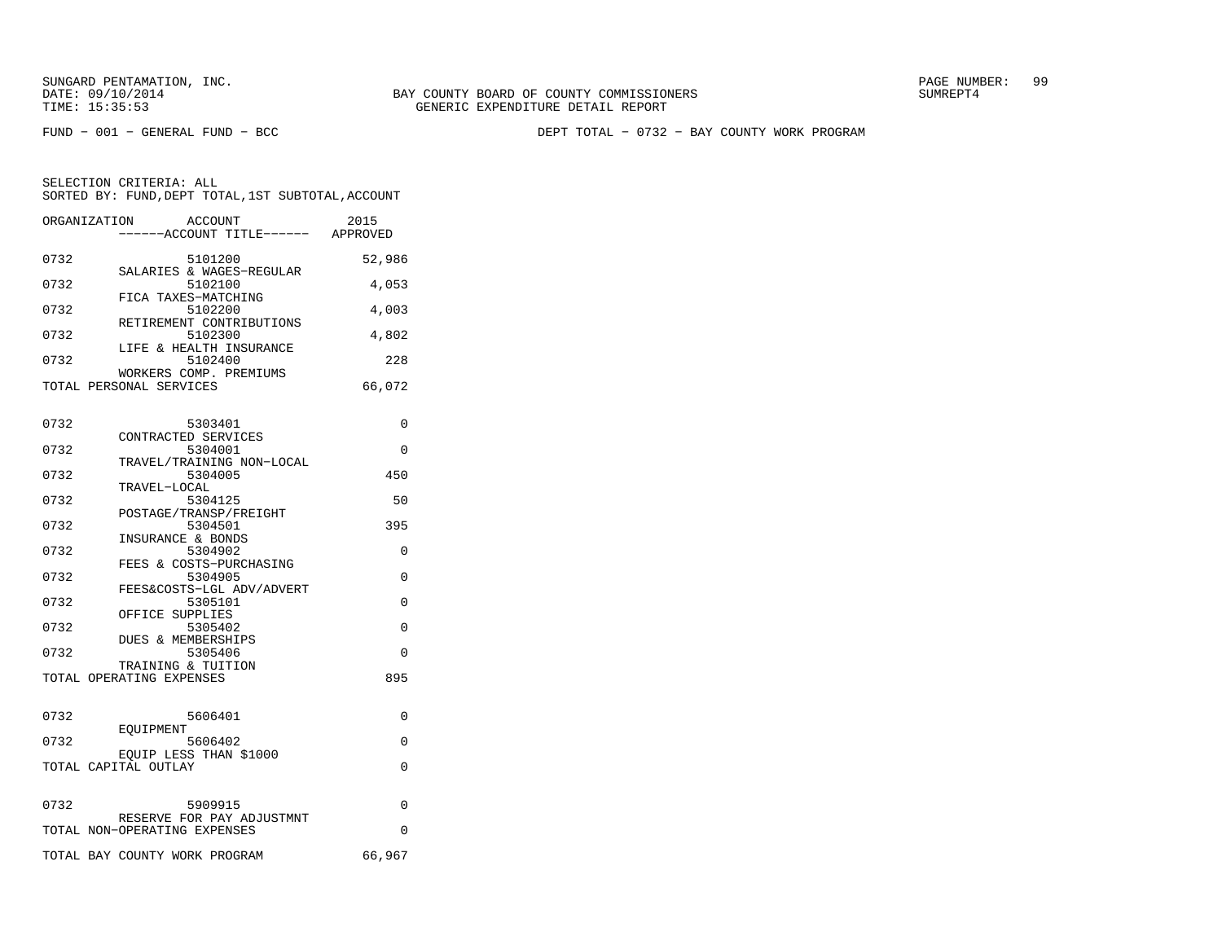BAY COUNTY BOARD OF COUNTY COMMISSIONERS
GENERIC EXPENDITURE DETAIL REPORT

FUND − 001 − GENERAL FUND − BCC

DEPT TOTAL − 0732 − BAY COUNTY WORK PROGRAM

SELECTION CRITERIA: ALL
SORTED BY: FUND,DEPT TOTAL,1ST SUBTOTAL,ACCOUNT

| ORGANIZATION | ACCOUNT / ACCOUNT TITLE | 2015 APPROVED |
|---|---|---|
| 0732 | 5101200 SALARIES & WAGES−REGULAR | 52,986 |
| 0732 | 5102100 FICA TAXES−MATCHING | 4,053 |
| 0732 | 5102200 RETIREMENT CONTRIBUTIONS | 4,003 |
| 0732 | 5102300 LIFE & HEALTH INSURANCE | 4,802 |
| 0732 | 5102400 WORKERS COMP. PREMIUMS | 228 |
| TOTAL PERSONAL SERVICES | | 66,072 |
| 0732 | 5303401 CONTRACTED SERVICES | 0 |
| 0732 | 5304001 TRAVEL/TRAINING NON−LOCAL | 0 |
| 0732 | 5304005 TRAVEL−LOCAL | 450 |
| 0732 | 5304125 POSTAGE/TRANSP/FREIGHT | 50 |
| 0732 | 5304501 INSURANCE & BONDS | 395 |
| 0732 | 5304902 FEES & COSTS−PURCHASING | 0 |
| 0732 | 5304905 FEES&COSTS−LGL ADV/ADVERT | 0 |
| 0732 | 5305101 OFFICE SUPPLIES | 0 |
| 0732 | 5305402 DUES & MEMBERSHIPS | 0 |
| 0732 | 5305406 TRAINING & TUITION | 0 |
| TOTAL OPERATING EXPENSES | | 895 |
| 0732 | 5606401 EQUIPMENT | 0 |
| 0732 | 5606402 EQUIP LESS THAN $1000 | 0 |
| TOTAL CAPITAL OUTLAY | | 0 |
| 0732 | 5909915 RESERVE FOR PAY ADJUSTMNT | 0 |
| TOTAL NON−OPERATING EXPENSES | | 0 |
| TOTAL BAY COUNTY WORK PROGRAM | | 66,967 |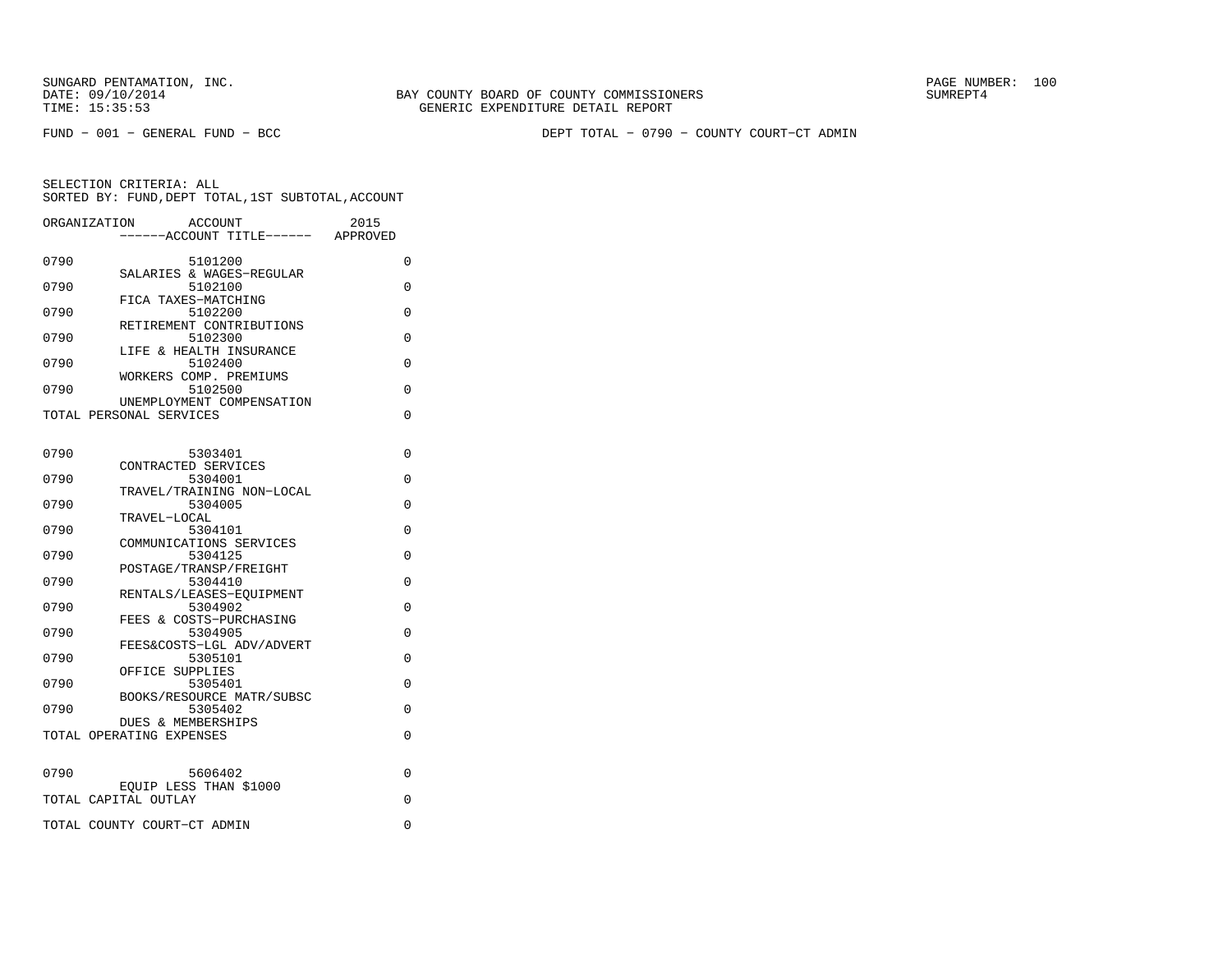SUNGARD PENTAMATION, INC.
DATE: 09/10/2014
TIME: 15:35:53

BAY COUNTY BOARD OF COUNTY COMMISSIONERS
GENERIC EXPENDITURE DETAIL REPORT

SUMREPT4

FUND - 001 - GENERAL FUND - BCC

DEPT TOTAL - 0790 - COUNTY COURT-CT ADMIN

SELECTION CRITERIA: ALL
SORTED BY: FUND,DEPT TOTAL,1ST SUBTOTAL,ACCOUNT

| ORGANIZATION | ACCOUNT ------ACCOUNT TITLE------ | 2015 APPROVED |
|---|---|---|
| 0790 | 5101200 SALARIES & WAGES-REGULAR | 0 |
| 0790 | 5102100 FICA TAXES-MATCHING | 0 |
| 0790 | 5102200 RETIREMENT CONTRIBUTIONS | 0 |
| 0790 | 5102300 LIFE & HEALTH INSURANCE | 0 |
| 0790 | 5102400 WORKERS COMP. PREMIUMS | 0 |
| 0790 | 5102500 UNEMPLOYMENT COMPENSATION | 0 |
| TOTAL PERSONAL SERVICES | | 0 |
| 0790 | 5303401 CONTRACTED SERVICES | 0 |
| 0790 | 5304001 TRAVEL/TRAINING NON-LOCAL | 0 |
| 0790 | 5304005 TRAVEL-LOCAL | 0 |
| 0790 | 5304101 COMMUNICATIONS SERVICES | 0 |
| 0790 | 5304125 POSTAGE/TRANSP/FREIGHT | 0 |
| 0790 | 5304410 RENTALS/LEASES-EQUIPMENT | 0 |
| 0790 | 5304902 FEES & COSTS-PURCHASING | 0 |
| 0790 | 5304905 FEES&COSTS-LGL ADV/ADVERT | 0 |
| 0790 | 5305101 OFFICE SUPPLIES | 0 |
| 0790 | 5305401 BOOKS/RESOURCE MATR/SUBSC | 0 |
| 0790 | 5305402 DUES & MEMBERSHIPS | 0 |
| TOTAL OPERATING EXPENSES | | 0 |
| 0790 | 5606402 EQUIP LESS THAN $1000 | 0 |
| TOTAL CAPITAL OUTLAY | | 0 |
| TOTAL COUNTY COURT-CT ADMIN | | 0 |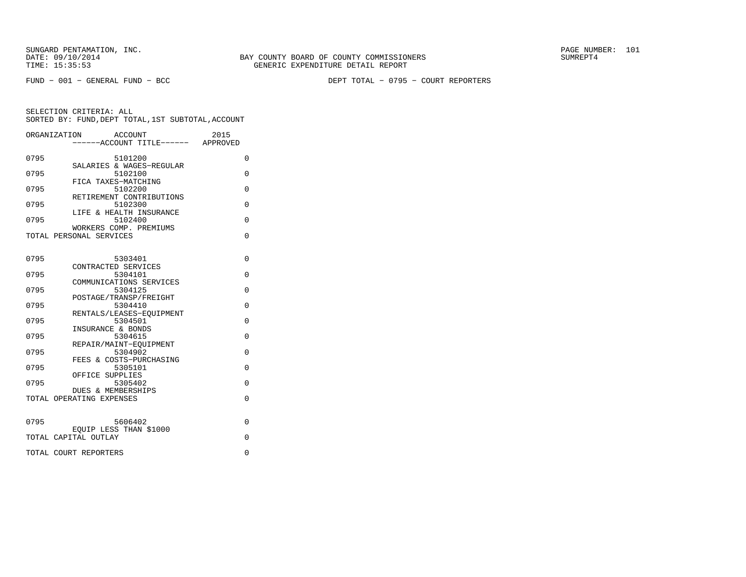SUNGARD PENTAMATION, INC.
DATE: 09/10/2014
TIME: 15:35:53

BAY COUNTY BOARD OF COUNTY COMMISSIONERS
GENERIC EXPENDITURE DETAIL REPORT

SUMREPT4

FUND - 001 - GENERAL FUND - BCC

DEPT TOTAL - 0795 - COURT REPORTERS

SELECTION CRITERIA: ALL
SORTED BY: FUND,DEPT TOTAL,1ST SUBTOTAL,ACCOUNT

| ORGANIZATION | ACCOUNT / ------ACCOUNT TITLE------ | 2015 APPROVED |
|---|---|---|
| 0795 | 5101200 SALARIES & WAGES-REGULAR | 0 |
| 0795 | 5102100 FICA TAXES-MATCHING | 0 |
| 0795 | 5102200 RETIREMENT CONTRIBUTIONS | 0 |
| 0795 | 5102300 LIFE & HEALTH INSURANCE | 0 |
| 0795 | 5102400 WORKERS COMP. PREMIUMS | 0 |
| TOTAL PERSONAL SERVICES | | 0 |
| 0795 | 5303401 CONTRACTED SERVICES | 0 |
| 0795 | 5304101 COMMUNICATIONS SERVICES | 0 |
| 0795 | 5304125 POSTAGE/TRANSP/FREIGHT | 0 |
| 0795 | 5304410 RENTALS/LEASES-EQUIPMENT | 0 |
| 0795 | 5304501 INSURANCE & BONDS | 0 |
| 0795 | 5304615 REPAIR/MAINT-EQUIPMENT | 0 |
| 0795 | 5304902 FEES & COSTS-PURCHASING | 0 |
| 0795 | 5305101 OFFICE SUPPLIES | 0 |
| 0795 | 5305402 DUES & MEMBERSHIPS | 0 |
| TOTAL OPERATING EXPENSES | | 0 |
| 0795 | 5606402 EQUIP LESS THAN $1000 | 0 |
| TOTAL CAPITAL OUTLAY | | 0 |
| TOTAL COURT REPORTERS | | 0 |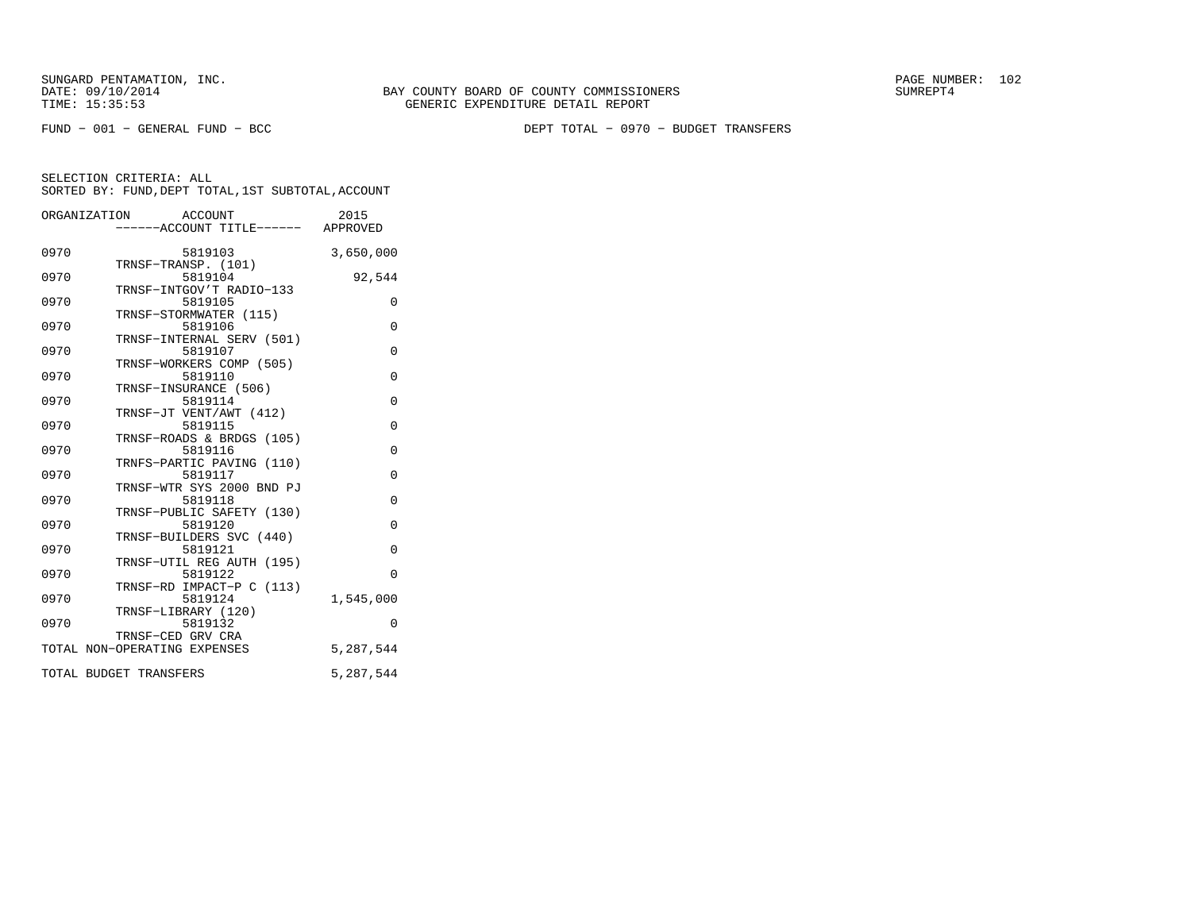SUNGARD PENTAMATION, INC.
DATE: 09/10/2014
TIME: 15:35:53

BAY COUNTY BOARD OF COUNTY COMMISSIONERS
GENERIC EXPENDITURE DETAIL REPORT

PAGE NUMBER: 102
SUMREPT4

FUND - 001 - GENERAL FUND - BCC

DEPT TOTAL - 0970 - BUDGET TRANSFERS

SELECTION CRITERIA: ALL
SORTED BY: FUND,DEPT TOTAL,1ST SUBTOTAL,ACCOUNT

| ORGANIZATION | ACCOUNT / ------ACCOUNT TITLE------ | 2015 APPROVED |
|---|---|---|
| 0970 | 5819103 TRNSF-TRANSP. (101) | 3,650,000 |
| 0970 | 5819104 TRNSF-INTGOV'T RADIO-133 | 92,544 |
| 0970 | 5819105 TRNSF-STORMWATER (115) | 0 |
| 0970 | 5819106 TRNSF-INTERNAL SERV (501) | 0 |
| 0970 | 5819107 TRNSF-WORKERS COMP (505) | 0 |
| 0970 | 5819110 TRNSF-INSURANCE (506) | 0 |
| 0970 | 5819114 TRNSF-JT VENT/AWT (412) | 0 |
| 0970 | 5819115 TRNSF-ROADS & BRDGS (105) | 0 |
| 0970 | 5819116 TRNFS-PARTIC PAVING (110) | 0 |
| 0970 | 5819117 TRNSF-WTR SYS 2000 BND PJ | 0 |
| 0970 | 5819118 TRNSF-PUBLIC SAFETY (130) | 0 |
| 0970 | 5819120 TRNSF-BUILDERS SVC (440) | 0 |
| 0970 | 5819121 TRNSF-UTIL REG AUTH (195) | 0 |
| 0970 | 5819122 TRNSF-RD IMPACT-P C (113) | 0 |
| 0970 | 5819124 TRNSF-LIBRARY (120) | 1,545,000 |
| 0970 | 5819132 TRNSF-CED GRV CRA | 0 |
| TOTAL NON-OPERATING EXPENSES | | 5,287,544 |
| TOTAL BUDGET TRANSFERS | | 5,287,544 |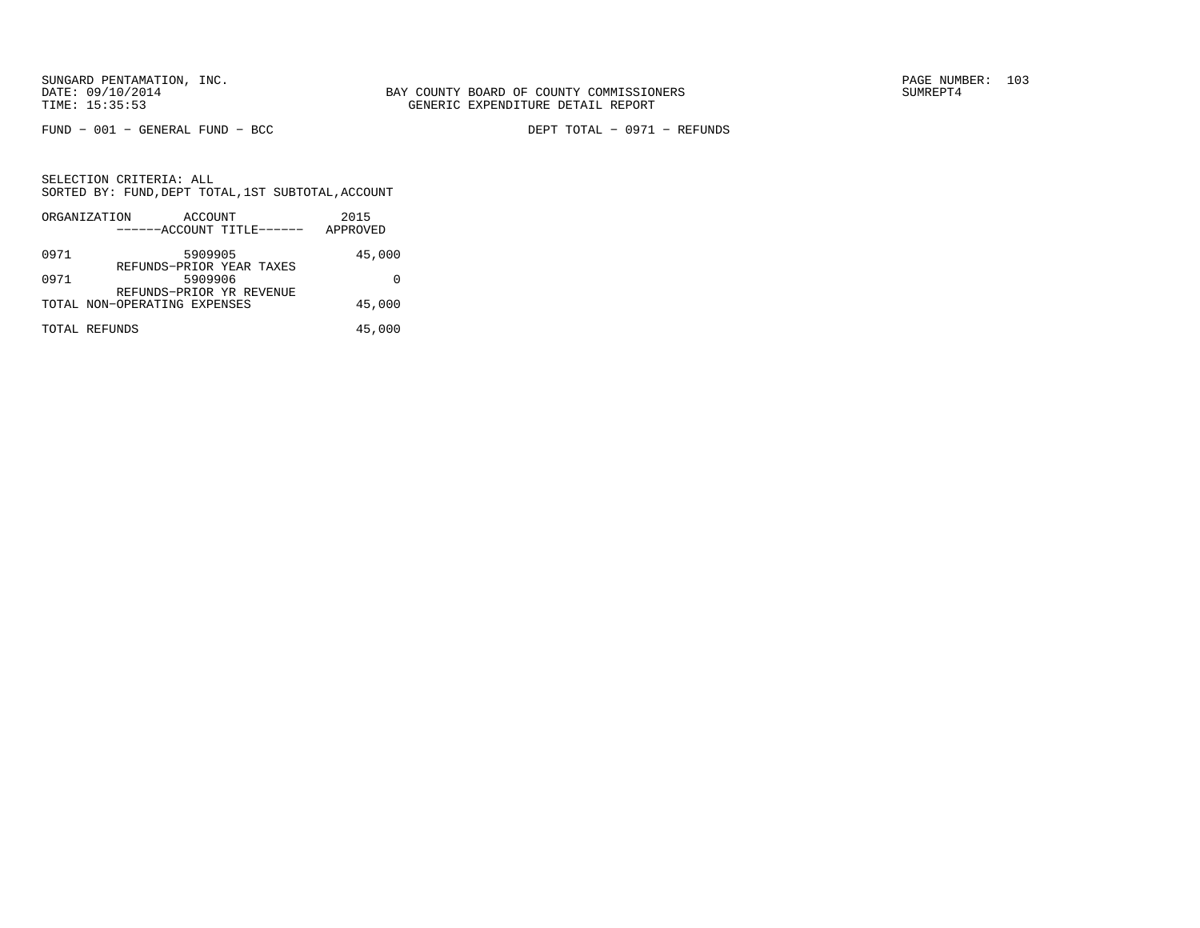BAY COUNTY BOARD OF COUNTY COMMISSIONERS
GENERIC EXPENDITURE DETAIL REPORT

FUND − 001 − GENERAL FUND − BCC

DEPT TOTAL − 0971 − REFUNDS

SELECTION CRITERIA: ALL
SORTED BY: FUND,DEPT TOTAL,1ST SUBTOTAL,ACCOUNT

| ORGANIZATION | ACCOUNT / ------ACCOUNT TITLE------ | 2015 APPROVED |
|---|---|---|
| 0971 | 5909905 REFUNDS−PRIOR YEAR TAXES | 45,000 |
| 0971 | 5909906 REFUNDS−PRIOR YR REVENUE | 0 |
| TOTAL NON−OPERATING EXPENSES | | 45,000 |
| TOTAL REFUNDS | | 45,000 |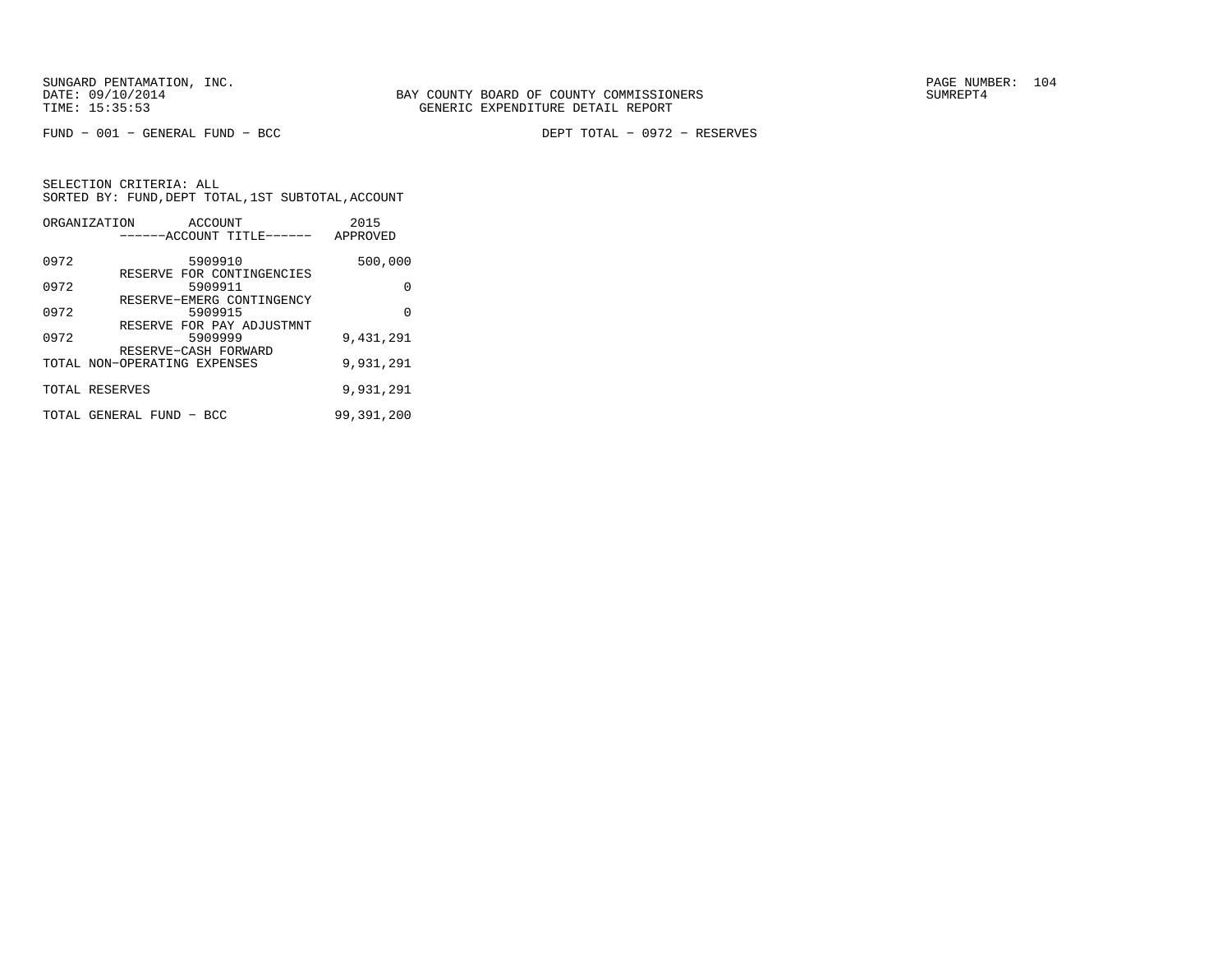SUNGARD PENTAMATION, INC.
DATE: 09/10/2014
TIME: 15:35:53

BAY COUNTY BOARD OF COUNTY COMMISSIONERS
GENERIC EXPENDITURE DETAIL REPORT

SUMREPT4

FUND - 001 - GENERAL FUND - BCC

DEPT TOTAL - 0972 - RESERVES

SELECTION CRITERIA: ALL
SORTED BY: FUND,DEPT TOTAL,1ST SUBTOTAL,ACCOUNT

| ORGANIZATION | ACCOUNT<br>------ACCOUNT TITLE------ | 2015<br>APPROVED |
|---|---|---|
| 0972 | 5909910<br>RESERVE FOR CONTINGENCIES | 500,000 |
| 0972 | 5909911<br>RESERVE-EMERG CONTINGENCY | 0 |
| 0972 | 5909915<br>RESERVE FOR PAY ADJUSTMNT | 0 |
| 0972 | 5909999<br>RESERVE-CASH FORWARD | 9,431,291 |
| TOTAL NON-OPERATING EXPENSES | | 9,931,291 |
| TOTAL RESERVES | | 9,931,291 |
| TOTAL GENERAL FUND - BCC | | 99,391,200 |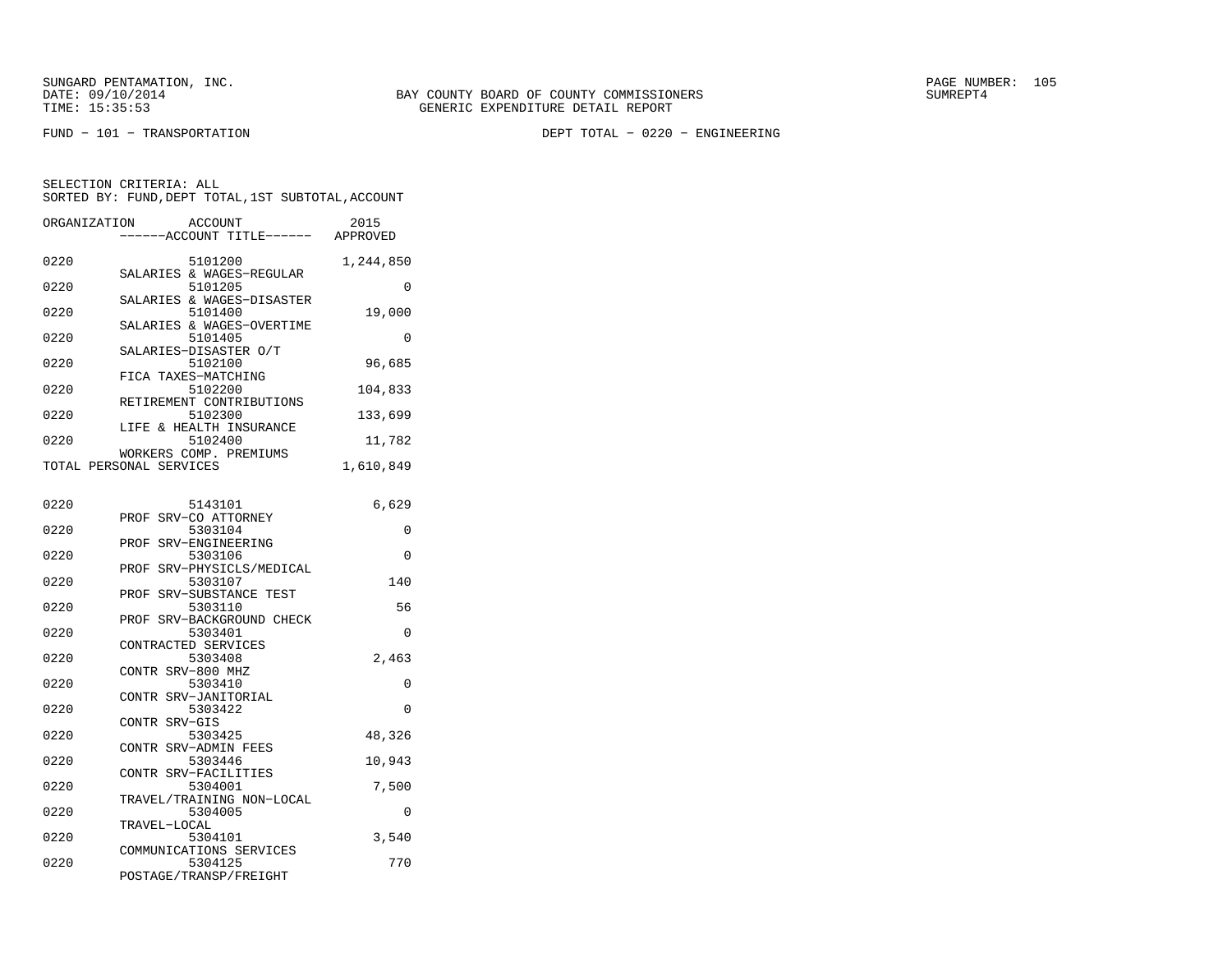SUNGARD PENTAMATION, INC.
DATE: 09/10/2014
TIME: 15:35:53

BAY COUNTY BOARD OF COUNTY COMMISSIONERS
GENERIC EXPENDITURE DETAIL REPORT

PAGE NUMBER: 105
SUMREPT4

FUND - 101 - TRANSPORTATION

DEPT TOTAL - 0220 - ENGINEERING

SELECTION CRITERIA: ALL
SORTED BY: FUND,DEPT TOTAL,1ST SUBTOTAL,ACCOUNT

| ORGANIZATION | ACCOUNT / ------ACCOUNT TITLE------ | 2015 APPROVED |
|---|---|---|
| 0220 | 5101200 SALARIES & WAGES-REGULAR | 1,244,850 |
| 0220 | 5101205 SALARIES & WAGES-DISASTER | 0 |
| 0220 | 5101400 SALARIES & WAGES-OVERTIME | 19,000 |
| 0220 | 5101405 SALARIES-DISASTER O/T | 0 |
| 0220 | 5102100 FICA TAXES-MATCHING | 96,685 |
| 0220 | 5102200 RETIREMENT CONTRIBUTIONS | 104,833 |
| 0220 | 5102300 LIFE & HEALTH INSURANCE | 133,699 |
| 0220 | 5102400 WORKERS COMP. PREMIUMS | 11,782 |
| TOTAL PERSONAL SERVICES | | 1,610,849 |
| 0220 | 5143101 PROF SRV-CO ATTORNEY | 6,629 |
| 0220 | 5303104 PROF SRV-ENGINEERING | 0 |
| 0220 | 5303106 PROF SRV-PHYSICLS/MEDICAL | 0 |
| 0220 | 5303107 PROF SRV-SUBSTANCE TEST | 140 |
| 0220 | 5303110 PROF SRV-BACKGROUND CHECK | 56 |
| 0220 | 5303401 CONTRACTED SERVICES | 0 |
| 0220 | 5303408 CONTR SRV-800 MHZ | 2,463 |
| 0220 | 5303410 CONTR SRV-JANITORIAL | 0 |
| 0220 | 5303422 CONTR SRV-GIS | 0 |
| 0220 | 5303425 CONTR SRV-ADMIN FEES | 48,326 |
| 0220 | 5303446 CONTR SRV-FACILITIES | 10,943 |
| 0220 | 5304001 TRAVEL/TRAINING NON-LOCAL | 7,500 |
| 0220 | 5304005 TRAVEL-LOCAL | 0 |
| 0220 | 5304101 COMMUNICATIONS SERVICES | 3,540 |
| 0220 | 5304125 POSTAGE/TRANSP/FREIGHT | 770 |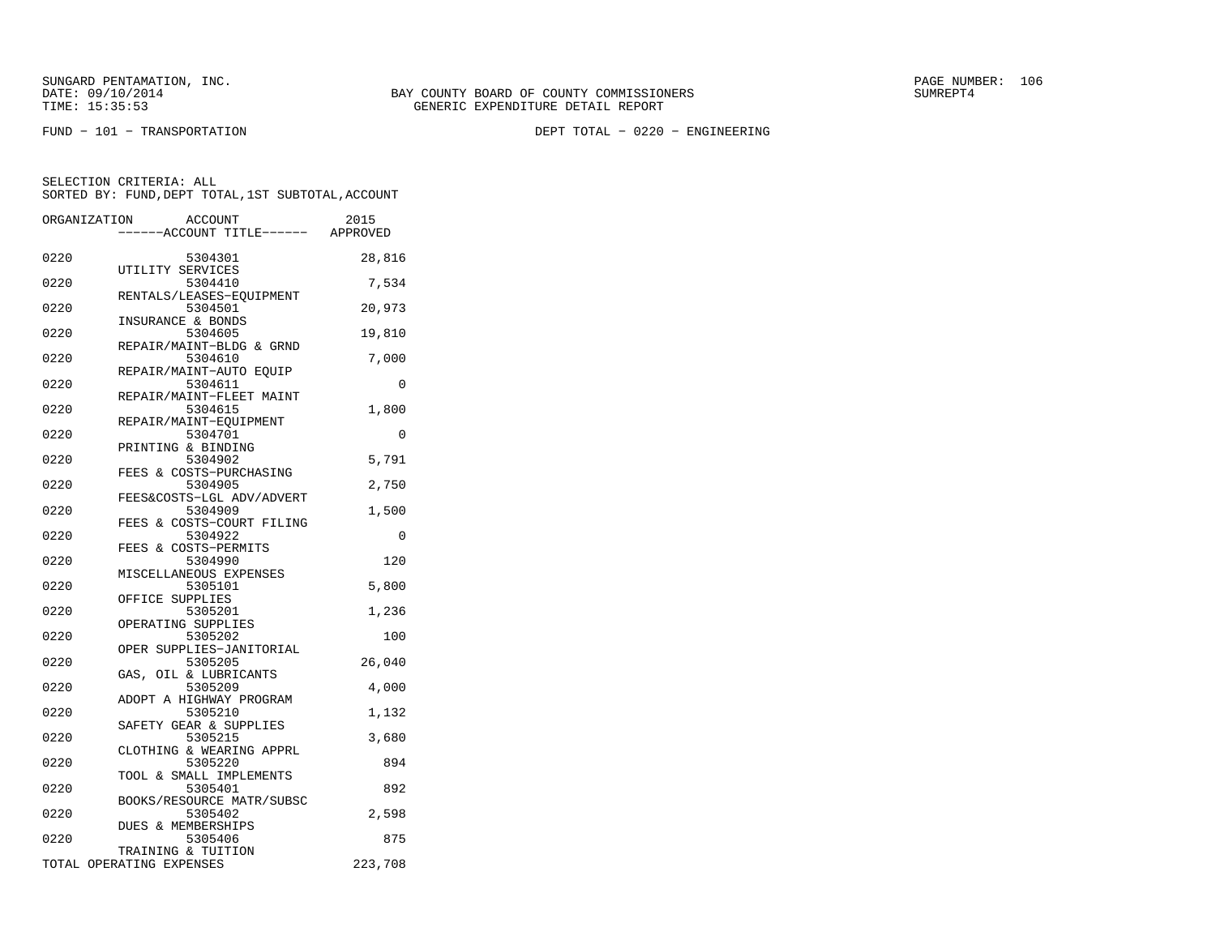SUNGARD PENTAMATION, INC.
DATE: 09/10/2014
TIME: 15:35:53

BAY COUNTY BOARD OF COUNTY COMMISSIONERS
GENERIC EXPENDITURE DETAIL REPORT

SUMREPT4

FUND − 101 − TRANSPORTATION

DEPT TOTAL − 0220 − ENGINEERING

SELECTION CRITERIA: ALL
SORTED BY: FUND,DEPT TOTAL,1ST SUBTOTAL,ACCOUNT

| ORGANIZATION | ACCOUNT / ------ACCOUNT TITLE------ | 2015 APPROVED |
|---|---|---|
| 0220 | 5304301 UTILITY SERVICES | 28,816 |
| 0220 | 5304410 RENTALS/LEASES−EQUIPMENT | 7,534 |
| 0220 | 5304501 INSURANCE & BONDS | 20,973 |
| 0220 | 5304605 REPAIR/MAINT−BLDG & GRND | 19,810 |
| 0220 | 5304610 REPAIR/MAINT−AUTO EQUIP | 7,000 |
| 0220 | 5304611 REPAIR/MAINT−FLEET MAINT | 0 |
| 0220 | 5304615 REPAIR/MAINT−EQUIPMENT | 1,800 |
| 0220 | 5304701 PRINTING & BINDING | 0 |
| 0220 | 5304902 FEES & COSTS−PURCHASING | 5,791 |
| 0220 | 5304905 FEES&COSTS−LGL ADV/ADVERT | 2,750 |
| 0220 | 5304909 FEES & COSTS−COURT FILING | 1,500 |
| 0220 | 5304922 FEES & COSTS−PERMITS | 0 |
| 0220 | 5304990 MISCELLANEOUS EXPENSES | 120 |
| 0220 | 5305101 OFFICE SUPPLIES | 5,800 |
| 0220 | 5305201 OPERATING SUPPLIES | 1,236 |
| 0220 | 5305202 OPER SUPPLIES−JANITORIAL | 100 |
| 0220 | 5305205 GAS, OIL & LUBRICANTS | 26,040 |
| 0220 | 5305209 ADOPT A HIGHWAY PROGRAM | 4,000 |
| 0220 | 5305210 SAFETY GEAR & SUPPLIES | 1,132 |
| 0220 | 5305215 CLOTHING & WEARING APPRL | 3,680 |
| 0220 | 5305220 TOOL & SMALL IMPLEMENTS | 894 |
| 0220 | 5305401 BOOKS/RESOURCE MATR/SUBSC | 892 |
| 0220 | 5305402 DUES & MEMBERSHIPS | 2,598 |
| 0220 | 5305406 TRAINING & TUITION | 875 |
| TOTAL OPERATING EXPENSES | | 223,708 |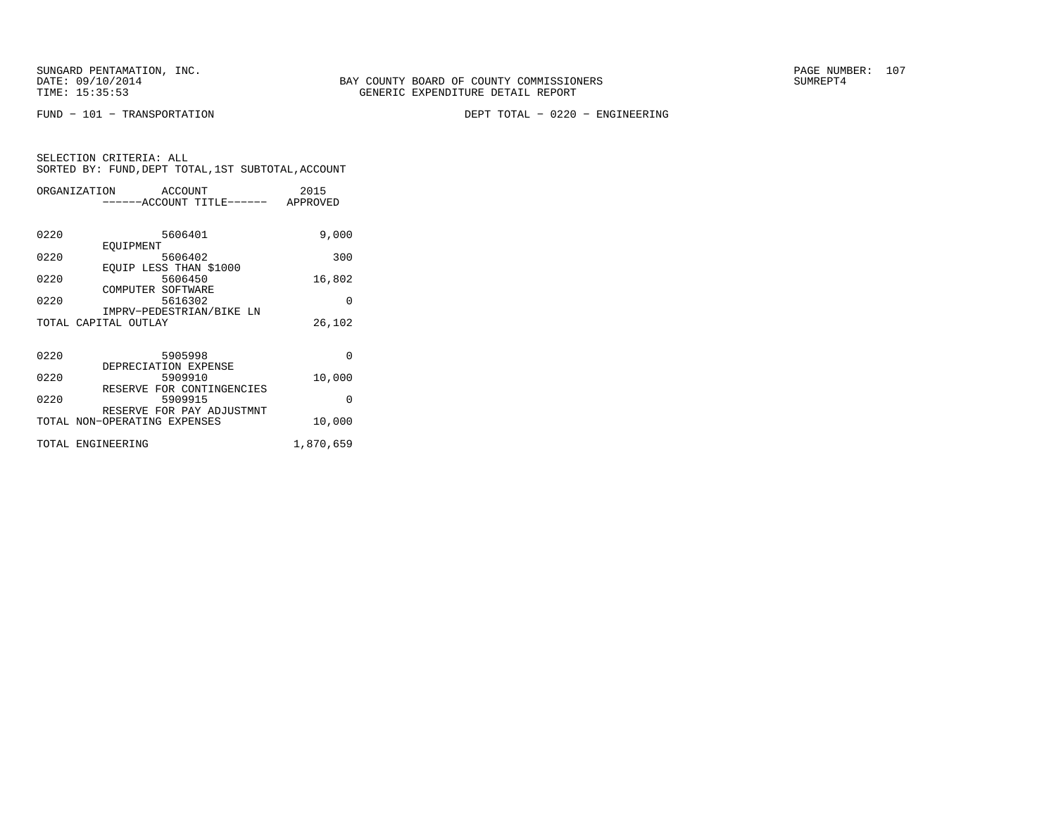SUNGARD PENTAMATION, INC.
DATE: 09/10/2014
TIME: 15:35:53

BAY COUNTY BOARD OF COUNTY COMMISSIONERS
GENERIC EXPENDITURE DETAIL REPORT

SUMREPT4

FUND − 101 − TRANSPORTATION

DEPT TOTAL − 0220 − ENGINEERING

SELECTION CRITERIA: ALL
SORTED BY: FUND,DEPT TOTAL,1ST SUBTOTAL,ACCOUNT

| ORGANIZATION | ACCOUNT / ------ACCOUNT TITLE------ | 2015 APPROVED |
|---|---|---|
| 0220 | 5606401 EQUIPMENT | 9,000 |
| 0220 | 5606402 EQUIP LESS THAN $1000 | 300 |
| 0220 | 5606450 COMPUTER SOFTWARE | 16,802 |
| 0220 | 5616302 IMPRV−PEDESTRIAN/BIKE LN | 0 |
| TOTAL CAPITAL OUTLAY | | 26,102 |
| 0220 | 5905998 DEPRECIATION EXPENSE | 0 |
| 0220 | 5909910 RESERVE FOR CONTINGENCIES | 10,000 |
| 0220 | 5909915 RESERVE FOR PAY ADJUSTMNT | 0 |
| TOTAL NON−OPERATING EXPENSES | | 10,000 |
| TOTAL ENGINEERING | | 1,870,659 |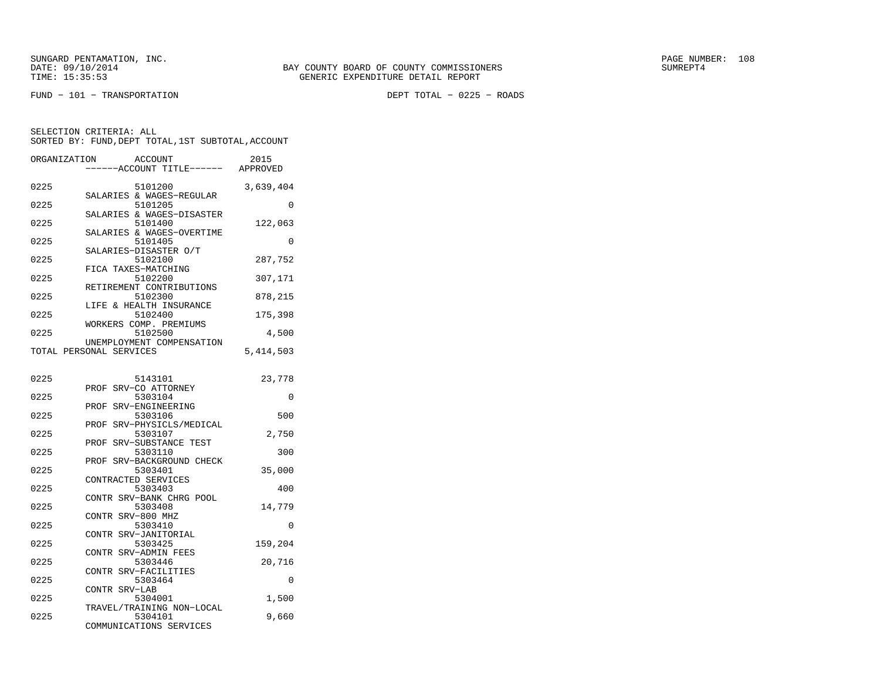SUNGARD PENTAMATION, INC.
DATE: 09/10/2014
TIME: 15:35:53

BAY COUNTY BOARD OF COUNTY COMMISSIONERS
GENERIC EXPENDITURE DETAIL REPORT

PAGE NUMBER: 108
SUMREPT4

FUND - 101 - TRANSPORTATION

DEPT TOTAL - 0225 - ROADS

SELECTION CRITERIA: ALL
SORTED BY: FUND,DEPT TOTAL,1ST SUBTOTAL,ACCOUNT

| ORGANIZATION | ACCOUNT / ACCOUNT TITLE | 2015 APPROVED |
|---|---|---|
| 0225 | 5101200 SALARIES & WAGES-REGULAR | 3,639,404 |
| 0225 | 5101205 SALARIES & WAGES-DISASTER | 0 |
| 0225 | 5101400 SALARIES & WAGES-OVERTIME | 122,063 |
| 0225 | 5101405 SALARIES-DISASTER O/T | 0 |
| 0225 | 5102100 FICA TAXES-MATCHING | 287,752 |
| 0225 | 5102200 RETIREMENT CONTRIBUTIONS | 307,171 |
| 0225 | 5102300 LIFE & HEALTH INSURANCE | 878,215 |
| 0225 | 5102400 WORKERS COMP. PREMIUMS | 175,398 |
| 0225 | 5102500 UNEMPLOYMENT COMPENSATION | 4,500 |
| TOTAL PERSONAL SERVICES | | 5,414,503 |
| | | |
| 0225 | 5143101 PROF SRV-CO ATTORNEY | 23,778 |
| 0225 | 5303104 PROF SRV-ENGINEERING | 0 |
| 0225 | 5303106 PROF SRV-PHYSICLS/MEDICAL | 500 |
| 0225 | 5303107 PROF SRV-SUBSTANCE TEST | 2,750 |
| 0225 | 5303110 PROF SRV-BACKGROUND CHECK | 300 |
| 0225 | 5303401 CONTRACTED SERVICES | 35,000 |
| 0225 | 5303403 CONTR SRV-BANK CHRG POOL | 400 |
| 0225 | 5303408 CONTR SRV-800 MHZ | 14,779 |
| 0225 | 5303410 CONTR SRV-JANITORIAL | 0 |
| 0225 | 5303425 CONTR SRV-ADMIN FEES | 159,204 |
| 0225 | 5303446 CONTR SRV-FACILITIES | 20,716 |
| 0225 | 5303464 CONTR SRV-LAB | 0 |
| 0225 | 5304001 TRAVEL/TRAINING NON-LOCAL | 1,500 |
| 0225 | 5304101 COMMUNICATIONS SERVICES | 9,660 |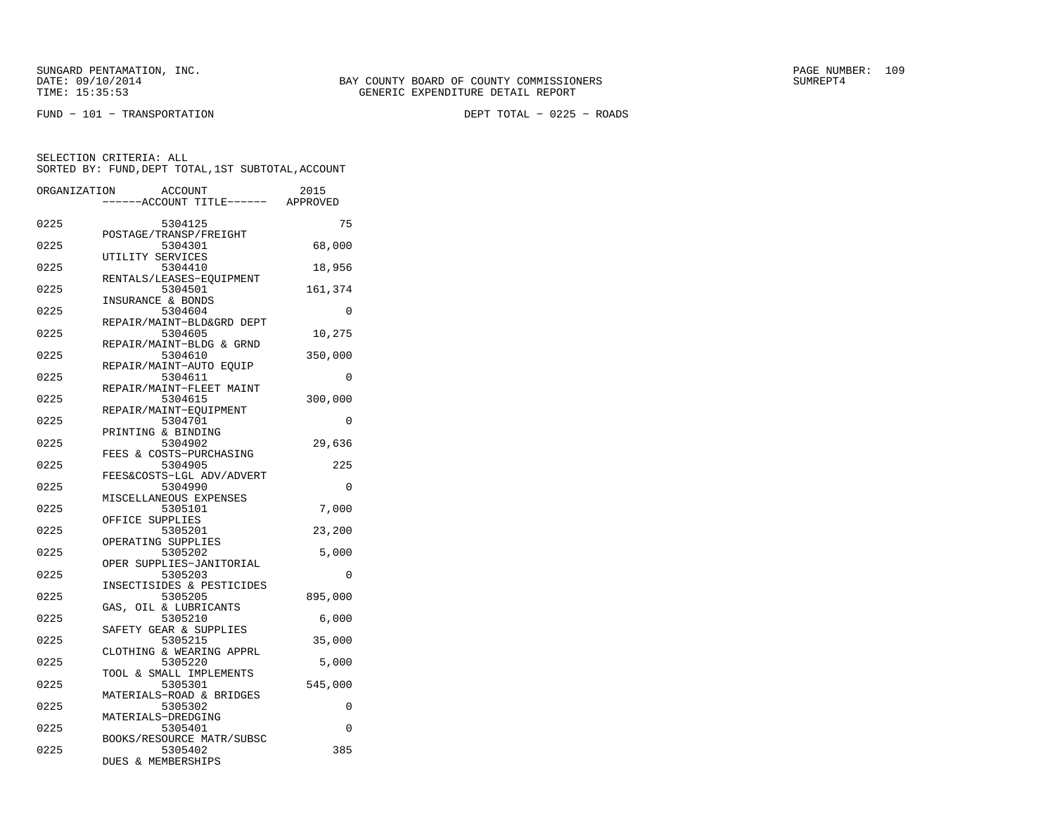SUNGARD PENTAMATION, INC.
DATE: 09/10/2014
TIME: 15:35:53

BAY COUNTY BOARD OF COUNTY COMMISSIONERS
GENERIC EXPENDITURE DETAIL REPORT

SUMREPT4

FUND - 101 - TRANSPORTATION

DEPT TOTAL - 0225 - ROADS

SELECTION CRITERIA: ALL
SORTED BY: FUND,DEPT TOTAL,1ST SUBTOTAL,ACCOUNT

| ORGANIZATION | ACCOUNT / ------ACCOUNT TITLE------ | 2015 APPROVED |
|---|---|---|
| 0225 | 5304125 POSTAGE/TRANSP/FREIGHT | 75 |
| 0225 | 5304301 UTILITY SERVICES | 68,000 |
| 0225 | 5304410 RENTALS/LEASES-EQUIPMENT | 18,956 |
| 0225 | 5304501 INSURANCE & BONDS | 161,374 |
| 0225 | 5304604 REPAIR/MAINT-BLD&GRD DEPT | 0 |
| 0225 | 5304605 REPAIR/MAINT-BLDG & GRND | 10,275 |
| 0225 | 5304610 REPAIR/MAINT-AUTO EQUIP | 350,000 |
| 0225 | 5304611 REPAIR/MAINT-FLEET MAINT | 0 |
| 0225 | 5304615 REPAIR/MAINT-EQUIPMENT | 300,000 |
| 0225 | 5304701 PRINTING & BINDING | 0 |
| 0225 | 5304902 FEES & COSTS-PURCHASING | 29,636 |
| 0225 | 5304905 FEES&COSTS-LGL ADV/ADVERT | 225 |
| 0225 | 5304990 MISCELLANEOUS EXPENSES | 0 |
| 0225 | 5305101 OFFICE SUPPLIES | 7,000 |
| 0225 | 5305201 OPERATING SUPPLIES | 23,200 |
| 0225 | 5305202 OPER SUPPLIES-JANITORIAL | 5,000 |
| 0225 | 5305203 INSECTISIDES & PESTICIDES | 0 |
| 0225 | 5305205 GAS, OIL & LUBRICANTS | 895,000 |
| 0225 | 5305210 SAFETY GEAR & SUPPLIES | 6,000 |
| 0225 | 5305215 CLOTHING & WEARING APPRL | 35,000 |
| 0225 | 5305220 TOOL & SMALL IMPLEMENTS | 5,000 |
| 0225 | 5305301 MATERIALS-ROAD & BRIDGES | 545,000 |
| 0225 | 5305302 MATERIALS-DREDGING | 0 |
| 0225 | 5305401 BOOKS/RESOURCE MATR/SUBSC | 0 |
| 0225 | 5305402 DUES & MEMBERSHIPS | 385 |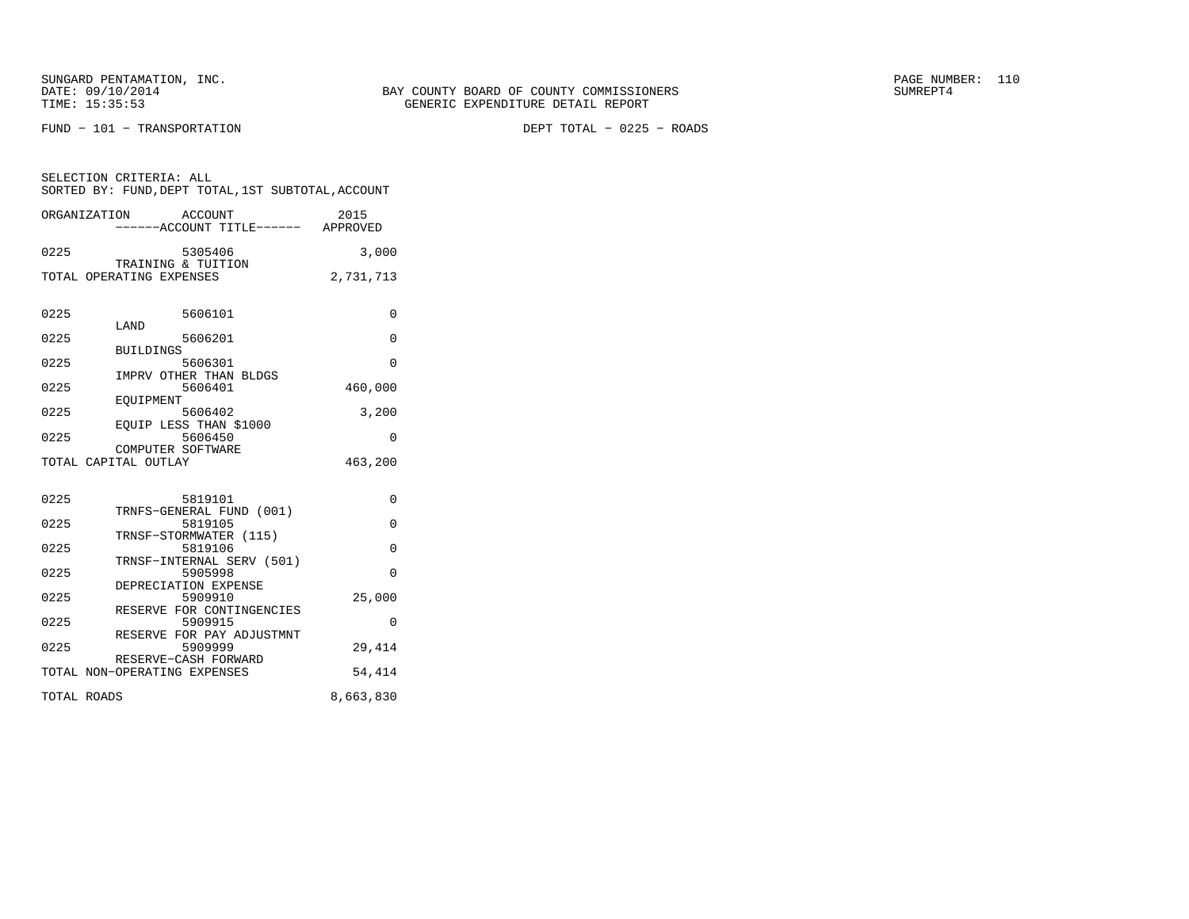BAY COUNTY BOARD OF COUNTY COMMISSIONERS
GENERIC EXPENDITURE DETAIL REPORT

FUND - 101 - TRANSPORTATION

DEPT TOTAL - 0225 - ROADS

SELECTION CRITERIA: ALL
SORTED BY: FUND,DEPT TOTAL,1ST SUBTOTAL,ACCOUNT

| ORGANIZATION | ACCOUNT / ACCOUNT TITLE | 2015 APPROVED |
|---|---|---|
| 0225 | 5305406 TRAINING & TUITION | 3,000 |
| TOTAL OPERATING EXPENSES | | 2,731,713 |
| 0225 | 5606101 LAND | 0 |
| 0225 | 5606201 BUILDINGS | 0 |
| 0225 | 5606301 IMPRV OTHER THAN BLDGS | 0 |
| 0225 | 5606401 EQUIPMENT | 460,000 |
| 0225 | 5606402 EQUIP LESS THAN $1000 | 3,200 |
| 0225 | 5606450 COMPUTER SOFTWARE | 0 |
| TOTAL CAPITAL OUTLAY | | 463,200 |
| 0225 | 5819101 TRNFS-GENERAL FUND (001) | 0 |
| 0225 | 5819105 TRNSF-STORMWATER (115) | 0 |
| 0225 | 5819106 TRNSF-INTERNAL SERV (501) | 0 |
| 0225 | 5905998 DEPRECIATION EXPENSE | 0 |
| 0225 | 5909910 RESERVE FOR CONTINGENCIES | 25,000 |
| 0225 | 5909915 RESERVE FOR PAY ADJUSTMNT | 0 |
| 0225 | 5909999 RESERVE-CASH FORWARD | 29,414 |
| TOTAL NON-OPERATING EXPENSES | | 54,414 |
| TOTAL ROADS | | 8,663,830 |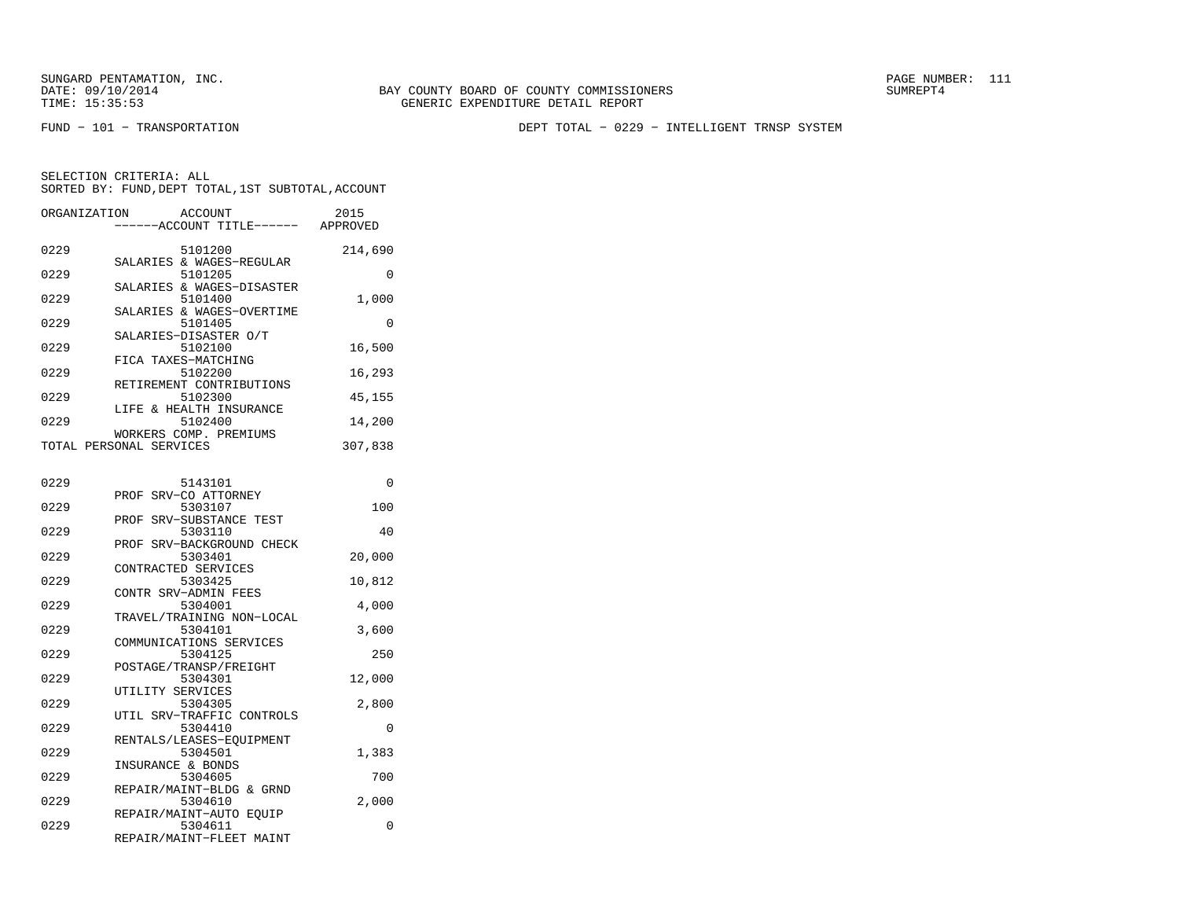BAY COUNTY BOARD OF COUNTY COMMISSIONERS
GENERIC EXPENDITURE DETAIL REPORT

FUND − 101 − TRANSPORTATION

DEPT TOTAL − 0229 − INTELLIGENT TRNSP SYSTEM

SELECTION CRITERIA: ALL
SORTED BY: FUND,DEPT TOTAL,1ST SUBTOTAL,ACCOUNT

| ORGANIZATION | ACCOUNT / ------ACCOUNT TITLE------ | 2015 APPROVED |
|---|---|---|
| 0229 | 5101200 SALARIES & WAGES−REGULAR | 214,690 |
| 0229 | 5101205 SALARIES & WAGES−DISASTER | 0 |
| 0229 | 5101400 SALARIES & WAGES−OVERTIME | 1,000 |
| 0229 | 5101405 SALARIES−DISASTER O/T | 0 |
| 0229 | 5102100 FICA TAXES−MATCHING | 16,500 |
| 0229 | 5102200 RETIREMENT CONTRIBUTIONS | 16,293 |
| 0229 | 5102300 LIFE & HEALTH INSURANCE | 45,155 |
| 0229 | 5102400 WORKERS COMP. PREMIUMS | 14,200 |
| TOTAL PERSONAL SERVICES | | 307,838 |
| 0229 | 5143101 PROF SRV−CO ATTORNEY | 0 |
| 0229 | 5303107 PROF SRV−SUBSTANCE TEST | 100 |
| 0229 | 5303110 PROF SRV−BACKGROUND CHECK | 40 |
| 0229 | 5303401 CONTRACTED SERVICES | 20,000 |
| 0229 | 5303425 CONTR SRV−ADMIN FEES | 10,812 |
| 0229 | 5304001 TRAVEL/TRAINING NON−LOCAL | 4,000 |
| 0229 | 5304101 COMMUNICATIONS SERVICES | 3,600 |
| 0229 | 5304125 POSTAGE/TRANSP/FREIGHT | 250 |
| 0229 | 5304301 UTILITY SERVICES | 12,000 |
| 0229 | 5304305 UTIL SRV−TRAFFIC CONTROLS | 2,800 |
| 0229 | 5304410 RENTALS/LEASES−EQUIPMENT | 0 |
| 0229 | 5304501 INSURANCE & BONDS | 1,383 |
| 0229 | 5304605 REPAIR/MAINT−BLDG & GRND | 700 |
| 0229 | 5304610 REPAIR/MAINT−AUTO EQUIP | 2,000 |
| 0229 | 5304611 REPAIR/MAINT−FLEET MAINT | 0 |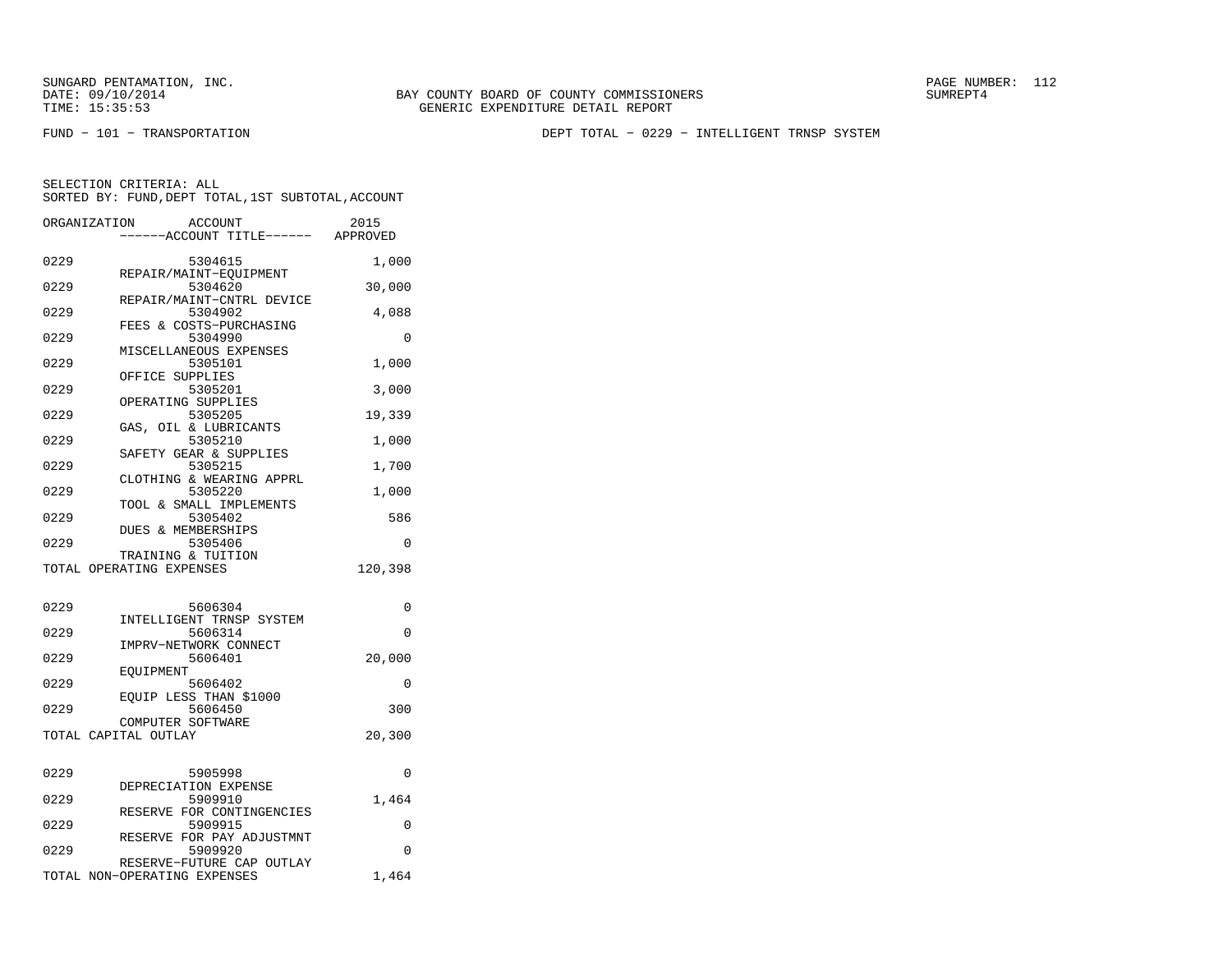SUNGARD PENTAMATION, INC.
DATE: 09/10/2014
TIME: 15:35:53

BAY COUNTY BOARD OF COUNTY COMMISSIONERS
GENERIC EXPENDITURE DETAIL REPORT

SUMREPT4

FUND − 101 − TRANSPORTATION

DEPT TOTAL − 0229 − INTELLIGENT TRNSP SYSTEM

SELECTION CRITERIA: ALL
SORTED BY: FUND,DEPT TOTAL,1ST SUBTOTAL,ACCOUNT

| ORGANIZATION | ACCOUNT / ------ACCOUNT TITLE------ | 2015 APPROVED |
|---|---|---|
| 0229 | 5304615 REPAIR/MAINT−EQUIPMENT | 1,000 |
| 0229 | 5304620 REPAIR/MAINT−CNTRL DEVICE | 30,000 |
| 0229 | 5304902 FEES & COSTS−PURCHASING | 4,088 |
| 0229 | 5304990 MISCELLANEOUS EXPENSES | 0 |
| 0229 | 5305101 OFFICE SUPPLIES | 1,000 |
| 0229 | 5305201 OPERATING SUPPLIES | 3,000 |
| 0229 | 5305205 GAS, OIL & LUBRICANTS | 19,339 |
| 0229 | 5305210 SAFETY GEAR & SUPPLIES | 1,000 |
| 0229 | 5305215 CLOTHING & WEARING APPRL | 1,700 |
| 0229 | 5305220 TOOL & SMALL IMPLEMENTS | 1,000 |
| 0229 | 5305402 DUES & MEMBERSHIPS | 586 |
| 0229 | 5305406 TRAINING & TUITION | 0 |
| TOTAL OPERATING EXPENSES | | 120,398 |
| 0229 | 5606304 INTELLIGENT TRNSP SYSTEM | 0 |
| 0229 | 5606314 IMPRV−NETWORK CONNECT | 0 |
| 0229 | 5606401 EQUIPMENT | 20,000 |
| 0229 | 5606402 EQUIP LESS THAN $1000 | 0 |
| 0229 | 5606450 COMPUTER SOFTWARE | 300 |
| TOTAL CAPITAL OUTLAY | | 20,300 |
| 0229 | 5905998 DEPRECIATION EXPENSE | 0 |
| 0229 | 5909910 RESERVE FOR CONTINGENCIES | 1,464 |
| 0229 | 5909915 RESERVE FOR PAY ADJUSTMNT | 0 |
| 0229 | 5909920 RESERVE−FUTURE CAP OUTLAY | 0 |
| TOTAL NON−OPERATING EXPENSES | | 1,464 |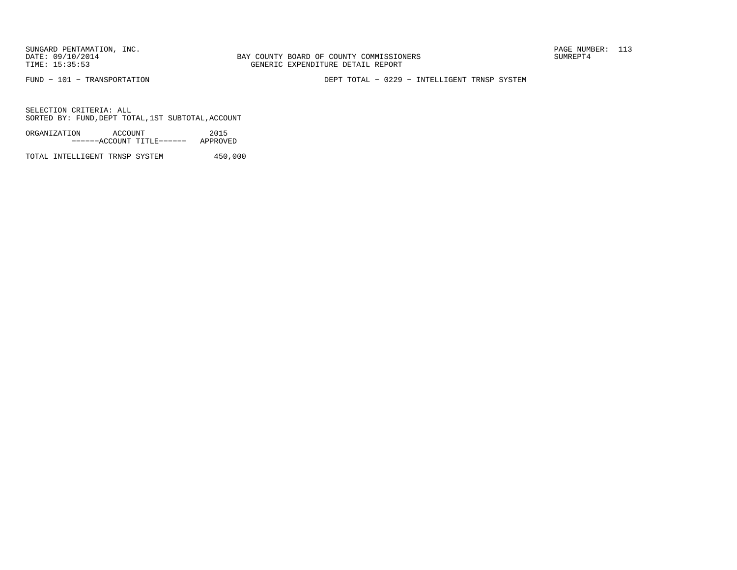SUNGARD PENTAMATION, INC.
DATE: 09/10/2014
TIME: 15:35:53

BAY COUNTY BOARD OF COUNTY COMMISSIONERS
GENERIC EXPENDITURE DETAIL REPORT

PAGE NUMBER: 113
SUMREPT4

FUND - 101 - TRANSPORTATION

DEPT TOTAL - 0229 - INTELLIGENT TRNSP SYSTEM

SELECTION CRITERIA: ALL
SORTED BY: FUND,DEPT TOTAL,1ST SUBTOTAL,ACCOUNT

| ORGANIZATION ACCOUNT ------ACCOUNT TITLE------ | 2015 APPROVED |
|---|---|
| TOTAL INTELLIGENT TRNSP SYSTEM | 450,000 |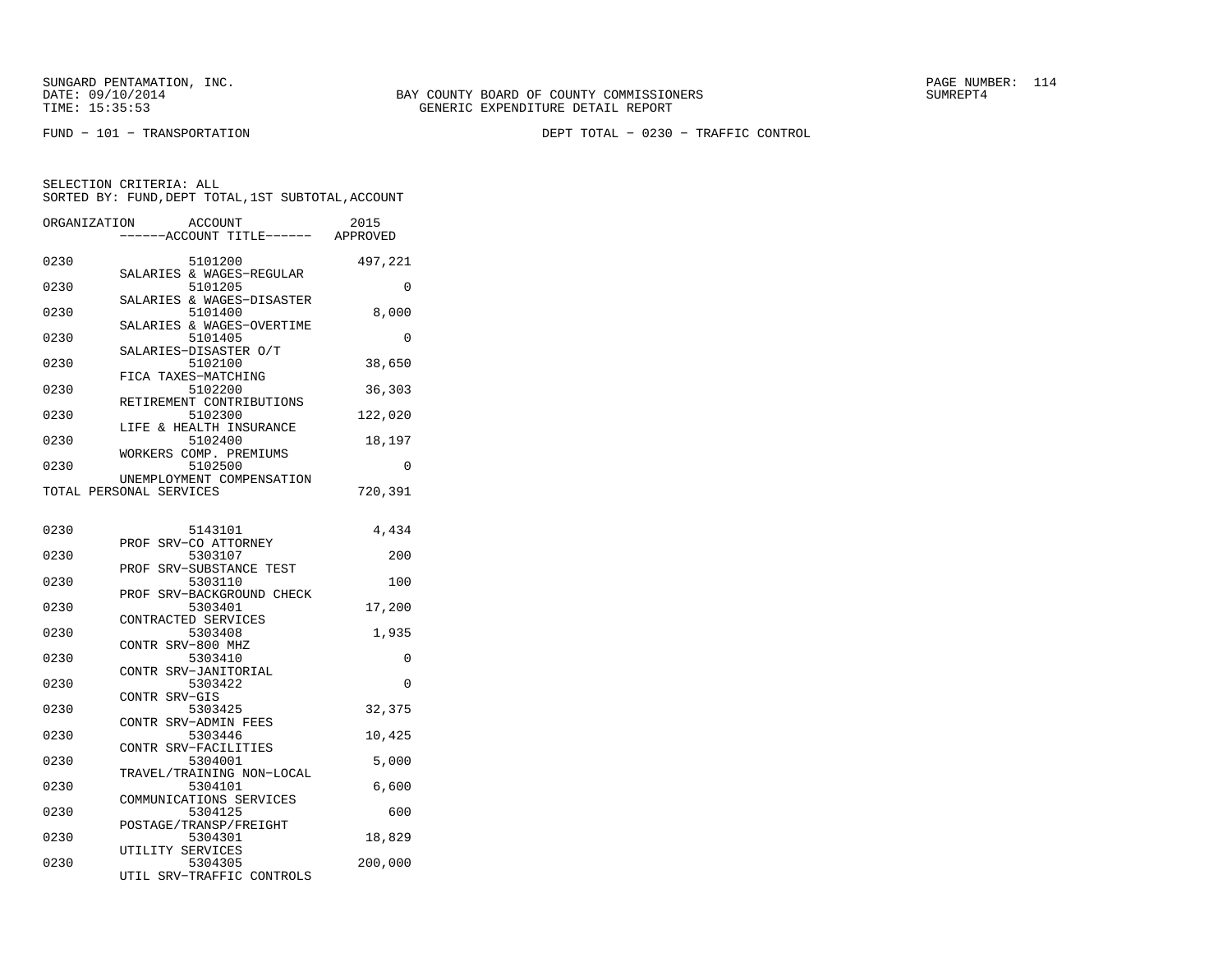BAY COUNTY BOARD OF COUNTY COMMISSIONERS
GENERIC EXPENDITURE DETAIL REPORT

FUND − 101 − TRANSPORTATION

DEPT TOTAL − 0230 − TRAFFIC CONTROL

SELECTION CRITERIA: ALL
SORTED BY: FUND,DEPT TOTAL,1ST SUBTOTAL,ACCOUNT

| ORGANIZATION | ACCOUNT / ACCOUNT TITLE | 2015 APPROVED |
|---|---|---|
| 0230 | 5101200 SALARIES & WAGES−REGULAR | 497,221 |
| 0230 | 5101205 SALARIES & WAGES−DISASTER | 0 |
| 0230 | 5101400 SALARIES & WAGES−OVERTIME | 8,000 |
| 0230 | 5101405 SALARIES−DISASTER O/T | 0 |
| 0230 | 5102100 FICA TAXES−MATCHING | 38,650 |
| 0230 | 5102200 RETIREMENT CONTRIBUTIONS | 36,303 |
| 0230 | 5102300 LIFE & HEALTH INSURANCE | 122,020 |
| 0230 | 5102400 WORKERS COMP. PREMIUMS | 18,197 |
| 0230 | 5102500 UNEMPLOYMENT COMPENSATION | 0 |
| TOTAL PERSONAL SERVICES | | 720,391 |
| 0230 | 5143101 PROF SRV−CO ATTORNEY | 4,434 |
| 0230 | 5303107 PROF SRV−SUBSTANCE TEST | 200 |
| 0230 | 5303110 PROF SRV−BACKGROUND CHECK | 100 |
| 0230 | 5303401 CONTRACTED SERVICES | 17,200 |
| 0230 | 5303408 CONTR SRV−800 MHZ | 1,935 |
| 0230 | 5303410 CONTR SRV−JANITORIAL | 0 |
| 0230 | 5303422 CONTR SRV−GIS | 0 |
| 0230 | 5303425 CONTR SRV−ADMIN FEES | 32,375 |
| 0230 | 5303446 CONTR SRV−FACILITIES | 10,425 |
| 0230 | 5304001 TRAVEL/TRAINING NON−LOCAL | 5,000 |
| 0230 | 5304101 COMMUNICATIONS SERVICES | 6,600 |
| 0230 | 5304125 POSTAGE/TRANSP/FREIGHT | 600 |
| 0230 | 5304301 UTILITY SERVICES | 18,829 |
| 0230 | 5304305 UTIL SRV−TRAFFIC CONTROLS | 200,000 |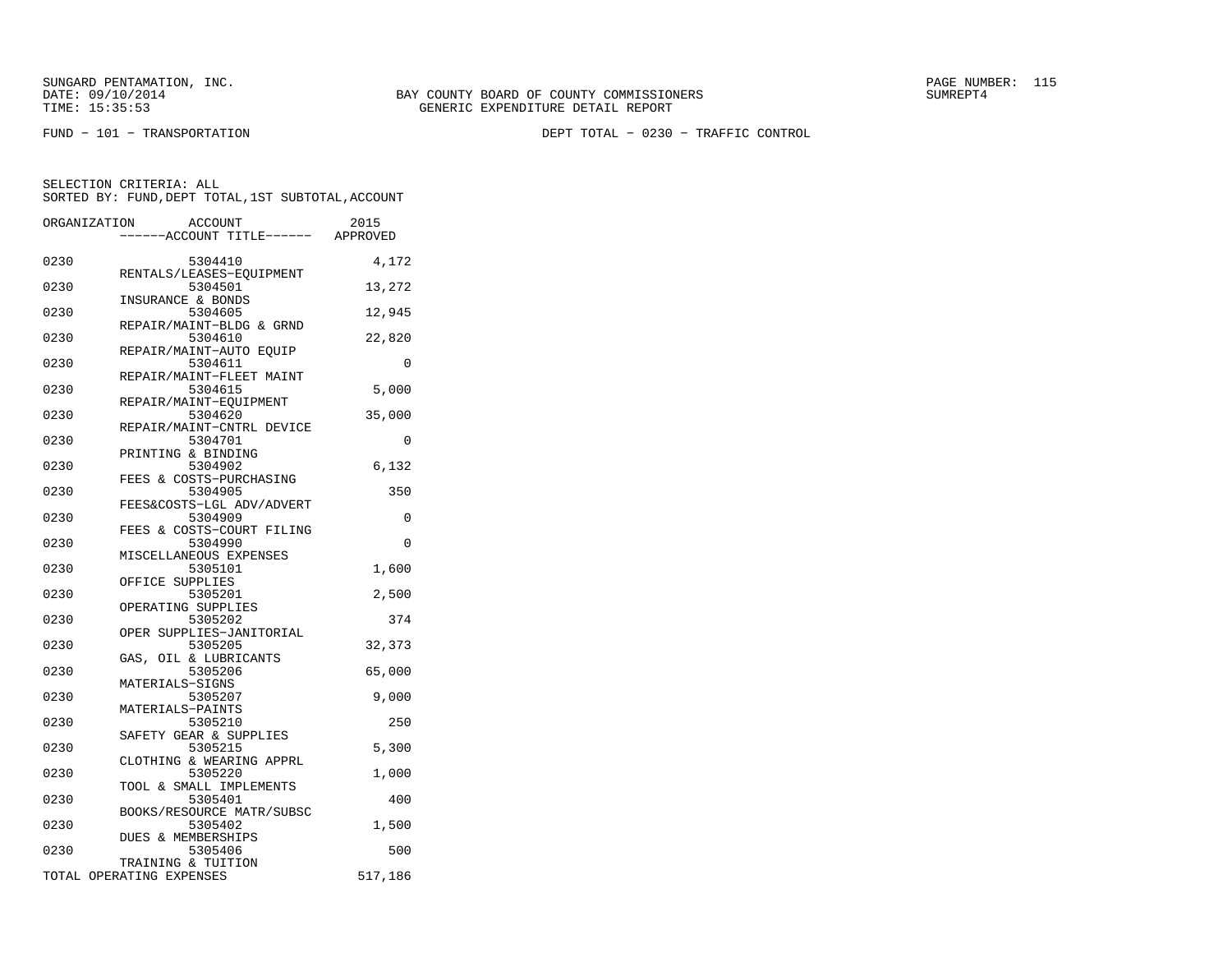SUNGARD PENTAMATION, INC.
DATE: 09/10/2014
TIME: 15:35:53

BAY COUNTY BOARD OF COUNTY COMMISSIONERS
GENERIC EXPENDITURE DETAIL REPORT

SUMREPT4

FUND − 101 − TRANSPORTATION

DEPT TOTAL − 0230 − TRAFFIC CONTROL

SELECTION CRITERIA: ALL
SORTED BY: FUND,DEPT TOTAL,1ST SUBTOTAL,ACCOUNT

| ORGANIZATION | ACCOUNT / ------ACCOUNT TITLE------ | 2015 APPROVED |
|---|---|---|
| 0230 | 5304410 RENTALS/LEASES−EQUIPMENT | 4,172 |
| 0230 | 5304501 INSURANCE & BONDS | 13,272 |
| 0230 | 5304605 REPAIR/MAINT−BLDG & GRND | 12,945 |
| 0230 | 5304610 REPAIR/MAINT−AUTO EQUIP | 22,820 |
| 0230 | 5304611 REPAIR/MAINT−FLEET MAINT | 0 |
| 0230 | 5304615 REPAIR/MAINT−EQUIPMENT | 5,000 |
| 0230 | 5304620 REPAIR/MAINT−CNTRL DEVICE | 35,000 |
| 0230 | 5304701 PRINTING & BINDING | 0 |
| 0230 | 5304902 FEES & COSTS−PURCHASING | 6,132 |
| 0230 | 5304905 FEES&COSTS−LGL ADV/ADVERT | 350 |
| 0230 | 5304909 FEES & COSTS−COURT FILING | 0 |
| 0230 | 5304990 MISCELLANEOUS EXPENSES | 0 |
| 0230 | 5305101 OFFICE SUPPLIES | 1,600 |
| 0230 | 5305201 OPERATING SUPPLIES | 2,500 |
| 0230 | 5305202 OPER SUPPLIES−JANITORIAL | 374 |
| 0230 | 5305205 GAS, OIL & LUBRICANTS | 32,373 |
| 0230 | 5305206 MATERIALS−SIGNS | 65,000 |
| 0230 | 5305207 MATERIALS−PAINTS | 9,000 |
| 0230 | 5305210 SAFETY GEAR & SUPPLIES | 250 |
| 0230 | 5305215 CLOTHING & WEARING APPRL | 5,300 |
| 0230 | 5305220 TOOL & SMALL IMPLEMENTS | 1,000 |
| 0230 | 5305401 BOOKS/RESOURCE MATR/SUBSC | 400 |
| 0230 | 5305402 DUES & MEMBERSHIPS | 1,500 |
| 0230 | 5305406 TRAINING & TUITION | 500 |
| TOTAL OPERATING EXPENSES | | 517,186 |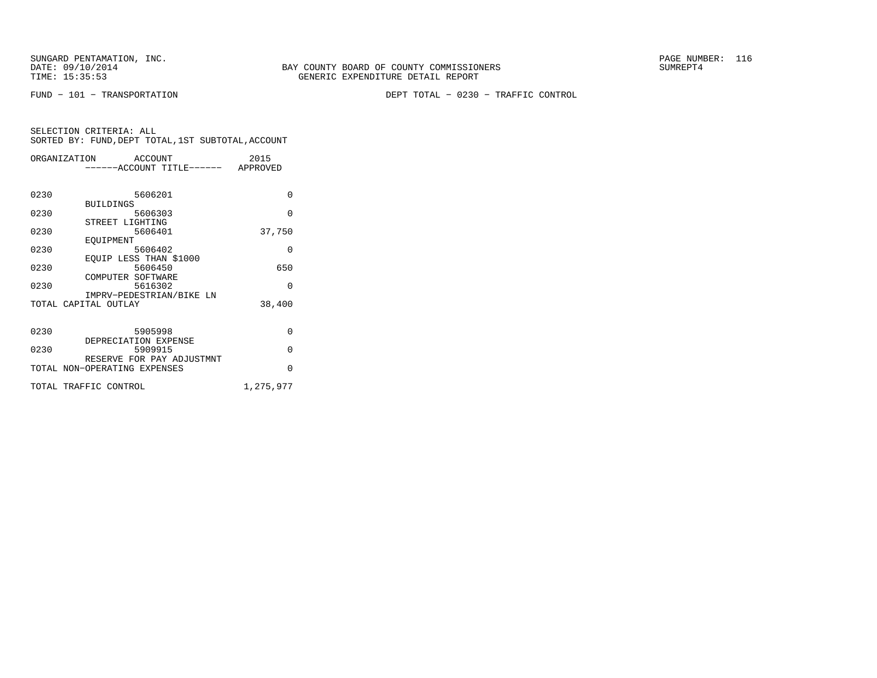BAY COUNTY BOARD OF COUNTY COMMISSIONERS
GENERIC EXPENDITURE DETAIL REPORT

SUNGARD PENTAMATION, INC.
DATE: 09/10/2014
TIME: 15:35:53

PAGE NUMBER: 116
SUMREPT4

FUND − 101 − TRANSPORTATION

DEPT TOTAL − 0230 − TRAFFIC CONTROL

SELECTION CRITERIA: ALL
SORTED BY: FUND,DEPT TOTAL,1ST SUBTOTAL,ACCOUNT

| ORGANIZATION | ACCOUNT ------ACCOUNT TITLE------ | 2015 APPROVED |
|---|---|---|
| 0230 | 5606201 BUILDINGS | 0 |
| 0230 | 5606303 STREET LIGHTING | 0 |
| 0230 | 5606401 EQUIPMENT | 37,750 |
| 0230 | 5606402 EQUIP LESS THAN $1000 | 0 |
| 0230 | 5606450 COMPUTER SOFTWARE | 650 |
| 0230 | 5616302 IMPRV−PEDESTRIAN/BIKE LN | 0 |
| TOTAL CAPITAL OUTLAY | | 38,400 |
| 0230 | 5905998 DEPRECIATION EXPENSE | 0 |
| 0230 | 5909915 RESERVE FOR PAY ADJUSTMNT | 0 |
| TOTAL NON−OPERATING EXPENSES | | 0 |
| TOTAL TRAFFIC CONTROL | | 1,275,977 |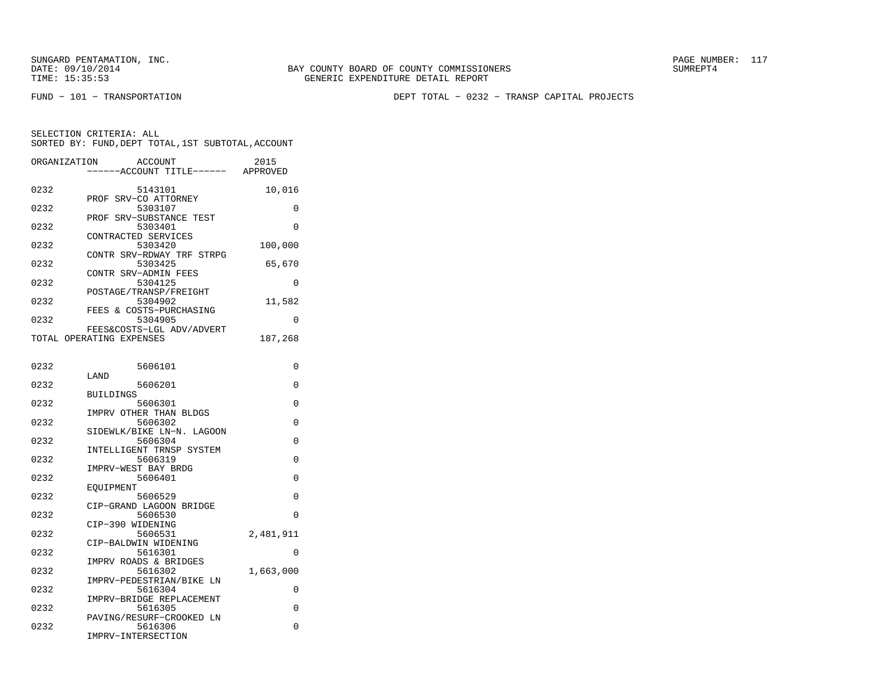BAY COUNTY BOARD OF COUNTY COMMISSIONERS
GENERIC EXPENDITURE DETAIL REPORT

FUND − 101 − TRANSPORTATION

DEPT TOTAL − 0232 − TRANSP CAPITAL PROJECTS

SELECTION CRITERIA: ALL
SORTED BY: FUND,DEPT TOTAL,1ST SUBTOTAL,ACCOUNT

| ORGANIZATION | ACCOUNT / ------ACCOUNT TITLE------ | 2015 APPROVED |
|---|---|---|
| 0232 | 5143101 PROF SRV−CO ATTORNEY | 10,016 |
| 0232 | 5303107 PROF SRV−SUBSTANCE TEST | 0 |
| 0232 | 5303401 CONTRACTED SERVICES | 0 |
| 0232 | 5303420 CONTR SRV−RDWAY TRF STRPG | 100,000 |
| 0232 | 5303425 CONTR SRV−ADMIN FEES | 65,670 |
| 0232 | 5304125 POSTAGE/TRANSP/FREIGHT | 0 |
| 0232 | 5304902 FEES & COSTS−PURCHASING | 11,582 |
| 0232 | 5304905 FEES&COSTS−LGL ADV/ADVERT | 0 |
| TOTAL OPERATING EXPENSES | | 187,268 |
| 0232 | 5606101 LAND | 0 |
| 0232 | 5606201 BUILDINGS | 0 |
| 0232 | 5606301 IMPRV OTHER THAN BLDGS | 0 |
| 0232 | 5606302 SIDEWLK/BIKE LN−N. LAGOON | 0 |
| 0232 | 5606304 INTELLIGENT TRNSP SYSTEM | 0 |
| 0232 | 5606319 IMPRV−WEST BAY BRDG | 0 |
| 0232 | 5606401 EQUIPMENT | 0 |
| 0232 | 5606529 CIP−GRAND LAGOON BRIDGE | 0 |
| 0232 | 5606530 CIP−390 WIDENING | 0 |
| 0232 | 5606531 CIP−BALDWIN WIDENING | 2,481,911 |
| 0232 | 5616301 IMPRV ROADS & BRIDGES | 0 |
| 0232 | 5616302 IMPRV−PEDESTRIAN/BIKE LN | 1,663,000 |
| 0232 | 5616304 IMPRV−BRIDGE REPLACEMENT | 0 |
| 0232 | 5616305 PAVING/RESURF−CROOKED LN | 0 |
| 0232 | 5616306 IMPRV−INTERSECTION | 0 |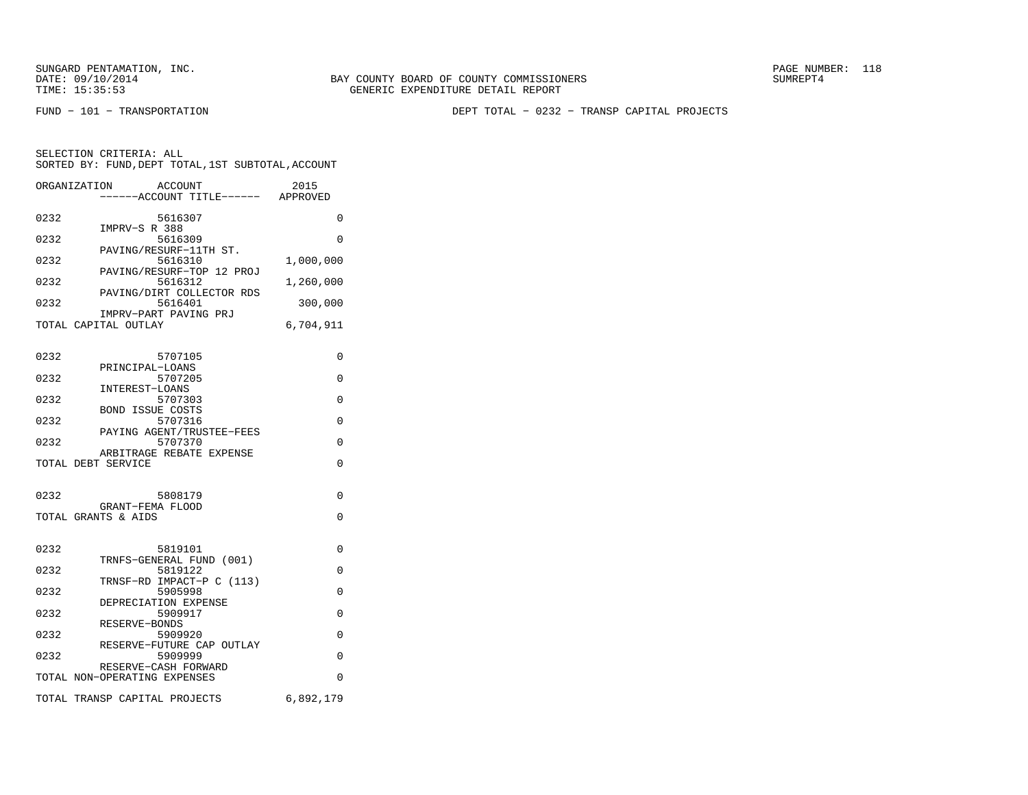SUNGARD PENTAMATION, INC.
DATE: 09/10/2014
TIME: 15:35:53

BAY COUNTY BOARD OF COUNTY COMMISSIONERS
GENERIC EXPENDITURE DETAIL REPORT

SUMREPT4

FUND - 101 - TRANSPORTATION

DEPT TOTAL - 0232 - TRANSP CAPITAL PROJECTS

SELECTION CRITERIA: ALL
SORTED BY: FUND,DEPT TOTAL,1ST SUBTOTAL,ACCOUNT

| ORGANIZATION | ACCOUNT ------ACCOUNT TITLE------ | 2015 APPROVED |
|---|---|---|
| 0232 | 5616307 IMPRV-S R 388 | 0 |
| 0232 | 5616309 PAVING/RESURF-11TH ST. | 0 |
| 0232 | 5616310 PAVING/RESURF-TOP 12 PROJ | 1,000,000 |
| 0232 | 5616312 PAVING/DIRT COLLECTOR RDS | 1,260,000 |
| 0232 | 5616401 IMPRV-PART PAVING PRJ | 300,000 |
| TOTAL CAPITAL OUTLAY | | 6,704,911 |
| 0232 | 5707105 PRINCIPAL-LOANS | 0 |
| 0232 | 5707205 INTEREST-LOANS | 0 |
| 0232 | 5707303 BOND ISSUE COSTS | 0 |
| 0232 | 5707316 PAYING AGENT/TRUSTEE-FEES | 0 |
| 0232 | 5707370 ARBITRAGE REBATE EXPENSE | 0 |
| TOTAL DEBT SERVICE | | 0 |
| 0232 | 5808179 GRANT-FEMA FLOOD | 0 |
| TOTAL GRANTS & AIDS | | 0 |
| 0232 | 5819101 TRNFS-GENERAL FUND (001) | 0 |
| 0232 | 5819122 TRNSF-RD IMPACT-P C (113) | 0 |
| 0232 | 5905998 DEPRECIATION EXPENSE | 0 |
| 0232 | 5909917 RESERVE-BONDS | 0 |
| 0232 | 5909920 RESERVE-FUTURE CAP OUTLAY | 0 |
| 0232 | 5909999 RESERVE-CASH FORWARD | 0 |
| TOTAL NON-OPERATING EXPENSES | | 0 |
| TOTAL TRANSP CAPITAL PROJECTS | | 6,892,179 |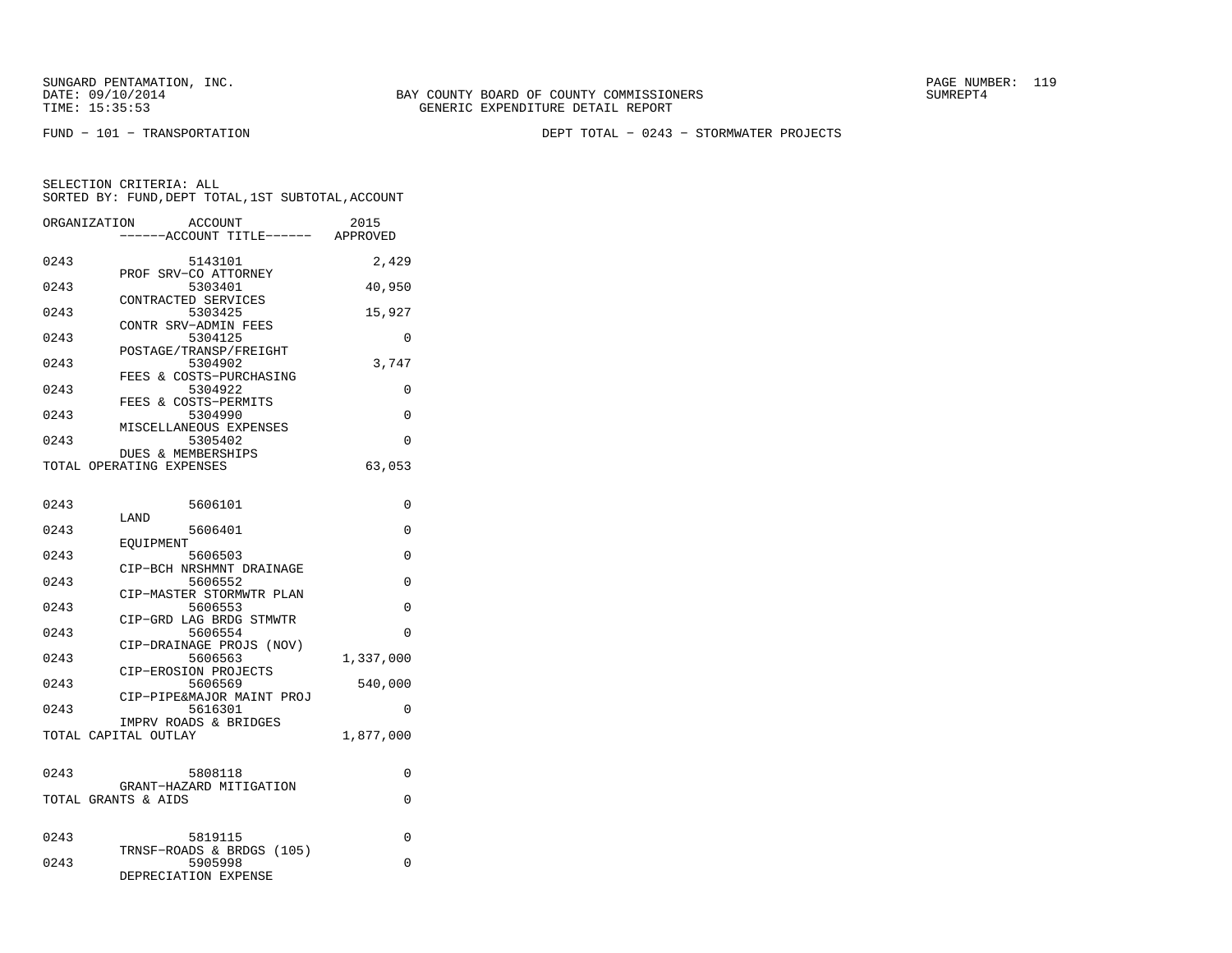SUNGARD PENTAMATION, INC.
DATE: 09/10/2014
TIME: 15:35:53

BAY COUNTY BOARD OF COUNTY COMMISSIONERS
GENERIC EXPENDITURE DETAIL REPORT

PAGE NUMBER: 119
SUMREPT4

FUND - 101 - TRANSPORTATION

DEPT TOTAL - 0243 - STORMWATER PROJECTS

SELECTION CRITERIA: ALL
SORTED BY: FUND,DEPT TOTAL,1ST SUBTOTAL,ACCOUNT

| ORGANIZATION | ACCOUNT ------ACCOUNT TITLE------ | 2015 APPROVED |
|---|---|---|
| 0243 | 5143101 PROF SRV-CO ATTORNEY | 2,429 |
| 0243 | 5303401 CONTRACTED SERVICES | 40,950 |
| 0243 | 5303425 CONTR SRV-ADMIN FEES | 15,927 |
| 0243 | 5304125 POSTAGE/TRANSP/FREIGHT | 0 |
| 0243 | 5304902 FEES & COSTS-PURCHASING | 3,747 |
| 0243 | 5304922 FEES & COSTS-PERMITS | 0 |
| 0243 | 5304990 MISCELLANEOUS EXPENSES | 0 |
| 0243 | 5305402 DUES & MEMBERSHIPS | 0 |
| TOTAL OPERATING EXPENSES | | 63,053 |
| 0243 | 5606101 LAND | 0 |
| 0243 | 5606401 EQUIPMENT | 0 |
| 0243 | 5606503 CIP-BCH NRSHMNT DRAINAGE | 0 |
| 0243 | 5606552 CIP-MASTER STORMWTR PLAN | 0 |
| 0243 | 5606553 CIP-GRD LAG BRDG STMWTR | 0 |
| 0243 | 5606554 CIP-DRAINAGE PROJS (NOV) | 0 |
| 0243 | 5606563 CIP-EROSION PROJECTS | 1,337,000 |
| 0243 | 5606569 CIP-PIPE&MAJOR MAINT PROJ | 540,000 |
| 0243 | 5616301 IMPRV ROADS & BRIDGES | 0 |
| TOTAL CAPITAL OUTLAY | | 1,877,000 |
| 0243 | 5808118 GRANT-HAZARD MITIGATION | 0 |
| TOTAL GRANTS & AIDS | | 0 |
| 0243 | 5819115 TRNSF-ROADS & BRDGS (105) | 0 |
| 0243 | 5905998 DEPRECIATION EXPENSE | 0 |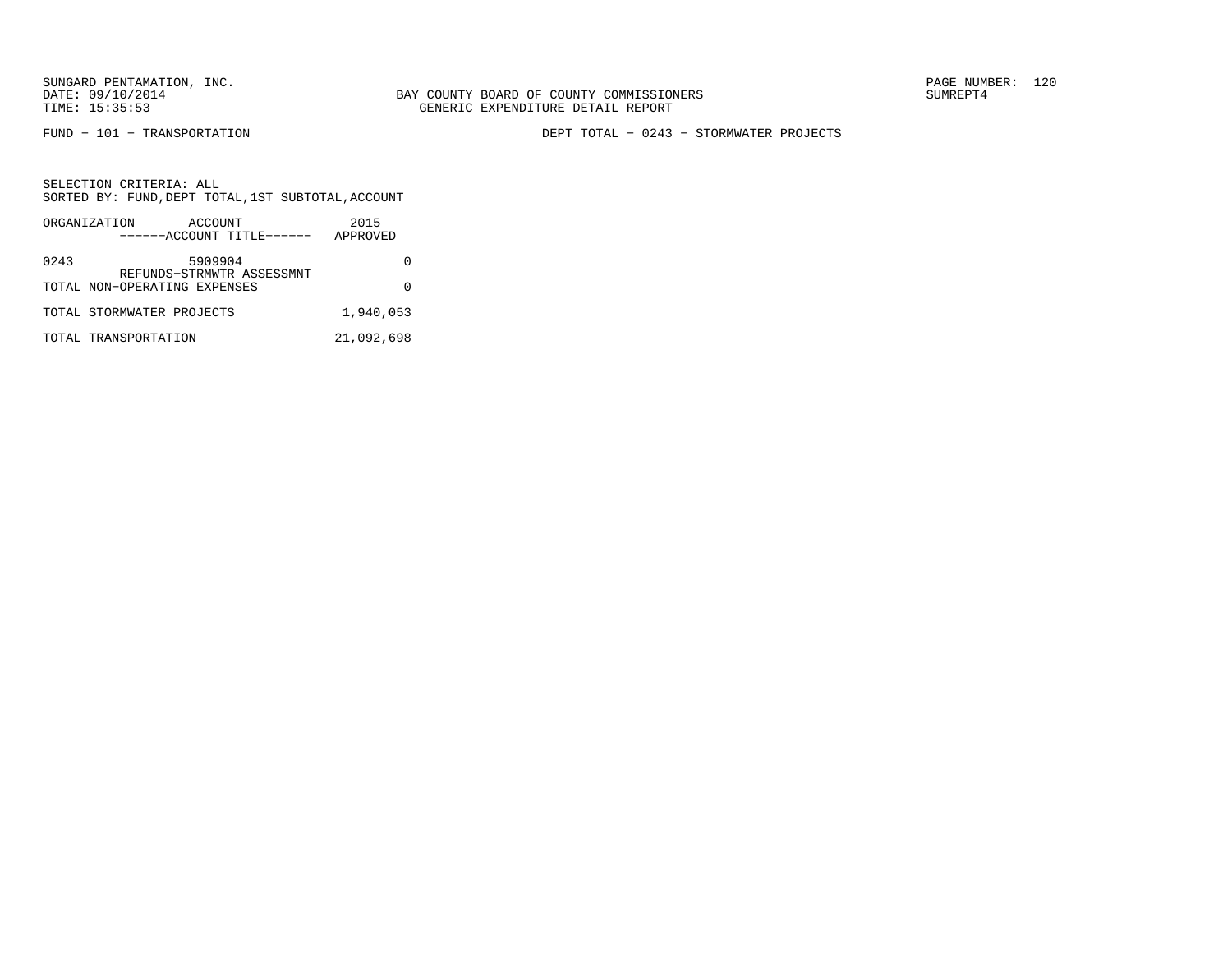SUNGARD PENTAMATION, INC.
DATE: 09/10/2014
TIME: 15:35:53

BAY COUNTY BOARD OF COUNTY COMMISSIONERS
GENERIC EXPENDITURE DETAIL REPORT

PAGE NUMBER: 120
SUMREPT4

FUND − 101 − TRANSPORTATION

DEPT TOTAL − 0243 − STORMWATER PROJECTS

SELECTION CRITERIA: ALL
SORTED BY: FUND,DEPT TOTAL,1ST SUBTOTAL,ACCOUNT

| ORGANIZATION | ACCOUNT<br>------ACCOUNT TITLE------ | 2015<br>APPROVED |
|---|---|---|
| 0243 | 5909904<br>REFUNDS−STRMWTR ASSESSMNT | 0 |
| TOTAL NON−OPERATING EXPENSES | | 0 |
| TOTAL STORMWATER PROJECTS | | 1,940,053 |
| TOTAL TRANSPORTATION | | 21,092,698 |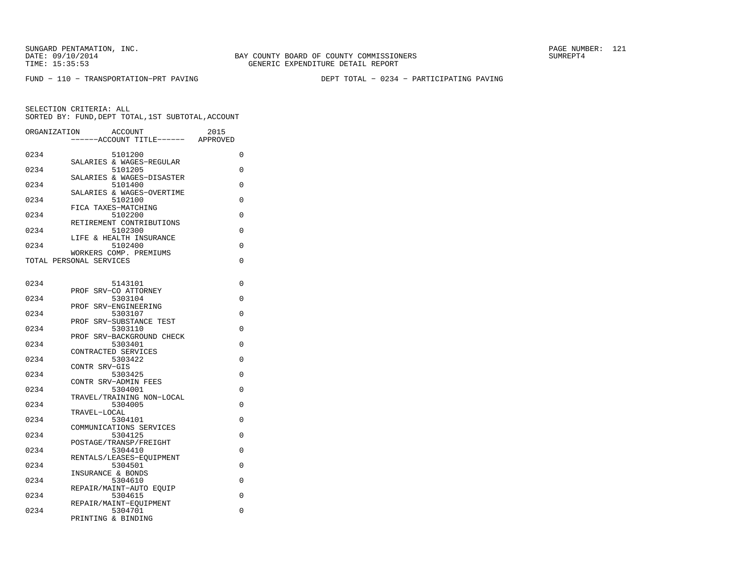SUNGARD PENTAMATION, INC.
DATE: 09/10/2014
TIME: 15:35:53

BAY COUNTY BOARD OF COUNTY COMMISSIONERS
GENERIC EXPENDITURE DETAIL REPORT

SUMREPT4

FUND - 110 - TRANSPORTATION-PRT PAVING

DEPT TOTAL - 0234 - PARTICIPATING PAVING

SELECTION CRITERIA: ALL
SORTED BY: FUND,DEPT TOTAL,1ST SUBTOTAL,ACCOUNT

| ORGANIZATION | ACCOUNT / ACCOUNT TITLE | 2015 APPROVED |
|---|---|---|
| 0234 | 5101200 SALARIES & WAGES-REGULAR | 0 |
| 0234 | 5101205 SALARIES & WAGES-DISASTER | 0 |
| 0234 | 5101400 SALARIES & WAGES-OVERTIME | 0 |
| 0234 | 5102100 FICA TAXES-MATCHING | 0 |
| 0234 | 5102200 RETIREMENT CONTRIBUTIONS | 0 |
| 0234 | 5102300 LIFE & HEALTH INSURANCE | 0 |
| 0234 | 5102400 WORKERS COMP. PREMIUMS | 0 |
| TOTAL PERSONAL SERVICES | | 0 |
| 0234 | 5143101 PROF SRV-CO ATTORNEY | 0 |
| 0234 | 5303104 PROF SRV-ENGINEERING | 0 |
| 0234 | 5303107 PROF SRV-SUBSTANCE TEST | 0 |
| 0234 | 5303110 PROF SRV-BACKGROUND CHECK | 0 |
| 0234 | 5303401 CONTRACTED SERVICES | 0 |
| 0234 | 5303422 CONTR SRV-GIS | 0 |
| 0234 | 5303425 CONTR SRV-ADMIN FEES | 0 |
| 0234 | 5304001 TRAVEL/TRAINING NON-LOCAL | 0 |
| 0234 | 5304005 TRAVEL-LOCAL | 0 |
| 0234 | 5304101 COMMUNICATIONS SERVICES | 0 |
| 0234 | 5304125 POSTAGE/TRANSP/FREIGHT | 0 |
| 0234 | 5304410 RENTALS/LEASES-EQUIPMENT | 0 |
| 0234 | 5304501 INSURANCE & BONDS | 0 |
| 0234 | 5304610 REPAIR/MAINT-AUTO EQUIP | 0 |
| 0234 | 5304615 REPAIR/MAINT-EQUIPMENT | 0 |
| 0234 | 5304701 PRINTING & BINDING | 0 |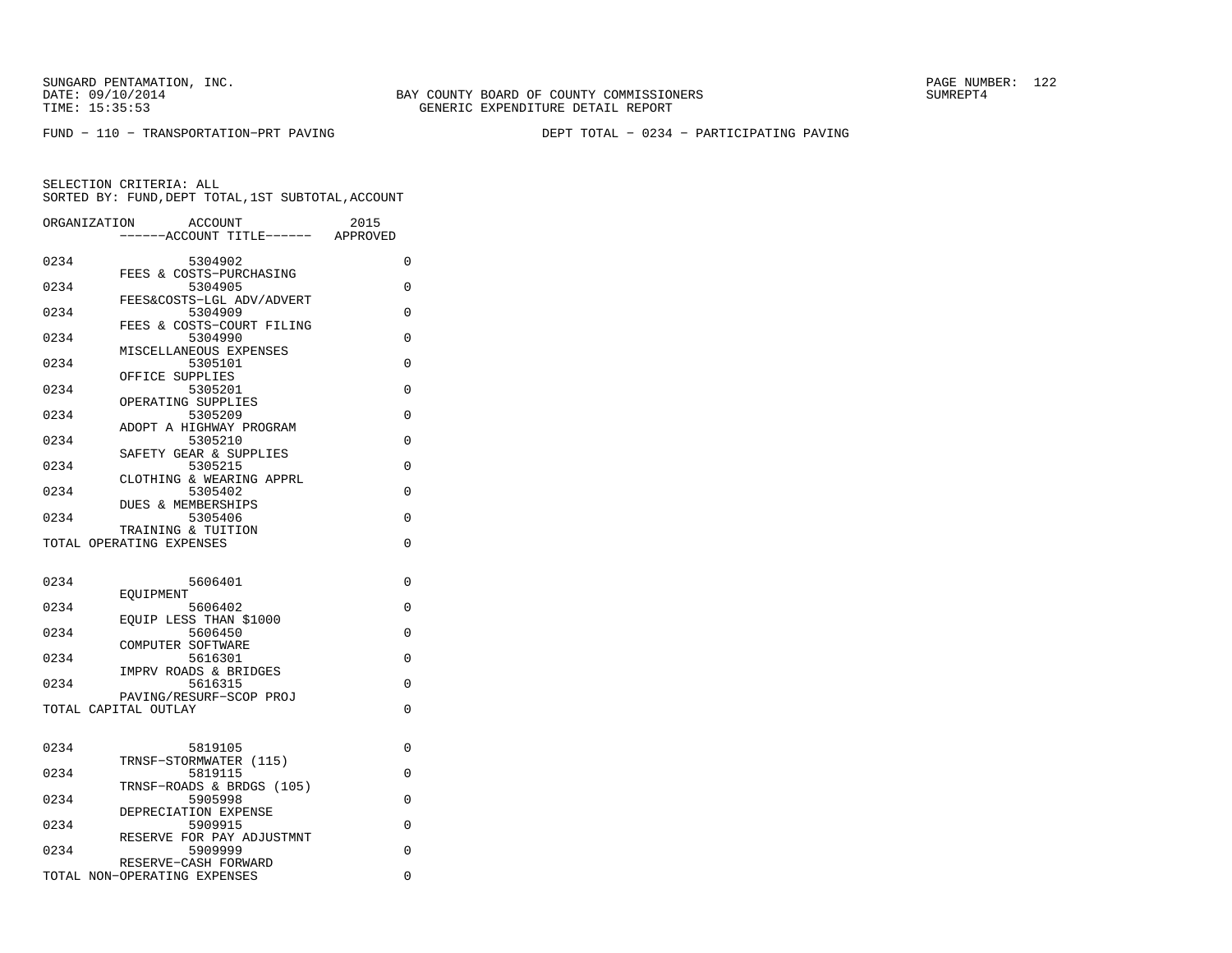BAY COUNTY BOARD OF COUNTY COMMISSIONERS
GENERIC EXPENDITURE DETAIL REPORT

SUNGARD PENTAMATION, INC.
DATE: 09/10/2014
TIME: 15:35:53

SUMREPT4

FUND − 110 − TRANSPORTATION−PRT PAVING

DEPT TOTAL − 0234 − PARTICIPATING PAVING

SELECTION CRITERIA: ALL
SORTED BY: FUND,DEPT TOTAL,1ST SUBTOTAL,ACCOUNT

| ORGANIZATION | ACCOUNT / ------ACCOUNT TITLE------ | 2015 APPROVED |
|---|---|---|
| 0234 | 5304902 FEES & COSTS−PURCHASING | 0 |
| 0234 | 5304905 FEES&COSTS−LGL ADV/ADVERT | 0 |
| 0234 | 5304909 FEES & COSTS−COURT FILING | 0 |
| 0234 | 5304990 MISCELLANEOUS EXPENSES | 0 |
| 0234 | 5305101 OFFICE SUPPLIES | 0 |
| 0234 | 5305201 OPERATING SUPPLIES | 0 |
| 0234 | 5305209 ADOPT A HIGHWAY PROGRAM | 0 |
| 0234 | 5305210 SAFETY GEAR & SUPPLIES | 0 |
| 0234 | 5305215 CLOTHING & WEARING APPRL | 0 |
| 0234 | 5305402 DUES & MEMBERSHIPS | 0 |
| 0234 | 5305406 TRAINING & TUITION | 0 |
| TOTAL OPERATING EXPENSES | | 0 |
| 0234 | 5606401 EQUIPMENT | 0 |
| 0234 | 5606402 EQUIP LESS THAN $1000 | 0 |
| 0234 | 5606450 COMPUTER SOFTWARE | 0 |
| 0234 | 5616301 IMPRV ROADS & BRIDGES | 0 |
| 0234 | 5616315 PAVING/RESURF−SCOP PROJ | 0 |
| TOTAL CAPITAL OUTLAY | | 0 |
| 0234 | 5819105 TRNSF−STORMWATER (115) | 0 |
| 0234 | 5819115 TRNSF−ROADS & BRDGS (105) | 0 |
| 0234 | 5905998 DEPRECIATION EXPENSE | 0 |
| 0234 | 5909915 RESERVE FOR PAY ADJUSTMNT | 0 |
| 0234 | 5909999 RESERVE−CASH FORWARD | 0 |
| TOTAL NON−OPERATING EXPENSES | | 0 |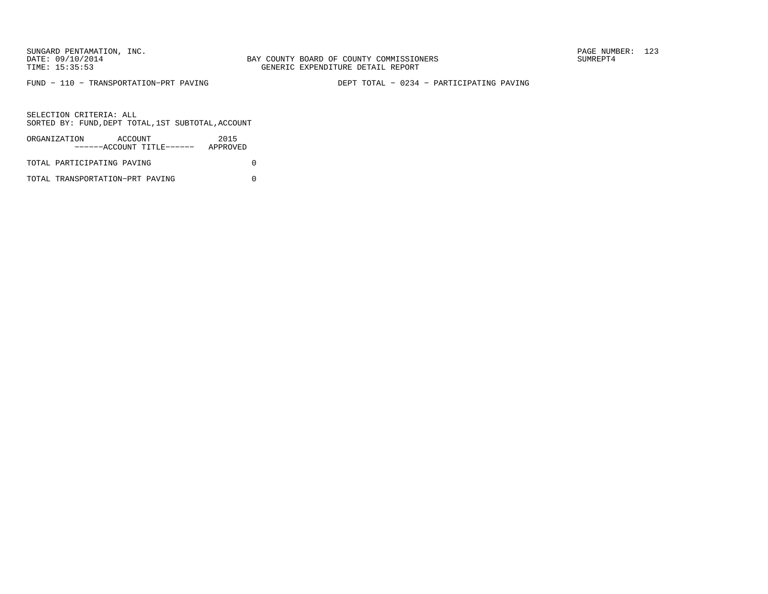FUND − 110 − TRANSPORTATION−PRT PAVING

DEPT TOTAL − 0234 − PARTICIPATING PAVING

SELECTION CRITERIA: ALL
SORTED BY: FUND,DEPT TOTAL,1ST SUBTOTAL,ACCOUNT

| ORGANIZATION ACCOUNT ------ACCOUNT TITLE------ | 2015 APPROVED |
|---|---|
| TOTAL PARTICIPATING PAVING | 0 |
| TOTAL TRANSPORTATION−PRT PAVING | 0 |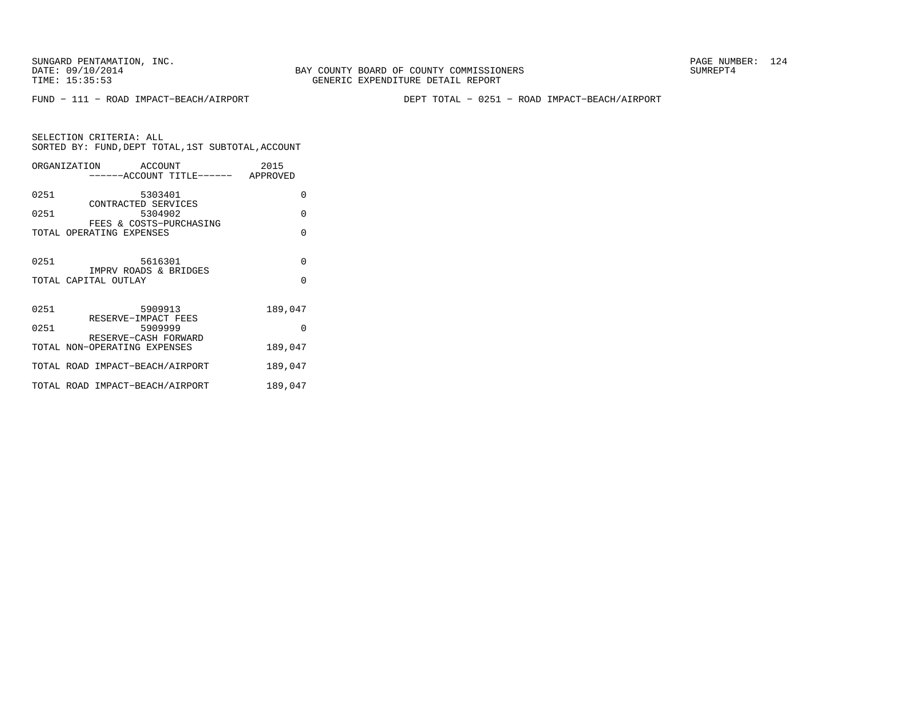FUND − 111 − ROAD IMPACT−BEACH/AIRPORT

DEPT TOTAL − 0251 − ROAD IMPACT−BEACH/AIRPORT

SELECTION CRITERIA: ALL
SORTED BY: FUND,DEPT TOTAL,1ST SUBTOTAL,ACCOUNT

| ORGANIZATION | ACCOUNT ------ACCOUNT TITLE------ | 2015 APPROVED |
|---|---|---|
| 0251 | 5303401 CONTRACTED SERVICES | 0 |
| 0251 | 5304902 FEES & COSTS−PURCHASING | 0 |
| TOTAL OPERATING EXPENSES | | 0 |
| 0251 | 5616301 IMPRV ROADS & BRIDGES | 0 |
| TOTAL CAPITAL OUTLAY | | 0 |
| 0251 | 5909913 RESERVE−IMPACT FEES | 189,047 |
| 0251 | 5909999 RESERVE−CASH FORWARD | 0 |
| TOTAL NON−OPERATING EXPENSES | | 189,047 |
| TOTAL ROAD IMPACT−BEACH/AIRPORT | | 189,047 |
| TOTAL ROAD IMPACT−BEACH/AIRPORT | | 189,047 |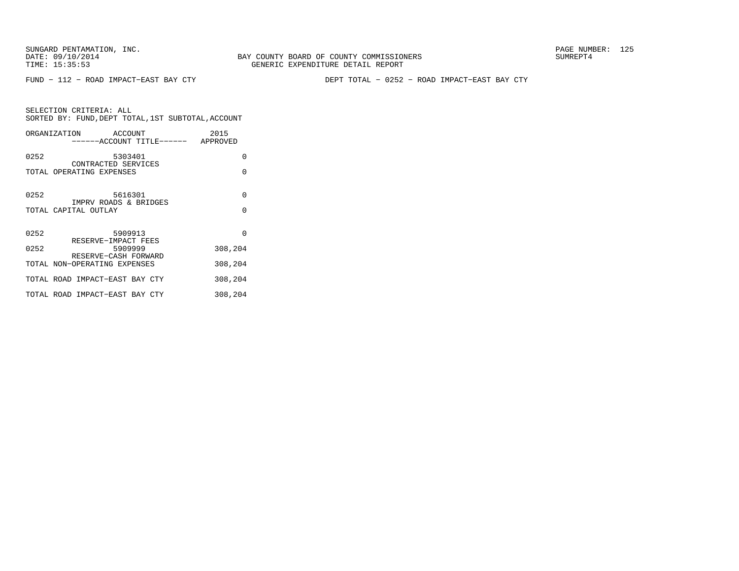SUNGARD PENTAMATION, INC.
DATE: 09/10/2014
TIME: 15:35:53

BAY COUNTY BOARD OF COUNTY COMMISSIONERS
GENERIC EXPENDITURE DETAIL REPORT

SUMREPT4

FUND - 112 - ROAD IMPACT-EAST BAY CTY

DEPT TOTAL - 0252 - ROAD IMPACT-EAST BAY CTY

SELECTION CRITERIA: ALL
SORTED BY: FUND,DEPT TOTAL,1ST SUBTOTAL,ACCOUNT

| ORGANIZATION | ACCOUNT / ------ACCOUNT TITLE------ | 2015 APPROVED |
|---|---|---|
| 0252 | 5303401 CONTRACTED SERVICES | 0 |
| TOTAL OPERATING EXPENSES | | 0 |
| 0252 | 5616301 IMPRV ROADS & BRIDGES | 0 |
| TOTAL CAPITAL OUTLAY | | 0 |
| 0252 | 5909913 RESERVE-IMPACT FEES | 0 |
| 0252 | 5909999 RESERVE-CASH FORWARD | 308,204 |
| TOTAL NON-OPERATING EXPENSES | | 308,204 |
| TOTAL ROAD IMPACT-EAST BAY CTY | | 308,204 |
| TOTAL ROAD IMPACT-EAST BAY CTY | | 308,204 |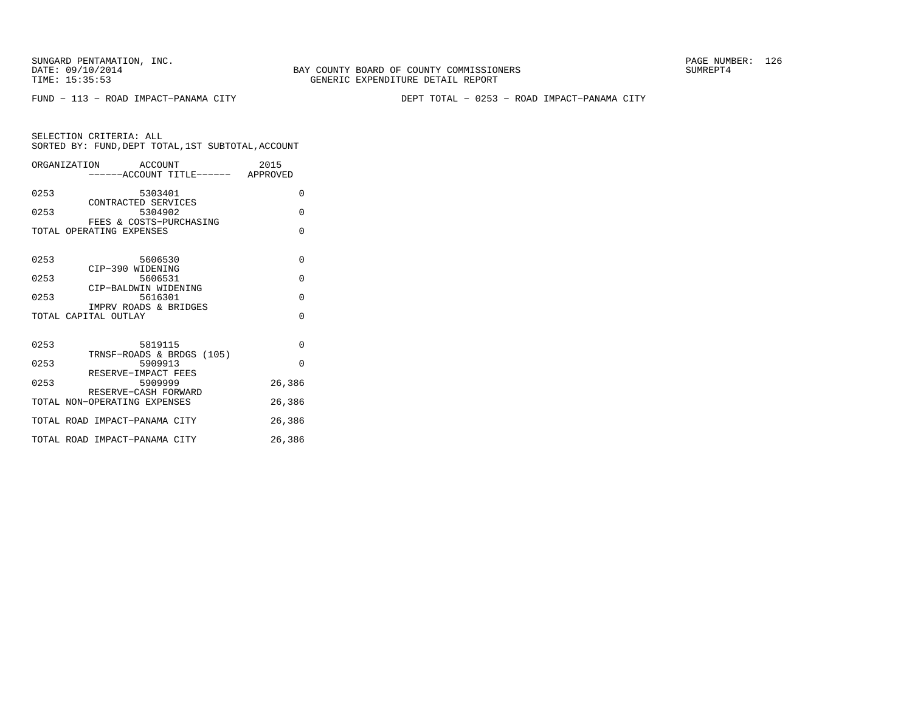SUNGARD PENTAMATION, INC.
DATE: 09/10/2014
TIME: 15:35:53

BAY COUNTY BOARD OF COUNTY COMMISSIONERS
GENERIC EXPENDITURE DETAIL REPORT

SUMREPT4

FUND − 113 − ROAD IMPACT−PANAMA CITY

DEPT TOTAL − 0253 − ROAD IMPACT−PANAMA CITY

SELECTION CRITERIA: ALL
SORTED BY: FUND,DEPT TOTAL,1ST SUBTOTAL,ACCOUNT

| ORGANIZATION | ACCOUNT ------ACCOUNT TITLE------ | 2015 APPROVED |
|---|---|---|
| 0253 | 5303401 CONTRACTED SERVICES | 0 |
| 0253 | 5304902 FEES & COSTS−PURCHASING | 0 |
| TOTAL OPERATING EXPENSES | | 0 |
| 0253 | 5606530 CIP−390 WIDENING | 0 |
| 0253 | 5606531 CIP−BALDWIN WIDENING | 0 |
| 0253 | 5616301 IMPRV ROADS & BRIDGES | 0 |
| TOTAL CAPITAL OUTLAY | | 0 |
| 0253 | 5819115 TRNSF−ROADS & BRDGS (105) | 0 |
| 0253 | 5909913 RESERVE−IMPACT FEES | 0 |
| 0253 | 5909999 RESERVE−CASH FORWARD | 26,386 |
| TOTAL NON−OPERATING EXPENSES | | 26,386 |
| TOTAL ROAD IMPACT−PANAMA CITY | | 26,386 |
| TOTAL ROAD IMPACT−PANAMA CITY | | 26,386 |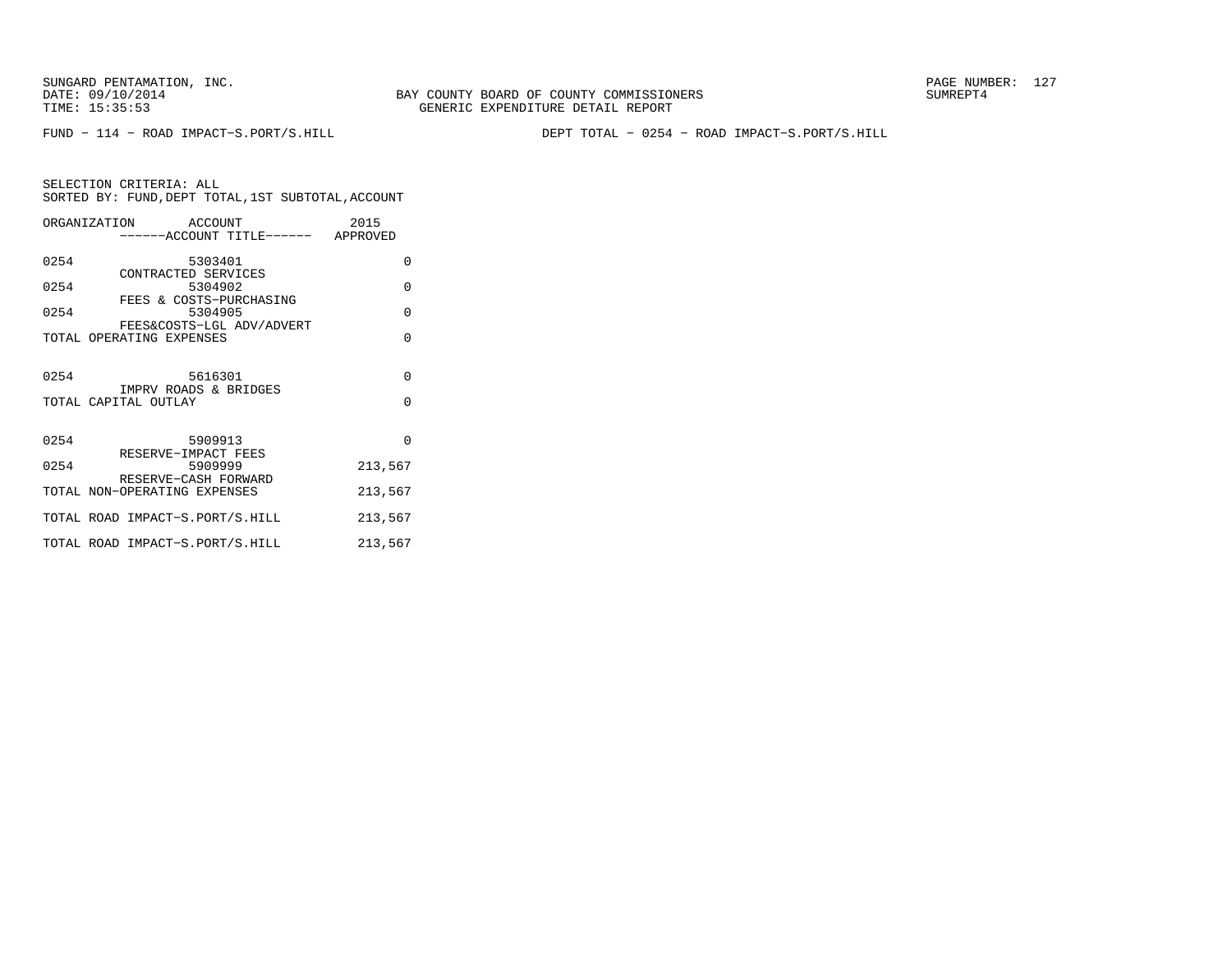SUNGARD PENTAMATION, INC.
DATE: 09/10/2014
TIME: 15:35:53

BAY COUNTY BOARD OF COUNTY COMMISSIONERS
GENERIC EXPENDITURE DETAIL REPORT

SUMREPT4

FUND − 114 − ROAD IMPACT−S.PORT/S.HILL

DEPT TOTAL − 0254 − ROAD IMPACT−S.PORT/S.HILL

SELECTION CRITERIA: ALL
SORTED BY: FUND,DEPT TOTAL,1ST SUBTOTAL,ACCOUNT

| ORGANIZATION | ACCOUNT ------ACCOUNT TITLE------ | 2015 APPROVED |
|---|---|---|
| 0254 | 5303401 CONTRACTED SERVICES | 0 |
| 0254 | 5304902 FEES & COSTS−PURCHASING | 0 |
| 0254 | 5304905 FEES&COSTS−LGL ADV/ADVERT | 0 |
| TOTAL OPERATING EXPENSES | | 0 |
| 0254 | 5616301 IMPRV ROADS & BRIDGES | 0 |
| TOTAL CAPITAL OUTLAY | | 0 |
| 0254 | 5909913 RESERVE−IMPACT FEES | 0 |
| 0254 | 5909999 RESERVE−CASH FORWARD | 213,567 |
| TOTAL NON−OPERATING EXPENSES | | 213,567 |
| TOTAL ROAD IMPACT−S.PORT/S.HILL | | 213,567 |
| TOTAL ROAD IMPACT−S.PORT/S.HILL | | 213,567 |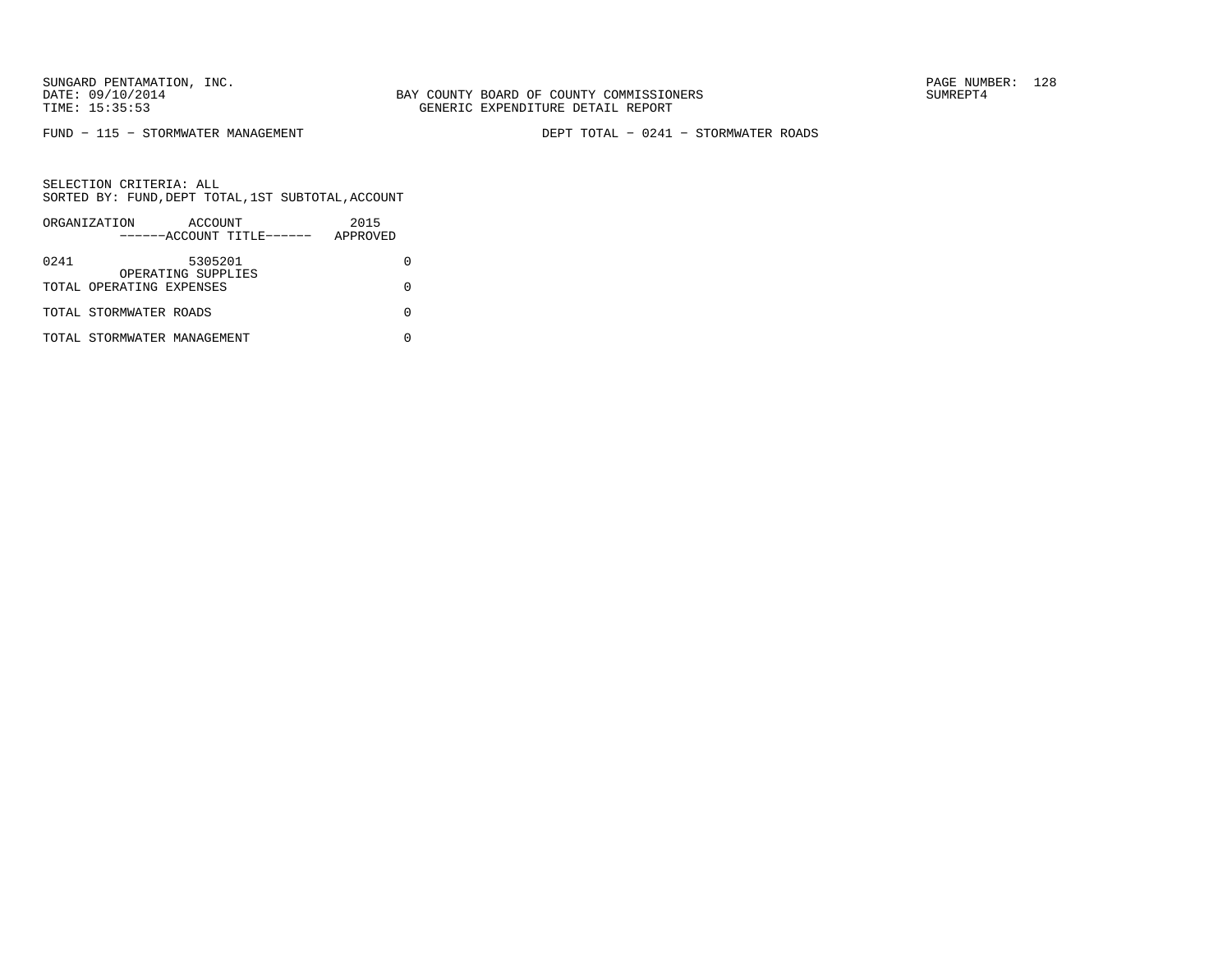SUNGARD PENTAMATION, INC.
DATE: 09/10/2014
TIME: 15:35:53

BAY COUNTY BOARD OF COUNTY COMMISSIONERS
GENERIC EXPENDITURE DETAIL REPORT

SUMREPT4

FUND - 115 - STORMWATER MANAGEMENT

DEPT TOTAL - 0241 - STORMWATER ROADS

SELECTION CRITERIA: ALL
SORTED BY: FUND,DEPT TOTAL,1ST SUBTOTAL,ACCOUNT

| ORGANIZATION | ACCOUNT ------ACCOUNT TITLE------ | 2015 APPROVED |
|---|---|---|
| 0241 | 5305201 OPERATING SUPPLIES | 0 |
| TOTAL OPERATING EXPENSES | | 0 |
| TOTAL STORMWATER ROADS | | 0 |
| TOTAL STORMWATER MANAGEMENT | | 0 |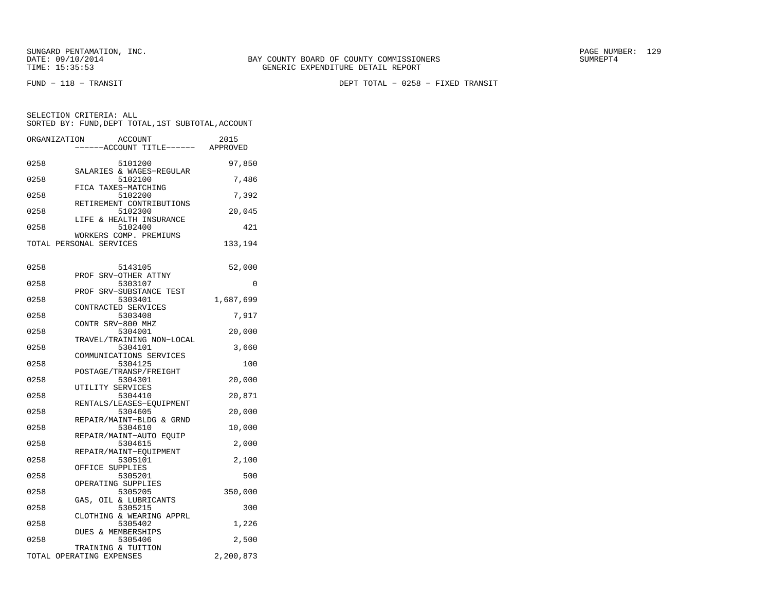SUNGARD PENTAMATION, INC.
DATE: 09/10/2014
TIME: 15:35:53

BAY COUNTY BOARD OF COUNTY COMMISSIONERS
GENERIC EXPENDITURE DETAIL REPORT

PAGE NUMBER: 129
SUMREPT4

FUND − 118 − TRANSIT

DEPT TOTAL − 0258 − FIXED TRANSIT

SELECTION CRITERIA: ALL
SORTED BY: FUND,DEPT TOTAL,1ST SUBTOTAL,ACCOUNT

| ORGANIZATION | ACCOUNT / ------ACCOUNT TITLE------ | 2015 APPROVED |
|---|---|---|
| 0258 | 5101200 SALARIES & WAGES−REGULAR | 97,850 |
| 0258 | 5102100 FICA TAXES−MATCHING | 7,486 |
| 0258 | 5102200 RETIREMENT CONTRIBUTIONS | 7,392 |
| 0258 | 5102300 LIFE & HEALTH INSURANCE | 20,045 |
| 0258 | 5102400 WORKERS COMP. PREMIUMS | 421 |
| TOTAL PERSONAL SERVICES | | 133,194 |
| 0258 | 5143105 PROF SRV−OTHER ATTNY | 52,000 |
| 0258 | 5303107 PROF SRV−SUBSTANCE TEST | 0 |
| 0258 | 5303401 CONTRACTED SERVICES | 1,687,699 |
| 0258 | 5303408 CONTR SRV−800 MHZ | 7,917 |
| 0258 | 5304001 TRAVEL/TRAINING NON−LOCAL | 20,000 |
| 0258 | 5304101 COMMUNICATIONS SERVICES | 3,660 |
| 0258 | 5304125 POSTAGE/TRANSP/FREIGHT | 100 |
| 0258 | 5304301 UTILITY SERVICES | 20,000 |
| 0258 | 5304410 RENTALS/LEASES−EQUIPMENT | 20,871 |
| 0258 | 5304605 REPAIR/MAINT−BLDG & GRND | 20,000 |
| 0258 | 5304610 REPAIR/MAINT−AUTO EQUIP | 10,000 |
| 0258 | 5304615 REPAIR/MAINT−EQUIPMENT | 2,000 |
| 0258 | 5305101 OFFICE SUPPLIES | 2,100 |
| 0258 | 5305201 OPERATING SUPPLIES | 500 |
| 0258 | 5305205 GAS, OIL & LUBRICANTS | 350,000 |
| 0258 | 5305215 CLOTHING & WEARING APPRL | 300 |
| 0258 | 5305402 DUES & MEMBERSHIPS | 1,226 |
| 0258 | 5305406 TRAINING & TUITION | 2,500 |
| TOTAL OPERATING EXPENSES | | 2,200,873 |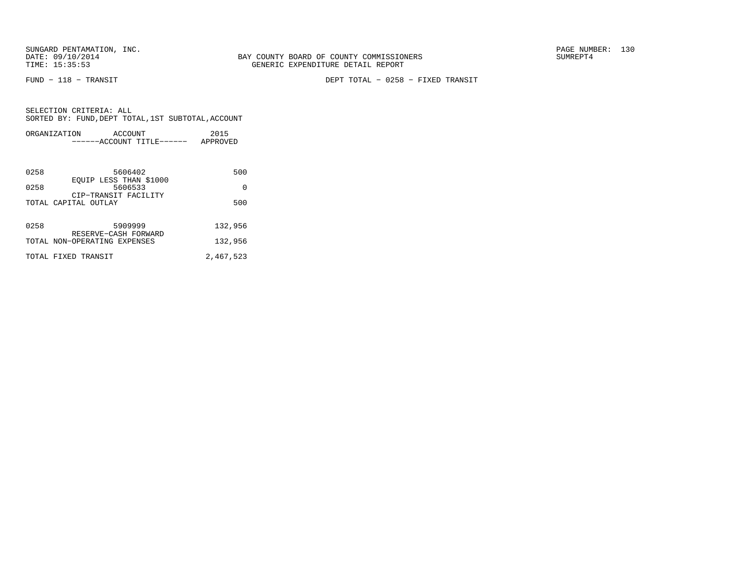BAY COUNTY BOARD OF COUNTY COMMISSIONERS
GENERIC EXPENDITURE DETAIL REPORT

FUND − 118 − TRANSIT

DEPT TOTAL − 0258 − FIXED TRANSIT

SELECTION CRITERIA: ALL
SORTED BY: FUND,DEPT TOTAL,1ST SUBTOTAL,ACCOUNT

| ORGANIZATION | ACCOUNT / ACCOUNT TITLE | 2015 APPROVED |
|---|---|---|
| 0258 | 5606402 EQUIP LESS THAN $1000 | 500 |
| 0258 | 5606533 CIP−TRANSIT FACILITY | 0 |
| TOTAL CAPITAL OUTLAY | | 500 |
| 0258 | 5909999 RESERVE−CASH FORWARD | 132,956 |
| TOTAL NON−OPERATING EXPENSES | | 132,956 |
| TOTAL FIXED TRANSIT | | 2,467,523 |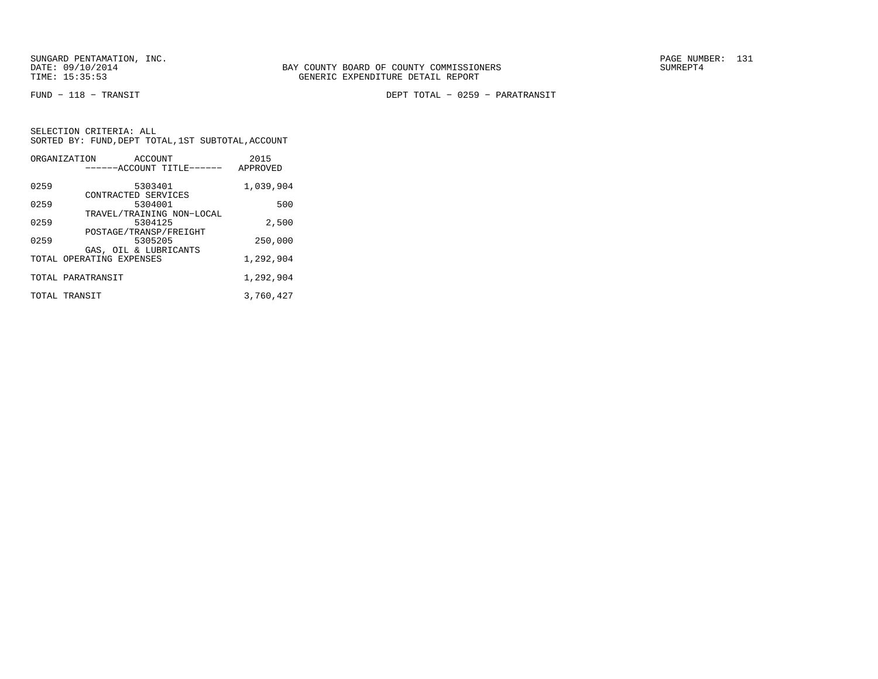BAY COUNTY BOARD OF COUNTY COMMISSIONERS
GENERIC EXPENDITURE DETAIL REPORT

FUND − 118 − TRANSIT

DEPT TOTAL − 0259 − PARATRANSIT

SELECTION CRITERIA: ALL
SORTED BY: FUND,DEPT TOTAL,1ST SUBTOTAL,ACCOUNT

| ORGANIZATION | ACCOUNT<br>------ACCOUNT TITLE------ | 2015<br>APPROVED |
|---|---|---|
| 0259 | 5303401<br>CONTRACTED SERVICES | 1,039,904 |
| 0259 | 5304001<br>TRAVEL/TRAINING NON−LOCAL | 500 |
| 0259 | 5304125<br>POSTAGE/TRANSP/FREIGHT | 2,500 |
| 0259 | 5305205<br>GAS, OIL & LUBRICANTS | 250,000 |
| TOTAL OPERATING EXPENSES | | 1,292,904 |
| TOTAL PARATRANSIT | | 1,292,904 |
| TOTAL TRANSIT | | 3,760,427 |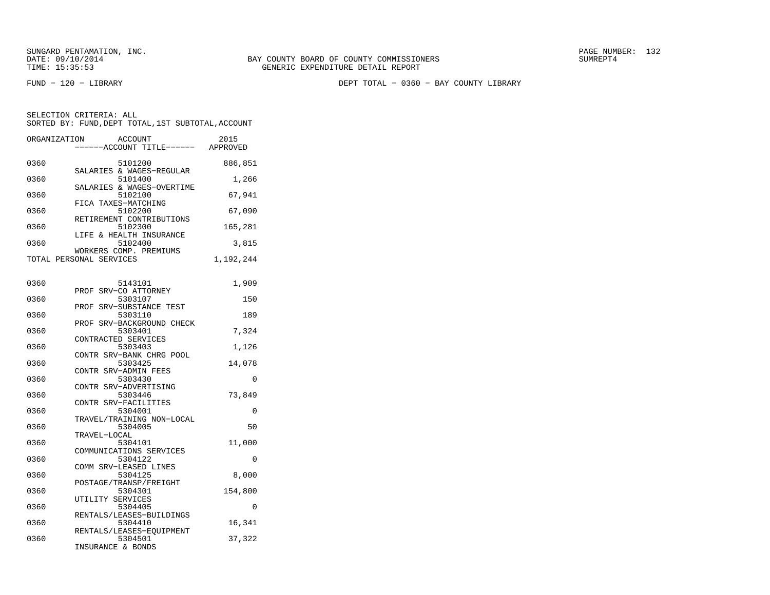SUNGARD PENTAMATION, INC.
DATE: 09/10/2014
TIME: 15:35:53

BAY COUNTY BOARD OF COUNTY COMMISSIONERS
GENERIC EXPENDITURE DETAIL REPORT

PAGE NUMBER: 132
SUMREPT4

FUND - 120 - LIBRARY

DEPT TOTAL - 0360 - BAY COUNTY LIBRARY

SELECTION CRITERIA: ALL
SORTED BY: FUND,DEPT TOTAL,1ST SUBTOTAL,ACCOUNT

| ORGANIZATION | ACCOUNT / ACCOUNT TITLE | 2015 APPROVED |
|---|---|---|
| 0360 | 5101200 SALARIES & WAGES-REGULAR | 886,851 |
| 0360 | 5101400 SALARIES & WAGES-OVERTIME | 1,266 |
| 0360 | 5102100 FICA TAXES-MATCHING | 67,941 |
| 0360 | 5102200 RETIREMENT CONTRIBUTIONS | 67,090 |
| 0360 | 5102300 LIFE & HEALTH INSURANCE | 165,281 |
| 0360 | 5102400 WORKERS COMP. PREMIUMS | 3,815 |
| TOTAL PERSONAL SERVICES | | 1,192,244 |
| 0360 | 5143101 PROF SRV-CO ATTORNEY | 1,909 |
| 0360 | 5303107 PROF SRV-SUBSTANCE TEST | 150 |
| 0360 | 5303110 PROF SRV-BACKGROUND CHECK | 189 |
| 0360 | 5303401 CONTRACTED SERVICES | 7,324 |
| 0360 | 5303403 CONTR SRV-BANK CHRG POOL | 1,126 |
| 0360 | 5303425 CONTR SRV-ADMIN FEES | 14,078 |
| 0360 | 5303430 CONTR SRV-ADVERTISING | 0 |
| 0360 | 5303446 CONTR SRV-FACILITIES | 73,849 |
| 0360 | 5304001 TRAVEL/TRAINING NON-LOCAL | 0 |
| 0360 | 5304005 TRAVEL-LOCAL | 50 |
| 0360 | 5304101 COMMUNICATIONS SERVICES | 11,000 |
| 0360 | 5304122 COMM SRV-LEASED LINES | 0 |
| 0360 | 5304125 POSTAGE/TRANSP/FREIGHT | 8,000 |
| 0360 | 5304301 UTILITY SERVICES | 154,800 |
| 0360 | 5304405 RENTALS/LEASES-BUILDINGS | 0 |
| 0360 | 5304410 RENTALS/LEASES-EQUIPMENT | 16,341 |
| 0360 | 5304501 INSURANCE & BONDS | 37,322 |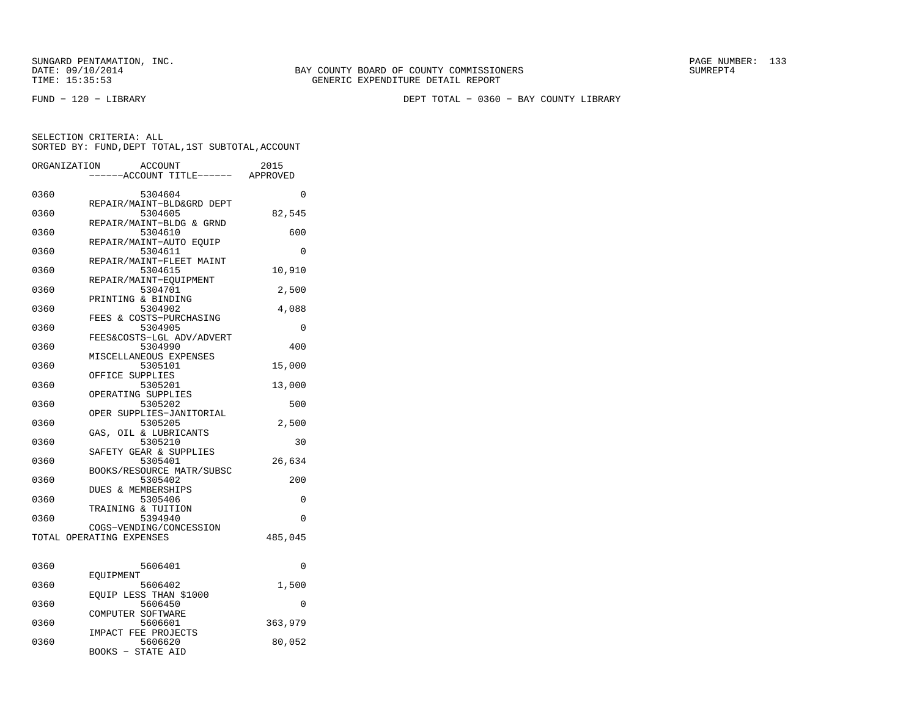SUNGARD PENTAMATION, INC.
DATE: 09/10/2014
TIME: 15:35:53

BAY COUNTY BOARD OF COUNTY COMMISSIONERS
GENERIC EXPENDITURE DETAIL REPORT

SUMREPT4

FUND − 120 − LIBRARY

DEPT TOTAL − 0360 − BAY COUNTY LIBRARY

SELECTION CRITERIA: ALL
SORTED BY: FUND,DEPT TOTAL,1ST SUBTOTAL,ACCOUNT

| ORGANIZATION | ACCOUNT / ACCOUNT TITLE | 2015 APPROVED |
|---|---|---|
| 0360 | 5304604 REPAIR/MAINT−BLD&GRD DEPT | 0 |
| 0360 | 5304605 REPAIR/MAINT−BLDG & GRND | 82,545 |
| 0360 | 5304610 REPAIR/MAINT−AUTO EQUIP | 600 |
| 0360 | 5304611 REPAIR/MAINT−FLEET MAINT | 0 |
| 0360 | 5304615 REPAIR/MAINT−EQUIPMENT | 10,910 |
| 0360 | 5304701 PRINTING & BINDING | 2,500 |
| 0360 | 5304902 FEES & COSTS−PURCHASING | 4,088 |
| 0360 | 5304905 FEES&COSTS−LGL ADV/ADVERT | 0 |
| 0360 | 5304990 MISCELLANEOUS EXPENSES | 400 |
| 0360 | 5305101 OFFICE SUPPLIES | 15,000 |
| 0360 | 5305201 OPERATING SUPPLIES | 13,000 |
| 0360 | 5305202 OPER SUPPLIES−JANITORIAL | 500 |
| 0360 | 5305205 GAS, OIL & LUBRICANTS | 2,500 |
| 0360 | 5305210 SAFETY GEAR & SUPPLIES | 30 |
| 0360 | 5305401 BOOKS/RESOURCE MATR/SUBSC | 26,634 |
| 0360 | 5305402 DUES & MEMBERSHIPS | 200 |
| 0360 | 5305406 TRAINING & TUITION | 0 |
| 0360 | 5394940 COGS−VENDING/CONCESSION | 0 |
| TOTAL OPERATING EXPENSES | | 485,045 |
| 0360 | 5606401 EQUIPMENT | 0 |
| 0360 | 5606402 EQUIP LESS THAN $1000 | 1,500 |
| 0360 | 5606450 COMPUTER SOFTWARE | 0 |
| 0360 | 5606601 IMPACT FEE PROJECTS | 363,979 |
| 0360 | 5606620 BOOKS − STATE AID | 80,052 |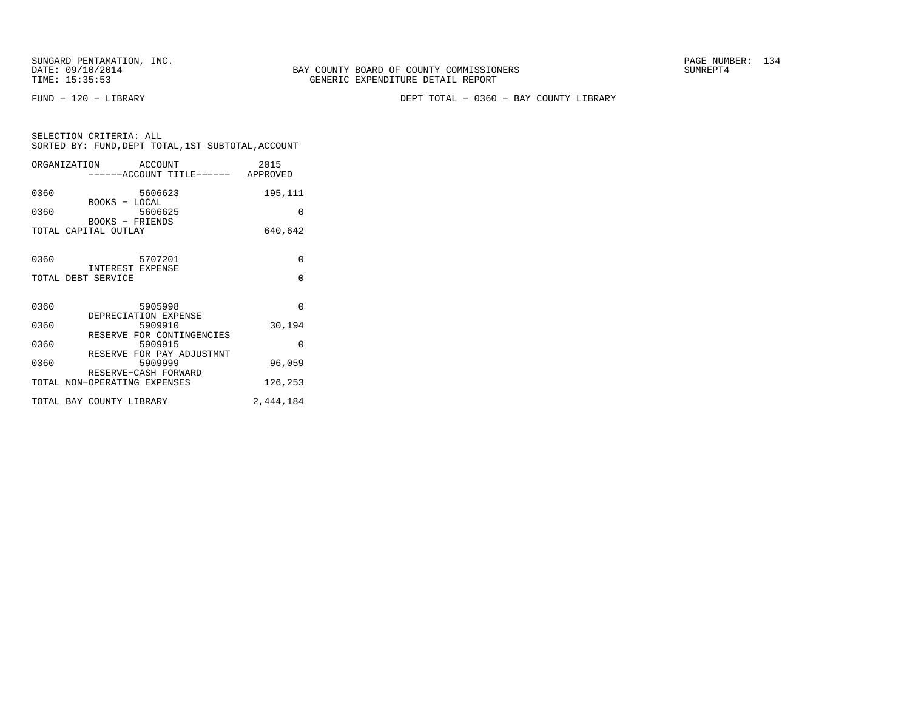SUNGARD PENTAMATION, INC.
DATE: 09/10/2014
TIME: 15:35:53

BAY COUNTY BOARD OF COUNTY COMMISSIONERS
GENERIC EXPENDITURE DETAIL REPORT

SUMREPT4

FUND − 120 − LIBRARY

DEPT TOTAL − 0360 − BAY COUNTY LIBRARY

SELECTION CRITERIA: ALL
SORTED BY: FUND,DEPT TOTAL,1ST SUBTOTAL,ACCOUNT

| ORGANIZATION | ACCOUNT / ------ACCOUNT TITLE------ | 2015 APPROVED |
|---|---|---|
| 0360 | 5606623 BOOKS − LOCAL | 195,111 |
| 0360 | 5606625 BOOKS − FRIENDS | 0 |
| TOTAL CAPITAL OUTLAY | | 640,642 |
| 0360 | 5707201 INTEREST EXPENSE | 0 |
| TOTAL DEBT SERVICE | | 0 |
| 0360 | 5905998 DEPRECIATION EXPENSE | 0 |
| 0360 | 5909910 RESERVE FOR CONTINGENCIES | 30,194 |
| 0360 | 5909915 RESERVE FOR PAY ADJUSTMNT | 0 |
| 0360 | 5909999 RESERVE−CASH FORWARD | 96,059 |
| TOTAL NON−OPERATING EXPENSES | | 126,253 |
| TOTAL BAY COUNTY LIBRARY | | 2,444,184 |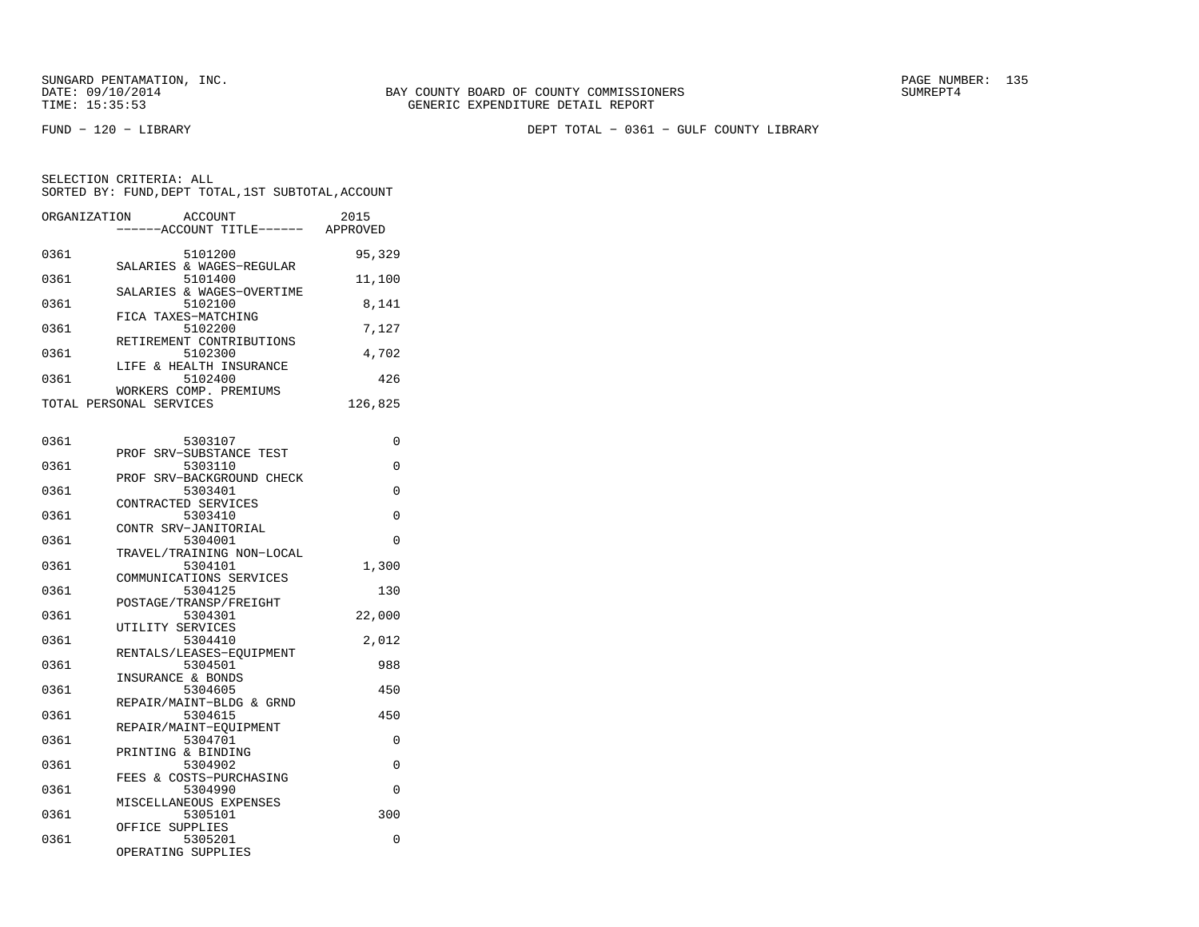SUNGARD PENTAMATION, INC.
DATE: 09/10/2014
TIME: 15:35:53

BAY COUNTY BOARD OF COUNTY COMMISSIONERS
GENERIC EXPENDITURE DETAIL REPORT

SUMREPT4

FUND − 120 − LIBRARY

DEPT TOTAL − 0361 − GULF COUNTY LIBRARY

SELECTION CRITERIA: ALL
SORTED BY: FUND,DEPT TOTAL,1ST SUBTOTAL,ACCOUNT

| ORGANIZATION | ACCOUNT / ------ACCOUNT TITLE------ | 2015 APPROVED |
|---|---|---|
| 0361 | 5101200 SALARIES & WAGES−REGULAR | 95,329 |
| 0361 | 5101400 SALARIES & WAGES−OVERTIME | 11,100 |
| 0361 | 5102100 FICA TAXES−MATCHING | 8,141 |
| 0361 | 5102200 RETIREMENT CONTRIBUTIONS | 7,127 |
| 0361 | 5102300 LIFE & HEALTH INSURANCE | 4,702 |
| 0361 | 5102400 WORKERS COMP. PREMIUMS | 426 |
| TOTAL PERSONAL SERVICES | | 126,825 |
| 0361 | 5303107 PROF SRV−SUBSTANCE TEST | 0 |
| 0361 | 5303110 PROF SRV−BACKGROUND CHECK | 0 |
| 0361 | 5303401 CONTRACTED SERVICES | 0 |
| 0361 | 5303410 CONTR SRV−JANITORIAL | 0 |
| 0361 | 5304001 TRAVEL/TRAINING NON−LOCAL | 0 |
| 0361 | 5304101 COMMUNICATIONS SERVICES | 1,300 |
| 0361 | 5304125 POSTAGE/TRANSP/FREIGHT | 130 |
| 0361 | 5304301 UTILITY SERVICES | 22,000 |
| 0361 | 5304410 RENTALS/LEASES−EQUIPMENT | 2,012 |
| 0361 | 5304501 INSURANCE & BONDS | 988 |
| 0361 | 5304605 REPAIR/MAINT−BLDG & GRND | 450 |
| 0361 | 5304615 REPAIR/MAINT−EQUIPMENT | 450 |
| 0361 | 5304701 PRINTING & BINDING | 0 |
| 0361 | 5304902 FEES & COSTS−PURCHASING | 0 |
| 0361 | 5304990 MISCELLANEOUS EXPENSES | 0 |
| 0361 | 5305101 OFFICE SUPPLIES | 300 |
| 0361 | 5305201 OPERATING SUPPLIES | 0 |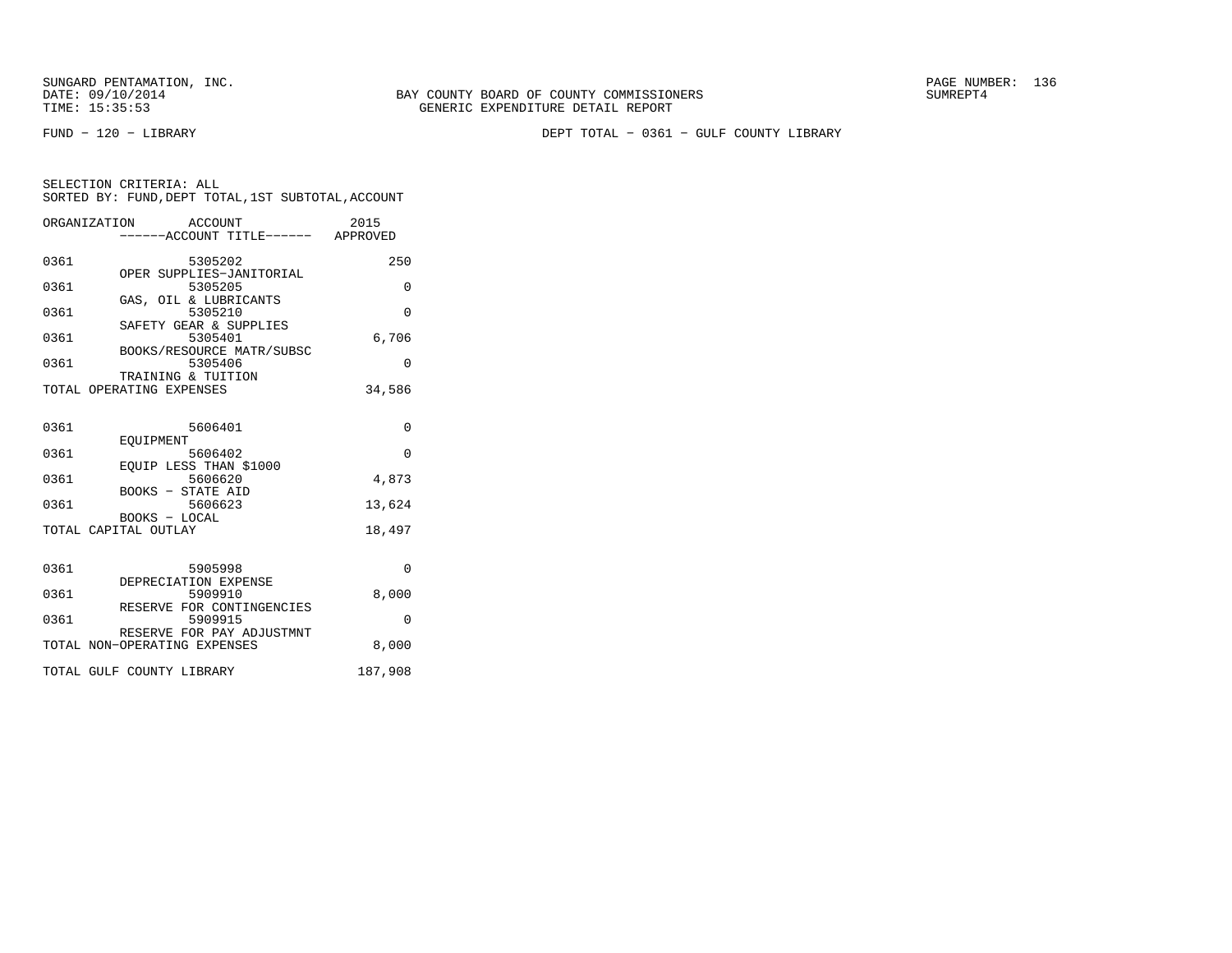SUNGARD PENTAMATION, INC.
DATE: 09/10/2014
TIME: 15:35:53

BAY COUNTY BOARD OF COUNTY COMMISSIONERS
GENERIC EXPENDITURE DETAIL REPORT

SUMREPT4

FUND − 120 − LIBRARY

DEPT TOTAL − 0361 − GULF COUNTY LIBRARY

SELECTION CRITERIA: ALL
SORTED BY: FUND,DEPT TOTAL,1ST SUBTOTAL,ACCOUNT

| ORGANIZATION | ACCOUNT ------ACCOUNT TITLE------ | 2015 APPROVED |
|---|---|---|
| 0361 | 5305202 OPER SUPPLIES−JANITORIAL | 250 |
| 0361 | 5305205 GAS, OIL & LUBRICANTS | 0 |
| 0361 | 5305210 SAFETY GEAR & SUPPLIES | 0 |
| 0361 | 5305401 BOOKS/RESOURCE MATR/SUBSC | 6,706 |
| 0361 | 5305406 TRAINING & TUITION | 0 |
| TOTAL OPERATING EXPENSES | | 34,586 |
| 0361 | 5606401 EQUIPMENT | 0 |
| 0361 | 5606402 EQUIP LESS THAN $1000 | 0 |
| 0361 | 5606620 BOOKS − STATE AID | 4,873 |
| 0361 | 5606623 BOOKS − LOCAL | 13,624 |
| TOTAL CAPITAL OUTLAY | | 18,497 |
| 0361 | 5905998 DEPRECIATION EXPENSE | 0 |
| 0361 | 5909910 RESERVE FOR CONTINGENCIES | 8,000 |
| 0361 | 5909915 RESERVE FOR PAY ADJUSTMNT | 0 |
| TOTAL NON−OPERATING EXPENSES | | 8,000 |
| TOTAL GULF COUNTY LIBRARY | | 187,908 |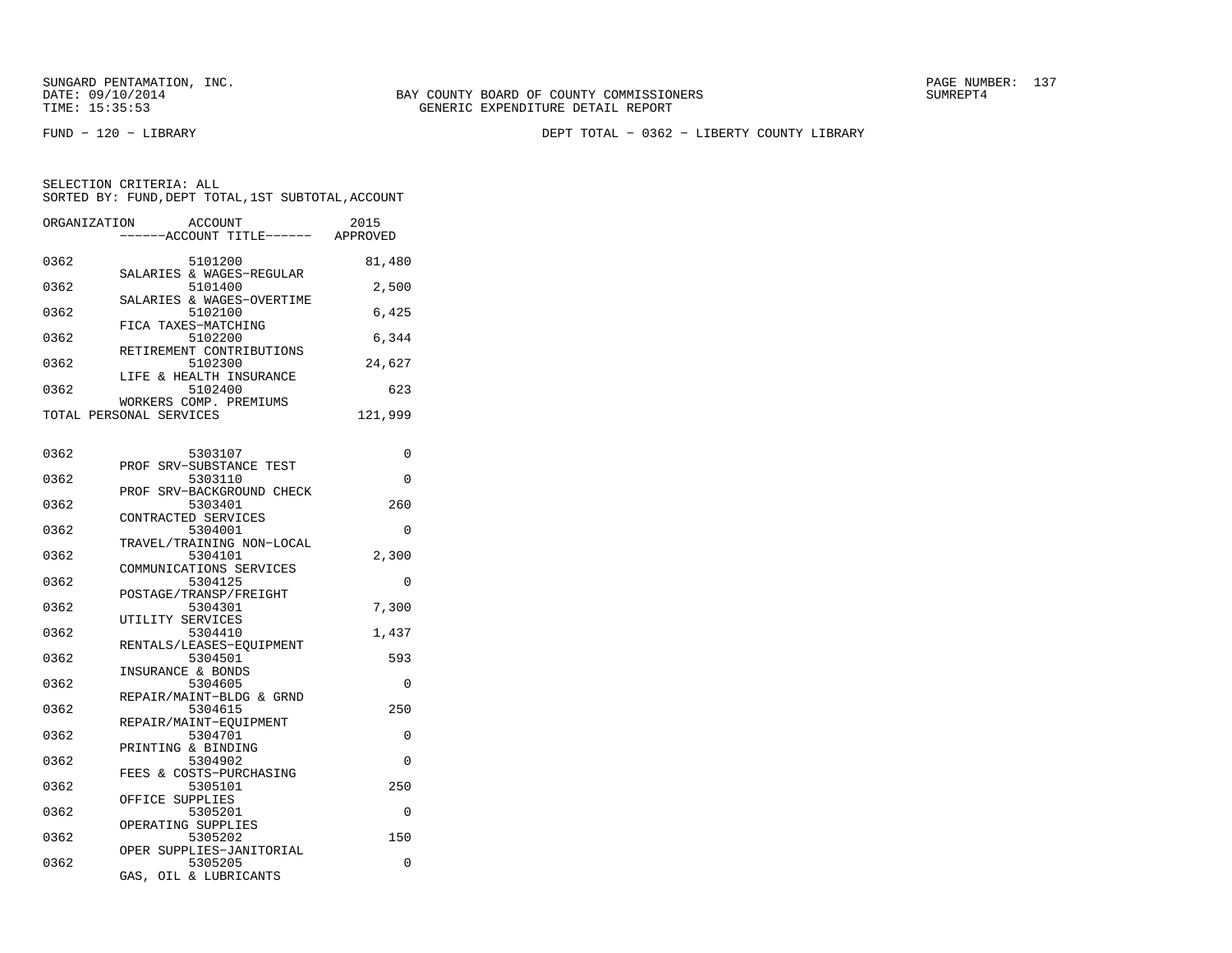SUNGARD PENTAMATION, INC.
DATE: 09/10/2014
TIME: 15:35:53

BAY COUNTY BOARD OF COUNTY COMMISSIONERS
GENERIC EXPENDITURE DETAIL REPORT

SUMREPT4

FUND − 120 − LIBRARY

DEPT TOTAL − 0362 − LIBERTY COUNTY LIBRARY

SELECTION CRITERIA: ALL
SORTED BY: FUND,DEPT TOTAL,1ST SUBTOTAL,ACCOUNT

| ORGANIZATION | ACCOUNT / ACCOUNT TITLE | 2015 APPROVED |
|---|---|---|
| 0362 | 5101200 SALARIES & WAGES−REGULAR | 81,480 |
| 0362 | 5101400 SALARIES & WAGES−OVERTIME | 2,500 |
| 0362 | 5102100 FICA TAXES−MATCHING | 6,425 |
| 0362 | 5102200 RETIREMENT CONTRIBUTIONS | 6,344 |
| 0362 | 5102300 LIFE & HEALTH INSURANCE | 24,627 |
| 0362 | 5102400 WORKERS COMP. PREMIUMS | 623 |
| TOTAL PERSONAL SERVICES | | 121,999 |
| 0362 | 5303107 PROF SRV−SUBSTANCE TEST | 0 |
| 0362 | 5303110 PROF SRV−BACKGROUND CHECK | 0 |
| 0362 | 5303401 CONTRACTED SERVICES | 260 |
| 0362 | 5304001 TRAVEL/TRAINING NON−LOCAL | 0 |
| 0362 | 5304101 COMMUNICATIONS SERVICES | 2,300 |
| 0362 | 5304125 POSTAGE/TRANSP/FREIGHT | 0 |
| 0362 | 5304301 UTILITY SERVICES | 7,300 |
| 0362 | 5304410 RENTALS/LEASES−EQUIPMENT | 1,437 |
| 0362 | 5304501 INSURANCE & BONDS | 593 |
| 0362 | 5304605 REPAIR/MAINT−BLDG & GRND | 0 |
| 0362 | 5304615 REPAIR/MAINT−EQUIPMENT | 250 |
| 0362 | 5304701 PRINTING & BINDING | 0 |
| 0362 | 5304902 FEES & COSTS−PURCHASING | 0 |
| 0362 | 5305101 OFFICE SUPPLIES | 250 |
| 0362 | 5305201 OPERATING SUPPLIES | 0 |
| 0362 | 5305202 OPER SUPPLIES−JANITORIAL | 150 |
| 0362 | 5305205 GAS, OIL & LUBRICANTS | 0 |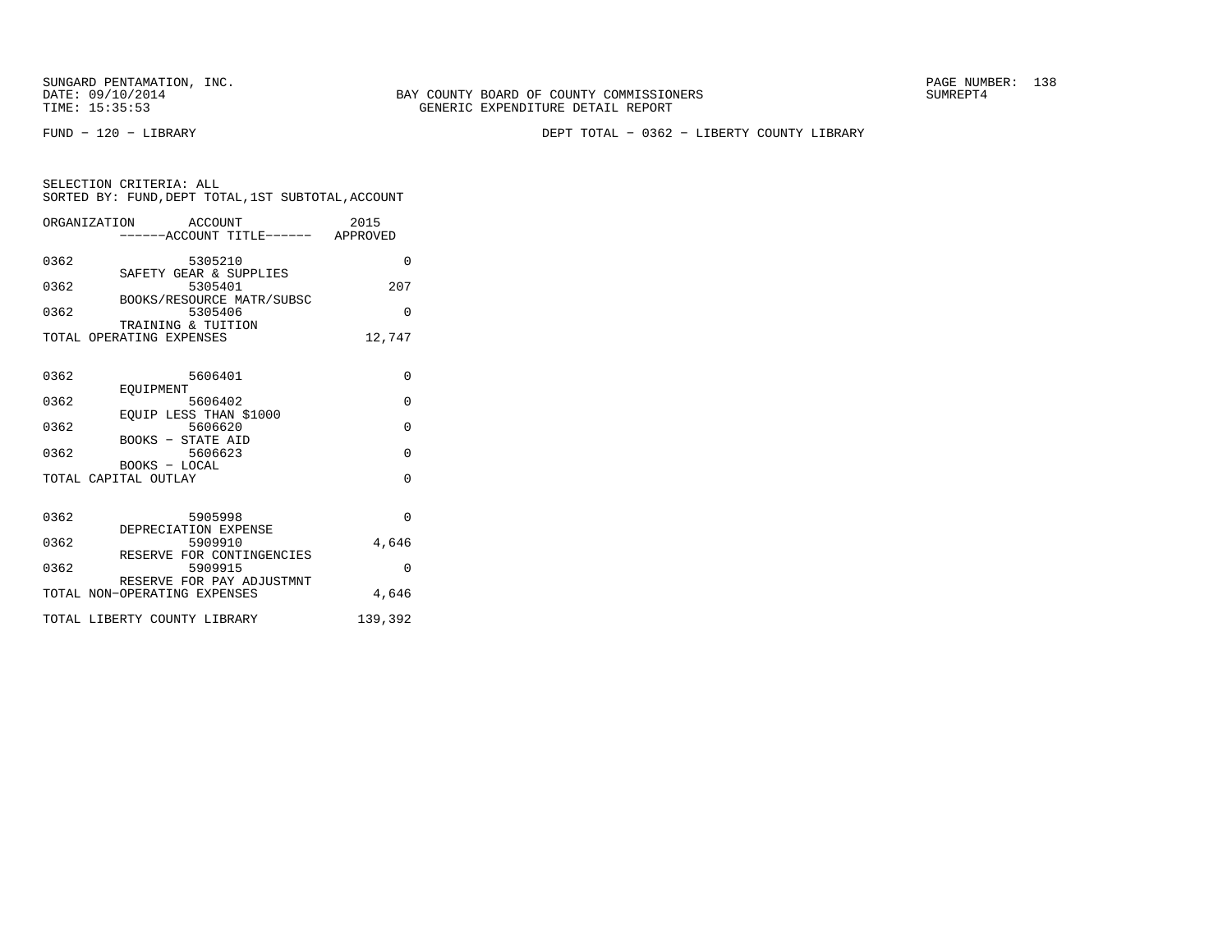SUNGARD PENTAMATION, INC.
DATE: 09/10/2014
TIME: 15:35:53

BAY COUNTY BOARD OF COUNTY COMMISSIONERS
GENERIC EXPENDITURE DETAIL REPORT

SUMREPT4

FUND - 120 - LIBRARY

DEPT TOTAL - 0362 - LIBERTY COUNTY LIBRARY

SELECTION CRITERIA: ALL
SORTED BY: FUND,DEPT TOTAL,1ST SUBTOTAL,ACCOUNT

| ORGANIZATION | ACCOUNT<br>------ACCOUNT TITLE------ | 2015<br>APPROVED |
|---|---|---|
| 0362 | 5305210<br>SAFETY GEAR & SUPPLIES | 0 |
| 0362 | 5305401<br>BOOKS/RESOURCE MATR/SUBSC | 207 |
| 0362 | 5305406<br>TRAINING & TUITION | 0 |
| TOTAL OPERATING EXPENSES | | 12,747 |
| 0362 | 5606401<br>EQUIPMENT | 0 |
| 0362 | 5606402<br>EQUIP LESS THAN $1000 | 0 |
| 0362 | 5606620<br>BOOKS - STATE AID | 0 |
| 0362 | 5606623<br>BOOKS - LOCAL | 0 |
| TOTAL CAPITAL OUTLAY | | 0 |
| 0362 | 5905998<br>DEPRECIATION EXPENSE | 0 |
| 0362 | 5909910<br>RESERVE FOR CONTINGENCIES | 4,646 |
| 0362 | 5909915<br>RESERVE FOR PAY ADJUSTMNT | 0 |
| TOTAL NON-OPERATING EXPENSES | | 4,646 |
| TOTAL LIBERTY COUNTY LIBRARY | | 139,392 |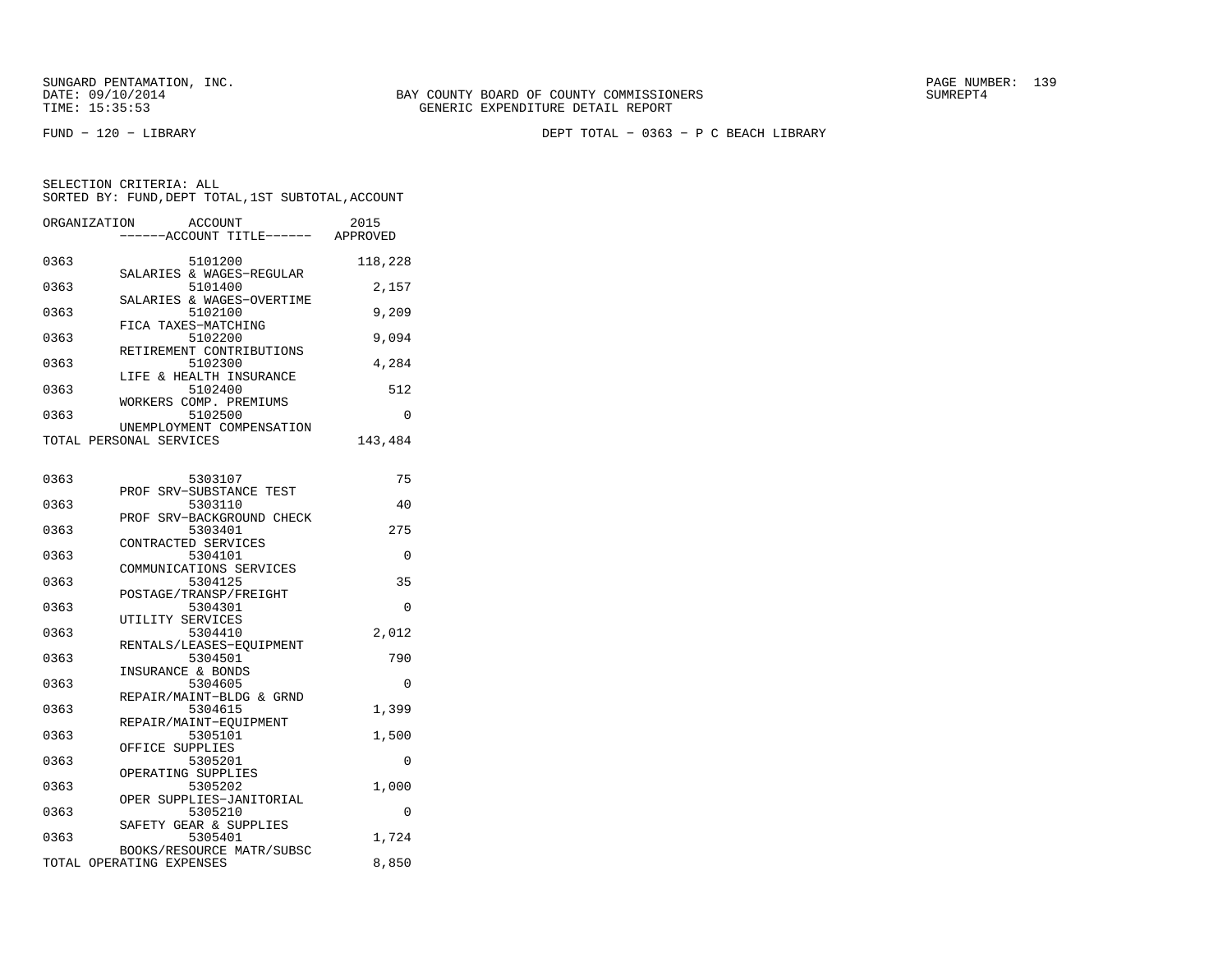SUNGARD PENTAMATION, INC.
DATE: 09/10/2014
TIME: 15:35:53

BAY COUNTY BOARD OF COUNTY COMMISSIONERS
GENERIC EXPENDITURE DETAIL REPORT

SUMREPT4

FUND − 120 − LIBRARY

DEPT TOTAL − 0363 − P C BEACH LIBRARY

SELECTION CRITERIA: ALL
SORTED BY: FUND,DEPT TOTAL,1ST SUBTOTAL,ACCOUNT

| ORGANIZATION | ACCOUNT / ------ACCOUNT TITLE------ | 2015 APPROVED |
|---|---|---|
| 0363 | 5101200 SALARIES & WAGES−REGULAR | 118,228 |
| 0363 | 5101400 SALARIES & WAGES−OVERTIME | 2,157 |
| 0363 | 5102100 FICA TAXES−MATCHING | 9,209 |
| 0363 | 5102200 RETIREMENT CONTRIBUTIONS | 9,094 |
| 0363 | 5102300 LIFE & HEALTH INSURANCE | 4,284 |
| 0363 | 5102400 WORKERS COMP. PREMIUMS | 512 |
| 0363 | 5102500 UNEMPLOYMENT COMPENSATION | 0 |
| TOTAL PERSONAL SERVICES | | 143,484 |
| 0363 | 5303107 PROF SRV−SUBSTANCE TEST | 75 |
| 0363 | 5303110 PROF SRV−BACKGROUND CHECK | 40 |
| 0363 | 5303401 CONTRACTED SERVICES | 275 |
| 0363 | 5304101 COMMUNICATIONS SERVICES | 0 |
| 0363 | 5304125 POSTAGE/TRANSP/FREIGHT | 35 |
| 0363 | 5304301 UTILITY SERVICES | 0 |
| 0363 | 5304410 RENTALS/LEASES−EQUIPMENT | 2,012 |
| 0363 | 5304501 INSURANCE & BONDS | 790 |
| 0363 | 5304605 REPAIR/MAINT−BLDG & GRND | 0 |
| 0363 | 5304615 REPAIR/MAINT−EQUIPMENT | 1,399 |
| 0363 | 5305101 OFFICE SUPPLIES | 1,500 |
| 0363 | 5305201 OPERATING SUPPLIES | 0 |
| 0363 | 5305202 OPER SUPPLIES−JANITORIAL | 1,000 |
| 0363 | 5305210 SAFETY GEAR & SUPPLIES | 0 |
| 0363 | 5305401 BOOKS/RESOURCE MATR/SUBSC | 1,724 |
| TOTAL OPERATING EXPENSES | | 8,850 |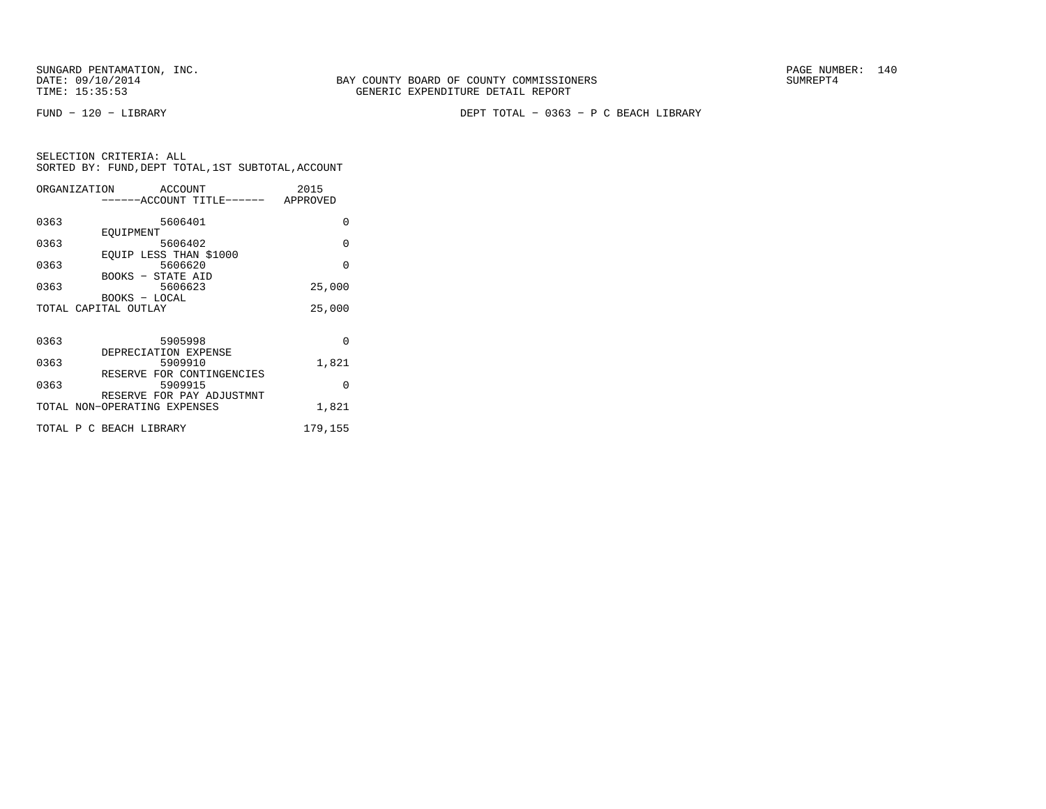SUNGARD PENTAMATION, INC.
DATE: 09/10/2014
TIME: 15:35:53

BAY COUNTY BOARD OF COUNTY COMMISSIONERS
GENERIC EXPENDITURE DETAIL REPORT

SUMREPT4

FUND − 120 − LIBRARY

DEPT TOTAL − 0363 − P C BEACH LIBRARY

SELECTION CRITERIA: ALL
SORTED BY: FUND,DEPT TOTAL,1ST SUBTOTAL,ACCOUNT

| ORGANIZATION | ACCOUNT ------ACCOUNT TITLE------ | 2015 APPROVED |
|---|---|---|
| 0363 | 5606401 EQUIPMENT | 0 |
| 0363 | 5606402 EQUIP LESS THAN $1000 | 0 |
| 0363 | 5606620 BOOKS − STATE AID | 0 |
| 0363 | 5606623 BOOKS − LOCAL | 25,000 |
| TOTAL CAPITAL OUTLAY | | 25,000 |
| 0363 | 5905998 DEPRECIATION EXPENSE | 0 |
| 0363 | 5909910 RESERVE FOR CONTINGENCIES | 1,821 |
| 0363 | 5909915 RESERVE FOR PAY ADJUSTMNT | 0 |
| TOTAL NON−OPERATING EXPENSES | | 1,821 |
| TOTAL P C BEACH LIBRARY | | 179,155 |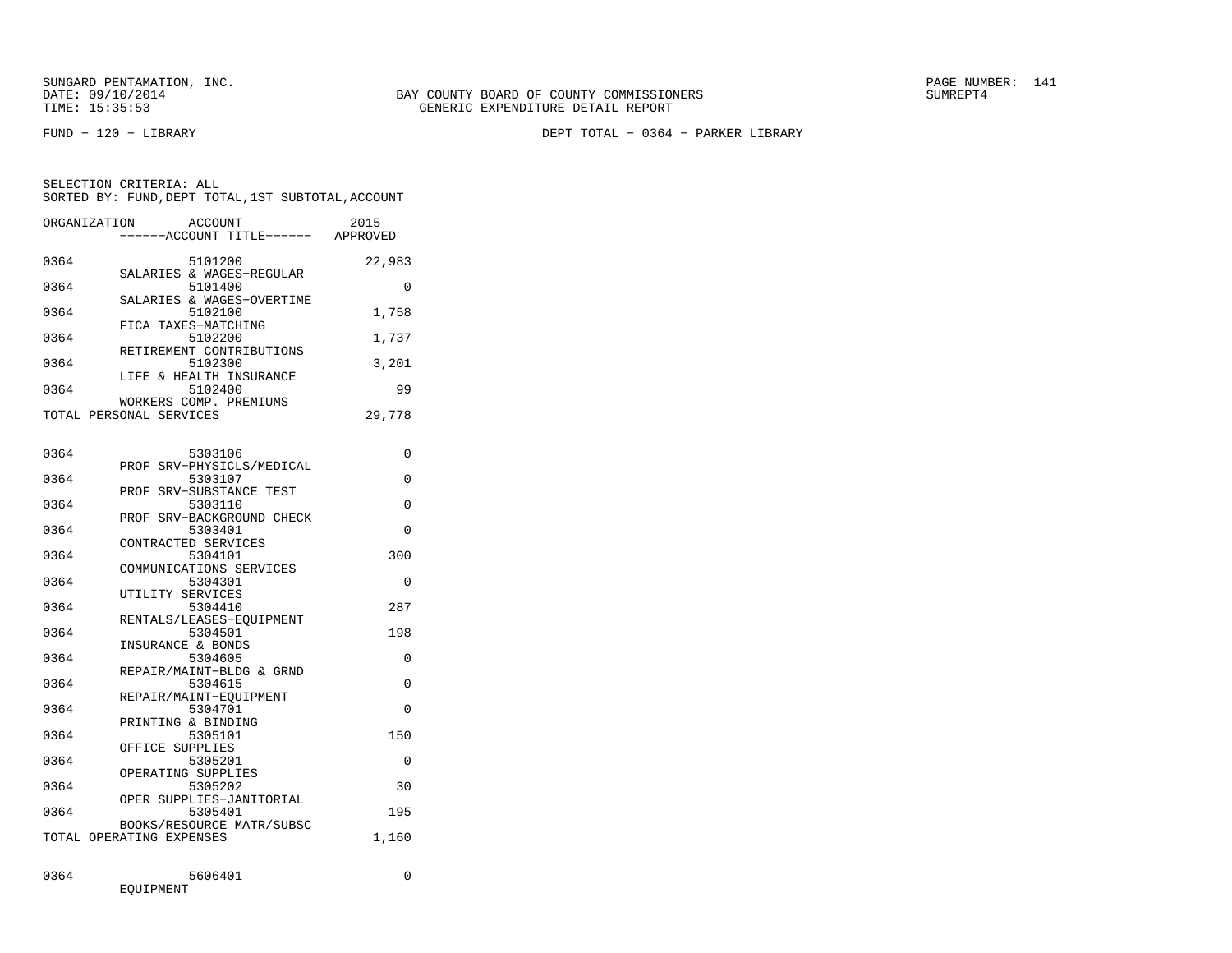SUNGARD PENTAMATION, INC.
DATE: 09/10/2014
TIME: 15:35:53

BAY COUNTY BOARD OF COUNTY COMMISSIONERS
GENERIC EXPENDITURE DETAIL REPORT

PAGE NUMBER: 141
SUMREPT4

FUND - 120 - LIBRARY

DEPT TOTAL - 0364 - PARKER LIBRARY

SELECTION CRITERIA: ALL
SORTED BY: FUND,DEPT TOTAL,1ST SUBTOTAL,ACCOUNT

| ORGANIZATION | ACCOUNT / ------ACCOUNT TITLE------ | 2015 APPROVED |
|---|---|---|
| 0364 | 5101200 SALARIES & WAGES-REGULAR | 22,983 |
| 0364 | 5101400 SALARIES & WAGES-OVERTIME | 0 |
| 0364 | 5102100 FICA TAXES-MATCHING | 1,758 |
| 0364 | 5102200 RETIREMENT CONTRIBUTIONS | 1,737 |
| 0364 | 5102300 LIFE & HEALTH INSURANCE | 3,201 |
| 0364 | 5102400 WORKERS COMP. PREMIUMS | 99 |
| TOTAL PERSONAL SERVICES | | 29,778 |
| 0364 | 5303106 PROF SRV-PHYSICLS/MEDICAL | 0 |
| 0364 | 5303107 PROF SRV-SUBSTANCE TEST | 0 |
| 0364 | 5303110 PROF SRV-BACKGROUND CHECK | 0 |
| 0364 | 5303401 CONTRACTED SERVICES | 0 |
| 0364 | 5304101 COMMUNICATIONS SERVICES | 300 |
| 0364 | 5304301 UTILITY SERVICES | 0 |
| 0364 | 5304410 RENTALS/LEASES-EQUIPMENT | 287 |
| 0364 | 5304501 INSURANCE & BONDS | 198 |
| 0364 | 5304605 REPAIR/MAINT-BLDG & GRND | 0 |
| 0364 | 5304615 REPAIR/MAINT-EQUIPMENT | 0 |
| 0364 | 5304701 PRINTING & BINDING | 0 |
| 0364 | 5305101 OFFICE SUPPLIES | 150 |
| 0364 | 5305201 OPERATING SUPPLIES | 0 |
| 0364 | 5305202 OPER SUPPLIES-JANITORIAL | 30 |
| 0364 | 5305401 BOOKS/RESOURCE MATR/SUBSC | 195 |
| TOTAL OPERATING EXPENSES | | 1,160 |
| 0364 | 5606401 EQUIPMENT | 0 |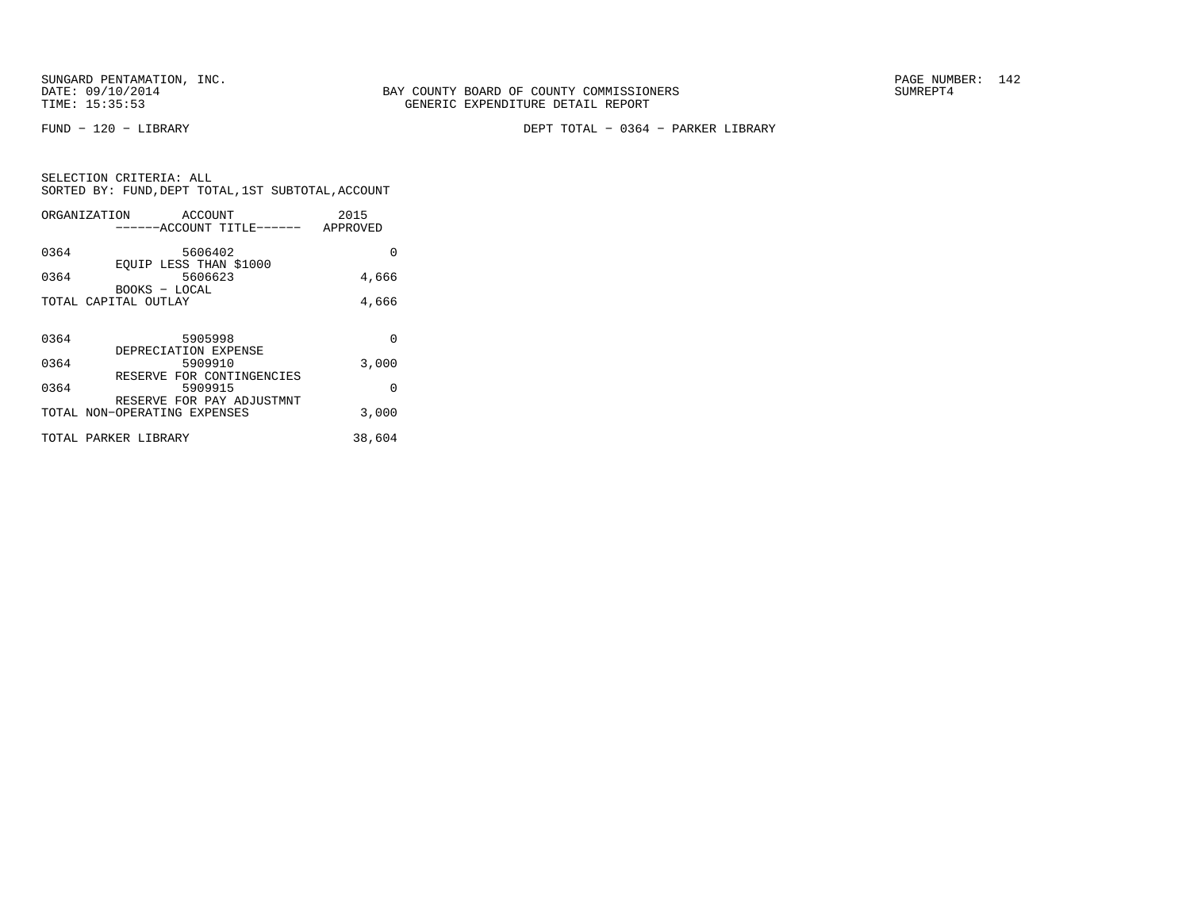SUNGARD PENTAMATION, INC.
DATE: 09/10/2014
TIME: 15:35:53

BAY COUNTY BOARD OF COUNTY COMMISSIONERS
GENERIC EXPENDITURE DETAIL REPORT

SUMREPT4

FUND − 120 − LIBRARY

DEPT TOTAL − 0364 − PARKER LIBRARY

SELECTION CRITERIA: ALL
SORTED BY: FUND,DEPT TOTAL,1ST SUBTOTAL,ACCOUNT

| ORGANIZATION | ACCOUNT ------ACCOUNT TITLE------ | 2015 APPROVED |
|---|---|---|
| 0364 | 5606402 EQUIP LESS THAN $1000 | 0 |
| 0364 | 5606623 BOOKS − LOCAL | 4,666 |
| TOTAL CAPITAL OUTLAY | | 4,666 |
| 0364 | 5905998 DEPRECIATION EXPENSE | 0 |
| 0364 | 5909910 RESERVE FOR CONTINGENCIES | 3,000 |
| 0364 | 5909915 RESERVE FOR PAY ADJUSTMNT | 0 |
| TOTAL NON−OPERATING EXPENSES | | 3,000 |
| TOTAL PARKER LIBRARY | | 38,604 |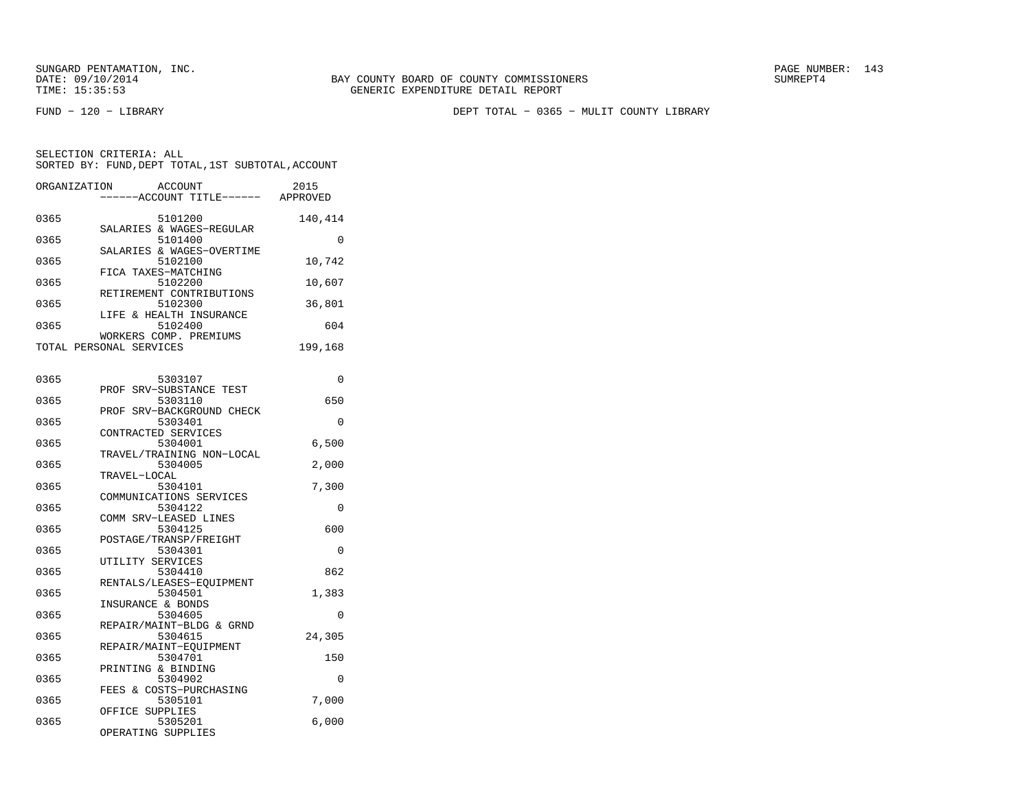SUNGARD PENTAMATION, INC.
DATE: 09/10/2014
TIME: 15:35:53

BAY COUNTY BOARD OF COUNTY COMMISSIONERS
GENERIC EXPENDITURE DETAIL REPORT

SUMREPT4

FUND − 120 − LIBRARY

DEPT TOTAL − 0365 − MULIT COUNTY LIBRARY

SELECTION CRITERIA: ALL
SORTED BY: FUND,DEPT TOTAL,1ST SUBTOTAL,ACCOUNT

| ORGANIZATION | ACCOUNT<br>------ACCOUNT TITLE------ | 2015<br>APPROVED |
|---|---|---|
| 0365 | 5101200<br>SALARIES & WAGES−REGULAR | 140,414 |
| 0365 | 5101400<br>SALARIES & WAGES−OVERTIME | 0 |
| 0365 | 5102100<br>FICA TAXES−MATCHING | 10,742 |
| 0365 | 5102200<br>RETIREMENT CONTRIBUTIONS | 10,607 |
| 0365 | 5102300<br>LIFE & HEALTH INSURANCE | 36,801 |
| 0365 | 5102400<br>WORKERS COMP. PREMIUMS | 604 |
| TOTAL PERSONAL SERVICES | | 199,168 |
| | | |
| 0365 | 5303107<br>PROF SRV−SUBSTANCE TEST | 0 |
| 0365 | 5303110<br>PROF SRV−BACKGROUND CHECK | 650 |
| 0365 | 5303401<br>CONTRACTED SERVICES | 0 |
| 0365 | 5304001<br>TRAVEL/TRAINING NON−LOCAL | 6,500 |
| 0365 | 5304005<br>TRAVEL−LOCAL | 2,000 |
| 0365 | 5304101<br>COMMUNICATIONS SERVICES | 7,300 |
| 0365 | 5304122<br>COMM SRV−LEASED LINES | 0 |
| 0365 | 5304125<br>POSTAGE/TRANSP/FREIGHT | 600 |
| 0365 | 5304301<br>UTILITY SERVICES | 0 |
| 0365 | 5304410<br>RENTALS/LEASES−EQUIPMENT | 862 |
| 0365 | 5304501<br>INSURANCE & BONDS | 1,383 |
| 0365 | 5304605<br>REPAIR/MAINT−BLDG & GRND | 0 |
| 0365 | 5304615<br>REPAIR/MAINT−EQUIPMENT | 24,305 |
| 0365 | 5304701<br>PRINTING & BINDING | 150 |
| 0365 | 5304902<br>FEES & COSTS−PURCHASING | 0 |
| 0365 | 5305101<br>OFFICE SUPPLIES | 7,000 |
| 0365 | 5305201<br>OPERATING SUPPLIES | 6,000 |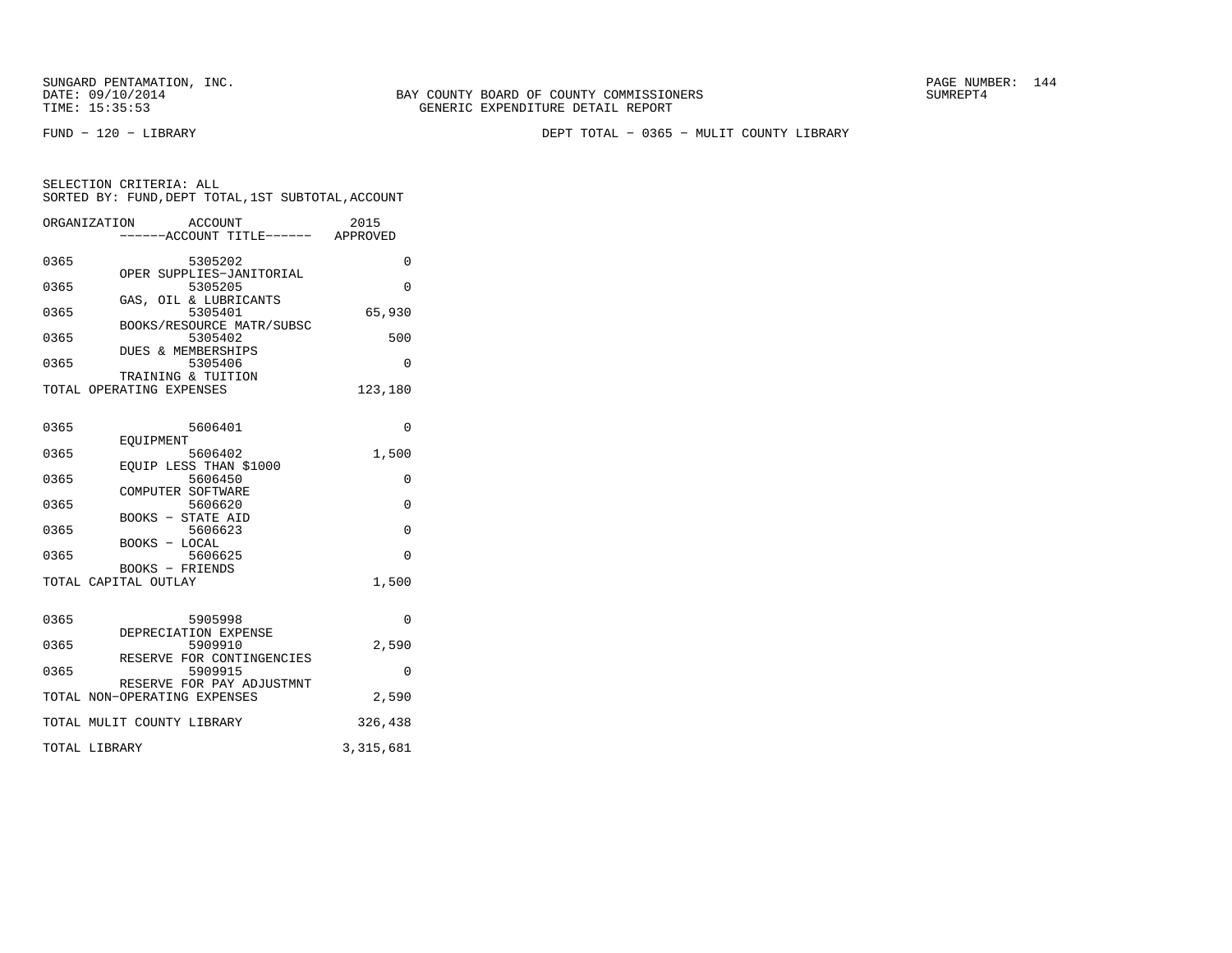BAY COUNTY BOARD OF COUNTY COMMISSIONERS
GENERIC EXPENDITURE DETAIL REPORT

FUND − 120 − LIBRARY

DEPT TOTAL − 0365 − MULIT COUNTY LIBRARY

SELECTION CRITERIA: ALL
SORTED BY: FUND,DEPT TOTAL,1ST SUBTOTAL,ACCOUNT

| ORGANIZATION | ACCOUNT / ------ACCOUNT TITLE------ | 2015 APPROVED |
|---|---|---|
| 0365 | 5305202 OPER SUPPLIES−JANITORIAL | 0 |
| 0365 | 5305205 GAS, OIL & LUBRICANTS | 0 |
| 0365 | 5305401 BOOKS/RESOURCE MATR/SUBSC | 65,930 |
| 0365 | 5305402 DUES & MEMBERSHIPS | 500 |
| 0365 | 5305406 TRAINING & TUITION | 0 |
| TOTAL OPERATING EXPENSES | | 123,180 |
| 0365 | 5606401 EQUIPMENT | 0 |
| 0365 | 5606402 EQUIP LESS THAN $1000 | 1,500 |
| 0365 | 5606450 COMPUTER SOFTWARE | 0 |
| 0365 | 5606620 BOOKS − STATE AID | 0 |
| 0365 | 5606623 BOOKS − LOCAL | 0 |
| 0365 | 5606625 BOOKS − FRIENDS | 0 |
| TOTAL CAPITAL OUTLAY | | 1,500 |
| 0365 | 5905998 DEPRECIATION EXPENSE | 0 |
| 0365 | 5909910 RESERVE FOR CONTINGENCIES | 2,590 |
| 0365 | 5909915 RESERVE FOR PAY ADJUSTMNT | 0 |
| TOTAL NON−OPERATING EXPENSES | | 2,590 |
| TOTAL MULIT COUNTY LIBRARY | | 326,438 |
| TOTAL LIBRARY | | 3,315,681 |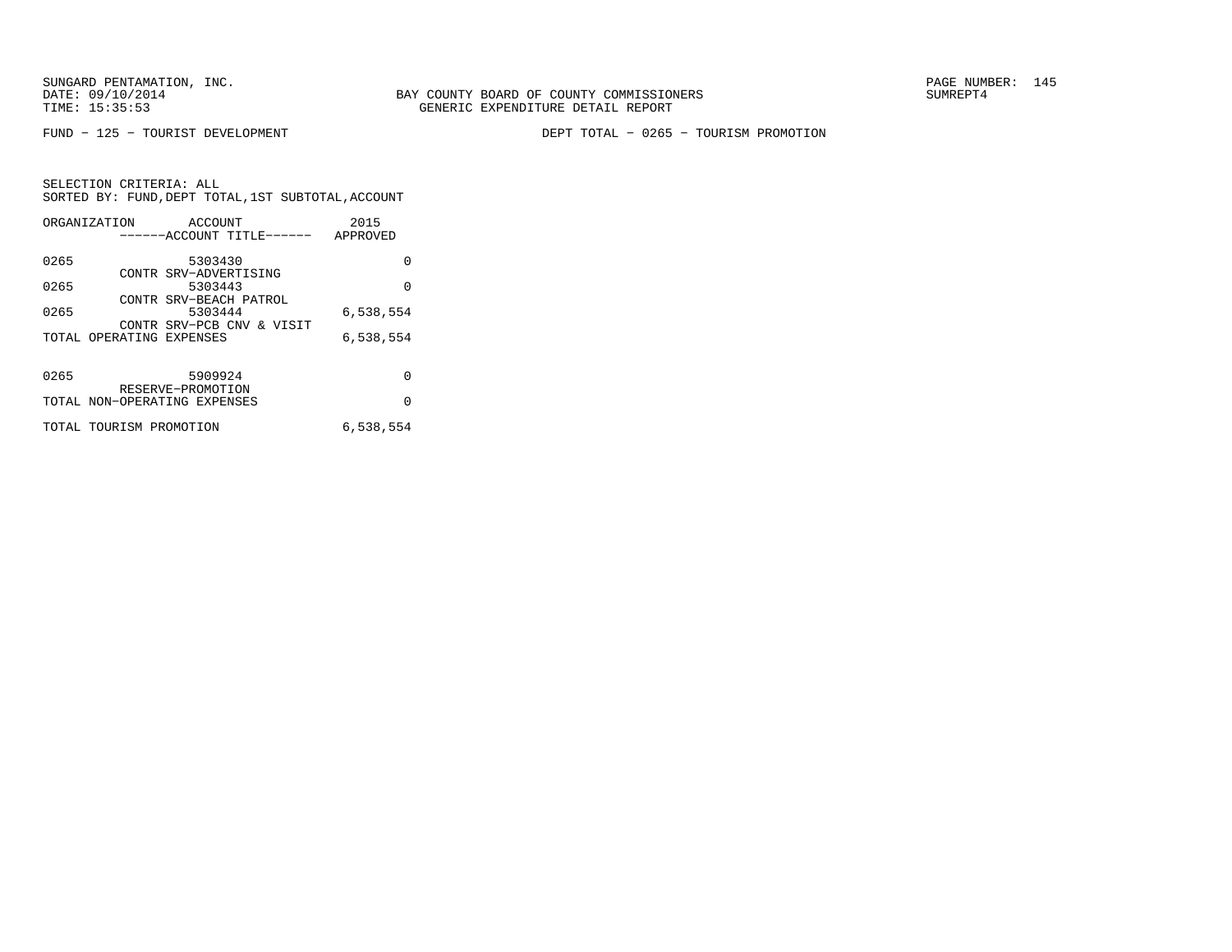BAY COUNTY BOARD OF COUNTY COMMISSIONERS
GENERIC EXPENDITURE DETAIL REPORT

FUND − 125 − TOURIST DEVELOPMENT

DEPT TOTAL − 0265 − TOURISM PROMOTION

SELECTION CRITERIA: ALL
SORTED BY: FUND,DEPT TOTAL,1ST SUBTOTAL,ACCOUNT

| ORGANIZATION | ACCOUNT ------ACCOUNT TITLE------ | 2015 APPROVED |
|---|---|---|
| 0265 | 5303430 CONTR SRV−ADVERTISING | 0 |
| 0265 | 5303443 CONTR SRV−BEACH PATROL | 0 |
| 0265 | 5303444 CONTR SRV−PCB CNV & VISIT | 6,538,554 |
| TOTAL OPERATING EXPENSES | | 6,538,554 |
| 0265 | 5909924 RESERVE−PROMOTION | 0 |
| TOTAL NON−OPERATING EXPENSES | | 0 |
| TOTAL TOURISM PROMOTION | | 6,538,554 |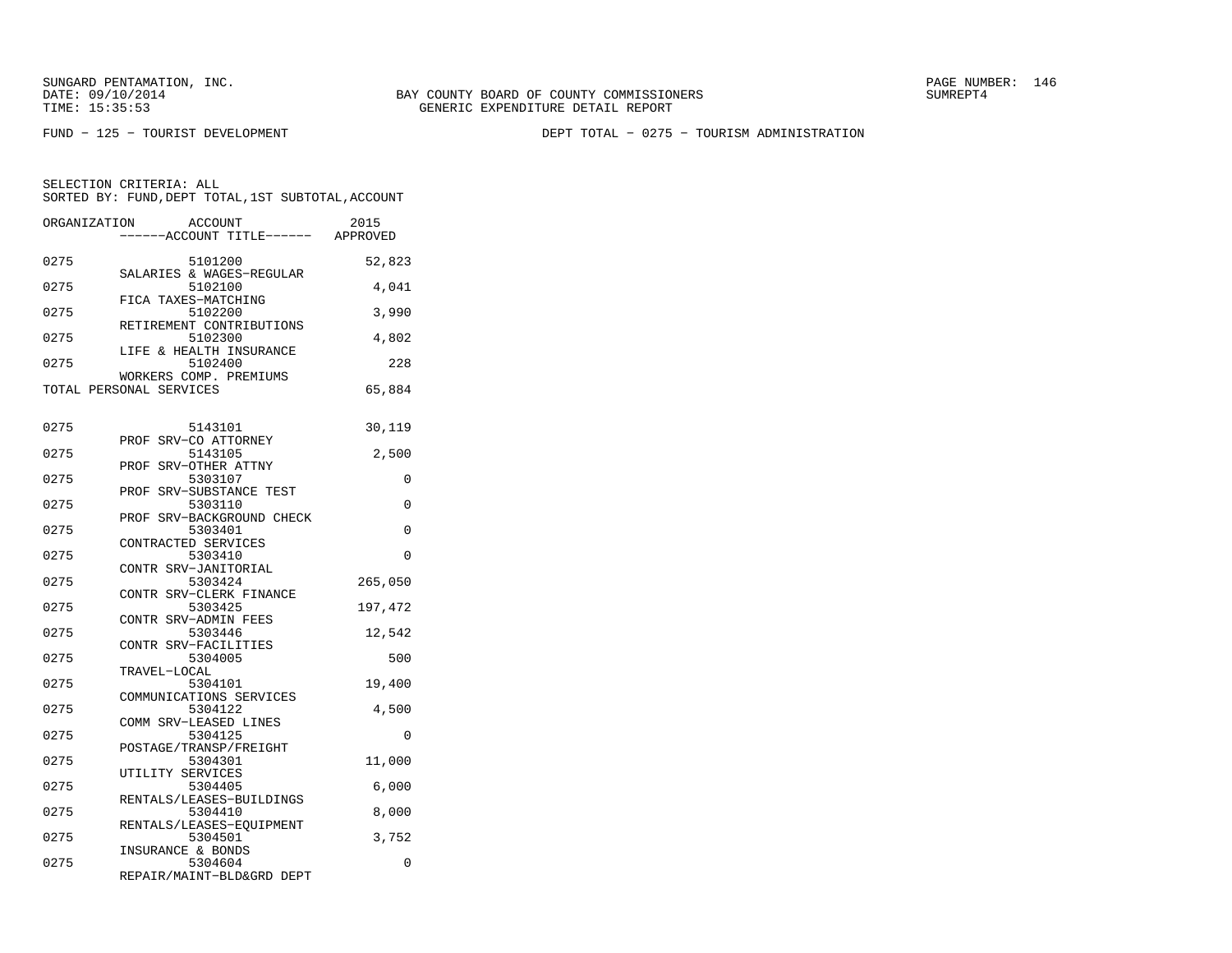SUNGARD PENTAMATION, INC.
DATE: 09/10/2014
TIME: 15:35:53

BAY COUNTY BOARD OF COUNTY COMMISSIONERS
GENERIC EXPENDITURE DETAIL REPORT

SUMREPT4

FUND - 125 - TOURIST DEVELOPMENT

DEPT TOTAL - 0275 - TOURISM ADMINISTRATION

SELECTION CRITERIA: ALL
SORTED BY: FUND,DEPT TOTAL,1ST SUBTOTAL,ACCOUNT

| ORGANIZATION | ACCOUNT ------ACCOUNT TITLE------ | 2015 APPROVED |
|---|---|---|
| 0275 | 5101200 SALARIES & WAGES-REGULAR | 52,823 |
| 0275 | 5102100 FICA TAXES-MATCHING | 4,041 |
| 0275 | 5102200 RETIREMENT CONTRIBUTIONS | 3,990 |
| 0275 | 5102300 LIFE & HEALTH INSURANCE | 4,802 |
| 0275 | 5102400 WORKERS COMP. PREMIUMS | 228 |
| TOTAL PERSONAL SERVICES | | 65,884 |
| 0275 | 5143101 PROF SRV-CO ATTORNEY | 30,119 |
| 0275 | 5143105 PROF SRV-OTHER ATTNY | 2,500 |
| 0275 | 5303107 PROF SRV-SUBSTANCE TEST | 0 |
| 0275 | 5303110 PROF SRV-BACKGROUND CHECK | 0 |
| 0275 | 5303401 CONTRACTED SERVICES | 0 |
| 0275 | 5303410 CONTR SRV-JANITORIAL | 0 |
| 0275 | 5303424 CONTR SRV-CLERK FINANCE | 265,050 |
| 0275 | 5303425 CONTR SRV-ADMIN FEES | 197,472 |
| 0275 | 5303446 CONTR SRV-FACILITIES | 12,542 |
| 0275 | 5304005 TRAVEL-LOCAL | 500 |
| 0275 | 5304101 COMMUNICATIONS SERVICES | 19,400 |
| 0275 | 5304122 COMM SRV-LEASED LINES | 4,500 |
| 0275 | 5304125 POSTAGE/TRANSP/FREIGHT | 0 |
| 0275 | 5304301 UTILITY SERVICES | 11,000 |
| 0275 | 5304405 RENTALS/LEASES-BUILDINGS | 6,000 |
| 0275 | 5304410 RENTALS/LEASES-EQUIPMENT | 8,000 |
| 0275 | 5304501 INSURANCE & BONDS | 3,752 |
| 0275 | 5304604 REPAIR/MAINT-BLD&GRD DEPT | 0 |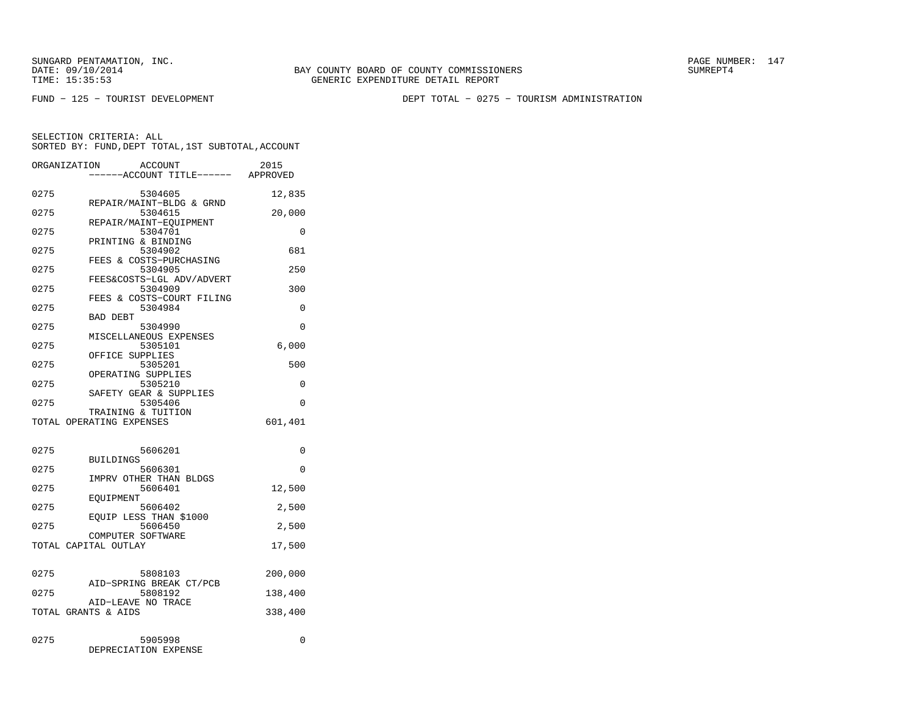SUNGARD PENTAMATION, INC.
DATE: 09/10/2014
TIME: 15:35:53

BAY COUNTY BOARD OF COUNTY COMMISSIONERS
GENERIC EXPENDITURE DETAIL REPORT

SUMREPT4

FUND − 125 − TOURIST DEVELOPMENT

DEPT TOTAL − 0275 − TOURISM ADMINISTRATION

SELECTION CRITERIA: ALL
SORTED BY: FUND,DEPT TOTAL,1ST SUBTOTAL,ACCOUNT

| ORGANIZATION | ACCOUNT / ------ACCOUNT TITLE------ | 2015 APPROVED |
|---|---|---|
| 0275 | 5304605 REPAIR/MAINT−BLDG & GRND | 12,835 |
| 0275 | 5304615 REPAIR/MAINT−EQUIPMENT | 20,000 |
| 0275 | 5304701 PRINTING & BINDING | 0 |
| 0275 | 5304902 FEES & COSTS−PURCHASING | 681 |
| 0275 | 5304905 FEES&COSTS−LGL ADV/ADVERT | 250 |
| 0275 | 5304909 FEES & COSTS−COURT FILING | 300 |
| 0275 | 5304984 BAD DEBT | 0 |
| 0275 | 5304990 MISCELLANEOUS EXPENSES | 0 |
| 0275 | 5305101 OFFICE SUPPLIES | 6,000 |
| 0275 | 5305201 OPERATING SUPPLIES | 500 |
| 0275 | 5305210 SAFETY GEAR & SUPPLIES | 0 |
| 0275 | 5305406 TRAINING & TUITION | 0 |
| TOTAL OPERATING EXPENSES | | 601,401 |
| 0275 | 5606201 BUILDINGS | 0 |
| 0275 | 5606301 IMPRV OTHER THAN BLDGS | 0 |
| 0275 | 5606401 EQUIPMENT | 12,500 |
| 0275 | 5606402 EQUIP LESS THAN $1000 | 2,500 |
| 0275 | 5606450 COMPUTER SOFTWARE | 2,500 |
| TOTAL CAPITAL OUTLAY | | 17,500 |
| 0275 | 5808103 AID−SPRING BREAK CT/PCB | 200,000 |
| 0275 | 5808192 AID−LEAVE NO TRACE | 138,400 |
| TOTAL GRANTS & AIDS | | 338,400 |
| 0275 | 5905998 DEPRECIATION EXPENSE | 0 |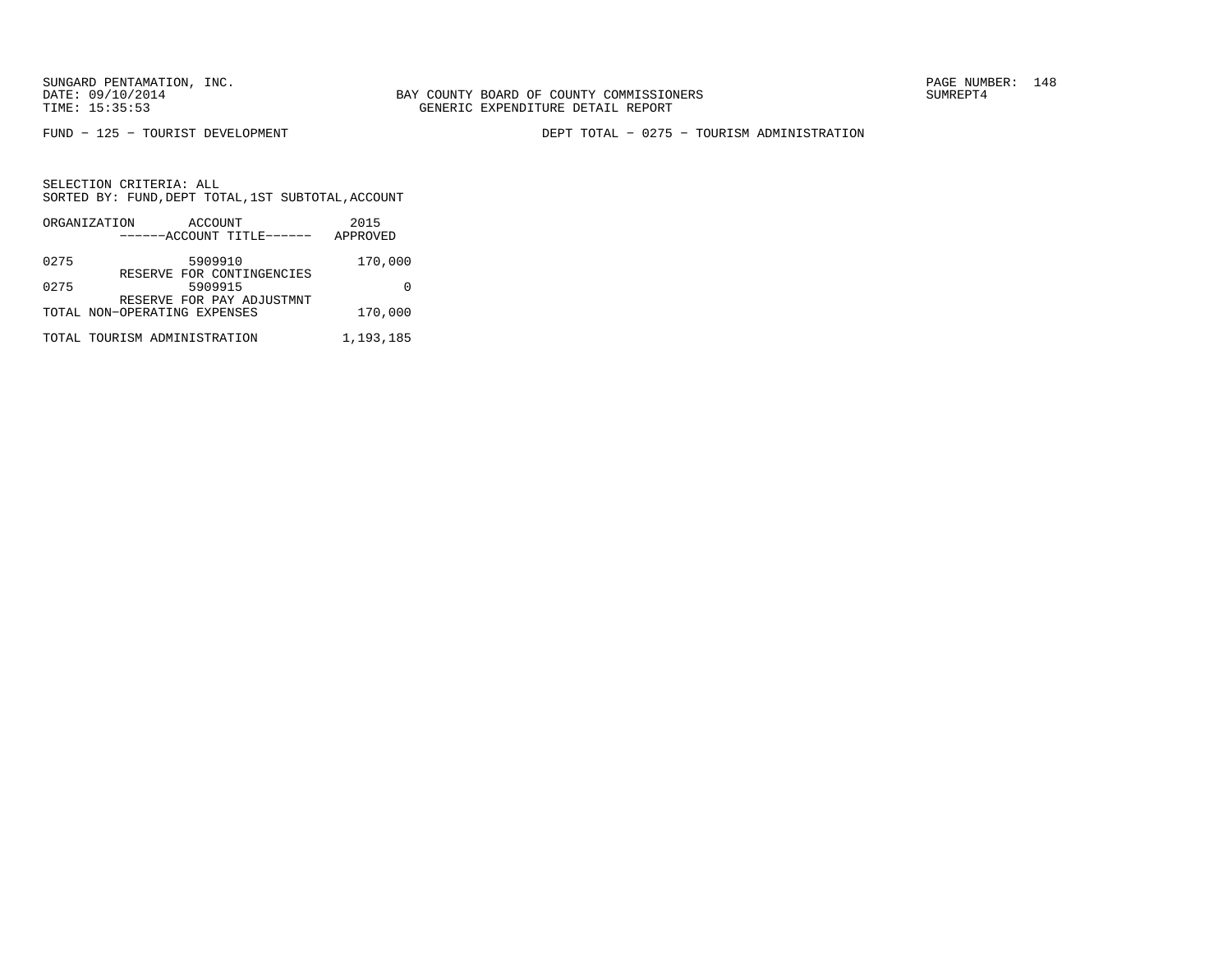SUNGARD PENTAMATION, INC.
DATE: 09/10/2014
TIME: 15:35:53

BAY COUNTY BOARD OF COUNTY COMMISSIONERS
GENERIC EXPENDITURE DETAIL REPORT

SUMREPT4

FUND − 125 − TOURIST DEVELOPMENT

DEPT TOTAL − 0275 − TOURISM ADMINISTRATION

SELECTION CRITERIA: ALL
SORTED BY: FUND,DEPT TOTAL,1ST SUBTOTAL,ACCOUNT

| ORGANIZATION | ACCOUNT ------ACCOUNT TITLE------ | 2015 APPROVED |
|---|---|---|
| 0275 | 5909910 RESERVE FOR CONTINGENCIES | 170,000 |
| 0275 | 5909915 RESERVE FOR PAY ADJUSTMNT | 0 |
| TOTAL NON−OPERATING EXPENSES | | 170,000 |
| TOTAL TOURISM ADMINISTRATION | | 1,193,185 |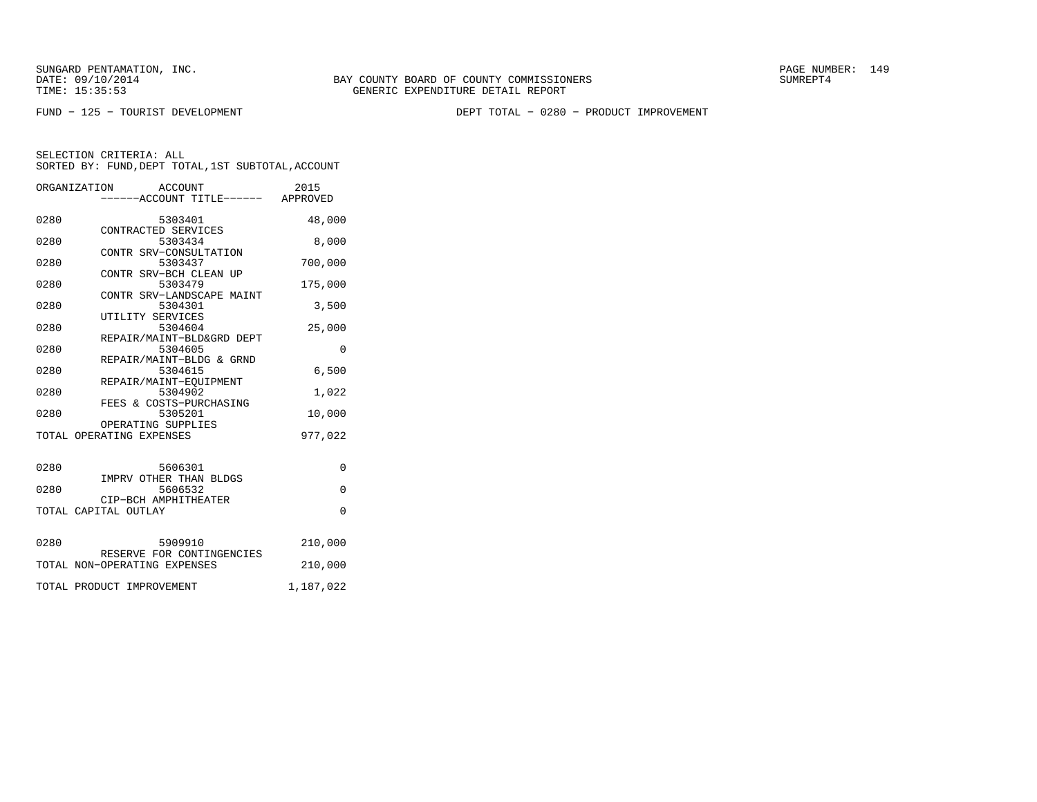BAY COUNTY BOARD OF COUNTY COMMISSIONERS
GENERIC EXPENDITURE DETAIL REPORT

FUND − 125 − TOURIST DEVELOPMENT

DEPT TOTAL − 0280 − PRODUCT IMPROVEMENT

SELECTION CRITERIA: ALL
SORTED BY: FUND,DEPT TOTAL,1ST SUBTOTAL,ACCOUNT

| ORGANIZATION | ACCOUNT / ACCOUNT TITLE | 2015 APPROVED |
|---|---|---|
| 0280 | 5303401 CONTRACTED SERVICES | 48,000 |
| 0280 | 5303434 CONTR SRV−CONSULTATION | 8,000 |
| 0280 | 5303437 CONTR SRV−BCH CLEAN UP | 700,000 |
| 0280 | 5303479 CONTR SRV−LANDSCAPE MAINT | 175,000 |
| 0280 | 5304301 UTILITY SERVICES | 3,500 |
| 0280 | 5304604 REPAIR/MAINT−BLD&GRD DEPT | 25,000 |
| 0280 | 5304605 REPAIR/MAINT−BLDG & GRND | 0 |
| 0280 | 5304615 REPAIR/MAINT−EQUIPMENT | 6,500 |
| 0280 | 5304902 FEES & COSTS−PURCHASING | 1,022 |
| 0280 | 5305201 OPERATING SUPPLIES | 10,000 |
| TOTAL OPERATING EXPENSES | | 977,022 |
| 0280 | 5606301 IMPRV OTHER THAN BLDGS | 0 |
| 0280 | 5606532 CIP−BCH AMPHITHEATER | 0 |
| TOTAL CAPITAL OUTLAY | | 0 |
| 0280 | 5909910 RESERVE FOR CONTINGENCIES | 210,000 |
| TOTAL NON−OPERATING EXPENSES | | 210,000 |
| TOTAL PRODUCT IMPROVEMENT | | 1,187,022 |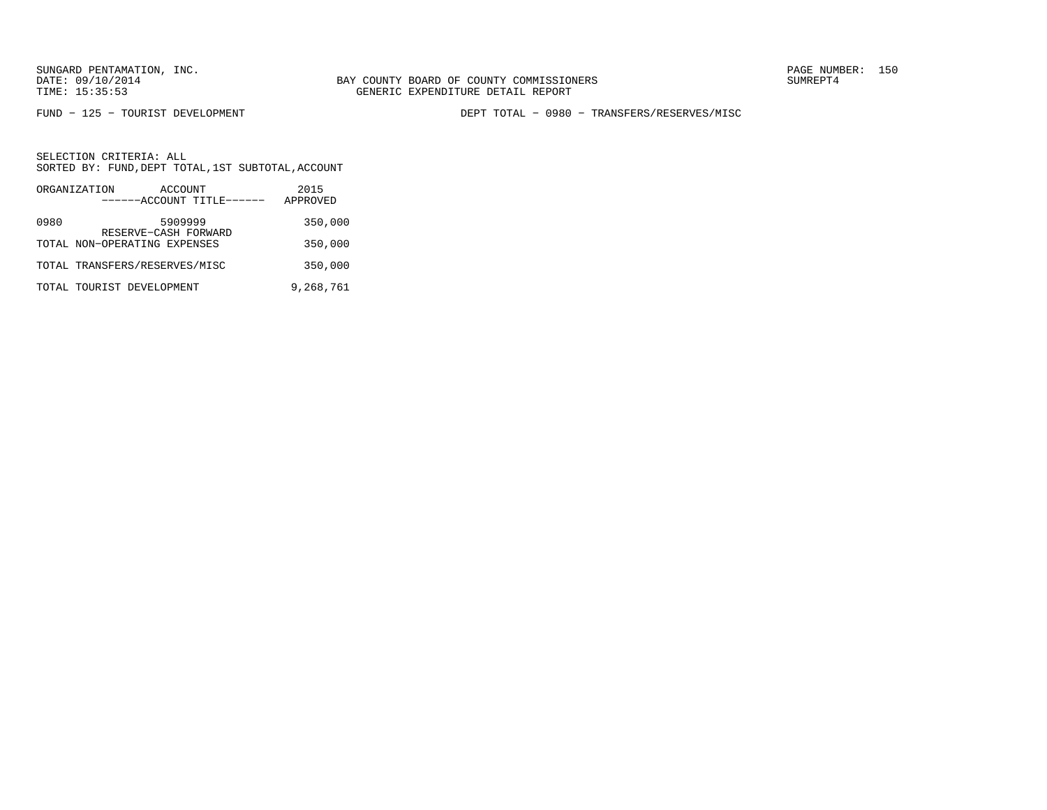SUNGARD PENTAMATION, INC.
DATE: 09/10/2014
TIME: 15:35:53

BAY COUNTY BOARD OF COUNTY COMMISSIONERS
GENERIC EXPENDITURE DETAIL REPORT

PAGE NUMBER: 150
SUMREPT4

FUND − 125 − TOURIST DEVELOPMENT

DEPT TOTAL − 0980 − TRANSFERS/RESERVES/MISC

SELECTION CRITERIA: ALL
SORTED BY: FUND,DEPT TOTAL,1ST SUBTOTAL,ACCOUNT

| ORGANIZATION | ACCOUNT<br>------ACCOUNT TITLE------ | 2015<br>APPROVED |
|---|---|---|
| 0980 | 5909999<br>RESERVE−CASH FORWARD | 350,000 |
| TOTAL NON−OPERATING EXPENSES | | 350,000 |
| TOTAL TRANSFERS/RESERVES/MISC | | 350,000 |
| TOTAL TOURIST DEVELOPMENT | | 9,268,761 |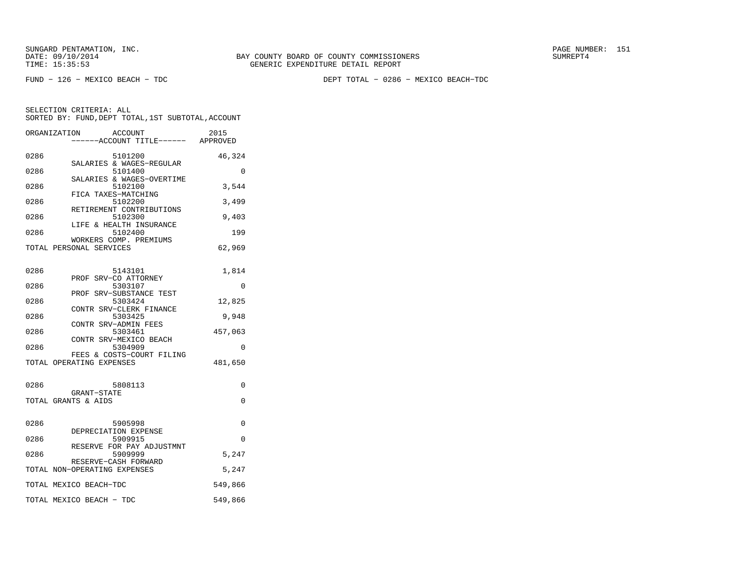SUNGARD PENTAMATION, INC.
DATE: 09/10/2014
TIME: 15:35:53

BAY COUNTY BOARD OF COUNTY COMMISSIONERS
GENERIC EXPENDITURE DETAIL REPORT

SUMREPT4

FUND - 126 - MEXICO BEACH - TDC

DEPT TOTAL - 0286 - MEXICO BEACH-TDC

SELECTION CRITERIA: ALL
SORTED BY: FUND,DEPT TOTAL,1ST SUBTOTAL,ACCOUNT

| ORGANIZATION | ACCOUNT / ------ACCOUNT TITLE------ | 2015 APPROVED |
|---|---|---|
| 0286 | 5101200 SALARIES & WAGES-REGULAR | 46,324 |
| 0286 | 5101400 SALARIES & WAGES-OVERTIME | 0 |
| 0286 | 5102100 FICA TAXES-MATCHING | 3,544 |
| 0286 | 5102200 RETIREMENT CONTRIBUTIONS | 3,499 |
| 0286 | 5102300 LIFE & HEALTH INSURANCE | 9,403 |
| 0286 | 5102400 WORKERS COMP. PREMIUMS | 199 |
| TOTAL PERSONAL SERVICES | | 62,969 |
| 0286 | 5143101 PROF SRV-CO ATTORNEY | 1,814 |
| 0286 | 5303107 PROF SRV-SUBSTANCE TEST | 0 |
| 0286 | 5303424 CONTR SRV-CLERK FINANCE | 12,825 |
| 0286 | 5303425 CONTR SRV-ADMIN FEES | 9,948 |
| 0286 | 5303461 CONTR SRV-MEXICO BEACH | 457,063 |
| 0286 | 5304909 FEES & COSTS-COURT FILING | 0 |
| TOTAL OPERATING EXPENSES | | 481,650 |
| 0286 | 5808113 GRANT-STATE | 0 |
| TOTAL GRANTS & AIDS | | 0 |
| 0286 | 5905998 DEPRECIATION EXPENSE | 0 |
| 0286 | 5909915 RESERVE FOR PAY ADJUSTMNT | 0 |
| 0286 | 5909999 RESERVE-CASH FORWARD | 5,247 |
| TOTAL NON-OPERATING EXPENSES | | 5,247 |
| TOTAL MEXICO BEACH-TDC | | 549,866 |
| TOTAL MEXICO BEACH - TDC | | 549,866 |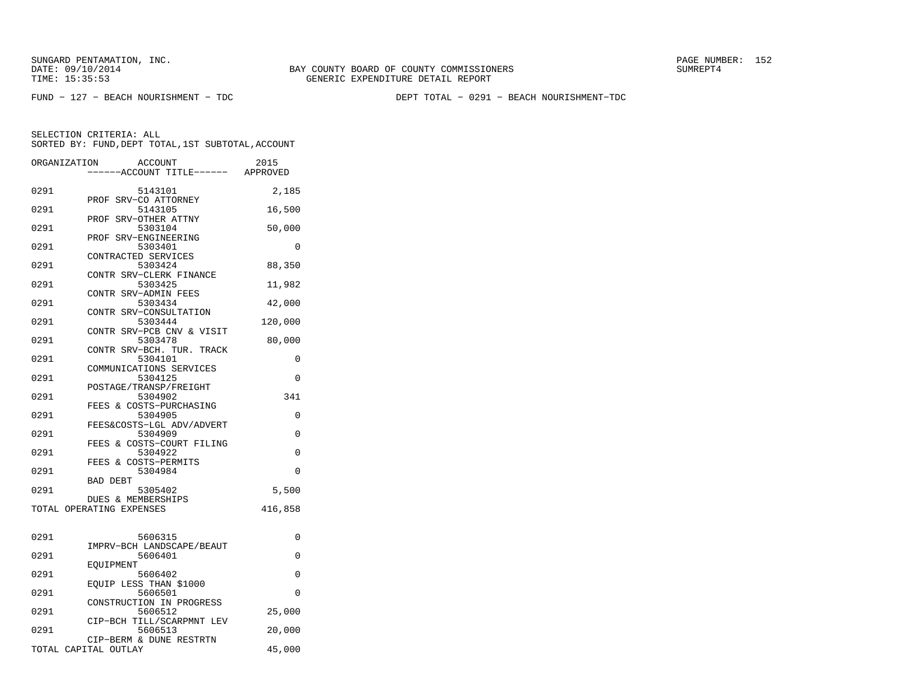SUNGARD PENTAMATION, INC.
DATE: 09/10/2014
TIME: 15:35:53

BAY COUNTY BOARD OF COUNTY COMMISSIONERS
GENERIC EXPENDITURE DETAIL REPORT

SUMREPT4

FUND − 127 − BEACH NOURISHMENT − TDC

DEPT TOTAL − 0291 − BEACH NOURISHMENT−TDC

SELECTION CRITERIA: ALL
SORTED BY: FUND,DEPT TOTAL,1ST SUBTOTAL,ACCOUNT

| ORGANIZATION | ACCOUNT / ACCOUNT TITLE | 2015 APPROVED |
|---|---|---|
| 0291 | 5143101 PROF SRV−CO ATTORNEY | 2,185 |
| 0291 | 5143105 PROF SRV−OTHER ATTNY | 16,500 |
| 0291 | 5303104 PROF SRV−ENGINEERING | 50,000 |
| 0291 | 5303401 CONTRACTED SERVICES | 0 |
| 0291 | 5303424 CONTR SRV−CLERK FINANCE | 88,350 |
| 0291 | 5303425 CONTR SRV−ADMIN FEES | 11,982 |
| 0291 | 5303434 CONTR SRV−CONSULTATION | 42,000 |
| 0291 | 5303444 CONTR SRV−PCB CNV & VISIT | 120,000 |
| 0291 | 5303478 CONTR SRV−BCH. TUR. TRACK | 80,000 |
| 0291 | 5304101 COMMUNICATIONS SERVICES | 0 |
| 0291 | 5304125 POSTAGE/TRANSP/FREIGHT | 0 |
| 0291 | 5304902 FEES & COSTS−PURCHASING | 341 |
| 0291 | 5304905 FEES&COSTS−LGL ADV/ADVERT | 0 |
| 0291 | 5304909 FEES & COSTS−COURT FILING | 0 |
| 0291 | 5304922 FEES & COSTS−PERMITS | 0 |
| 0291 | 5304984 BAD DEBT | 0 |
| 0291 | 5305402 DUES & MEMBERSHIPS | 5,500 |
| TOTAL OPERATING EXPENSES | | 416,858 |
| 0291 | 5606315 IMPRV−BCH LANDSCAPE/BEAUT | 0 |
| 0291 | 5606401 EQUIPMENT | 0 |
| 0291 | 5606402 EQUIP LESS THAN $1000 | 0 |
| 0291 | 5606501 CONSTRUCTION IN PROGRESS | 0 |
| 0291 | 5606512 CIP−BCH TILL/SCARPMNT LEV | 25,000 |
| 0291 | 5606513 CIP−BERM & DUNE RESTRTN | 20,000 |
| TOTAL CAPITAL OUTLAY | | 45,000 |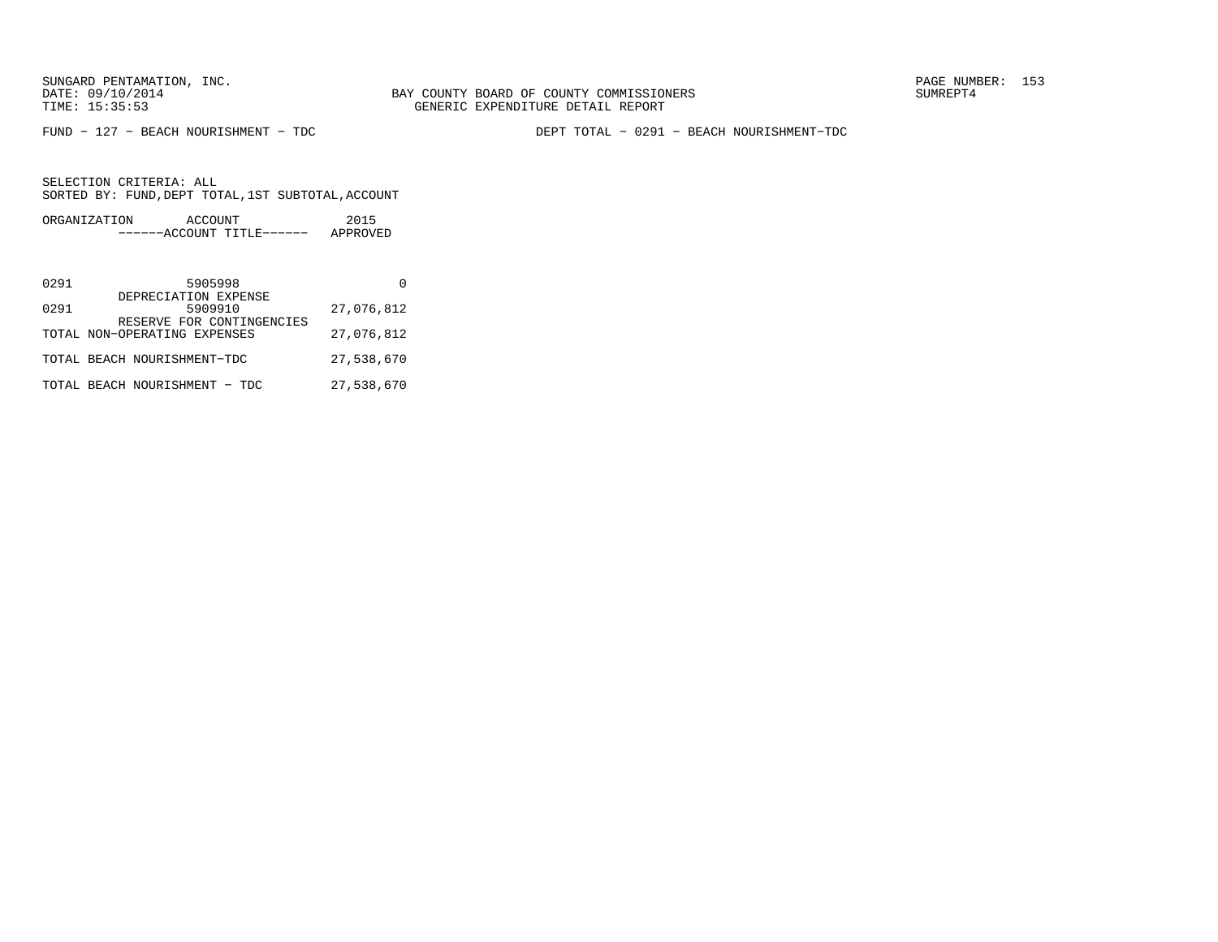SUNGARD PENTAMATION, INC.
DATE: 09/10/2014
TIME: 15:35:53

BAY COUNTY BOARD OF COUNTY COMMISSIONERS
GENERIC EXPENDITURE DETAIL REPORT

PAGE NUMBER: 153
SUMREPT4

FUND - 127 - BEACH NOURISHMENT - TDC

DEPT TOTAL - 0291 - BEACH NOURISHMENT-TDC

SELECTION CRITERIA: ALL
SORTED BY: FUND,DEPT TOTAL,1ST SUBTOTAL,ACCOUNT

| ORGANIZATION | ACCOUNT / ------ACCOUNT TITLE------ | 2015 APPROVED |
|---|---|---|
| 0291 | 5905998 DEPRECIATION EXPENSE | 0 |
| 0291 | 5909910 RESERVE FOR CONTINGENCIES | 27,076,812 |
| TOTAL NON-OPERATING EXPENSES | | 27,076,812 |
| TOTAL BEACH NOURISHMENT-TDC | | 27,538,670 |
| TOTAL BEACH NOURISHMENT - TDC | | 27,538,670 |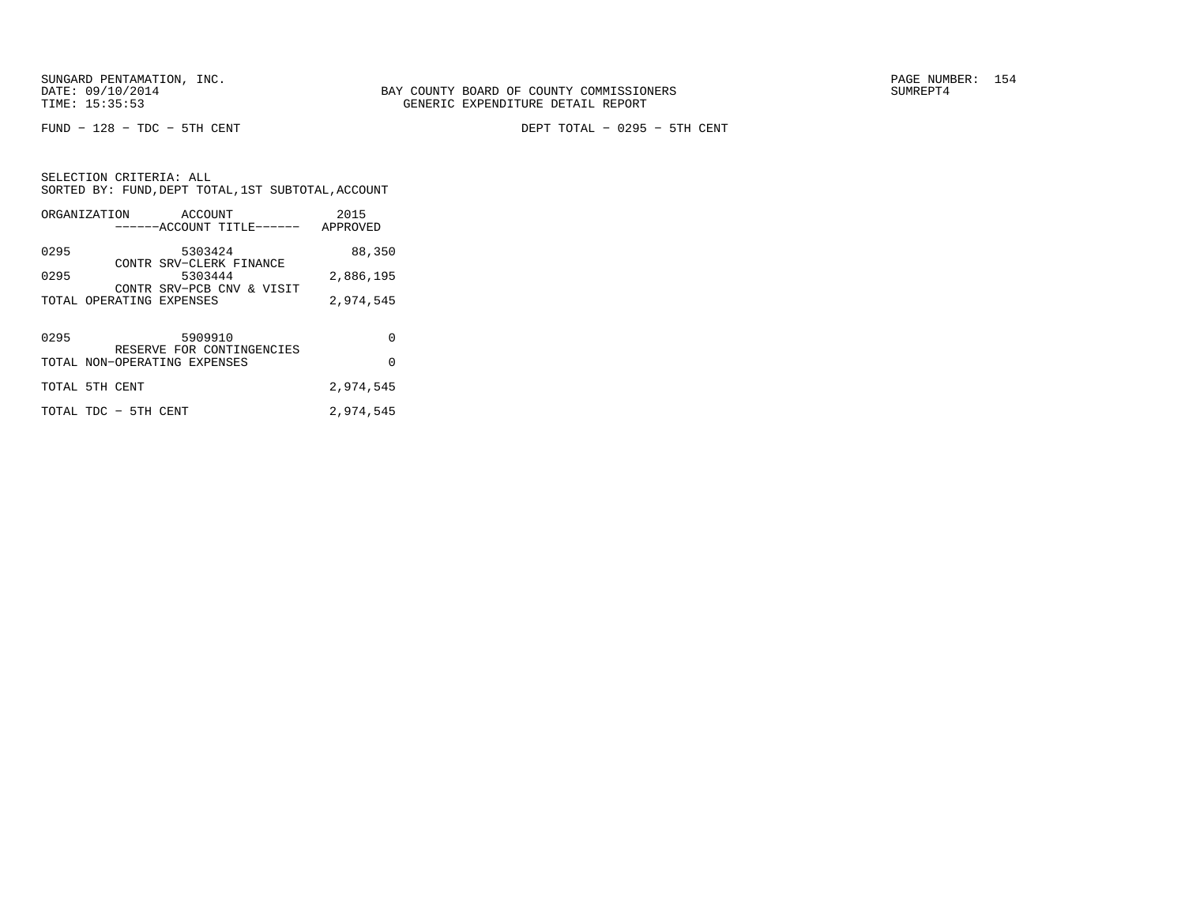SUNGARD PENTAMATION, INC.
DATE: 09/10/2014
TIME: 15:35:53

BAY COUNTY BOARD OF COUNTY COMMISSIONERS
GENERIC EXPENDITURE DETAIL REPORT

PAGE NUMBER: 154
SUMREPT4

FUND − 128 − TDC − 5TH CENT

DEPT TOTAL − 0295 − 5TH CENT

SELECTION CRITERIA: ALL
SORTED BY: FUND,DEPT TOTAL,1ST SUBTOTAL,ACCOUNT

| ORGANIZATION | ACCOUNT ------ACCOUNT TITLE------ | 2015 APPROVED |
|---|---|---|
| 0295 | 5303424 CONTR SRV−CLERK FINANCE | 88,350 |
| 0295 | 5303444 CONTR SRV−PCB CNV & VISIT | 2,886,195 |
| TOTAL OPERATING EXPENSES | | 2,974,545 |
| 0295 | 5909910 RESERVE FOR CONTINGENCIES | 0 |
| TOTAL NON−OPERATING EXPENSES | | 0 |
| TOTAL 5TH CENT | | 2,974,545 |
| TOTAL TDC − 5TH CENT | | 2,974,545 |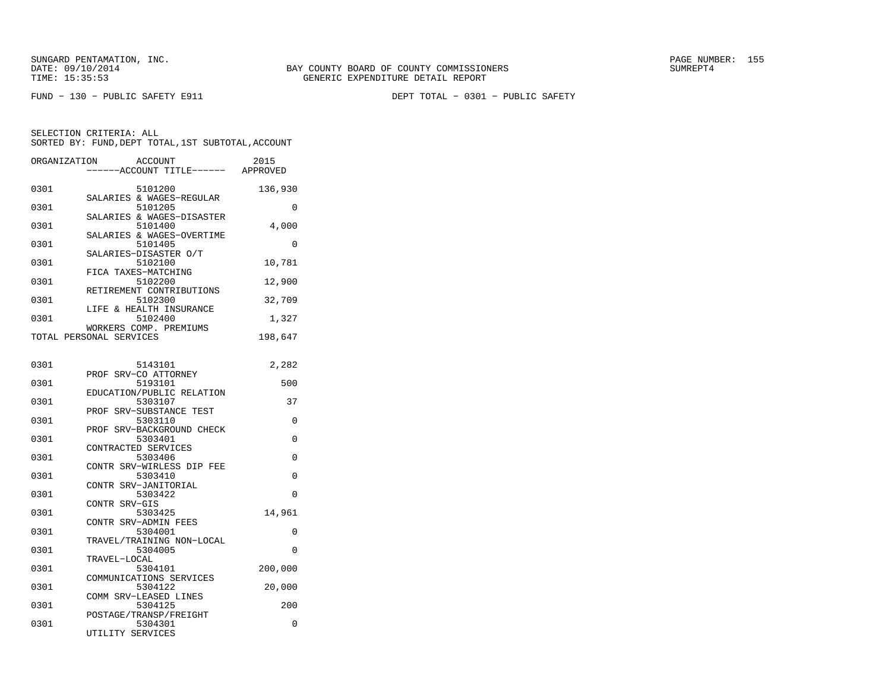BAY COUNTY BOARD OF COUNTY COMMISSIONERS
GENERIC EXPENDITURE DETAIL REPORT

FUND − 130 − PUBLIC SAFETY E911

DEPT TOTAL − 0301 − PUBLIC SAFETY

SELECTION CRITERIA: ALL
SORTED BY: FUND,DEPT TOTAL,1ST SUBTOTAL,ACCOUNT

| ORGANIZATION | ACCOUNT / ACCOUNT TITLE | 2015 APPROVED |
|---|---|---|
| 0301 | 5101200 SALARIES & WAGES−REGULAR | 136,930 |
| 0301 | 5101205 SALARIES & WAGES−DISASTER | 0 |
| 0301 | 5101400 SALARIES & WAGES−OVERTIME | 4,000 |
| 0301 | 5101405 SALARIES−DISASTER O/T | 0 |
| 0301 | 5102100 FICA TAXES−MATCHING | 10,781 |
| 0301 | 5102200 RETIREMENT CONTRIBUTIONS | 12,900 |
| 0301 | 5102300 LIFE & HEALTH INSURANCE | 32,709 |
| 0301 | 5102400 WORKERS COMP. PREMIUMS | 1,327 |
| TOTAL PERSONAL SERVICES | | 198,647 |
| 0301 | 5143101 PROF SRV−CO ATTORNEY | 2,282 |
| 0301 | 5193101 EDUCATION/PUBLIC RELATION | 500 |
| 0301 | 5303107 PROF SRV−SUBSTANCE TEST | 37 |
| 0301 | 5303110 PROF SRV−BACKGROUND CHECK | 0 |
| 0301 | 5303401 CONTRACTED SERVICES | 0 |
| 0301 | 5303406 CONTR SRV−WIRLESS DIP FEE | 0 |
| 0301 | 5303410 CONTR SRV−JANITORIAL | 0 |
| 0301 | 5303422 CONTR SRV−GIS | 0 |
| 0301 | 5303425 CONTR SRV−ADMIN FEES | 14,961 |
| 0301 | 5304001 TRAVEL/TRAINING NON−LOCAL | 0 |
| 0301 | 5304005 TRAVEL−LOCAL | 0 |
| 0301 | 5304101 COMMUNICATIONS SERVICES | 200,000 |
| 0301 | 5304122 COMM SRV−LEASED LINES | 20,000 |
| 0301 | 5304125 POSTAGE/TRANSP/FREIGHT | 200 |
| 0301 | 5304301 UTILITY SERVICES | 0 |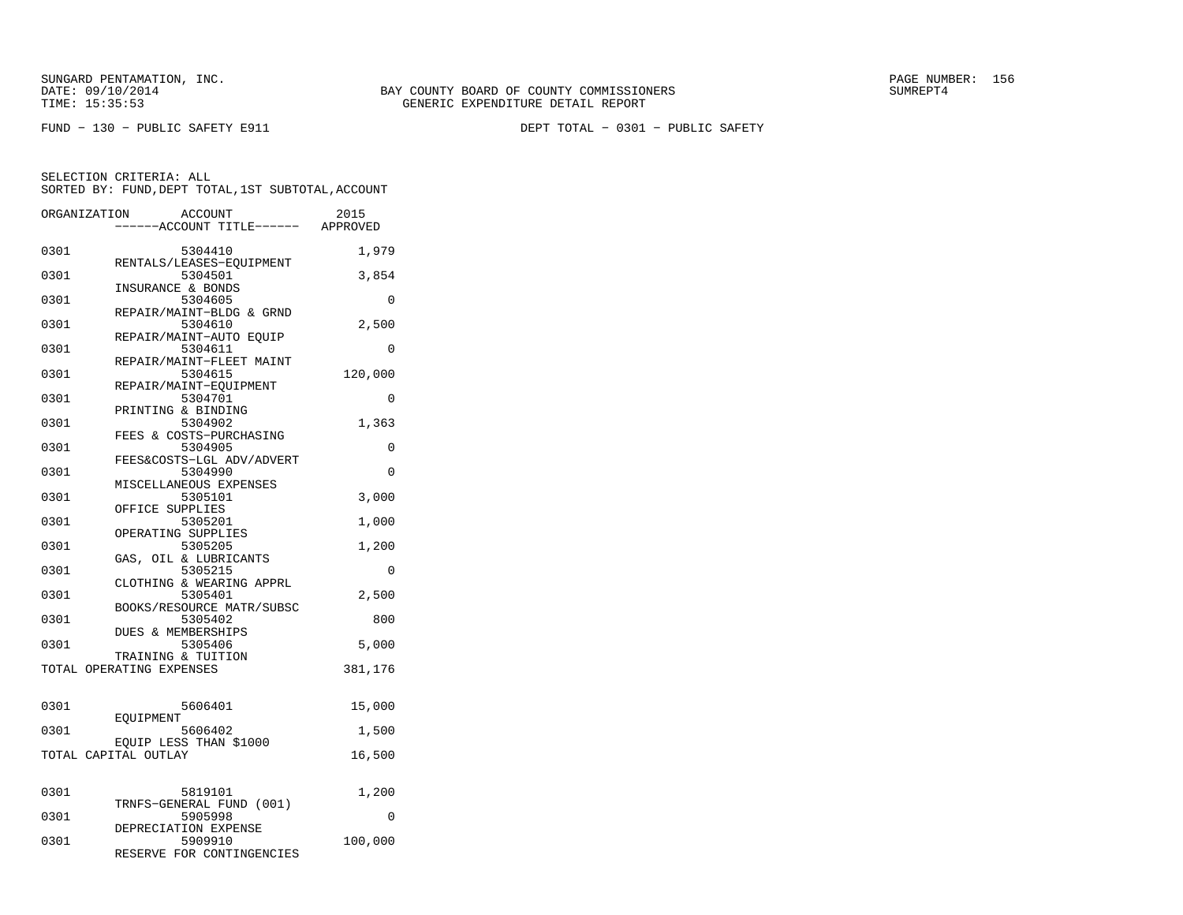SUNGARD PENTAMATION, INC.
DATE: 09/10/2014
TIME: 15:35:53

BAY COUNTY BOARD OF COUNTY COMMISSIONERS
GENERIC EXPENDITURE DETAIL REPORT

SUMREPT4

FUND − 130 − PUBLIC SAFETY E911

DEPT TOTAL − 0301 − PUBLIC SAFETY

SELECTION CRITERIA: ALL
SORTED BY: FUND,DEPT TOTAL,1ST SUBTOTAL,ACCOUNT

| ORGANIZATION | ACCOUNT ------ACCOUNT TITLE------ | 2015 APPROVED |
|---|---|---|
| 0301 | 5304410 RENTALS/LEASES−EQUIPMENT | 1,979 |
| 0301 | 5304501 INSURANCE & BONDS | 3,854 |
| 0301 | 5304605 REPAIR/MAINT−BLDG & GRND | 0 |
| 0301 | 5304610 REPAIR/MAINT−AUTO EQUIP | 2,500 |
| 0301 | 5304611 REPAIR/MAINT−FLEET MAINT | 0 |
| 0301 | 5304615 REPAIR/MAINT−EQUIPMENT | 120,000 |
| 0301 | 5304701 PRINTING & BINDING | 0 |
| 0301 | 5304902 FEES & COSTS−PURCHASING | 1,363 |
| 0301 | 5304905 FEES&COSTS−LGL ADV/ADVERT | 0 |
| 0301 | 5304990 MISCELLANEOUS EXPENSES | 0 |
| 0301 | 5305101 OFFICE SUPPLIES | 3,000 |
| 0301 | 5305201 OPERATING SUPPLIES | 1,000 |
| 0301 | 5305205 GAS, OIL & LUBRICANTS | 1,200 |
| 0301 | 5305215 CLOTHING & WEARING APPRL | 0 |
| 0301 | 5305401 BOOKS/RESOURCE MATR/SUBSC | 2,500 |
| 0301 | 5305402 DUES & MEMBERSHIPS | 800 |
| 0301 | 5305406 TRAINING & TUITION | 5,000 |
| TOTAL OPERATING EXPENSES | | 381,176 |
| 0301 | 5606401 EQUIPMENT | 15,000 |
| 0301 | 5606402 EQUIP LESS THAN $1000 | 1,500 |
| TOTAL CAPITAL OUTLAY | | 16,500 |
| 0301 | 5819101 TRNFS−GENERAL FUND (001) | 1,200 |
| 0301 | 5905998 DEPRECIATION EXPENSE | 0 |
| 0301 | 5909910 RESERVE FOR CONTINGENCIES | 100,000 |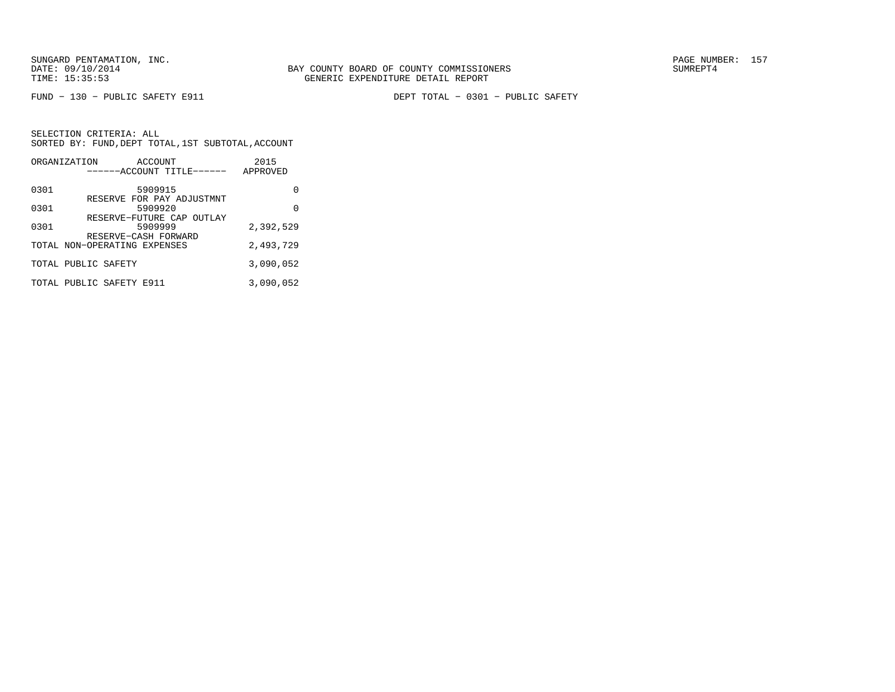SUNGARD PENTAMATION, INC.
DATE: 09/10/2014
TIME: 15:35:53

BAY COUNTY BOARD OF COUNTY COMMISSIONERS
GENERIC EXPENDITURE DETAIL REPORT

SUMREPT4

FUND - 130 - PUBLIC SAFETY E911

DEPT TOTAL - 0301 - PUBLIC SAFETY

SELECTION CRITERIA: ALL
SORTED BY: FUND,DEPT TOTAL,1ST SUBTOTAL,ACCOUNT

| ORGANIZATION | ACCOUNT ------ACCOUNT TITLE------ | 2015 APPROVED |
|---|---|---|
| 0301 | 5909915 RESERVE FOR PAY ADJUSTMNT | 0 |
| 0301 | 5909920 RESERVE-FUTURE CAP OUTLAY | 0 |
| 0301 | 5909999 RESERVE-CASH FORWARD | 2,392,529 |
| TOTAL NON-OPERATING EXPENSES | | 2,493,729 |
| TOTAL PUBLIC SAFETY | | 3,090,052 |
| TOTAL PUBLIC SAFETY E911 | | 3,090,052 |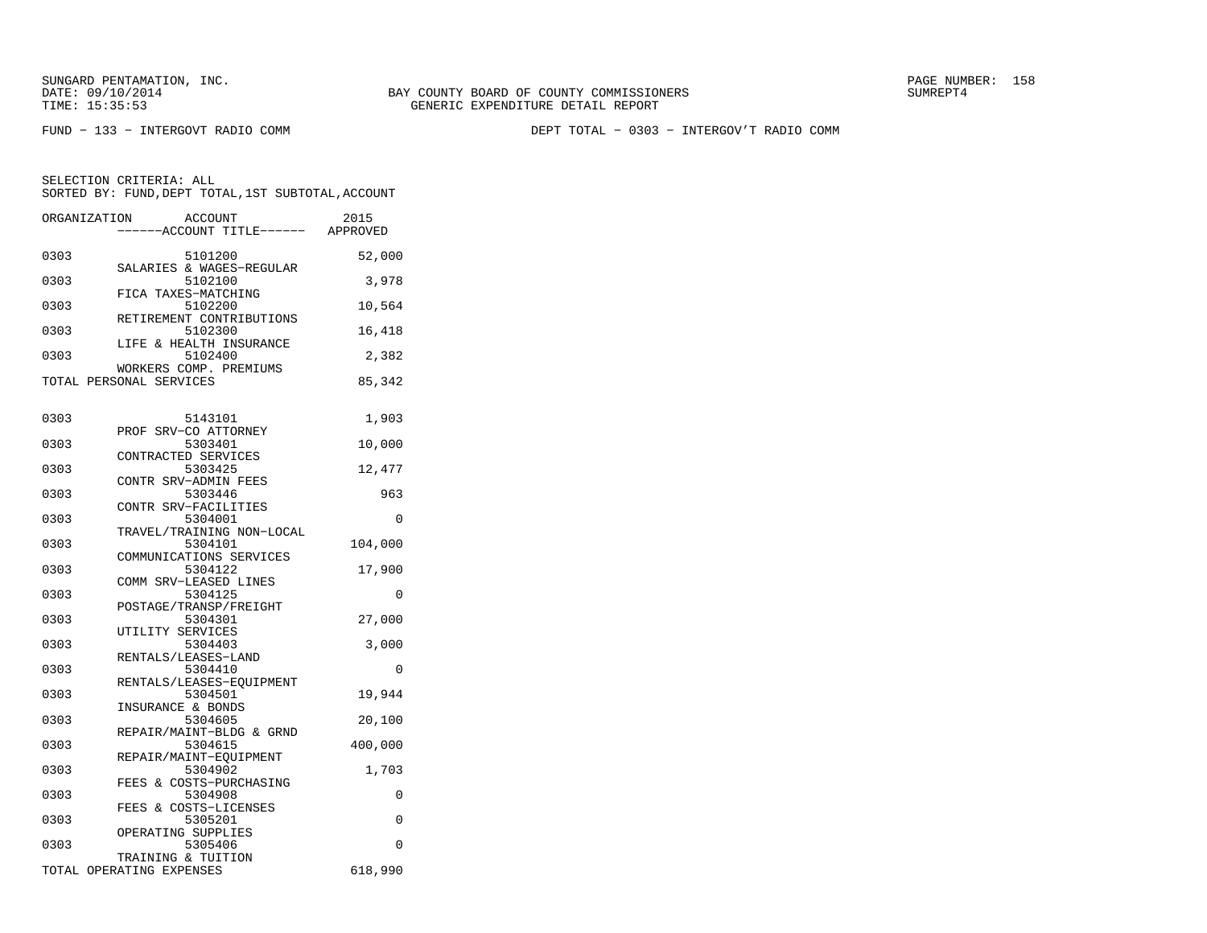SUNGARD PENTAMATION, INC.
DATE: 09/10/2014
TIME: 15:35:53

BAY COUNTY BOARD OF COUNTY COMMISSIONERS
GENERIC EXPENDITURE DETAIL REPORT

SUMREPT4

FUND − 133 − INTERGOVT RADIO COMM

DEPT TOTAL − 0303 − INTERGOV'T RADIO COMM

SELECTION CRITERIA: ALL
SORTED BY: FUND,DEPT TOTAL,1ST SUBTOTAL,ACCOUNT

| ORGANIZATION | ACCOUNT / ------ACCOUNT TITLE------ | 2015 APPROVED |
|---|---|---|
| 0303 | 5101200 SALARIES & WAGES−REGULAR | 52,000 |
| 0303 | 5102100 FICA TAXES−MATCHING | 3,978 |
| 0303 | 5102200 RETIREMENT CONTRIBUTIONS | 10,564 |
| 0303 | 5102300 LIFE & HEALTH INSURANCE | 16,418 |
| 0303 | 5102400 WORKERS COMP. PREMIUMS | 2,382 |
| TOTAL PERSONAL SERVICES | | 85,342 |
| 0303 | 5143101 PROF SRV−CO ATTORNEY | 1,903 |
| 0303 | 5303401 CONTRACTED SERVICES | 10,000 |
| 0303 | 5303425 CONTR SRV−ADMIN FEES | 12,477 |
| 0303 | 5303446 CONTR SRV−FACILITIES | 963 |
| 0303 | 5304001 TRAVEL/TRAINING NON−LOCAL | 0 |
| 0303 | 5304101 COMMUNICATIONS SERVICES | 104,000 |
| 0303 | 5304122 COMM SRV−LEASED LINES | 17,900 |
| 0303 | 5304125 POSTAGE/TRANSP/FREIGHT | 0 |
| 0303 | 5304301 UTILITY SERVICES | 27,000 |
| 0303 | 5304403 RENTALS/LEASES−LAND | 3,000 |
| 0303 | 5304410 RENTALS/LEASES−EQUIPMENT | 0 |
| 0303 | 5304501 INSURANCE & BONDS | 19,944 |
| 0303 | 5304605 REPAIR/MAINT−BLDG & GRND | 20,100 |
| 0303 | 5304615 REPAIR/MAINT−EQUIPMENT | 400,000 |
| 0303 | 5304902 FEES & COSTS−PURCHASING | 1,703 |
| 0303 | 5304908 FEES & COSTS−LICENSES | 0 |
| 0303 | 5305201 OPERATING SUPPLIES | 0 |
| 0303 | 5305406 TRAINING & TUITION | 0 |
| TOTAL OPERATING EXPENSES | | 618,990 |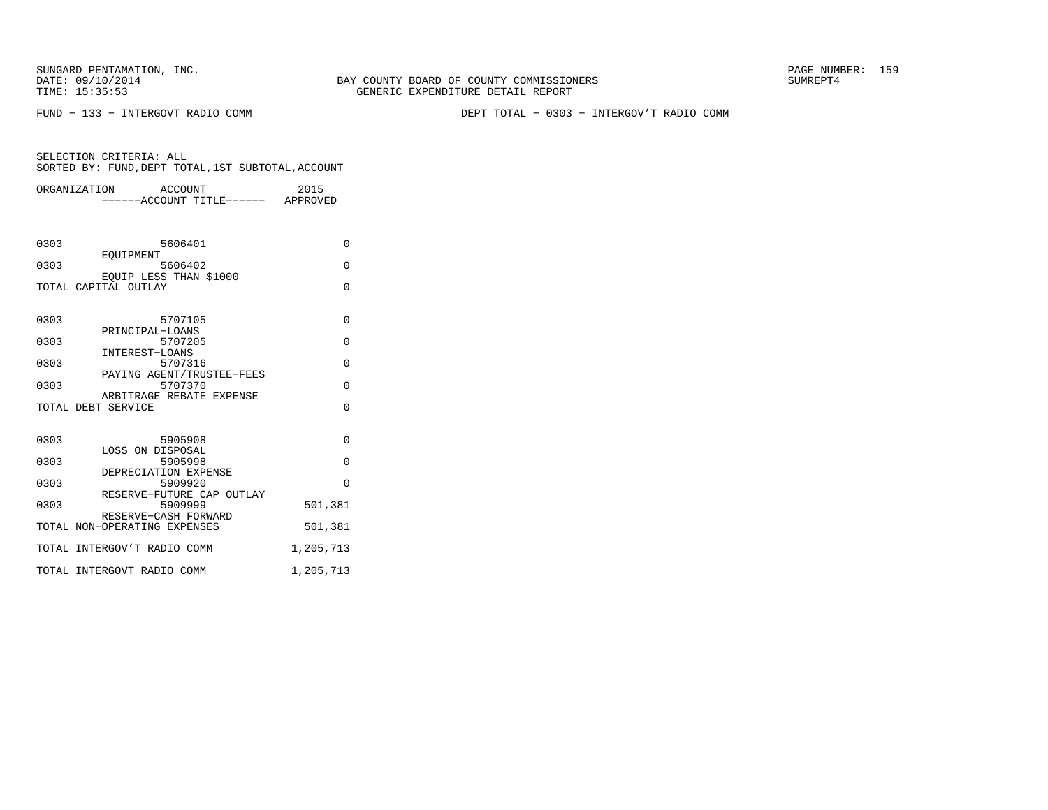SUNGARD PENTAMATION, INC.
DATE: 09/10/2014
TIME: 15:35:53

BAY COUNTY BOARD OF COUNTY COMMISSIONERS
GENERIC EXPENDITURE DETAIL REPORT

SUMREPT4

FUND − 133 − INTERGOVT RADIO COMM

DEPT TOTAL − 0303 − INTERGOV'T RADIO COMM

SELECTION CRITERIA: ALL
SORTED BY: FUND,DEPT TOTAL,1ST SUBTOTAL,ACCOUNT

| ORGANIZATION | ACCOUNT / ACCOUNT TITLE | 2015 APPROVED |
|---|---|---|
| 0303 | 5606401 EQUIPMENT | 0 |
| 0303 | 5606402 EQUIP LESS THAN $1000 | 0 |
| TOTAL CAPITAL OUTLAY | | 0 |
| 0303 | 5707105 PRINCIPAL−LOANS | 0 |
| 0303 | 5707205 INTEREST−LOANS | 0 |
| 0303 | 5707316 PAYING AGENT/TRUSTEE−FEES | 0 |
| 0303 | 5707370 ARBITRAGE REBATE EXPENSE | 0 |
| TOTAL DEBT SERVICE | | 0 |
| 0303 | 5905908 LOSS ON DISPOSAL | 0 |
| 0303 | 5905998 DEPRECIATION EXPENSE | 0 |
| 0303 | 5909920 RESERVE−FUTURE CAP OUTLAY | 0 |
| 0303 | 5909999 RESERVE−CASH FORWARD | 501,381 |
| TOTAL NON−OPERATING EXPENSES | | 501,381 |
| TOTAL INTERGOV'T RADIO COMM | | 1,205,713 |
| TOTAL INTERGOVT RADIO COMM | | 1,205,713 |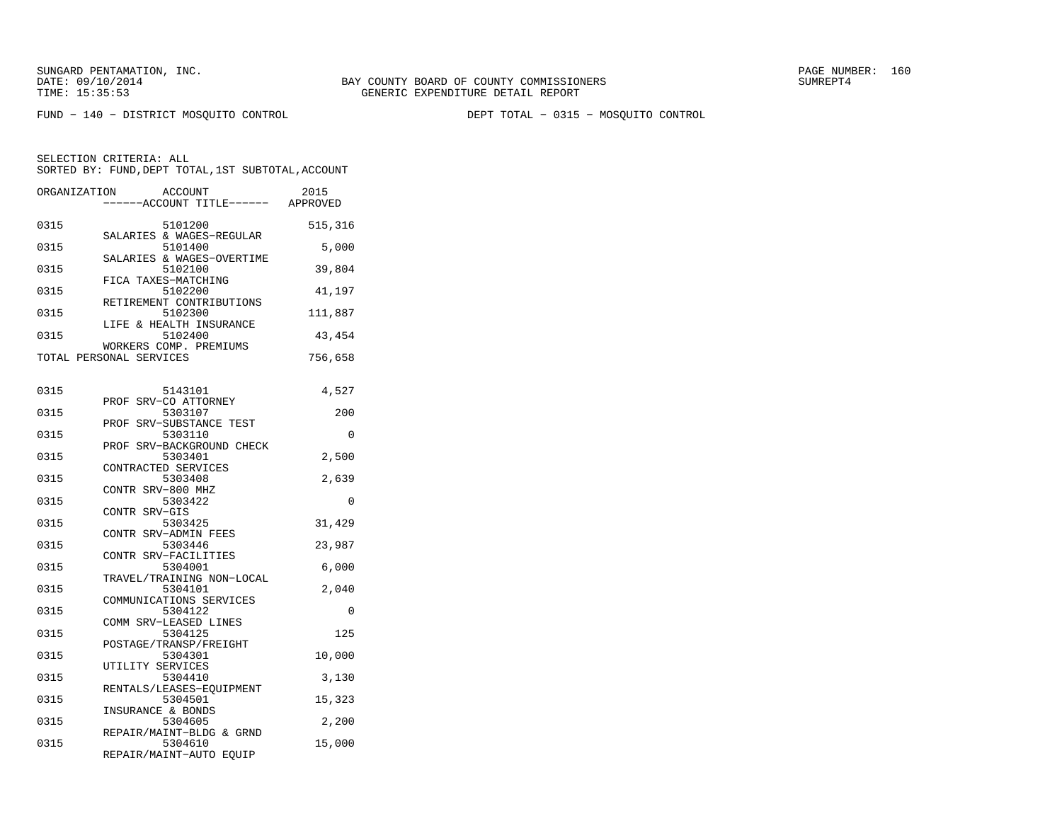SUNGARD PENTAMATION, INC.
DATE: 09/10/2014
TIME: 15:35:53

BAY COUNTY BOARD OF COUNTY COMMISSIONERS
GENERIC EXPENDITURE DETAIL REPORT

SUMREPT4

FUND - 140 - DISTRICT MOSQUITO CONTROL

DEPT TOTAL - 0315 - MOSQUITO CONTROL

SELECTION CRITERIA: ALL
SORTED BY: FUND,DEPT TOTAL,1ST SUBTOTAL,ACCOUNT

| ORGANIZATION | ACCOUNT / ------ACCOUNT TITLE------ | 2015 APPROVED |
|---|---|---|
| 0315 | 5101200 SALARIES & WAGES-REGULAR | 515,316 |
| 0315 | 5101400 SALARIES & WAGES-OVERTIME | 5,000 |
| 0315 | 5102100 FICA TAXES-MATCHING | 39,804 |
| 0315 | 5102200 RETIREMENT CONTRIBUTIONS | 41,197 |
| 0315 | 5102300 LIFE & HEALTH INSURANCE | 111,887 |
| 0315 | 5102400 WORKERS COMP. PREMIUMS | 43,454 |
| TOTAL PERSONAL SERVICES | | 756,658 |
| 0315 | 5143101 PROF SRV-CO ATTORNEY | 4,527 |
| 0315 | 5303107 PROF SRV-SUBSTANCE TEST | 200 |
| 0315 | 5303110 PROF SRV-BACKGROUND CHECK | 0 |
| 0315 | 5303401 CONTRACTED SERVICES | 2,500 |
| 0315 | 5303408 CONTR SRV-800 MHZ | 2,639 |
| 0315 | 5303422 CONTR SRV-GIS | 0 |
| 0315 | 5303425 CONTR SRV-ADMIN FEES | 31,429 |
| 0315 | 5303446 CONTR SRV-FACILITIES | 23,987 |
| 0315 | 5304001 TRAVEL/TRAINING NON-LOCAL | 6,000 |
| 0315 | 5304101 COMMUNICATIONS SERVICES | 2,040 |
| 0315 | 5304122 COMM SRV-LEASED LINES | 0 |
| 0315 | 5304125 POSTAGE/TRANSP/FREIGHT | 125 |
| 0315 | 5304301 UTILITY SERVICES | 10,000 |
| 0315 | 5304410 RENTALS/LEASES-EQUIPMENT | 3,130 |
| 0315 | 5304501 INSURANCE & BONDS | 15,323 |
| 0315 | 5304605 REPAIR/MAINT-BLDG & GRND | 2,200 |
| 0315 | 5304610 REPAIR/MAINT-AUTO EQUIP | 15,000 |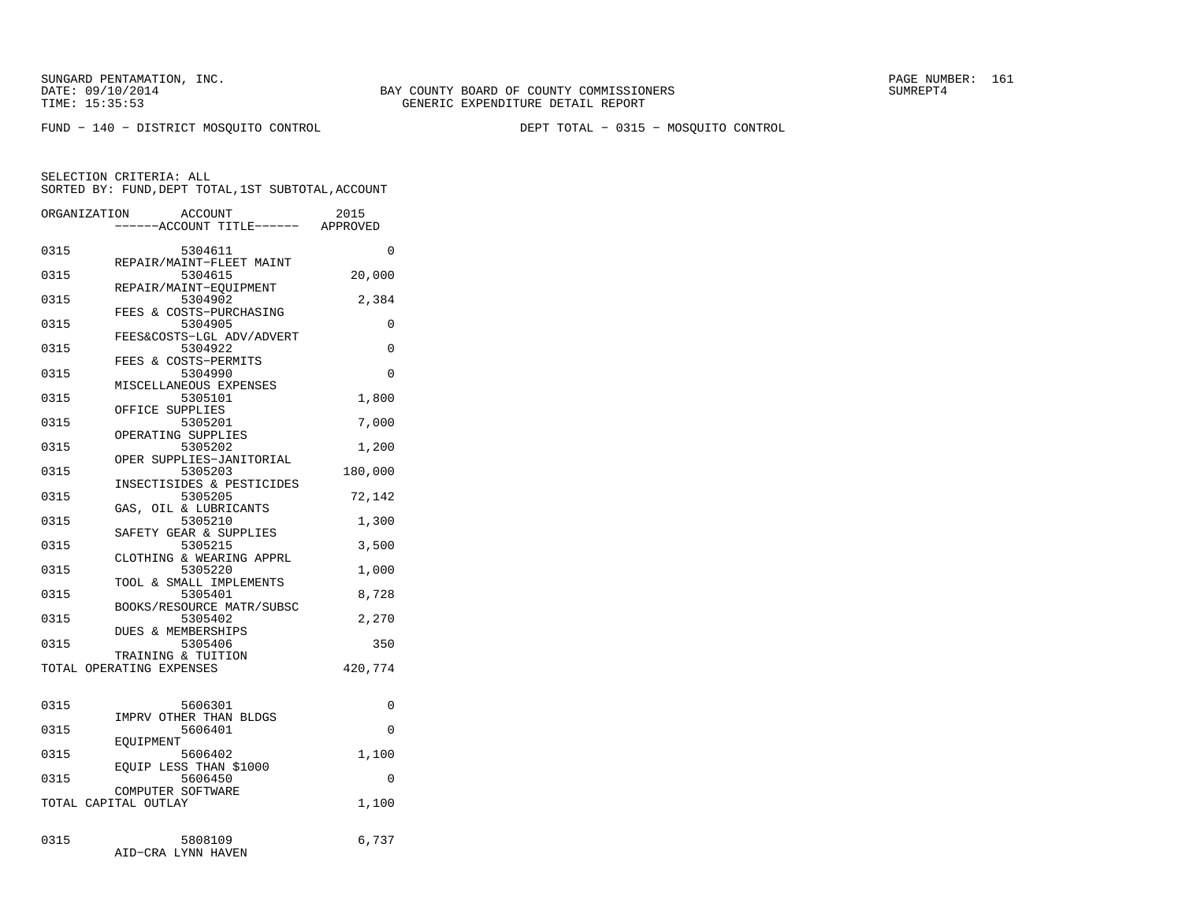SUNGARD PENTAMATION, INC.
DATE: 09/10/2014
TIME: 15:35:53

BAY COUNTY BOARD OF COUNTY COMMISSIONERS
GENERIC EXPENDITURE DETAIL REPORT

SUMREPT4

FUND − 140 − DISTRICT MOSQUITO CONTROL

DEPT TOTAL − 0315 − MOSQUITO CONTROL

SELECTION CRITERIA: ALL
SORTED BY: FUND,DEPT TOTAL,1ST SUBTOTAL,ACCOUNT

| ORGANIZATION | ACCOUNT<br>------ACCOUNT TITLE------ | 2015<br>APPROVED |
|---|---|---|
| 0315 | 5304611<br>REPAIR/MAINT−FLEET MAINT | 0 |
| 0315 | 5304615<br>REPAIR/MAINT−EQUIPMENT | 20,000 |
| 0315 | 5304902<br>FEES & COSTS−PURCHASING | 2,384 |
| 0315 | 5304905<br>FEES&COSTS−LGL ADV/ADVERT | 0 |
| 0315 | 5304922<br>FEES & COSTS−PERMITS | 0 |
| 0315 | 5304990<br>MISCELLANEOUS EXPENSES | 0 |
| 0315 | 5305101<br>OFFICE SUPPLIES | 1,800 |
| 0315 | 5305201<br>OPERATING SUPPLIES | 7,000 |
| 0315 | 5305202<br>OPER SUPPLIES−JANITORIAL | 1,200 |
| 0315 | 5305203<br>INSECTISIDES & PESTICIDES | 180,000 |
| 0315 | 5305205<br>GAS, OIL & LUBRICANTS | 72,142 |
| 0315 | 5305210<br>SAFETY GEAR & SUPPLIES | 1,300 |
| 0315 | 5305215<br>CLOTHING & WEARING APPRL | 3,500 |
| 0315 | 5305220<br>TOOL & SMALL IMPLEMENTS | 1,000 |
| 0315 | 5305401<br>BOOKS/RESOURCE MATR/SUBSC | 8,728 |
| 0315 | 5305402<br>DUES & MEMBERSHIPS | 2,270 |
| 0315 | 5305406<br>TRAINING & TUITION | 350 |
| TOTAL OPERATING EXPENSES | | 420,774 |
| 0315 | 5606301<br>IMPRV OTHER THAN BLDGS | 0 |
| 0315 | 5606401<br>EQUIPMENT | 0 |
| 0315 | 5606402<br>EQUIP LESS THAN $1000 | 1,100 |
| 0315 | 5606450<br>COMPUTER SOFTWARE | 0 |
| TOTAL CAPITAL OUTLAY | | 1,100 |
| 0315 | 5808109<br>AID−CRA LYNN HAVEN | 6,737 |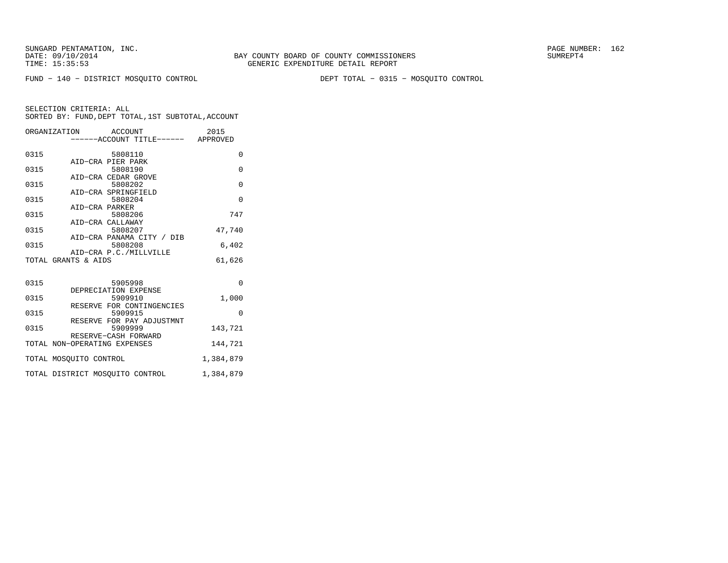SUNGARD PENTAMATION, INC.
DATE: 09/10/2014
TIME: 15:35:53

BAY COUNTY BOARD OF COUNTY COMMISSIONERS
GENERIC EXPENDITURE DETAIL REPORT

SUMREPT4

FUND − 140 − DISTRICT MOSQUITO CONTROL

DEPT TOTAL − 0315 − MOSQUITO CONTROL

SELECTION CRITERIA: ALL
SORTED BY: FUND,DEPT TOTAL,1ST SUBTOTAL,ACCOUNT

| ORGANIZATION | ACCOUNT / ------ACCOUNT TITLE------ | 2015 APPROVED |
|---|---|---|
| 0315 | 5808110 AID−CRA PIER PARK | 0 |
| 0315 | 5808190 AID−CRA CEDAR GROVE | 0 |
| 0315 | 5808202 AID−CRA SPRINGFIELD | 0 |
| 0315 | 5808204 AID−CRA PARKER | 0 |
| 0315 | 5808206 AID−CRA CALLAWAY | 747 |
| 0315 | 5808207 AID−CRA PANAMA CITY / DIB | 47,740 |
| 0315 | 5808208 AID−CRA P.C./MILLVILLE | 6,402 |
| TOTAL GRANTS & AIDS | | 61,626 |
| 0315 | 5905998 DEPRECIATION EXPENSE | 0 |
| 0315 | 5909910 RESERVE FOR CONTINGENCIES | 1,000 |
| 0315 | 5909915 RESERVE FOR PAY ADJUSTMNT | 0 |
| 0315 | 5909999 RESERVE−CASH FORWARD | 143,721 |
| TOTAL NON−OPERATING EXPENSES | | 144,721 |
| TOTAL MOSQUITO CONTROL | | 1,384,879 |
| TOTAL DISTRICT MOSQUITO CONTROL | | 1,384,879 |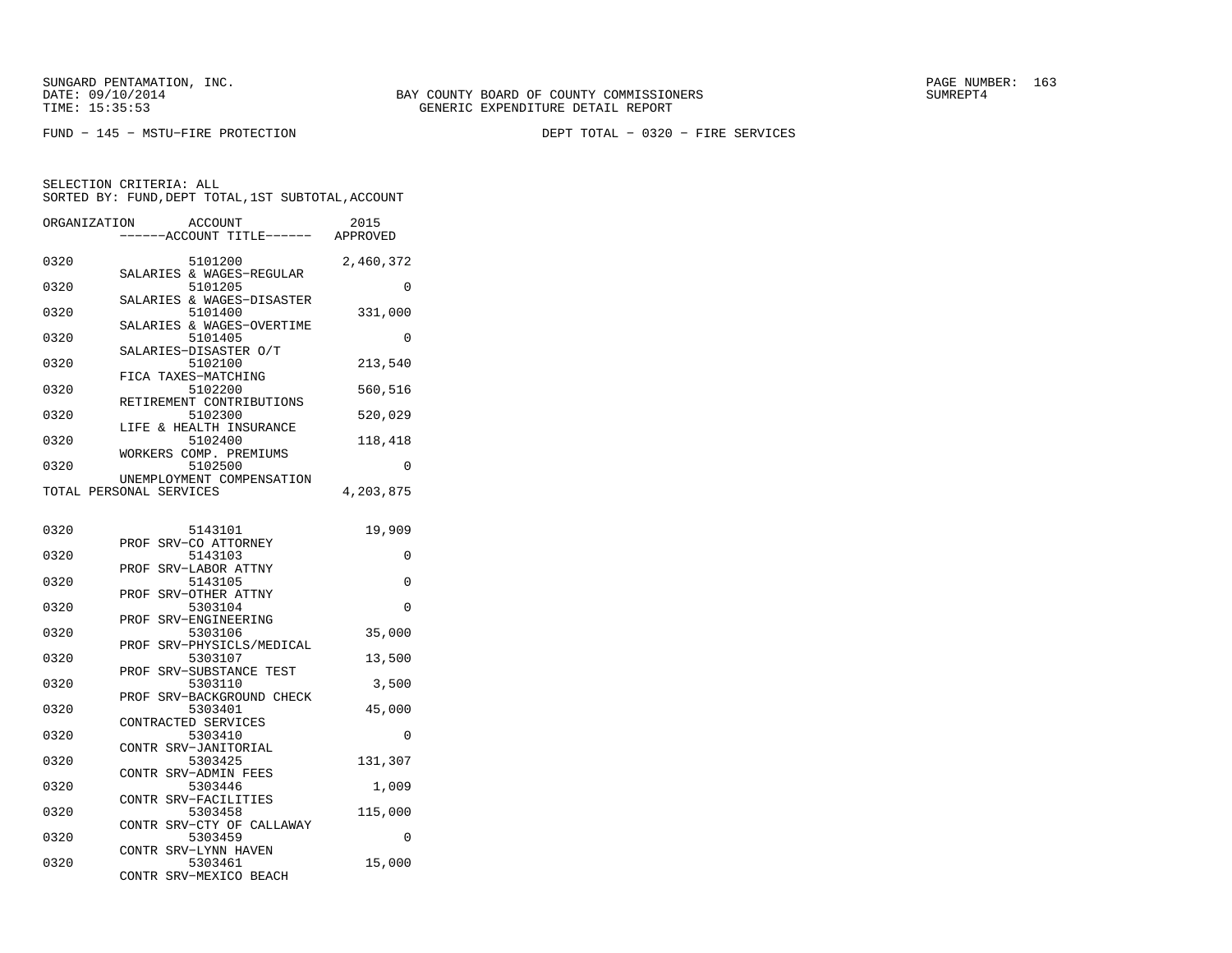SUNGARD PENTAMATION, INC.
DATE: 09/10/2014
TIME: 15:35:53

BAY COUNTY BOARD OF COUNTY COMMISSIONERS
GENERIC EXPENDITURE DETAIL REPORT

SUMREPT4

FUND − 145 − MSTU−FIRE PROTECTION

DEPT TOTAL − 0320 − FIRE SERVICES

SELECTION CRITERIA: ALL
SORTED BY: FUND,DEPT TOTAL,1ST SUBTOTAL,ACCOUNT

| ORGANIZATION | ACCOUNT / ------ACCOUNT TITLE------ | 2015 APPROVED |
|---|---|---|
| 0320 | 5101200 SALARIES & WAGES−REGULAR | 2,460,372 |
| 0320 | 5101205 SALARIES & WAGES−DISASTER | 0 |
| 0320 | 5101400 SALARIES & WAGES−OVERTIME | 331,000 |
| 0320 | 5101405 SALARIES−DISASTER O/T | 0 |
| 0320 | 5102100 FICA TAXES−MATCHING | 213,540 |
| 0320 | 5102200 RETIREMENT CONTRIBUTIONS | 560,516 |
| 0320 | 5102300 LIFE & HEALTH INSURANCE | 520,029 |
| 0320 | 5102400 WORKERS COMP. PREMIUMS | 118,418 |
| 0320 | 5102500 UNEMPLOYMENT COMPENSATION | 0 |
| TOTAL PERSONAL SERVICES | | 4,203,875 |
| 0320 | 5143101 PROF SRV−CO ATTORNEY | 19,909 |
| 0320 | 5143103 PROF SRV−LABOR ATTNY | 0 |
| 0320 | 5143105 PROF SRV−OTHER ATTNY | 0 |
| 0320 | 5303104 PROF SRV−ENGINEERING | 0 |
| 0320 | 5303106 PROF SRV−PHYSICLS/MEDICAL | 35,000 |
| 0320 | 5303107 PROF SRV−SUBSTANCE TEST | 13,500 |
| 0320 | 5303110 PROF SRV−BACKGROUND CHECK | 3,500 |
| 0320 | 5303401 CONTRACTED SERVICES | 45,000 |
| 0320 | 5303410 CONTR SRV−JANITORIAL | 0 |
| 0320 | 5303425 CONTR SRV−ADMIN FEES | 131,307 |
| 0320 | 5303446 CONTR SRV−FACILITIES | 1,009 |
| 0320 | 5303458 CONTR SRV−CTY OF CALLAWAY | 115,000 |
| 0320 | 5303459 CONTR SRV−LYNN HAVEN | 0 |
| 0320 | 5303461 CONTR SRV−MEXICO BEACH | 15,000 |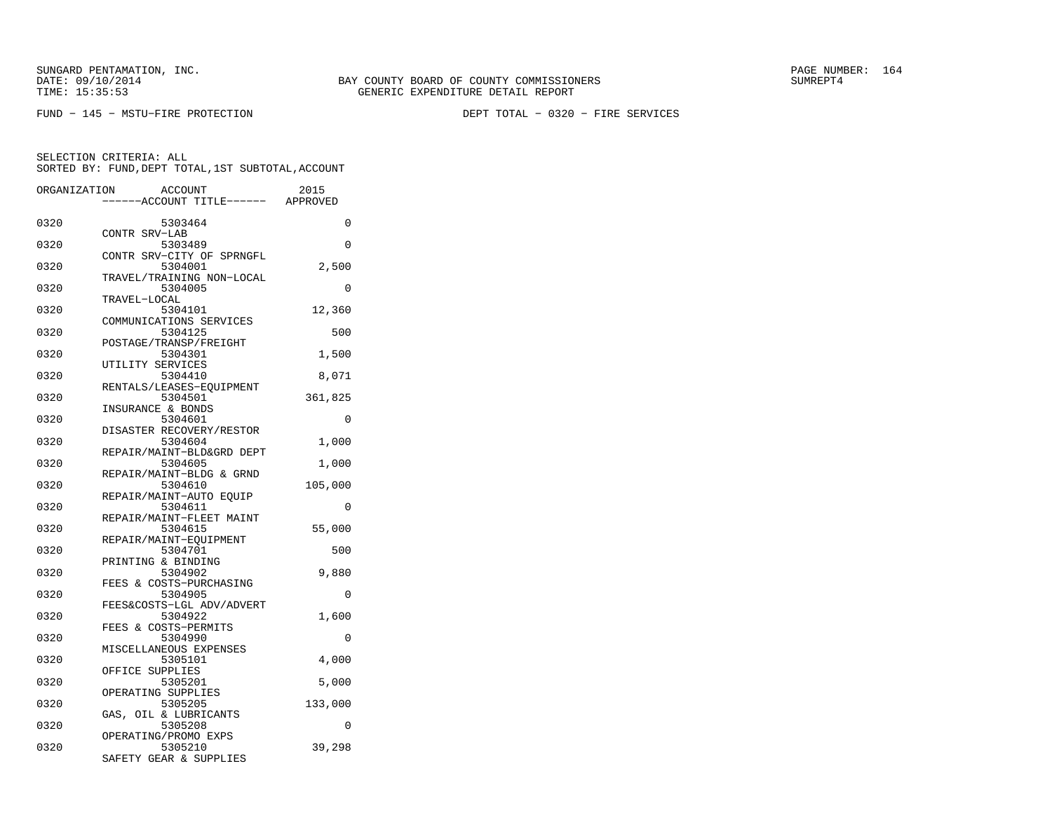SUNGARD PENTAMATION, INC.
DATE: 09/10/2014
TIME: 15:35:53

BAY COUNTY BOARD OF COUNTY COMMISSIONERS
GENERIC EXPENDITURE DETAIL REPORT

SUMREPT4

FUND − 145 − MSTU−FIRE PROTECTION

DEPT TOTAL − 0320 − FIRE SERVICES

SELECTION CRITERIA: ALL
SORTED BY: FUND,DEPT TOTAL,1ST SUBTOTAL,ACCOUNT

| ORGANIZATION | ACCOUNT ------ACCOUNT TITLE------ | 2015 APPROVED |
|---|---|---|
| 0320 | 5303464 CONTR SRV−LAB | 0 |
| 0320 | 5303489 CONTR SRV−CITY OF SPRNGFL | 0 |
| 0320 | 5304001 TRAVEL/TRAINING NON−LOCAL | 2,500 |
| 0320 | 5304005 TRAVEL−LOCAL | 0 |
| 0320 | 5304101 COMMUNICATIONS SERVICES | 12,360 |
| 0320 | 5304125 POSTAGE/TRANSP/FREIGHT | 500 |
| 0320 | 5304301 UTILITY SERVICES | 1,500 |
| 0320 | 5304410 RENTALS/LEASES−EQUIPMENT | 8,071 |
| 0320 | 5304501 INSURANCE & BONDS | 361,825 |
| 0320 | 5304601 DISASTER RECOVERY/RESTOR | 0 |
| 0320 | 5304604 REPAIR/MAINT−BLD&GRD DEPT | 1,000 |
| 0320 | 5304605 REPAIR/MAINT−BLDG & GRND | 1,000 |
| 0320 | 5304610 REPAIR/MAINT−AUTO EQUIP | 105,000 |
| 0320 | 5304611 REPAIR/MAINT−FLEET MAINT | 0 |
| 0320 | 5304615 REPAIR/MAINT−EQUIPMENT | 55,000 |
| 0320 | 5304701 PRINTING & BINDING | 500 |
| 0320 | 5304902 FEES & COSTS−PURCHASING | 9,880 |
| 0320 | 5304905 FEES&COSTS−LGL ADV/ADVERT | 0 |
| 0320 | 5304922 FEES & COSTS−PERMITS | 1,600 |
| 0320 | 5304990 MISCELLANEOUS EXPENSES | 0 |
| 0320 | 5305101 OFFICE SUPPLIES | 4,000 |
| 0320 | 5305201 OPERATING SUPPLIES | 5,000 |
| 0320 | 5305205 GAS, OIL & LUBRICANTS | 133,000 |
| 0320 | 5305208 OPERATING/PROMO EXPS | 0 |
| 0320 | 5305210 SAFETY GEAR & SUPPLIES | 39,298 |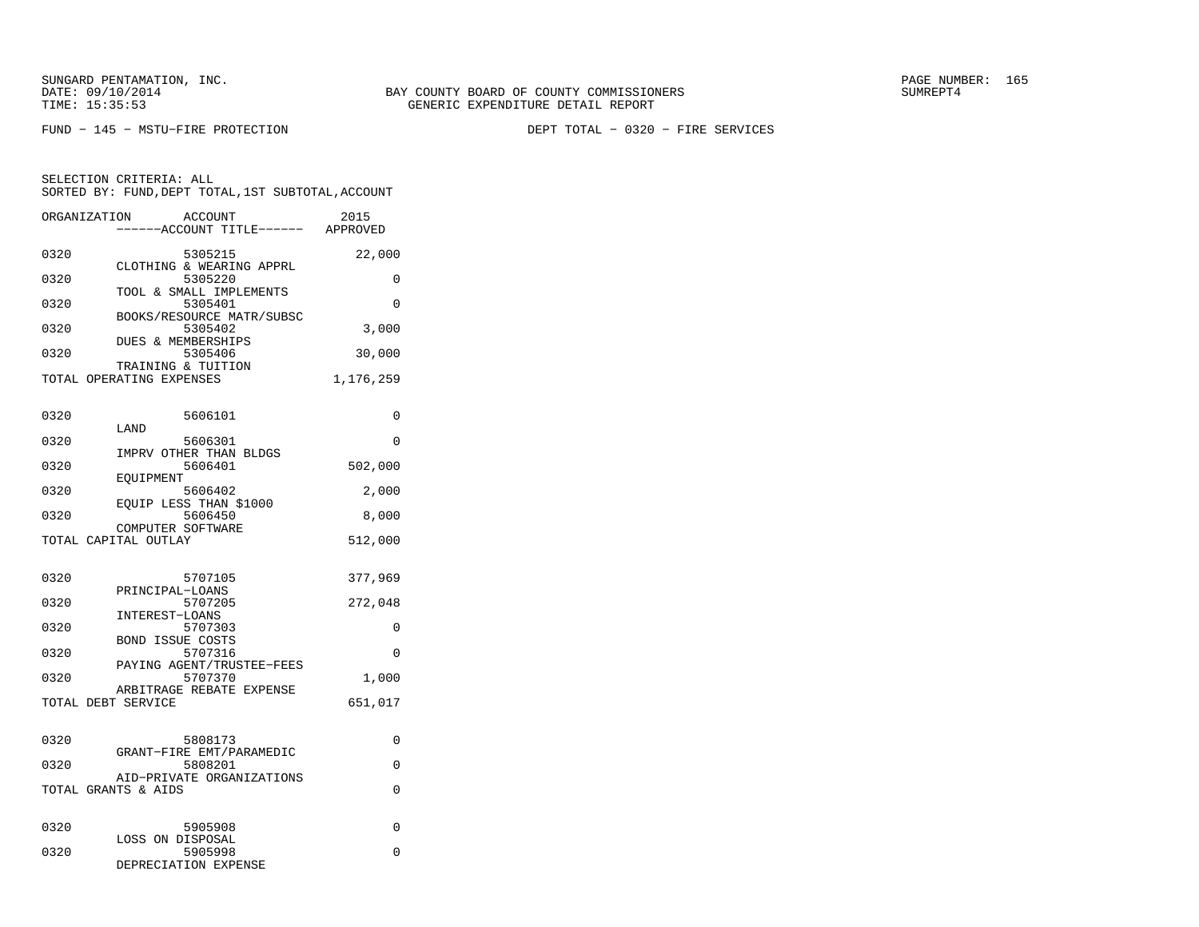FUND − 145 − MSTU−FIRE PROTECTION

DEPT TOTAL − 0320 − FIRE SERVICES

SELECTION CRITERIA: ALL
SORTED BY: FUND,DEPT TOTAL,1ST SUBTOTAL,ACCOUNT

| ORGANIZATION | ACCOUNT / ACCOUNT TITLE | 2015 APPROVED |
|---|---|---|
| 0320 | 5305215 CLOTHING & WEARING APPRL | 22,000 |
| 0320 | 5305220 TOOL & SMALL IMPLEMENTS | 0 |
| 0320 | 5305401 BOOKS/RESOURCE MATR/SUBSC | 0 |
| 0320 | 5305402 DUES & MEMBERSHIPS | 3,000 |
| 0320 | 5305406 TRAINING & TUITION | 30,000 |
| TOTAL OPERATING EXPENSES | | 1,176,259 |
| 0320 | 5606101 LAND | 0 |
| 0320 | 5606301 IMPRV OTHER THAN BLDGS | 0 |
| 0320 | 5606401 EQUIPMENT | 502,000 |
| 0320 | 5606402 EQUIP LESS THAN $1000 | 2,000 |
| 0320 | 5606450 COMPUTER SOFTWARE | 8,000 |
| TOTAL CAPITAL OUTLAY | | 512,000 |
| 0320 | 5707105 PRINCIPAL−LOANS | 377,969 |
| 0320 | 5707205 INTEREST−LOANS | 272,048 |
| 0320 | 5707303 BOND ISSUE COSTS | 0 |
| 0320 | 5707316 PAYING AGENT/TRUSTEE−FEES | 0 |
| 0320 | 5707370 ARBITRAGE REBATE EXPENSE | 1,000 |
| TOTAL DEBT SERVICE | | 651,017 |
| 0320 | 5808173 GRANT−FIRE EMT/PARAMEDIC | 0 |
| 0320 | 5808201 AID−PRIVATE ORGANIZATIONS | 0 |
| TOTAL GRANTS & AIDS | | 0 |
| 0320 | 5905908 LOSS ON DISPOSAL | 0 |
| 0320 | 5905998 DEPRECIATION EXPENSE | 0 |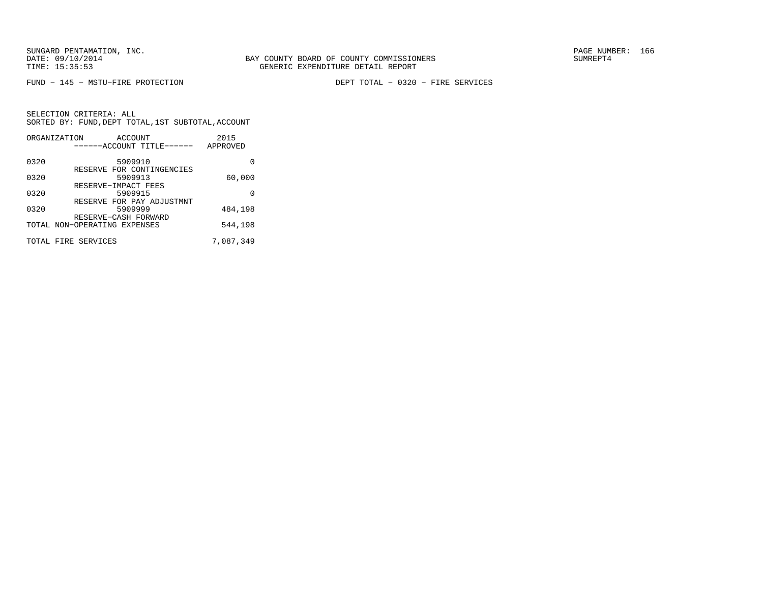SUNGARD PENTAMATION, INC.
DATE: 09/10/2014
TIME: 15:35:53

BAY COUNTY BOARD OF COUNTY COMMISSIONERS
GENERIC EXPENDITURE DETAIL REPORT

SUMREPT4

FUND − 145 − MSTU−FIRE PROTECTION

DEPT TOTAL − 0320 − FIRE SERVICES

SELECTION CRITERIA: ALL
SORTED BY: FUND,DEPT TOTAL,1ST SUBTOTAL,ACCOUNT

| ORGANIZATION | ACCOUNT / ------ACCOUNT TITLE------ | 2015 APPROVED |
|---|---|---|
| 0320 | 5909910 RESERVE FOR CONTINGENCIES | 0 |
| 0320 | 5909913 RESERVE−IMPACT FEES | 60,000 |
| 0320 | 5909915 RESERVE FOR PAY ADJUSTMNT | 0 |
| 0320 | 5909999 RESERVE−CASH FORWARD | 484,198 |
| TOTAL NON−OPERATING EXPENSES | | 544,198 |
| TOTAL FIRE SERVICES | | 7,087,349 |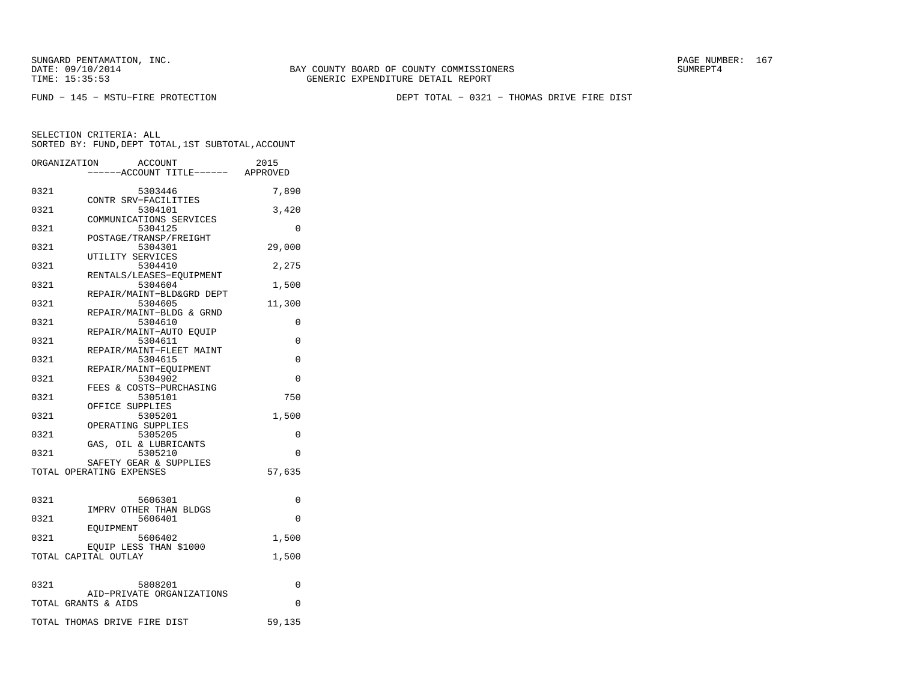SUNGARD PENTAMATION, INC.
DATE: 09/10/2014
TIME: 15:35:53

BAY COUNTY BOARD OF COUNTY COMMISSIONERS
GENERIC EXPENDITURE DETAIL REPORT

SUMREPT4

FUND − 145 − MSTU−FIRE PROTECTION

DEPT TOTAL − 0321 − THOMAS DRIVE FIRE DIST

SELECTION CRITERIA: ALL
SORTED BY: FUND,DEPT TOTAL,1ST SUBTOTAL,ACCOUNT

| ORGANIZATION | ACCOUNT / ------ACCOUNT TITLE------ | 2015 APPROVED |
|---|---|---|
| 0321 | 5303446 CONTR SRV−FACILITIES | 7,890 |
| 0321 | 5304101 COMMUNICATIONS SERVICES | 3,420 |
| 0321 | 5304125 POSTAGE/TRANSP/FREIGHT | 0 |
| 0321 | 5304301 UTILITY SERVICES | 29,000 |
| 0321 | 5304410 RENTALS/LEASES−EQUIPMENT | 2,275 |
| 0321 | 5304604 REPAIR/MAINT−BLD&GRD DEPT | 1,500 |
| 0321 | 5304605 REPAIR/MAINT−BLDG & GRND | 11,300 |
| 0321 | 5304610 REPAIR/MAINT−AUTO EQUIP | 0 |
| 0321 | 5304611 REPAIR/MAINT−FLEET MAINT | 0 |
| 0321 | 5304615 REPAIR/MAINT−EQUIPMENT | 0 |
| 0321 | 5304902 FEES & COSTS−PURCHASING | 0 |
| 0321 | 5305101 OFFICE SUPPLIES | 750 |
| 0321 | 5305201 OPERATING SUPPLIES | 1,500 |
| 0321 | 5305205 GAS, OIL & LUBRICANTS | 0 |
| 0321 | 5305210 SAFETY GEAR & SUPPLIES | 0 |
| TOTAL OPERATING EXPENSES | | 57,635 |
| 0321 | 5606301 IMPRV OTHER THAN BLDGS | 0 |
| 0321 | 5606401 EQUIPMENT | 0 |
| 0321 | 5606402 EQUIP LESS THAN $1000 | 1,500 |
| TOTAL CAPITAL OUTLAY | | 1,500 |
| 0321 | 5808201 AID−PRIVATE ORGANIZATIONS | 0 |
| TOTAL GRANTS & AIDS | | 0 |
| TOTAL THOMAS DRIVE FIRE DIST | | 59,135 |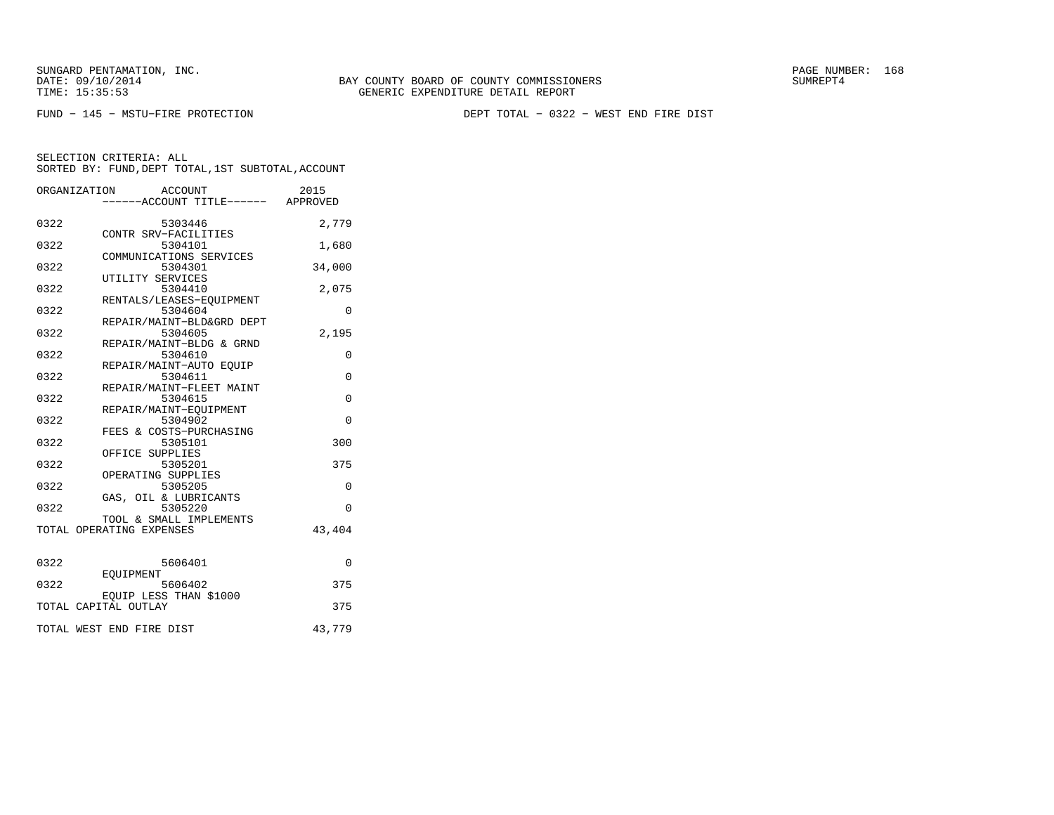SUNGARD PENTAMATION, INC.
DATE: 09/10/2014
TIME: 15:35:53

BAY COUNTY BOARD OF COUNTY COMMISSIONERS
GENERIC EXPENDITURE DETAIL REPORT

SUMREPT4

FUND - 145 - MSTU-FIRE PROTECTION

DEPT TOTAL - 0322 - WEST END FIRE DIST

SELECTION CRITERIA: ALL
SORTED BY: FUND,DEPT TOTAL,1ST SUBTOTAL,ACCOUNT

| ORGANIZATION | ACCOUNT ------ACCOUNT TITLE------ | 2015 APPROVED |
|---|---|---|
| 0322 | 5303446 CONTR SRV-FACILITIES | 2,779 |
| 0322 | 5304101 COMMUNICATIONS SERVICES | 1,680 |
| 0322 | 5304301 UTILITY SERVICES | 34,000 |
| 0322 | 5304410 RENTALS/LEASES-EQUIPMENT | 2,075 |
| 0322 | 5304604 REPAIR/MAINT-BLD&GRD DEPT | 0 |
| 0322 | 5304605 REPAIR/MAINT-BLDG & GRND | 2,195 |
| 0322 | 5304610 REPAIR/MAINT-AUTO EQUIP | 0 |
| 0322 | 5304611 REPAIR/MAINT-FLEET MAINT | 0 |
| 0322 | 5304615 REPAIR/MAINT-EQUIPMENT | 0 |
| 0322 | 5304902 FEES & COSTS-PURCHASING | 0 |
| 0322 | 5305101 OFFICE SUPPLIES | 300 |
| 0322 | 5305201 OPERATING SUPPLIES | 375 |
| 0322 | 5305205 GAS, OIL & LUBRICANTS | 0 |
| 0322 | 5305220 TOOL & SMALL IMPLEMENTS | 0 |
| TOTAL OPERATING EXPENSES | | 43,404 |
| 0322 | 5606401 EQUIPMENT | 0 |
| 0322 | 5606402 EQUIP LESS THAN $1000 | 375 |
| TOTAL CAPITAL OUTLAY | | 375 |
| TOTAL WEST END FIRE DIST | | 43,779 |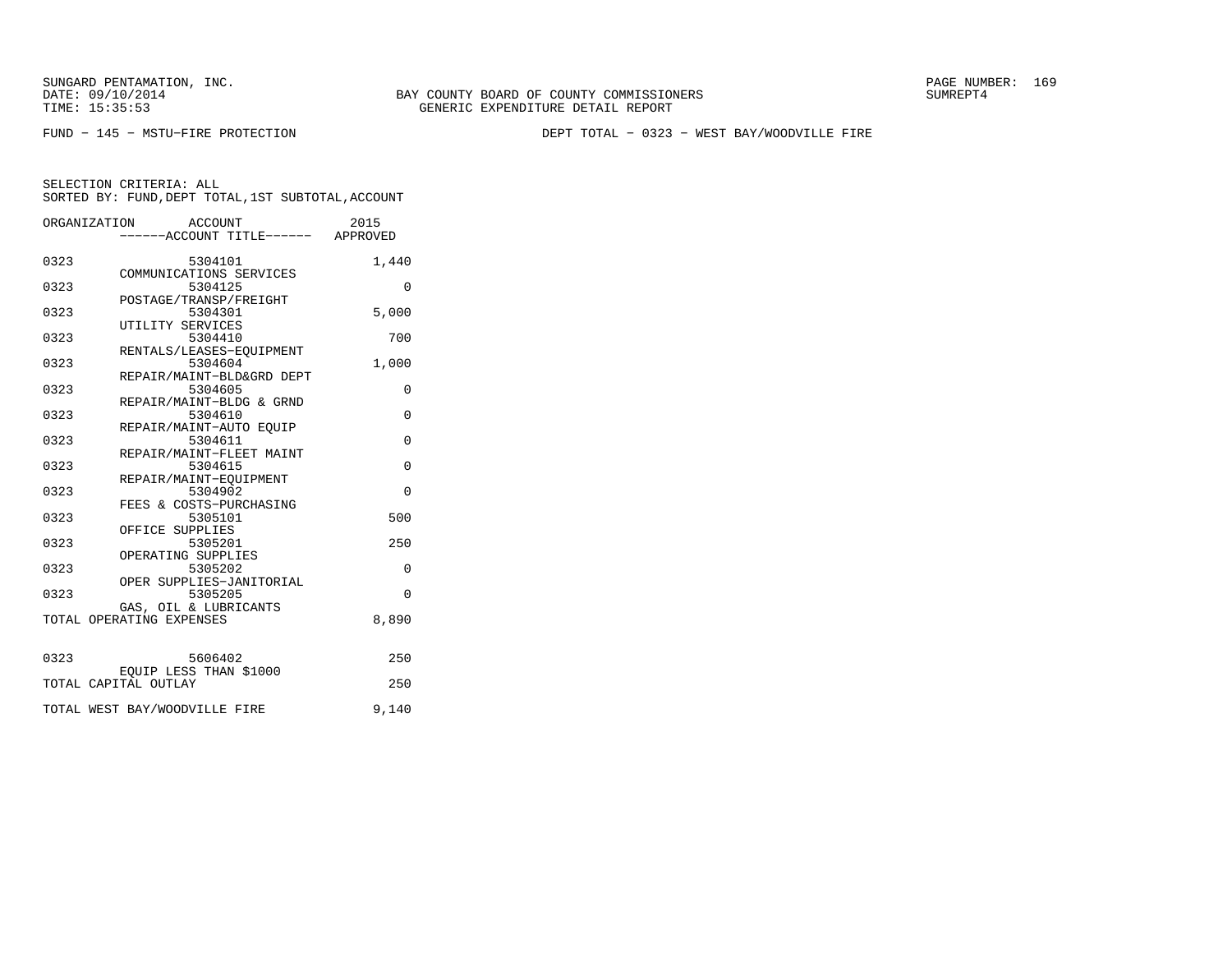SUNGARD PENTAMATION, INC.
DATE: 09/10/2014
TIME: 15:35:53

BAY COUNTY BOARD OF COUNTY COMMISSIONERS
GENERIC EXPENDITURE DETAIL REPORT

SUMREPT4

FUND − 145 − MSTU−FIRE PROTECTION

DEPT TOTAL − 0323 − WEST BAY/WOODVILLE FIRE

SELECTION CRITERIA: ALL
SORTED BY: FUND,DEPT TOTAL,1ST SUBTOTAL,ACCOUNT

| ORGANIZATION | ACCOUNT ------ACCOUNT TITLE------ | 2015 APPROVED |
|---|---|---|
| 0323 | 5304101 COMMUNICATIONS SERVICES | 1,440 |
| 0323 | 5304125 POSTAGE/TRANSP/FREIGHT | 0 |
| 0323 | 5304301 UTILITY SERVICES | 5,000 |
| 0323 | 5304410 RENTALS/LEASES−EQUIPMENT | 700 |
| 0323 | 5304604 REPAIR/MAINT−BLD&GRD DEPT | 1,000 |
| 0323 | 5304605 REPAIR/MAINT−BLDG & GRND | 0 |
| 0323 | 5304610 REPAIR/MAINT−AUTO EQUIP | 0 |
| 0323 | 5304611 REPAIR/MAINT−FLEET MAINT | 0 |
| 0323 | 5304615 REPAIR/MAINT−EQUIPMENT | 0 |
| 0323 | 5304902 FEES & COSTS−PURCHASING | 0 |
| 0323 | 5305101 OFFICE SUPPLIES | 500 |
| 0323 | 5305201 OPERATING SUPPLIES | 250 |
| 0323 | 5305202 OPER SUPPLIES−JANITORIAL | 0 |
| 0323 | 5305205 GAS, OIL & LUBRICANTS | 0 |
| TOTAL OPERATING EXPENSES | | 8,890 |
| 0323 | 5606402 EQUIP LESS THAN $1000 | 250 |
| TOTAL CAPITAL OUTLAY | | 250 |
| TOTAL WEST BAY/WOODVILLE FIRE | | 9,140 |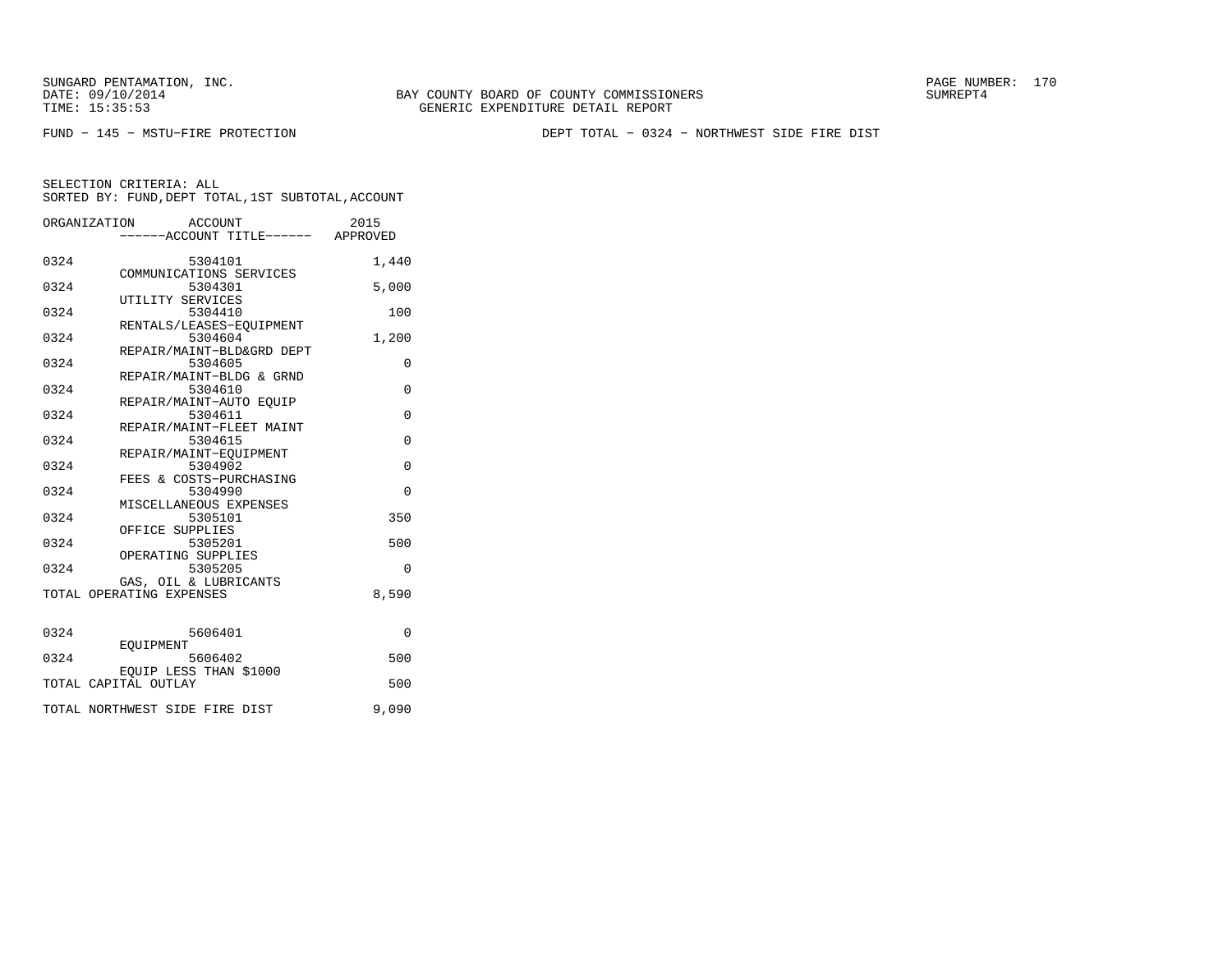BAY COUNTY BOARD OF COUNTY COMMISSIONERS
GENERIC EXPENDITURE DETAIL REPORT

FUND − 145 − MSTU−FIRE PROTECTION

DEPT TOTAL − 0324 − NORTHWEST SIDE FIRE DIST

SELECTION CRITERIA: ALL
SORTED BY: FUND,DEPT TOTAL,1ST SUBTOTAL,ACCOUNT

| ORGANIZATION | ACCOUNT / ACCOUNT TITLE | 2015 APPROVED |
|---|---|---|
| 0324 | 5304101 COMMUNICATIONS SERVICES | 1,440 |
| 0324 | 5304301 UTILITY SERVICES | 5,000 |
| 0324 | 5304410 RENTALS/LEASES−EQUIPMENT | 100 |
| 0324 | 5304604 REPAIR/MAINT−BLD&GRD DEPT | 1,200 |
| 0324 | 5304605 REPAIR/MAINT−BLDG & GRND | 0 |
| 0324 | 5304610 REPAIR/MAINT−AUTO EQUIP | 0 |
| 0324 | 5304611 REPAIR/MAINT−FLEET MAINT | 0 |
| 0324 | 5304615 REPAIR/MAINT−EQUIPMENT | 0 |
| 0324 | 5304902 FEES & COSTS−PURCHASING | 0 |
| 0324 | 5304990 MISCELLANEOUS EXPENSES | 0 |
| 0324 | 5305101 OFFICE SUPPLIES | 350 |
| 0324 | 5305201 OPERATING SUPPLIES | 500 |
| 0324 | 5305205 GAS, OIL & LUBRICANTS | 0 |
| TOTAL OPERATING EXPENSES | | 8,590 |
| 0324 | 5606401 EQUIPMENT | 0 |
| 0324 | 5606402 EQUIP LESS THAN $1000 | 500 |
| TOTAL CAPITAL OUTLAY | | 500 |
| TOTAL NORTHWEST SIDE FIRE DIST | | 9,090 |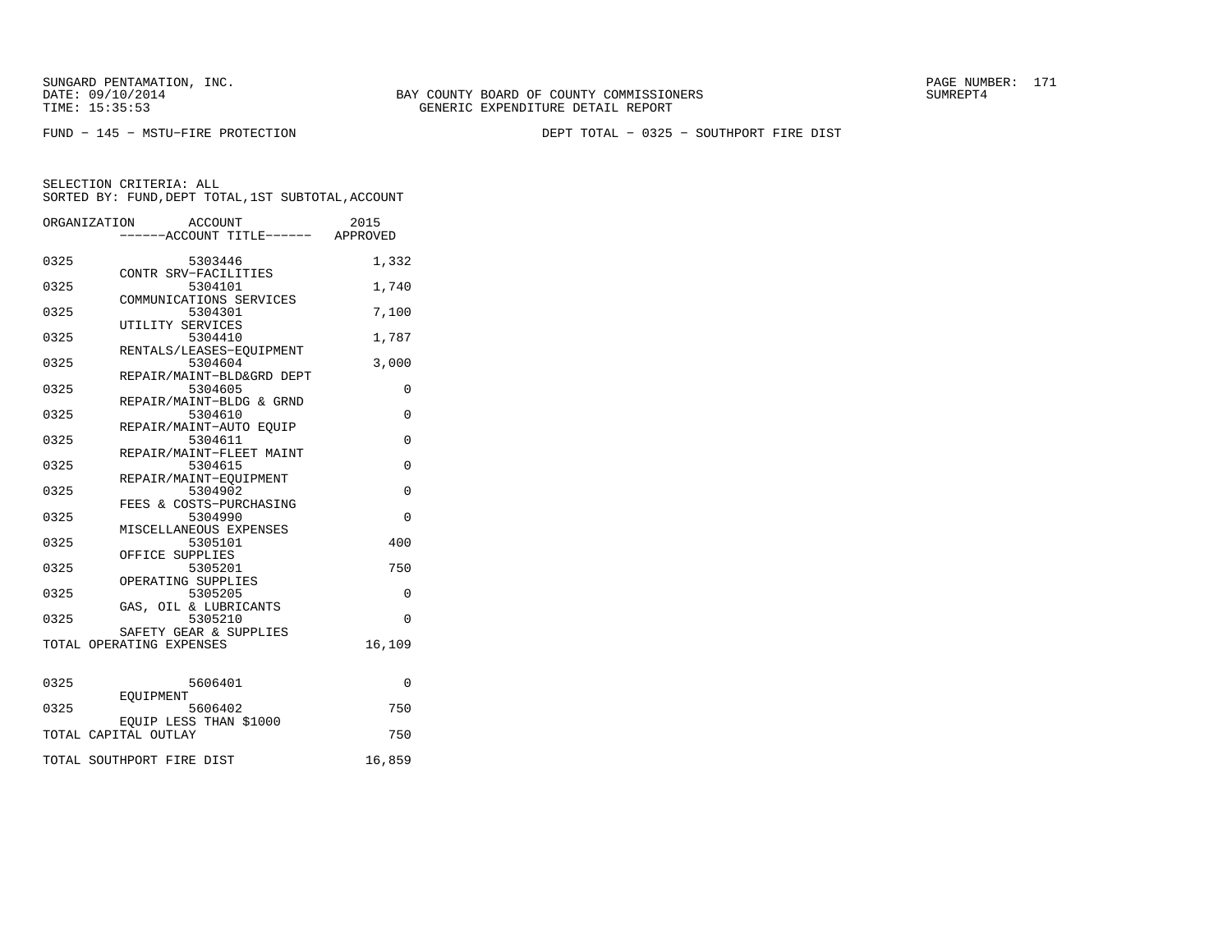SUNGARD PENTAMATION, INC.
DATE: 09/10/2014
TIME: 15:35:53

BAY COUNTY BOARD OF COUNTY COMMISSIONERS
GENERIC EXPENDITURE DETAIL REPORT

SUMREPT4

FUND - 145 - MSTU-FIRE PROTECTION

DEPT TOTAL - 0325 - SOUTHPORT FIRE DIST

SELECTION CRITERIA: ALL
SORTED BY: FUND,DEPT TOTAL,1ST SUBTOTAL,ACCOUNT

| ORGANIZATION | ACCOUNT / ------ACCOUNT TITLE------ | 2015 APPROVED |
|---|---|---|
| 0325 | 5303446 CONTR SRV-FACILITIES | 1,332 |
| 0325 | 5304101 COMMUNICATIONS SERVICES | 1,740 |
| 0325 | 5304301 UTILITY SERVICES | 7,100 |
| 0325 | 5304410 RENTALS/LEASES-EQUIPMENT | 1,787 |
| 0325 | 5304604 REPAIR/MAINT-BLD&GRD DEPT | 3,000 |
| 0325 | 5304605 REPAIR/MAINT-BLDG & GRND | 0 |
| 0325 | 5304610 REPAIR/MAINT-AUTO EQUIP | 0 |
| 0325 | 5304611 REPAIR/MAINT-FLEET MAINT | 0 |
| 0325 | 5304615 REPAIR/MAINT-EQUIPMENT | 0 |
| 0325 | 5304902 FEES & COSTS-PURCHASING | 0 |
| 0325 | 5304990 MISCELLANEOUS EXPENSES | 0 |
| 0325 | 5305101 OFFICE SUPPLIES | 400 |
| 0325 | 5305201 OPERATING SUPPLIES | 750 |
| 0325 | 5305205 GAS, OIL & LUBRICANTS | 0 |
| 0325 | 5305210 SAFETY GEAR & SUPPLIES | 0 |
| TOTAL OPERATING EXPENSES | | 16,109 |
| 0325 | 5606401 EQUIPMENT | 0 |
| 0325 | 5606402 EQUIP LESS THAN $1000 | 750 |
| TOTAL CAPITAL OUTLAY | | 750 |
| TOTAL SOUTHPORT FIRE DIST | | 16,859 |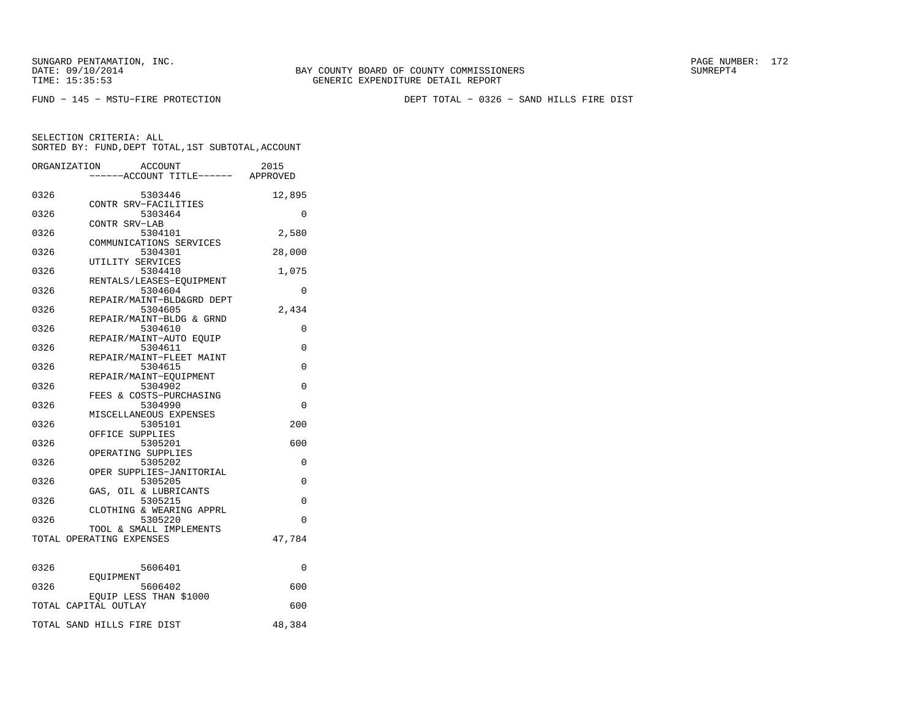SUNGARD PENTAMATION, INC.
DATE: 09/10/2014
TIME: 15:35:53

BAY COUNTY BOARD OF COUNTY COMMISSIONERS
GENERIC EXPENDITURE DETAIL REPORT

SUMREPT4

FUND − 145 − MSTU−FIRE PROTECTION

DEPT TOTAL − 0326 − SAND HILLS FIRE DIST

SELECTION CRITERIA: ALL
SORTED BY: FUND,DEPT TOTAL,1ST SUBTOTAL,ACCOUNT

| ORGANIZATION | ACCOUNT / ------ACCOUNT TITLE------ | 2015 APPROVED |
|---|---|---|
| 0326 | 5303446 CONTR SRV−FACILITIES | 12,895 |
| 0326 | 5303464 CONTR SRV−LAB | 0 |
| 0326 | 5304101 COMMUNICATIONS SERVICES | 2,580 |
| 0326 | 5304301 UTILITY SERVICES | 28,000 |
| 0326 | 5304410 RENTALS/LEASES−EQUIPMENT | 1,075 |
| 0326 | 5304604 REPAIR/MAINT−BLD&GRD DEPT | 0 |
| 0326 | 5304605 REPAIR/MAINT−BLDG & GRND | 2,434 |
| 0326 | 5304610 REPAIR/MAINT−AUTO EQUIP | 0 |
| 0326 | 5304611 REPAIR/MAINT−FLEET MAINT | 0 |
| 0326 | 5304615 REPAIR/MAINT−EQUIPMENT | 0 |
| 0326 | 5304902 FEES & COSTS−PURCHASING | 0 |
| 0326 | 5304990 MISCELLANEOUS EXPENSES | 0 |
| 0326 | 5305101 OFFICE SUPPLIES | 200 |
| 0326 | 5305201 OPERATING SUPPLIES | 600 |
| 0326 | 5305202 OPER SUPPLIES−JANITORIAL | 0 |
| 0326 | 5305205 GAS, OIL & LUBRICANTS | 0 |
| 0326 | 5305215 CLOTHING & WEARING APPRL | 0 |
| 0326 | 5305220 TOOL & SMALL IMPLEMENTS | 0 |
| TOTAL OPERATING EXPENSES | | 47,784 |
| 0326 | 5606401 EQUIPMENT | 0 |
| 0326 | 5606402 EQUIP LESS THAN $1000 | 600 |
| TOTAL CAPITAL OUTLAY | | 600 |
| TOTAL SAND HILLS FIRE DIST | | 48,384 |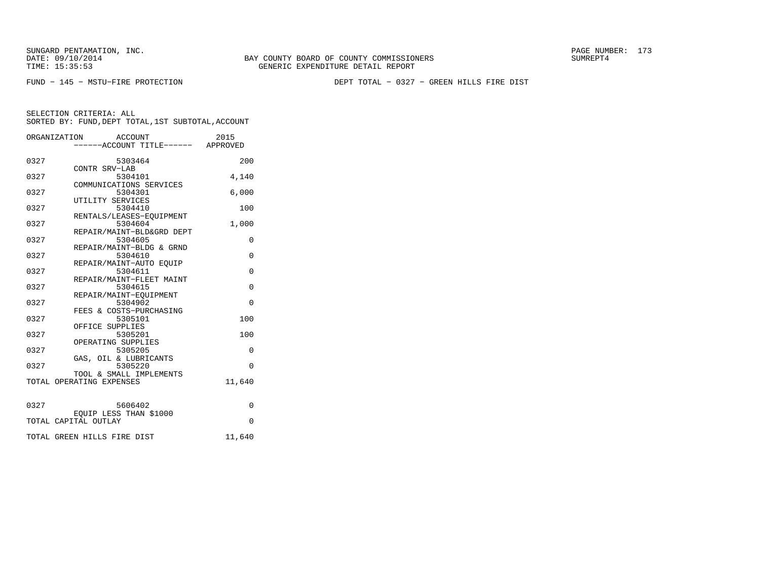SUNGARD PENTAMATION, INC.
DATE: 09/10/2014
TIME: 15:35:53

BAY COUNTY BOARD OF COUNTY COMMISSIONERS
GENERIC EXPENDITURE DETAIL REPORT

SUMREPT4

FUND − 145 − MSTU−FIRE PROTECTION

DEPT TOTAL − 0327 − GREEN HILLS FIRE DIST

SELECTION CRITERIA: ALL
SORTED BY: FUND,DEPT TOTAL,1ST SUBTOTAL,ACCOUNT

| ORGANIZATION | ACCOUNT / ------ACCOUNT TITLE------ | 2015 APPROVED |
|---|---|---|
| 0327 | 5303464 CONTR SRV−LAB | 200 |
| 0327 | 5304101 COMMUNICATIONS SERVICES | 4,140 |
| 0327 | 5304301 UTILITY SERVICES | 6,000 |
| 0327 | 5304410 RENTALS/LEASES−EQUIPMENT | 100 |
| 0327 | 5304604 REPAIR/MAINT−BLD&GRD DEPT | 1,000 |
| 0327 | 5304605 REPAIR/MAINT−BLDG & GRND | 0 |
| 0327 | 5304610 REPAIR/MAINT−AUTO EQUIP | 0 |
| 0327 | 5304611 REPAIR/MAINT−FLEET MAINT | 0 |
| 0327 | 5304615 REPAIR/MAINT−EQUIPMENT | 0 |
| 0327 | 5304902 FEES & COSTS−PURCHASING | 0 |
| 0327 | 5305101 OFFICE SUPPLIES | 100 |
| 0327 | 5305201 OPERATING SUPPLIES | 100 |
| 0327 | 5305205 GAS, OIL & LUBRICANTS | 0 |
| 0327 | 5305220 TOOL & SMALL IMPLEMENTS | 0 |
| TOTAL OPERATING EXPENSES | | 11,640 |
| 0327 | 5606402 EQUIP LESS THAN $1000 | 0 |
| TOTAL CAPITAL OUTLAY | | 0 |
| TOTAL GREEN HILLS FIRE DIST | | 11,640 |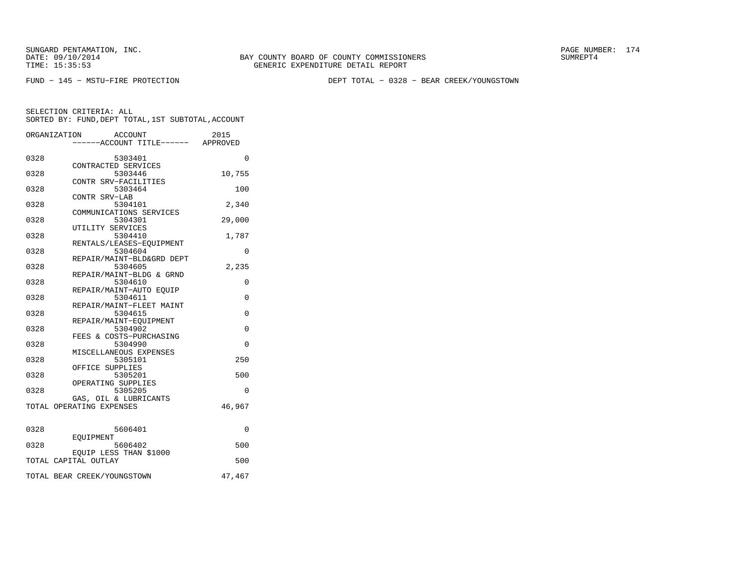SUNGARD PENTAMATION, INC.
DATE: 09/10/2014
TIME: 15:35:53

BAY COUNTY BOARD OF COUNTY COMMISSIONERS
GENERIC EXPENDITURE DETAIL REPORT

SUMREPT4

FUND − 145 − MSTU−FIRE PROTECTION

DEPT TOTAL − 0328 − BEAR CREEK/YOUNGSTOWN

SELECTION CRITERIA: ALL
SORTED BY: FUND,DEPT TOTAL,1ST SUBTOTAL,ACCOUNT

| ORGANIZATION | ACCOUNT / ACCOUNT TITLE | 2015 APPROVED |
|---|---|---|
| 0328 | 5303401 CONTRACTED SERVICES | 0 |
| 0328 | 5303446 CONTR SRV−FACILITIES | 10,755 |
| 0328 | 5303464 CONTR SRV−LAB | 100 |
| 0328 | 5304101 COMMUNICATIONS SERVICES | 2,340 |
| 0328 | 5304301 UTILITY SERVICES | 29,000 |
| 0328 | 5304410 RENTALS/LEASES−EQUIPMENT | 1,787 |
| 0328 | 5304604 REPAIR/MAINT−BLD&GRD DEPT | 0 |
| 0328 | 5304605 REPAIR/MAINT−BLDG & GRND | 2,235 |
| 0328 | 5304610 REPAIR/MAINT−AUTO EQUIP | 0 |
| 0328 | 5304611 REPAIR/MAINT−FLEET MAINT | 0 |
| 0328 | 5304615 REPAIR/MAINT−EQUIPMENT | 0 |
| 0328 | 5304902 FEES & COSTS−PURCHASING | 0 |
| 0328 | 5304990 MISCELLANEOUS EXPENSES | 0 |
| 0328 | 5305101 OFFICE SUPPLIES | 250 |
| 0328 | 5305201 OPERATING SUPPLIES | 500 |
| 0328 | 5305205 GAS, OIL & LUBRICANTS | 0 |
| TOTAL OPERATING EXPENSES | | 46,967 |
| 0328 | 5606401 EQUIPMENT | 0 |
| 0328 | 5606402 EQUIP LESS THAN $1000 | 500 |
| TOTAL CAPITAL OUTLAY | | 500 |
| TOTAL BEAR CREEK/YOUNGSTOWN | | 47,467 |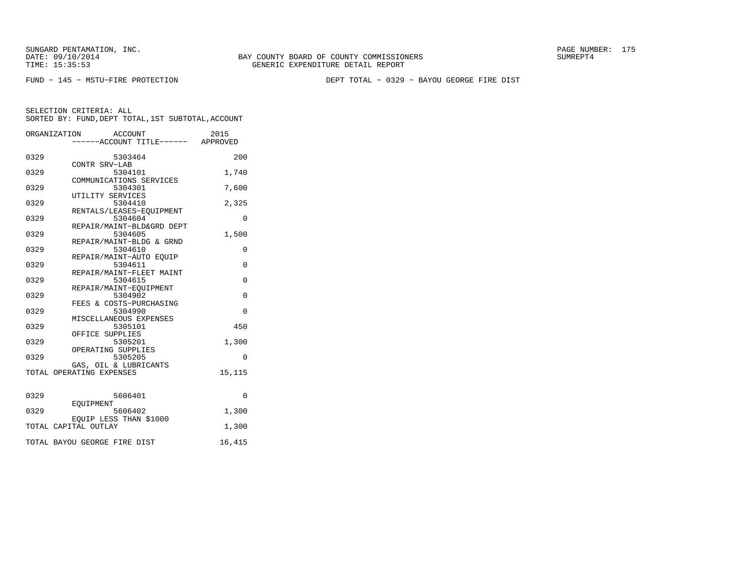SUNGARD PENTAMATION, INC.
DATE: 09/10/2014
TIME: 15:35:53

BAY COUNTY BOARD OF COUNTY COMMISSIONERS
GENERIC EXPENDITURE DETAIL REPORT

SUMREPT4

FUND − 145 − MSTU−FIRE PROTECTION

DEPT TOTAL − 0329 − BAYOU GEORGE FIRE DIST

SELECTION CRITERIA: ALL
SORTED BY: FUND,DEPT TOTAL,1ST SUBTOTAL,ACCOUNT

| ORGANIZATION | ACCOUNT<br>------ACCOUNT TITLE------ | 2015<br>APPROVED |
|---|---|---|
| 0329 | 5303464<br>CONTR SRV−LAB | 200 |
| 0329 | 5304101<br>COMMUNICATIONS SERVICES | 1,740 |
| 0329 | 5304301<br>UTILITY SERVICES | 7,600 |
| 0329 | 5304410<br>RENTALS/LEASES−EQUIPMENT | 2,325 |
| 0329 | 5304604<br>REPAIR/MAINT−BLD&GRD DEPT | 0 |
| 0329 | 5304605<br>REPAIR/MAINT−BLDG & GRND | 1,500 |
| 0329 | 5304610<br>REPAIR/MAINT−AUTO EQUIP | 0 |
| 0329 | 5304611<br>REPAIR/MAINT−FLEET MAINT | 0 |
| 0329 | 5304615<br>REPAIR/MAINT−EQUIPMENT | 0 |
| 0329 | 5304902<br>FEES & COSTS−PURCHASING | 0 |
| 0329 | 5304990<br>MISCELLANEOUS EXPENSES | 0 |
| 0329 | 5305101<br>OFFICE SUPPLIES | 450 |
| 0329 | 5305201<br>OPERATING SUPPLIES | 1,300 |
| 0329 | 5305205<br>GAS, OIL & LUBRICANTS | 0 |
| TOTAL OPERATING EXPENSES | | 15,115 |
| 0329 | 5606401<br>EQUIPMENT | 0 |
| 0329 | 5606402<br>EQUIP LESS THAN $1000 | 1,300 |
| TOTAL CAPITAL OUTLAY | | 1,300 |
| TOTAL BAYOU GEORGE FIRE DIST | | 16,415 |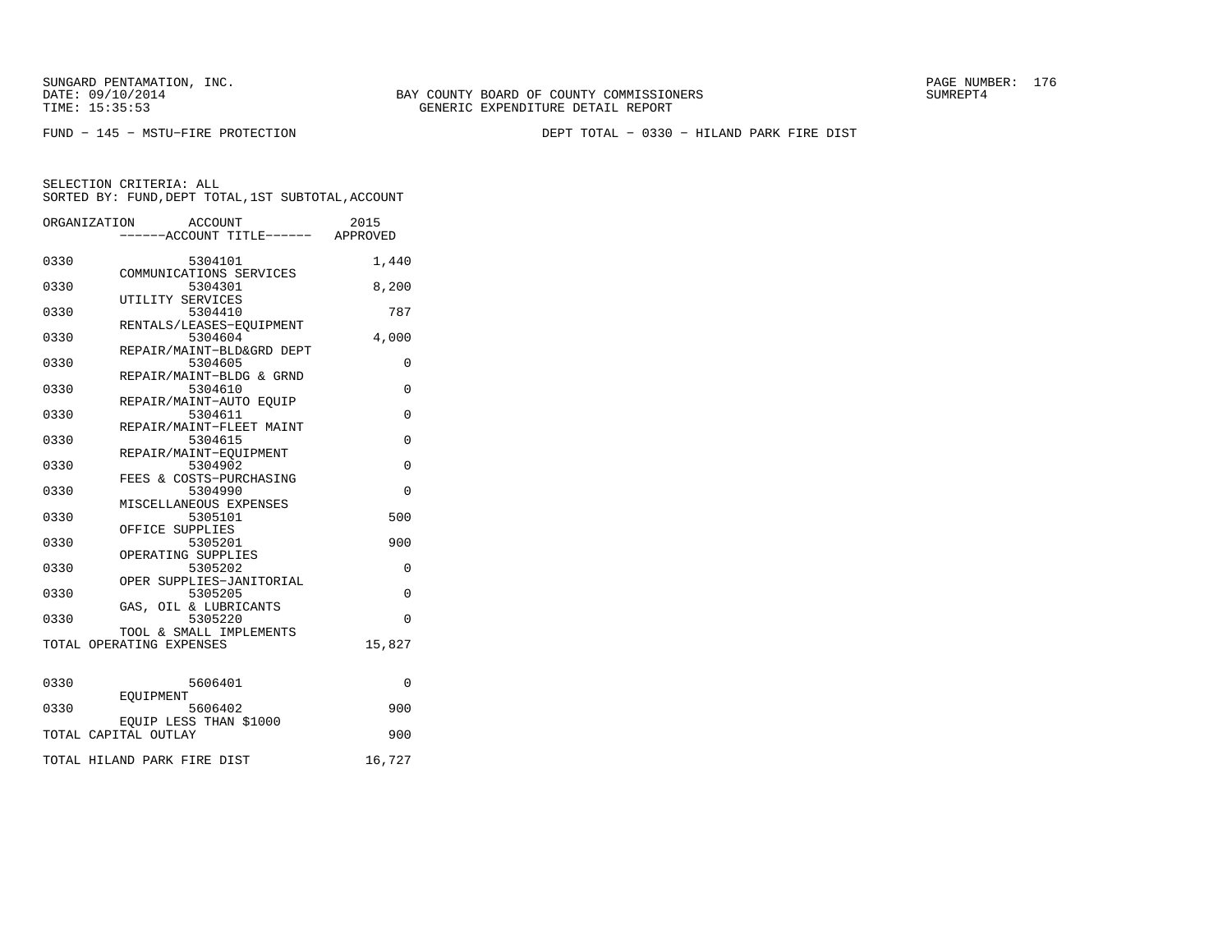SUNGARD PENTAMATION, INC.
DATE: 09/10/2014
TIME: 15:35:53

BAY COUNTY BOARD OF COUNTY COMMISSIONERS
GENERIC EXPENDITURE DETAIL REPORT

SUMREPT4

FUND − 145 − MSTU−FIRE PROTECTION

DEPT TOTAL − 0330 − HILAND PARK FIRE DIST

SELECTION CRITERIA: ALL
SORTED BY: FUND,DEPT TOTAL,1ST SUBTOTAL,ACCOUNT

| ORGANIZATION | ACCOUNT / ------ACCOUNT TITLE------ | 2015 APPROVED |
|---|---|---|
| 0330 | 5304101 COMMUNICATIONS SERVICES | 1,440 |
| 0330 | 5304301 UTILITY SERVICES | 8,200 |
| 0330 | 5304410 RENTALS/LEASES−EQUIPMENT | 787 |
| 0330 | 5304604 REPAIR/MAINT−BLD&GRD DEPT | 4,000 |
| 0330 | 5304605 REPAIR/MAINT−BLDG & GRND | 0 |
| 0330 | 5304610 REPAIR/MAINT−AUTO EQUIP | 0 |
| 0330 | 5304611 REPAIR/MAINT−FLEET MAINT | 0 |
| 0330 | 5304615 REPAIR/MAINT−EQUIPMENT | 0 |
| 0330 | 5304902 FEES & COSTS−PURCHASING | 0 |
| 0330 | 5304990 MISCELLANEOUS EXPENSES | 0 |
| 0330 | 5305101 OFFICE SUPPLIES | 500 |
| 0330 | 5305201 OPERATING SUPPLIES | 900 |
| 0330 | 5305202 OPER SUPPLIES−JANITORIAL | 0 |
| 0330 | 5305205 GAS, OIL & LUBRICANTS | 0 |
| 0330 | 5305220 TOOL & SMALL IMPLEMENTS | 0 |
| TOTAL OPERATING EXPENSES | | 15,827 |
| 0330 | 5606401 EQUIPMENT | 0 |
| 0330 | 5606402 EQUIP LESS THAN $1000 | 900 |
| TOTAL CAPITAL OUTLAY | | 900 |
| TOTAL HILAND PARK FIRE DIST | | 16,727 |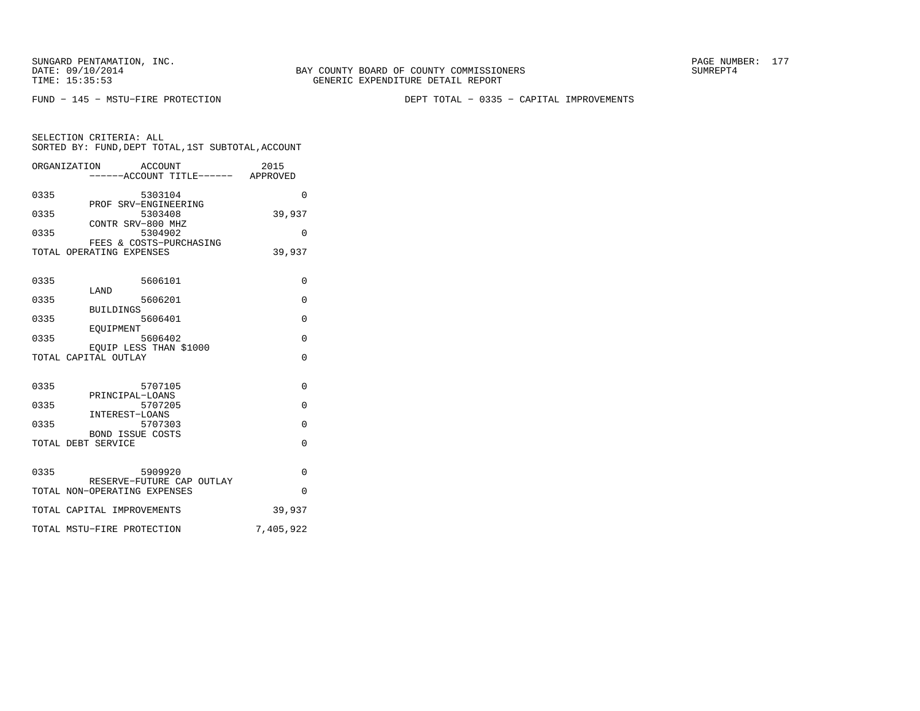SUNGARD PENTAMATION, INC.
DATE: 09/10/2014
TIME: 15:35:53

BAY COUNTY BOARD OF COUNTY COMMISSIONERS
GENERIC EXPENDITURE DETAIL REPORT

SUMREPT4

FUND - 145 - MSTU-FIRE PROTECTION

DEPT TOTAL - 0335 - CAPITAL IMPROVEMENTS

SELECTION CRITERIA: ALL
SORTED BY: FUND,DEPT TOTAL,1ST SUBTOTAL,ACCOUNT

| ORGANIZATION | ACCOUNT ------ACCOUNT TITLE------ | 2015 APPROVED |
|---|---|---|
| 0335 | 5303104 PROF SRV-ENGINEERING | 0 |
| 0335 | 5303408 CONTR SRV-800 MHZ | 39,937 |
| 0335 | 5304902 FEES & COSTS-PURCHASING | 0 |
| TOTAL OPERATING EXPENSES | | 39,937 |
| 0335 | 5606101 LAND | 0 |
| 0335 | 5606201 BUILDINGS | 0 |
| 0335 | 5606401 EQUIPMENT | 0 |
| 0335 | 5606402 EQUIP LESS THAN $1000 | 0 |
| TOTAL CAPITAL OUTLAY | | 0 |
| 0335 | 5707105 PRINCIPAL-LOANS | 0 |
| 0335 | 5707205 INTEREST-LOANS | 0 |
| 0335 | 5707303 BOND ISSUE COSTS | 0 |
| TOTAL DEBT SERVICE | | 0 |
| 0335 | 5909920 RESERVE-FUTURE CAP OUTLAY | 0 |
| TOTAL NON-OPERATING EXPENSES | | 0 |
| TOTAL CAPITAL IMPROVEMENTS | | 39,937 |
| TOTAL MSTU-FIRE PROTECTION | | 7,405,922 |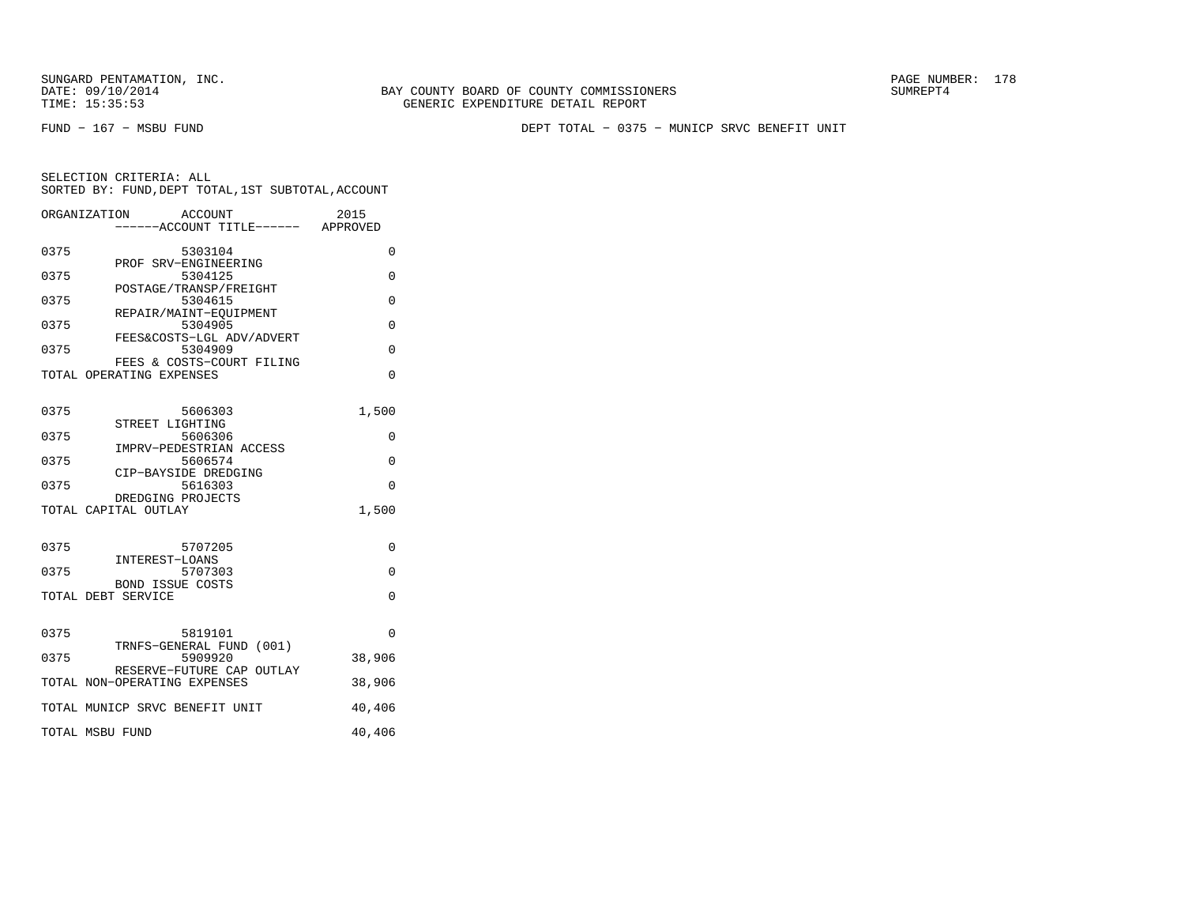SUNGARD PENTAMATION, INC.
DATE: 09/10/2014
TIME: 15:35:53

BAY COUNTY BOARD OF COUNTY COMMISSIONERS
GENERIC EXPENDITURE DETAIL REPORT

SUMREPT4

FUND - 167 - MSBU FUND

DEPT TOTAL - 0375 - MUNICP SRVC BENEFIT UNIT

SELECTION CRITERIA: ALL
SORTED BY: FUND,DEPT TOTAL,1ST SUBTOTAL,ACCOUNT

| ORGANIZATION | ACCOUNT ------ACCOUNT TITLE------ | 2015 APPROVED |
|---|---|---|
| 0375 | 5303104 PROF SRV-ENGINEERING | 0 |
| 0375 | 5304125 POSTAGE/TRANSP/FREIGHT | 0 |
| 0375 | 5304615 REPAIR/MAINT-EQUIPMENT | 0 |
| 0375 | 5304905 FEES&COSTS-LGL ADV/ADVERT | 0 |
| 0375 | 5304909 FEES & COSTS-COURT FILING | 0 |
| TOTAL OPERATING EXPENSES | | 0 |
| 0375 | 5606303 STREET LIGHTING | 1,500 |
| 0375 | 5606306 IMPRV-PEDESTRIAN ACCESS | 0 |
| 0375 | 5606574 CIP-BAYSIDE DREDGING | 0 |
| 0375 | 5616303 DREDGING PROJECTS | 0 |
| TOTAL CAPITAL OUTLAY | | 1,500 |
| 0375 | 5707205 INTEREST-LOANS | 0 |
| 0375 | 5707303 BOND ISSUE COSTS | 0 |
| TOTAL DEBT SERVICE | | 0 |
| 0375 | 5819101 TRNFS-GENERAL FUND (001) | 0 |
| 0375 | 5909920 RESERVE-FUTURE CAP OUTLAY | 38,906 |
| TOTAL NON-OPERATING EXPENSES | | 38,906 |
| TOTAL MUNICP SRVC BENEFIT UNIT | | 40,406 |
| TOTAL MSBU FUND | | 40,406 |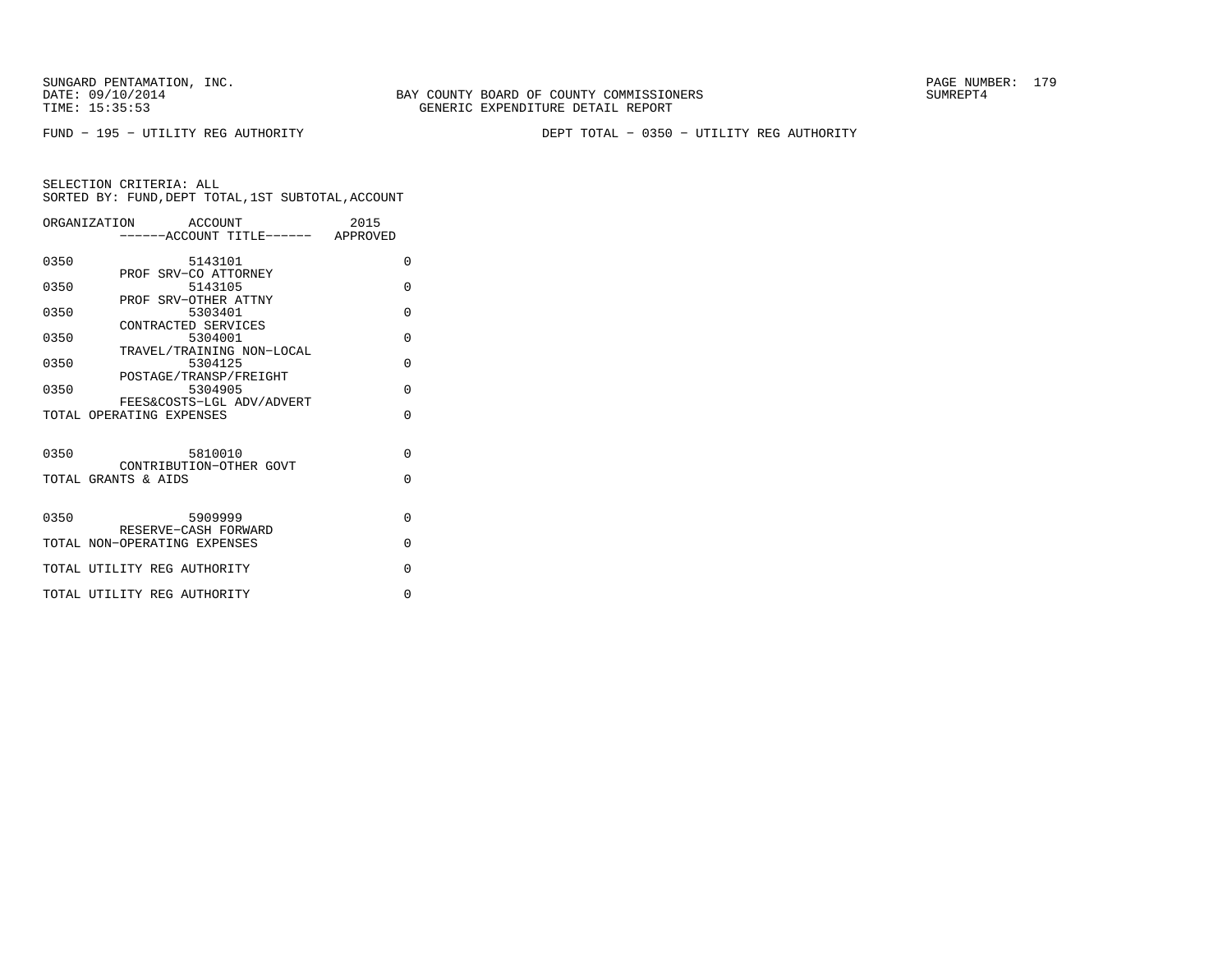SUNGARD PENTAMATION, INC.
DATE: 09/10/2014
TIME: 15:35:53

BAY COUNTY BOARD OF COUNTY COMMISSIONERS
GENERIC EXPENDITURE DETAIL REPORT

SUMREPT4

FUND − 195 − UTILITY REG AUTHORITY

DEPT TOTAL − 0350 − UTILITY REG AUTHORITY

SELECTION CRITERIA: ALL
SORTED BY: FUND,DEPT TOTAL,1ST SUBTOTAL,ACCOUNT

| ORGANIZATION | ACCOUNT ------ACCOUNT TITLE------ | 2015 APPROVED |
|---|---|---|
| 0350 | 5143101 PROF SRV−CO ATTORNEY | 0 |
| 0350 | 5143105 PROF SRV−OTHER ATTNY | 0 |
| 0350 | 5303401 CONTRACTED SERVICES | 0 |
| 0350 | 5304001 TRAVEL/TRAINING NON−LOCAL | 0 |
| 0350 | 5304125 POSTAGE/TRANSP/FREIGHT | 0 |
| 0350 | 5304905 FEES&COSTS−LGL ADV/ADVERT | 0 |
| TOTAL OPERATING EXPENSES | | 0 |
| 0350 | 5810010 CONTRIBUTION−OTHER GOVT | 0 |
| TOTAL GRANTS & AIDS | | 0 |
| 0350 | 5909999 RESERVE−CASH FORWARD | 0 |
| TOTAL NON−OPERATING EXPENSES | | 0 |
| TOTAL UTILITY REG AUTHORITY | | 0 |
| TOTAL UTILITY REG AUTHORITY | | 0 |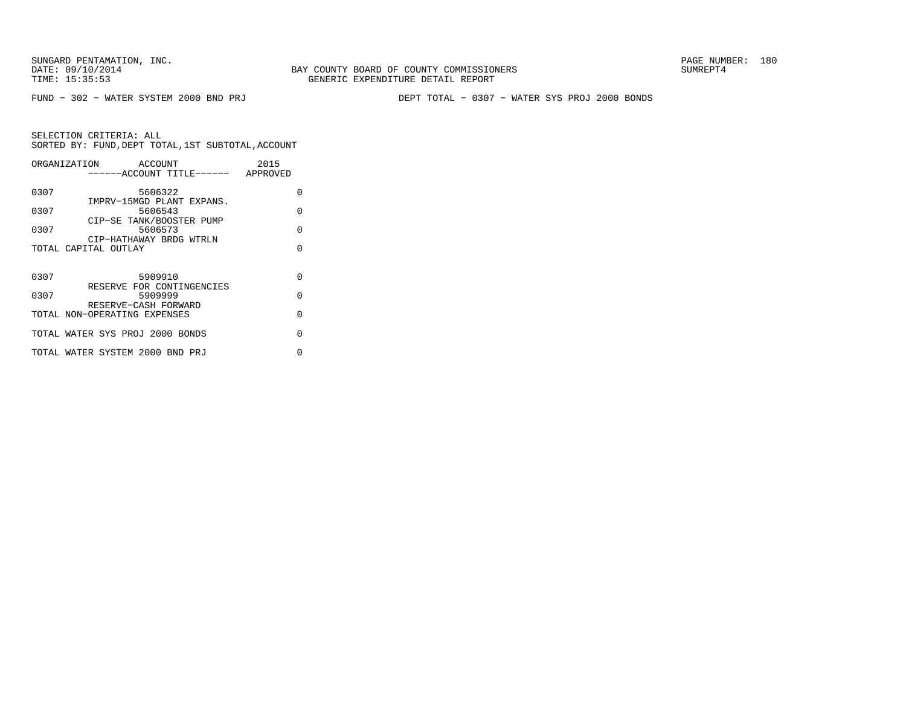SUNGARD PENTAMATION, INC.
DATE: 09/10/2014
TIME: 15:35:53

BAY COUNTY BOARD OF COUNTY COMMISSIONERS
GENERIC EXPENDITURE DETAIL REPORT

SUMREPT4

FUND - 302 - WATER SYSTEM 2000 BND PRJ

DEPT TOTAL - 0307 - WATER SYS PROJ 2000 BONDS

SELECTION CRITERIA: ALL
SORTED BY: FUND,DEPT TOTAL,1ST SUBTOTAL,ACCOUNT

| ORGANIZATION | ACCOUNT ------ACCOUNT TITLE------ | 2015 APPROVED |
|---|---|---|
| 0307 | 5606322 IMPRV-15MGD PLANT EXPANS. | 0 |
| 0307 | 5606543 CIP-SE TANK/BOOSTER PUMP | 0 |
| 0307 | 5606573 CIP-HATHAWAY BRDG WTRLN | 0 |
| TOTAL CAPITAL OUTLAY | | 0 |
| 0307 | 5909910 RESERVE FOR CONTINGENCIES | 0 |
| 0307 | 5909999 RESERVE-CASH FORWARD | 0 |
| TOTAL NON-OPERATING EXPENSES | | 0 |
| TOTAL WATER SYS PROJ 2000 BONDS | | 0 |
| TOTAL WATER SYSTEM 2000 BND PRJ | | 0 |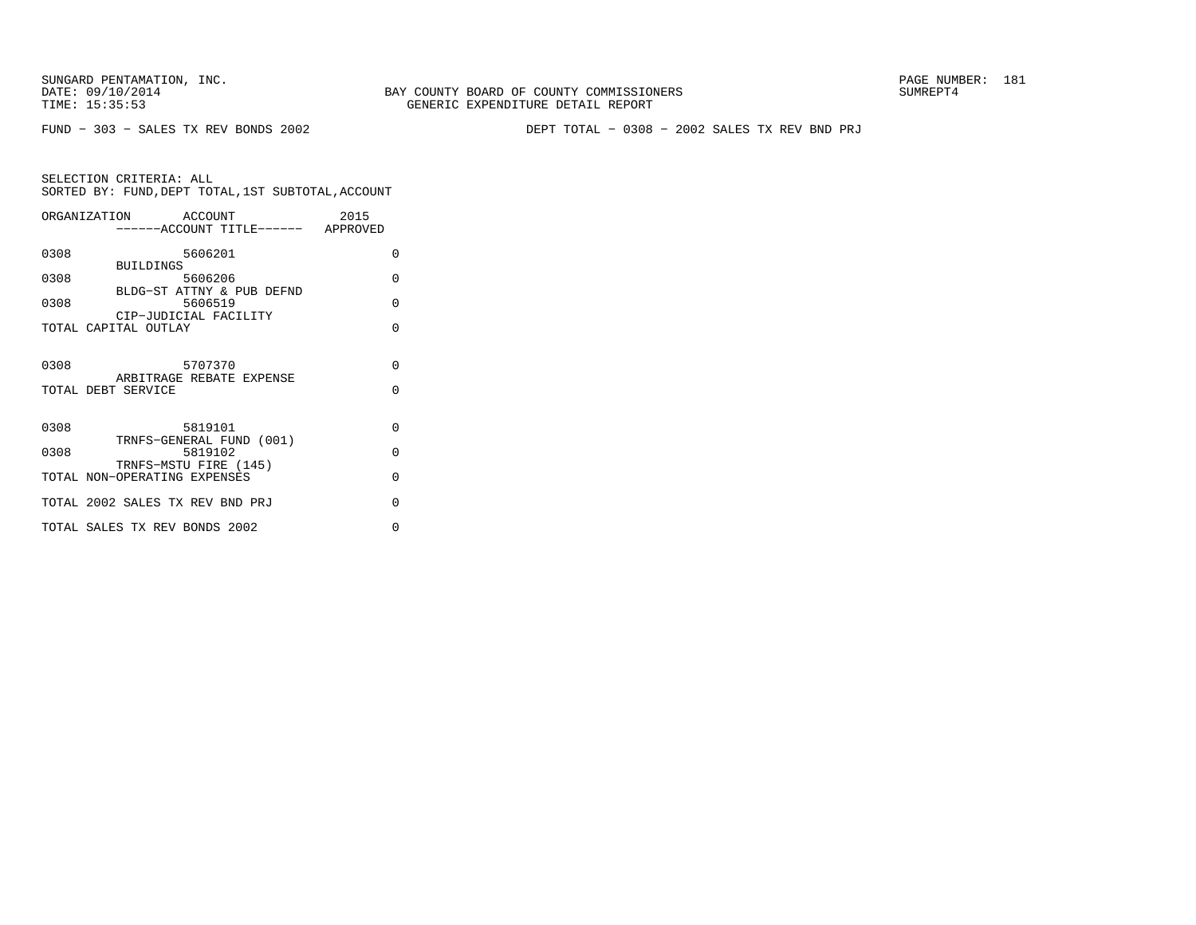SUNGARD PENTAMATION, INC.
DATE: 09/10/2014
TIME: 15:35:53

BAY COUNTY BOARD OF COUNTY COMMISSIONERS
GENERIC EXPENDITURE DETAIL REPORT

SUMREPT4

FUND − 303 − SALES TX REV BONDS 2002

DEPT TOTAL − 0308 − 2002 SALES TX REV BND PRJ

SELECTION CRITERIA: ALL
SORTED BY: FUND,DEPT TOTAL,1ST SUBTOTAL,ACCOUNT

| ORGANIZATION | ACCOUNT ------ACCOUNT TITLE------ | 2015 APPROVED |
|---|---|---|
| 0308 | 5606201 BUILDINGS | 0 |
| 0308 | 5606206 BLDG−ST ATTNY & PUB DEFND | 0 |
| 0308 | 5606519 CIP−JUDICIAL FACILITY | 0 |
| TOTAL CAPITAL OUTLAY | | 0 |
| 0308 | 5707370 ARBITRAGE REBATE EXPENSE | 0 |
| TOTAL DEBT SERVICE | | 0 |
| 0308 | 5819101 TRNFS−GENERAL FUND (001) | 0 |
| 0308 | 5819102 TRNFS−MSTU FIRE (145) | 0 |
| TOTAL NON−OPERATING EXPENSES | | 0 |
| TOTAL 2002 SALES TX REV BND PRJ | | 0 |
| TOTAL SALES TX REV BONDS 2002 | | 0 |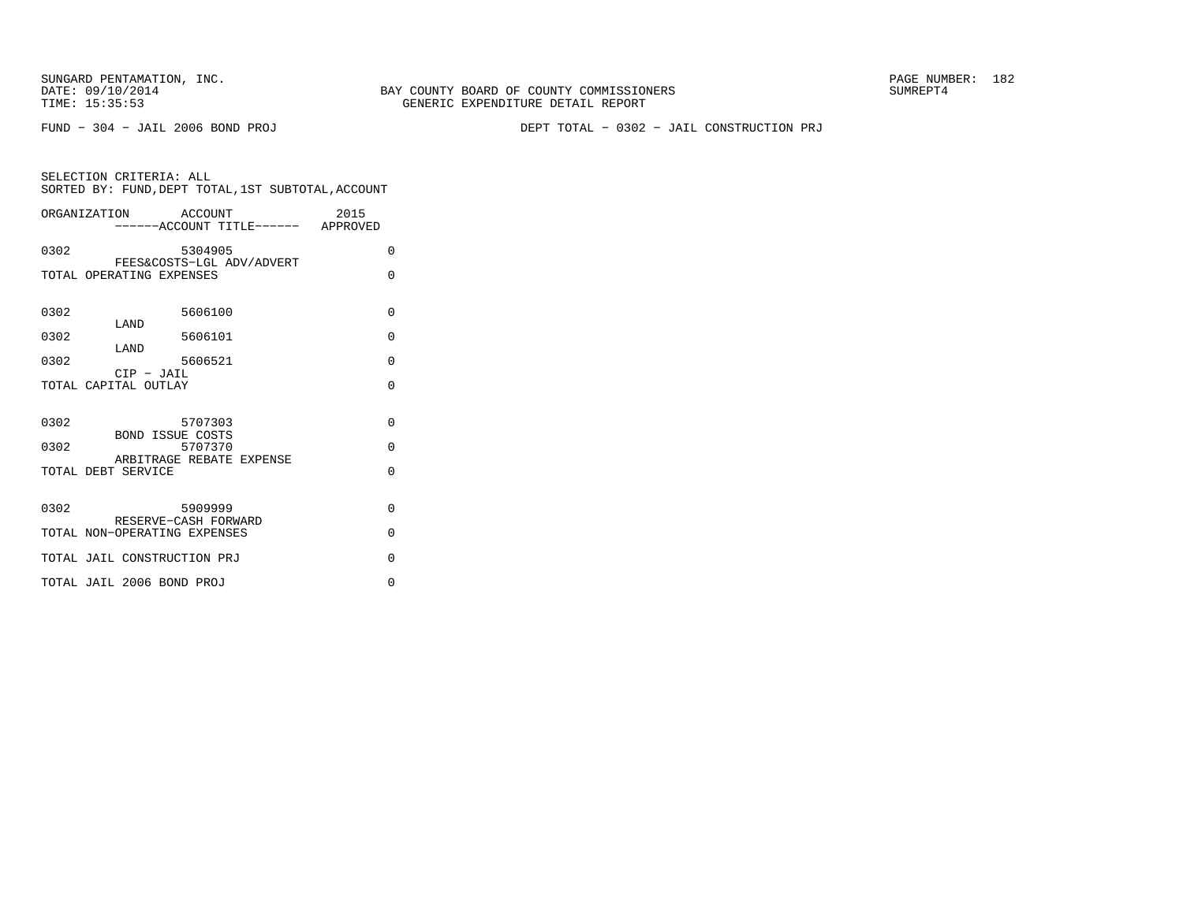SUNGARD PENTAMATION, INC.
DATE: 09/10/2014
TIME: 15:35:53

BAY COUNTY BOARD OF COUNTY COMMISSIONERS
GENERIC EXPENDITURE DETAIL REPORT

SUMREPT4

FUND - 304 - JAIL 2006 BOND PROJ

DEPT TOTAL - 0302 - JAIL CONSTRUCTION PRJ

SELECTION CRITERIA: ALL
SORTED BY: FUND,DEPT TOTAL,1ST SUBTOTAL,ACCOUNT

| ORGANIZATION | ACCOUNT / ------ACCOUNT TITLE------ | 2015 APPROVED |
|---|---|---|
| 0302 | 5304905 FEES&COSTS-LGL ADV/ADVERT | 0 |
| TOTAL OPERATING EXPENSES | | 0 |
| 0302 | 5606100 LAND | 0 |
| 0302 | 5606101 LAND | 0 |
| 0302 | 5606521 CIP - JAIL | 0 |
| TOTAL CAPITAL OUTLAY | | 0 |
| 0302 | 5707303 BOND ISSUE COSTS | 0 |
| 0302 | 5707370 ARBITRAGE REBATE EXPENSE | 0 |
| TOTAL DEBT SERVICE | | 0 |
| 0302 | 5909999 RESERVE-CASH FORWARD | 0 |
| TOTAL NON-OPERATING EXPENSES | | 0 |
| TOTAL JAIL CONSTRUCTION PRJ | | 0 |
| TOTAL JAIL 2006 BOND PROJ | | 0 |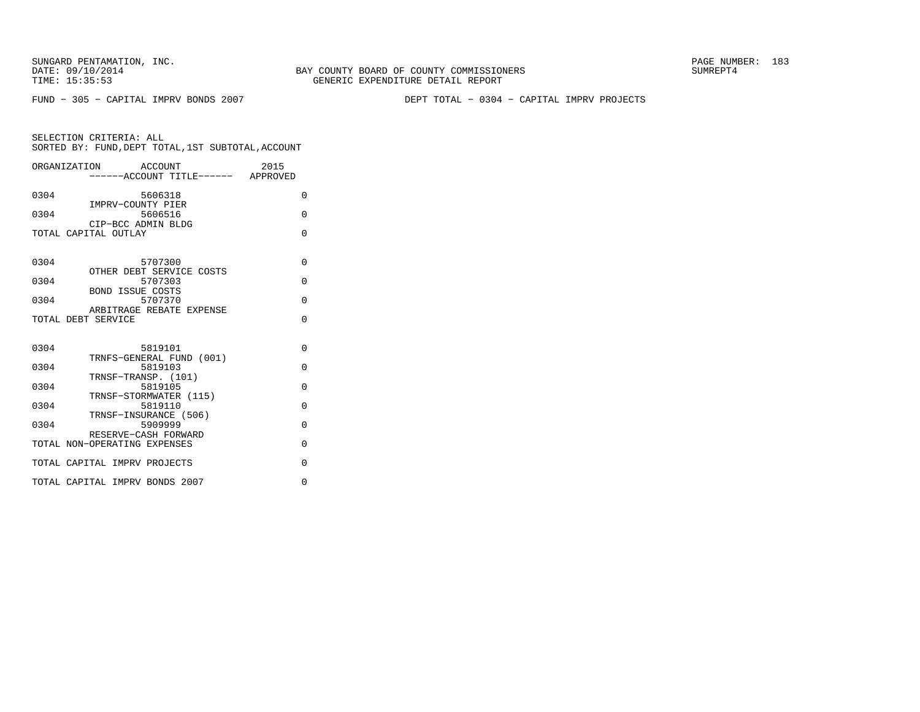SUNGARD PENTAMATION, INC.
DATE: 09/10/2014
TIME: 15:35:53

BAY COUNTY BOARD OF COUNTY COMMISSIONERS
GENERIC EXPENDITURE DETAIL REPORT

SUMREPT4

FUND − 305 − CAPITAL IMPRV BONDS 2007

DEPT TOTAL − 0304 − CAPITAL IMPRV PROJECTS

SELECTION CRITERIA: ALL
SORTED BY: FUND,DEPT TOTAL,1ST SUBTOTAL,ACCOUNT

| ORGANIZATION | ACCOUNT ------ACCOUNT TITLE------ | 2015 APPROVED |
|---|---|---|
| 0304 | 5606318 IMPRV−COUNTY PIER | 0 |
| 0304 | 5606516 CIP−BCC ADMIN BLDG | 0 |
| TOTAL CAPITAL OUTLAY | | 0 |
| 0304 | 5707300 OTHER DEBT SERVICE COSTS | 0 |
| 0304 | 5707303 BOND ISSUE COSTS | 0 |
| 0304 | 5707370 ARBITRAGE REBATE EXPENSE | 0 |
| TOTAL DEBT SERVICE | | 0 |
| 0304 | 5819101 TRNFS−GENERAL FUND (001) | 0 |
| 0304 | 5819103 TRNSF−TRANSP. (101) | 0 |
| 0304 | 5819105 TRNSF−STORMWATER (115) | 0 |
| 0304 | 5819110 TRNSF−INSURANCE (506) | 0 |
| 0304 | 5909999 RESERVE−CASH FORWARD | 0 |
| TOTAL NON−OPERATING EXPENSES | | 0 |
| TOTAL CAPITAL IMPRV PROJECTS | | 0 |
| TOTAL CAPITAL IMPRV BONDS 2007 | | 0 |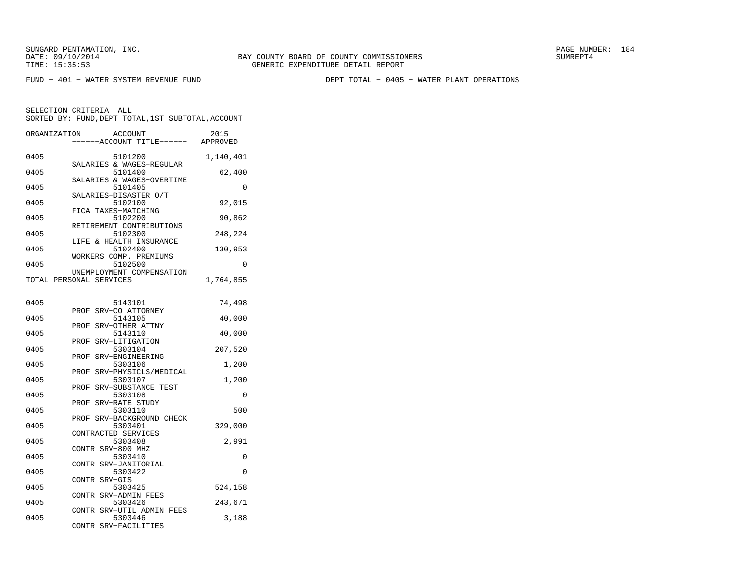SUNGARD PENTAMATION, INC.
DATE: 09/10/2014
TIME: 15:35:53

BAY COUNTY BOARD OF COUNTY COMMISSIONERS
GENERIC EXPENDITURE DETAIL REPORT

SUMREPT4

FUND − 401 − WATER SYSTEM REVENUE FUND

DEPT TOTAL − 0405 − WATER PLANT OPERATIONS

SELECTION CRITERIA: ALL
SORTED BY: FUND,DEPT TOTAL,1ST SUBTOTAL,ACCOUNT

| ORGANIZATION | ACCOUNT / ACCOUNT TITLE | 2015 APPROVED |
|---|---|---|
| 0405 | 5101200 SALARIES & WAGES−REGULAR | 1,140,401 |
| 0405 | 5101400 SALARIES & WAGES−OVERTIME | 62,400 |
| 0405 | 5101405 SALARIES−DISASTER O/T | 0 |
| 0405 | 5102100 FICA TAXES−MATCHING | 92,015 |
| 0405 | 5102200 RETIREMENT CONTRIBUTIONS | 90,862 |
| 0405 | 5102300 LIFE & HEALTH INSURANCE | 248,224 |
| 0405 | 5102400 WORKERS COMP. PREMIUMS | 130,953 |
| 0405 | 5102500 UNEMPLOYMENT COMPENSATION | 0 |
| TOTAL PERSONAL SERVICES | | 1,764,855 |
| 0405 | 5143101 PROF SRV−CO ATTORNEY | 74,498 |
| 0405 | 5143105 PROF SRV−OTHER ATTNY | 40,000 |
| 0405 | 5143110 PROF SRV−LITIGATION | 40,000 |
| 0405 | 5303104 PROF SRV−ENGINEERING | 207,520 |
| 0405 | 5303106 PROF SRV−PHYSICLS/MEDICAL | 1,200 |
| 0405 | 5303107 PROF SRV−SUBSTANCE TEST | 1,200 |
| 0405 | 5303108 PROF SRV−RATE STUDY | 0 |
| 0405 | 5303110 PROF SRV−BACKGROUND CHECK | 500 |
| 0405 | 5303401 CONTRACTED SERVICES | 329,000 |
| 0405 | 5303408 CONTR SRV−800 MHZ | 2,991 |
| 0405 | 5303410 CONTR SRV−JANITORIAL | 0 |
| 0405 | 5303422 CONTR SRV−GIS | 0 |
| 0405 | 5303425 CONTR SRV−ADMIN FEES | 524,158 |
| 0405 | 5303426 CONTR SRV−UTIL ADMIN FEES | 243,671 |
| 0405 | 5303446 CONTR SRV−FACILITIES | 3,188 |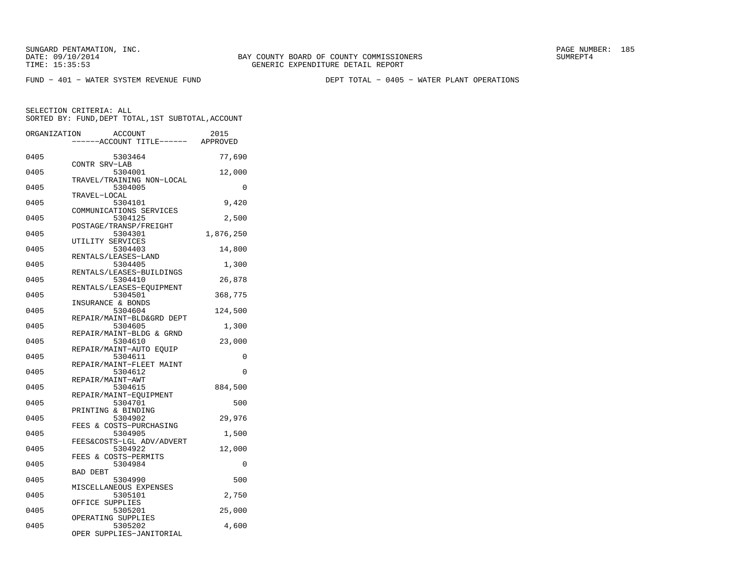SUNGARD PENTAMATION, INC.
DATE: 09/10/2014
TIME: 15:35:53

BAY COUNTY BOARD OF COUNTY COMMISSIONERS
GENERIC EXPENDITURE DETAIL REPORT

SUMREPT4

FUND - 401 - WATER SYSTEM REVENUE FUND

DEPT TOTAL - 0405 - WATER PLANT OPERATIONS

SELECTION CRITERIA: ALL
SORTED BY: FUND,DEPT TOTAL,1ST SUBTOTAL,ACCOUNT

| ORGANIZATION | ACCOUNT / ------ACCOUNT TITLE------ | 2015 APPROVED |
|---|---|---|
| 0405 | 5303464 CONTR SRV-LAB | 77,690 |
| 0405 | 5304001 TRAVEL/TRAINING NON-LOCAL | 12,000 |
| 0405 | 5304005 TRAVEL-LOCAL | 0 |
| 0405 | 5304101 COMMUNICATIONS SERVICES | 9,420 |
| 0405 | 5304125 POSTAGE/TRANSP/FREIGHT | 2,500 |
| 0405 | 5304301 UTILITY SERVICES | 1,876,250 |
| 0405 | 5304403 RENTALS/LEASES-LAND | 14,800 |
| 0405 | 5304405 RENTALS/LEASES-BUILDINGS | 1,300 |
| 0405 | 5304410 RENTALS/LEASES-EQUIPMENT | 26,878 |
| 0405 | 5304501 INSURANCE & BONDS | 368,775 |
| 0405 | 5304604 REPAIR/MAINT-BLD&GRD DEPT | 124,500 |
| 0405 | 5304605 REPAIR/MAINT-BLDG & GRND | 1,300 |
| 0405 | 5304610 REPAIR/MAINT-AUTO EQUIP | 23,000 |
| 0405 | 5304611 REPAIR/MAINT-FLEET MAINT | 0 |
| 0405 | 5304612 REPAIR/MAINT-AWT | 0 |
| 0405 | 5304615 REPAIR/MAINT-EQUIPMENT | 884,500 |
| 0405 | 5304701 PRINTING & BINDING | 500 |
| 0405 | 5304902 FEES & COSTS-PURCHASING | 29,976 |
| 0405 | 5304905 FEES&COSTS-LGL ADV/ADVERT | 1,500 |
| 0405 | 5304922 FEES & COSTS-PERMITS | 12,000 |
| 0405 | 5304984 BAD DEBT | 0 |
| 0405 | 5304990 MISCELLANEOUS EXPENSES | 500 |
| 0405 | 5305101 OFFICE SUPPLIES | 2,750 |
| 0405 | 5305201 OPERATING SUPPLIES | 25,000 |
| 0405 | 5305202 OPER SUPPLIES-JANITORIAL | 4,600 |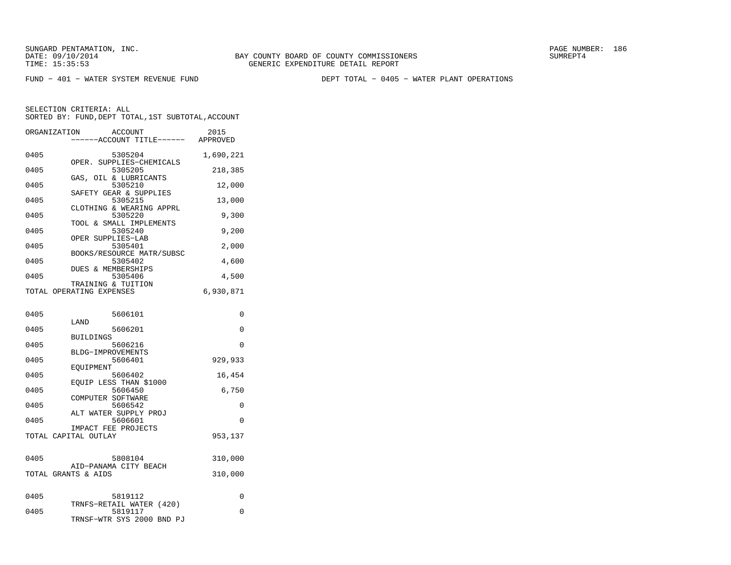SUNGARD PENTAMATION, INC.
DATE: 09/10/2014
TIME: 15:35:53

BAY COUNTY BOARD OF COUNTY COMMISSIONERS
GENERIC EXPENDITURE DETAIL REPORT

SUMREPT4

FUND - 401 - WATER SYSTEM REVENUE FUND

DEPT TOTAL - 0405 - WATER PLANT OPERATIONS

SELECTION CRITERIA: ALL
SORTED BY: FUND,DEPT TOTAL,1ST SUBTOTAL,ACCOUNT

| ORGANIZATION | ACCOUNT ------ACCOUNT TITLE------ | 2015 APPROVED |
|---|---|---|
| 0405 | 5305204 OPER. SUPPLIES-CHEMICALS | 1,690,221 |
| 0405 | 5305205 GAS, OIL & LUBRICANTS | 218,385 |
| 0405 | 5305210 SAFETY GEAR & SUPPLIES | 12,000 |
| 0405 | 5305215 CLOTHING & WEARING APPRL | 13,000 |
| 0405 | 5305220 TOOL & SMALL IMPLEMENTS | 9,300 |
| 0405 | 5305240 OPER SUPPLIES-LAB | 9,200 |
| 0405 | 5305401 BOOKS/RESOURCE MATR/SUBSC | 2,000 |
| 0405 | 5305402 DUES & MEMBERSHIPS | 4,600 |
| 0405 | 5305406 TRAINING & TUITION | 4,500 |
| TOTAL OPERATING EXPENSES | | 6,930,871 |
| 0405 | 5606101 LAND | 0 |
| 0405 | 5606201 BUILDINGS | 0 |
| 0405 | 5606216 BLDG-IMPROVEMENTS | 0 |
| 0405 | 5606401 EQUIPMENT | 929,933 |
| 0405 | 5606402 EQUIP LESS THAN $1000 | 16,454 |
| 0405 | 5606450 COMPUTER SOFTWARE | 6,750 |
| 0405 | 5606542 ALT WATER SUPPLY PROJ | 0 |
| 0405 | 5606601 IMPACT FEE PROJECTS | 0 |
| TOTAL CAPITAL OUTLAY | | 953,137 |
| 0405 | 5808104 AID-PANAMA CITY BEACH | 310,000 |
| TOTAL GRANTS & AIDS | | 310,000 |
| 0405 | 5819112 TRNFS-RETAIL WATER (420) | 0 |
| 0405 | 5819117 TRNSF-WTR SYS 2000 BND PJ | 0 |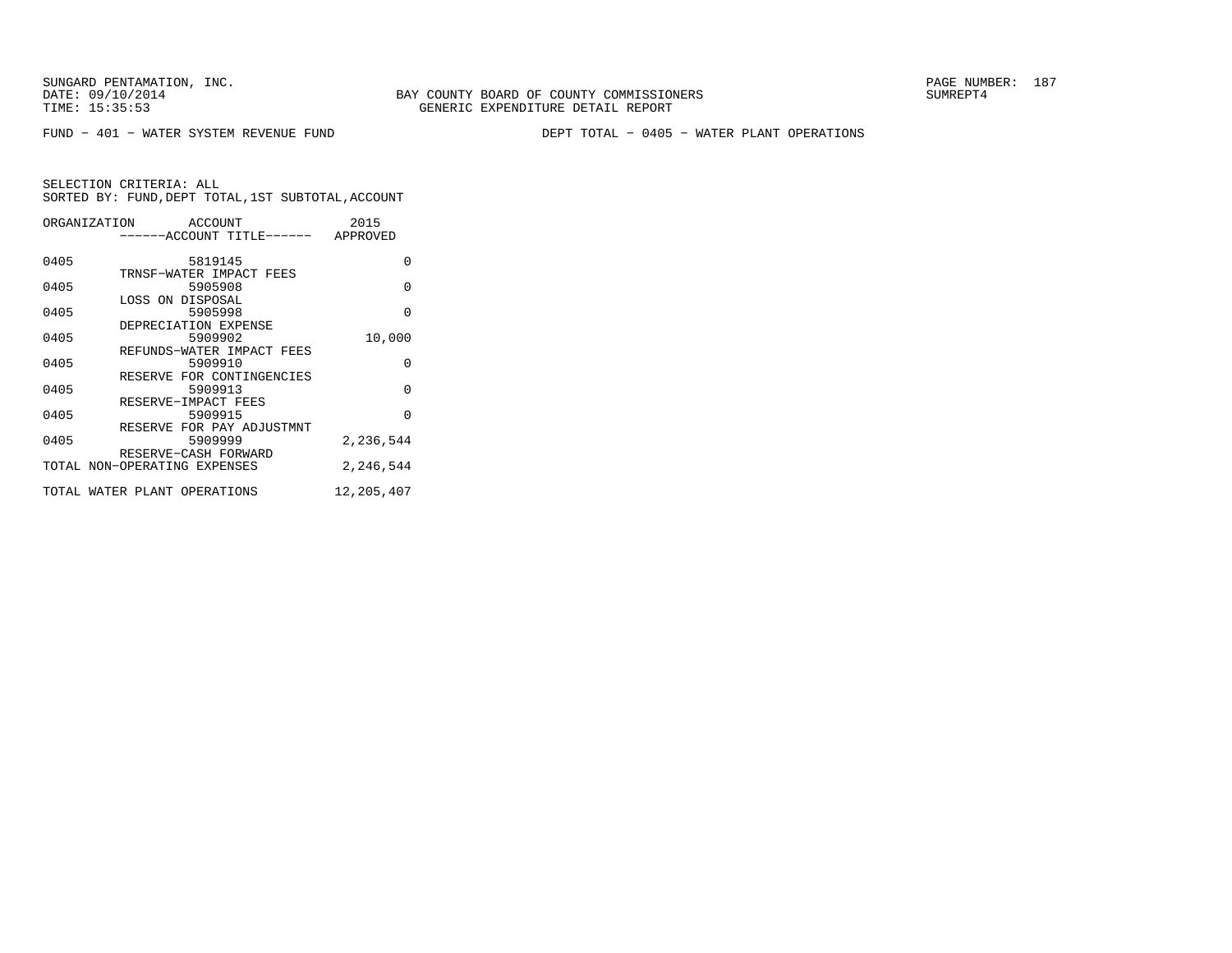SUNGARD PENTAMATION, INC.
DATE: 09/10/2014
TIME: 15:35:53

BAY COUNTY BOARD OF COUNTY COMMISSIONERS
GENERIC EXPENDITURE DETAIL REPORT

SUMREPT4

FUND − 401 − WATER SYSTEM REVENUE FUND

DEPT TOTAL − 0405 − WATER PLANT OPERATIONS

SELECTION CRITERIA: ALL
SORTED BY: FUND,DEPT TOTAL,1ST SUBTOTAL,ACCOUNT

| ORGANIZATION | ACCOUNT ------ACCOUNT TITLE------ | 2015 APPROVED |
|---|---|---|
| 0405 | 5819145 TRNSF−WATER IMPACT FEES | 0 |
| 0405 | 5905908 LOSS ON DISPOSAL | 0 |
| 0405 | 5905998 DEPRECIATION EXPENSE | 0 |
| 0405 | 5909902 REFUNDS−WATER IMPACT FEES | 10,000 |
| 0405 | 5909910 RESERVE FOR CONTINGENCIES | 0 |
| 0405 | 5909913 RESERVE−IMPACT FEES | 0 |
| 0405 | 5909915 RESERVE FOR PAY ADJUSTMNT | 0 |
| 0405 | 5909999 RESERVE−CASH FORWARD | 2,236,544 |
| TOTAL NON−OPERATING EXPENSES | | 2,246,544 |
| TOTAL WATER PLANT OPERATIONS | | 12,205,407 |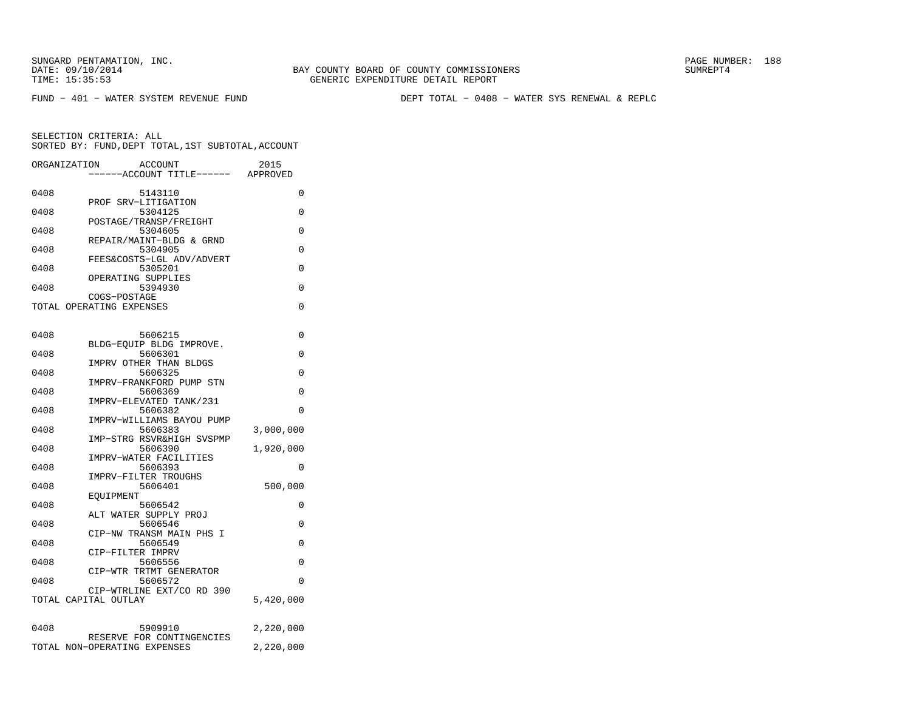SUNGARD PENTAMATION, INC.
DATE: 09/10/2014
TIME: 15:35:53

BAY COUNTY BOARD OF COUNTY COMMISSIONERS
GENERIC EXPENDITURE DETAIL REPORT

SUMREPT4

FUND - 401 - WATER SYSTEM REVENUE FUND

DEPT TOTAL - 0408 - WATER SYS RENEWAL & REPLC

SELECTION CRITERIA: ALL
SORTED BY: FUND,DEPT TOTAL,1ST SUBTOTAL,ACCOUNT

| ORGANIZATION | ACCOUNT / ------ACCOUNT TITLE------ | 2015 APPROVED |
|---|---|---|
| 0408 | 5143110 PROF SRV-LITIGATION | 0 |
| 0408 | 5304125 POSTAGE/TRANSP/FREIGHT | 0 |
| 0408 | 5304605 REPAIR/MAINT-BLDG & GRND | 0 |
| 0408 | 5304905 FEES&COSTS-LGL ADV/ADVERT | 0 |
| 0408 | 5305201 OPERATING SUPPLIES | 0 |
| 0408 | 5394930 COGS-POSTAGE | 0 |
| TOTAL OPERATING EXPENSES | | 0 |
| 0408 | 5606215 BLDG-EQUIP BLDG IMPROVE. | 0 |
| 0408 | 5606301 IMPRV OTHER THAN BLDGS | 0 |
| 0408 | 5606325 IMPRV-FRANKFORD PUMP STN | 0 |
| 0408 | 5606369 IMPRV-ELEVATED TANK/231 | 0 |
| 0408 | 5606382 IMPRV-WILLIAMS BAYOU PUMP | 0 |
| 0408 | 5606383 IMP-STRG RSVR&HIGH SVSPMP | 3,000,000 |
| 0408 | 5606390 IMPRV-WATER FACILITIES | 1,920,000 |
| 0408 | 5606393 IMPRV-FILTER TROUGHS | 0 |
| 0408 | 5606401 EQUIPMENT | 500,000 |
| 0408 | 5606542 ALT WATER SUPPLY PROJ | 0 |
| 0408 | 5606546 CIP-NW TRANSM MAIN PHS I | 0 |
| 0408 | 5606549 CIP-FILTER IMPRV | 0 |
| 0408 | 5606556 CIP-WTR TRTMT GENERATOR | 0 |
| 0408 | 5606572 CIP-WTRLINE EXT/CO RD 390 | 0 |
| TOTAL CAPITAL OUTLAY | | 5,420,000 |
| 0408 | 5909910 RESERVE FOR CONTINGENCIES | 2,220,000 |
| TOTAL NON-OPERATING EXPENSES | | 2,220,000 |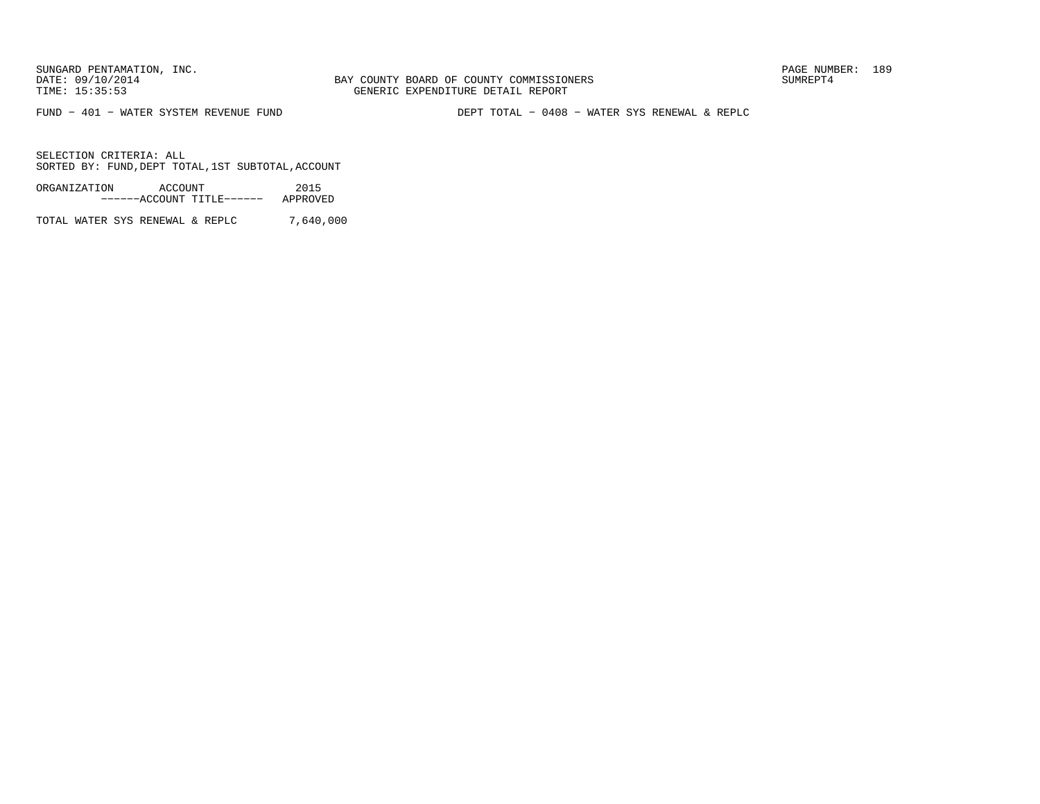SUNGARD PENTAMATION, INC.
DATE: 09/10/2014
TIME: 15:35:53

BAY COUNTY BOARD OF COUNTY COMMISSIONERS
GENERIC EXPENDITURE DETAIL REPORT

SUMREPT4

FUND - 401 - WATER SYSTEM REVENUE FUND

DEPT TOTAL - 0408 - WATER SYS RENEWAL & REPLC

SELECTION CRITERIA: ALL
SORTED BY: FUND,DEPT TOTAL,1ST SUBTOTAL,ACCOUNT

| ORGANIZATION ACCOUNT ------ACCOUNT TITLE------ | 2015 APPROVED |
|---|---|
| TOTAL WATER SYS RENEWAL & REPLC | 7,640,000 |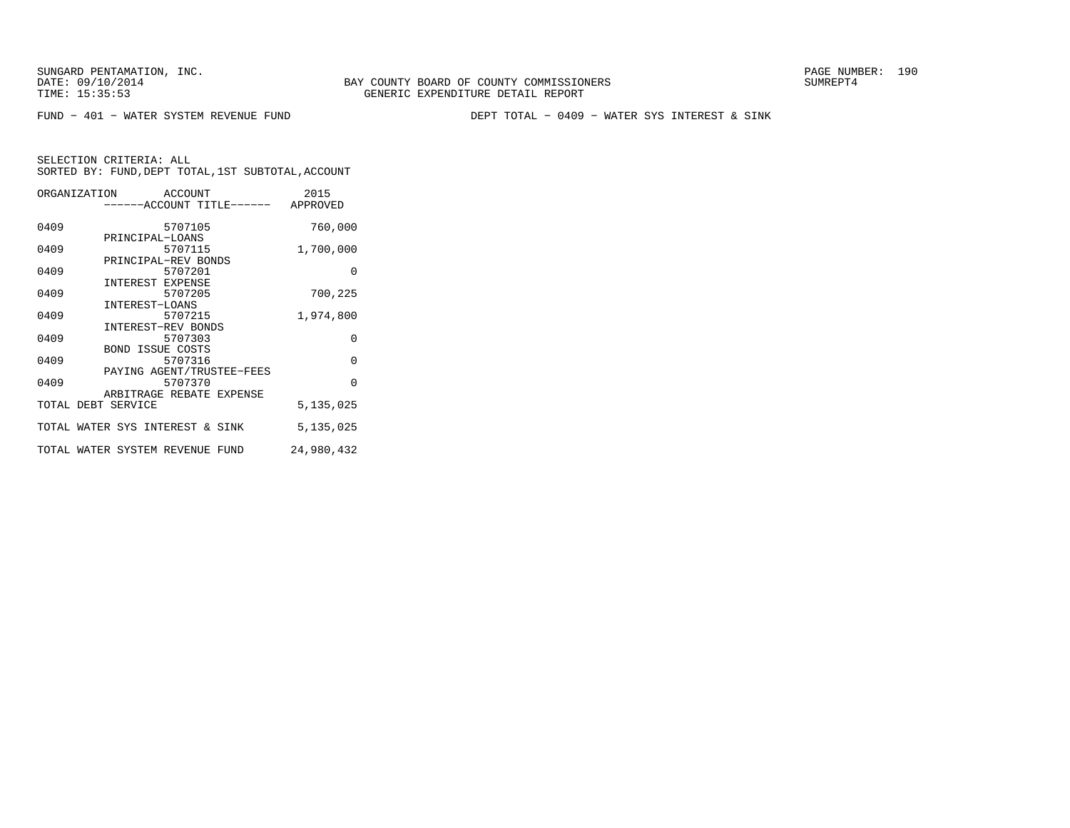SUNGARD PENTAMATION, INC.
DATE: 09/10/2014
TIME: 15:35:53

BAY COUNTY BOARD OF COUNTY COMMISSIONERS
GENERIC EXPENDITURE DETAIL REPORT

SUMREPT4

FUND - 401 - WATER SYSTEM REVENUE FUND

DEPT TOTAL - 0409 - WATER SYS INTEREST & SINK

SELECTION CRITERIA: ALL
SORTED BY: FUND,DEPT TOTAL,1ST SUBTOTAL,ACCOUNT

| ORGANIZATION | ACCOUNT<br>------ACCOUNT TITLE------ | 2015<br>APPROVED |
|---|---|---|
| 0409 | 5707105<br>PRINCIPAL-LOANS | 760,000 |
| 0409 | 5707115<br>PRINCIPAL-REV BONDS | 1,700,000 |
| 0409 | 5707201<br>INTEREST EXPENSE | 0 |
| 0409 | 5707205<br>INTEREST-LOANS | 700,225 |
| 0409 | 5707215<br>INTEREST-REV BONDS | 1,974,800 |
| 0409 | 5707303<br>BOND ISSUE COSTS | 0 |
| 0409 | 5707316<br>PAYING AGENT/TRUSTEE-FEES | 0 |
| 0409 | 5707370<br>ARBITRAGE REBATE EXPENSE | 0 |
| TOTAL DEBT SERVICE | | 5,135,025 |
| TOTAL WATER SYS INTEREST & SINK | | 5,135,025 |
| TOTAL WATER SYSTEM REVENUE FUND | | 24,980,432 |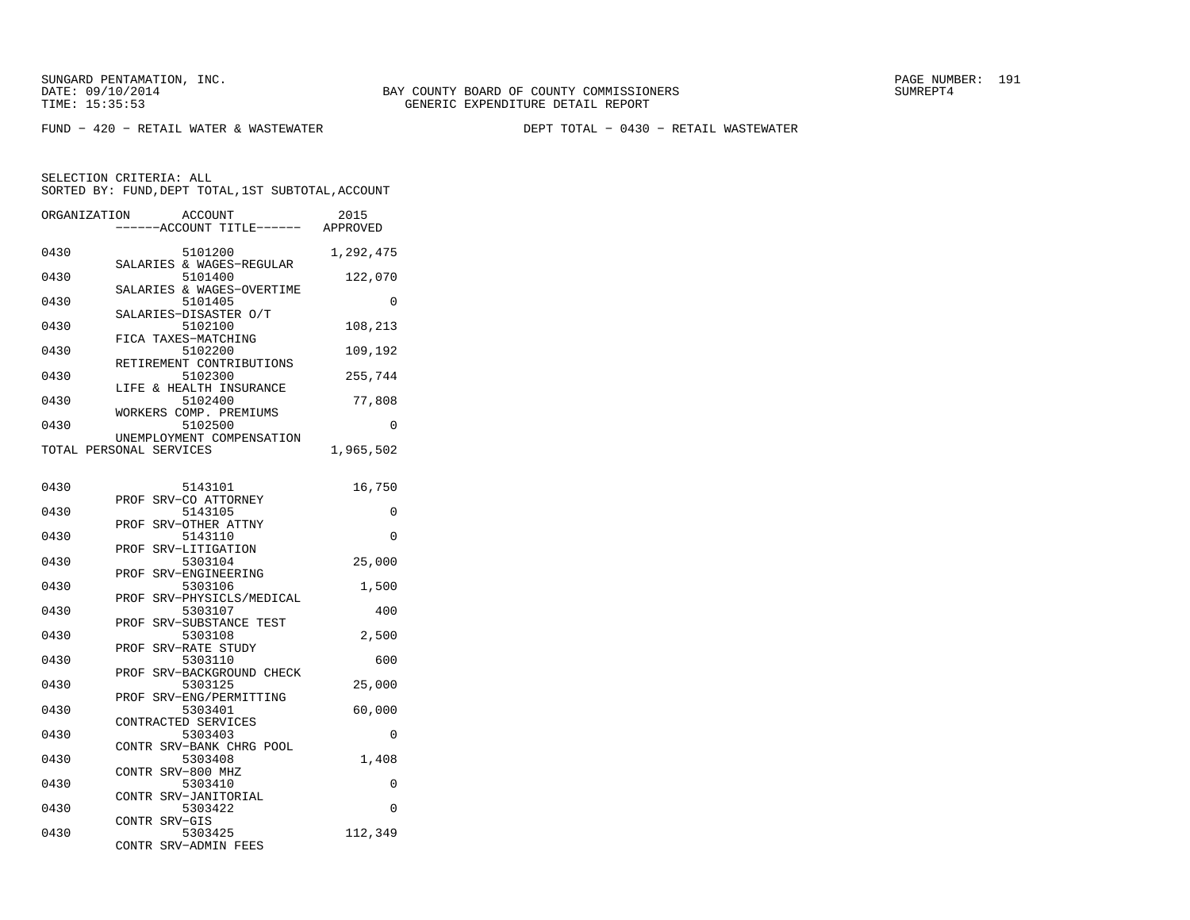SUNGARD PENTAMATION, INC.
DATE: 09/10/2014
TIME: 15:35:53

BAY COUNTY BOARD OF COUNTY COMMISSIONERS
GENERIC EXPENDITURE DETAIL REPORT

SUMREPT4

FUND - 420 - RETAIL WATER & WASTEWATER

DEPT TOTAL - 0430 - RETAIL WASTEWATER

SELECTION CRITERIA: ALL
SORTED BY: FUND,DEPT TOTAL,1ST SUBTOTAL,ACCOUNT

| ORGANIZATION | ACCOUNT / ACCOUNT TITLE | 2015 APPROVED |
|---|---|---|
| 0430 | 5101200 SALARIES & WAGES-REGULAR | 1,292,475 |
| 0430 | 5101400 SALARIES & WAGES-OVERTIME | 122,070 |
| 0430 | 5101405 SALARIES-DISASTER O/T | 0 |
| 0430 | 5102100 FICA TAXES-MATCHING | 108,213 |
| 0430 | 5102200 RETIREMENT CONTRIBUTIONS | 109,192 |
| 0430 | 5102300 LIFE & HEALTH INSURANCE | 255,744 |
| 0430 | 5102400 WORKERS COMP. PREMIUMS | 77,808 |
| 0430 | 5102500 UNEMPLOYMENT COMPENSATION | 0 |
| TOTAL PERSONAL SERVICES | | 1,965,502 |
| 0430 | 5143101 PROF SRV-CO ATTORNEY | 16,750 |
| 0430 | 5143105 PROF SRV-OTHER ATTNY | 0 |
| 0430 | 5143110 PROF SRV-LITIGATION | 0 |
| 0430 | 5303104 PROF SRV-ENGINEERING | 25,000 |
| 0430 | 5303106 PROF SRV-PHYSICLS/MEDICAL | 1,500 |
| 0430 | 5303107 PROF SRV-SUBSTANCE TEST | 400 |
| 0430 | 5303108 PROF SRV-RATE STUDY | 2,500 |
| 0430 | 5303110 PROF SRV-BACKGROUND CHECK | 600 |
| 0430 | 5303125 PROF SRV-ENG/PERMITTING | 25,000 |
| 0430 | 5303401 CONTRACTED SERVICES | 60,000 |
| 0430 | 5303403 CONTR SRV-BANK CHRG POOL | 0 |
| 0430 | 5303408 CONTR SRV-800 MHZ | 1,408 |
| 0430 | 5303410 CONTR SRV-JANITORIAL | 0 |
| 0430 | 5303422 CONTR SRV-GIS | 0 |
| 0430 | 5303425 CONTR SRV-ADMIN FEES | 112,349 |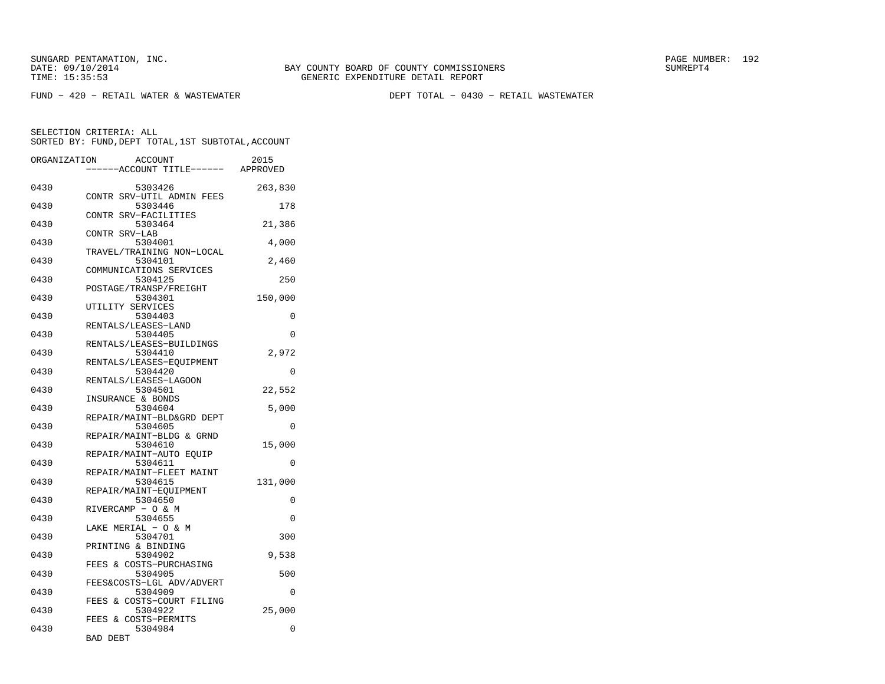SUNGARD PENTAMATION, INC.
DATE: 09/10/2014
TIME: 15:35:53

BAY COUNTY BOARD OF COUNTY COMMISSIONERS
GENERIC EXPENDITURE DETAIL REPORT

SUMREPT4

FUND − 420 − RETAIL WATER & WASTEWATER    DEPT TOTAL − 0430 − RETAIL WASTEWATER

SELECTION CRITERIA: ALL
SORTED BY: FUND,DEPT TOTAL,1ST SUBTOTAL,ACCOUNT

| ORGANIZATION | ACCOUNT | ------ACCOUNT TITLE------ | 2015 APPROVED |
|---|---|---|---|
| 0430 | 5303426 | CONTR SRV−UTIL ADMIN FEES | 263,830 |
| 0430 | 5303446 | CONTR SRV−FACILITIES | 178 |
| 0430 | 5303464 | CONTR SRV−LAB | 21,386 |
| 0430 | 5304001 | TRAVEL/TRAINING NON−LOCAL | 4,000 |
| 0430 | 5304101 | COMMUNICATIONS SERVICES | 2,460 |
| 0430 | 5304125 | POSTAGE/TRANSP/FREIGHT | 250 |
| 0430 | 5304301 | UTILITY SERVICES | 150,000 |
| 0430 | 5304403 | RENTALS/LEASES−LAND | 0 |
| 0430 | 5304405 | RENTALS/LEASES−BUILDINGS | 0 |
| 0430 | 5304410 | RENTALS/LEASES−EQUIPMENT | 2,972 |
| 0430 | 5304420 | RENTALS/LEASES−LAGOON | 0 |
| 0430 | 5304501 | INSURANCE & BONDS | 22,552 |
| 0430 | 5304604 | REPAIR/MAINT−BLD&GRD DEPT | 5,000 |
| 0430 | 5304605 | REPAIR/MAINT−BLDG & GRND | 0 |
| 0430 | 5304610 | REPAIR/MAINT−AUTO EQUIP | 15,000 |
| 0430 | 5304611 | REPAIR/MAINT−FLEET MAINT | 0 |
| 0430 | 5304615 | REPAIR/MAINT−EQUIPMENT | 131,000 |
| 0430 | 5304650 | RIVERCAMP − O & M | 0 |
| 0430 | 5304655 | LAKE MERIAL − O & M | 0 |
| 0430 | 5304701 | PRINTING & BINDING | 300 |
| 0430 | 5304902 | FEES & COSTS−PURCHASING | 9,538 |
| 0430 | 5304905 | FEES&COSTS−LGL ADV/ADVERT | 500 |
| 0430 | 5304909 | FEES & COSTS−COURT FILING | 0 |
| 0430 | 5304922 | FEES & COSTS−PERMITS | 25,000 |
| 0430 | 5304984 | BAD DEBT | 0 |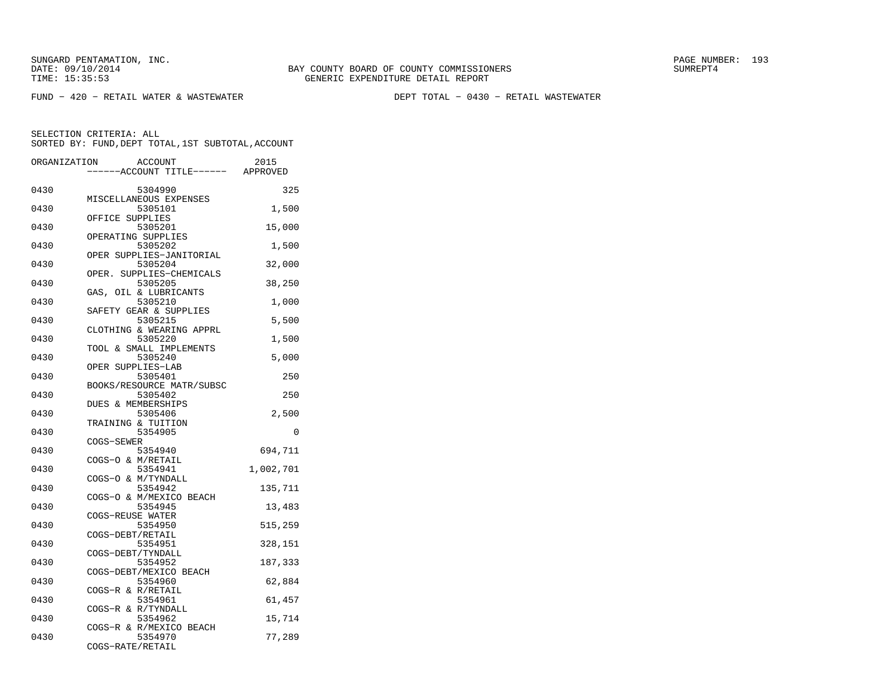SUNGARD PENTAMATION, INC.
DATE: 09/10/2014
TIME: 15:35:53

BAY COUNTY BOARD OF COUNTY COMMISSIONERS
GENERIC EXPENDITURE DETAIL REPORT

SUMREPT4

FUND − 420 − RETAIL WATER & WASTEWATER

DEPT TOTAL − 0430 − RETAIL WASTEWATER

SELECTION CRITERIA: ALL
SORTED BY: FUND,DEPT TOTAL,1ST SUBTOTAL,ACCOUNT

| ORGANIZATION | ACCOUNT / ------ACCOUNT TITLE------ | 2015 APPROVED |
|---|---|---|
| 0430 | 5304990 MISCELLANEOUS EXPENSES | 325 |
| 0430 | 5305101 OFFICE SUPPLIES | 1,500 |
| 0430 | 5305201 OPERATING SUPPLIES | 15,000 |
| 0430 | 5305202 OPER SUPPLIES−JANITORIAL | 1,500 |
| 0430 | 5305204 OPER. SUPPLIES−CHEMICALS | 32,000 |
| 0430 | 5305205 GAS, OIL & LUBRICANTS | 38,250 |
| 0430 | 5305210 SAFETY GEAR & SUPPLIES | 1,000 |
| 0430 | 5305215 CLOTHING & WEARING APPRL | 5,500 |
| 0430 | 5305220 TOOL & SMALL IMPLEMENTS | 1,500 |
| 0430 | 5305240 OPER SUPPLIES−LAB | 5,000 |
| 0430 | 5305401 BOOKS/RESOURCE MATR/SUBSC | 250 |
| 0430 | 5305402 DUES & MEMBERSHIPS | 250 |
| 0430 | 5305406 TRAINING & TUITION | 2,500 |
| 0430 | 5354905 COGS−SEWER | 0 |
| 0430 | 5354940 COGS−O & M/RETAIL | 694,711 |
| 0430 | 5354941 COGS−O & M/TYNDALL | 1,002,701 |
| 0430 | 5354942 COGS−O & M/MEXICO BEACH | 135,711 |
| 0430 | 5354945 COGS−REUSE WATER | 13,483 |
| 0430 | 5354950 COGS−DEBT/RETAIL | 515,259 |
| 0430 | 5354951 COGS−DEBT/TYNDALL | 328,151 |
| 0430 | 5354952 COGS−DEBT/MEXICO BEACH | 187,333 |
| 0430 | 5354960 COGS−R & R/RETAIL | 62,884 |
| 0430 | 5354961 COGS−R & R/TYNDALL | 61,457 |
| 0430 | 5354962 COGS−R & R/MEXICO BEACH | 15,714 |
| 0430 | 5354970 COGS−RATE/RETAIL | 77,289 |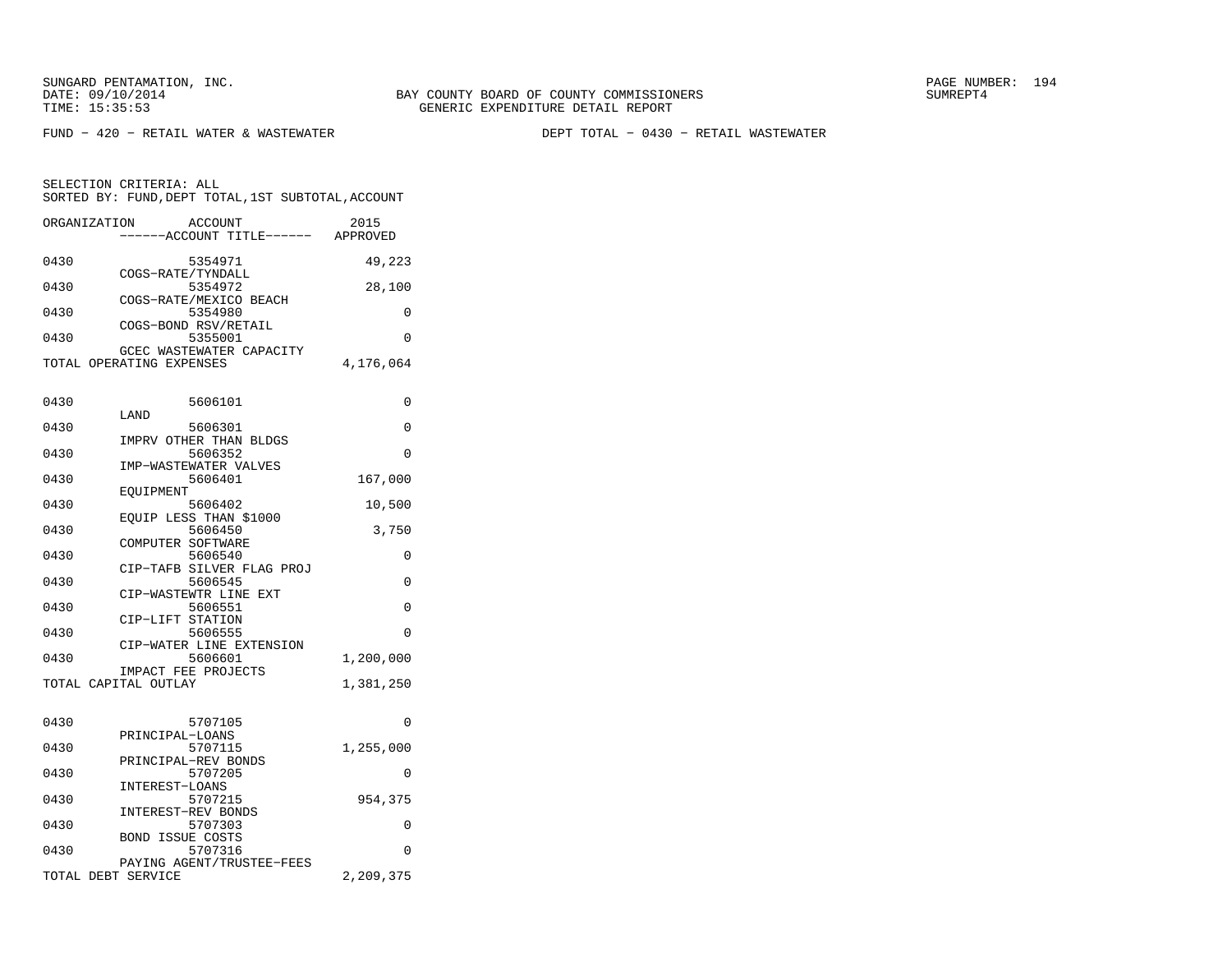SUNGARD PENTAMATION, INC.
DATE: 09/10/2014
TIME: 15:35:53

BAY COUNTY BOARD OF COUNTY COMMISSIONERS
GENERIC EXPENDITURE DETAIL REPORT

SUMREPT4

FUND - 420 - RETAIL WATER & WASTEWATER

DEPT TOTAL - 0430 - RETAIL WASTEWATER

SELECTION CRITERIA: ALL
SORTED BY: FUND,DEPT TOTAL,1ST SUBTOTAL,ACCOUNT

| ORGANIZATION | ACCOUNT / ACCOUNT TITLE | 2015 APPROVED |
|---|---|---|
| 0430 | 5354971 COGS-RATE/TYNDALL | 49,223 |
| 0430 | 5354972 COGS-RATE/MEXICO BEACH | 28,100 |
| 0430 | 5354980 COGS-BOND RSV/RETAIL | 0 |
| 0430 | 5355001 GCEC WASTEWATER CAPACITY | 0 |
| TOTAL OPERATING EXPENSES | | 4,176,064 |
| 0430 | 5606101 LAND | 0 |
| 0430 | 5606301 IMPRV OTHER THAN BLDGS | 0 |
| 0430 | 5606352 IMP-WASTEWATER VALVES | 0 |
| 0430 | 5606401 EQUIPMENT | 167,000 |
| 0430 | 5606402 EQUIP LESS THAN $1000 | 10,500 |
| 0430 | 5606450 COMPUTER SOFTWARE | 3,750 |
| 0430 | 5606540 CIP-TAFB SILVER FLAG PROJ | 0 |
| 0430 | 5606545 CIP-WASTEWTR LINE EXT | 0 |
| 0430 | 5606551 CIP-LIFT STATION | 0 |
| 0430 | 5606555 CIP-WATER LINE EXTENSION | 0 |
| 0430 | 5606601 IMPACT FEE PROJECTS | 1,200,000 |
| TOTAL CAPITAL OUTLAY | | 1,381,250 |
| 0430 | 5707105 PRINCIPAL-LOANS | 0 |
| 0430 | 5707115 PRINCIPAL-REV BONDS | 1,255,000 |
| 0430 | 5707205 INTEREST-LOANS | 0 |
| 0430 | 5707215 INTEREST-REV BONDS | 954,375 |
| 0430 | 5707303 BOND ISSUE COSTS | 0 |
| 0430 | 5707316 PAYING AGENT/TRUSTEE-FEES | 0 |
| TOTAL DEBT SERVICE | | 2,209,375 |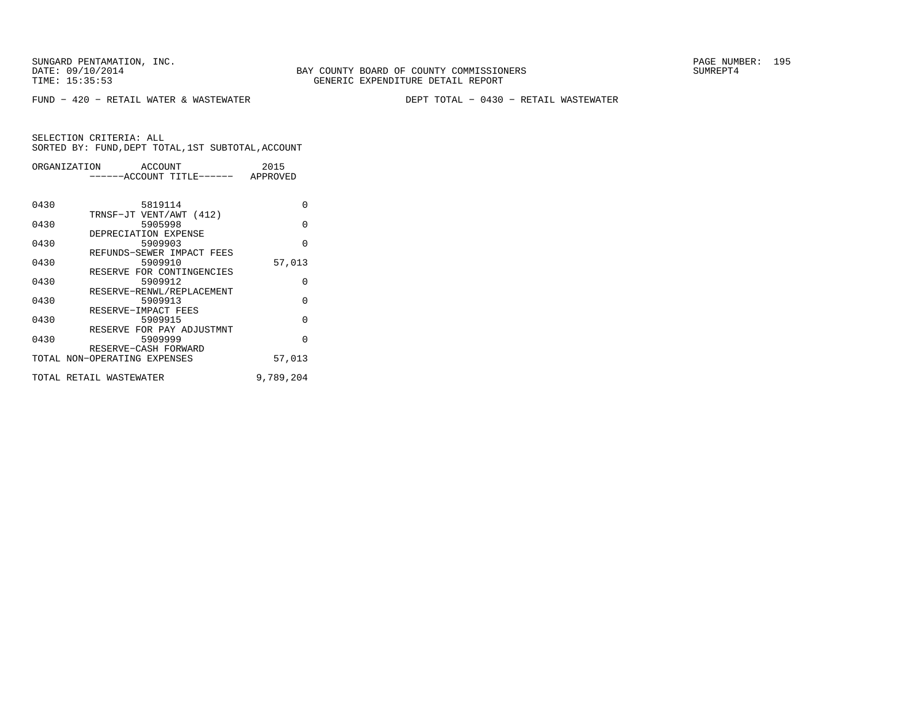SUNGARD PENTAMATION, INC.
DATE: 09/10/2014
TIME: 15:35:53

BAY COUNTY BOARD OF COUNTY COMMISSIONERS
GENERIC EXPENDITURE DETAIL REPORT

SUMREPT4

FUND − 420 − RETAIL WATER & WASTEWATER

DEPT TOTAL − 0430 − RETAIL WASTEWATER

SELECTION CRITERIA: ALL
SORTED BY: FUND,DEPT TOTAL,1ST SUBTOTAL,ACCOUNT

| ORGANIZATION | ACCOUNT ------ACCOUNT TITLE------ | 2015 APPROVED |
|---|---|---|
| 0430 | 5819114 TRNSF−JT VENT/AWT (412) | 0 |
| 0430 | 5905998 DEPRECIATION EXPENSE | 0 |
| 0430 | 5909903 REFUNDS−SEWER IMPACT FEES | 0 |
| 0430 | 5909910 RESERVE FOR CONTINGENCIES | 57,013 |
| 0430 | 5909912 RESERVE−RENWL/REPLACEMENT | 0 |
| 0430 | 5909913 RESERVE−IMPACT FEES | 0 |
| 0430 | 5909915 RESERVE FOR PAY ADJUSTMNT | 0 |
| 0430 | 5909999 RESERVE−CASH FORWARD | 0 |
| TOTAL NON−OPERATING EXPENSES | | 57,013 |
| TOTAL RETAIL WASTEWATER | | 9,789,204 |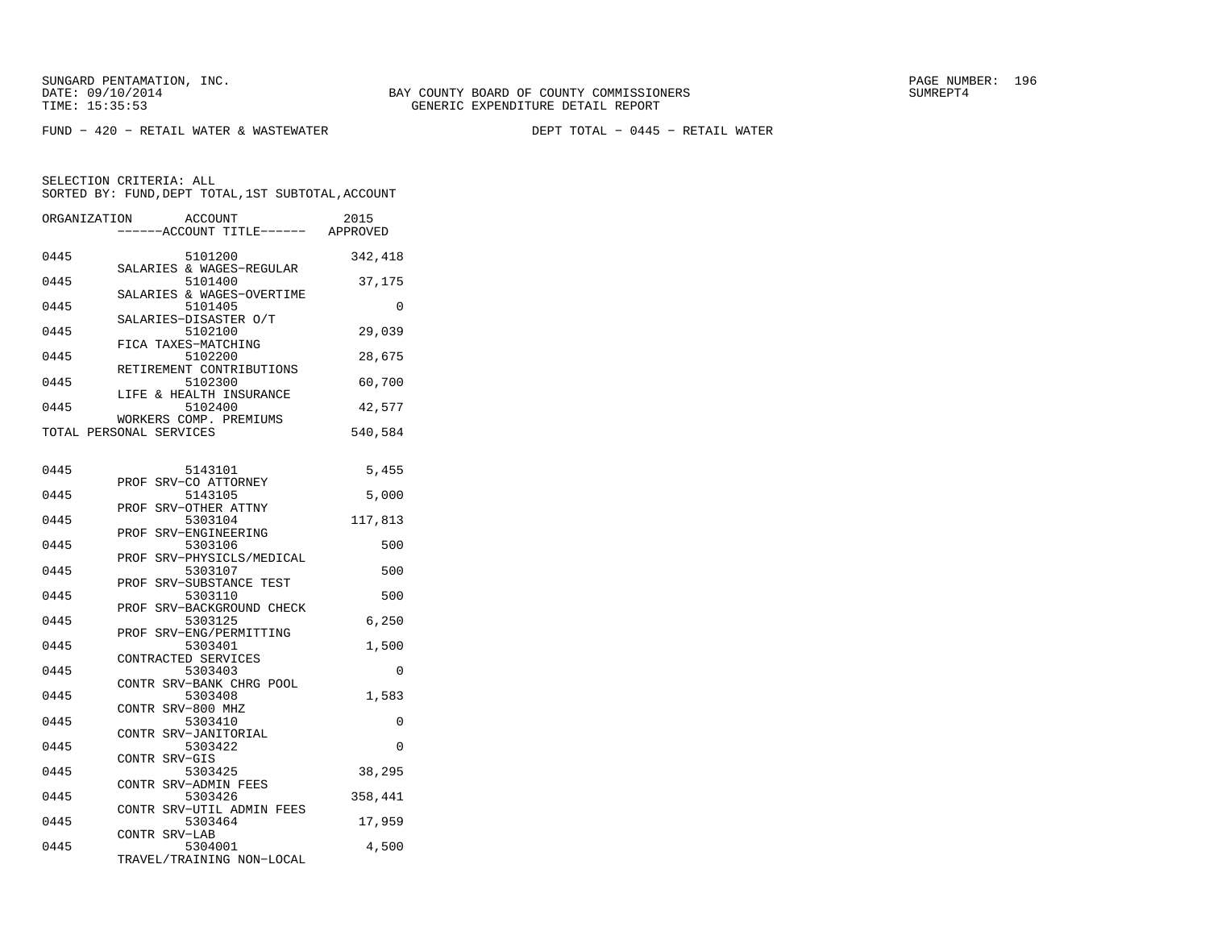BAY COUNTY BOARD OF COUNTY COMMISSIONERS
GENERIC EXPENDITURE DETAIL REPORT

FUND - 420 - RETAIL WATER & WASTEWATER — DEPT TOTAL - 0445 - RETAIL WATER

SELECTION CRITERIA: ALL
SORTED BY: FUND,DEPT TOTAL,1ST SUBTOTAL,ACCOUNT

| ORGANIZATION | ACCOUNT | ACCOUNT TITLE | 2015 APPROVED |
|---|---|---|---|
| 0445 | 5101200 | SALARIES & WAGES-REGULAR | 342,418 |
| 0445 | 5101400 | SALARIES & WAGES-OVERTIME | 37,175 |
| 0445 | 5101405 | SALARIES-DISASTER O/T | 0 |
| 0445 | 5102100 | FICA TAXES-MATCHING | 29,039 |
| 0445 | 5102200 | RETIREMENT CONTRIBUTIONS | 28,675 |
| 0445 | 5102300 | LIFE & HEALTH INSURANCE | 60,700 |
| 0445 | 5102400 | WORKERS COMP. PREMIUMS | 42,577 |
| TOTAL PERSONAL SERVICES | | | 540,584 |
| 0445 | 5143101 | PROF SRV-CO ATTORNEY | 5,455 |
| 0445 | 5143105 | PROF SRV-OTHER ATTNY | 5,000 |
| 0445 | 5303104 | PROF SRV-ENGINEERING | 117,813 |
| 0445 | 5303106 | PROF SRV-PHYSICLS/MEDICAL | 500 |
| 0445 | 5303107 | PROF SRV-SUBSTANCE TEST | 500 |
| 0445 | 5303110 | PROF SRV-BACKGROUND CHECK | 500 |
| 0445 | 5303125 | PROF SRV-ENG/PERMITTING | 6,250 |
| 0445 | 5303401 | CONTRACTED SERVICES | 1,500 |
| 0445 | 5303403 | CONTR SRV-BANK CHRG POOL | 0 |
| 0445 | 5303408 | CONTR SRV-800 MHZ | 1,583 |
| 0445 | 5303410 | CONTR SRV-JANITORIAL | 0 |
| 0445 | 5303422 | CONTR SRV-GIS | 0 |
| 0445 | 5303425 | CONTR SRV-ADMIN FEES | 38,295 |
| 0445 | 5303426 | CONTR SRV-UTIL ADMIN FEES | 358,441 |
| 0445 | 5303464 | CONTR SRV-LAB | 17,959 |
| 0445 | 5304001 | TRAVEL/TRAINING NON-LOCAL | 4,500 |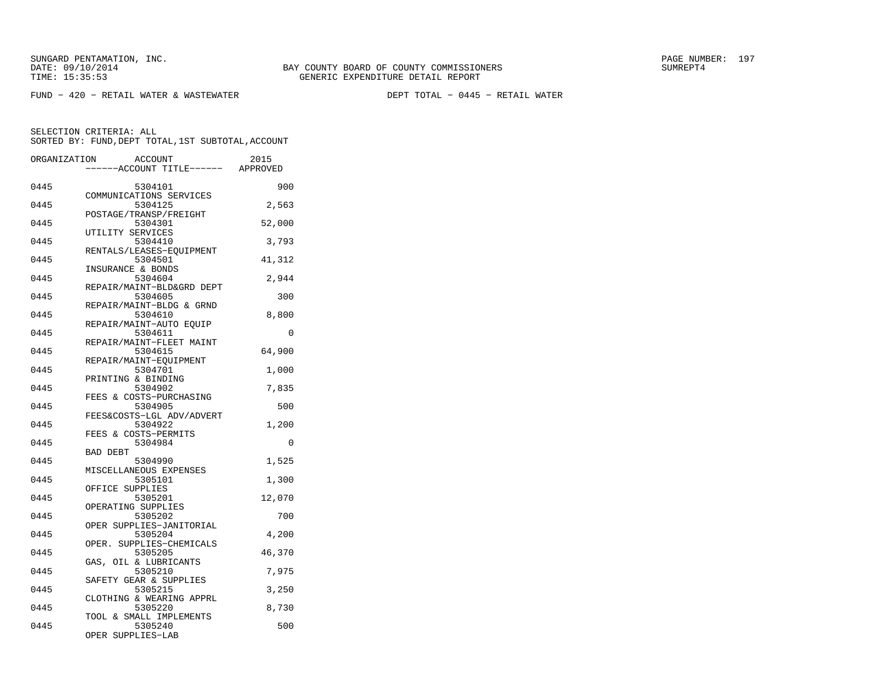SUNGARD PENTAMATION, INC.
DATE: 09/10/2014
TIME: 15:35:53

BAY COUNTY BOARD OF COUNTY COMMISSIONERS
GENERIC EXPENDITURE DETAIL REPORT

SUMREPT4

FUND - 420 - RETAIL WATER & WASTEWATER          DEPT TOTAL - 0445 - RETAIL WATER

SELECTION CRITERIA: ALL
SORTED BY: FUND,DEPT TOTAL,1ST SUBTOTAL,ACCOUNT

| ORGANIZATION | ACCOUNT / ------ACCOUNT TITLE------ | 2015 APPROVED |
|---|---|---|
| 0445 | 5304101 COMMUNICATIONS SERVICES | 900 |
| 0445 | 5304125 POSTAGE/TRANSP/FREIGHT | 2,563 |
| 0445 | 5304301 UTILITY SERVICES | 52,000 |
| 0445 | 5304410 RENTALS/LEASES-EQUIPMENT | 3,793 |
| 0445 | 5304501 INSURANCE & BONDS | 41,312 |
| 0445 | 5304604 REPAIR/MAINT-BLD&GRD DEPT | 2,944 |
| 0445 | 5304605 REPAIR/MAINT-BLDG & GRND | 300 |
| 0445 | 5304610 REPAIR/MAINT-AUTO EQUIP | 8,800 |
| 0445 | 5304611 REPAIR/MAINT-FLEET MAINT | 0 |
| 0445 | 5304615 REPAIR/MAINT-EQUIPMENT | 64,900 |
| 0445 | 5304701 PRINTING & BINDING | 1,000 |
| 0445 | 5304902 FEES & COSTS-PURCHASING | 7,835 |
| 0445 | 5304905 FEES&COSTS-LGL ADV/ADVERT | 500 |
| 0445 | 5304922 FEES & COSTS-PERMITS | 1,200 |
| 0445 | 5304984 BAD DEBT | 0 |
| 0445 | 5304990 MISCELLANEOUS EXPENSES | 1,525 |
| 0445 | 5305101 OFFICE SUPPLIES | 1,300 |
| 0445 | 5305201 OPERATING SUPPLIES | 12,070 |
| 0445 | 5305202 OPER SUPPLIES-JANITORIAL | 700 |
| 0445 | 5305204 OPER. SUPPLIES-CHEMICALS | 4,200 |
| 0445 | 5305205 GAS, OIL & LUBRICANTS | 46,370 |
| 0445 | 5305210 SAFETY GEAR & SUPPLIES | 7,975 |
| 0445 | 5305215 CLOTHING & WEARING APPRL | 3,250 |
| 0445 | 5305220 TOOL & SMALL IMPLEMENTS | 8,730 |
| 0445 | 5305240 OPER SUPPLIES-LAB | 500 |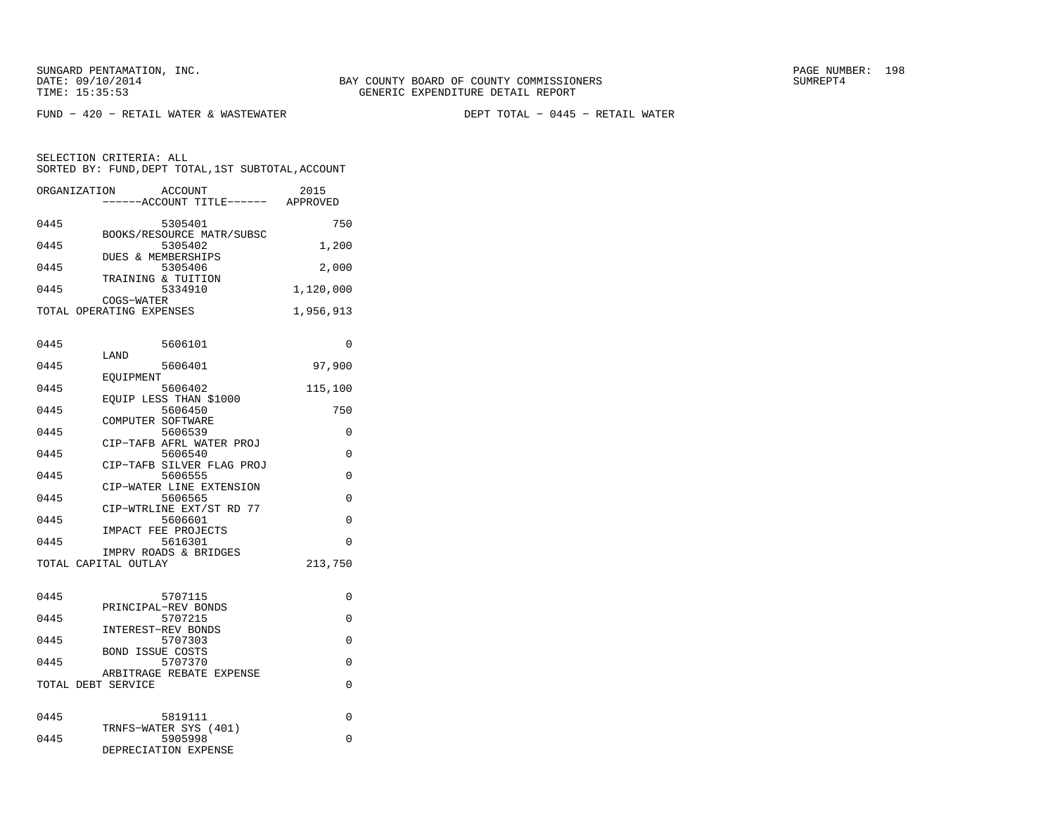SUNGARD PENTAMATION, INC.
DATE: 09/10/2014
TIME: 15:35:53

BAY COUNTY BOARD OF COUNTY COMMISSIONERS
GENERIC EXPENDITURE DETAIL REPORT

SUMREPT4

FUND − 420 − RETAIL WATER & WASTEWATER

DEPT TOTAL − 0445 − RETAIL WATER

SELECTION CRITERIA: ALL
SORTED BY: FUND,DEPT TOTAL,1ST SUBTOTAL,ACCOUNT

| ORGANIZATION | ACCOUNT / ACCOUNT TITLE | 2015 APPROVED |
|---|---|---|
| 0445 | 5305401 BOOKS/RESOURCE MATR/SUBSC | 750 |
| 0445 | 5305402 DUES & MEMBERSHIPS | 1,200 |
| 0445 | 5305406 TRAINING & TUITION | 2,000 |
| 0445 | 5334910 COGS−WATER | 1,120,000 |
| TOTAL OPERATING EXPENSES | | 1,956,913 |
| 0445 | 5606101 LAND | 0 |
| 0445 | 5606401 EQUIPMENT | 97,900 |
| 0445 | 5606402 EQUIP LESS THAN $1000 | 115,100 |
| 0445 | 5606450 COMPUTER SOFTWARE | 750 |
| 0445 | 5606539 CIP−TAFB AFRL WATER PROJ | 0 |
| 0445 | 5606540 CIP−TAFB SILVER FLAG PROJ | 0 |
| 0445 | 5606555 CIP−WATER LINE EXTENSION | 0 |
| 0445 | 5606565 CIP−WTRLINE EXT/ST RD 77 | 0 |
| 0445 | 5606601 IMPACT FEE PROJECTS | 0 |
| 0445 | 5616301 IMPRV ROADS & BRIDGES | 0 |
| TOTAL CAPITAL OUTLAY | | 213,750 |
| 0445 | 5707115 PRINCIPAL−REV BONDS | 0 |
| 0445 | 5707215 INTEREST−REV BONDS | 0 |
| 0445 | 5707303 BOND ISSUE COSTS | 0 |
| 0445 | 5707370 ARBITRAGE REBATE EXPENSE | 0 |
| TOTAL DEBT SERVICE | | 0 |
| 0445 | 5819111 TRNFS−WATER SYS (401) | 0 |
| 0445 | 5905998 DEPRECIATION EXPENSE | 0 |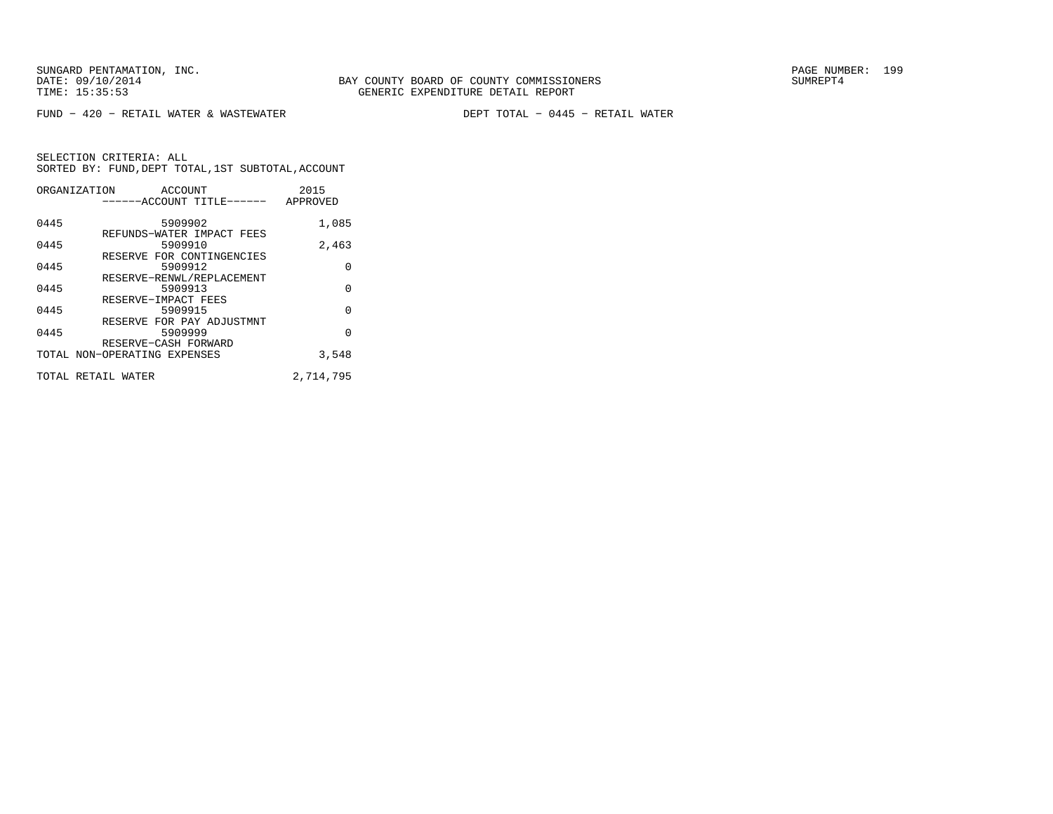SUNGARD PENTAMATION, INC.
DATE: 09/10/2014
TIME: 15:35:53

BAY COUNTY BOARD OF COUNTY COMMISSIONERS
GENERIC EXPENDITURE DETAIL REPORT

PAGE NUMBER: 199
SUMREPT4

FUND - 420 - RETAIL WATER & WASTEWATER

DEPT TOTAL - 0445 - RETAIL WATER

SELECTION CRITERIA: ALL
SORTED BY: FUND,DEPT TOTAL,1ST SUBTOTAL,ACCOUNT

| ORGANIZATION | ACCOUNT / ------ACCOUNT TITLE------ | 2015 APPROVED |
|---|---|---|
| 0445 | 5909902 REFUNDS-WATER IMPACT FEES | 1,085 |
| 0445 | 5909910 RESERVE FOR CONTINGENCIES | 2,463 |
| 0445 | 5909912 RESERVE-RENWL/REPLACEMENT | 0 |
| 0445 | 5909913 RESERVE-IMPACT FEES | 0 |
| 0445 | 5909915 RESERVE FOR PAY ADJUSTMNT | 0 |
| 0445 | 5909999 RESERVE-CASH FORWARD | 0 |
| TOTAL NON-OPERATING EXPENSES | | 3,548 |
| TOTAL RETAIL WATER | | 2,714,795 |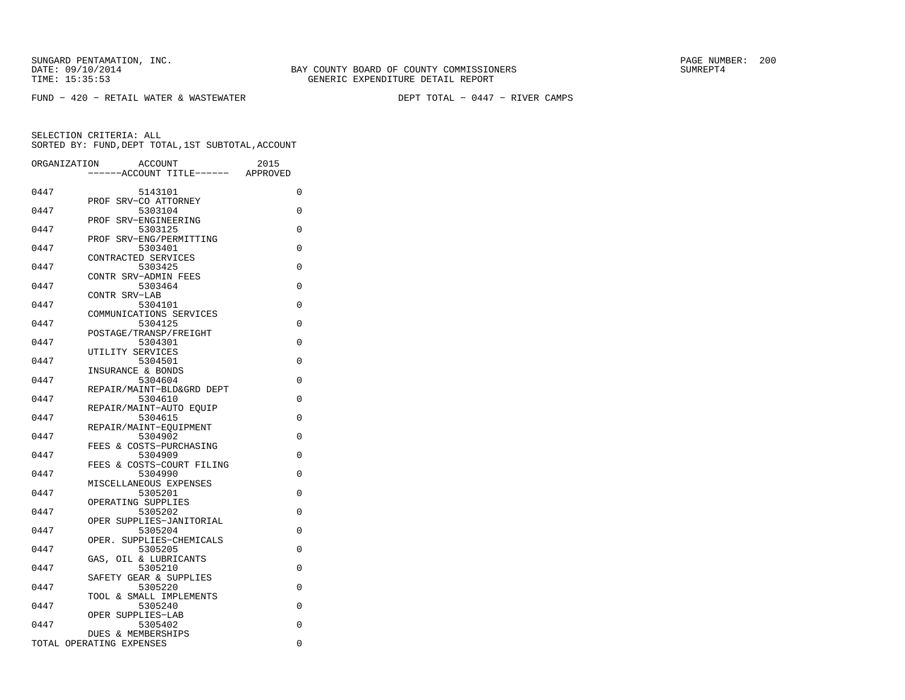SUNGARD PENTAMATION, INC.
DATE: 09/10/2014
TIME: 15:35:53

BAY COUNTY BOARD OF COUNTY COMMISSIONERS
GENERIC EXPENDITURE DETAIL REPORT

SUMREPT4

FUND - 420 - RETAIL WATER & WASTEWATER

DEPT TOTAL - 0447 - RIVER CAMPS

SELECTION CRITERIA: ALL
SORTED BY: FUND,DEPT TOTAL,1ST SUBTOTAL,ACCOUNT

| ORGANIZATION | ACCOUNT / ------ACCOUNT TITLE------ | 2015 APPROVED |
|---|---|---|
| 0447 | 5143101 PROF SRV-CO ATTORNEY | 0 |
| 0447 | 5303104 PROF SRV-ENGINEERING | 0 |
| 0447 | 5303125 PROF SRV-ENG/PERMITTING | 0 |
| 0447 | 5303401 CONTRACTED SERVICES | 0 |
| 0447 | 5303425 CONTR SRV-ADMIN FEES | 0 |
| 0447 | 5303464 CONTR SRV-LAB | 0 |
| 0447 | 5304101 COMMUNICATIONS SERVICES | 0 |
| 0447 | 5304125 POSTAGE/TRANSP/FREIGHT | 0 |
| 0447 | 5304301 UTILITY SERVICES | 0 |
| 0447 | 5304501 INSURANCE & BONDS | 0 |
| 0447 | 5304604 REPAIR/MAINT-BLD&GRD DEPT | 0 |
| 0447 | 5304610 REPAIR/MAINT-AUTO EQUIP | 0 |
| 0447 | 5304615 REPAIR/MAINT-EQUIPMENT | 0 |
| 0447 | 5304902 FEES & COSTS-PURCHASING | 0 |
| 0447 | 5304909 FEES & COSTS-COURT FILING | 0 |
| 0447 | 5304990 MISCELLANEOUS EXPENSES | 0 |
| 0447 | 5305201 OPERATING SUPPLIES | 0 |
| 0447 | 5305202 OPER SUPPLIES-JANITORIAL | 0 |
| 0447 | 5305204 OPER. SUPPLIES-CHEMICALS | 0 |
| 0447 | 5305205 GAS, OIL & LUBRICANTS | 0 |
| 0447 | 5305210 SAFETY GEAR & SUPPLIES | 0 |
| 0447 | 5305220 TOOL & SMALL IMPLEMENTS | 0 |
| 0447 | 5305240 OPER SUPPLIES-LAB | 0 |
| 0447 | 5305402 DUES & MEMBERSHIPS | 0 |
| TOTAL OPERATING EXPENSES | | 0 |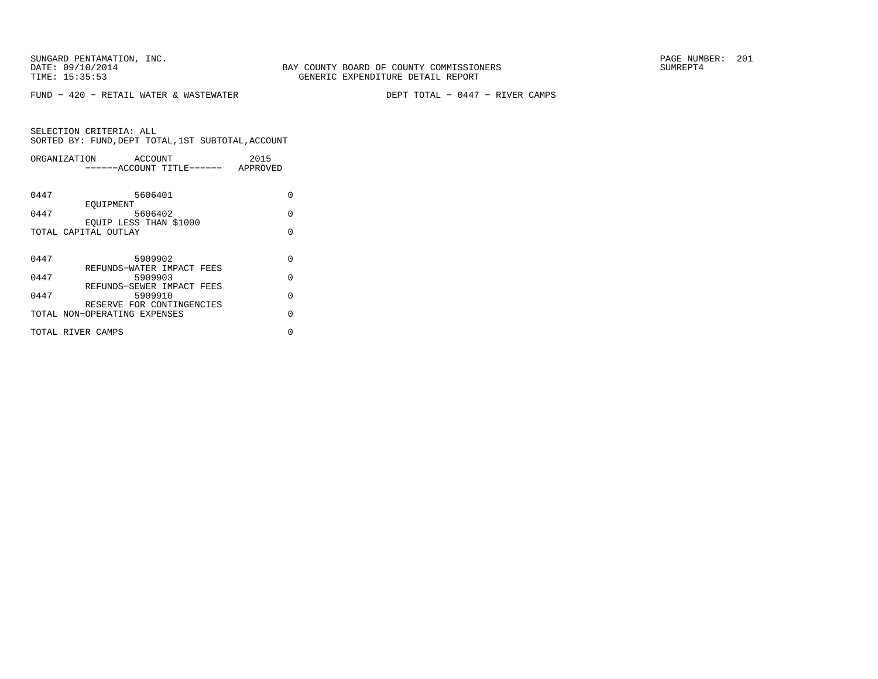BAY COUNTY BOARD OF COUNTY COMMISSIONERS
GENERIC EXPENDITURE DETAIL REPORT

SUNGARD PENTAMATION, INC.
DATE: 09/10/2014
TIME: 15:35:53

SUMREPT4

FUND - 420 - RETAIL WATER & WASTEWATER

DEPT TOTAL - 0447 - RIVER CAMPS

SELECTION CRITERIA: ALL
SORTED BY: FUND,DEPT TOTAL,1ST SUBTOTAL,ACCOUNT

| ORGANIZATION | ACCOUNT / ------ACCOUNT TITLE------ | 2015 APPROVED |
|---|---|---|
| 0447 | 5606401 EQUIPMENT | 0 |
| 0447 | 5606402 EQUIP LESS THAN $1000 | 0 |
| TOTAL CAPITAL OUTLAY | | 0 |
| 0447 | 5909902 REFUNDS-WATER IMPACT FEES | 0 |
| 0447 | 5909903 REFUNDS-SEWER IMPACT FEES | 0 |
| 0447 | 5909910 RESERVE FOR CONTINGENCIES | 0 |
| TOTAL NON-OPERATING EXPENSES | | 0 |
| TOTAL RIVER CAMPS | | 0 |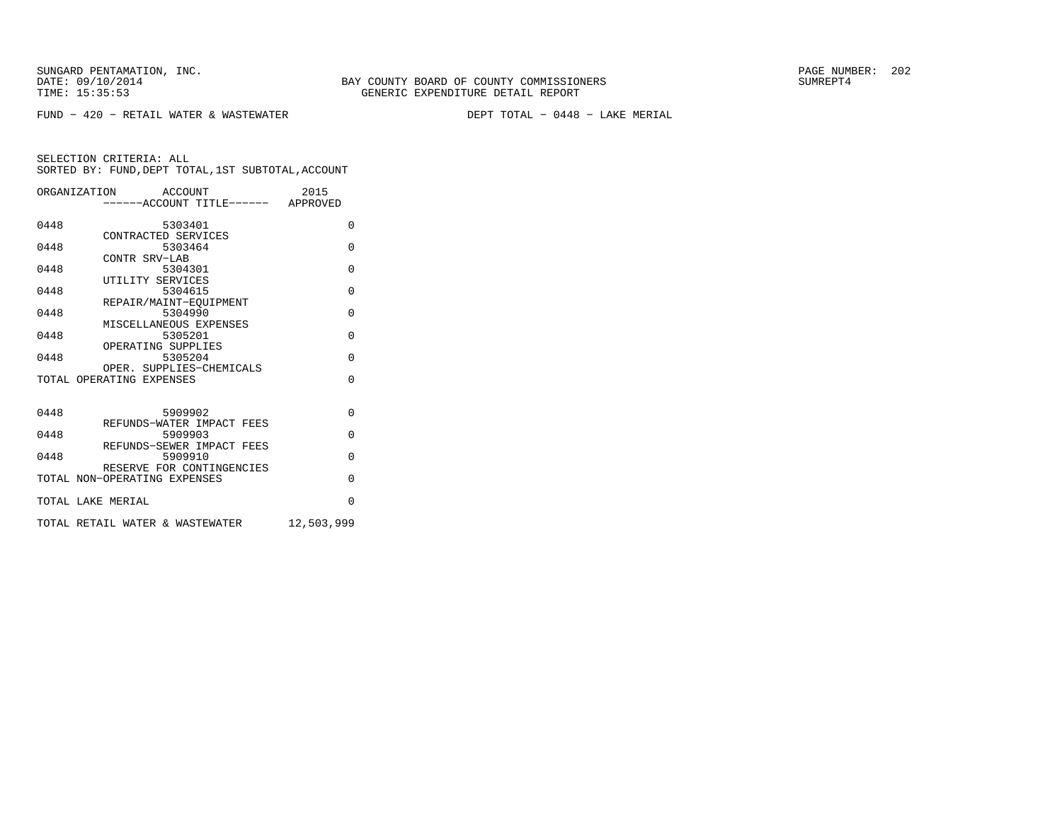SUNGARD PENTAMATION, INC.
DATE: 09/10/2014
TIME: 15:35:53

BAY COUNTY BOARD OF COUNTY COMMISSIONERS
GENERIC EXPENDITURE DETAIL REPORT

SUMREPT4

FUND - 420 - RETAIL WATER & WASTEWATER

DEPT TOTAL - 0448 - LAKE MERIAL

SELECTION CRITERIA: ALL
SORTED BY: FUND,DEPT TOTAL,1ST SUBTOTAL,ACCOUNT

| ORGANIZATION | ACCOUNT ------ACCOUNT TITLE------ | 2015 APPROVED |
|---|---|---|
| 0448 | 5303401 CONTRACTED SERVICES | 0 |
| 0448 | 5303464 CONTR SRV-LAB | 0 |
| 0448 | 5304301 UTILITY SERVICES | 0 |
| 0448 | 5304615 REPAIR/MAINT-EQUIPMENT | 0 |
| 0448 | 5304990 MISCELLANEOUS EXPENSES | 0 |
| 0448 | 5305201 OPERATING SUPPLIES | 0 |
| 0448 | 5305204 OPER. SUPPLIES-CHEMICALS | 0 |
| TOTAL OPERATING EXPENSES | | 0 |
| 0448 | 5909902 REFUNDS-WATER IMPACT FEES | 0 |
| 0448 | 5909903 REFUNDS-SEWER IMPACT FEES | 0 |
| 0448 | 5909910 RESERVE FOR CONTINGENCIES | 0 |
| TOTAL NON-OPERATING EXPENSES | | 0 |
| TOTAL LAKE MERIAL | | 0 |
| TOTAL RETAIL WATER & WASTEWATER | | 12,503,999 |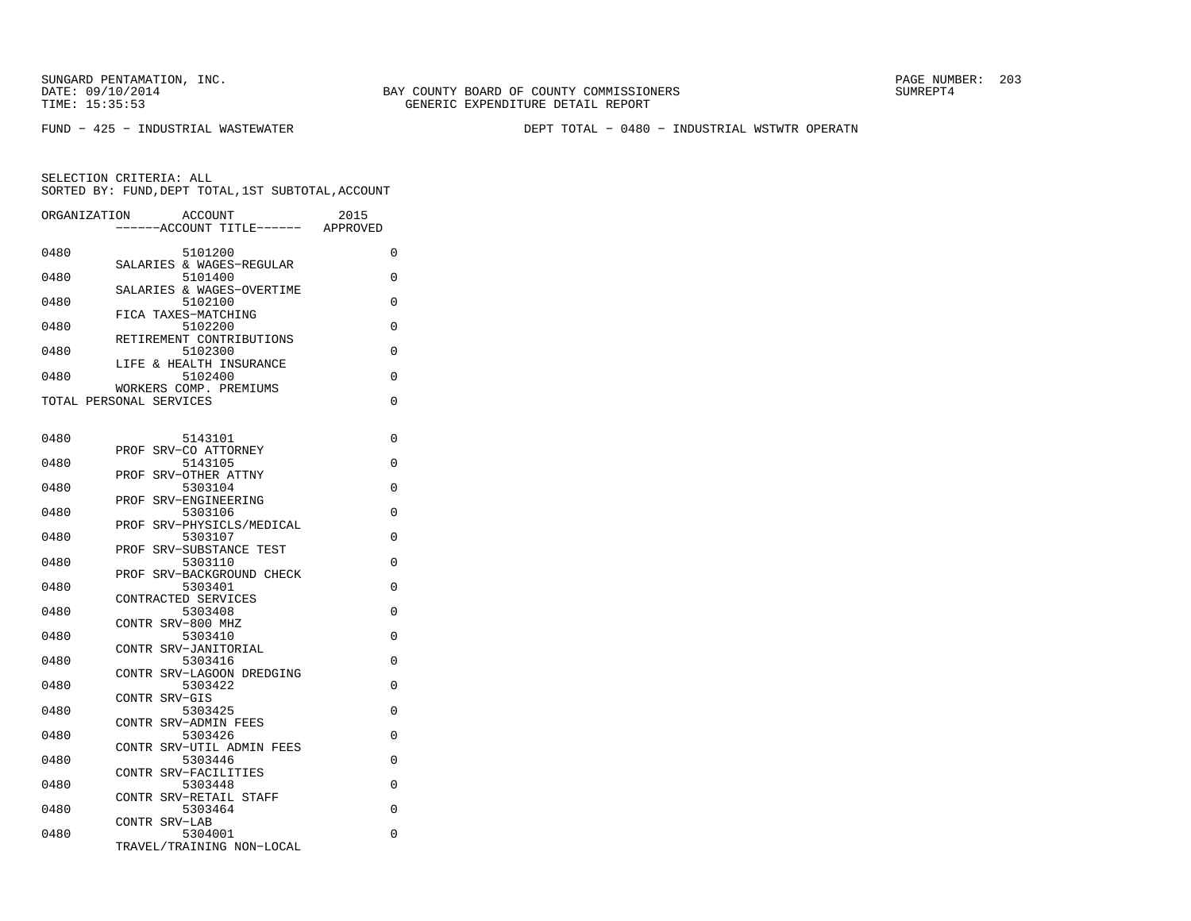SUNGARD PENTAMATION, INC.
DATE: 09/10/2014
TIME: 15:35:53

BAY COUNTY BOARD OF COUNTY COMMISSIONERS
GENERIC EXPENDITURE DETAIL REPORT

SUMREPT4

FUND − 425 − INDUSTRIAL WASTEWATER

DEPT TOTAL − 0480 − INDUSTRIAL WSTWTR OPERATN

SELECTION CRITERIA: ALL
SORTED BY: FUND,DEPT TOTAL,1ST SUBTOTAL,ACCOUNT

| ORGANIZATION | ACCOUNT / ------ACCOUNT TITLE------ | 2015 APPROVED |
|---|---|---|
| 0480 | 5101200 SALARIES & WAGES−REGULAR | 0 |
| 0480 | 5101400 SALARIES & WAGES−OVERTIME | 0 |
| 0480 | 5102100 FICA TAXES−MATCHING | 0 |
| 0480 | 5102200 RETIREMENT CONTRIBUTIONS | 0 |
| 0480 | 5102300 LIFE & HEALTH INSURANCE | 0 |
| 0480 | 5102400 WORKERS COMP. PREMIUMS | 0 |
| TOTAL PERSONAL SERVICES | | 0 |
| 0480 | 5143101 PROF SRV−CO ATTORNEY | 0 |
| 0480 | 5143105 PROF SRV−OTHER ATTNY | 0 |
| 0480 | 5303104 PROF SRV−ENGINEERING | 0 |
| 0480 | 5303106 PROF SRV−PHYSICLS/MEDICAL | 0 |
| 0480 | 5303107 PROF SRV−SUBSTANCE TEST | 0 |
| 0480 | 5303110 PROF SRV−BACKGROUND CHECK | 0 |
| 0480 | 5303401 CONTRACTED SERVICES | 0 |
| 0480 | 5303408 CONTR SRV−800 MHZ | 0 |
| 0480 | 5303410 CONTR SRV−JANITORIAL | 0 |
| 0480 | 5303416 CONTR SRV−LAGOON DREDGING | 0 |
| 0480 | 5303422 CONTR SRV−GIS | 0 |
| 0480 | 5303425 CONTR SRV−ADMIN FEES | 0 |
| 0480 | 5303426 CONTR SRV−UTIL ADMIN FEES | 0 |
| 0480 | 5303446 CONTR SRV−FACILITIES | 0 |
| 0480 | 5303448 CONTR SRV−RETAIL STAFF | 0 |
| 0480 | 5303464 CONTR SRV−LAB | 0 |
| 0480 | 5304001 TRAVEL/TRAINING NON−LOCAL | 0 |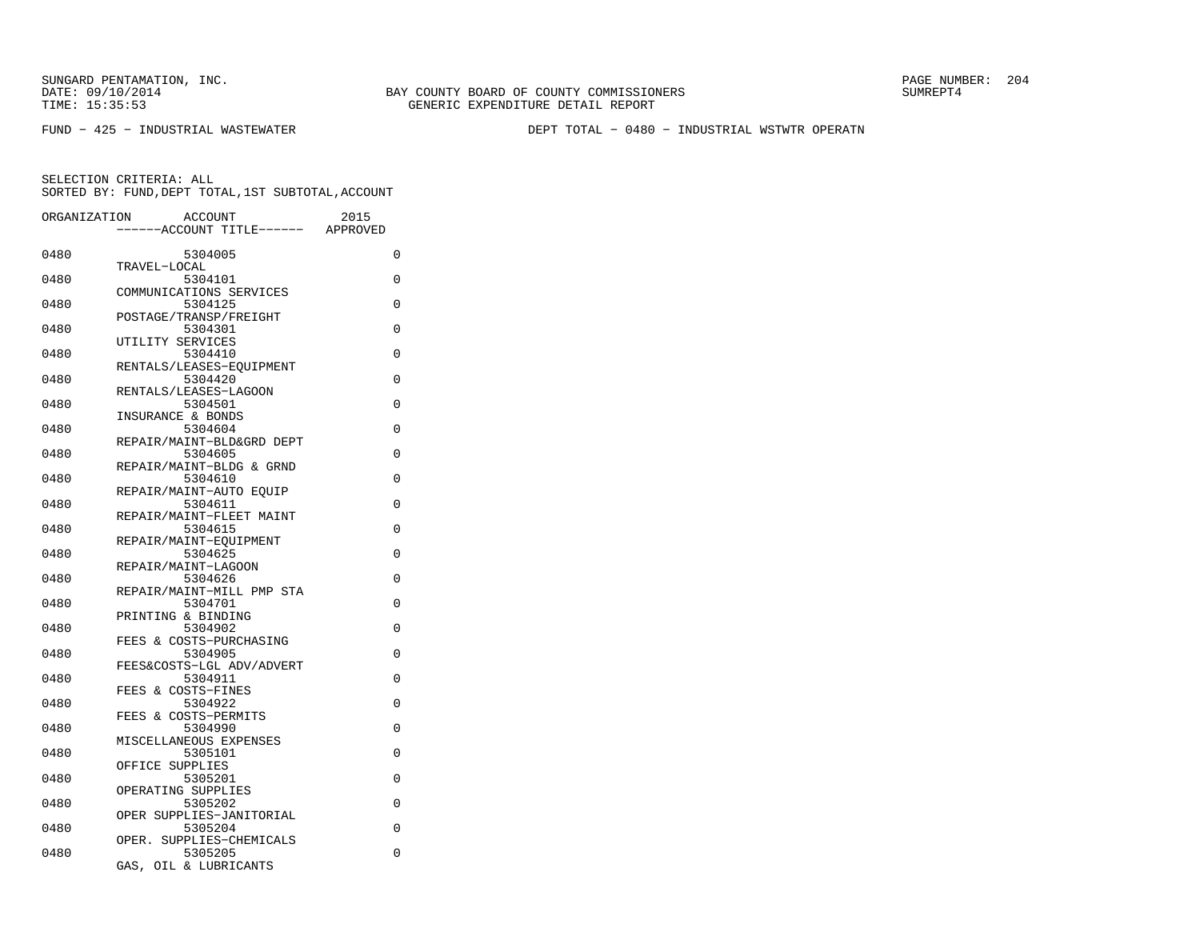SUNGARD PENTAMATION, INC.
DATE: 09/10/2014
TIME: 15:35:53

BAY COUNTY BOARD OF COUNTY COMMISSIONERS
GENERIC EXPENDITURE DETAIL REPORT

SUMREPT4

FUND − 425 − INDUSTRIAL WASTEWATER

DEPT TOTAL − 0480 − INDUSTRIAL WSTWTR OPERATN

SELECTION CRITERIA: ALL
SORTED BY: FUND,DEPT TOTAL,1ST SUBTOTAL,ACCOUNT

| ORGANIZATION | ACCOUNT ------ACCOUNT TITLE------ | 2015 APPROVED |
|---|---|---|
| 0480 | 5304005 TRAVEL−LOCAL | 0 |
| 0480 | 5304101 COMMUNICATIONS SERVICES | 0 |
| 0480 | 5304125 POSTAGE/TRANSP/FREIGHT | 0 |
| 0480 | 5304301 UTILITY SERVICES | 0 |
| 0480 | 5304410 RENTALS/LEASES−EQUIPMENT | 0 |
| 0480 | 5304420 RENTALS/LEASES−LAGOON | 0 |
| 0480 | 5304501 INSURANCE & BONDS | 0 |
| 0480 | 5304604 REPAIR/MAINT−BLD&GRD DEPT | 0 |
| 0480 | 5304605 REPAIR/MAINT−BLDG & GRND | 0 |
| 0480 | 5304610 REPAIR/MAINT−AUTO EQUIP | 0 |
| 0480 | 5304611 REPAIR/MAINT−FLEET MAINT | 0 |
| 0480 | 5304615 REPAIR/MAINT−EQUIPMENT | 0 |
| 0480 | 5304625 REPAIR/MAINT−LAGOON | 0 |
| 0480 | 5304626 REPAIR/MAINT−MILL PMP STA | 0 |
| 0480 | 5304701 PRINTING & BINDING | 0 |
| 0480 | 5304902 FEES & COSTS−PURCHASING | 0 |
| 0480 | 5304905 FEES&COSTS−LGL ADV/ADVERT | 0 |
| 0480 | 5304911 FEES & COSTS−FINES | 0 |
| 0480 | 5304922 FEES & COSTS−PERMITS | 0 |
| 0480 | 5304990 MISCELLANEOUS EXPENSES | 0 |
| 0480 | 5305101 OFFICE SUPPLIES | 0 |
| 0480 | 5305201 OPERATING SUPPLIES | 0 |
| 0480 | 5305202 OPER SUPPLIES−JANITORIAL | 0 |
| 0480 | 5305204 OPER. SUPPLIES−CHEMICALS | 0 |
| 0480 | 5305205 GAS, OIL & LUBRICANTS | 0 |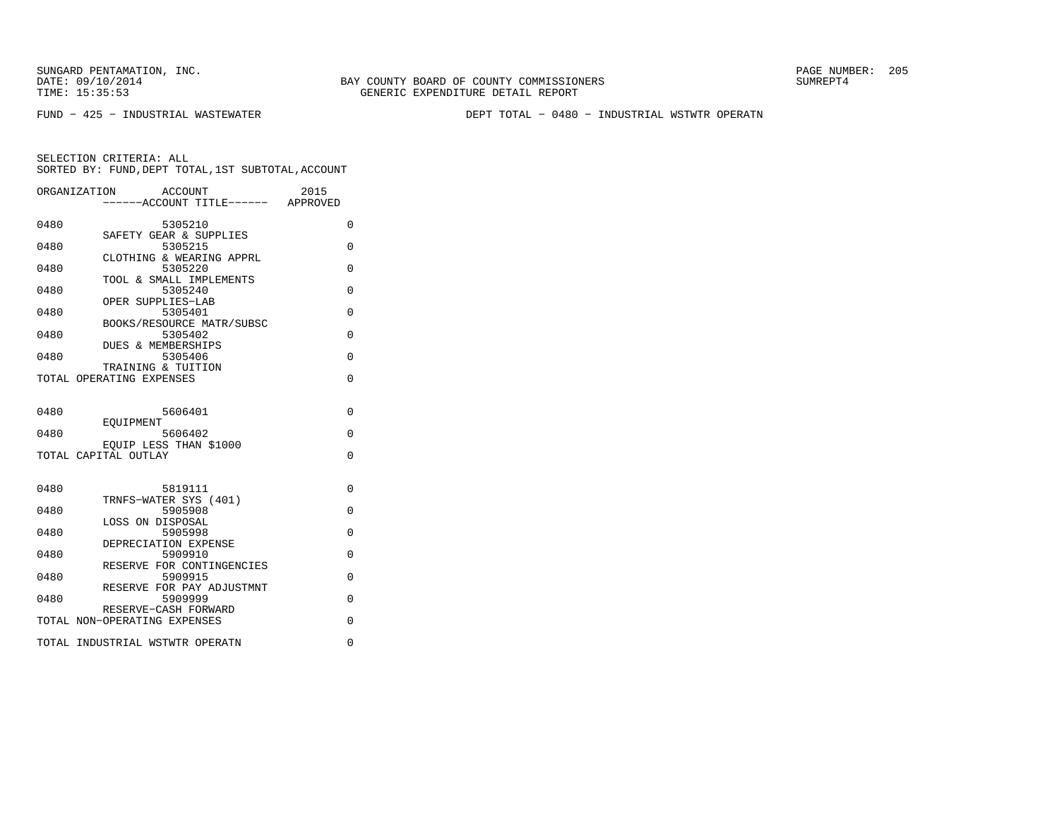BAY COUNTY BOARD OF COUNTY COMMISSIONERS
GENERIC EXPENDITURE DETAIL REPORT

FUND − 425 − INDUSTRIAL WASTEWATER

DEPT TOTAL − 0480 − INDUSTRIAL WSTWTR OPERATN

SELECTION CRITERIA: ALL
SORTED BY: FUND,DEPT TOTAL,1ST SUBTOTAL,ACCOUNT

| ORGANIZATION | ACCOUNT / ------ACCOUNT TITLE------ | 2015 APPROVED |
|---|---|---|
| 0480 | 5305210 SAFETY GEAR & SUPPLIES | 0 |
| 0480 | 5305215 CLOTHING & WEARING APPRL | 0 |
| 0480 | 5305220 TOOL & SMALL IMPLEMENTS | 0 |
| 0480 | 5305240 OPER SUPPLIES−LAB | 0 |
| 0480 | 5305401 BOOKS/RESOURCE MATR/SUBSC | 0 |
| 0480 | 5305402 DUES & MEMBERSHIPS | 0 |
| 0480 | 5305406 TRAINING & TUITION | 0 |
| TOTAL OPERATING EXPENSES | | 0 |
| 0480 | 5606401 EQUIPMENT | 0 |
| 0480 | 5606402 EQUIP LESS THAN $1000 | 0 |
| TOTAL CAPITAL OUTLAY | | 0 |
| 0480 | 5819111 TRNFS−WATER SYS (401) | 0 |
| 0480 | 5905908 LOSS ON DISPOSAL | 0 |
| 0480 | 5905998 DEPRECIATION EXPENSE | 0 |
| 0480 | 5909910 RESERVE FOR CONTINGENCIES | 0 |
| 0480 | 5909915 RESERVE FOR PAY ADJUSTMNT | 0 |
| 0480 | 5909999 RESERVE−CASH FORWARD | 0 |
| TOTAL NON−OPERATING EXPENSES | | 0 |
| TOTAL INDUSTRIAL WSTWTR OPERATN | | 0 |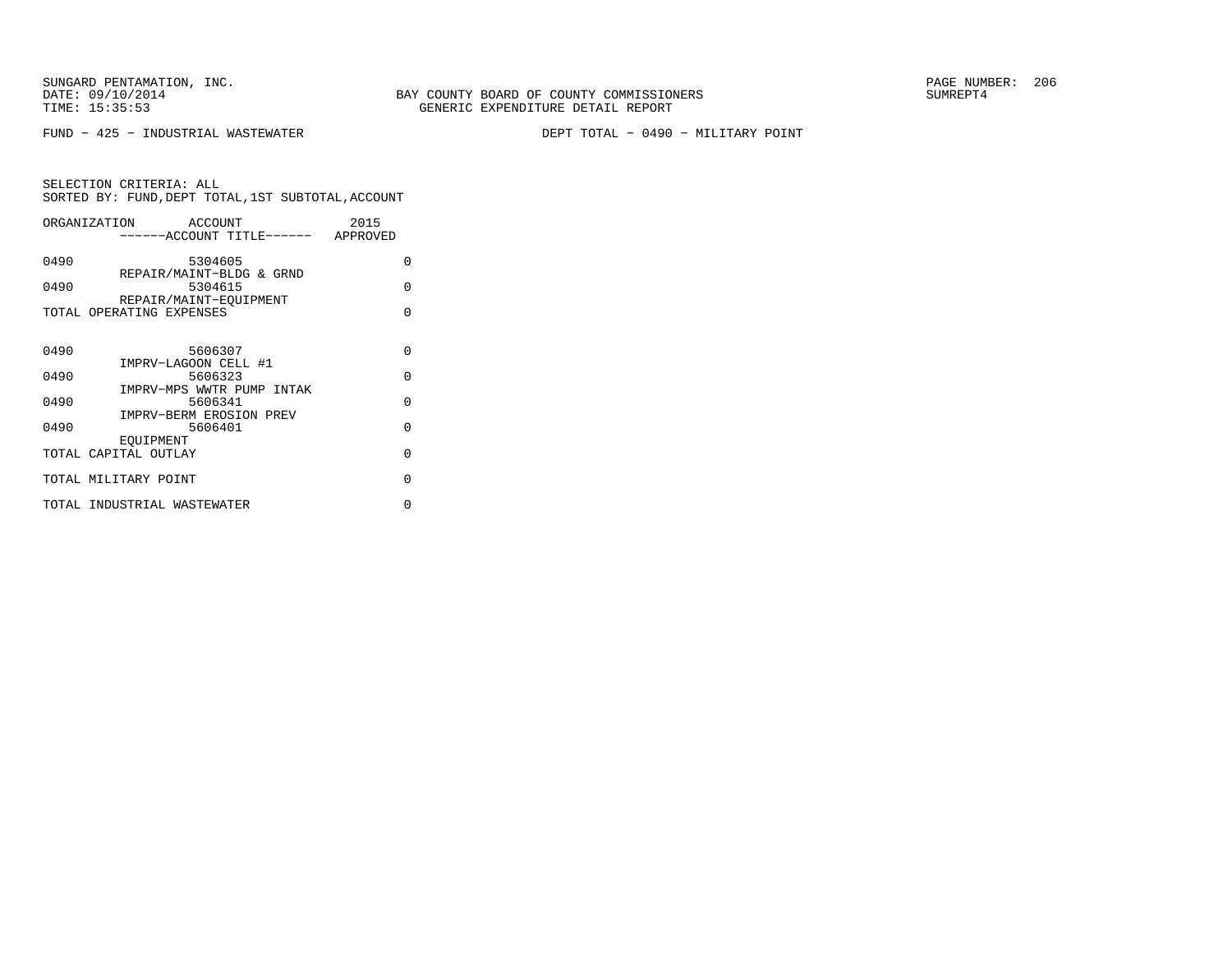SUNGARD PENTAMATION, INC.
DATE: 09/10/2014
TIME: 15:35:53

BAY COUNTY BOARD OF COUNTY COMMISSIONERS
GENERIC EXPENDITURE DETAIL REPORT

SUMREPT4

FUND − 425 − INDUSTRIAL WASTEWATER

DEPT TOTAL − 0490 − MILITARY POINT

SELECTION CRITERIA: ALL
SORTED BY: FUND,DEPT TOTAL,1ST SUBTOTAL,ACCOUNT

| ORGANIZATION | ACCOUNT / ------ACCOUNT TITLE------ | 2015 APPROVED |
|---|---|---|
| 0490 | 5304605 REPAIR/MAINT−BLDG & GRND | 0 |
| 0490 | 5304615 REPAIR/MAINT−EQUIPMENT | 0 |
| TOTAL OPERATING EXPENSES | | 0 |
| 0490 | 5606307 IMPRV−LAGOON CELL #1 | 0 |
| 0490 | 5606323 IMPRV−MPS WWTR PUMP INTAK | 0 |
| 0490 | 5606341 IMPRV−BERM EROSION PREV | 0 |
| 0490 | 5606401 EQUIPMENT | 0 |
| TOTAL CAPITAL OUTLAY | | 0 |
| TOTAL MILITARY POINT | | 0 |
| TOTAL INDUSTRIAL WASTEWATER | | 0 |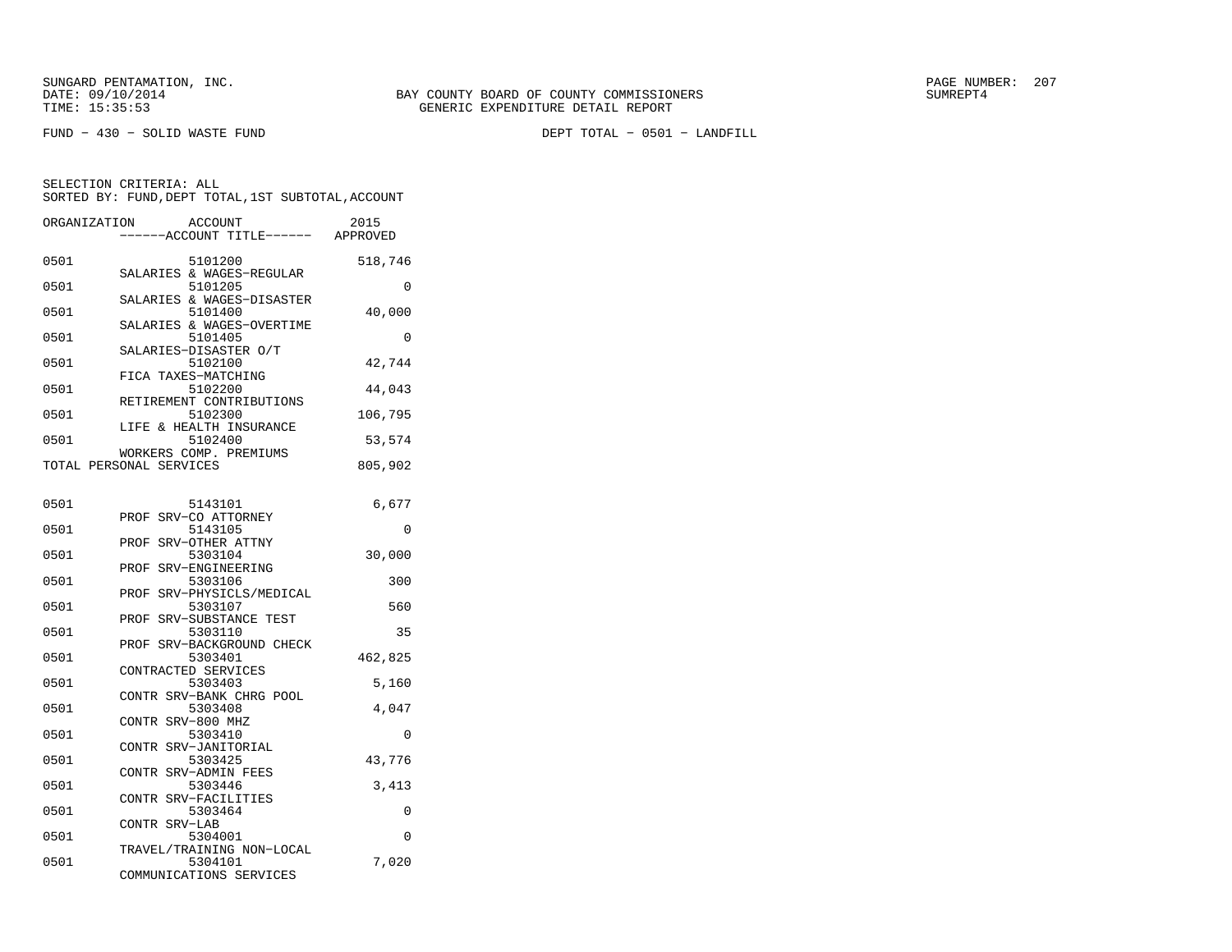SUNGARD PENTAMATION, INC.
DATE: 09/10/2014
TIME: 15:35:53

BAY COUNTY BOARD OF COUNTY COMMISSIONERS
GENERIC EXPENDITURE DETAIL REPORT

SUMREPT4

FUND - 430 - SOLID WASTE FUND

DEPT TOTAL - 0501 - LANDFILL

SELECTION CRITERIA: ALL
SORTED BY: FUND,DEPT TOTAL,1ST SUBTOTAL,ACCOUNT

| ORGANIZATION | ACCOUNT / ------ACCOUNT TITLE------ | 2015 APPROVED |
|---|---|---|
| 0501 | 5101200 SALARIES & WAGES-REGULAR | 518,746 |
| 0501 | 5101205 SALARIES & WAGES-DISASTER | 0 |
| 0501 | 5101400 SALARIES & WAGES-OVERTIME | 40,000 |
| 0501 | 5101405 SALARIES-DISASTER O/T | 0 |
| 0501 | 5102100 FICA TAXES-MATCHING | 42,744 |
| 0501 | 5102200 RETIREMENT CONTRIBUTIONS | 44,043 |
| 0501 | 5102300 LIFE & HEALTH INSURANCE | 106,795 |
| 0501 | 5102400 WORKERS COMP. PREMIUMS | 53,574 |
| TOTAL PERSONAL SERVICES | | 805,902 |
| 0501 | 5143101 PROF SRV-CO ATTORNEY | 6,677 |
| 0501 | 5143105 PROF SRV-OTHER ATTNY | 0 |
| 0501 | 5303104 PROF SRV-ENGINEERING | 30,000 |
| 0501 | 5303106 PROF SRV-PHYSICLS/MEDICAL | 300 |
| 0501 | 5303107 PROF SRV-SUBSTANCE TEST | 560 |
| 0501 | 5303110 PROF SRV-BACKGROUND CHECK | 35 |
| 0501 | 5303401 CONTRACTED SERVICES | 462,825 |
| 0501 | 5303403 CONTR SRV-BANK CHRG POOL | 5,160 |
| 0501 | 5303408 CONTR SRV-800 MHZ | 4,047 |
| 0501 | 5303410 CONTR SRV-JANITORIAL | 0 |
| 0501 | 5303425 CONTR SRV-ADMIN FEES | 43,776 |
| 0501 | 5303446 CONTR SRV-FACILITIES | 3,413 |
| 0501 | 5303464 CONTR SRV-LAB | 0 |
| 0501 | 5304001 TRAVEL/TRAINING NON-LOCAL | 0 |
| 0501 | 5304101 COMMUNICATIONS SERVICES | 7,020 |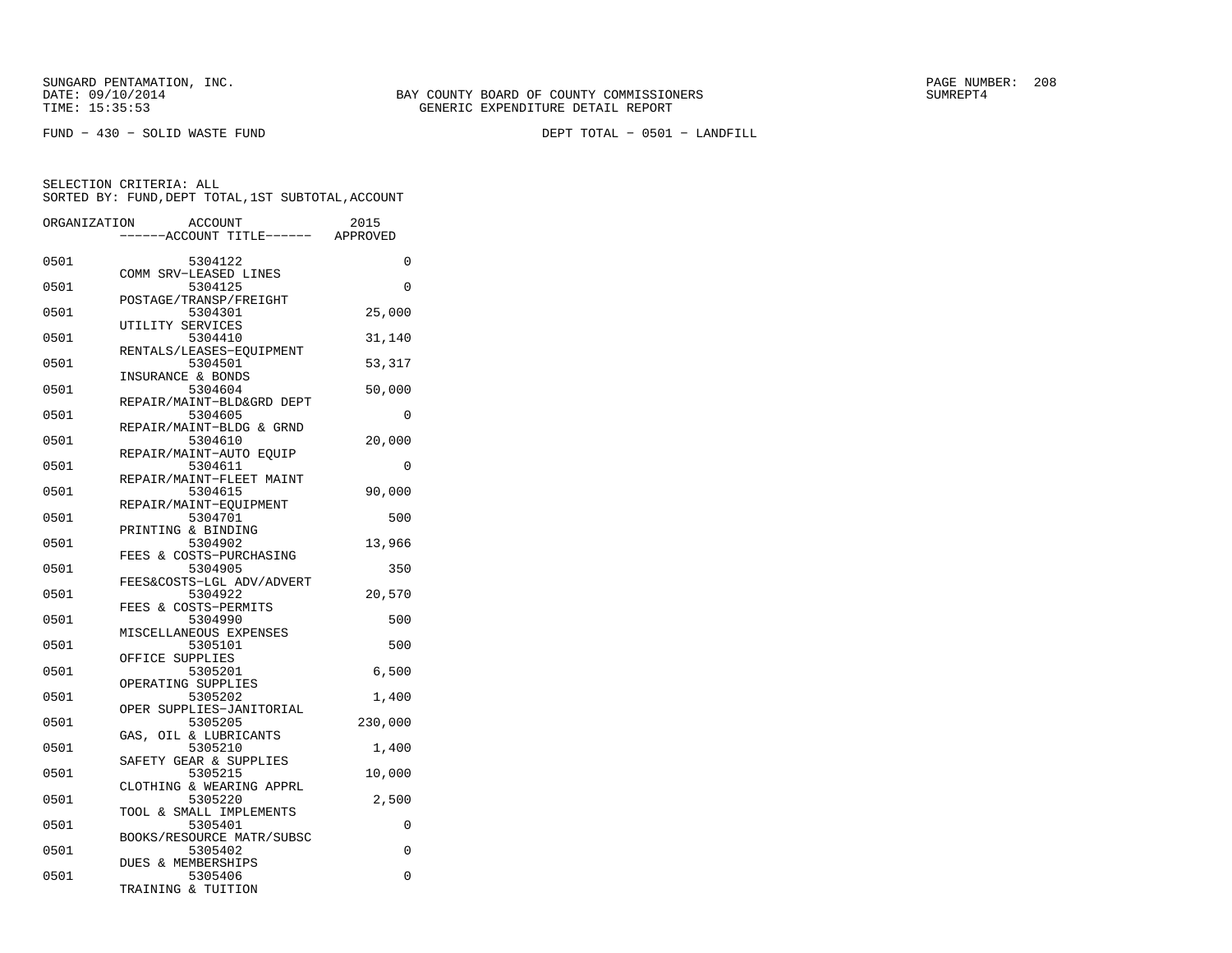SUNGARD PENTAMATION, INC.
DATE: 09/10/2014
TIME: 15:35:53

BAY COUNTY BOARD OF COUNTY COMMISSIONERS
GENERIC EXPENDITURE DETAIL REPORT

SUMREPT4

FUND - 430 - SOLID WASTE FUND

DEPT TOTAL - 0501 - LANDFILL

SELECTION CRITERIA: ALL
SORTED BY: FUND,DEPT TOTAL,1ST SUBTOTAL,ACCOUNT

| ORGANIZATION | ACCOUNT / ------ACCOUNT TITLE------ | 2015 APPROVED |
|---|---|---|
| 0501 | 5304122 COMM SRV-LEASED LINES | 0 |
| 0501 | 5304125 POSTAGE/TRANSP/FREIGHT | 0 |
| 0501 | 5304301 UTILITY SERVICES | 25,000 |
| 0501 | 5304410 RENTALS/LEASES-EQUIPMENT | 31,140 |
| 0501 | 5304501 INSURANCE & BONDS | 53,317 |
| 0501 | 5304604 REPAIR/MAINT-BLD&GRD DEPT | 50,000 |
| 0501 | 5304605 REPAIR/MAINT-BLDG & GRND | 0 |
| 0501 | 5304610 REPAIR/MAINT-AUTO EQUIP | 20,000 |
| 0501 | 5304611 REPAIR/MAINT-FLEET MAINT | 0 |
| 0501 | 5304615 REPAIR/MAINT-EQUIPMENT | 90,000 |
| 0501 | 5304701 PRINTING & BINDING | 500 |
| 0501 | 5304902 FEES & COSTS-PURCHASING | 13,966 |
| 0501 | 5304905 FEES&COSTS-LGL ADV/ADVERT | 350 |
| 0501 | 5304922 FEES & COSTS-PERMITS | 20,570 |
| 0501 | 5304990 MISCELLANEOUS EXPENSES | 500 |
| 0501 | 5305101 OFFICE SUPPLIES | 500 |
| 0501 | 5305201 OPERATING SUPPLIES | 6,500 |
| 0501 | 5305202 OPER SUPPLIES-JANITORIAL | 1,400 |
| 0501 | 5305205 GAS, OIL & LUBRICANTS | 230,000 |
| 0501 | 5305210 SAFETY GEAR & SUPPLIES | 1,400 |
| 0501 | 5305215 CLOTHING & WEARING APPRL | 10,000 |
| 0501 | 5305220 TOOL & SMALL IMPLEMENTS | 2,500 |
| 0501 | 5305401 BOOKS/RESOURCE MATR/SUBSC | 0 |
| 0501 | 5305402 DUES & MEMBERSHIPS | 0 |
| 0501 | 5305406 TRAINING & TUITION | 0 |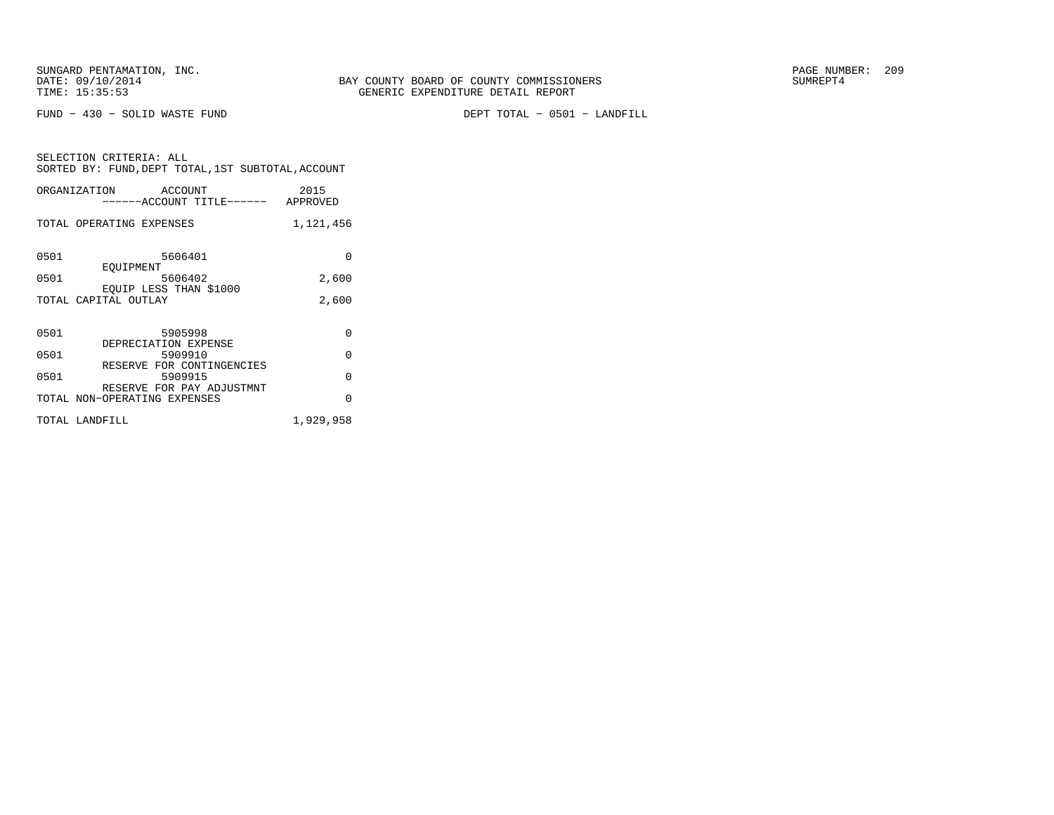SUNGARD PENTAMATION, INC.
DATE: 09/10/2014
TIME: 15:35:53

BAY COUNTY BOARD OF COUNTY COMMISSIONERS
GENERIC EXPENDITURE DETAIL REPORT

SUMREPT4

FUND − 430 − SOLID WASTE FUND

DEPT TOTAL − 0501 − LANDFILL

SELECTION CRITERIA: ALL
SORTED BY: FUND,DEPT TOTAL,1ST SUBTOTAL,ACCOUNT

| ORGANIZATION | ACCOUNT / ------ACCOUNT TITLE------ | 2015 APPROVED |
|---|---|---|
| TOTAL OPERATING EXPENSES | | 1,121,456 |
| 0501 | 5606401 EQUIPMENT | 0 |
| 0501 | 5606402 EQUIP LESS THAN $1000 | 2,600 |
| TOTAL CAPITAL OUTLAY | | 2,600 |
| 0501 | 5905998 DEPRECIATION EXPENSE | 0 |
| 0501 | 5909910 RESERVE FOR CONTINGENCIES | 0 |
| 0501 | 5909915 RESERVE FOR PAY ADJUSTMNT | 0 |
| TOTAL NON−OPERATING EXPENSES | | 0 |
| TOTAL LANDFILL | | 1,929,958 |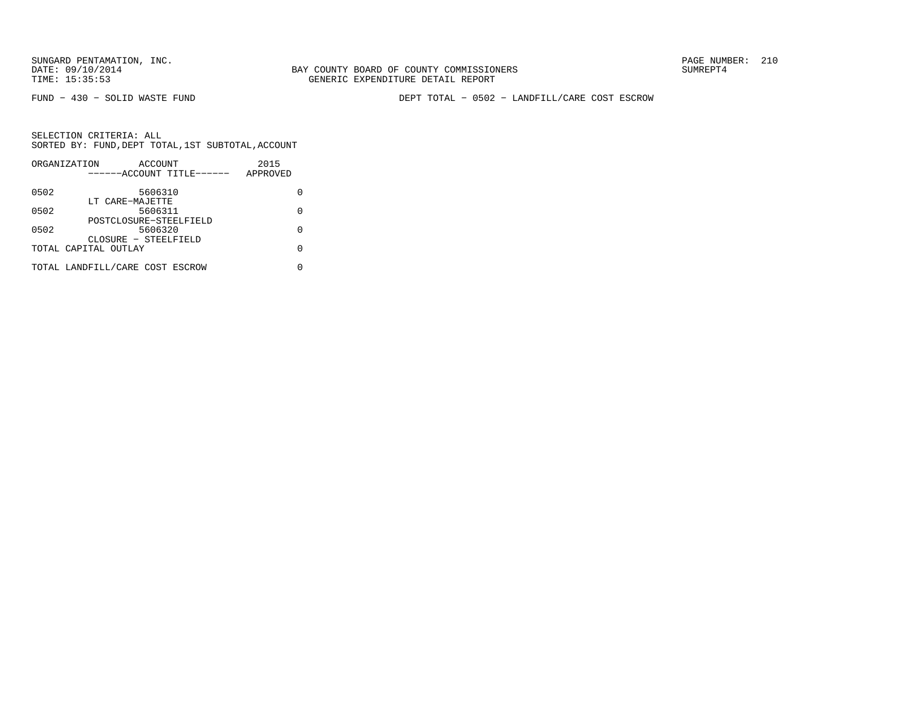FUND − 430 − SOLID WASTE FUND

DEPT TOTAL − 0502 − LANDFILL/CARE COST ESCROW

SELECTION CRITERIA: ALL
SORTED BY: FUND,DEPT TOTAL,1ST SUBTOTAL,ACCOUNT

| ORGANIZATION | ACCOUNT ------ACCOUNT TITLE------ | 2015 APPROVED |
|---|---|---|
| 0502 | 5606310 LT CARE−MAJETTE | 0 |
| 0502 | 5606311 POSTCLOSURE−STEELFIELD | 0 |
| 0502 | 5606320 CLOSURE − STEELFIELD | 0 |
| TOTAL CAPITAL OUTLAY | | 0 |
| TOTAL LANDFILL/CARE COST ESCROW | | 0 |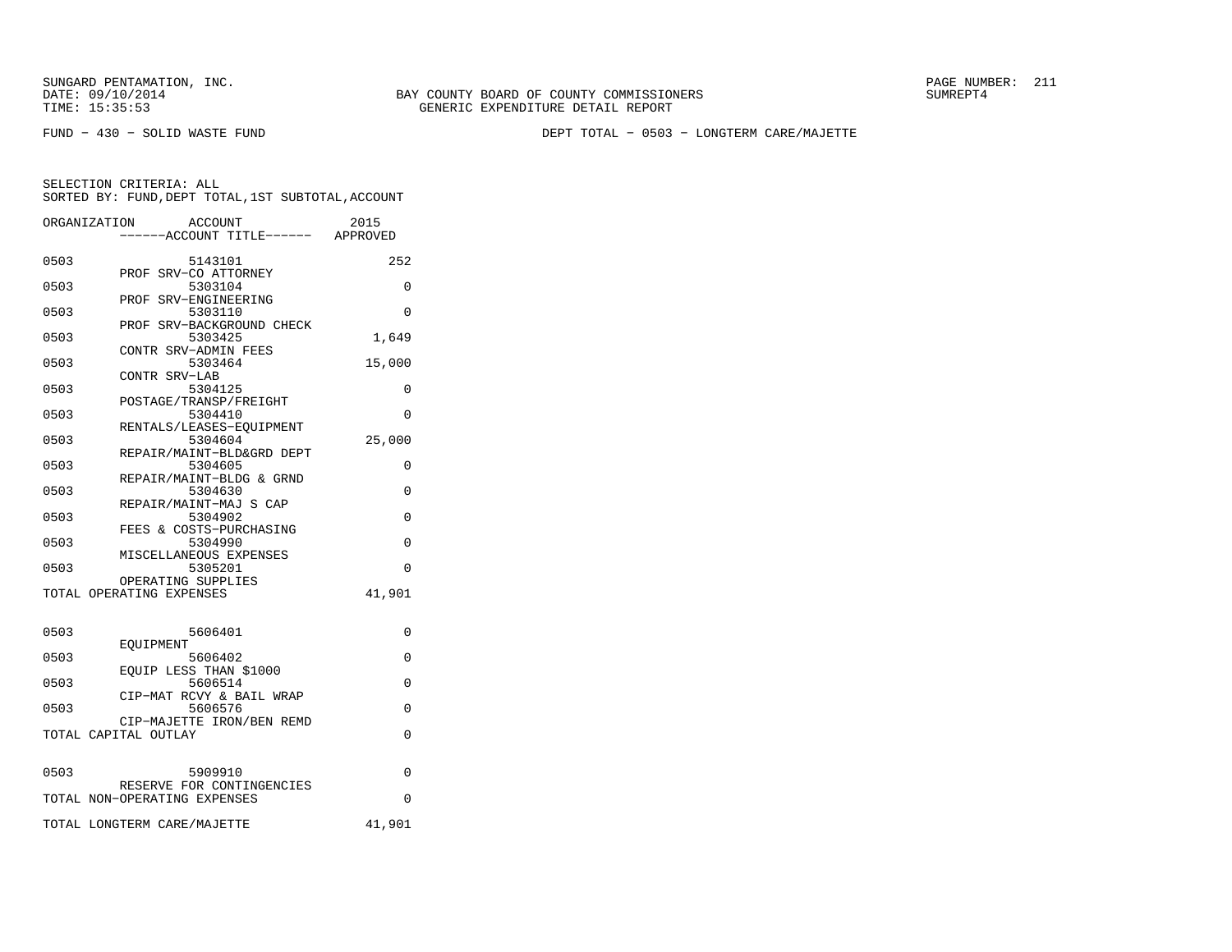SUNGARD PENTAMATION, INC.
DATE: 09/10/2014
TIME: 15:35:53

BAY COUNTY BOARD OF COUNTY COMMISSIONERS
GENERIC EXPENDITURE DETAIL REPORT

SUMREPT4

FUND - 430 - SOLID WASTE FUND

DEPT TOTAL - 0503 - LONGTERM CARE/MAJETTE

SELECTION CRITERIA: ALL
SORTED BY: FUND,DEPT TOTAL,1ST SUBTOTAL,ACCOUNT

| ORGANIZATION | ACCOUNT / ACCOUNT TITLE | 2015 APPROVED |
|---|---|---|
| 0503 | 5143101 PROF SRV-CO ATTORNEY | 252 |
| 0503 | 5303104 PROF SRV-ENGINEERING | 0 |
| 0503 | 5303110 PROF SRV-BACKGROUND CHECK | 0 |
| 0503 | 5303425 CONTR SRV-ADMIN FEES | 1,649 |
| 0503 | 5303464 CONTR SRV-LAB | 15,000 |
| 0503 | 5304125 POSTAGE/TRANSP/FREIGHT | 0 |
| 0503 | 5304410 RENTALS/LEASES-EQUIPMENT | 0 |
| 0503 | 5304604 REPAIR/MAINT-BLD&GRD DEPT | 25,000 |
| 0503 | 5304605 REPAIR/MAINT-BLDG & GRND | 0 |
| 0503 | 5304630 REPAIR/MAINT-MAJ S CAP | 0 |
| 0503 | 5304902 FEES & COSTS-PURCHASING | 0 |
| 0503 | 5304990 MISCELLANEOUS EXPENSES | 0 |
| 0503 | 5305201 OPERATING SUPPLIES | 0 |
| TOTAL OPERATING EXPENSES | | 41,901 |
| 0503 | 5606401 EQUIPMENT | 0 |
| 0503 | 5606402 EQUIP LESS THAN $1000 | 0 |
| 0503 | 5606514 CIP-MAT RCVY & BAIL WRAP | 0 |
| 0503 | 5606576 CIP-MAJETTE IRON/BEN REMD | 0 |
| TOTAL CAPITAL OUTLAY | | 0 |
| 0503 | 5909910 RESERVE FOR CONTINGENCIES | 0 |
| TOTAL NON-OPERATING EXPENSES | | 0 |
| TOTAL LONGTERM CARE/MAJETTE | | 41,901 |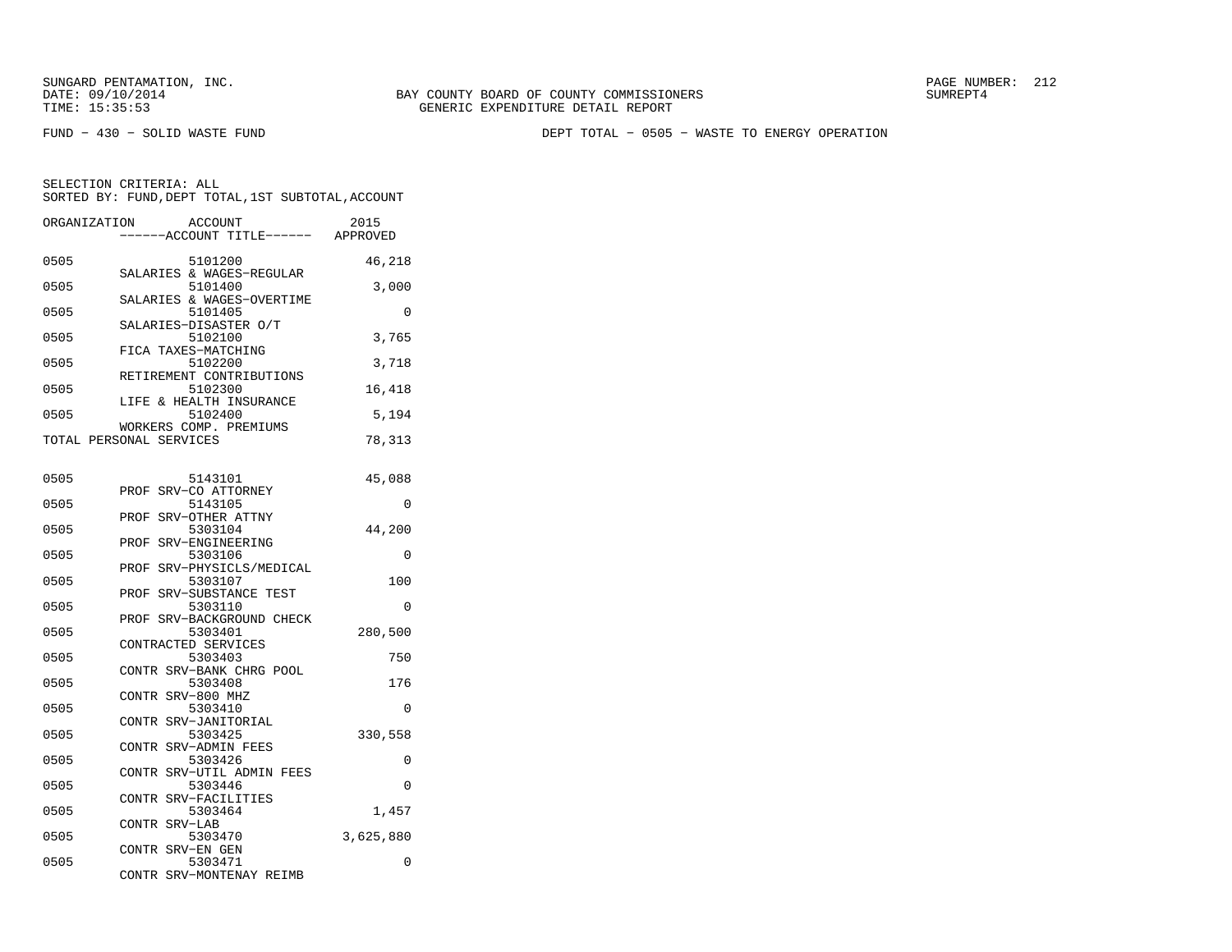SUNGARD PENTAMATION, INC.
DATE: 09/10/2014
TIME: 15:35:53

BAY COUNTY BOARD OF COUNTY COMMISSIONERS
GENERIC EXPENDITURE DETAIL REPORT

SUMREPT4

FUND − 430 − SOLID WASTE FUND

DEPT TOTAL − 0505 − WASTE TO ENERGY OPERATION

SELECTION CRITERIA: ALL
SORTED BY: FUND,DEPT TOTAL,1ST SUBTOTAL,ACCOUNT

| ORGANIZATION | ACCOUNT / ACCOUNT TITLE | 2015 APPROVED |
|---|---|---|
| 0505 | 5101200 SALARIES & WAGES−REGULAR | 46,218 |
| 0505 | 5101400 SALARIES & WAGES−OVERTIME | 3,000 |
| 0505 | 5101405 SALARIES−DISASTER O/T | 0 |
| 0505 | 5102100 FICA TAXES−MATCHING | 3,765 |
| 0505 | 5102200 RETIREMENT CONTRIBUTIONS | 3,718 |
| 0505 | 5102300 LIFE & HEALTH INSURANCE | 16,418 |
| 0505 | 5102400 WORKERS COMP. PREMIUMS | 5,194 |
| TOTAL PERSONAL SERVICES | | 78,313 |
| 0505 | 5143101 PROF SRV−CO ATTORNEY | 45,088 |
| 0505 | 5143105 PROF SRV−OTHER ATTNY | 0 |
| 0505 | 5303104 PROF SRV−ENGINEERING | 44,200 |
| 0505 | 5303106 PROF SRV−PHYSICLS/MEDICAL | 0 |
| 0505 | 5303107 PROF SRV−SUBSTANCE TEST | 100 |
| 0505 | 5303110 PROF SRV−BACKGROUND CHECK | 0 |
| 0505 | 5303401 CONTRACTED SERVICES | 280,500 |
| 0505 | 5303403 CONTR SRV−BANK CHRG POOL | 750 |
| 0505 | 5303408 CONTR SRV−800 MHZ | 176 |
| 0505 | 5303410 CONTR SRV−JANITORIAL | 0 |
| 0505 | 5303425 CONTR SRV−ADMIN FEES | 330,558 |
| 0505 | 5303426 CONTR SRV−UTIL ADMIN FEES | 0 |
| 0505 | 5303446 CONTR SRV−FACILITIES | 0 |
| 0505 | 5303464 CONTR SRV−LAB | 1,457 |
| 0505 | 5303470 CONTR SRV−EN GEN | 3,625,880 |
| 0505 | 5303471 CONTR SRV−MONTENAY REIMB | 0 |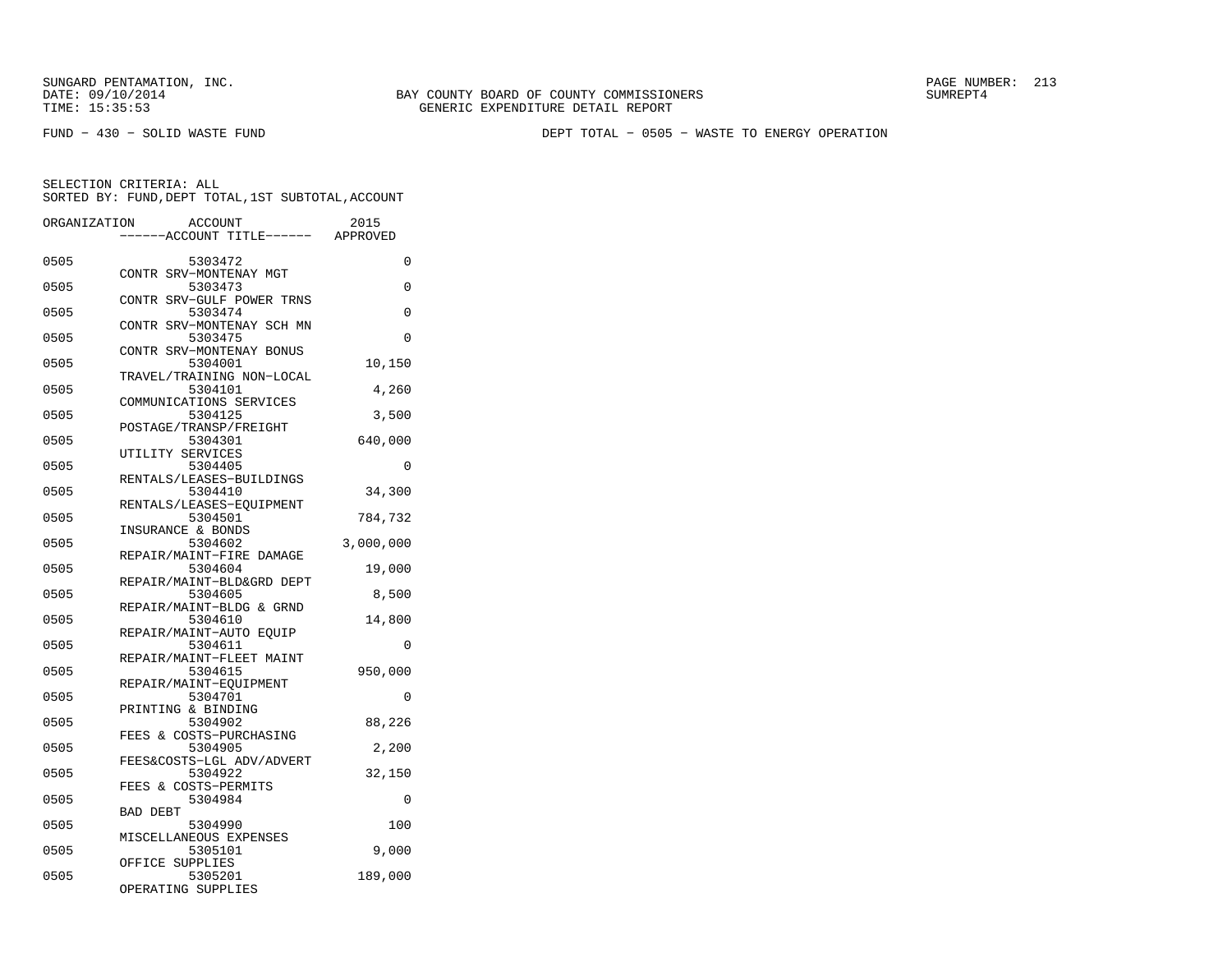SUNGARD PENTAMATION, INC.
DATE: 09/10/2014
TIME: 15:35:53

BAY COUNTY BOARD OF COUNTY COMMISSIONERS
GENERIC EXPENDITURE DETAIL REPORT

SUMREPT4

FUND − 430 − SOLID WASTE FUND

DEPT TOTAL − 0505 − WASTE TO ENERGY OPERATION

SELECTION CRITERIA: ALL
SORTED BY: FUND,DEPT TOTAL,1ST SUBTOTAL,ACCOUNT

| ORGANIZATION | ACCOUNT / ------ACCOUNT TITLE------ | 2015 APPROVED |
|---|---|---|
| 0505 | 5303472 CONTR SRV−MONTENAY MGT | 0 |
| 0505 | 5303473 CONTR SRV−GULF POWER TRNS | 0 |
| 0505 | 5303474 CONTR SRV−MONTENAY SCH MN | 0 |
| 0505 | 5303475 CONTR SRV−MONTENAY BONUS | 0 |
| 0505 | 5304001 TRAVEL/TRAINING NON−LOCAL | 10,150 |
| 0505 | 5304101 COMMUNICATIONS SERVICES | 4,260 |
| 0505 | 5304125 POSTAGE/TRANSP/FREIGHT | 3,500 |
| 0505 | 5304301 UTILITY SERVICES | 640,000 |
| 0505 | 5304405 RENTALS/LEASES−BUILDINGS | 0 |
| 0505 | 5304410 RENTALS/LEASES−EQUIPMENT | 34,300 |
| 0505 | 5304501 INSURANCE & BONDS | 784,732 |
| 0505 | 5304602 REPAIR/MAINT−FIRE DAMAGE | 3,000,000 |
| 0505 | 5304604 REPAIR/MAINT−BLD&GRD DEPT | 19,000 |
| 0505 | 5304605 REPAIR/MAINT−BLDG & GRND | 8,500 |
| 0505 | 5304610 REPAIR/MAINT−AUTO EQUIP | 14,800 |
| 0505 | 5304611 REPAIR/MAINT−FLEET MAINT | 0 |
| 0505 | 5304615 REPAIR/MAINT−EQUIPMENT | 950,000 |
| 0505 | 5304701 PRINTING & BINDING | 0 |
| 0505 | 5304902 FEES & COSTS−PURCHASING | 88,226 |
| 0505 | 5304905 FEES&COSTS−LGL ADV/ADVERT | 2,200 |
| 0505 | 5304922 FEES & COSTS−PERMITS | 32,150 |
| 0505 | 5304984 BAD DEBT | 0 |
| 0505 | 5304990 MISCELLANEOUS EXPENSES | 100 |
| 0505 | 5305101 OFFICE SUPPLIES | 9,000 |
| 0505 | 5305201 OPERATING SUPPLIES | 189,000 |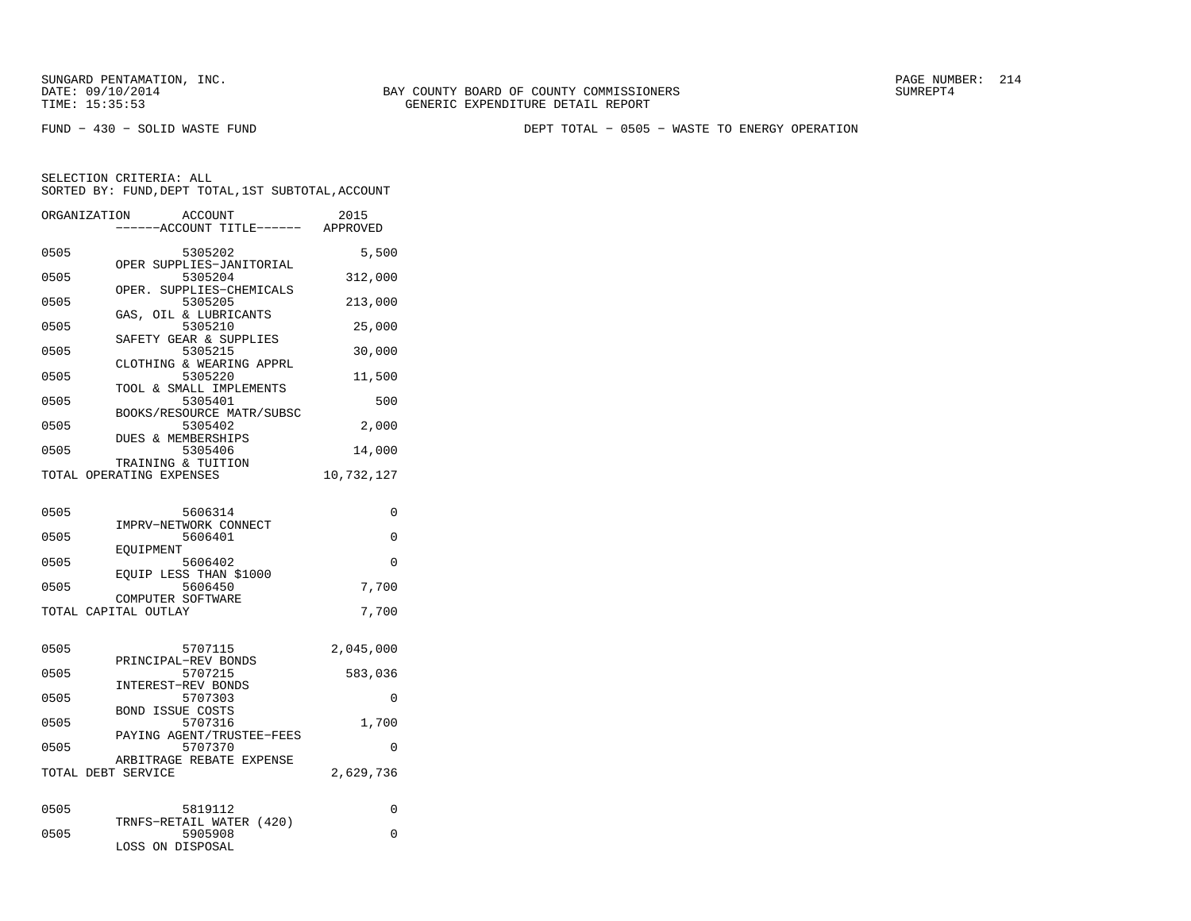SUNGARD PENTAMATION, INC.
DATE: 09/10/2014
TIME: 15:35:53

BAY COUNTY BOARD OF COUNTY COMMISSIONERS
GENERIC EXPENDITURE DETAIL REPORT

SUMREPT4

FUND - 430 - SOLID WASTE FUND

DEPT TOTAL - 0505 - WASTE TO ENERGY OPERATION

SELECTION CRITERIA: ALL
SORTED BY: FUND,DEPT TOTAL,1ST SUBTOTAL,ACCOUNT

| ORGANIZATION | ACCOUNT ------ACCOUNT TITLE------ | 2015 APPROVED |
|---|---|---|
| 0505 | 5305202 OPER SUPPLIES-JANITORIAL | 5,500 |
| 0505 | 5305204 OPER. SUPPLIES-CHEMICALS | 312,000 |
| 0505 | 5305205 GAS, OIL & LUBRICANTS | 213,000 |
| 0505 | 5305210 SAFETY GEAR & SUPPLIES | 25,000 |
| 0505 | 5305215 CLOTHING & WEARING APPRL | 30,000 |
| 0505 | 5305220 TOOL & SMALL IMPLEMENTS | 11,500 |
| 0505 | 5305401 BOOKS/RESOURCE MATR/SUBSC | 500 |
| 0505 | 5305402 DUES & MEMBERSHIPS | 2,000 |
| 0505 | 5305406 TRAINING & TUITION | 14,000 |
| TOTAL OPERATING EXPENSES | | 10,732,127 |
| 0505 | 5606314 IMPRV-NETWORK CONNECT | 0 |
| 0505 | 5606401 EQUIPMENT | 0 |
| 0505 | 5606402 EQUIP LESS THAN $1000 | 0 |
| 0505 | 5606450 COMPUTER SOFTWARE | 7,700 |
| TOTAL CAPITAL OUTLAY | | 7,700 |
| 0505 | 5707115 PRINCIPAL-REV BONDS | 2,045,000 |
| 0505 | 5707215 INTEREST-REV BONDS | 583,036 |
| 0505 | 5707303 BOND ISSUE COSTS | 0 |
| 0505 | 5707316 PAYING AGENT/TRUSTEE-FEES | 1,700 |
| 0505 | 5707370 ARBITRAGE REBATE EXPENSE | 0 |
| TOTAL DEBT SERVICE | | 2,629,736 |
| 0505 | 5819112 TRNFS-RETAIL WATER (420) | 0 |
| 0505 | 5905908 LOSS ON DISPOSAL | 0 |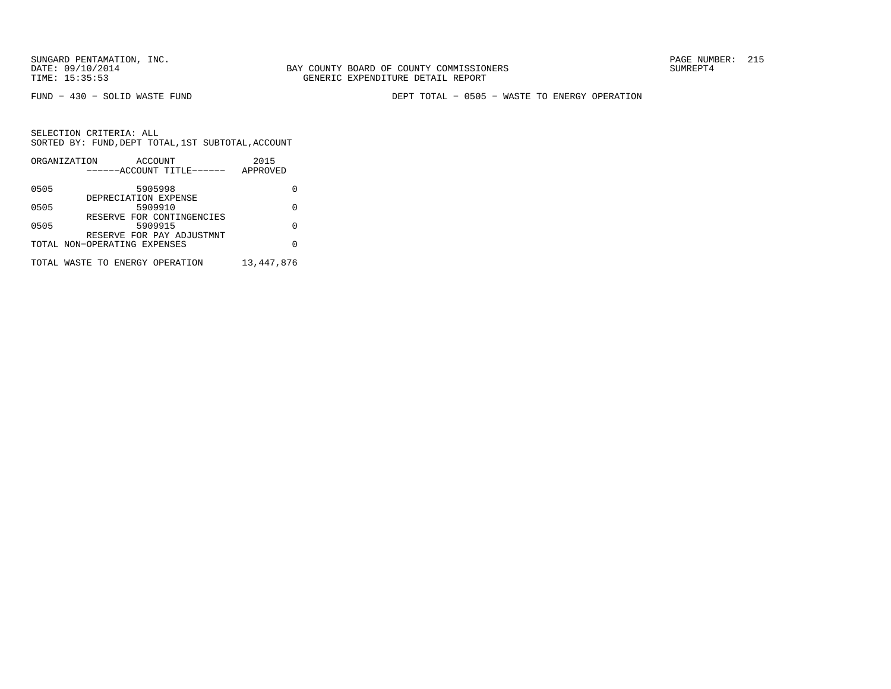FUND − 430 − SOLID WASTE FUND

DEPT TOTAL − 0505 − WASTE TO ENERGY OPERATION

SELECTION CRITERIA: ALL
SORTED BY: FUND,DEPT TOTAL,1ST SUBTOTAL,ACCOUNT

| ORGANIZATION | ACCOUNT<br>------ACCOUNT TITLE------ | 2015<br>APPROVED |
|---|---|---|
| 0505 | 5905998<br>DEPRECIATION EXPENSE | 0 |
| 0505 | 5909910<br>RESERVE FOR CONTINGENCIES | 0 |
| 0505 | 5909915<br>RESERVE FOR PAY ADJUSTMNT | 0 |
| TOTAL NON−OPERATING EXPENSES | | 0 |
| TOTAL WASTE TO ENERGY OPERATION | | 13,447,876 |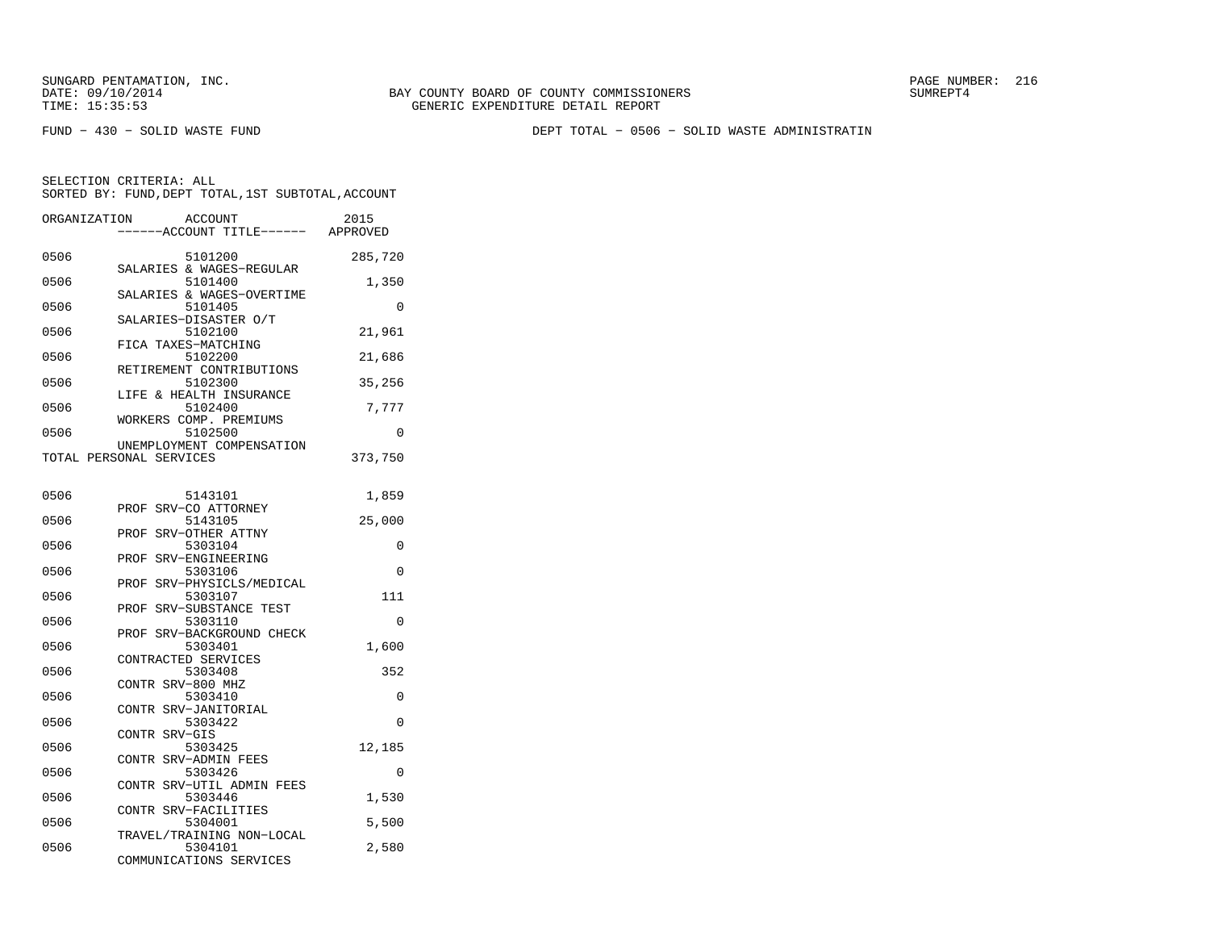SUNGARD PENTAMATION, INC.
DATE: 09/10/2014
TIME: 15:35:53

BAY COUNTY BOARD OF COUNTY COMMISSIONERS
GENERIC EXPENDITURE DETAIL REPORT

SUMREPT4

FUND - 430 - SOLID WASTE FUND

DEPT TOTAL - 0506 - SOLID WASTE ADMINISTRATIN

SELECTION CRITERIA: ALL
SORTED BY: FUND,DEPT TOTAL,1ST SUBTOTAL,ACCOUNT

| ORGANIZATION | ACCOUNT / ------ACCOUNT TITLE------ | 2015 APPROVED |
|---|---|---|
| 0506 | 5101200 SALARIES & WAGES-REGULAR | 285,720 |
| 0506 | 5101400 SALARIES & WAGES-OVERTIME | 1,350 |
| 0506 | 5101405 SALARIES-DISASTER O/T | 0 |
| 0506 | 5102100 FICA TAXES-MATCHING | 21,961 |
| 0506 | 5102200 RETIREMENT CONTRIBUTIONS | 21,686 |
| 0506 | 5102300 LIFE & HEALTH INSURANCE | 35,256 |
| 0506 | 5102400 WORKERS COMP. PREMIUMS | 7,777 |
| 0506 | 5102500 UNEMPLOYMENT COMPENSATION | 0 |
| TOTAL PERSONAL SERVICES | | 373,750 |
| 0506 | 5143101 PROF SRV-CO ATTORNEY | 1,859 |
| 0506 | 5143105 PROF SRV-OTHER ATTNY | 25,000 |
| 0506 | 5303104 PROF SRV-ENGINEERING | 0 |
| 0506 | 5303106 PROF SRV-PHYSICLS/MEDICAL | 0 |
| 0506 | 5303107 PROF SRV-SUBSTANCE TEST | 111 |
| 0506 | 5303110 PROF SRV-BACKGROUND CHECK | 0 |
| 0506 | 5303401 CONTRACTED SERVICES | 1,600 |
| 0506 | 5303408 CONTR SRV-800 MHZ | 352 |
| 0506 | 5303410 CONTR SRV-JANITORIAL | 0 |
| 0506 | 5303422 CONTR SRV-GIS | 0 |
| 0506 | 5303425 CONTR SRV-ADMIN FEES | 12,185 |
| 0506 | 5303426 CONTR SRV-UTIL ADMIN FEES | 0 |
| 0506 | 5303446 CONTR SRV-FACILITIES | 1,530 |
| 0506 | 5304001 TRAVEL/TRAINING NON-LOCAL | 5,500 |
| 0506 | 5304101 COMMUNICATIONS SERVICES | 2,580 |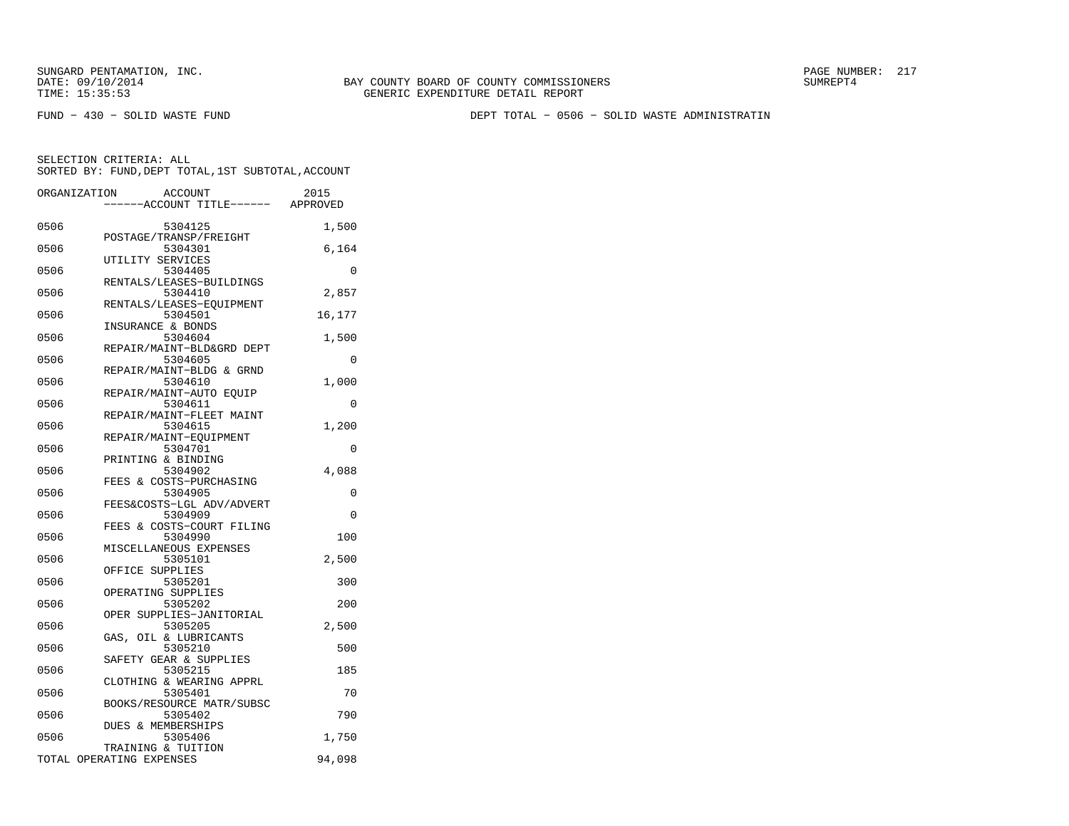SUNGARD PENTAMATION, INC.
DATE: 09/10/2014
TIME: 15:35:53

BAY COUNTY BOARD OF COUNTY COMMISSIONERS
GENERIC EXPENDITURE DETAIL REPORT

SUMREPT4

FUND − 430 − SOLID WASTE FUND

DEPT TOTAL − 0506 − SOLID WASTE ADMINISTRATIN

SELECTION CRITERIA: ALL
SORTED BY: FUND,DEPT TOTAL,1ST SUBTOTAL,ACCOUNT

| ORGANIZATION | ACCOUNT / ACCOUNT TITLE | 2015 APPROVED |
|---|---|---|
| 0506 | 5304125 POSTAGE/TRANSP/FREIGHT | 1,500 |
| 0506 | 5304301 UTILITY SERVICES | 6,164 |
| 0506 | 5304405 RENTALS/LEASES−BUILDINGS | 0 |
| 0506 | 5304410 RENTALS/LEASES−EQUIPMENT | 2,857 |
| 0506 | 5304501 INSURANCE & BONDS | 16,177 |
| 0506 | 5304604 REPAIR/MAINT−BLD&GRD DEPT | 1,500 |
| 0506 | 5304605 REPAIR/MAINT−BLDG & GRND | 0 |
| 0506 | 5304610 REPAIR/MAINT−AUTO EQUIP | 1,000 |
| 0506 | 5304611 REPAIR/MAINT−FLEET MAINT | 0 |
| 0506 | 5304615 REPAIR/MAINT−EQUIPMENT | 1,200 |
| 0506 | 5304701 PRINTING & BINDING | 0 |
| 0506 | 5304902 FEES & COSTS−PURCHASING | 4,088 |
| 0506 | 5304905 FEES&COSTS−LGL ADV/ADVERT | 0 |
| 0506 | 5304909 FEES & COSTS−COURT FILING | 0 |
| 0506 | 5304990 MISCELLANEOUS EXPENSES | 100 |
| 0506 | 5305101 OFFICE SUPPLIES | 2,500 |
| 0506 | 5305201 OPERATING SUPPLIES | 300 |
| 0506 | 5305202 OPER SUPPLIES−JANITORIAL | 200 |
| 0506 | 5305205 GAS, OIL & LUBRICANTS | 2,500 |
| 0506 | 5305210 SAFETY GEAR & SUPPLIES | 500 |
| 0506 | 5305215 CLOTHING & WEARING APPRL | 185 |
| 0506 | 5305401 BOOKS/RESOURCE MATR/SUBSC | 70 |
| 0506 | 5305402 DUES & MEMBERSHIPS | 790 |
| 0506 | 5305406 TRAINING & TUITION | 1,750 |
| TOTAL OPERATING EXPENSES | | 94,098 |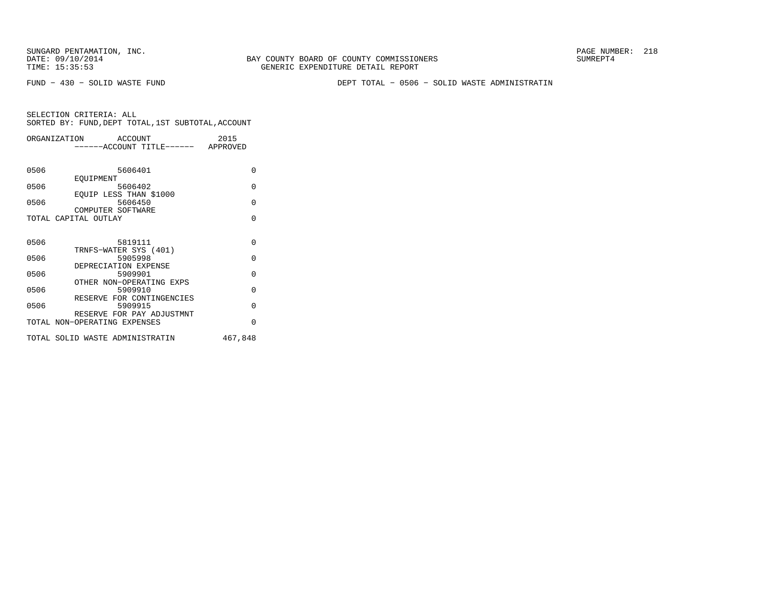SUNGARD PENTAMATION, INC.
DATE: 09/10/2014
TIME: 15:35:53

BAY COUNTY BOARD OF COUNTY COMMISSIONERS
GENERIC EXPENDITURE DETAIL REPORT

SUMREPT4

FUND − 430 − SOLID WASTE FUND

DEPT TOTAL − 0506 − SOLID WASTE ADMINISTRATIN

SELECTION CRITERIA: ALL
SORTED BY: FUND,DEPT TOTAL,1ST SUBTOTAL,ACCOUNT

| ORGANIZATION | ACCOUNT / ------ACCOUNT TITLE------ | 2015 APPROVED |
|---|---|---|
| 0506 | 5606401 EQUIPMENT | 0 |
| 0506 | 5606402 EQUIP LESS THAN $1000 | 0 |
| 0506 | 5606450 COMPUTER SOFTWARE | 0 |
| TOTAL CAPITAL OUTLAY | | 0 |
| 0506 | 5819111 TRNFS−WATER SYS (401) | 0 |
| 0506 | 5905998 DEPRECIATION EXPENSE | 0 |
| 0506 | 5909901 OTHER NON−OPERATING EXPS | 0 |
| 0506 | 5909910 RESERVE FOR CONTINGENCIES | 0 |
| 0506 | 5909915 RESERVE FOR PAY ADJUSTMNT | 0 |
| TOTAL NON−OPERATING EXPENSES | | 0 |
| TOTAL SOLID WASTE ADMINISTRATIN | | 467,848 |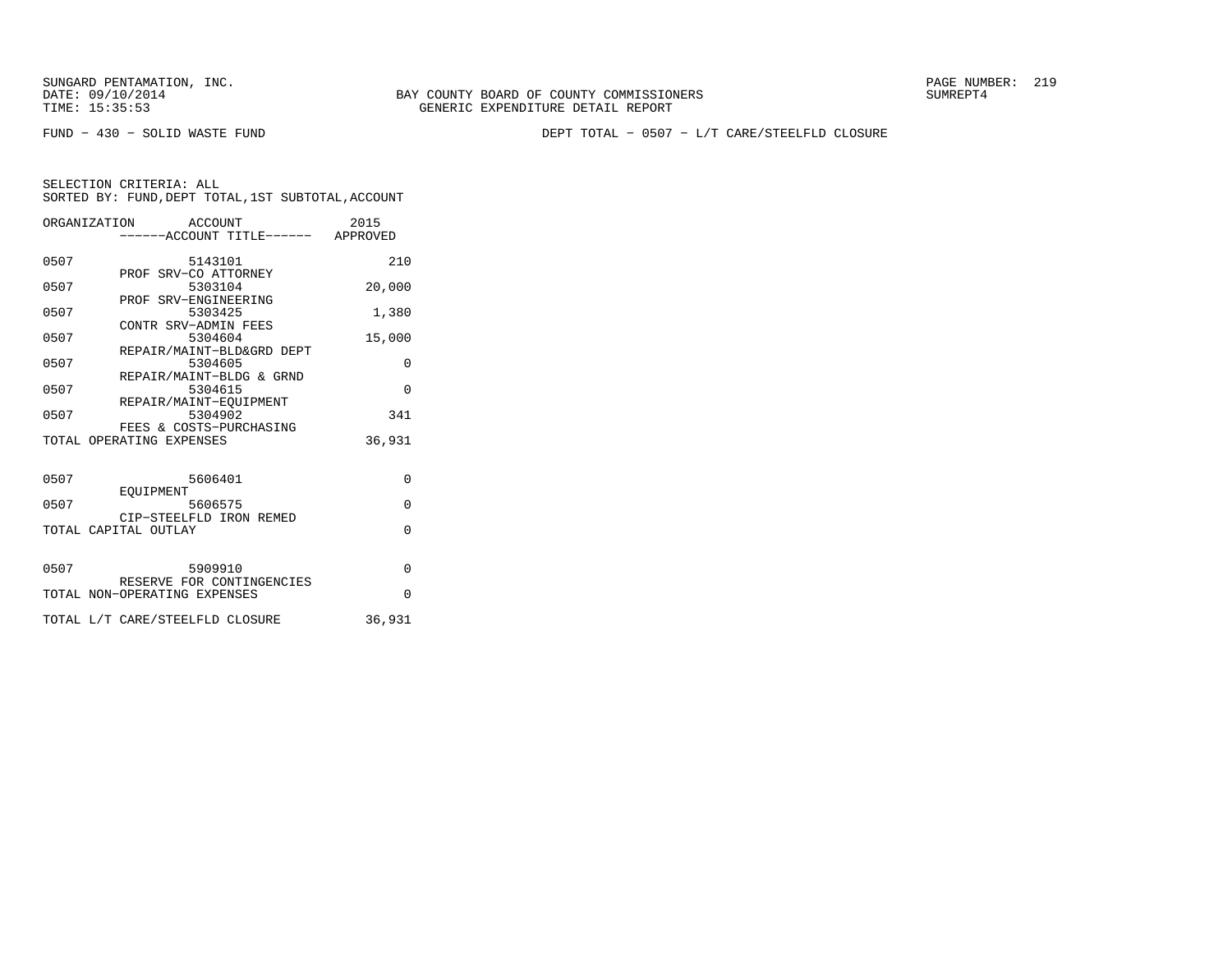FUND − 430 − SOLID WASTE FUND

DEPT TOTAL − 0507 − L/T CARE/STEELFLD CLOSURE

SELECTION CRITERIA: ALL
SORTED BY: FUND,DEPT TOTAL,1ST SUBTOTAL,ACCOUNT

| ORGANIZATION | ACCOUNT ------ACCOUNT TITLE------ | 2015 APPROVED |
|---|---|---|
| 0507 | 5143101 PROF SRV−CO ATTORNEY | 210 |
| 0507 | 5303104 PROF SRV−ENGINEERING | 20,000 |
| 0507 | 5303425 CONTR SRV−ADMIN FEES | 1,380 |
| 0507 | 5304604 REPAIR/MAINT−BLD&GRD DEPT | 15,000 |
| 0507 | 5304605 REPAIR/MAINT−BLDG & GRND | 0 |
| 0507 | 5304615 REPAIR/MAINT−EQUIPMENT | 0 |
| 0507 | 5304902 FEES & COSTS−PURCHASING | 341 |
| TOTAL OPERATING EXPENSES | | 36,931 |
| 0507 | 5606401 EQUIPMENT | 0 |
| 0507 | 5606575 CIP−STEELFLD IRON REMED | 0 |
| TOTAL CAPITAL OUTLAY | | 0 |
| 0507 | 5909910 RESERVE FOR CONTINGENCIES | 0 |
| TOTAL NON−OPERATING EXPENSES | | 0 |
| TOTAL L/T CARE/STEELFLD CLOSURE | | 36,931 |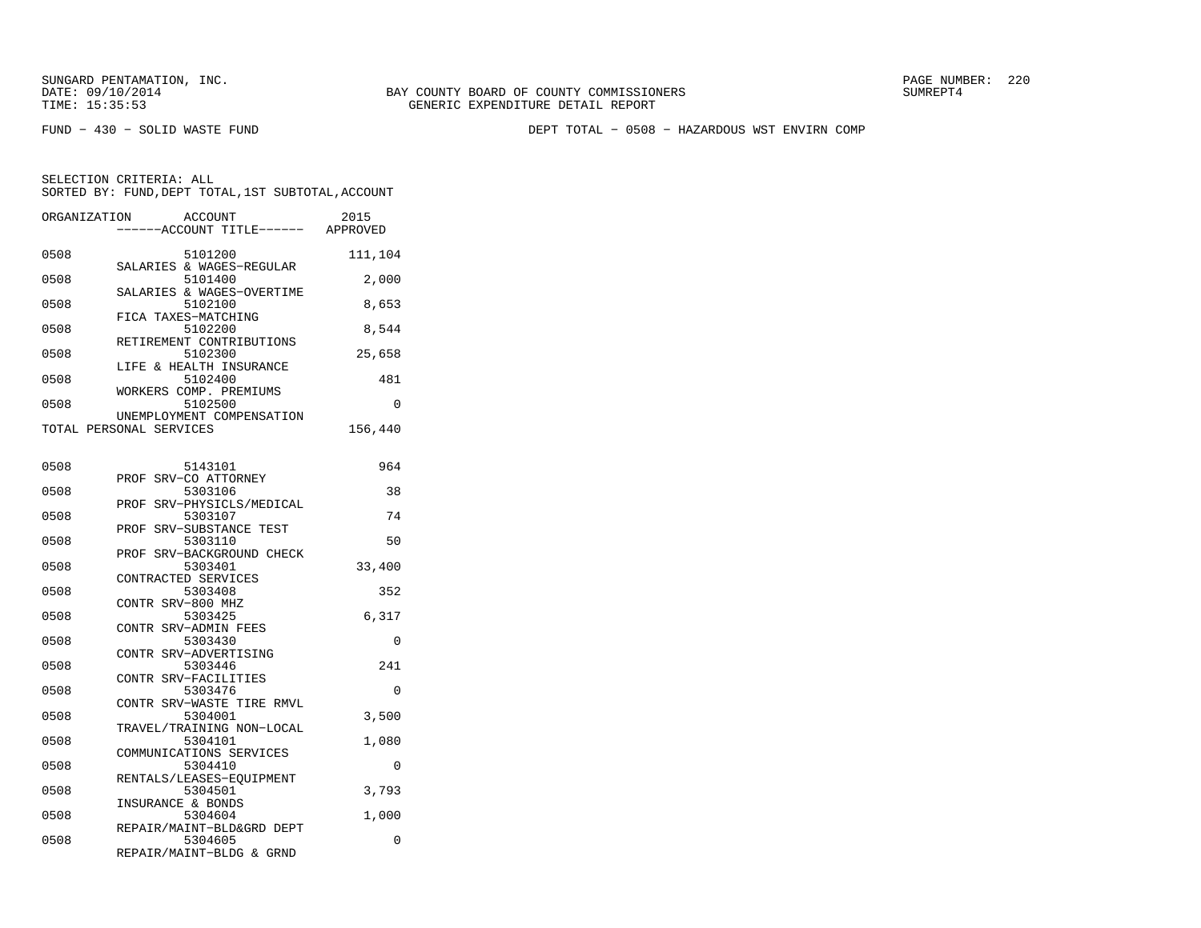SUNGARD PENTAMATION, INC.
DATE: 09/10/2014
TIME: 15:35:53

BAY COUNTY BOARD OF COUNTY COMMISSIONERS
GENERIC EXPENDITURE DETAIL REPORT

PAGE NUMBER: 220
SUMREPT4

FUND - 430 - SOLID WASTE FUND

DEPT TOTAL - 0508 - HAZARDOUS WST ENVIRN COMP

SELECTION CRITERIA: ALL
SORTED BY: FUND,DEPT TOTAL,1ST SUBTOTAL,ACCOUNT

| ORGANIZATION | ACCOUNT / ------ACCOUNT TITLE------ | 2015 APPROVED |
|---|---|---|
| 0508 | 5101200 SALARIES & WAGES-REGULAR | 111,104 |
| 0508 | 5101400 SALARIES & WAGES-OVERTIME | 2,000 |
| 0508 | 5102100 FICA TAXES-MATCHING | 8,653 |
| 0508 | 5102200 RETIREMENT CONTRIBUTIONS | 8,544 |
| 0508 | 5102300 LIFE & HEALTH INSURANCE | 25,658 |
| 0508 | 5102400 WORKERS COMP. PREMIUMS | 481 |
| 0508 | 5102500 UNEMPLOYMENT COMPENSATION | 0 |
| TOTAL PERSONAL SERVICES | | 156,440 |
| 0508 | 5143101 PROF SRV-CO ATTORNEY | 964 |
| 0508 | 5303106 PROF SRV-PHYSICLS/MEDICAL | 38 |
| 0508 | 5303107 PROF SRV-SUBSTANCE TEST | 74 |
| 0508 | 5303110 PROF SRV-BACKGROUND CHECK | 50 |
| 0508 | 5303401 CONTRACTED SERVICES | 33,400 |
| 0508 | 5303408 CONTR SRV-800 MHZ | 352 |
| 0508 | 5303425 CONTR SRV-ADMIN FEES | 6,317 |
| 0508 | 5303430 CONTR SRV-ADVERTISING | 0 |
| 0508 | 5303446 CONTR SRV-FACILITIES | 241 |
| 0508 | 5303476 CONTR SRV-WASTE TIRE RMVL | 0 |
| 0508 | 5304001 TRAVEL/TRAINING NON-LOCAL | 3,500 |
| 0508 | 5304101 COMMUNICATIONS SERVICES | 1,080 |
| 0508 | 5304410 RENTALS/LEASES-EQUIPMENT | 0 |
| 0508 | 5304501 INSURANCE & BONDS | 3,793 |
| 0508 | 5304604 REPAIR/MAINT-BLD&GRD DEPT | 1,000 |
| 0508 | 5304605 REPAIR/MAINT-BLDG & GRND | 0 |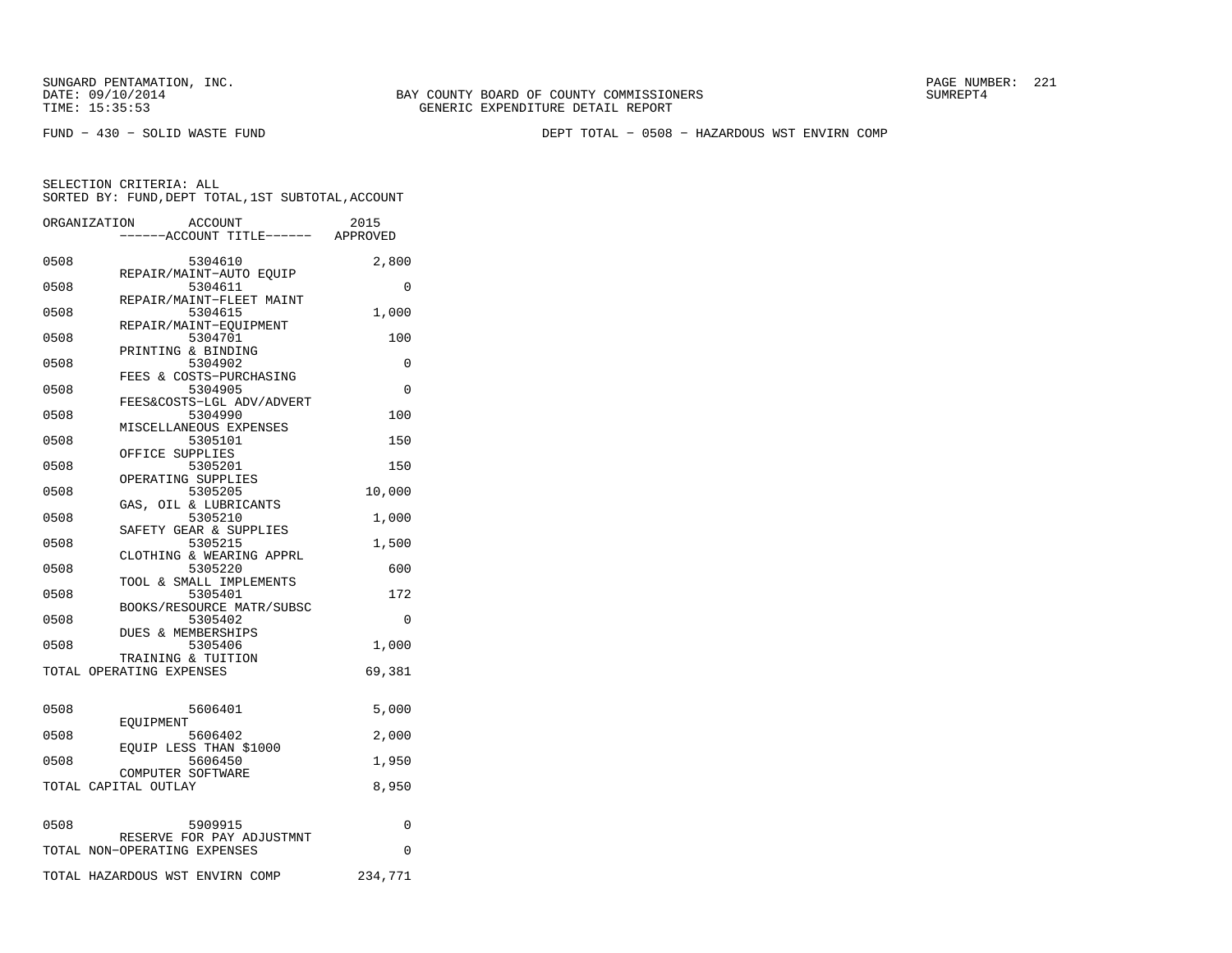SUNGARD PENTAMATION, INC.
DATE: 09/10/2014
TIME: 15:35:53

BAY COUNTY BOARD OF COUNTY COMMISSIONERS
GENERIC EXPENDITURE DETAIL REPORT

SUMREPT4

FUND − 430 − SOLID WASTE FUND

DEPT TOTAL − 0508 − HAZARDOUS WST ENVIRN COMP

SELECTION CRITERIA: ALL
SORTED BY: FUND,DEPT TOTAL,1ST SUBTOTAL,ACCOUNT

| ORGANIZATION | ACCOUNT / ------ACCOUNT TITLE------ | 2015 APPROVED |
|---|---|---|
| 0508 | 5304610 REPAIR/MAINT−AUTO EQUIP | 2,800 |
| 0508 | 5304611 REPAIR/MAINT−FLEET MAINT | 0 |
| 0508 | 5304615 REPAIR/MAINT−EQUIPMENT | 1,000 |
| 0508 | 5304701 PRINTING & BINDING | 100 |
| 0508 | 5304902 FEES & COSTS−PURCHASING | 0 |
| 0508 | 5304905 FEES&COSTS−LGL ADV/ADVERT | 0 |
| 0508 | 5304990 MISCELLANEOUS EXPENSES | 100 |
| 0508 | 5305101 OFFICE SUPPLIES | 150 |
| 0508 | 5305201 OPERATING SUPPLIES | 150 |
| 0508 | 5305205 GAS, OIL & LUBRICANTS | 10,000 |
| 0508 | 5305210 SAFETY GEAR & SUPPLIES | 1,000 |
| 0508 | 5305215 CLOTHING & WEARING APPRL | 1,500 |
| 0508 | 5305220 TOOL & SMALL IMPLEMENTS | 600 |
| 0508 | 5305401 BOOKS/RESOURCE MATR/SUBSC | 172 |
| 0508 | 5305402 DUES & MEMBERSHIPS | 0 |
| 0508 | 5305406 TRAINING & TUITION | 1,000 |
| TOTAL OPERATING EXPENSES | | 69,381 |
| 0508 | 5606401 EQUIPMENT | 5,000 |
| 0508 | 5606402 EQUIP LESS THAN $1000 | 2,000 |
| 0508 | 5606450 COMPUTER SOFTWARE | 1,950 |
| TOTAL CAPITAL OUTLAY | | 8,950 |
| 0508 | 5909915 RESERVE FOR PAY ADJUSTMNT | 0 |
| TOTAL NON−OPERATING EXPENSES | | 0 |
| TOTAL HAZARDOUS WST ENVIRN COMP | | 234,771 |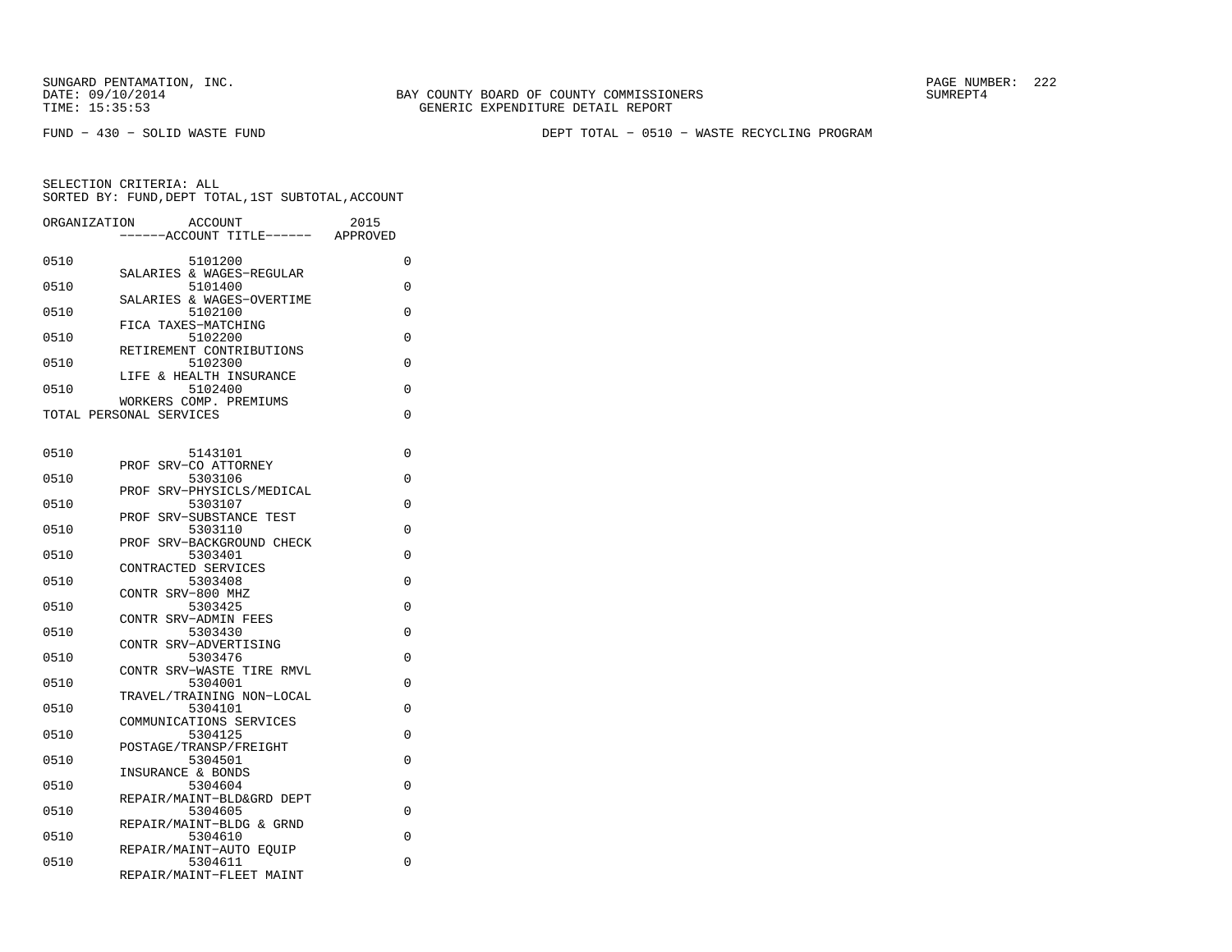SUNGARD PENTAMATION, INC.
DATE: 09/10/2014
TIME: 15:35:53

BAY COUNTY BOARD OF COUNTY COMMISSIONERS
GENERIC EXPENDITURE DETAIL REPORT

PAGE NUMBER: 222
SUMREPT4

FUND - 430 - SOLID WASTE FUND

DEPT TOTAL - 0510 - WASTE RECYCLING PROGRAM

SELECTION CRITERIA: ALL
SORTED BY: FUND,DEPT TOTAL,1ST SUBTOTAL,ACCOUNT

| ORGANIZATION | ACCOUNT / ------ACCOUNT TITLE------ | 2015 APPROVED |
|---|---|---|
| 0510 | 5101200 SALARIES & WAGES-REGULAR | 0 |
| 0510 | 5101400 SALARIES & WAGES-OVERTIME | 0 |
| 0510 | 5102100 FICA TAXES-MATCHING | 0 |
| 0510 | 5102200 RETIREMENT CONTRIBUTIONS | 0 |
| 0510 | 5102300 LIFE & HEALTH INSURANCE | 0 |
| 0510 | 5102400 WORKERS COMP. PREMIUMS | 0 |
| TOTAL PERSONAL SERVICES | | 0 |
| 0510 | 5143101 PROF SRV-CO ATTORNEY | 0 |
| 0510 | 5303106 PROF SRV-PHYSICLS/MEDICAL | 0 |
| 0510 | 5303107 PROF SRV-SUBSTANCE TEST | 0 |
| 0510 | 5303110 PROF SRV-BACKGROUND CHECK | 0 |
| 0510 | 5303401 CONTRACTED SERVICES | 0 |
| 0510 | 5303408 CONTR SRV-800 MHZ | 0 |
| 0510 | 5303425 CONTR SRV-ADMIN FEES | 0 |
| 0510 | 5303430 CONTR SRV-ADVERTISING | 0 |
| 0510 | 5303476 CONTR SRV-WASTE TIRE RMVL | 0 |
| 0510 | 5304001 TRAVEL/TRAINING NON-LOCAL | 0 |
| 0510 | 5304101 COMMUNICATIONS SERVICES | 0 |
| 0510 | 5304125 POSTAGE/TRANSP/FREIGHT | 0 |
| 0510 | 5304501 INSURANCE & BONDS | 0 |
| 0510 | 5304604 REPAIR/MAINT-BLD&GRD DEPT | 0 |
| 0510 | 5304605 REPAIR/MAINT-BLDG & GRND | 0 |
| 0510 | 5304610 REPAIR/MAINT-AUTO EQUIP | 0 |
| 0510 | 5304611 REPAIR/MAINT-FLEET MAINT | 0 |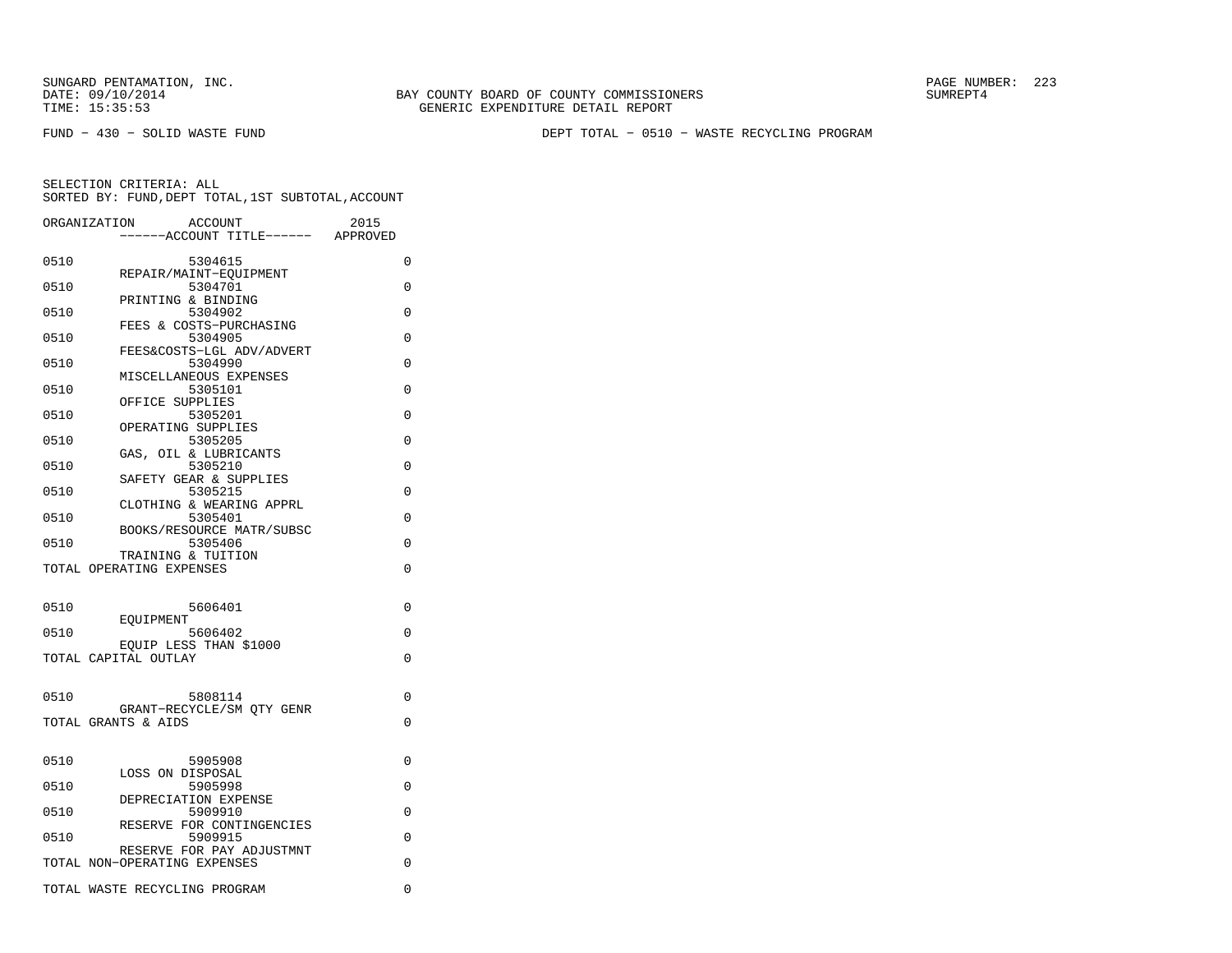SUNGARD PENTAMATION, INC.
DATE: 09/10/2014
TIME: 15:35:53

BAY COUNTY BOARD OF COUNTY COMMISSIONERS
GENERIC EXPENDITURE DETAIL REPORT

SUMREPT4

FUND − 430 − SOLID WASTE FUND

DEPT TOTAL − 0510 − WASTE RECYCLING PROGRAM

SELECTION CRITERIA: ALL
SORTED BY: FUND,DEPT TOTAL,1ST SUBTOTAL,ACCOUNT

| ORGANIZATION | ACCOUNT ------ACCOUNT TITLE------ | 2015 APPROVED |
|---|---|---|
| 0510 | 5304615 REPAIR/MAINT−EQUIPMENT | 0 |
| 0510 | 5304701 PRINTING & BINDING | 0 |
| 0510 | 5304902 FEES & COSTS−PURCHASING | 0 |
| 0510 | 5304905 FEES&COSTS−LGL ADV/ADVERT | 0 |
| 0510 | 5304990 MISCELLANEOUS EXPENSES | 0 |
| 0510 | 5305101 OFFICE SUPPLIES | 0 |
| 0510 | 5305201 OPERATING SUPPLIES | 0 |
| 0510 | 5305205 GAS, OIL & LUBRICANTS | 0 |
| 0510 | 5305210 SAFETY GEAR & SUPPLIES | 0 |
| 0510 | 5305215 CLOTHING & WEARING APPRL | 0 |
| 0510 | 5305401 BOOKS/RESOURCE MATR/SUBSC | 0 |
| 0510 | 5305406 TRAINING & TUITION | 0 |
| TOTAL OPERATING EXPENSES | | 0 |
| 0510 | 5606401 EQUIPMENT | 0 |
| 0510 | 5606402 EQUIP LESS THAN $1000 | 0 |
| TOTAL CAPITAL OUTLAY | | 0 |
| 0510 | 5808114 GRANT−RECYCLE/SM QTY GENR | 0 |
| TOTAL GRANTS & AIDS | | 0 |
| 0510 | 5905908 LOSS ON DISPOSAL | 0 |
| 0510 | 5905998 DEPRECIATION EXPENSE | 0 |
| 0510 | 5909910 RESERVE FOR CONTINGENCIES | 0 |
| 0510 | 5909915 RESERVE FOR PAY ADJUSTMNT | 0 |
| TOTAL NON−OPERATING EXPENSES | | 0 |
| TOTAL WASTE RECYCLING PROGRAM | | 0 |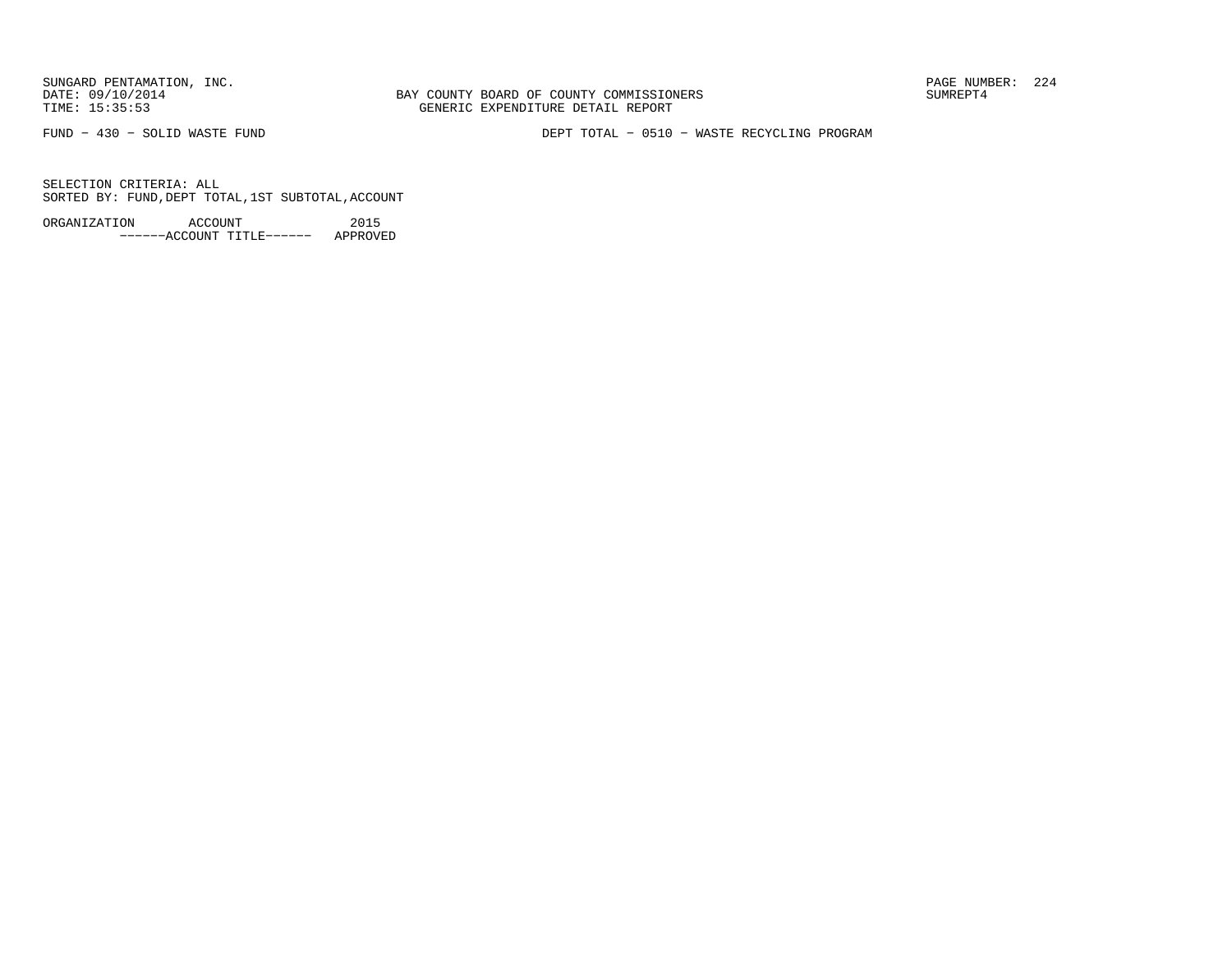SUNGARD PENTAMATION, INC.
DATE: 09/10/2014
TIME: 15:35:53

BAY COUNTY BOARD OF COUNTY COMMISSIONERS
GENERIC EXPENDITURE DETAIL REPORT

PAGE NUMBER: 224
SUMREPT4

FUND − 430 − SOLID WASTE FUND

DEPT TOTAL − 0510 − WASTE RECYCLING PROGRAM

SELECTION CRITERIA: ALL
SORTED BY: FUND,DEPT TOTAL,1ST SUBTOTAL,ACCOUNT

| ORGANIZATION | ACCOUNT ------ACCOUNT TITLE------ | 2015 APPROVED |
| --- | --- | --- |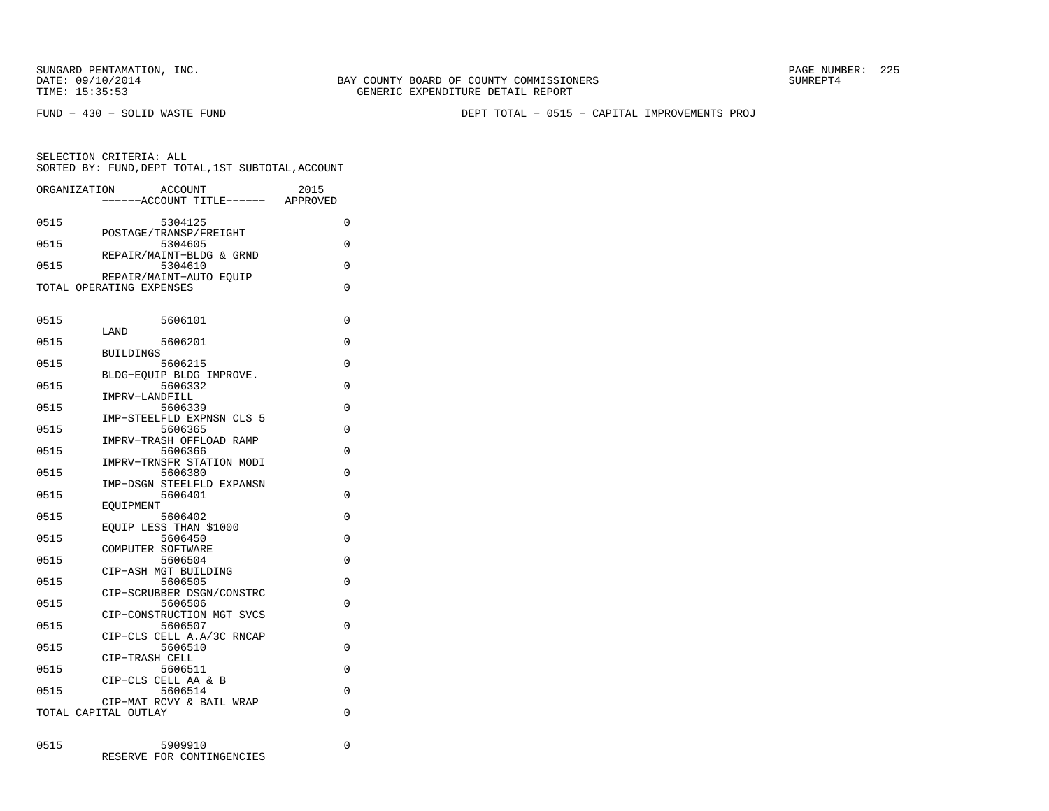SUNGARD PENTAMATION, INC.
DATE: 09/10/2014
TIME: 15:35:53

BAY COUNTY BOARD OF COUNTY COMMISSIONERS
GENERIC EXPENDITURE DETAIL REPORT

SUMREPT4

FUND - 430 - SOLID WASTE FUND

DEPT TOTAL - 0515 - CAPITAL IMPROVEMENTS PROJ

SELECTION CRITERIA: ALL
SORTED BY: FUND,DEPT TOTAL,1ST SUBTOTAL,ACCOUNT

| ORGANIZATION | ACCOUNT ------ACCOUNT TITLE------ | 2015 APPROVED |
|---|---|---|
| 0515 | 5304125 POSTAGE/TRANSP/FREIGHT | 0 |
| 0515 | 5304605 REPAIR/MAINT-BLDG & GRND | 0 |
| 0515 | 5304610 REPAIR/MAINT-AUTO EQUIP | 0 |
| TOTAL OPERATING EXPENSES | | 0 |
| 0515 | 5606101 LAND | 0 |
| 0515 | 5606201 BUILDINGS | 0 |
| 0515 | 5606215 BLDG-EQUIP BLDG IMPROVE. | 0 |
| 0515 | 5606332 IMPRV-LANDFILL | 0 |
| 0515 | 5606339 IMP-STEELFLD EXPNSN CLS 5 | 0 |
| 0515 | 5606365 IMPRV-TRASH OFFLOAD RAMP | 0 |
| 0515 | 5606366 IMPRV-TRNSFR STATION MODI | 0 |
| 0515 | 5606380 IMP-DSGN STEELFLD EXPANSN | 0 |
| 0515 | 5606401 EQUIPMENT | 0 |
| 0515 | 5606402 EQUIP LESS THAN $1000 | 0 |
| 0515 | 5606450 COMPUTER SOFTWARE | 0 |
| 0515 | 5606504 CIP-ASH MGT BUILDING | 0 |
| 0515 | 5606505 CIP-SCRUBBER DSGN/CONSTRC | 0 |
| 0515 | 5606506 CIP-CONSTRUCTION MGT SVCS | 0 |
| 0515 | 5606507 CIP-CLS CELL A.A/3C RNCAP | 0 |
| 0515 | 5606510 CIP-TRASH CELL | 0 |
| 0515 | 5606511 CIP-CLS CELL AA & B | 0 |
| 0515 | 5606514 CIP-MAT RCVY & BAIL WRAP | 0 |
| TOTAL CAPITAL OUTLAY | | 0 |
| 0515 | 5909910 RESERVE FOR CONTINGENCIES | 0 |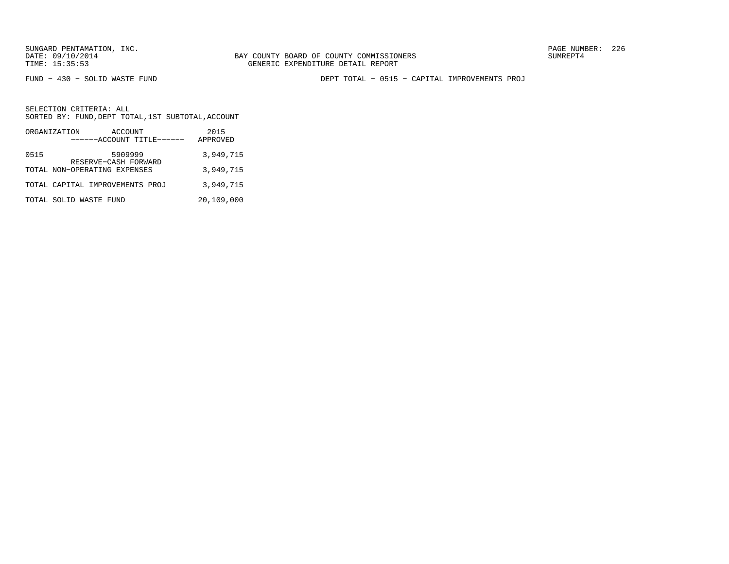BAY COUNTY BOARD OF COUNTY COMMISSIONERS
GENERIC EXPENDITURE DETAIL REPORT

FUND − 430 − SOLID WASTE FUND

DEPT TOTAL − 0515 − CAPITAL IMPROVEMENTS PROJ

SELECTION CRITERIA: ALL
SORTED BY: FUND,DEPT TOTAL,1ST SUBTOTAL,ACCOUNT

| ORGANIZATION | ACCOUNT ------ACCOUNT TITLE------ | 2015 APPROVED |
|---|---|---|
| 0515 | 5909999 RESERVE−CASH FORWARD | 3,949,715 |
| TOTAL NON−OPERATING EXPENSES | | 3,949,715 |
| TOTAL CAPITAL IMPROVEMENTS PROJ | | 3,949,715 |
| TOTAL SOLID WASTE FUND | | 20,109,000 |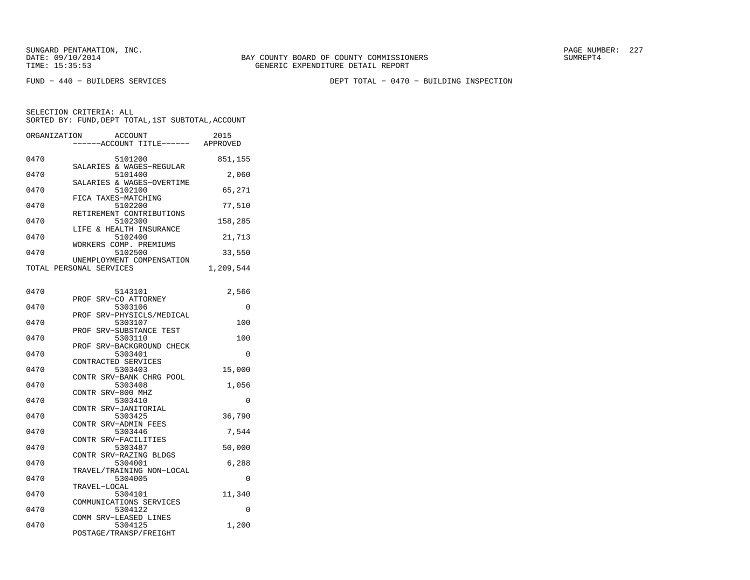SUNGARD PENTAMATION, INC.
DATE: 09/10/2014
TIME: 15:35:53

BAY COUNTY BOARD OF COUNTY COMMISSIONERS
GENERIC EXPENDITURE DETAIL REPORT

SUMREPT4

FUND - 440 - BUILDERS SERVICES

DEPT TOTAL - 0470 - BUILDING INSPECTION

SELECTION CRITERIA: ALL
SORTED BY: FUND,DEPT TOTAL,1ST SUBTOTAL,ACCOUNT

| ORGANIZATION | ACCOUNT / ------ACCOUNT TITLE------ | 2015 APPROVED |
|---|---|---|
| 0470 | 5101200 SALARIES & WAGES-REGULAR | 851,155 |
| 0470 | 5101400 SALARIES & WAGES-OVERTIME | 2,060 |
| 0470 | 5102100 FICA TAXES-MATCHING | 65,271 |
| 0470 | 5102200 RETIREMENT CONTRIBUTIONS | 77,510 |
| 0470 | 5102300 LIFE & HEALTH INSURANCE | 158,285 |
| 0470 | 5102400 WORKERS COMP. PREMIUMS | 21,713 |
| 0470 | 5102500 UNEMPLOYMENT COMPENSATION | 33,550 |
| TOTAL PERSONAL SERVICES | | 1,209,544 |
| 0470 | 5143101 PROF SRV-CO ATTORNEY | 2,566 |
| 0470 | 5303106 PROF SRV-PHYSICLS/MEDICAL | 0 |
| 0470 | 5303107 PROF SRV-SUBSTANCE TEST | 100 |
| 0470 | 5303110 PROF SRV-BACKGROUND CHECK | 100 |
| 0470 | 5303401 CONTRACTED SERVICES | 0 |
| 0470 | 5303403 CONTR SRV-BANK CHRG POOL | 15,000 |
| 0470 | 5303408 CONTR SRV-800 MHZ | 1,056 |
| 0470 | 5303410 CONTR SRV-JANITORIAL | 0 |
| 0470 | 5303425 CONTR SRV-ADMIN FEES | 36,790 |
| 0470 | 5303446 CONTR SRV-FACILITIES | 7,544 |
| 0470 | 5303487 CONTR SRV-RAZING BLDGS | 50,000 |
| 0470 | 5304001 TRAVEL/TRAINING NON-LOCAL | 6,288 |
| 0470 | 5304005 TRAVEL-LOCAL | 0 |
| 0470 | 5304101 COMMUNICATIONS SERVICES | 11,340 |
| 0470 | 5304122 COMM SRV-LEASED LINES | 0 |
| 0470 | 5304125 POSTAGE/TRANSP/FREIGHT | 1,200 |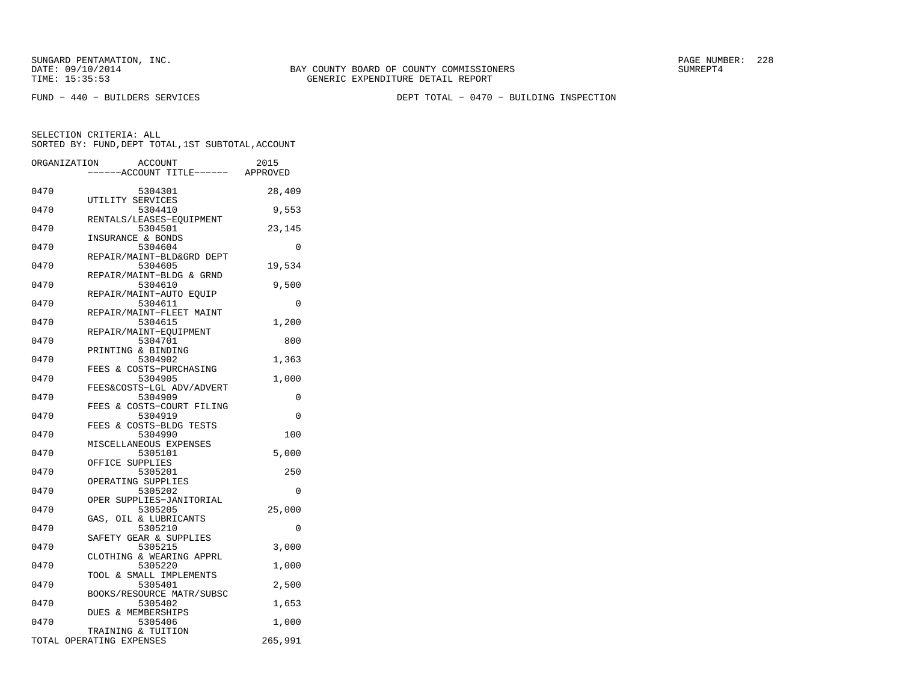SUNGARD PENTAMATION, INC.
DATE: 09/10/2014
TIME: 15:35:53

BAY COUNTY BOARD OF COUNTY COMMISSIONERS
GENERIC EXPENDITURE DETAIL REPORT

SUMREPT4

FUND − 440 − BUILDERS SERVICES

DEPT TOTAL − 0470 − BUILDING INSPECTION

SELECTION CRITERIA: ALL
SORTED BY: FUND,DEPT TOTAL,1ST SUBTOTAL,ACCOUNT

| ORGANIZATION | ACCOUNT | ------ACCOUNT TITLE------ | 2015 APPROVED |
|---|---|---|---|
| 0470 | 5304301 | UTILITY SERVICES | 28,409 |
| 0470 | 5304410 | RENTALS/LEASES−EQUIPMENT | 9,553 |
| 0470 | 5304501 | INSURANCE & BONDS | 23,145 |
| 0470 | 5304604 | REPAIR/MAINT−BLD&GRD DEPT | 0 |
| 0470 | 5304605 | REPAIR/MAINT−BLDG & GRND | 19,534 |
| 0470 | 5304610 | REPAIR/MAINT−AUTO EQUIP | 9,500 |
| 0470 | 5304611 | REPAIR/MAINT−FLEET MAINT | 0 |
| 0470 | 5304615 | REPAIR/MAINT−EQUIPMENT | 1,200 |
| 0470 | 5304701 | PRINTING & BINDING | 800 |
| 0470 | 5304902 | FEES & COSTS−PURCHASING | 1,363 |
| 0470 | 5304905 | FEES&COSTS−LGL ADV/ADVERT | 1,000 |
| 0470 | 5304909 | FEES & COSTS−COURT FILING | 0 |
| 0470 | 5304919 | FEES & COSTS−BLDG TESTS | 0 |
| 0470 | 5304990 | MISCELLANEOUS EXPENSES | 100 |
| 0470 | 5305101 | OFFICE SUPPLIES | 5,000 |
| 0470 | 5305201 | OPERATING SUPPLIES | 250 |
| 0470 | 5305202 | OPER SUPPLIES−JANITORIAL | 0 |
| 0470 | 5305205 | GAS, OIL & LUBRICANTS | 25,000 |
| 0470 | 5305210 | SAFETY GEAR & SUPPLIES | 0 |
| 0470 | 5305215 | CLOTHING & WEARING APPRL | 3,000 |
| 0470 | 5305220 | TOOL & SMALL IMPLEMENTS | 1,000 |
| 0470 | 5305401 | BOOKS/RESOURCE MATR/SUBSC | 2,500 |
| 0470 | 5305402 | DUES & MEMBERSHIPS | 1,653 |
| 0470 | 5305406 | TRAINING & TUITION | 1,000 |
| TOTAL OPERATING EXPENSES | | | 265,991 |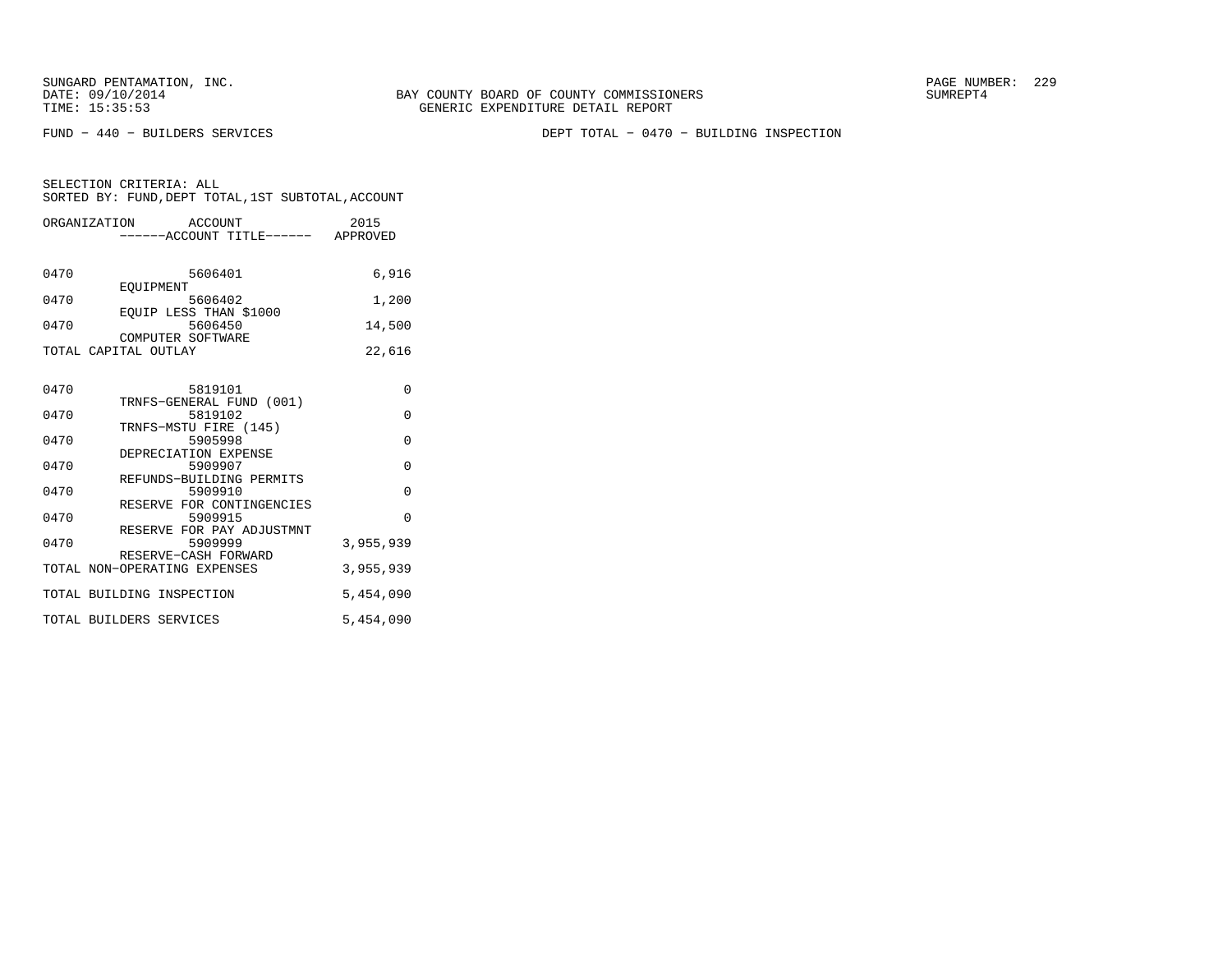BAY COUNTY BOARD OF COUNTY COMMISSIONERS
GENERIC EXPENDITURE DETAIL REPORT

FUND − 440 − BUILDERS SERVICES

DEPT TOTAL − 0470 − BUILDING INSPECTION

SELECTION CRITERIA: ALL
SORTED BY: FUND,DEPT TOTAL,1ST SUBTOTAL,ACCOUNT

| ORGANIZATION | ACCOUNT / ACCOUNT TITLE | 2015 APPROVED |
|---|---|---|
| 0470 | 5606401 EQUIPMENT | 6,916 |
| 0470 | 5606402 EQUIP LESS THAN $1000 | 1,200 |
| 0470 | 5606450 COMPUTER SOFTWARE | 14,500 |
| TOTAL CAPITAL OUTLAY | | 22,616 |
| 0470 | 5819101 TRNFS−GENERAL FUND (001) | 0 |
| 0470 | 5819102 TRNFS−MSTU FIRE (145) | 0 |
| 0470 | 5905998 DEPRECIATION EXPENSE | 0 |
| 0470 | 5909907 REFUNDS−BUILDING PERMITS | 0 |
| 0470 | 5909910 RESERVE FOR CONTINGENCIES | 0 |
| 0470 | 5909915 RESERVE FOR PAY ADJUSTMNT | 0 |
| 0470 | 5909999 RESERVE−CASH FORWARD | 3,955,939 |
| TOTAL NON−OPERATING EXPENSES | | 3,955,939 |
| TOTAL BUILDING INSPECTION | | 5,454,090 |
| TOTAL BUILDERS SERVICES | | 5,454,090 |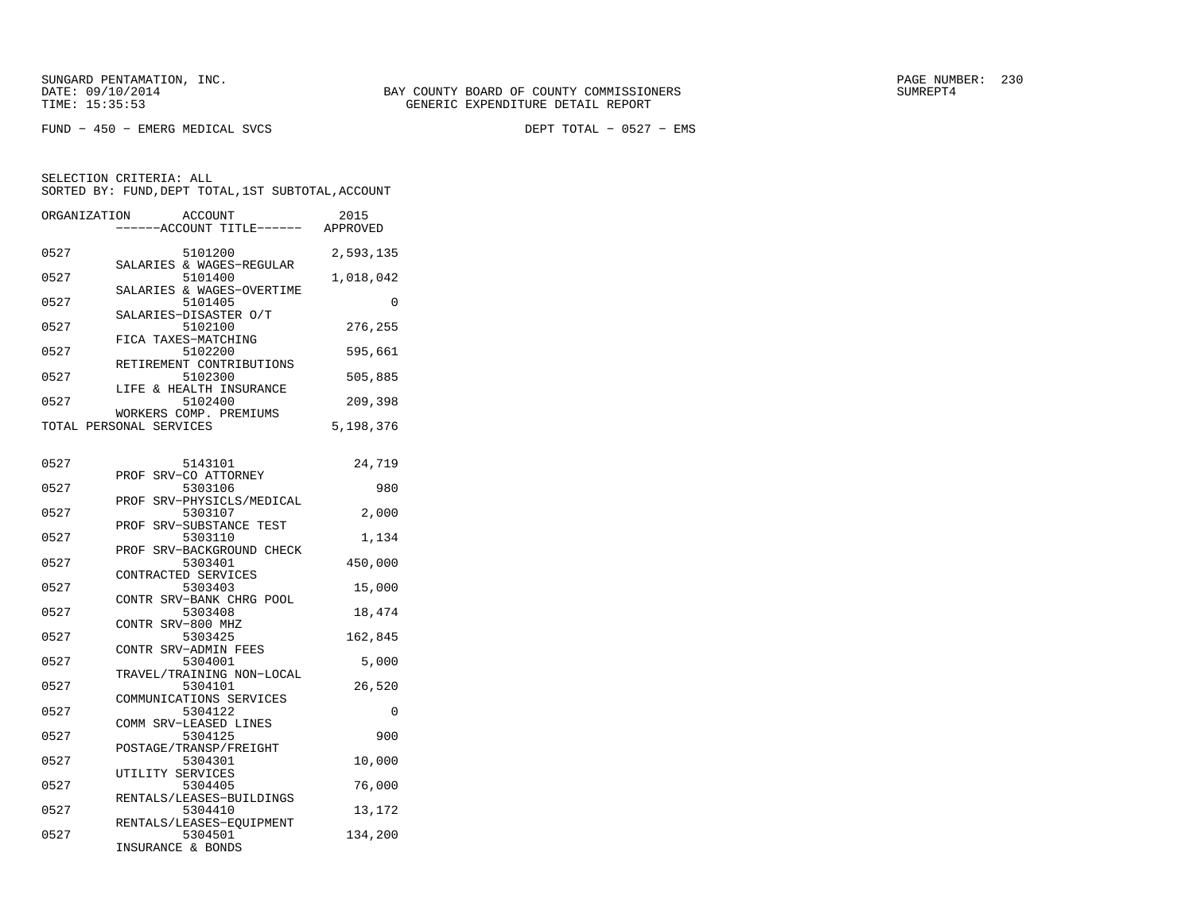SUNGARD PENTAMATION, INC.
DATE: 09/10/2014
TIME: 15:35:53

BAY COUNTY BOARD OF COUNTY COMMISSIONERS
GENERIC EXPENDITURE DETAIL REPORT

SUMREPT4

FUND - 450 - EMERG MEDICAL SVCS

DEPT TOTAL - 0527 - EMS

SELECTION CRITERIA: ALL
SORTED BY: FUND,DEPT TOTAL,1ST SUBTOTAL,ACCOUNT

| ORGANIZATION | ACCOUNT / ------ACCOUNT TITLE------ | 2015 APPROVED |
|---|---|---|
| 0527 | 5101200 SALARIES & WAGES-REGULAR | 2,593,135 |
| 0527 | 5101400 SALARIES & WAGES-OVERTIME | 1,018,042 |
| 0527 | 5101405 SALARIES-DISASTER O/T | 0 |
| 0527 | 5102100 FICA TAXES-MATCHING | 276,255 |
| 0527 | 5102200 RETIREMENT CONTRIBUTIONS | 595,661 |
| 0527 | 5102300 LIFE & HEALTH INSURANCE | 505,885 |
| 0527 | 5102400 WORKERS COMP. PREMIUMS | 209,398 |
| TOTAL PERSONAL SERVICES | | 5,198,376 |
| | | |
| 0527 | 5143101 PROF SRV-CO ATTORNEY | 24,719 |
| 0527 | 5303106 PROF SRV-PHYSICLS/MEDICAL | 980 |
| 0527 | 5303107 PROF SRV-SUBSTANCE TEST | 2,000 |
| 0527 | 5303110 PROF SRV-BACKGROUND CHECK | 1,134 |
| 0527 | 5303401 CONTRACTED SERVICES | 450,000 |
| 0527 | 5303403 CONTR SRV-BANK CHRG POOL | 15,000 |
| 0527 | 5303408 CONTR SRV-800 MHZ | 18,474 |
| 0527 | 5303425 CONTR SRV-ADMIN FEES | 162,845 |
| 0527 | 5304001 TRAVEL/TRAINING NON-LOCAL | 5,000 |
| 0527 | 5304101 COMMUNICATIONS SERVICES | 26,520 |
| 0527 | 5304122 COMM SRV-LEASED LINES | 0 |
| 0527 | 5304125 POSTAGE/TRANSP/FREIGHT | 900 |
| 0527 | 5304301 UTILITY SERVICES | 10,000 |
| 0527 | 5304405 RENTALS/LEASES-BUILDINGS | 76,000 |
| 0527 | 5304410 RENTALS/LEASES-EQUIPMENT | 13,172 |
| 0527 | 5304501 INSURANCE & BONDS | 134,200 |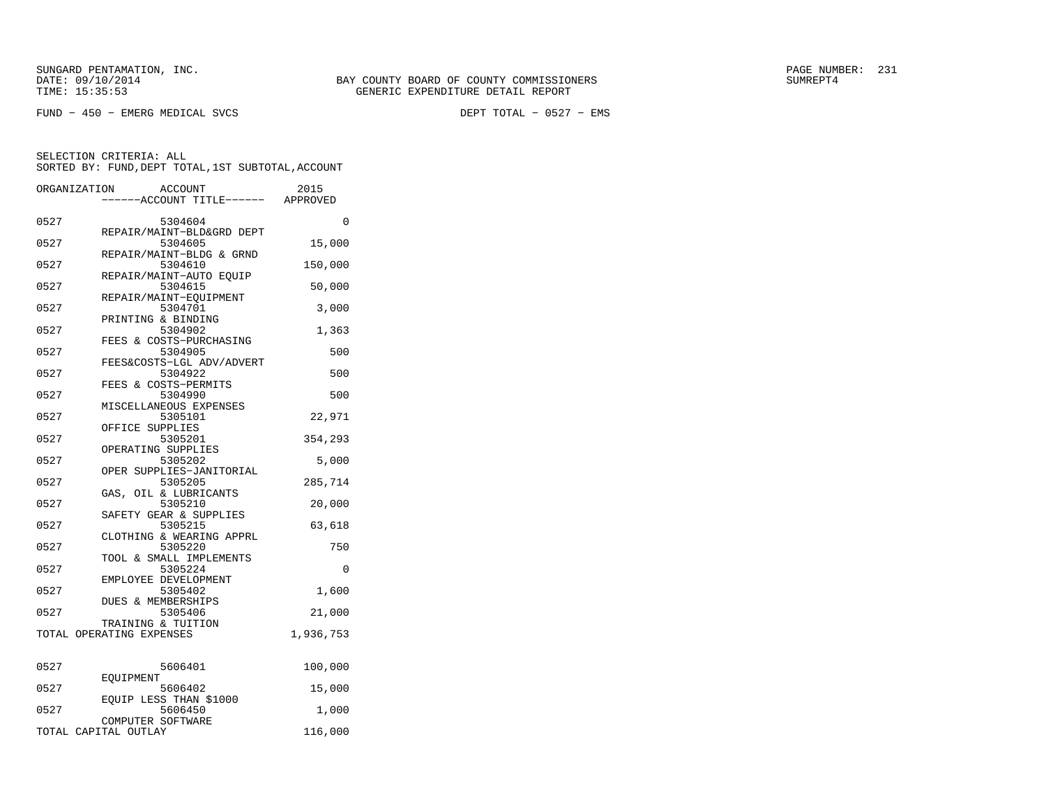BAY COUNTY BOARD OF COUNTY COMMISSIONERS
GENERIC EXPENDITURE DETAIL REPORT

FUND - 450 - EMERG MEDICAL SVCS　　　　DEPT TOTAL - 0527 - EMS

SELECTION CRITERIA: ALL
SORTED BY: FUND,DEPT TOTAL,1ST SUBTOTAL,ACCOUNT

| ORGANIZATION | ACCOUNT / ACCOUNT TITLE | 2015 APPROVED |
|---|---|---|
| 0527 | 5304604 REPAIR/MAINT-BLD&GRD DEPT | 0 |
| 0527 | 5304605 REPAIR/MAINT-BLDG & GRND | 15,000 |
| 0527 | 5304610 REPAIR/MAINT-AUTO EQUIP | 150,000 |
| 0527 | 5304615 REPAIR/MAINT-EQUIPMENT | 50,000 |
| 0527 | 5304701 PRINTING & BINDING | 3,000 |
| 0527 | 5304902 FEES & COSTS-PURCHASING | 1,363 |
| 0527 | 5304905 FEES&COSTS-LGL ADV/ADVERT | 500 |
| 0527 | 5304922 FEES & COSTS-PERMITS | 500 |
| 0527 | 5304990 MISCELLANEOUS EXPENSES | 500 |
| 0527 | 5305101 OFFICE SUPPLIES | 22,971 |
| 0527 | 5305201 OPERATING SUPPLIES | 354,293 |
| 0527 | 5305202 OPER SUPPLIES-JANITORIAL | 5,000 |
| 0527 | 5305205 GAS, OIL & LUBRICANTS | 285,714 |
| 0527 | 5305210 SAFETY GEAR & SUPPLIES | 20,000 |
| 0527 | 5305215 CLOTHING & WEARING APPRL | 63,618 |
| 0527 | 5305220 TOOL & SMALL IMPLEMENTS | 750 |
| 0527 | 5305224 EMPLOYEE DEVELOPMENT | 0 |
| 0527 | 5305402 DUES & MEMBERSHIPS | 1,600 |
| 0527 | 5305406 TRAINING & TUITION | 21,000 |
| TOTAL OPERATING EXPENSES | | 1,936,753 |
| 0527 | 5606401 EQUIPMENT | 100,000 |
| 0527 | 5606402 EQUIP LESS THAN $1000 | 15,000 |
| 0527 | 5606450 COMPUTER SOFTWARE | 1,000 |
| TOTAL CAPITAL OUTLAY | | 116,000 |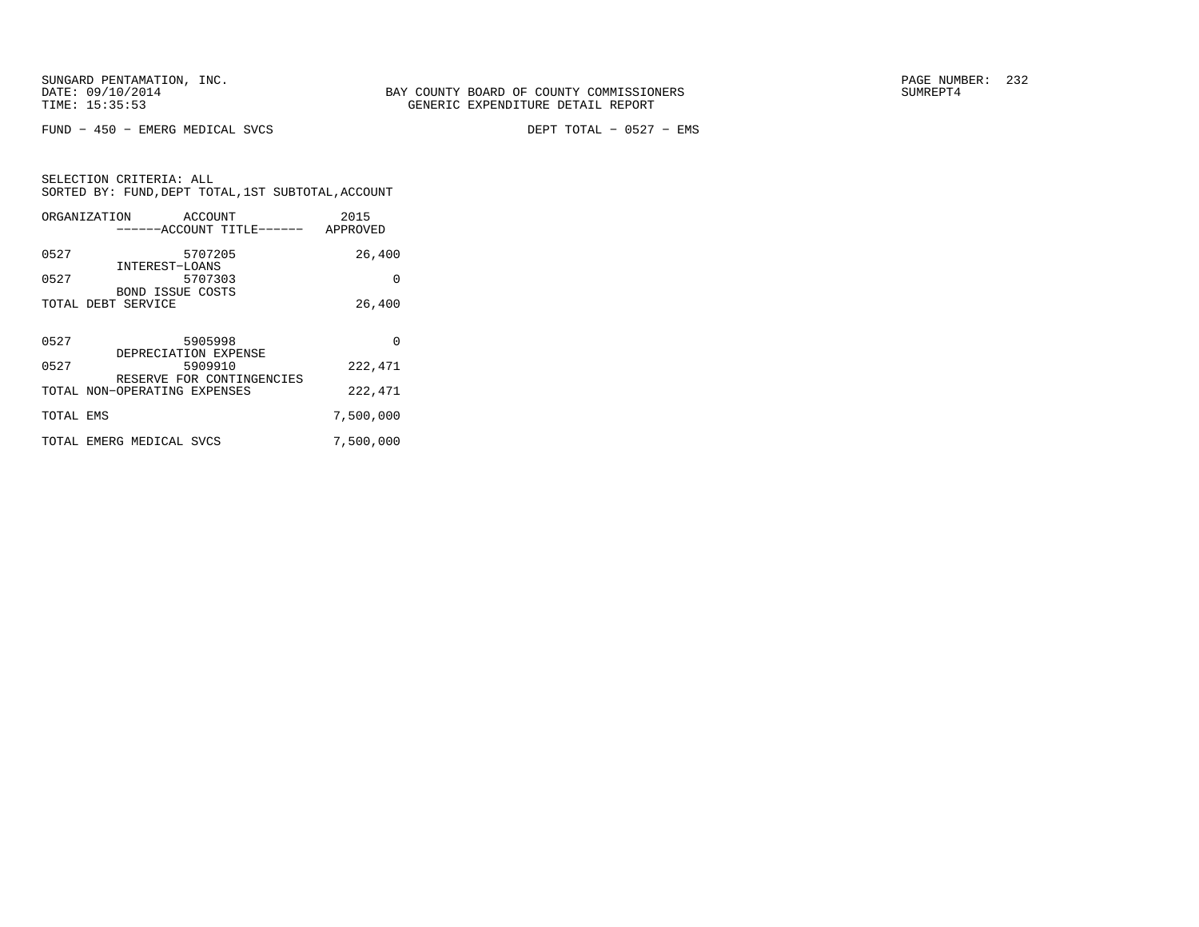SUNGARD PENTAMATION, INC.
DATE: 09/10/2014
TIME: 15:35:53

BAY COUNTY BOARD OF COUNTY COMMISSIONERS
GENERIC EXPENDITURE DETAIL REPORT

SUMREPT4

FUND - 450 - EMERG MEDICAL SVCS

DEPT TOTAL - 0527 - EMS

SELECTION CRITERIA: ALL
SORTED BY: FUND,DEPT TOTAL,1ST SUBTOTAL,ACCOUNT

| ORGANIZATION | ACCOUNT ------ACCOUNT TITLE------ | 2015 APPROVED |
|---|---|---|
| 0527 | 5707205 INTEREST-LOANS | 26,400 |
| 0527 | 5707303 BOND ISSUE COSTS | 0 |
| TOTAL DEBT SERVICE | | 26,400 |
| 0527 | 5905998 DEPRECIATION EXPENSE | 0 |
| 0527 | 5909910 RESERVE FOR CONTINGENCIES | 222,471 |
| TOTAL NON-OPERATING EXPENSES | | 222,471 |
| TOTAL EMS | | 7,500,000 |
| TOTAL EMERG MEDICAL SVCS | | 7,500,000 |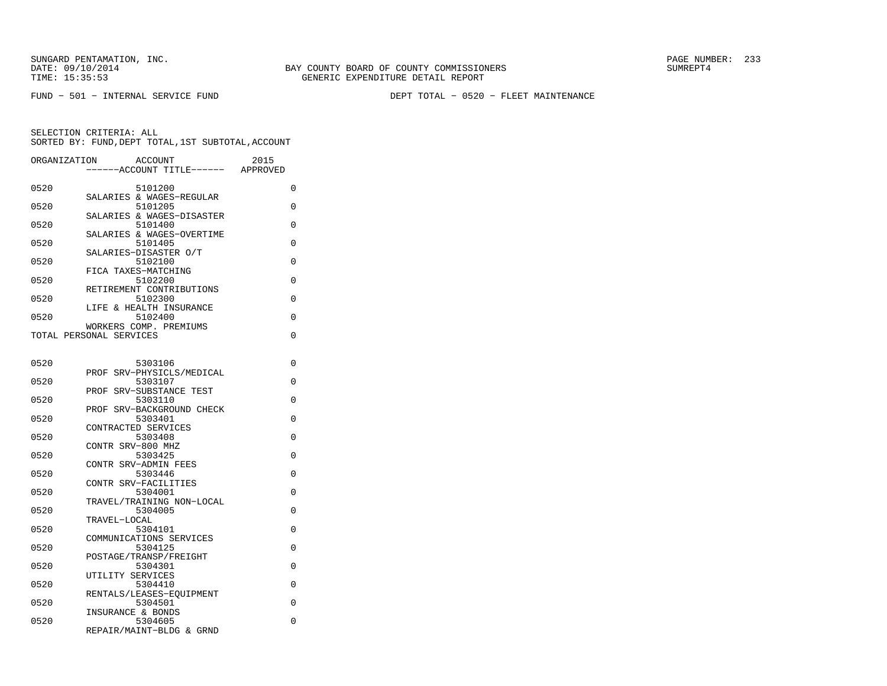SUNGARD PENTAMATION, INC.
DATE: 09/10/2014
TIME: 15:35:53

BAY COUNTY BOARD OF COUNTY COMMISSIONERS
GENERIC EXPENDITURE DETAIL REPORT

PAGE NUMBER: 233
SUMREPT4

FUND - 501 - INTERNAL SERVICE FUND

DEPT TOTAL - 0520 - FLEET MAINTENANCE

SELECTION CRITERIA: ALL
SORTED BY: FUND,DEPT TOTAL,1ST SUBTOTAL,ACCOUNT

| ORGANIZATION | ACCOUNT ------ACCOUNT TITLE------ | 2015 APPROVED |
|---|---|---|
| 0520 | 5101200 SALARIES & WAGES-REGULAR | 0 |
| 0520 | 5101205 SALARIES & WAGES-DISASTER | 0 |
| 0520 | 5101400 SALARIES & WAGES-OVERTIME | 0 |
| 0520 | 5101405 SALARIES-DISASTER O/T | 0 |
| 0520 | 5102100 FICA TAXES-MATCHING | 0 |
| 0520 | 5102200 RETIREMENT CONTRIBUTIONS | 0 |
| 0520 | 5102300 LIFE & HEALTH INSURANCE | 0 |
| 0520 | 5102400 WORKERS COMP. PREMIUMS | 0 |
| TOTAL PERSONAL SERVICES | | 0 |
| 0520 | 5303106 PROF SRV-PHYSICLS/MEDICAL | 0 |
| 0520 | 5303107 PROF SRV-SUBSTANCE TEST | 0 |
| 0520 | 5303110 PROF SRV-BACKGROUND CHECK | 0 |
| 0520 | 5303401 CONTRACTED SERVICES | 0 |
| 0520 | 5303408 CONTR SRV-800 MHZ | 0 |
| 0520 | 5303425 CONTR SRV-ADMIN FEES | 0 |
| 0520 | 5303446 CONTR SRV-FACILITIES | 0 |
| 0520 | 5304001 TRAVEL/TRAINING NON-LOCAL | 0 |
| 0520 | 5304005 TRAVEL-LOCAL | 0 |
| 0520 | 5304101 COMMUNICATIONS SERVICES | 0 |
| 0520 | 5304125 POSTAGE/TRANSP/FREIGHT | 0 |
| 0520 | 5304301 UTILITY SERVICES | 0 |
| 0520 | 5304410 RENTALS/LEASES-EQUIPMENT | 0 |
| 0520 | 5304501 INSURANCE & BONDS | 0 |
| 0520 | 5304605 REPAIR/MAINT-BLDG & GRND | 0 |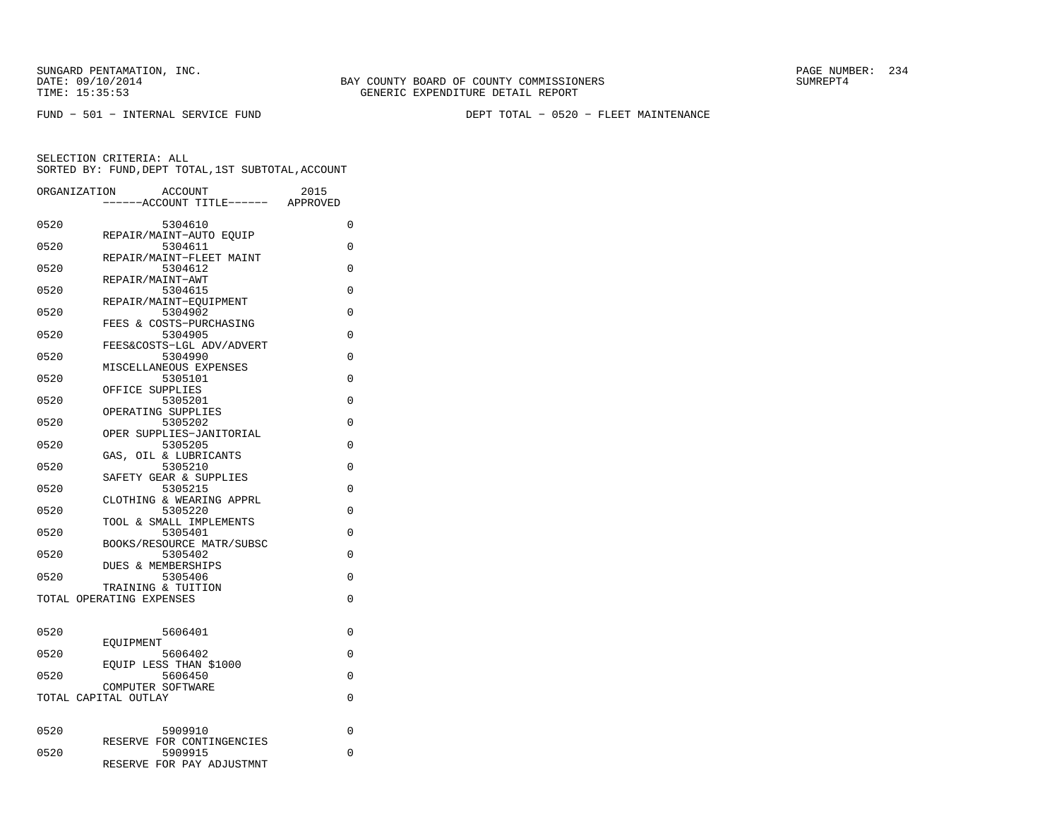SUNGARD PENTAMATION, INC.
DATE: 09/10/2014
TIME: 15:35:53

BAY COUNTY BOARD OF COUNTY COMMISSIONERS
GENERIC EXPENDITURE DETAIL REPORT

SUMREPT4

FUND - 501 - INTERNAL SERVICE FUND

DEPT TOTAL - 0520 - FLEET MAINTENANCE

SELECTION CRITERIA: ALL
SORTED BY: FUND,DEPT TOTAL,1ST SUBTOTAL,ACCOUNT

| ORGANIZATION | ACCOUNT ------ACCOUNT TITLE------ | 2015 APPROVED |
|---|---|---|
| 0520 | 5304610 REPAIR/MAINT-AUTO EQUIP | 0 |
| 0520 | 5304611 REPAIR/MAINT-FLEET MAINT | 0 |
| 0520 | 5304612 REPAIR/MAINT-AWT | 0 |
| 0520 | 5304615 REPAIR/MAINT-EQUIPMENT | 0 |
| 0520 | 5304902 FEES & COSTS-PURCHASING | 0 |
| 0520 | 5304905 FEES&COSTS-LGL ADV/ADVERT | 0 |
| 0520 | 5304990 MISCELLANEOUS EXPENSES | 0 |
| 0520 | 5305101 OFFICE SUPPLIES | 0 |
| 0520 | 5305201 OPERATING SUPPLIES | 0 |
| 0520 | 5305202 OPER SUPPLIES-JANITORIAL | 0 |
| 0520 | 5305205 GAS, OIL & LUBRICANTS | 0 |
| 0520 | 5305210 SAFETY GEAR & SUPPLIES | 0 |
| 0520 | 5305215 CLOTHING & WEARING APPRL | 0 |
| 0520 | 5305220 TOOL & SMALL IMPLEMENTS | 0 |
| 0520 | 5305401 BOOKS/RESOURCE MATR/SUBSC | 0 |
| 0520 | 5305402 DUES & MEMBERSHIPS | 0 |
| 0520 | 5305406 TRAINING & TUITION | 0 |
| TOTAL OPERATING EXPENSES | | 0 |
| 0520 | 5606401 EQUIPMENT | 0 |
| 0520 | 5606402 EQUIP LESS THAN $1000 | 0 |
| 0520 | 5606450 COMPUTER SOFTWARE | 0 |
| TOTAL CAPITAL OUTLAY | | 0 |
| 0520 | 5909910 RESERVE FOR CONTINGENCIES | 0 |
| 0520 | 5909915 RESERVE FOR PAY ADJUSTMNT | 0 |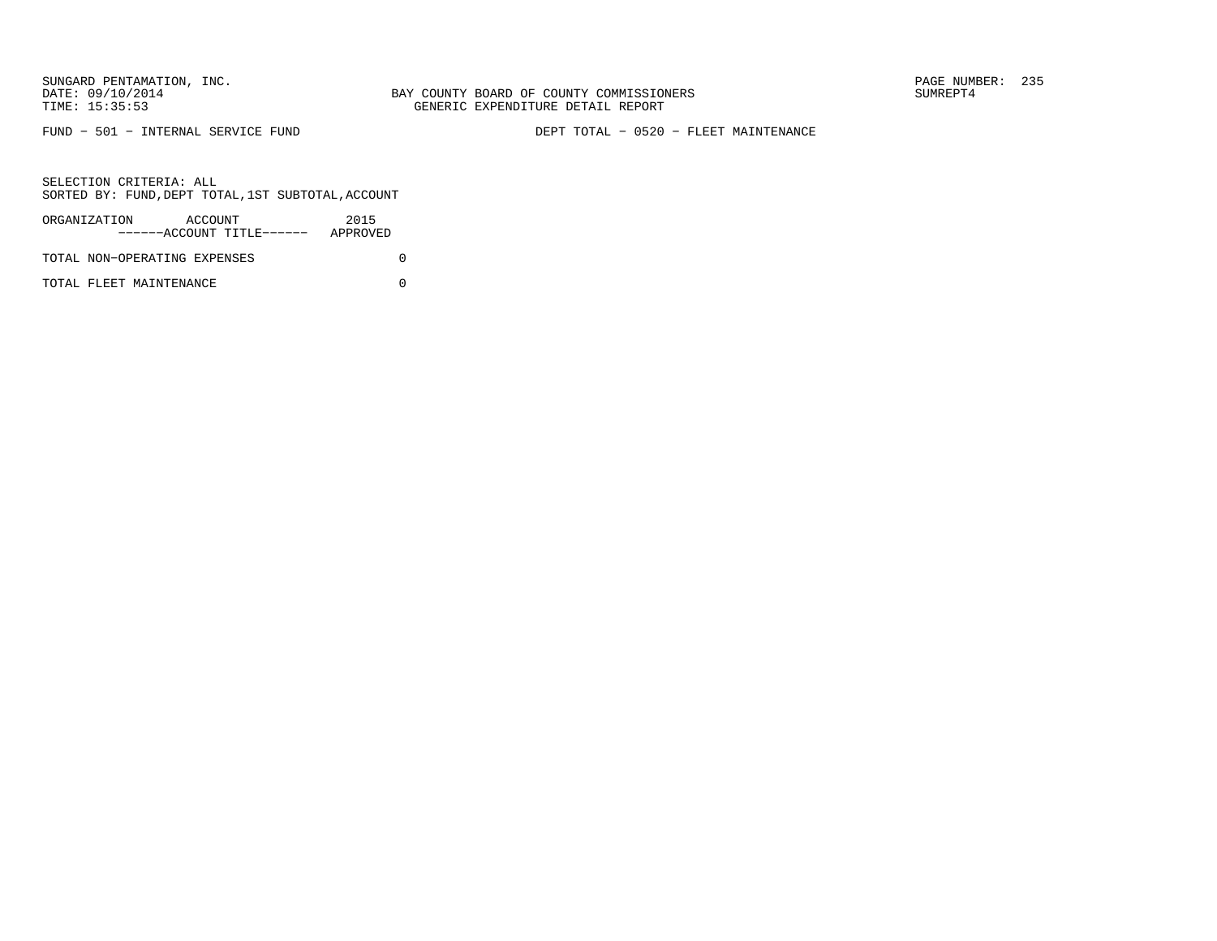BAY COUNTY BOARD OF COUNTY COMMISSIONERS
GENERIC EXPENDITURE DETAIL REPORT

FUND − 501 − INTERNAL SERVICE FUND　　　　DEPT TOTAL − 0520 − FLEET MAINTENANCE

SELECTION CRITERIA: ALL
SORTED BY: FUND,DEPT TOTAL,1ST SUBTOTAL,ACCOUNT

| ORGANIZATION ACCOUNT ------ACCOUNT TITLE------ | 2015 APPROVED |
|---|---|
| TOTAL NON−OPERATING EXPENSES | 0 |
| TOTAL FLEET MAINTENANCE | 0 |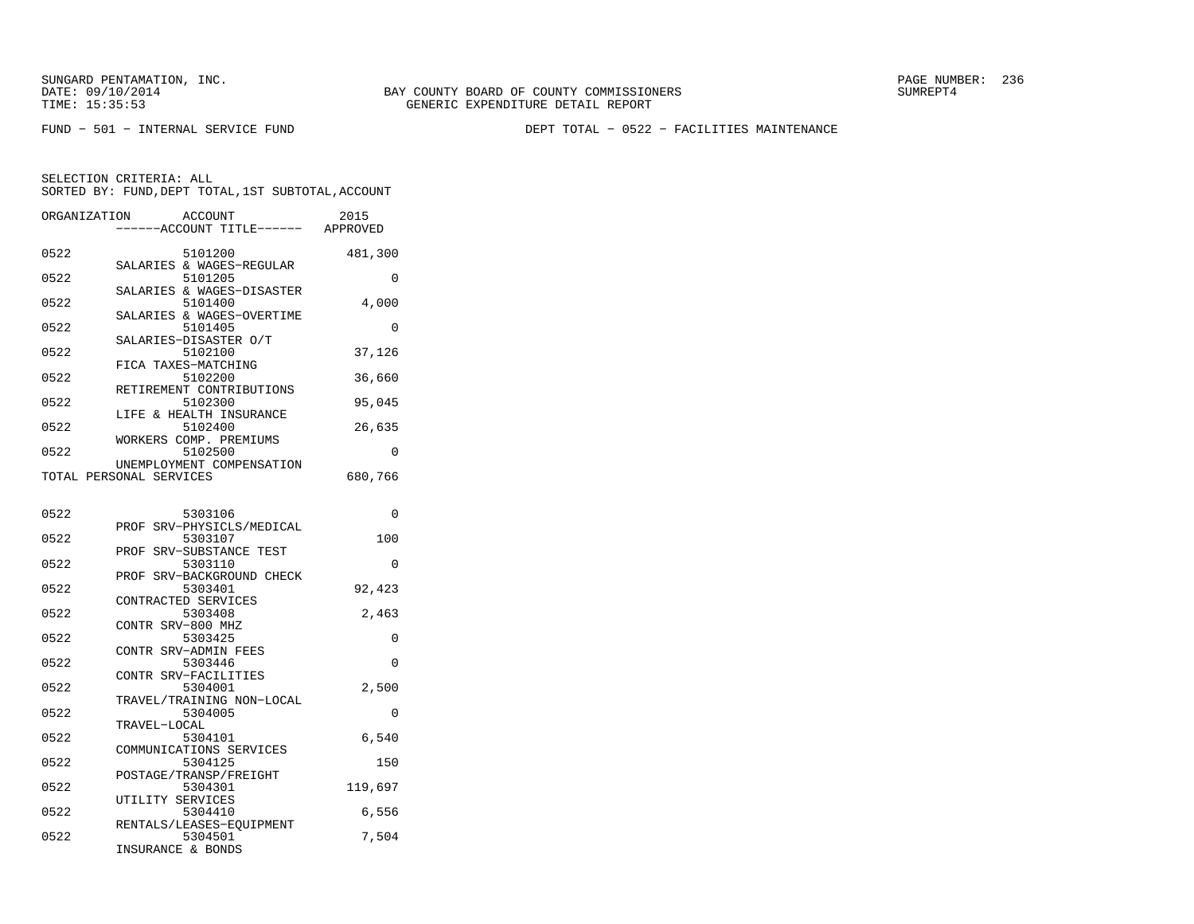SUNGARD PENTAMATION, INC.
DATE: 09/10/2014
TIME: 15:35:53

BAY COUNTY BOARD OF COUNTY COMMISSIONERS
GENERIC EXPENDITURE DETAIL REPORT

SUMREPT4

FUND - 501 - INTERNAL SERVICE FUND

DEPT TOTAL - 0522 - FACILITIES MAINTENANCE

SELECTION CRITERIA: ALL
SORTED BY: FUND,DEPT TOTAL,1ST SUBTOTAL,ACCOUNT

| ORGANIZATION | ACCOUNT ------ACCOUNT TITLE------ | 2015 APPROVED |
|---|---|---|
| 0522 | 5101200 SALARIES & WAGES-REGULAR | 481,300 |
| 0522 | 5101205 SALARIES & WAGES-DISASTER | 0 |
| 0522 | 5101400 SALARIES & WAGES-OVERTIME | 4,000 |
| 0522 | 5101405 SALARIES-DISASTER O/T | 0 |
| 0522 | 5102100 FICA TAXES-MATCHING | 37,126 |
| 0522 | 5102200 RETIREMENT CONTRIBUTIONS | 36,660 |
| 0522 | 5102300 LIFE & HEALTH INSURANCE | 95,045 |
| 0522 | 5102400 WORKERS COMP. PREMIUMS | 26,635 |
| 0522 | 5102500 UNEMPLOYMENT COMPENSATION | 0 |
| TOTAL PERSONAL SERVICES | | 680,766 |
| 0522 | 5303106 PROF SRV-PHYSICLS/MEDICAL | 0 |
| 0522 | 5303107 PROF SRV-SUBSTANCE TEST | 100 |
| 0522 | 5303110 PROF SRV-BACKGROUND CHECK | 0 |
| 0522 | 5303401 CONTRACTED SERVICES | 92,423 |
| 0522 | 5303408 CONTR SRV-800 MHZ | 2,463 |
| 0522 | 5303425 CONTR SRV-ADMIN FEES | 0 |
| 0522 | 5303446 CONTR SRV-FACILITIES | 0 |
| 0522 | 5304001 TRAVEL/TRAINING NON-LOCAL | 2,500 |
| 0522 | 5304005 TRAVEL-LOCAL | 0 |
| 0522 | 5304101 COMMUNICATIONS SERVICES | 6,540 |
| 0522 | 5304125 POSTAGE/TRANSP/FREIGHT | 150 |
| 0522 | 5304301 UTILITY SERVICES | 119,697 |
| 0522 | 5304410 RENTALS/LEASES-EQUIPMENT | 6,556 |
| 0522 | 5304501 INSURANCE & BONDS | 7,504 |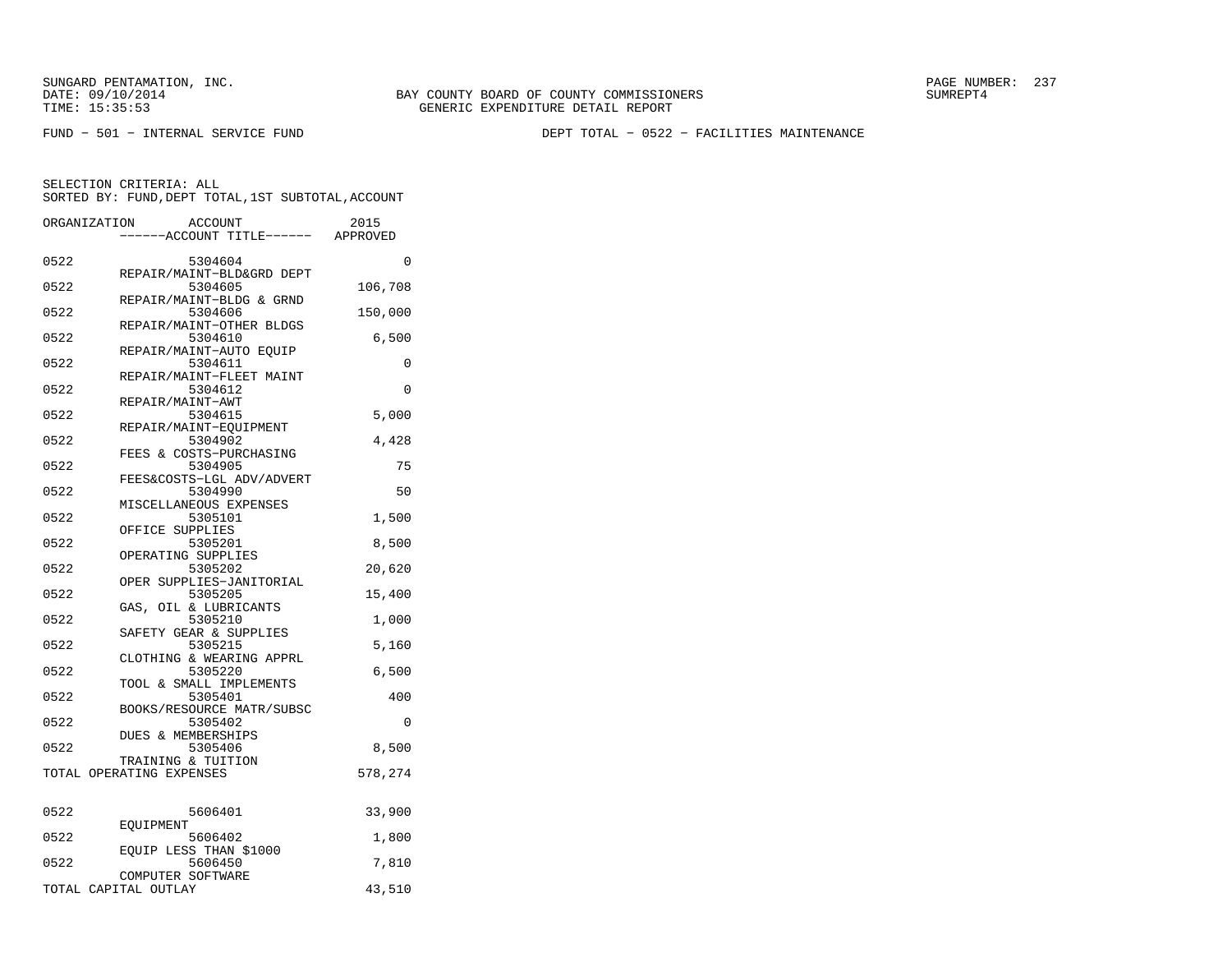SUNGARD PENTAMATION, INC.
DATE: 09/10/2014
TIME: 15:35:53

BAY COUNTY BOARD OF COUNTY COMMISSIONERS
GENERIC EXPENDITURE DETAIL REPORT

SUMREPT4

FUND - 501 - INTERNAL SERVICE FUND

DEPT TOTAL - 0522 - FACILITIES MAINTENANCE

SELECTION CRITERIA: ALL
SORTED BY: FUND,DEPT TOTAL,1ST SUBTOTAL,ACCOUNT

| ORGANIZATION | ACCOUNT / ------ACCOUNT TITLE------ | 2015 APPROVED |
|---|---|---|
| 0522 | 5304604 REPAIR/MAINT-BLD&GRD DEPT | 0 |
| 0522 | 5304605 REPAIR/MAINT-BLDG & GRND | 106,708 |
| 0522 | 5304606 REPAIR/MAINT-OTHER BLDGS | 150,000 |
| 0522 | 5304610 REPAIR/MAINT-AUTO EQUIP | 6,500 |
| 0522 | 5304611 REPAIR/MAINT-FLEET MAINT | 0 |
| 0522 | 5304612 REPAIR/MAINT-AWT | 0 |
| 0522 | 5304615 REPAIR/MAINT-EQUIPMENT | 5,000 |
| 0522 | 5304902 FEES & COSTS-PURCHASING | 4,428 |
| 0522 | 5304905 FEES&COSTS-LGL ADV/ADVERT | 75 |
| 0522 | 5304990 MISCELLANEOUS EXPENSES | 50 |
| 0522 | 5305101 OFFICE SUPPLIES | 1,500 |
| 0522 | 5305201 OPERATING SUPPLIES | 8,500 |
| 0522 | 5305202 OPER SUPPLIES-JANITORIAL | 20,620 |
| 0522 | 5305205 GAS, OIL & LUBRICANTS | 15,400 |
| 0522 | 5305210 SAFETY GEAR & SUPPLIES | 1,000 |
| 0522 | 5305215 CLOTHING & WEARING APPRL | 5,160 |
| 0522 | 5305220 TOOL & SMALL IMPLEMENTS | 6,500 |
| 0522 | 5305401 BOOKS/RESOURCE MATR/SUBSC | 400 |
| 0522 | 5305402 DUES & MEMBERSHIPS | 0 |
| 0522 | 5305406 TRAINING & TUITION | 8,500 |
| TOTAL OPERATING EXPENSES | | 578,274 |
| 0522 | 5606401 EQUIPMENT | 33,900 |
| 0522 | 5606402 EQUIP LESS THAN $1000 | 1,800 |
| 0522 | 5606450 COMPUTER SOFTWARE | 7,810 |
| TOTAL CAPITAL OUTLAY | | 43,510 |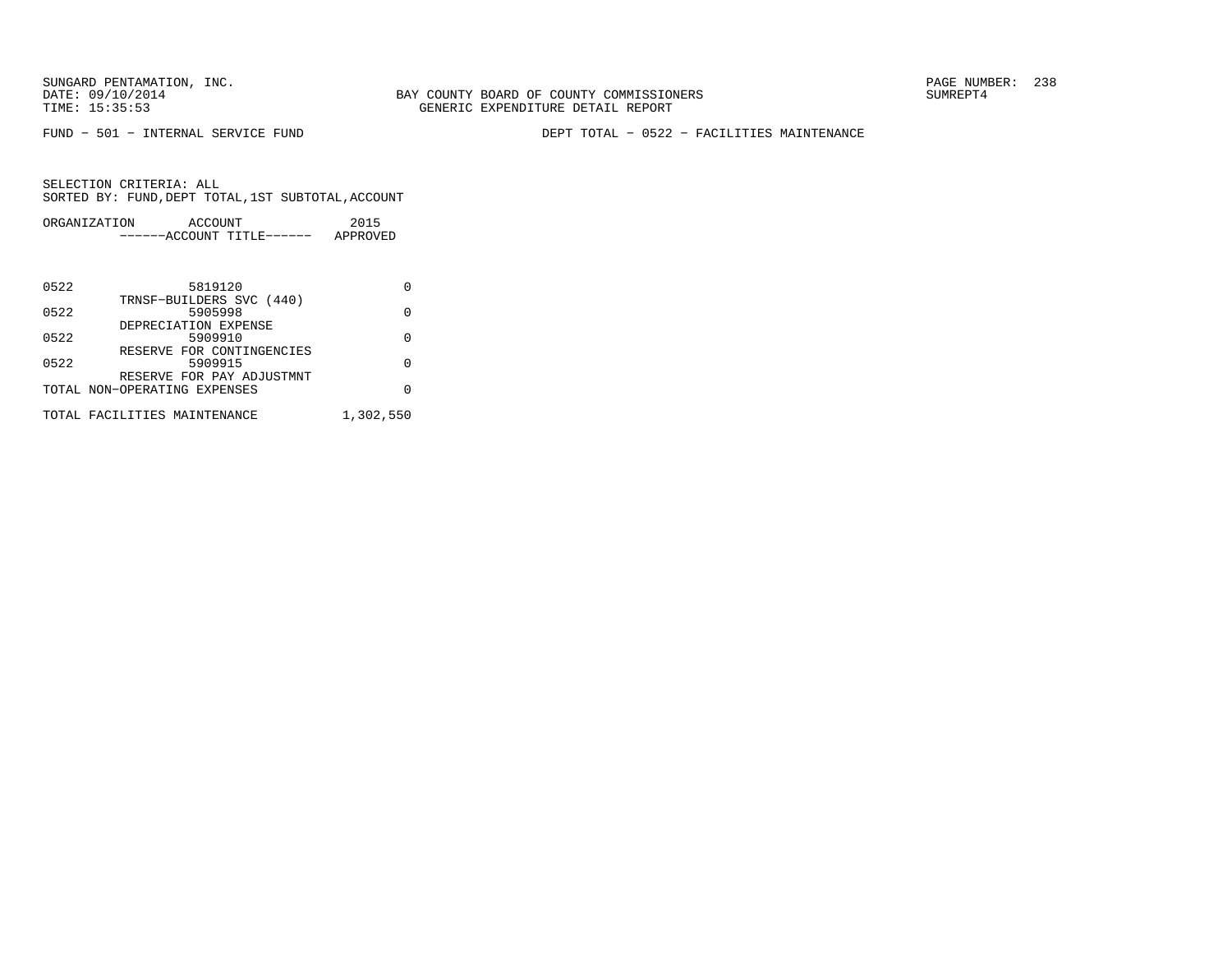BAY COUNTY BOARD OF COUNTY COMMISSIONERS
GENERIC EXPENDITURE DETAIL REPORT

SUNGARD PENTAMATION, INC.
DATE: 09/10/2014
TIME: 15:35:53

FUND − 501 − INTERNAL SERVICE FUND

DEPT TOTAL − 0522 − FACILITIES MAINTENANCE

SELECTION CRITERIA: ALL
SORTED BY: FUND,DEPT TOTAL,1ST SUBTOTAL,ACCOUNT

| ORGANIZATION | ACCOUNT / ------ACCOUNT TITLE------ | 2015 APPROVED |
|---|---|---|
| 0522 | 5819120<br>TRNSF−BUILDERS SVC (440) | 0 |
| 0522 | 5905998<br>DEPRECIATION EXPENSE | 0 |
| 0522 | 5909910<br>RESERVE FOR CONTINGENCIES | 0 |
| 0522 | 5909915<br>RESERVE FOR PAY ADJUSTMNT | 0 |
| TOTAL NON−OPERATING EXPENSES | | 0 |
| TOTAL FACILITIES MAINTENANCE | | 1,302,550 |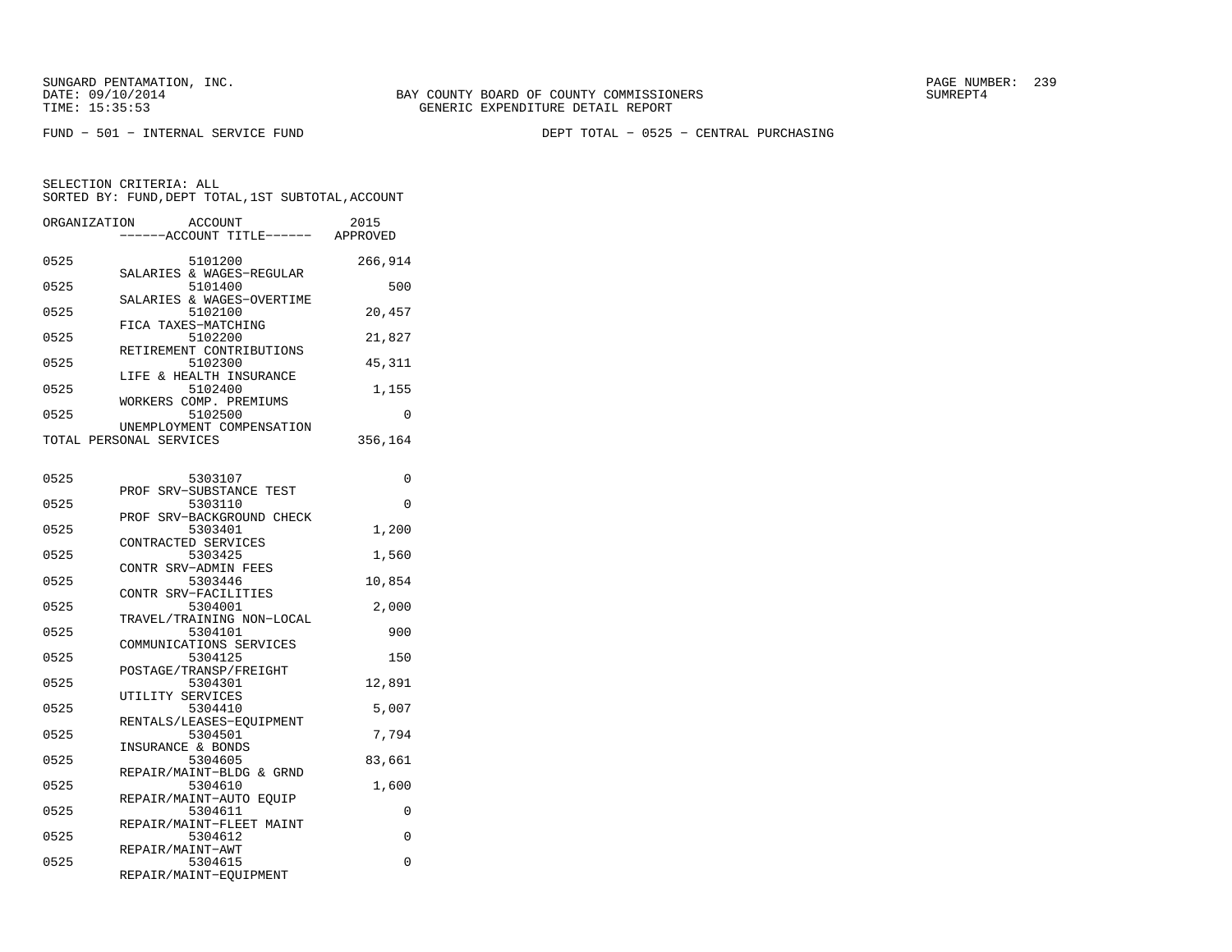SUNGARD PENTAMATION, INC.
DATE: 09/10/2014
TIME: 15:35:53

BAY COUNTY BOARD OF COUNTY COMMISSIONERS
GENERIC EXPENDITURE DETAIL REPORT

SUMREPT4

FUND − 501 − INTERNAL SERVICE FUND

DEPT TOTAL − 0525 − CENTRAL PURCHASING

SELECTION CRITERIA: ALL
SORTED BY: FUND,DEPT TOTAL,1ST SUBTOTAL,ACCOUNT

| ORGANIZATION | ACCOUNT / ------ACCOUNT TITLE------ | 2015 APPROVED |
|---|---|---|
| 0525 | 5101200 SALARIES & WAGES−REGULAR | 266,914 |
| 0525 | 5101400 SALARIES & WAGES−OVERTIME | 500 |
| 0525 | 5102100 FICA TAXES−MATCHING | 20,457 |
| 0525 | 5102200 RETIREMENT CONTRIBUTIONS | 21,827 |
| 0525 | 5102300 LIFE & HEALTH INSURANCE | 45,311 |
| 0525 | 5102400 WORKERS COMP. PREMIUMS | 1,155 |
| 0525 | 5102500 UNEMPLOYMENT COMPENSATION | 0 |
| TOTAL PERSONAL SERVICES | | 356,164 |
| 0525 | 5303107 PROF SRV−SUBSTANCE TEST | 0 |
| 0525 | 5303110 PROF SRV−BACKGROUND CHECK | 0 |
| 0525 | 5303401 CONTRACTED SERVICES | 1,200 |
| 0525 | 5303425 CONTR SRV−ADMIN FEES | 1,560 |
| 0525 | 5303446 CONTR SRV−FACILITIES | 10,854 |
| 0525 | 5304001 TRAVEL/TRAINING NON−LOCAL | 2,000 |
| 0525 | 5304101 COMMUNICATIONS SERVICES | 900 |
| 0525 | 5304125 POSTAGE/TRANSP/FREIGHT | 150 |
| 0525 | 5304301 UTILITY SERVICES | 12,891 |
| 0525 | 5304410 RENTALS/LEASES−EQUIPMENT | 5,007 |
| 0525 | 5304501 INSURANCE & BONDS | 7,794 |
| 0525 | 5304605 REPAIR/MAINT−BLDG & GRND | 83,661 |
| 0525 | 5304610 REPAIR/MAINT−AUTO EQUIP | 1,600 |
| 0525 | 5304611 REPAIR/MAINT−FLEET MAINT | 0 |
| 0525 | 5304612 REPAIR/MAINT−AWT | 0 |
| 0525 | 5304615 REPAIR/MAINT−EQUIPMENT | 0 |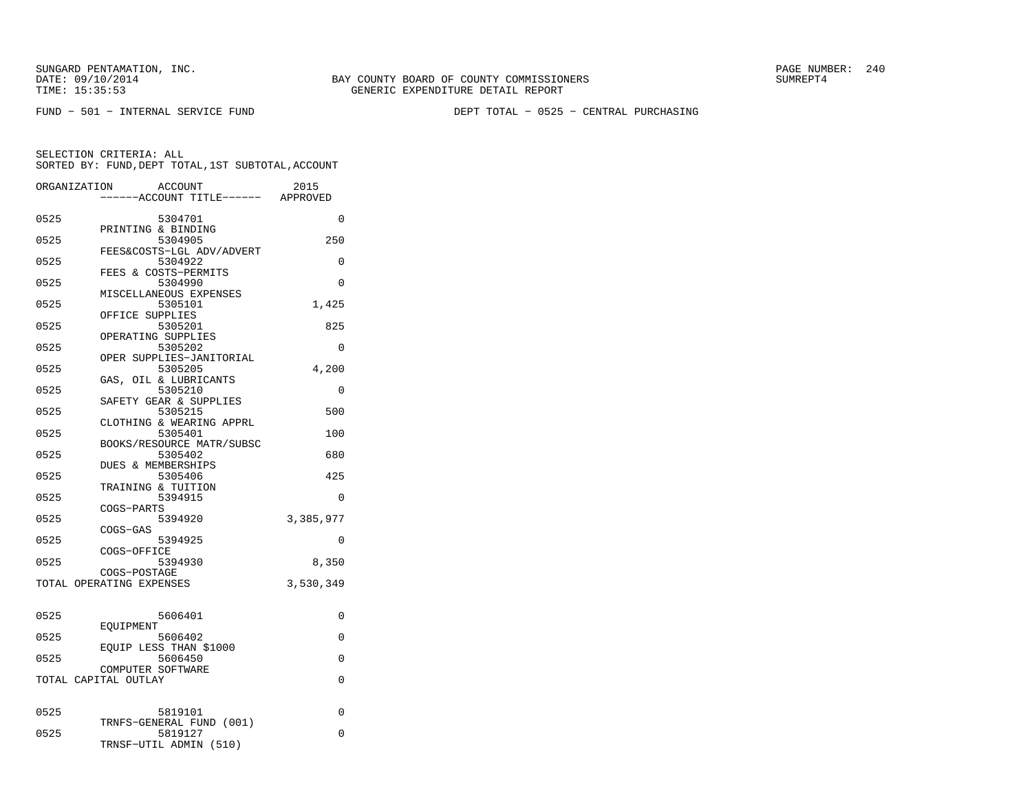SUNGARD PENTAMATION, INC.
DATE: 09/10/2014
TIME: 15:35:53

BAY COUNTY BOARD OF COUNTY COMMISSIONERS
GENERIC EXPENDITURE DETAIL REPORT

SUMREPT4

FUND − 501 − INTERNAL SERVICE FUND

DEPT TOTAL − 0525 − CENTRAL PURCHASING

SELECTION CRITERIA: ALL
SORTED BY: FUND,DEPT TOTAL,1ST SUBTOTAL,ACCOUNT

| ORGANIZATION | ACCOUNT / ------ACCOUNT TITLE------ | 2015 APPROVED |
|---|---|---|
| 0525 | 5304701 PRINTING & BINDING | 0 |
| 0525 | 5304905 FEES&COSTS−LGL ADV/ADVERT | 250 |
| 0525 | 5304922 FEES & COSTS−PERMITS | 0 |
| 0525 | 5304990 MISCELLANEOUS EXPENSES | 0 |
| 0525 | 5305101 OFFICE SUPPLIES | 1,425 |
| 0525 | 5305201 OPERATING SUPPLIES | 825 |
| 0525 | 5305202 OPER SUPPLIES−JANITORIAL | 0 |
| 0525 | 5305205 GAS, OIL & LUBRICANTS | 4,200 |
| 0525 | 5305210 SAFETY GEAR & SUPPLIES | 0 |
| 0525 | 5305215 CLOTHING & WEARING APPRL | 500 |
| 0525 | 5305401 BOOKS/RESOURCE MATR/SUBSC | 100 |
| 0525 | 5305402 DUES & MEMBERSHIPS | 680 |
| 0525 | 5305406 TRAINING & TUITION | 425 |
| 0525 | 5394915 COGS−PARTS | 0 |
| 0525 | 5394920 COGS−GAS | 3,385,977 |
| 0525 | 5394925 COGS−OFFICE | 0 |
| 0525 | 5394930 COGS−POSTAGE | 8,350 |
| TOTAL OPERATING EXPENSES | | 3,530,349 |
| 0525 | 5606401 EQUIPMENT | 0 |
| 0525 | 5606402 EQUIP LESS THAN $1000 | 0 |
| 0525 | 5606450 COMPUTER SOFTWARE | 0 |
| TOTAL CAPITAL OUTLAY | | 0 |
| 0525 | 5819101 TRNFS−GENERAL FUND (001) | 0 |
| 0525 | 5819127 TRNSF−UTIL ADMIN (510) | 0 |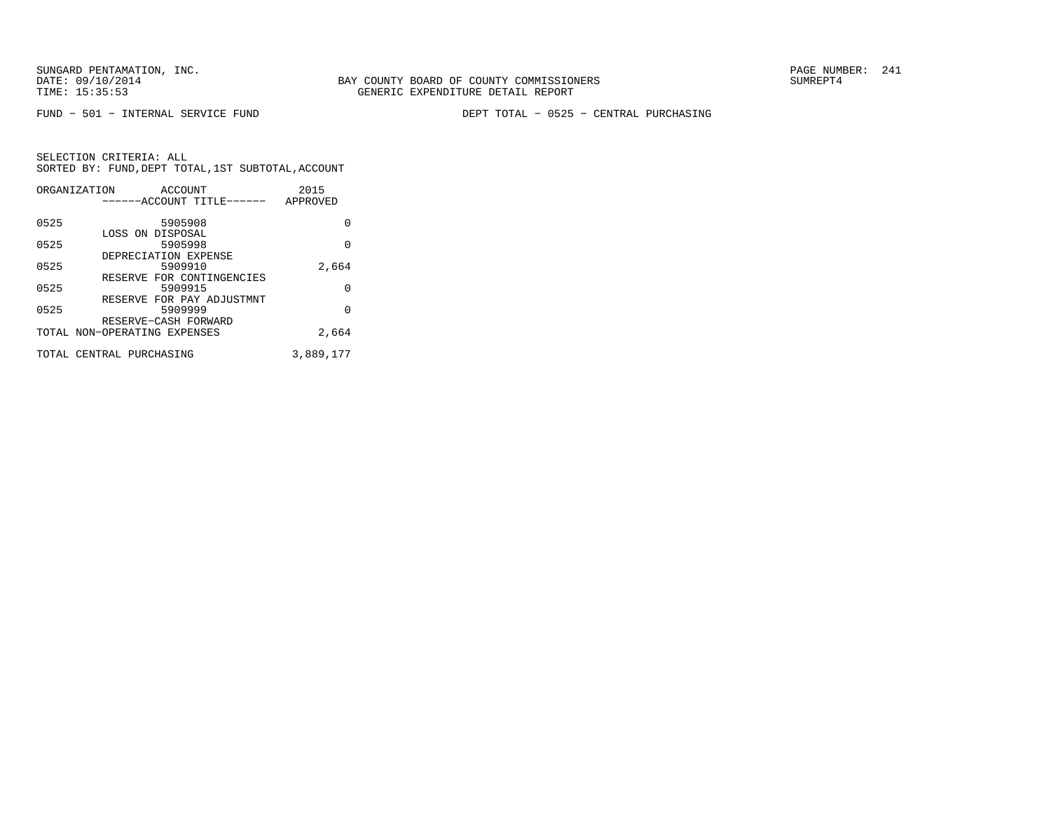SUNGARD PENTAMATION, INC.
DATE: 09/10/2014
TIME: 15:35:53

BAY COUNTY BOARD OF COUNTY COMMISSIONERS
GENERIC EXPENDITURE DETAIL REPORT

PAGE NUMBER: 241
SUMREPT4

FUND - 501 - INTERNAL SERVICE FUND

DEPT TOTAL - 0525 - CENTRAL PURCHASING

SELECTION CRITERIA: ALL
SORTED BY: FUND,DEPT TOTAL,1ST SUBTOTAL,ACCOUNT

| ORGANIZATION | ACCOUNT<br>------ACCOUNT TITLE------ | 2015<br>APPROVED |
|---|---|---|
| 0525 | 5905908<br>LOSS ON DISPOSAL | 0 |
| 0525 | 5905998<br>DEPRECIATION EXPENSE | 0 |
| 0525 | 5909910<br>RESERVE FOR CONTINGENCIES | 2,664 |
| 0525 | 5909915<br>RESERVE FOR PAY ADJUSTMNT | 0 |
| 0525 | 5909999<br>RESERVE-CASH FORWARD | 0 |
| TOTAL NON-OPERATING EXPENSES | | 2,664 |
| TOTAL CENTRAL PURCHASING | | 3,889,177 |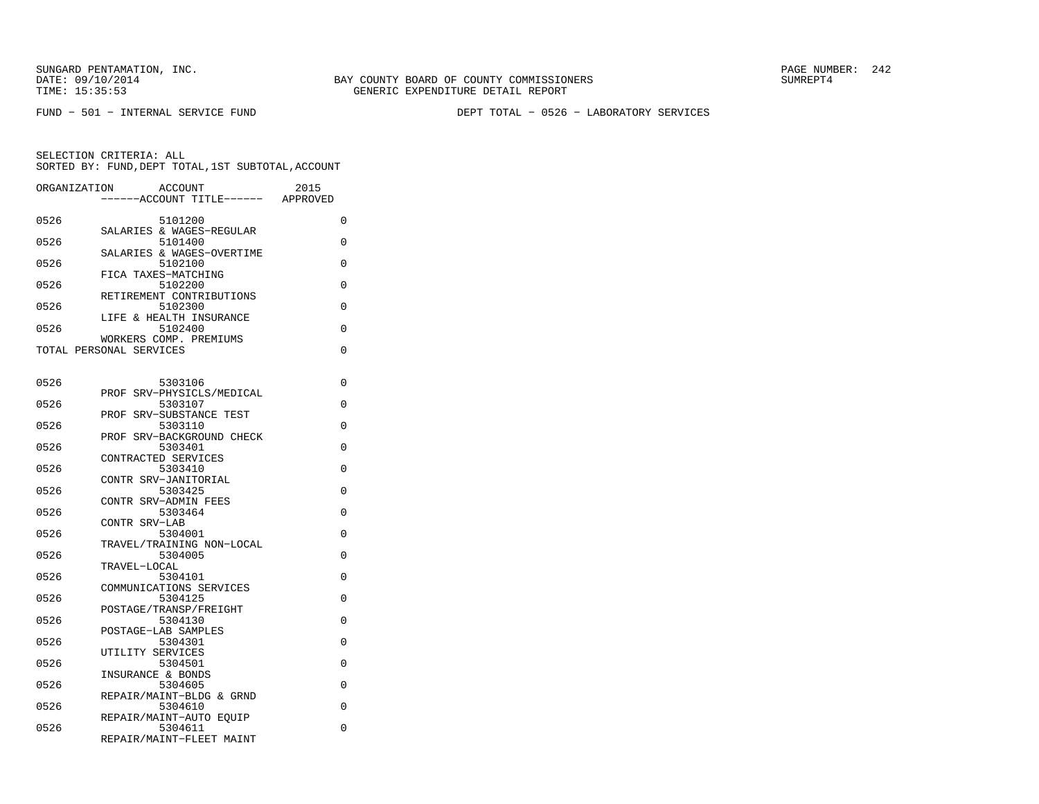SUNGARD PENTAMATION, INC.
DATE: 09/10/2014
TIME: 15:35:53

BAY COUNTY BOARD OF COUNTY COMMISSIONERS
GENERIC EXPENDITURE DETAIL REPORT

PAGE NUMBER: 242
SUMREPT4

FUND - 501 - INTERNAL SERVICE FUND

DEPT TOTAL - 0526 - LABORATORY SERVICES

SELECTION CRITERIA: ALL
SORTED BY: FUND,DEPT TOTAL,1ST SUBTOTAL,ACCOUNT

| ORGANIZATION | ACCOUNT ------ACCOUNT TITLE------ | 2015 APPROVED |
|---|---|---|
| 0526 | 5101200 SALARIES & WAGES-REGULAR | 0 |
| 0526 | 5101400 SALARIES & WAGES-OVERTIME | 0 |
| 0526 | 5102100 FICA TAXES-MATCHING | 0 |
| 0526 | 5102200 RETIREMENT CONTRIBUTIONS | 0 |
| 0526 | 5102300 LIFE & HEALTH INSURANCE | 0 |
| 0526 | 5102400 WORKERS COMP. PREMIUMS | 0 |
| TOTAL PERSONAL SERVICES | | 0 |
| 0526 | 5303106 PROF SRV-PHYSICLS/MEDICAL | 0 |
| 0526 | 5303107 PROF SRV-SUBSTANCE TEST | 0 |
| 0526 | 5303110 PROF SRV-BACKGROUND CHECK | 0 |
| 0526 | 5303401 CONTRACTED SERVICES | 0 |
| 0526 | 5303410 CONTR SRV-JANITORIAL | 0 |
| 0526 | 5303425 CONTR SRV-ADMIN FEES | 0 |
| 0526 | 5303464 CONTR SRV-LAB | 0 |
| 0526 | 5304001 TRAVEL/TRAINING NON-LOCAL | 0 |
| 0526 | 5304005 TRAVEL-LOCAL | 0 |
| 0526 | 5304101 COMMUNICATIONS SERVICES | 0 |
| 0526 | 5304125 POSTAGE/TRANSP/FREIGHT | 0 |
| 0526 | 5304130 POSTAGE-LAB SAMPLES | 0 |
| 0526 | 5304301 UTILITY SERVICES | 0 |
| 0526 | 5304501 INSURANCE & BONDS | 0 |
| 0526 | 5304605 REPAIR/MAINT-BLDG & GRND | 0 |
| 0526 | 5304610 REPAIR/MAINT-AUTO EQUIP | 0 |
| 0526 | 5304611 REPAIR/MAINT-FLEET MAINT | 0 |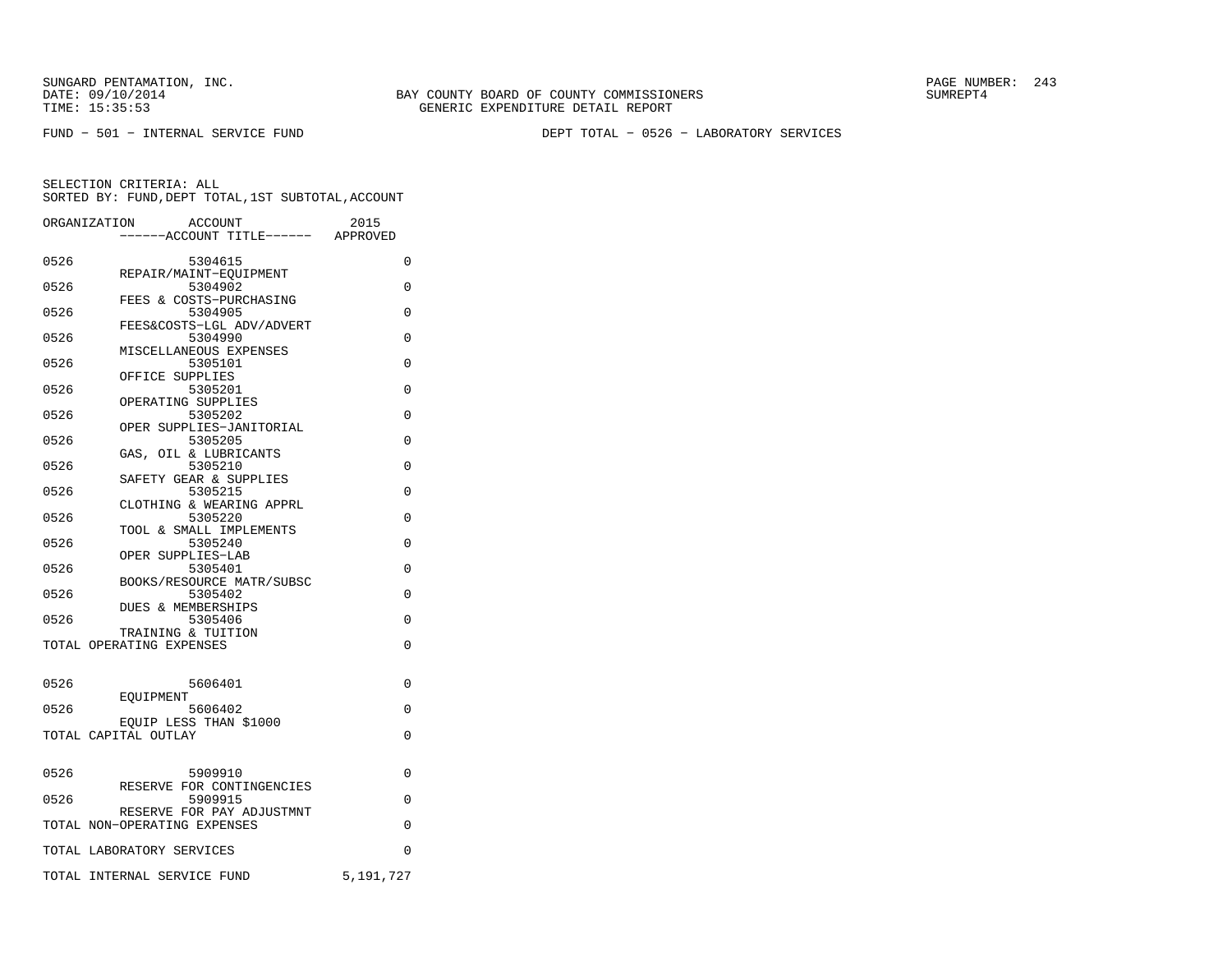SUNGARD PENTAMATION, INC.
DATE: 09/10/2014
TIME: 15:35:53

BAY COUNTY BOARD OF COUNTY COMMISSIONERS
GENERIC EXPENDITURE DETAIL REPORT

SUMREPT4

FUND - 501 - INTERNAL SERVICE FUND

DEPT TOTAL - 0526 - LABORATORY SERVICES

SELECTION CRITERIA: ALL
SORTED BY: FUND,DEPT TOTAL,1ST SUBTOTAL,ACCOUNT

| ORGANIZATION | ACCOUNT ------ACCOUNT TITLE------ | 2015 APPROVED |
|---|---|---|
| 0526 | 5304615 REPAIR/MAINT-EQUIPMENT | 0 |
| 0526 | 5304902 FEES & COSTS-PURCHASING | 0 |
| 0526 | 5304905 FEES&COSTS-LGL ADV/ADVERT | 0 |
| 0526 | 5304990 MISCELLANEOUS EXPENSES | 0 |
| 0526 | 5305101 OFFICE SUPPLIES | 0 |
| 0526 | 5305201 OPERATING SUPPLIES | 0 |
| 0526 | 5305202 OPER SUPPLIES-JANITORIAL | 0 |
| 0526 | 5305205 GAS, OIL & LUBRICANTS | 0 |
| 0526 | 5305210 SAFETY GEAR & SUPPLIES | 0 |
| 0526 | 5305215 CLOTHING & WEARING APPRL | 0 |
| 0526 | 5305220 TOOL & SMALL IMPLEMENTS | 0 |
| 0526 | 5305240 OPER SUPPLIES-LAB | 0 |
| 0526 | 5305401 BOOKS/RESOURCE MATR/SUBSC | 0 |
| 0526 | 5305402 DUES & MEMBERSHIPS | 0 |
| 0526 | 5305406 TRAINING & TUITION | 0 |
| TOTAL OPERATING EXPENSES | | 0 |
| 0526 | 5606401 EQUIPMENT | 0 |
| 0526 | 5606402 EQUIP LESS THAN $1000 | 0 |
| TOTAL CAPITAL OUTLAY | | 0 |
| 0526 | 5909910 RESERVE FOR CONTINGENCIES | 0 |
| 0526 | 5909915 RESERVE FOR PAY ADJUSTMNT | 0 |
| TOTAL NON-OPERATING EXPENSES | | 0 |
| TOTAL LABORATORY SERVICES | | 0 |
| TOTAL INTERNAL SERVICE FUND | | 5,191,727 |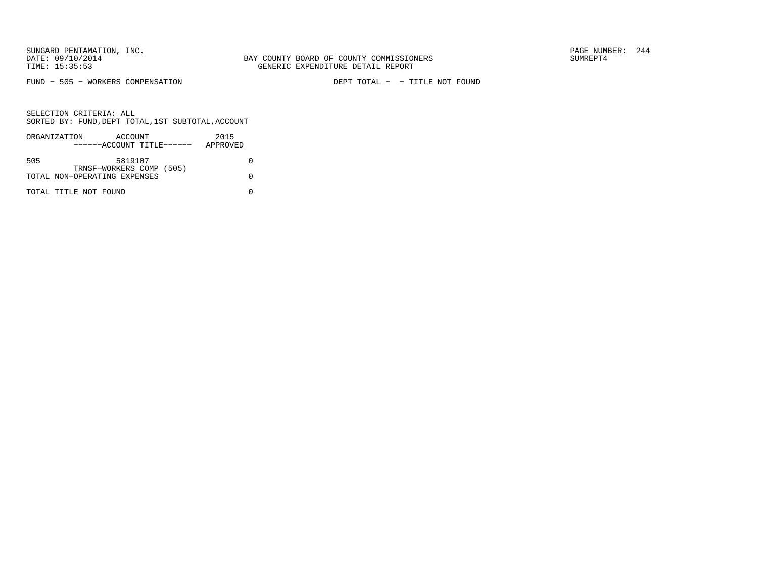SUNGARD PENTAMATION, INC.
DATE: 09/10/2014
TIME: 15:35:53

BAY COUNTY BOARD OF COUNTY COMMISSIONERS
GENERIC EXPENDITURE DETAIL REPORT

PAGE NUMBER: 244
SUMREPT4

FUND - 505 - WORKERS COMPENSATION

DEPT TOTAL - - TITLE NOT FOUND

SELECTION CRITERIA: ALL
SORTED BY: FUND,DEPT TOTAL,1ST SUBTOTAL,ACCOUNT

| ORGANIZATION | ACCOUNT<br>------ACCOUNT TITLE------ | 2015<br>APPROVED |
|---|---|---|
| 505 | 5819107<br>TRNSF-WORKERS COMP (505) | 0 |
| TOTAL NON-OPERATING EXPENSES | | 0 |
| TOTAL TITLE NOT FOUND | | 0 |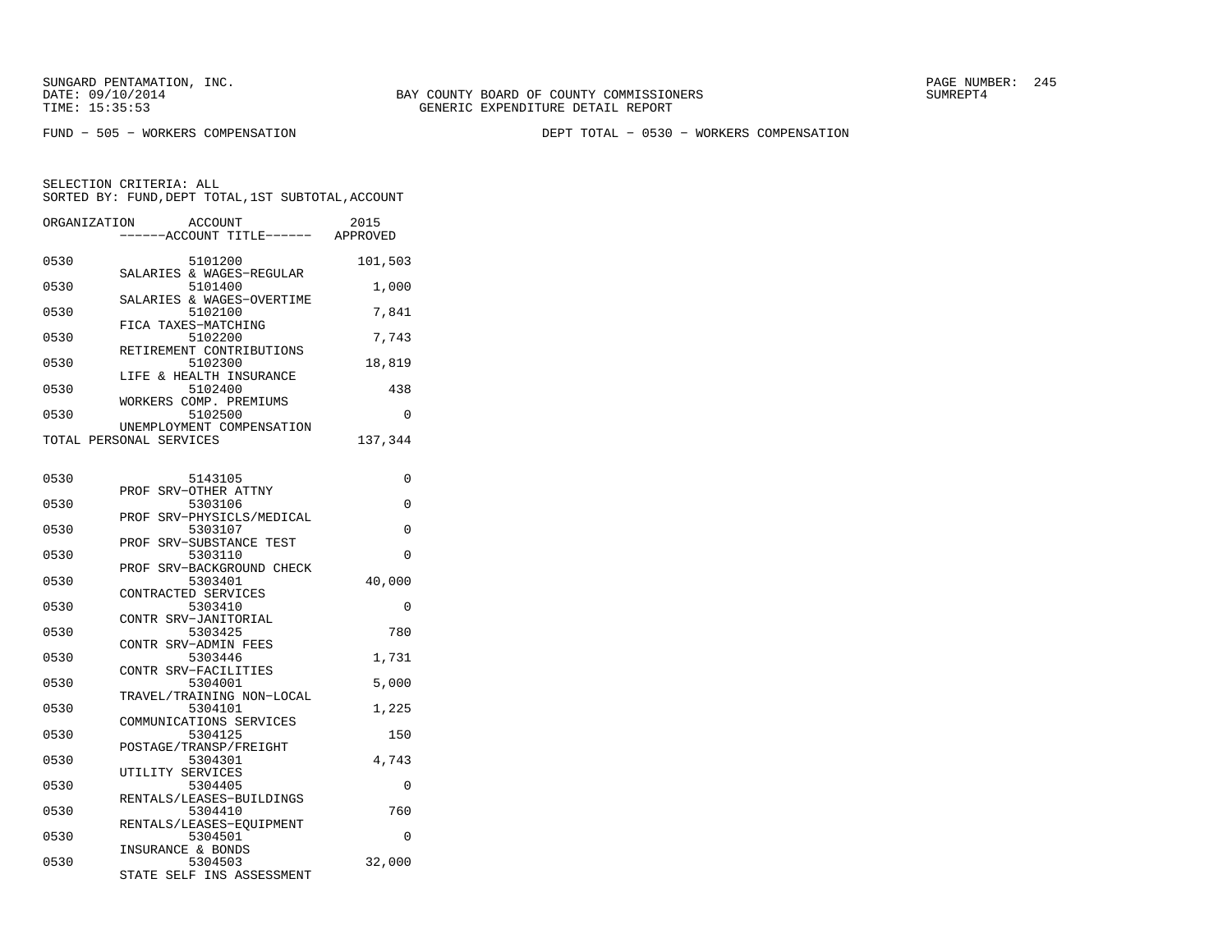SUNGARD PENTAMATION, INC.
DATE: 09/10/2014
TIME: 15:35:53

BAY COUNTY BOARD OF COUNTY COMMISSIONERS
GENERIC EXPENDITURE DETAIL REPORT

SUMREPT4

FUND − 505 − WORKERS COMPENSATION

DEPT TOTAL − 0530 − WORKERS COMPENSATION

SELECTION CRITERIA: ALL
SORTED BY: FUND,DEPT TOTAL,1ST SUBTOTAL,ACCOUNT

| ORGANIZATION | ACCOUNT ------ACCOUNT TITLE------ | 2015 APPROVED |
|---|---|---|
| 0530 | 5101200 SALARIES & WAGES−REGULAR | 101,503 |
| 0530 | 5101400 SALARIES & WAGES−OVERTIME | 1,000 |
| 0530 | 5102100 FICA TAXES−MATCHING | 7,841 |
| 0530 | 5102200 RETIREMENT CONTRIBUTIONS | 7,743 |
| 0530 | 5102300 LIFE & HEALTH INSURANCE | 18,819 |
| 0530 | 5102400 WORKERS COMP. PREMIUMS | 438 |
| 0530 | 5102500 UNEMPLOYMENT COMPENSATION | 0 |
| TOTAL PERSONAL SERVICES | | 137,344 |
| 0530 | 5143105 PROF SRV−OTHER ATTNY | 0 |
| 0530 | 5303106 PROF SRV−PHYSICLS/MEDICAL | 0 |
| 0530 | 5303107 PROF SRV−SUBSTANCE TEST | 0 |
| 0530 | 5303110 PROF SRV−BACKGROUND CHECK | 0 |
| 0530 | 5303401 CONTRACTED SERVICES | 40,000 |
| 0530 | 5303410 CONTR SRV−JANITORIAL | 0 |
| 0530 | 5303425 CONTR SRV−ADMIN FEES | 780 |
| 0530 | 5303446 CONTR SRV−FACILITIES | 1,731 |
| 0530 | 5304001 TRAVEL/TRAINING NON−LOCAL | 5,000 |
| 0530 | 5304101 COMMUNICATIONS SERVICES | 1,225 |
| 0530 | 5304125 POSTAGE/TRANSP/FREIGHT | 150 |
| 0530 | 5304301 UTILITY SERVICES | 4,743 |
| 0530 | 5304405 RENTALS/LEASES−BUILDINGS | 0 |
| 0530 | 5304410 RENTALS/LEASES−EQUIPMENT | 760 |
| 0530 | 5304501 INSURANCE & BONDS | 0 |
| 0530 | 5304503 STATE SELF INS ASSESSMENT | 32,000 |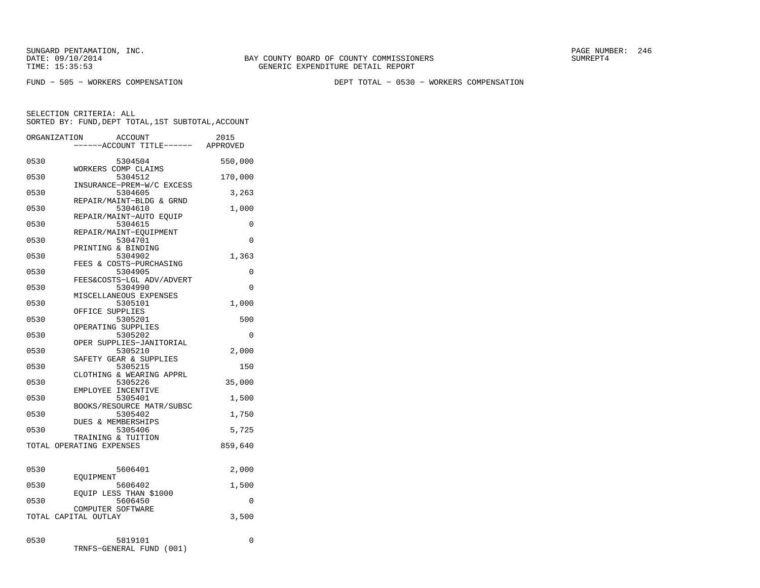SUNGARD PENTAMATION, INC.
DATE: 09/10/2014
TIME: 15:35:53

BAY COUNTY BOARD OF COUNTY COMMISSIONERS
GENERIC EXPENDITURE DETAIL REPORT

SUMREPT4

FUND - 505 - WORKERS COMPENSATION

DEPT TOTAL - 0530 - WORKERS COMPENSATION

SELECTION CRITERIA: ALL
SORTED BY: FUND,DEPT TOTAL,1ST SUBTOTAL,ACCOUNT

| ORGANIZATION | ACCOUNT ------ACCOUNT TITLE------ | 2015 APPROVED |
|---|---|---|
| 0530 | 5304504 WORKERS COMP CLAIMS | 550,000 |
| 0530 | 5304512 INSURANCE-PREM-W/C EXCESS | 170,000 |
| 0530 | 5304605 REPAIR/MAINT-BLDG & GRND | 3,263 |
| 0530 | 5304610 REPAIR/MAINT-AUTO EQUIP | 1,000 |
| 0530 | 5304615 REPAIR/MAINT-EQUIPMENT | 0 |
| 0530 | 5304701 PRINTING & BINDING | 0 |
| 0530 | 5304902 FEES & COSTS-PURCHASING | 1,363 |
| 0530 | 5304905 FEES&COSTS-LGL ADV/ADVERT | 0 |
| 0530 | 5304990 MISCELLANEOUS EXPENSES | 0 |
| 0530 | 5305101 OFFICE SUPPLIES | 1,000 |
| 0530 | 5305201 OPERATING SUPPLIES | 500 |
| 0530 | 5305202 OPER SUPPLIES-JANITORIAL | 0 |
| 0530 | 5305210 SAFETY GEAR & SUPPLIES | 2,000 |
| 0530 | 5305215 CLOTHING & WEARING APPRL | 150 |
| 0530 | 5305226 EMPLOYEE INCENTIVE | 35,000 |
| 0530 | 5305401 BOOKS/RESOURCE MATR/SUBSC | 1,500 |
| 0530 | 5305402 DUES & MEMBERSHIPS | 1,750 |
| 0530 | 5305406 TRAINING & TUITION | 5,725 |
| TOTAL OPERATING EXPENSES | | 859,640 |
| 0530 | 5606401 EQUIPMENT | 2,000 |
| 0530 | 5606402 EQUIP LESS THAN $1000 | 1,500 |
| 0530 | 5606450 COMPUTER SOFTWARE | 0 |
| TOTAL CAPITAL OUTLAY | | 3,500 |
| 0530 | 5819101 TRNFS-GENERAL FUND (001) | 0 |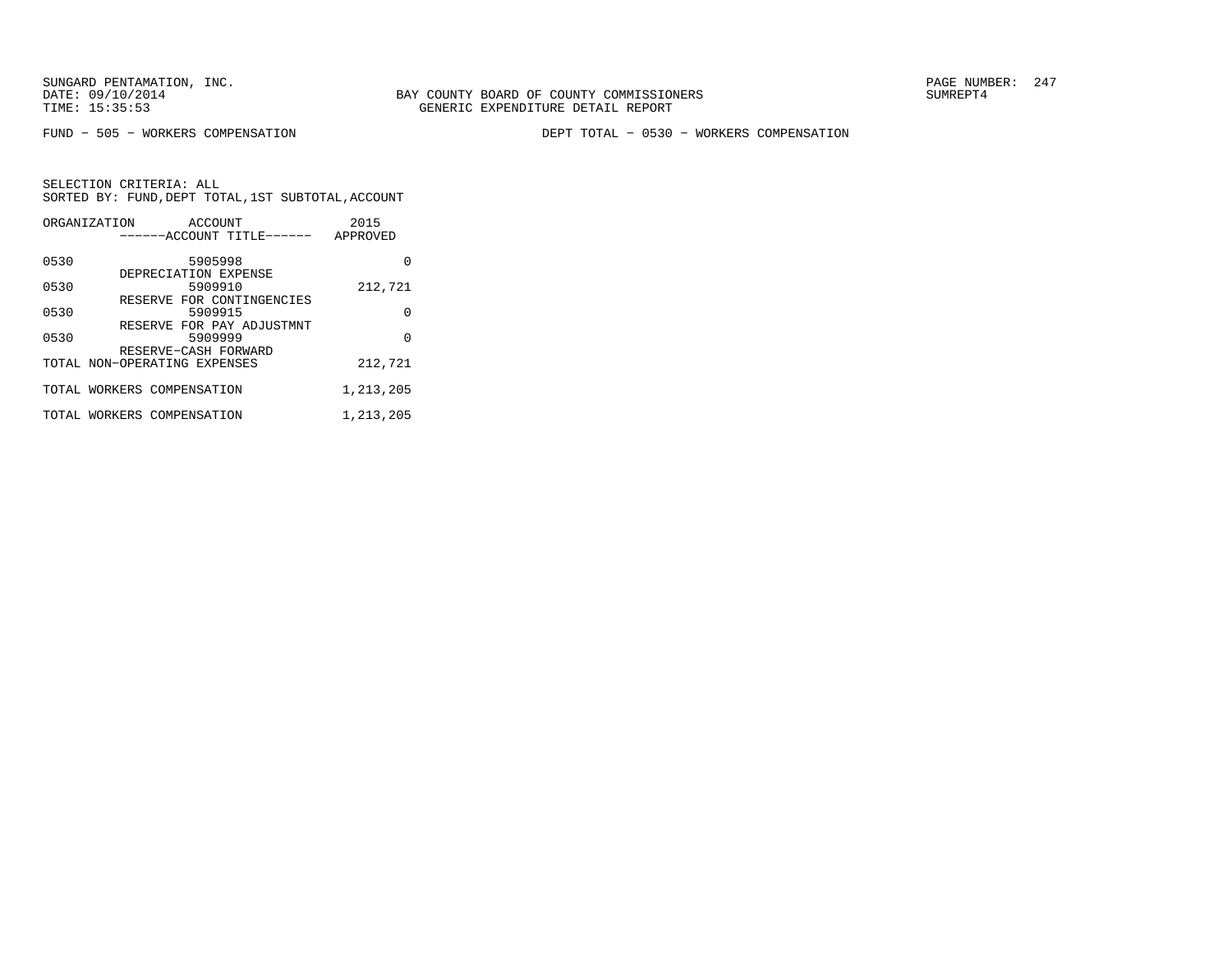BAY COUNTY BOARD OF COUNTY COMMISSIONERS
GENERIC EXPENDITURE DETAIL REPORT

FUND − 505 − WORKERS COMPENSATION

DEPT TOTAL − 0530 − WORKERS COMPENSATION

SELECTION CRITERIA: ALL
SORTED BY: FUND,DEPT TOTAL,1ST SUBTOTAL,ACCOUNT

| ORGANIZATION | ACCOUNT ------ACCOUNT TITLE------ | 2015 APPROVED |
|---|---|---|
| 0530 | 5905998 DEPRECIATION EXPENSE | 0 |
| 0530 | 5909910 RESERVE FOR CONTINGENCIES | 212,721 |
| 0530 | 5909915 RESERVE FOR PAY ADJUSTMNT | 0 |
| 0530 | 5909999 RESERVE−CASH FORWARD | 0 |
| TOTAL NON−OPERATING EXPENSES | | 212,721 |
| TOTAL WORKERS COMPENSATION | | 1,213,205 |
| TOTAL WORKERS COMPENSATION | | 1,213,205 |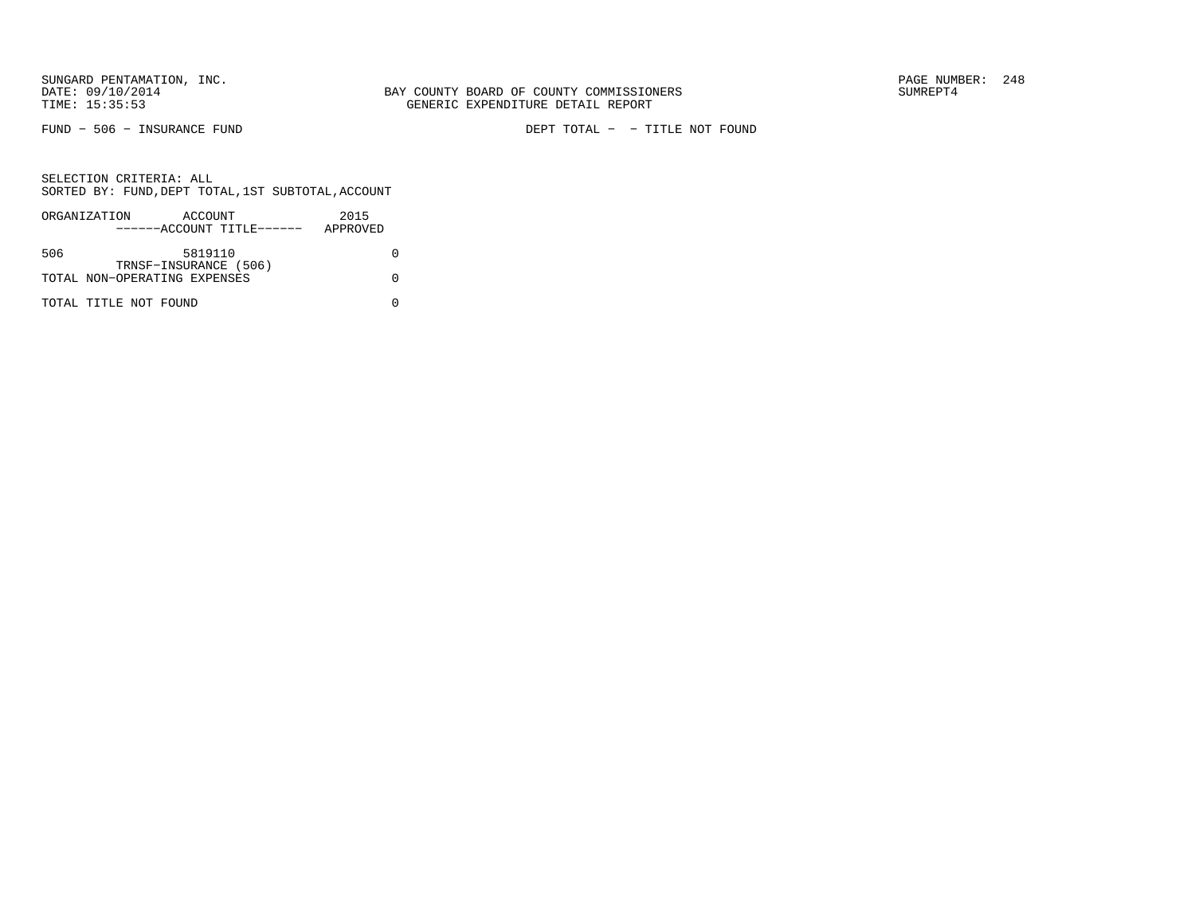SUNGARD PENTAMATION, INC.
DATE: 09/10/2014
TIME: 15:35:53

BAY COUNTY BOARD OF COUNTY COMMISSIONERS
GENERIC EXPENDITURE DETAIL REPORT

PAGE NUMBER: 248
SUMREPT4

FUND - 506 - INSURANCE FUND

DEPT TOTAL - - TITLE NOT FOUND

SELECTION CRITERIA: ALL
SORTED BY: FUND,DEPT TOTAL,1ST SUBTOTAL,ACCOUNT

| ORGANIZATION | ACCOUNT ------ACCOUNT TITLE------ | 2015 APPROVED |
|---|---|---|
| 506 | 5819110 TRNSF-INSURANCE (506) | 0 |
| TOTAL NON-OPERATING EXPENSES | | 0 |
| TOTAL TITLE NOT FOUND | | 0 |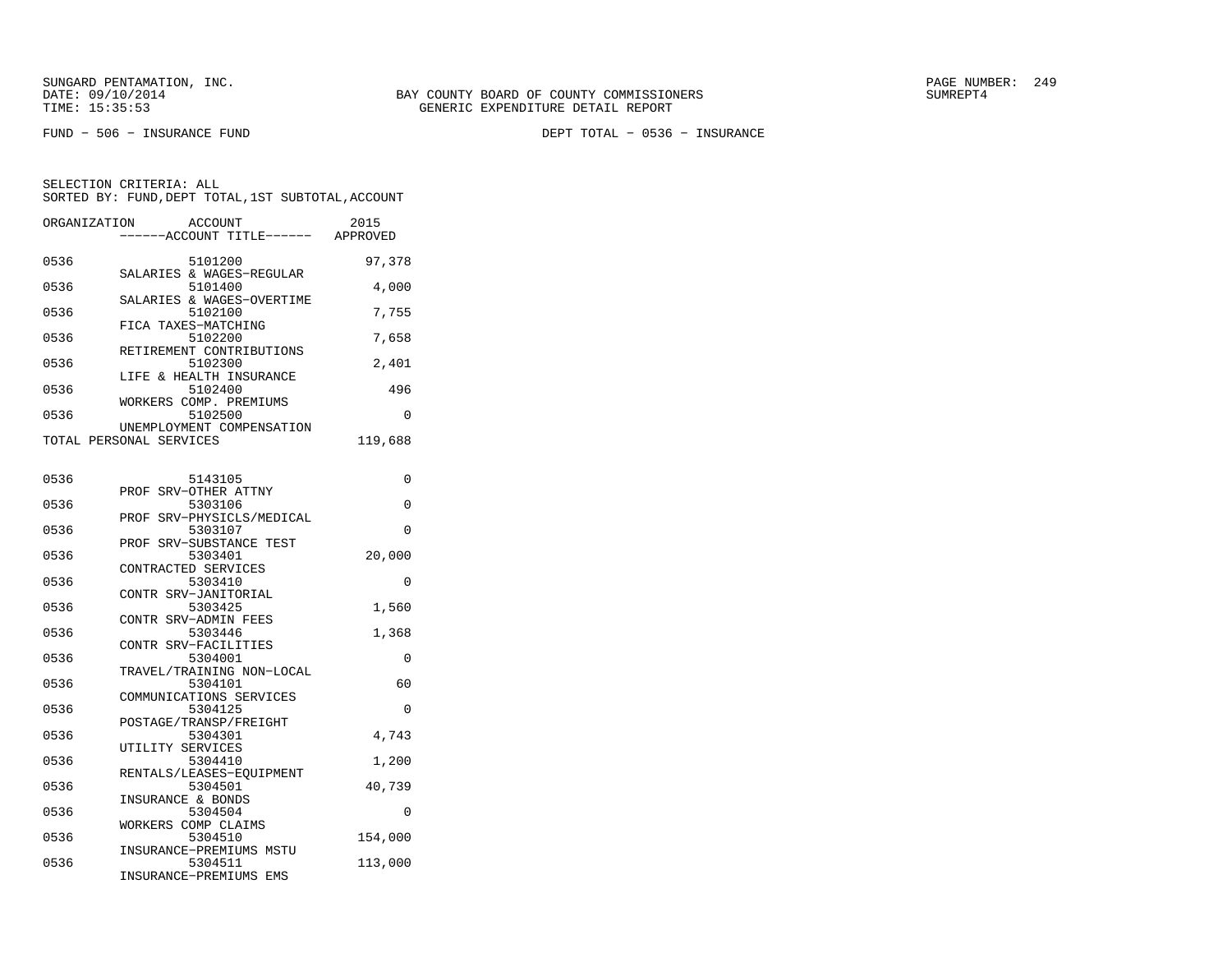SUNGARD PENTAMATION, INC.
DATE: 09/10/2014
TIME: 15:35:53

BAY COUNTY BOARD OF COUNTY COMMISSIONERS
GENERIC EXPENDITURE DETAIL REPORT

SUMREPT4

FUND - 506 - INSURANCE FUND

DEPT TOTAL - 0536 - INSURANCE

SELECTION CRITERIA: ALL
SORTED BY: FUND,DEPT TOTAL,1ST SUBTOTAL,ACCOUNT

| ORGANIZATION | ACCOUNT / ACCOUNT TITLE | 2015 APPROVED |
|---|---|---|
| 0536 | 5101200 SALARIES & WAGES-REGULAR | 97,378 |
| 0536 | 5101400 SALARIES & WAGES-OVERTIME | 4,000 |
| 0536 | 5102100 FICA TAXES-MATCHING | 7,755 |
| 0536 | 5102200 RETIREMENT CONTRIBUTIONS | 7,658 |
| 0536 | 5102300 LIFE & HEALTH INSURANCE | 2,401 |
| 0536 | 5102400 WORKERS COMP. PREMIUMS | 496 |
| 0536 | 5102500 UNEMPLOYMENT COMPENSATION | 0 |
| TOTAL PERSONAL SERVICES | | 119,688 |
| 0536 | 5143105 PROF SRV-OTHER ATTNY | 0 |
| 0536 | 5303106 PROF SRV-PHYSICLS/MEDICAL | 0 |
| 0536 | 5303107 PROF SRV-SUBSTANCE TEST | 0 |
| 0536 | 5303401 CONTRACTED SERVICES | 20,000 |
| 0536 | 5303410 CONTR SRV-JANITORIAL | 0 |
| 0536 | 5303425 CONTR SRV-ADMIN FEES | 1,560 |
| 0536 | 5303446 CONTR SRV-FACILITIES | 1,368 |
| 0536 | 5304001 TRAVEL/TRAINING NON-LOCAL | 0 |
| 0536 | 5304101 COMMUNICATIONS SERVICES | 60 |
| 0536 | 5304125 POSTAGE/TRANSP/FREIGHT | 0 |
| 0536 | 5304301 UTILITY SERVICES | 4,743 |
| 0536 | 5304410 RENTALS/LEASES-EQUIPMENT | 1,200 |
| 0536 | 5304501 INSURANCE & BONDS | 40,739 |
| 0536 | 5304504 WORKERS COMP CLAIMS | 0 |
| 0536 | 5304510 INSURANCE-PREMIUMS MSTU | 154,000 |
| 0536 | 5304511 INSURANCE-PREMIUMS EMS | 113,000 |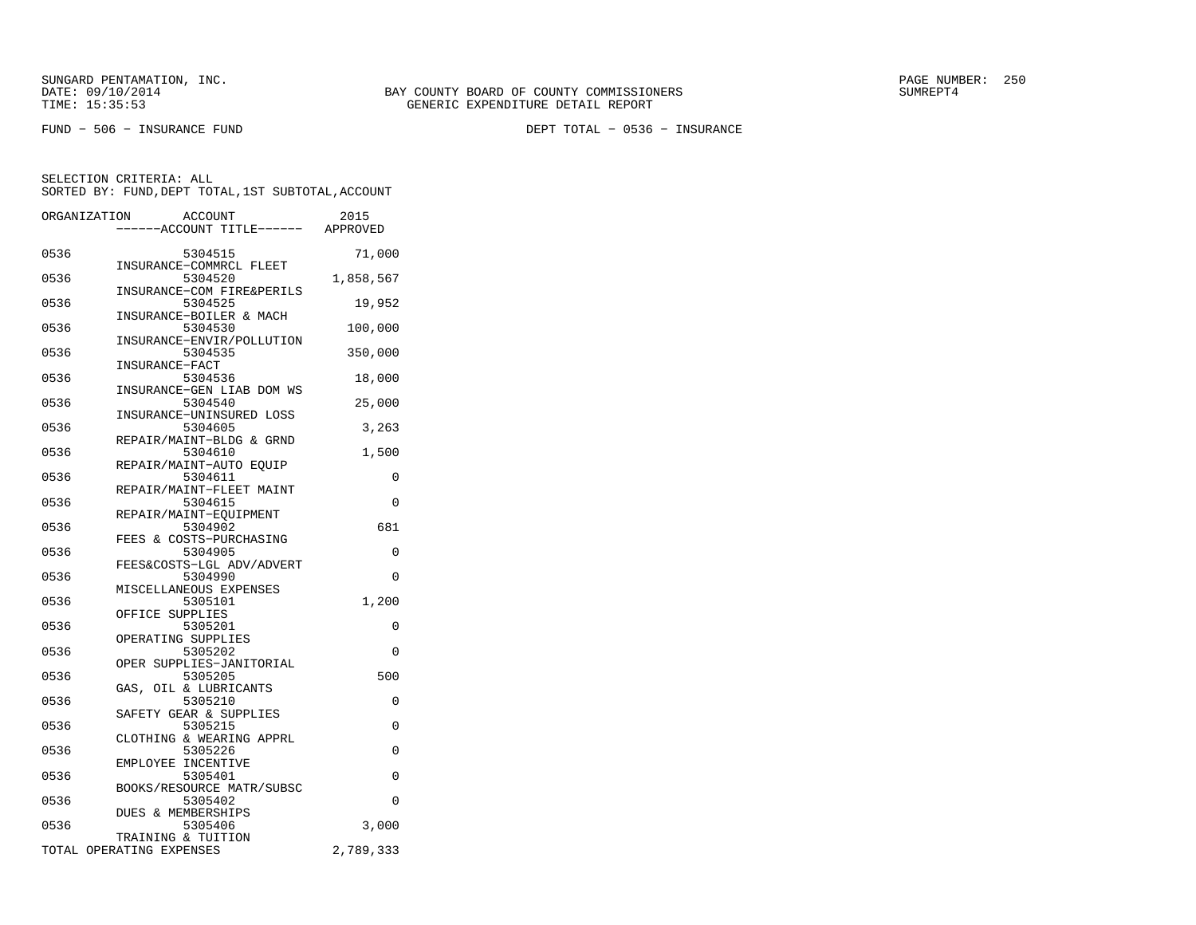SUNGARD PENTAMATION, INC.
DATE: 09/10/2014
TIME: 15:35:53

BAY COUNTY BOARD OF COUNTY COMMISSIONERS
GENERIC EXPENDITURE DETAIL REPORT

FUND − 506 − INSURANCE FUND

DEPT TOTAL − 0536 − INSURANCE

SELECTION CRITERIA: ALL
SORTED BY: FUND,DEPT TOTAL,1ST SUBTOTAL,ACCOUNT

| ORGANIZATION | ACCOUNT / ------ACCOUNT TITLE------ | 2015 APPROVED |
|---|---|---|
| 0536 | 5304515 INSURANCE−COMMRCL FLEET | 71,000 |
| 0536 | 5304520 INSURANCE−COM FIRE&PERILS | 1,858,567 |
| 0536 | 5304525 INSURANCE−BOILER & MACH | 19,952 |
| 0536 | 5304530 INSURANCE−ENVIR/POLLUTION | 100,000 |
| 0536 | 5304535 INSURANCE−FACT | 350,000 |
| 0536 | 5304536 INSURANCE−GEN LIAB DOM WS | 18,000 |
| 0536 | 5304540 INSURANCE−UNINSURED LOSS | 25,000 |
| 0536 | 5304605 REPAIR/MAINT−BLDG & GRND | 3,263 |
| 0536 | 5304610 REPAIR/MAINT−AUTO EQUIP | 1,500 |
| 0536 | 5304611 REPAIR/MAINT−FLEET MAINT | 0 |
| 0536 | 5304615 REPAIR/MAINT−EQUIPMENT | 0 |
| 0536 | 5304902 FEES & COSTS−PURCHASING | 681 |
| 0536 | 5304905 FEES&COSTS−LGL ADV/ADVERT | 0 |
| 0536 | 5304990 MISCELLANEOUS EXPENSES | 0 |
| 0536 | 5305101 OFFICE SUPPLIES | 1,200 |
| 0536 | 5305201 OPERATING SUPPLIES | 0 |
| 0536 | 5305202 OPER SUPPLIES−JANITORIAL | 0 |
| 0536 | 5305205 GAS, OIL & LUBRICANTS | 500 |
| 0536 | 5305210 SAFETY GEAR & SUPPLIES | 0 |
| 0536 | 5305215 CLOTHING & WEARING APPRL | 0 |
| 0536 | 5305226 EMPLOYEE INCENTIVE | 0 |
| 0536 | 5305401 BOOKS/RESOURCE MATR/SUBSC | 0 |
| 0536 | 5305402 DUES & MEMBERSHIPS | 0 |
| 0536 | 5305406 TRAINING & TUITION | 3,000 |
| TOTAL OPERATING EXPENSES | | 2,789,333 |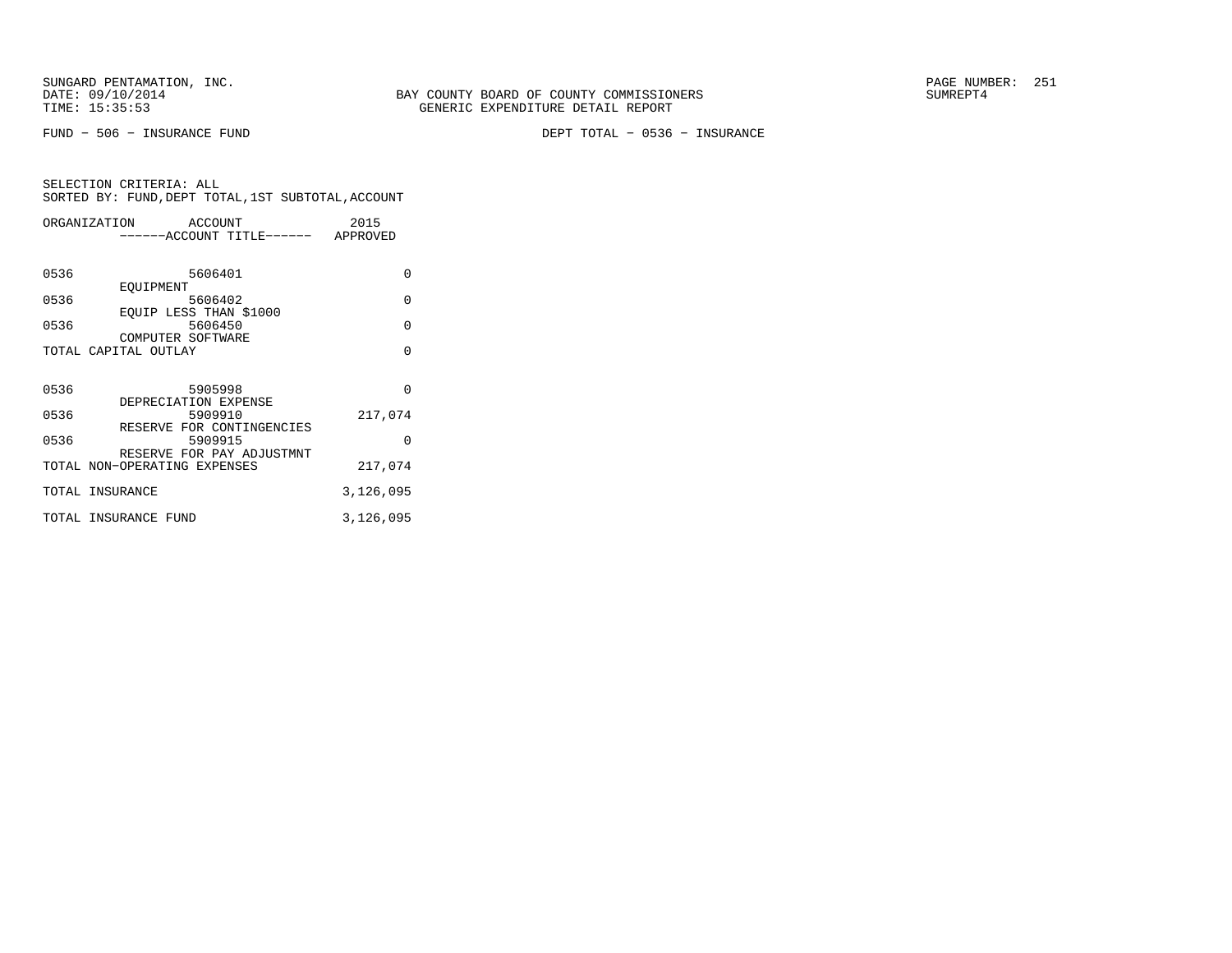SUNGARD PENTAMATION, INC.
DATE: 09/10/2014
TIME: 15:35:53

BAY COUNTY BOARD OF COUNTY COMMISSIONERS
GENERIC EXPENDITURE DETAIL REPORT

SUMREPT4

FUND − 506 − INSURANCE FUND

DEPT TOTAL − 0536 − INSURANCE

SELECTION CRITERIA: ALL
SORTED BY: FUND,DEPT TOTAL,1ST SUBTOTAL,ACCOUNT

| ORGANIZATION | ACCOUNT / ------ACCOUNT TITLE------ | 2015 APPROVED |
|---|---|---|
| 0536 | 5606401 EQUIPMENT | 0 |
| 0536 | 5606402 EQUIP LESS THAN $1000 | 0 |
| 0536 | 5606450 COMPUTER SOFTWARE | 0 |
| TOTAL CAPITAL OUTLAY | | 0 |
| 0536 | 5905998 DEPRECIATION EXPENSE | 0 |
| 0536 | 5909910 RESERVE FOR CONTINGENCIES | 217,074 |
| 0536 | 5909915 RESERVE FOR PAY ADJUSTMNT | 0 |
| TOTAL NON−OPERATING EXPENSES | | 217,074 |
| TOTAL INSURANCE | | 3,126,095 |
| TOTAL INSURANCE FUND | | 3,126,095 |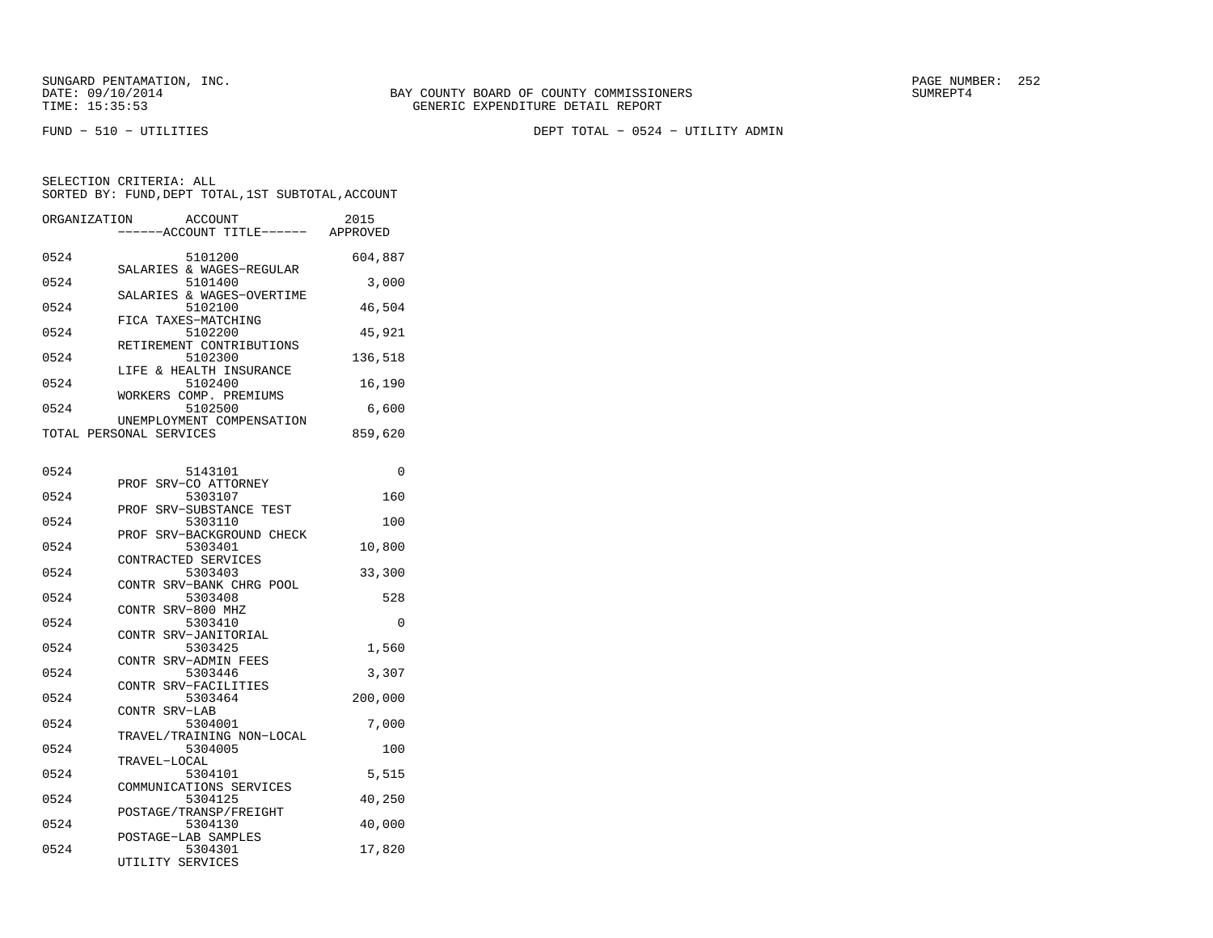SUNGARD PENTAMATION, INC.
DATE: 09/10/2014
TIME: 15:35:53

BAY COUNTY BOARD OF COUNTY COMMISSIONERS
GENERIC EXPENDITURE DETAIL REPORT

PAGE NUMBER: 252
SUMREPT4

FUND - 510 - UTILITIES

DEPT TOTAL - 0524 - UTILITY ADMIN

SELECTION CRITERIA: ALL
SORTED BY: FUND,DEPT TOTAL,1ST SUBTOTAL,ACCOUNT

| ORGANIZATION | ACCOUNT / ------ACCOUNT TITLE------ | 2015 APPROVED |
|---|---|---|
| 0524 | 5101200 SALARIES & WAGES-REGULAR | 604,887 |
| 0524 | 5101400 SALARIES & WAGES-OVERTIME | 3,000 |
| 0524 | 5102100 FICA TAXES-MATCHING | 46,504 |
| 0524 | 5102200 RETIREMENT CONTRIBUTIONS | 45,921 |
| 0524 | 5102300 LIFE & HEALTH INSURANCE | 136,518 |
| 0524 | 5102400 WORKERS COMP. PREMIUMS | 16,190 |
| 0524 | 5102500 UNEMPLOYMENT COMPENSATION | 6,600 |
| TOTAL PERSONAL SERVICES | | 859,620 |
| 0524 | 5143101 PROF SRV-CO ATTORNEY | 0 |
| 0524 | 5303107 PROF SRV-SUBSTANCE TEST | 160 |
| 0524 | 5303110 PROF SRV-BACKGROUND CHECK | 100 |
| 0524 | 5303401 CONTRACTED SERVICES | 10,800 |
| 0524 | 5303403 CONTR SRV-BANK CHRG POOL | 33,300 |
| 0524 | 5303408 CONTR SRV-800 MHZ | 528 |
| 0524 | 5303410 CONTR SRV-JANITORIAL | 0 |
| 0524 | 5303425 CONTR SRV-ADMIN FEES | 1,560 |
| 0524 | 5303446 CONTR SRV-FACILITIES | 3,307 |
| 0524 | 5303464 CONTR SRV-LAB | 200,000 |
| 0524 | 5304001 TRAVEL/TRAINING NON-LOCAL | 7,000 |
| 0524 | 5304005 TRAVEL-LOCAL | 100 |
| 0524 | 5304101 COMMUNICATIONS SERVICES | 5,515 |
| 0524 | 5304125 POSTAGE/TRANSP/FREIGHT | 40,250 |
| 0524 | 5304130 POSTAGE-LAB SAMPLES | 40,000 |
| 0524 | 5304301 UTILITY SERVICES | 17,820 |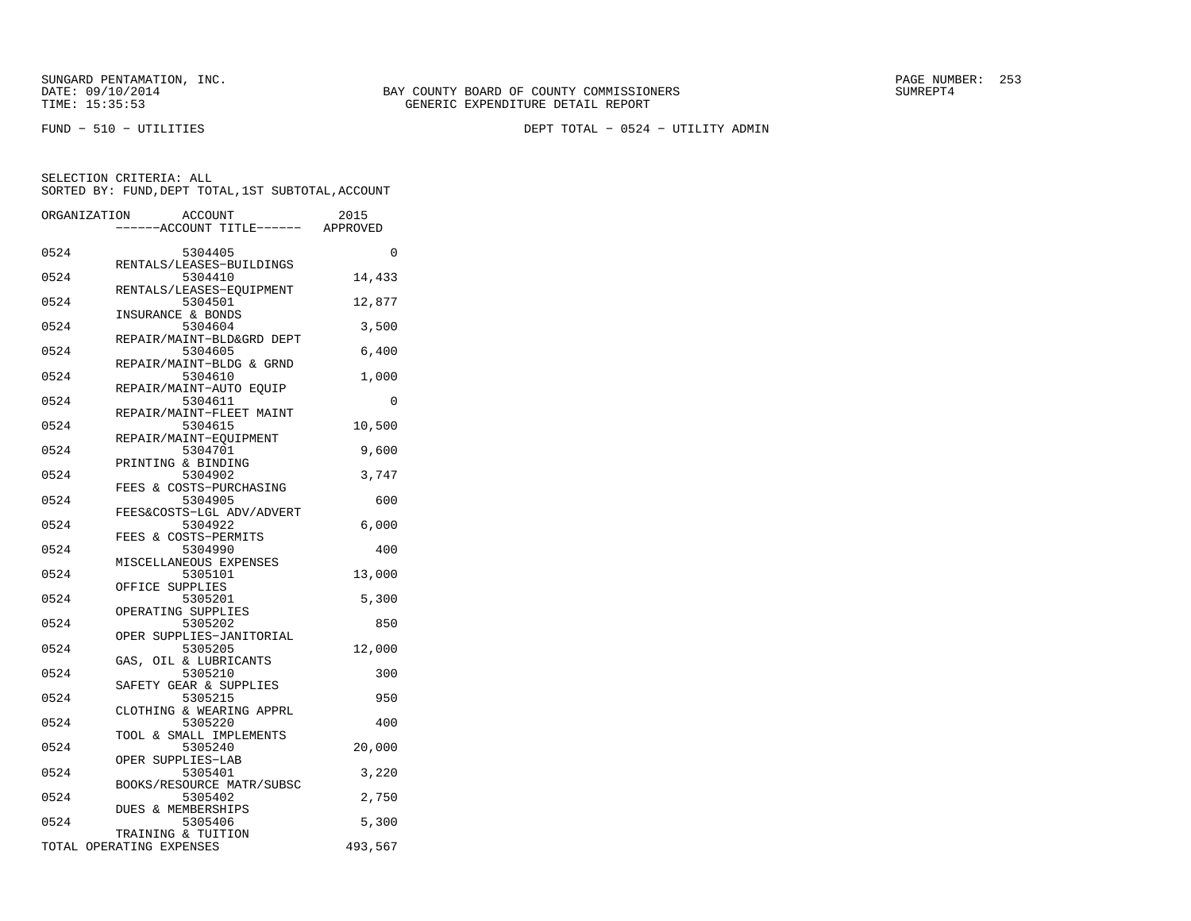SUNGARD PENTAMATION, INC.
DATE: 09/10/2014
TIME: 15:35:53

BAY COUNTY BOARD OF COUNTY COMMISSIONERS
GENERIC EXPENDITURE DETAIL REPORT

PAGE NUMBER: 253
SUMREPT4

FUND - 510 - UTILITIES

DEPT TOTAL - 0524 - UTILITY ADMIN

SELECTION CRITERIA: ALL
SORTED BY: FUND,DEPT TOTAL,1ST SUBTOTAL,ACCOUNT

| ORGANIZATION | ACCOUNT<br>------ACCOUNT TITLE------ | 2015<br>APPROVED |
|---|---|---|
| 0524 | 5304405<br>RENTALS/LEASES-BUILDINGS | 0 |
| 0524 | 5304410<br>RENTALS/LEASES-EQUIPMENT | 14,433 |
| 0524 | 5304501<br>INSURANCE & BONDS | 12,877 |
| 0524 | 5304604<br>REPAIR/MAINT-BLD&GRD DEPT | 3,500 |
| 0524 | 5304605<br>REPAIR/MAINT-BLDG & GRND | 6,400 |
| 0524 | 5304610<br>REPAIR/MAINT-AUTO EQUIP | 1,000 |
| 0524 | 5304611<br>REPAIR/MAINT-FLEET MAINT | 0 |
| 0524 | 5304615<br>REPAIR/MAINT-EQUIPMENT | 10,500 |
| 0524 | 5304701<br>PRINTING & BINDING | 9,600 |
| 0524 | 5304902<br>FEES & COSTS-PURCHASING | 3,747 |
| 0524 | 5304905<br>FEES&COSTS-LGL ADV/ADVERT | 600 |
| 0524 | 5304922<br>FEES & COSTS-PERMITS | 6,000 |
| 0524 | 5304990<br>MISCELLANEOUS EXPENSES | 400 |
| 0524 | 5305101<br>OFFICE SUPPLIES | 13,000 |
| 0524 | 5305201<br>OPERATING SUPPLIES | 5,300 |
| 0524 | 5305202<br>OPER SUPPLIES-JANITORIAL | 850 |
| 0524 | 5305205<br>GAS, OIL & LUBRICANTS | 12,000 |
| 0524 | 5305210<br>SAFETY GEAR & SUPPLIES | 300 |
| 0524 | 5305215<br>CLOTHING & WEARING APPRL | 950 |
| 0524 | 5305220<br>TOOL & SMALL IMPLEMENTS | 400 |
| 0524 | 5305240<br>OPER SUPPLIES-LAB | 20,000 |
| 0524 | 5305401<br>BOOKS/RESOURCE MATR/SUBSC | 3,220 |
| 0524 | 5305402<br>DUES & MEMBERSHIPS | 2,750 |
| 0524 | 5305406<br>TRAINING & TUITION | 5,300 |
| TOTAL OPERATING EXPENSES | | 493,567 |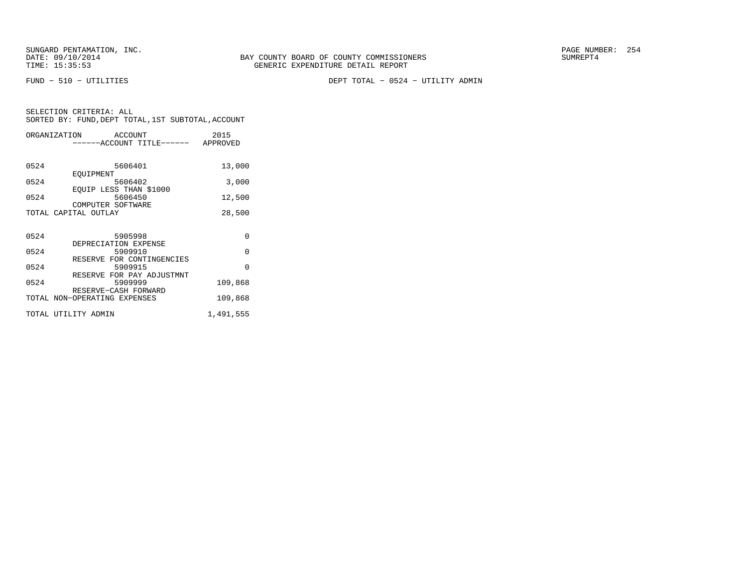SUNGARD PENTAMATION, INC.
DATE: 09/10/2014
TIME: 15:35:53

BAY COUNTY BOARD OF COUNTY COMMISSIONERS
GENERIC EXPENDITURE DETAIL REPORT

SUMREPT4

FUND − 510 − UTILITIES

DEPT TOTAL − 0524 − UTILITY ADMIN

SELECTION CRITERIA: ALL
SORTED BY: FUND,DEPT TOTAL,1ST SUBTOTAL,ACCOUNT

| ORGANIZATION | ACCOUNT / ------ACCOUNT TITLE------ | 2015 APPROVED |
|---|---|---|
| 0524 | 5606401 EQUIPMENT | 13,000 |
| 0524 | 5606402 EQUIP LESS THAN $1000 | 3,000 |
| 0524 | 5606450 COMPUTER SOFTWARE | 12,500 |
| TOTAL CAPITAL OUTLAY | | 28,500 |
| 0524 | 5905998 DEPRECIATION EXPENSE | 0 |
| 0524 | 5909910 RESERVE FOR CONTINGENCIES | 0 |
| 0524 | 5909915 RESERVE FOR PAY ADJUSTMNT | 0 |
| 0524 | 5909999 RESERVE−CASH FORWARD | 109,868 |
| TOTAL NON−OPERATING EXPENSES | | 109,868 |
| TOTAL UTILITY ADMIN | | 1,491,555 |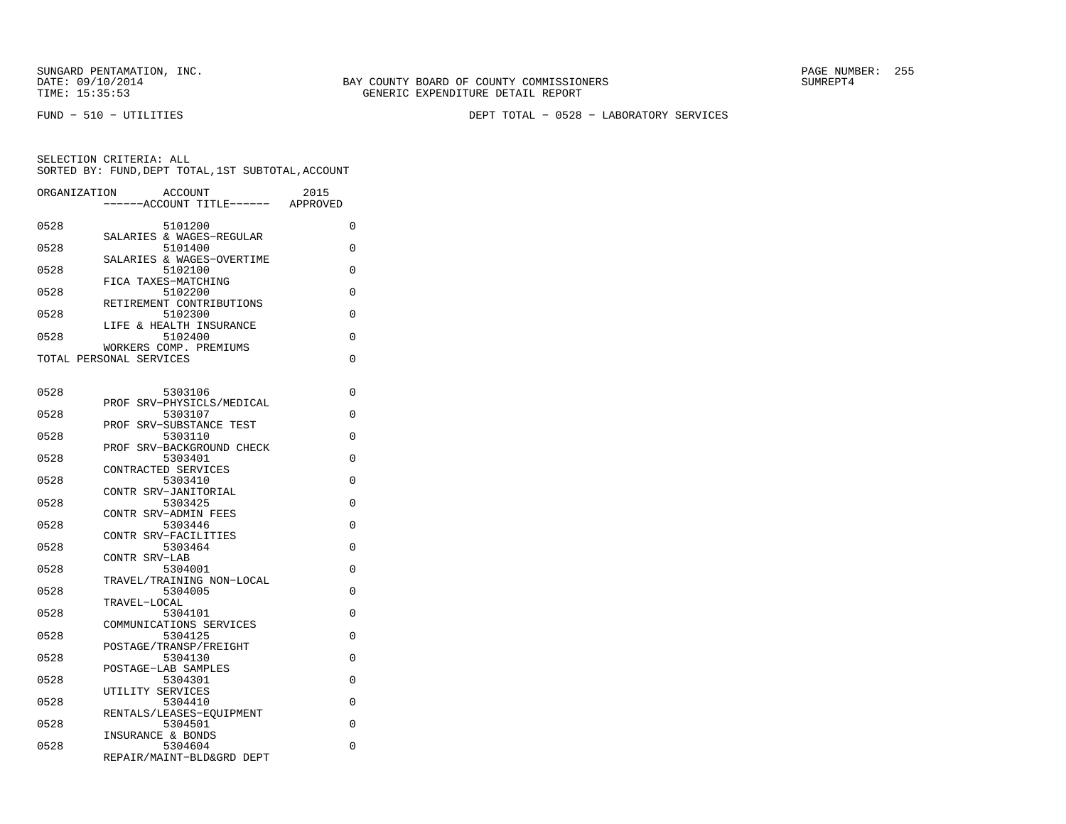SUNGARD PENTAMATION, INC.
DATE: 09/10/2014
TIME: 15:35:53

BAY COUNTY BOARD OF COUNTY COMMISSIONERS
GENERIC EXPENDITURE DETAIL REPORT

SUMREPT4

FUND - 510 - UTILITIES

DEPT TOTAL - 0528 - LABORATORY SERVICES

SELECTION CRITERIA: ALL
SORTED BY: FUND,DEPT TOTAL,1ST SUBTOTAL,ACCOUNT

| ORGANIZATION | ACCOUNT / ------ACCOUNT TITLE------ | 2015 APPROVED |
|---|---|---|
| 0528 | 5101200 SALARIES & WAGES-REGULAR | 0 |
| 0528 | 5101400 SALARIES & WAGES-OVERTIME | 0 |
| 0528 | 5102100 FICA TAXES-MATCHING | 0 |
| 0528 | 5102200 RETIREMENT CONTRIBUTIONS | 0 |
| 0528 | 5102300 LIFE & HEALTH INSURANCE | 0 |
| 0528 | 5102400 WORKERS COMP. PREMIUMS | 0 |
| TOTAL PERSONAL SERVICES | | 0 |
| 0528 | 5303106 PROF SRV-PHYSICLS/MEDICAL | 0 |
| 0528 | 5303107 PROF SRV-SUBSTANCE TEST | 0 |
| 0528 | 5303110 PROF SRV-BACKGROUND CHECK | 0 |
| 0528 | 5303401 CONTRACTED SERVICES | 0 |
| 0528 | 5303410 CONTR SRV-JANITORIAL | 0 |
| 0528 | 5303425 CONTR SRV-ADMIN FEES | 0 |
| 0528 | 5303446 CONTR SRV-FACILITIES | 0 |
| 0528 | 5303464 CONTR SRV-LAB | 0 |
| 0528 | 5304001 TRAVEL/TRAINING NON-LOCAL | 0 |
| 0528 | 5304005 TRAVEL-LOCAL | 0 |
| 0528 | 5304101 COMMUNICATIONS SERVICES | 0 |
| 0528 | 5304125 POSTAGE/TRANSP/FREIGHT | 0 |
| 0528 | 5304130 POSTAGE-LAB SAMPLES | 0 |
| 0528 | 5304301 UTILITY SERVICES | 0 |
| 0528 | 5304410 RENTALS/LEASES-EQUIPMENT | 0 |
| 0528 | 5304501 INSURANCE & BONDS | 0 |
| 0528 | 5304604 REPAIR/MAINT-BLD&GRD DEPT | 0 |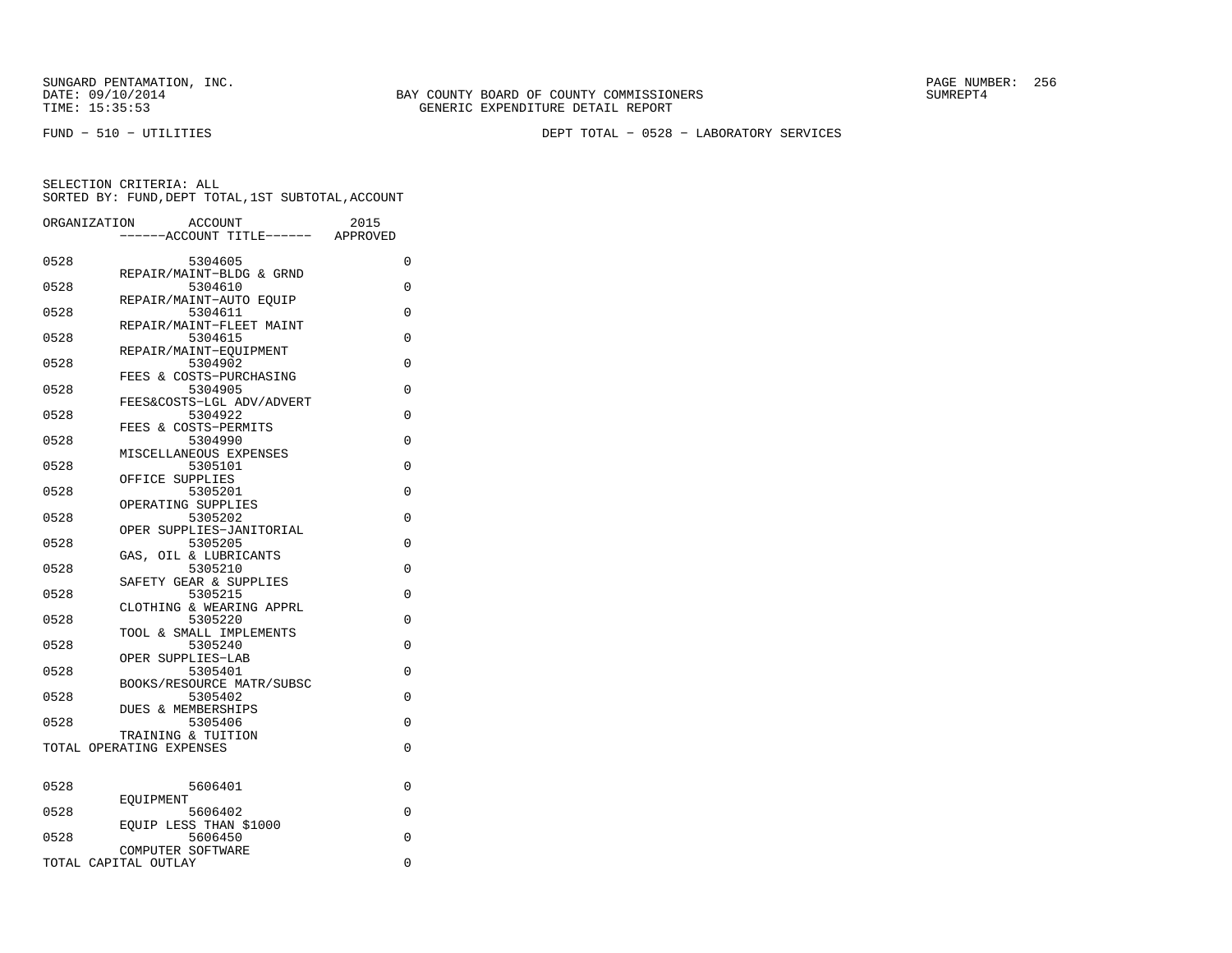SUNGARD PENTAMATION, INC.
DATE: 09/10/2014
TIME: 15:35:53

BAY COUNTY BOARD OF COUNTY COMMISSIONERS
GENERIC EXPENDITURE DETAIL REPORT

SUMREPT4

FUND − 510 − UTILITIES

DEPT TOTAL − 0528 − LABORATORY SERVICES

SELECTION CRITERIA: ALL
SORTED BY: FUND,DEPT TOTAL,1ST SUBTOTAL,ACCOUNT

| ORGANIZATION | ACCOUNT ------ACCOUNT TITLE------ | 2015 APPROVED |
|---|---|---|
| 0528 | 5304605 REPAIR/MAINT−BLDG & GRND | 0 |
| 0528 | 5304610 REPAIR/MAINT−AUTO EQUIP | 0 |
| 0528 | 5304611 REPAIR/MAINT−FLEET MAINT | 0 |
| 0528 | 5304615 REPAIR/MAINT−EQUIPMENT | 0 |
| 0528 | 5304902 FEES & COSTS−PURCHASING | 0 |
| 0528 | 5304905 FEES&COSTS−LGL ADV/ADVERT | 0 |
| 0528 | 5304922 FEES & COSTS−PERMITS | 0 |
| 0528 | 5304990 MISCELLANEOUS EXPENSES | 0 |
| 0528 | 5305101 OFFICE SUPPLIES | 0 |
| 0528 | 5305201 OPERATING SUPPLIES | 0 |
| 0528 | 5305202 OPER SUPPLIES−JANITORIAL | 0 |
| 0528 | 5305205 GAS, OIL & LUBRICANTS | 0 |
| 0528 | 5305210 SAFETY GEAR & SUPPLIES | 0 |
| 0528 | 5305215 CLOTHING & WEARING APPRL | 0 |
| 0528 | 5305220 TOOL & SMALL IMPLEMENTS | 0 |
| 0528 | 5305240 OPER SUPPLIES−LAB | 0 |
| 0528 | 5305401 BOOKS/RESOURCE MATR/SUBSC | 0 |
| 0528 | 5305402 DUES & MEMBERSHIPS | 0 |
| 0528 | 5305406 TRAINING & TUITION | 0 |
| TOTAL OPERATING EXPENSES | | 0 |
| | | |
| 0528 | 5606401 EQUIPMENT | 0 |
| 0528 | 5606402 EQUIP LESS THAN $1000 | 0 |
| 0528 | 5606450 COMPUTER SOFTWARE | 0 |
| TOTAL CAPITAL OUTLAY | | 0 |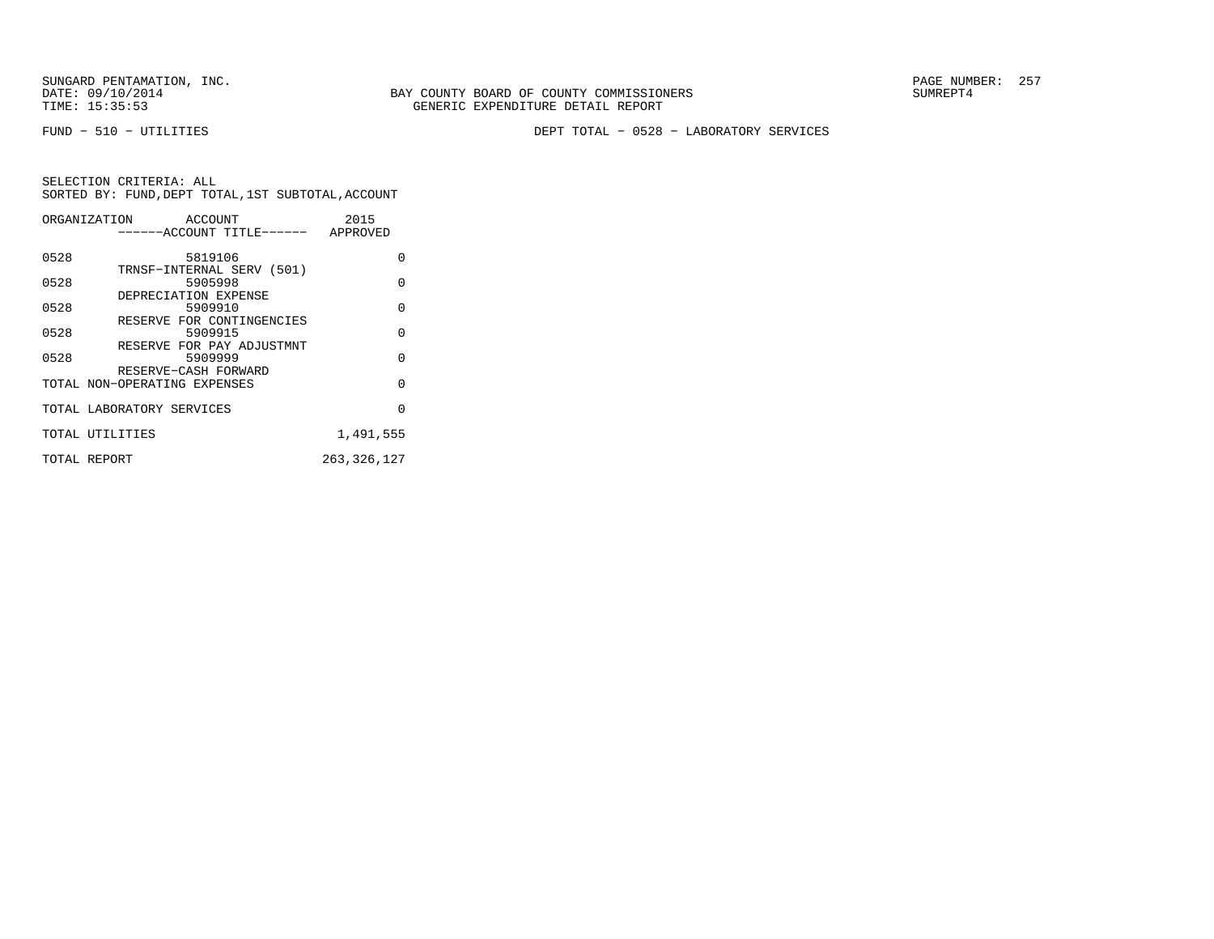SUNGARD PENTAMATION, INC.
DATE: 09/10/2014
TIME: 15:35:53

BAY COUNTY BOARD OF COUNTY COMMISSIONERS
GENERIC EXPENDITURE DETAIL REPORT

SUMREPT4

FUND − 510 − UTILITIES

DEPT TOTAL − 0528 − LABORATORY SERVICES

SELECTION CRITERIA: ALL
SORTED BY: FUND,DEPT TOTAL,1ST SUBTOTAL,ACCOUNT

| ORGANIZATION | ACCOUNT<br>------ACCOUNT TITLE------ | 2015<br>APPROVED |
|---|---|---|
| 0528 | 5819106<br>TRNSF−INTERNAL SERV (501) | 0 |
| 0528 | 5905998<br>DEPRECIATION EXPENSE | 0 |
| 0528 | 5909910<br>RESERVE FOR CONTINGENCIES | 0 |
| 0528 | 5909915<br>RESERVE FOR PAY ADJUSTMNT | 0 |
| 0528 | 5909999<br>RESERVE−CASH FORWARD | 0 |
| TOTAL NON−OPERATING EXPENSES | | 0 |
| TOTAL LABORATORY SERVICES | | 0 |
| TOTAL UTILITIES | | 1,491,555 |
| TOTAL REPORT | | 263,326,127 |